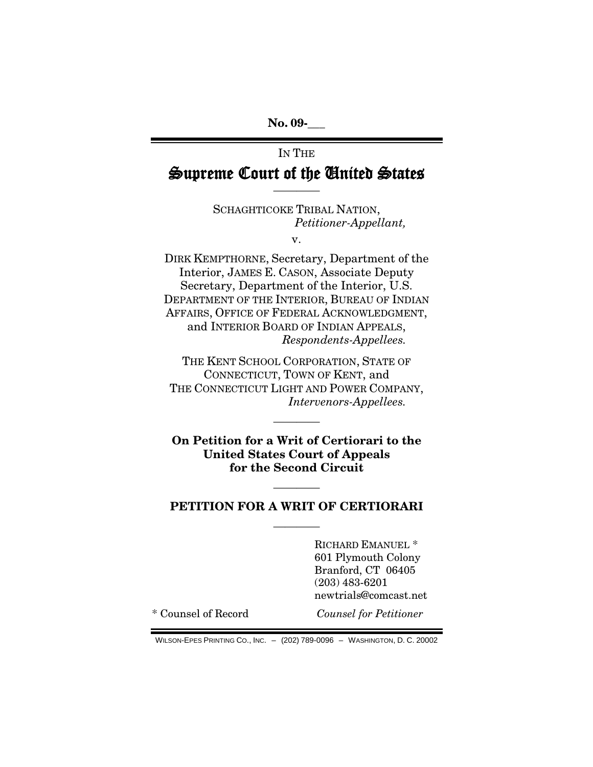**No. 09-\_\_\_**

IN THE

# Supreme Court of the United States

---

SCHAGHTICOKE TRIBAL NATION,
*Petitioner-Appellant,*

v.

DIRK KEMPTHORNE, Secretary, Department of the Interior, JAMES E. CASON, Associate Deputy Secretary, Department of the Interior, U.S. DEPARTMENT OF THE INTERIOR, BUREAU OF INDIAN AFFAIRS, OFFICE OF FEDERAL ACKNOWLEDGMENT, and INTERIOR BOARD OF INDIAN APPEALS,
*Respondents-Appellees.*

THE KENT SCHOOL CORPORATION, STATE OF CONNECTICUT, TOWN OF KENT, and THE CONNECTICUT LIGHT AND POWER COMPANY,
*Intervenors-Appellees.*

---

**On Petition for a Writ of Certiorari to the United States Court of Appeals for the Second Circuit**

---

## PETITION FOR A WRIT OF CERTIORARI

---

RICHARD EMANUEL *
601 Plymouth Colony
Branford, CT 06405
(203) 483-6201
newtrials@comcast.net

\* Counsel of Record

*Counsel for Petitioner*

WILSON-EPES PRINTING CO., INC. – (202) 789-0096 – WASHINGTON, D. C. 20002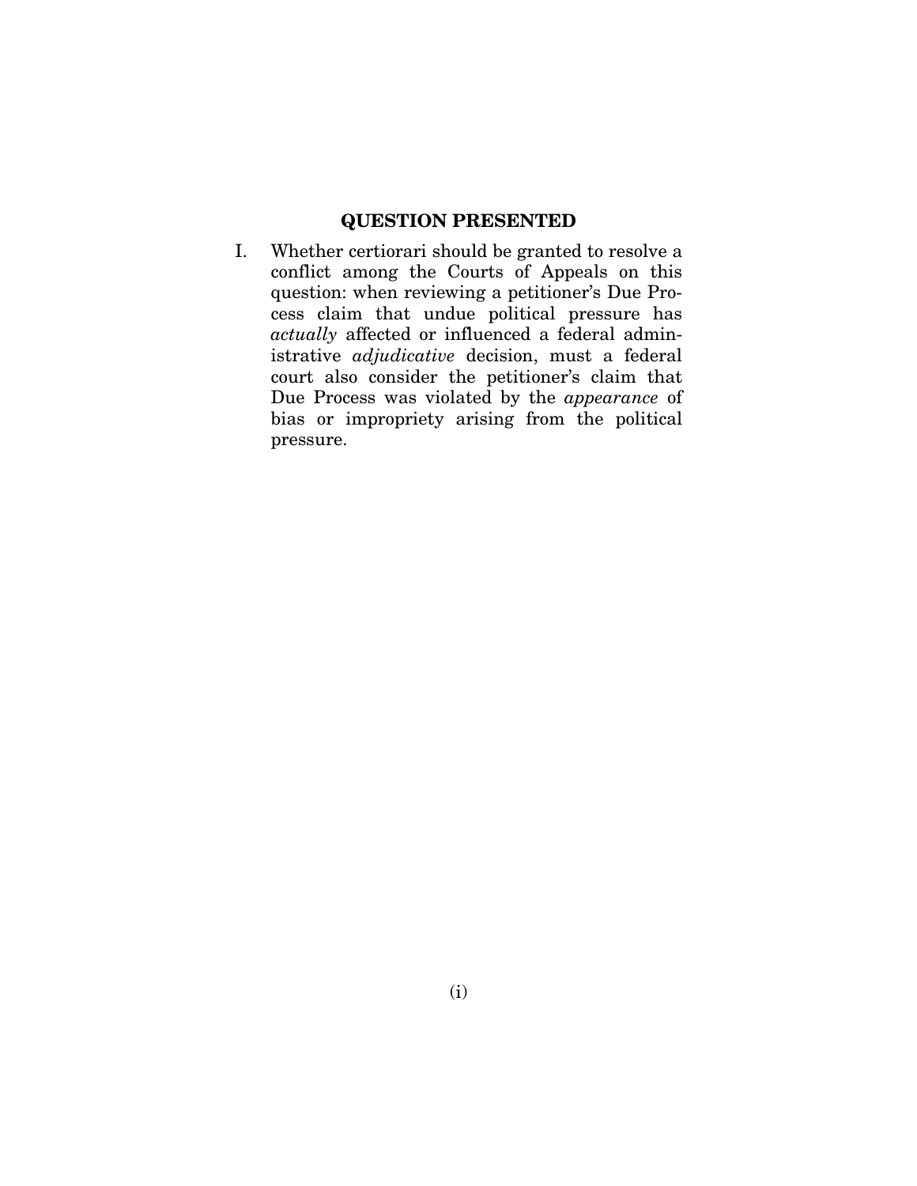## QUESTION PRESENTED

I. Whether certiorari should be granted to resolve a conflict among the Courts of Appeals on this question: when reviewing a petitioner's Due Process claim that undue political pressure has *actually* affected or influenced a federal administrative *adjudicative* decision, must a federal court also consider the petitioner's claim that Due Process was violated by the *appearance* of bias or impropriety arising from the political pressure.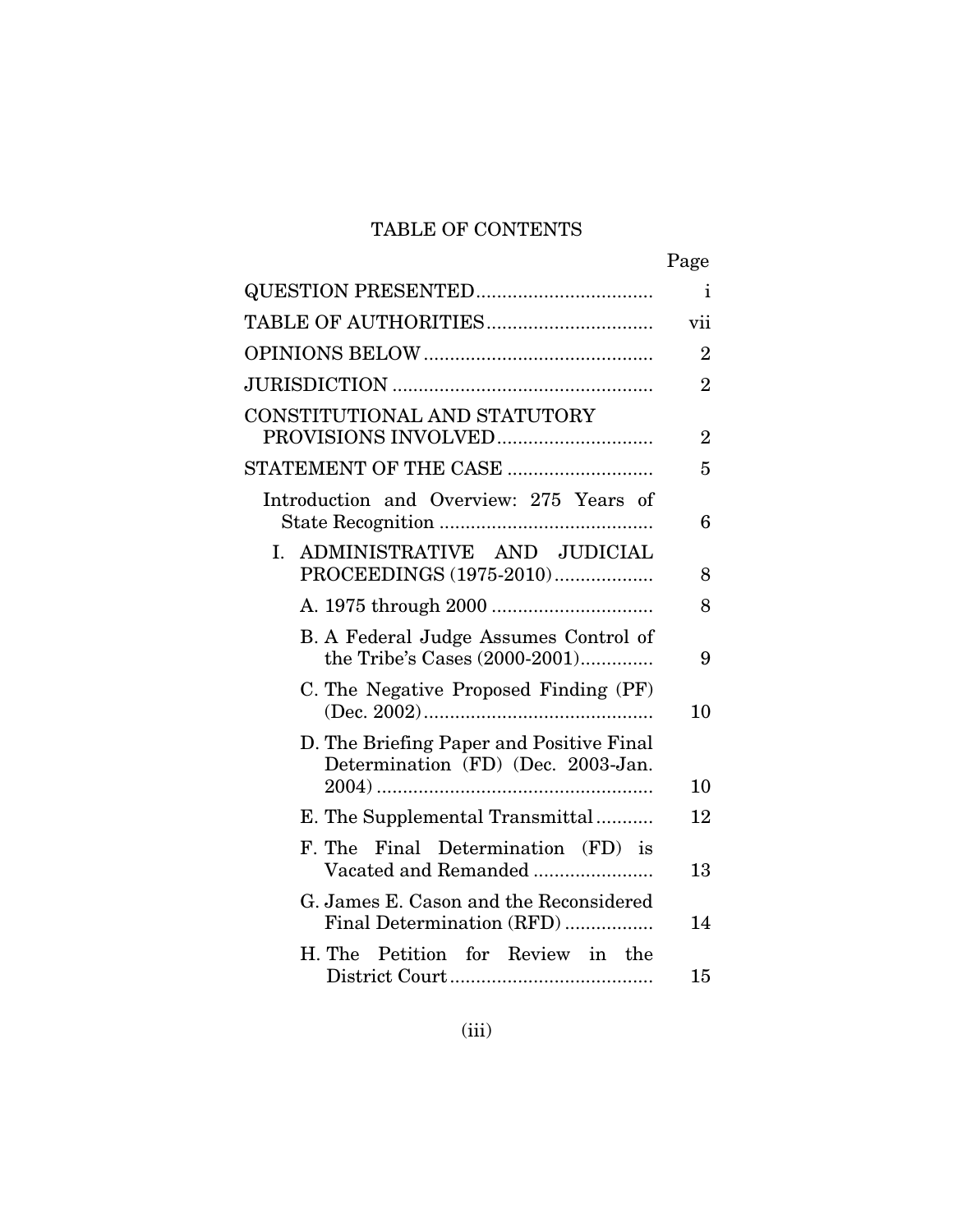# TABLE OF CONTENTS

| | Page |
|---|---|
| QUESTION PRESENTED | i |
| TABLE OF AUTHORITIES | vii |
| OPINIONS BELOW | 2 |
| JURISDICTION | 2 |
| CONSTITUTIONAL AND STATUTORY PROVISIONS INVOLVED | 2 |
| STATEMENT OF THE CASE | 5 |
| Introduction and Overview: 275 Years of State Recognition | 6 |
| I. ADMINISTRATIVE AND JUDICIAL PROCEEDINGS (1975-2010) | 8 |
| A. 1975 through 2000 | 8 |
| B. A Federal Judge Assumes Control of the Tribe's Cases (2000-2001) | 9 |
| C. The Negative Proposed Finding (PF) (Dec. 2002) | 10 |
| D. The Briefing Paper and Positive Final Determination (FD) (Dec. 2003-Jan. 2004) | 10 |
| E. The Supplemental Transmittal | 12 |
| F. The Final Determination (FD) is Vacated and Remanded | 13 |
| G. James E. Cason and the Reconsidered Final Determination (RFD) | 14 |
| H. The Petition for Review in the District Court | 15 |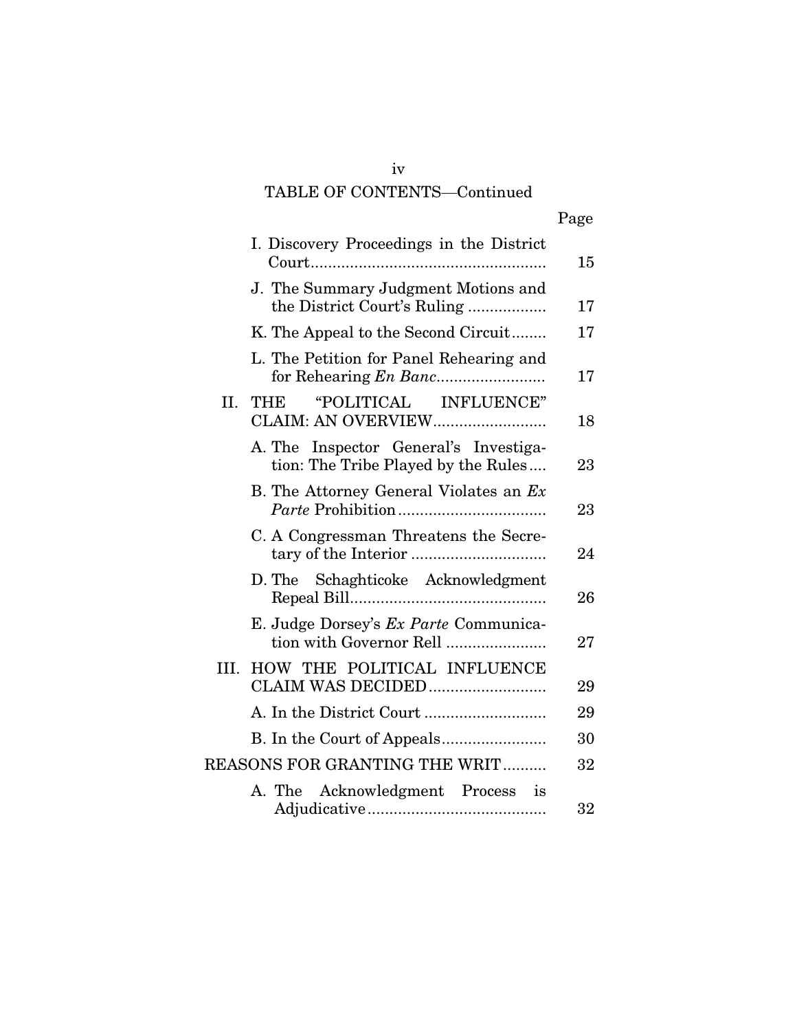TABLE OF CONTENTS—Continued

| | Page |
|---|---|
| I. Discovery Proceedings in the District Court | 15 |
| J. The Summary Judgment Motions and the District Court's Ruling | 17 |
| K. The Appeal to the Second Circuit | 17 |
| L. The Petition for Panel Rehearing and for Rehearing *En Banc* | 17 |
| II. THE "POLITICAL INFLUENCE" CLAIM: AN OVERVIEW | 18 |
| A. The Inspector General's Investigation: The Tribe Played by the Rules | 23 |
| B. The Attorney General Violates an *Ex Parte* Prohibition | 23 |
| C. A Congressman Threatens the Secretary of the Interior | 24 |
| D. The Schaghticoke Acknowledgment Repeal Bill | 26 |
| E. Judge Dorsey's *Ex Parte* Communication with Governor Rell | 27 |
| III. HOW THE POLITICAL INFLUENCE CLAIM WAS DECIDED | 29 |
| A. In the District Court | 29 |
| B. In the Court of Appeals | 30 |
| REASONS FOR GRANTING THE WRIT | 32 |
| A. The Acknowledgment Process is Adjudicative | 32 |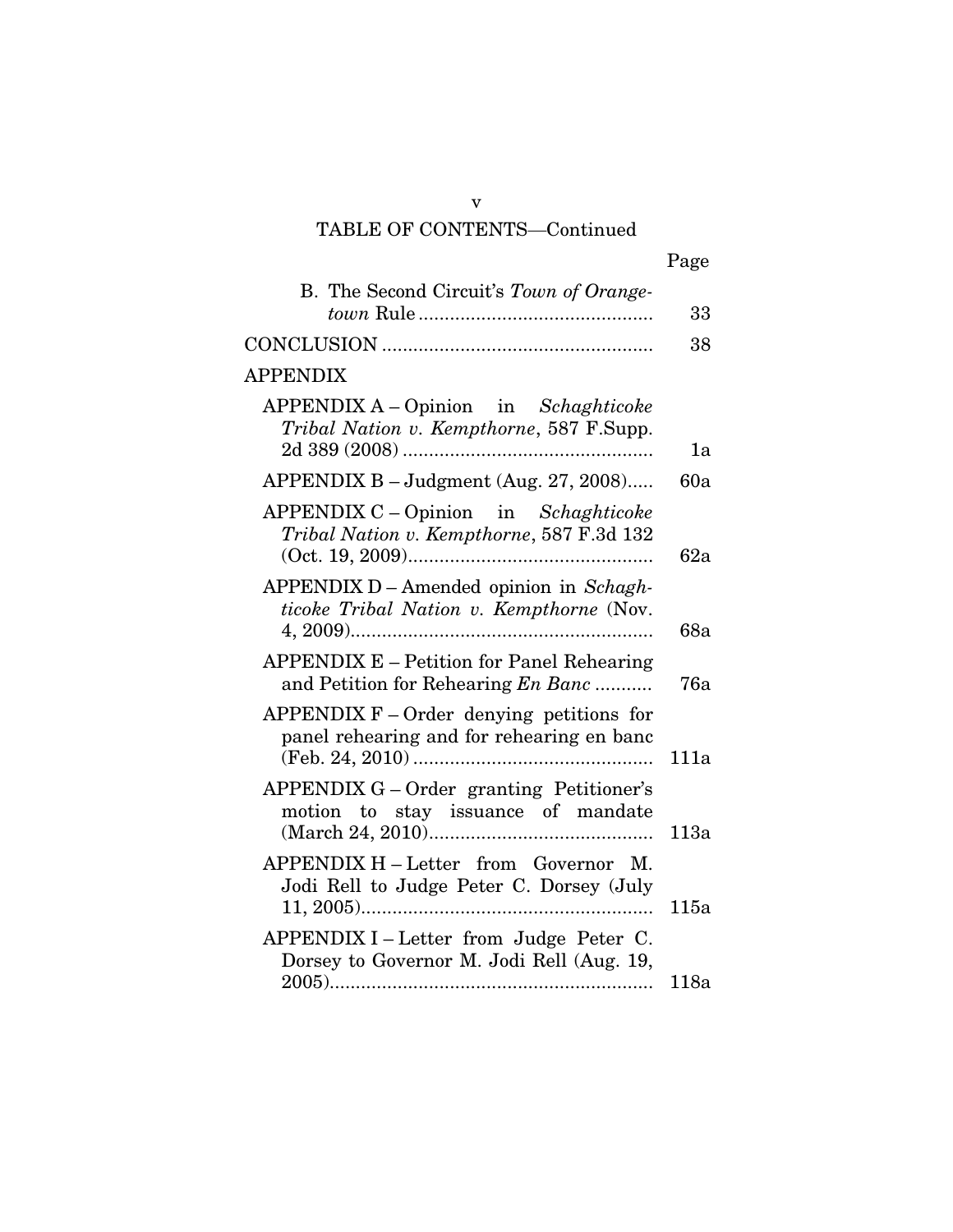## TABLE OF CONTENTS—Continued

| | Page |
|---|---|
| B. The Second Circuit's *Town of Orangetown* Rule | 33 |
| CONCLUSION | 38 |
| APPENDIX | |
| APPENDIX A – Opinion in *Schaghticoke Tribal Nation v. Kempthorne*, 587 F.Supp. 2d 389 (2008) | 1a |
| APPENDIX B – Judgment (Aug. 27, 2008) | 60a |
| APPENDIX C – Opinion in *Schaghticoke Tribal Nation v. Kempthorne*, 587 F.3d 132 (Oct. 19, 2009) | 62a |
| APPENDIX D – Amended opinion in *Schaghticoke Tribal Nation v. Kempthorne* (Nov. 4, 2009) | 68a |
| APPENDIX E – Petition for Panel Rehearing and Petition for Rehearing *En Banc* | 76a |
| APPENDIX F – Order denying petitions for panel rehearing and for rehearing en banc (Feb. 24, 2010) | 111a |
| APPENDIX G – Order granting Petitioner's motion to stay issuance of mandate (March 24, 2010) | 113a |
| APPENDIX H – Letter from Governor M. Jodi Rell to Judge Peter C. Dorsey (July 11, 2005) | 115a |
| APPENDIX I – Letter from Judge Peter C. Dorsey to Governor M. Jodi Rell (Aug. 19, 2005) | 118a |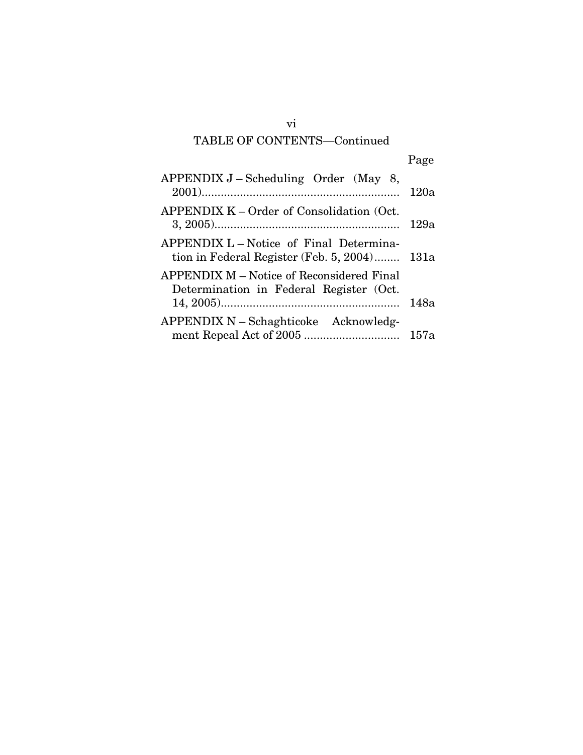TABLE OF CONTENTS—Continued

| | Page |
|---|---|
| APPENDIX J – Scheduling Order (May 8, 2001) | 120a |
| APPENDIX K – Order of Consolidation (Oct. 3, 2005) | 129a |
| APPENDIX L – Notice of Final Determination in Federal Register (Feb. 5, 2004) | 131a |
| APPENDIX M – Notice of Reconsidered Final Determination in Federal Register (Oct. 14, 2005) | 148a |
| APPENDIX N – Schaghticoke Acknowledgment Repeal Act of 2005 | 157a |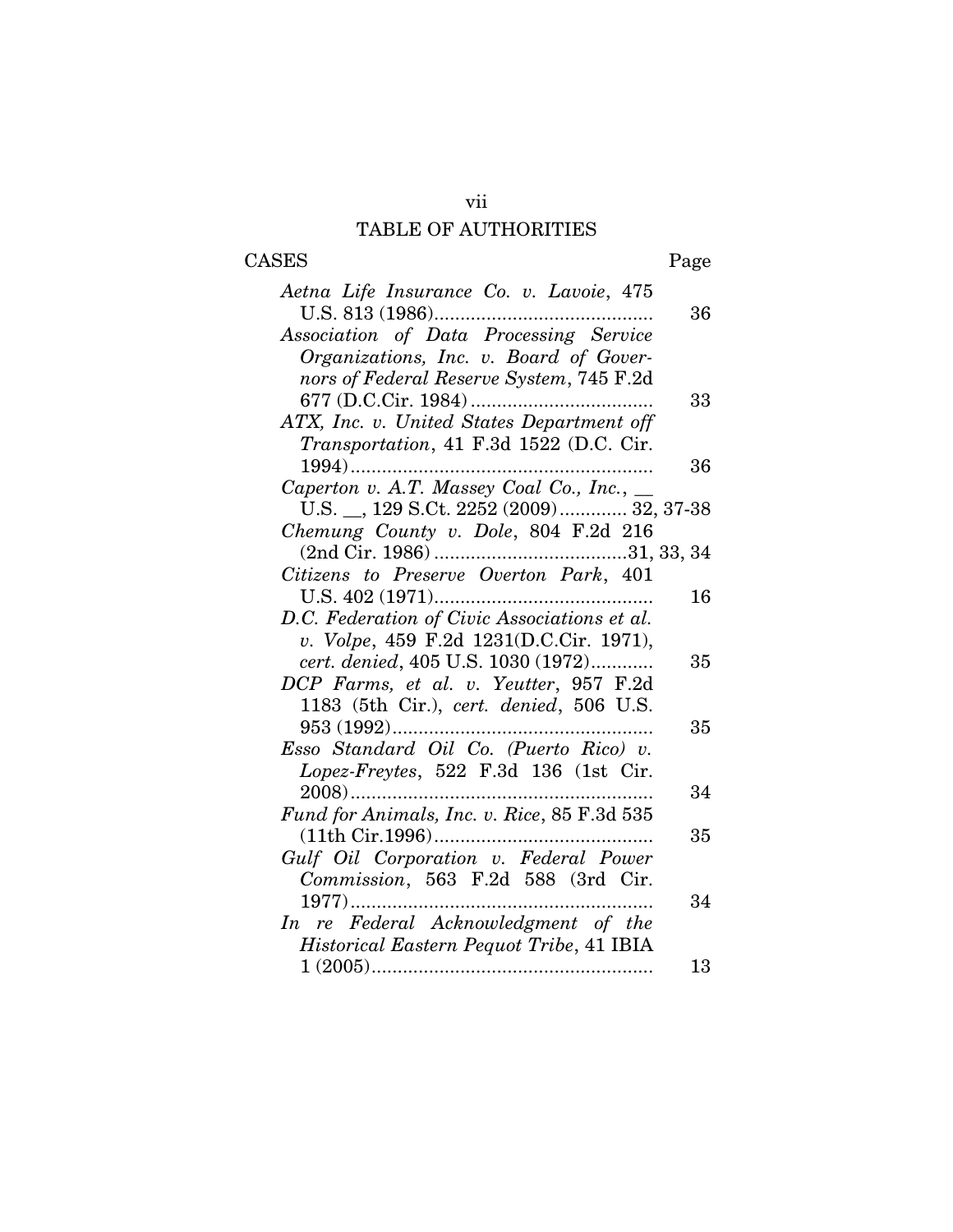# TABLE OF AUTHORITIES

| CASES | Page |
|---|---|
| *Aetna Life Insurance Co. v. Lavoie*, 475 U.S. 813 (1986) | 36 |
| *Association of Data Processing Service Organizations, Inc. v. Board of Governors of Federal Reserve System*, 745 F.2d 677 (D.C.Cir. 1984) | 33 |
| *ATX, Inc. v. United States Department off Transportation*, 41 F.3d 1522 (D.C. Cir. 1994) | 36 |
| *Caperton v. A.T. Massey Coal Co., Inc.*, __ U.S. __, 129 S.Ct. 2252 (2009) | 32, 37-38 |
| *Chemung County v. Dole*, 804 F.2d 216 (2nd Cir. 1986) | 31, 33, 34 |
| *Citizens to Preserve Overton Park*, 401 U.S. 402 (1971) | 16 |
| *D.C. Federation of Civic Associations et al. v. Volpe*, 459 F.2d 1231(D.C.Cir. 1971), *cert. denied*, 405 U.S. 1030 (1972) | 35 |
| *DCP Farms, et al. v. Yeutter*, 957 F.2d 1183 (5th Cir.), *cert. denied*, 506 U.S. 953 (1992) | 35 |
| *Esso Standard Oil Co. (Puerto Rico) v. Lopez-Freytes*, 522 F.3d 136 (1st Cir. 2008) | 34 |
| *Fund for Animals, Inc. v. Rice*, 85 F.3d 535 (11th Cir.1996) | 35 |
| *Gulf Oil Corporation v. Federal Power Commission*, 563 F.2d 588 (3rd Cir. 1977) | 34 |
| *In re Federal Acknowledgment of the Historical Eastern Pequot Tribe*, 41 IBIA 1 (2005) | 13 |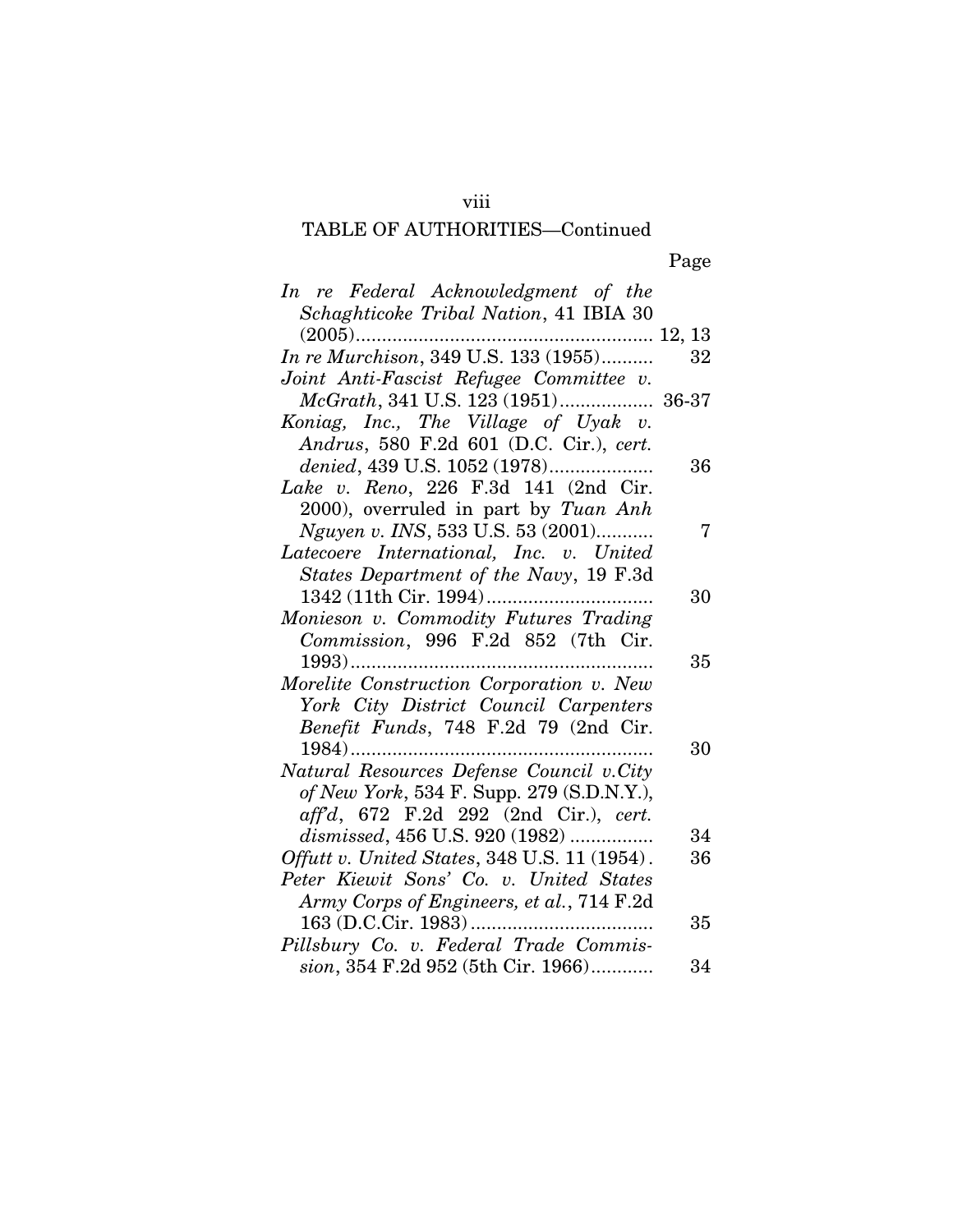TABLE OF AUTHORITIES—Continued

| | Page |
|---|---|
| *In re Federal Acknowledgment of the Schaghticoke Tribal Nation*, 41 IBIA 30 (2005) | 12, 13 |
| *In re Murchison*, 349 U.S. 133 (1955) | 32 |
| *Joint Anti-Fascist Refugee Committee v. McGrath*, 341 U.S. 123 (1951) | 36-37 |
| *Koniag, Inc., The Village of Uyak v. Andrus*, 580 F.2d 601 (D.C. Cir.), *cert. denied*, 439 U.S. 1052 (1978) | 36 |
| *Lake v. Reno*, 226 F.3d 141 (2nd Cir. 2000), overruled in part by *Tuan Anh Nguyen v. INS*, 533 U.S. 53 (2001) | 7 |
| *Latecoere International, Inc. v. United States Department of the Navy*, 19 F.3d 1342 (11th Cir. 1994) | 30 |
| *Monieson v. Commodity Futures Trading Commission*, 996 F.2d 852 (7th Cir. 1993) | 35 |
| *Morelite Construction Corporation v. New York City District Council Carpenters Benefit Funds*, 748 F.2d 79 (2nd Cir. 1984) | 30 |
| *Natural Resources Defense Council v.City of New York*, 534 F. Supp. 279 (S.D.N.Y.), *aff'd*, 672 F.2d 292 (2nd Cir.), *cert. dismissed*, 456 U.S. 920 (1982) | 34 |
| *Offutt v. United States*, 348 U.S. 11 (1954) | 36 |
| *Peter Kiewit Sons' Co. v. United States Army Corps of Engineers, et al.*, 714 F.2d 163 (D.C.Cir. 1983) | 35 |
| *Pillsbury Co. v. Federal Trade Commission*, 354 F.2d 952 (5th Cir. 1966) | 34 |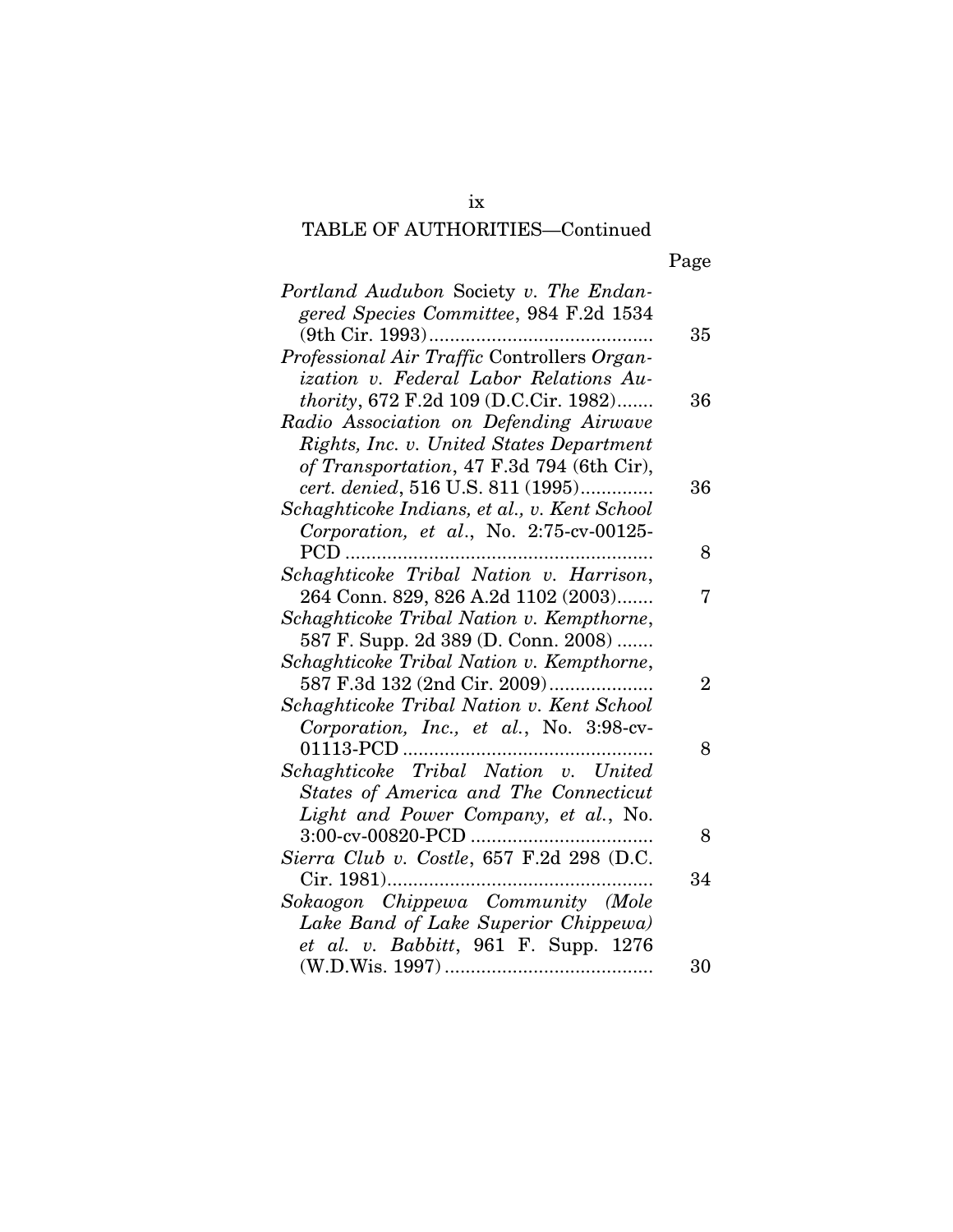TABLE OF AUTHORITIES—Continued

| | Page |
|---|---|
| *Portland Audubon* Society *v. The Endangered Species Committee*, 984 F.2d 1534 (9th Cir. 1993) | 35 |
| *Professional Air Traffic* Controllers *Organization v. Federal Labor Relations Authority*, 672 F.2d 109 (D.C.Cir. 1982) | 36 |
| *Radio Association on Defending Airwave Rights, Inc. v. United States Department of Transportation*, 47 F.3d 794 (6th Cir), *cert. denied*, 516 U.S. 811 (1995) | 36 |
| *Schaghticoke Indians, et al., v. Kent School Corporation, et al.*, No. 2:75-cv-00125-PCD | 8 |
| *Schaghticoke Tribal Nation v. Harrison*, 264 Conn. 829, 826 A.2d 1102 (2003) | 7 |
| *Schaghticoke Tribal Nation v. Kempthorne*, 587 F. Supp. 2d 389 (D. Conn. 2008) | |
| *Schaghticoke Tribal Nation v. Kempthorne*, 587 F.3d 132 (2nd Cir. 2009) | 2 |
| *Schaghticoke Tribal Nation v. Kent School Corporation, Inc., et al.*, No. 3:98-cv-01113-PCD | 8 |
| *Schaghticoke Tribal Nation v. United States of America and The Connecticut Light and Power Company, et al.*, No. 3:00-cv-00820-PCD | 8 |
| *Sierra Club v. Costle*, 657 F.2d 298 (D.C. Cir. 1981) | 34 |
| *Sokaogon Chippewa Community (Mole Lake Band of Lake Superior Chippewa) et al. v. Babbitt*, 961 F. Supp. 1276 (W.D.Wis. 1997) | 30 |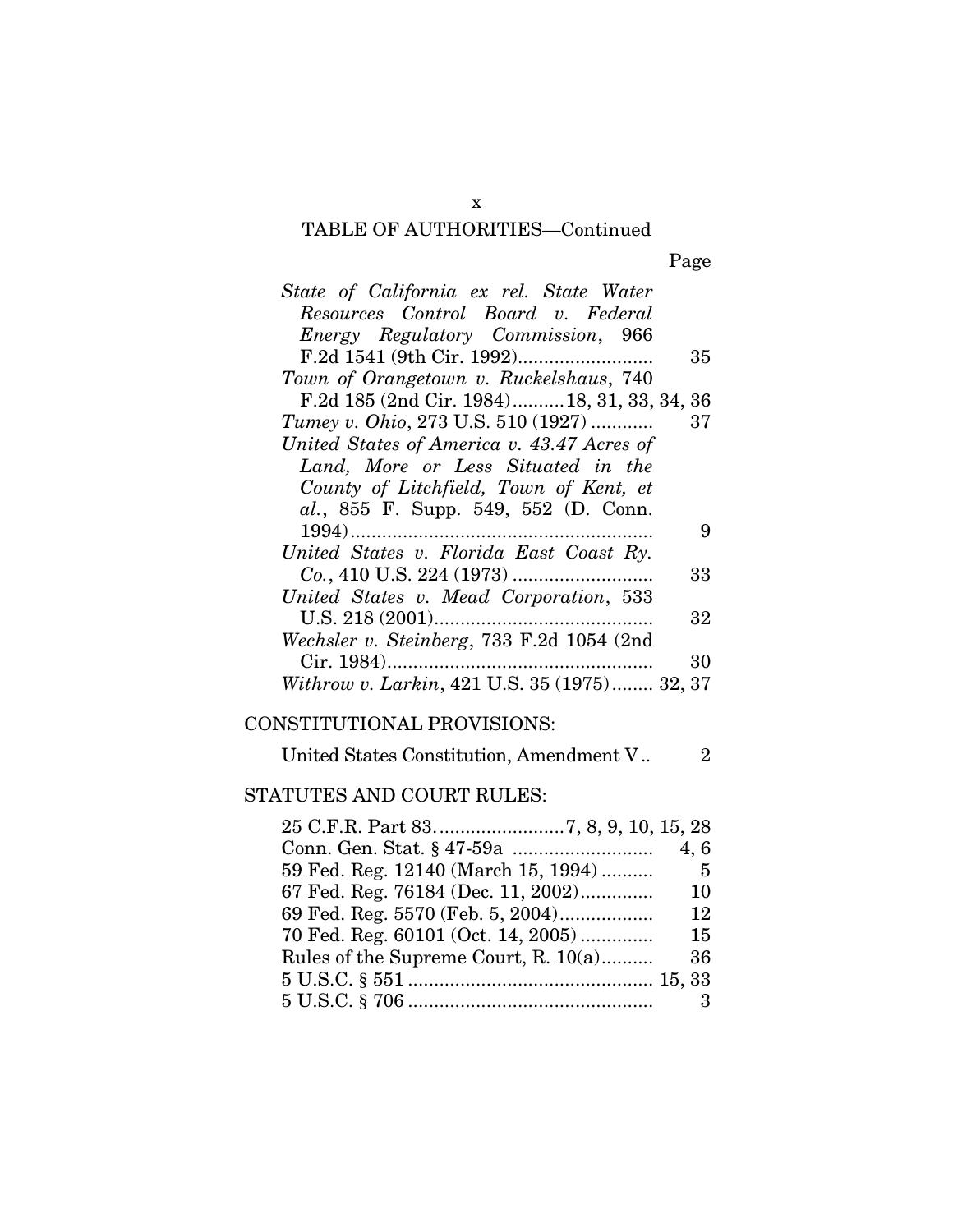TABLE OF AUTHORITIES—Continued

| | Page |
|---|---|
| *State of California ex rel. State Water Resources Control Board v. Federal Energy Regulatory Commission*, 966 F.2d 1541 (9th Cir. 1992).......................... | 35 |
| *Town of Orangetown v. Ruckelshaus*, 740 F.2d 185 (2nd Cir. 1984)..........18, 31, 33, 34, 36 | |
| *Tumey v. Ohio*, 273 U.S. 510 (1927) ............ | 37 |
| *United States of America v. 43.47 Acres of Land, More or Less Situated in the County of Litchfield, Town of Kent, et al.*, 855 F. Supp. 549, 552 (D. Conn. 1994)........................................................... | 9 |
| *United States v. Florida East Coast Ry. Co.*, 410 U.S. 224 (1973) ........................... | 33 |
| *United States v. Mead Corporation*, 533 U.S. 218 (2001).......................................... | 32 |
| *Wechsler v. Steinberg*, 733 F.2d 1054 (2nd Cir. 1984)................................................... | 30 |
| *Withrow v. Larkin*, 421 U.S. 35 (1975)........ 32, 37 | |

CONSTITUTIONAL PROVISIONS:

| | |
|---|---|
| United States Constitution, Amendment V.. | 2 |

STATUTES AND COURT RULES:

| | |
|---|---|
| 25 C.F.R. Part 83.........................7, 8, 9, 10, 15, 28 | |
| Conn. Gen. Stat. § 47-59a ........................... | 4, 6 |
| 59 Fed. Reg. 12140 (March 15, 1994) .......... | 5 |
| 67 Fed. Reg. 76184 (Dec. 11, 2002).............. | 10 |
| 69 Fed. Reg. 5570 (Feb. 5, 2004).................. | 12 |
| 70 Fed. Reg. 60101 (Oct. 14, 2005) .............. | 15 |
| Rules of the Supreme Court, R. 10(a).......... | 36 |
| 5 U.S.C. § 551 ............................................... 15, 33 | |
| 5 U.S.C. § 706 ............................................... | 3 |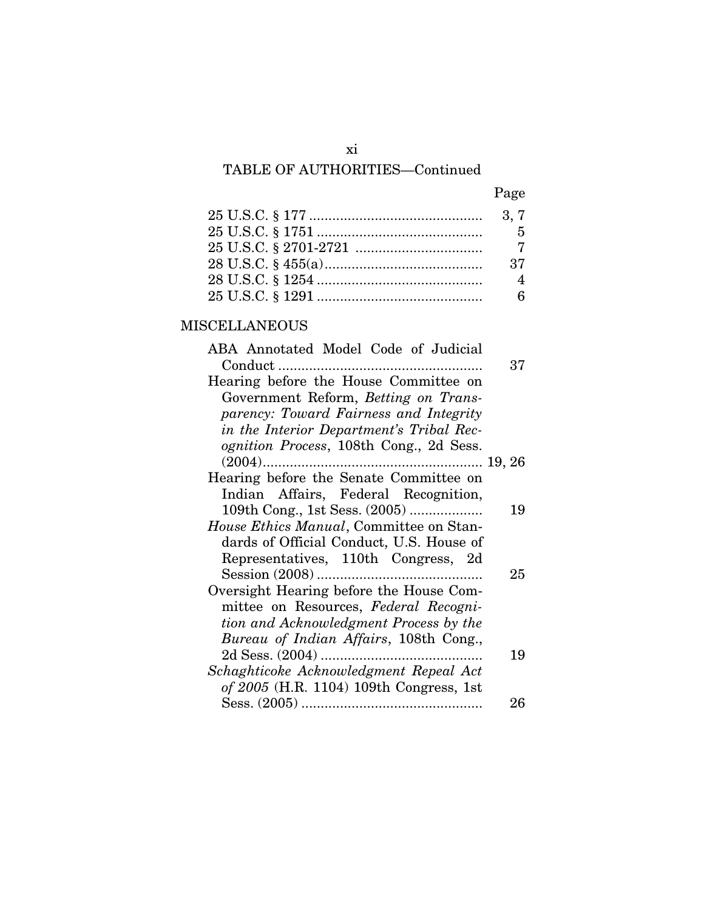TABLE OF AUTHORITIES—Continued

| | Page |
|---|---|
| 25 U.S.C. § 177 | 3, 7 |
| 25 U.S.C. § 1751 | 5 |
| 25 U.S.C. § 2701-2721 | 7 |
| 28 U.S.C. § 455(a) | 37 |
| 28 U.S.C. § 1254 | 4 |
| 25 U.S.C. § 1291 | 6 |

MISCELLANEOUS

| | |
|---|---|
| ABA Annotated Model Code of Judicial Conduct | 37 |
| Hearing before the House Committee on Government Reform, *Betting on Transparency: Toward Fairness and Integrity in the Interior Department's Tribal Recognition Process*, 108th Cong., 2d Sess. (2004) | 19, 26 |
| Hearing before the Senate Committee on Indian Affairs, Federal Recognition, 109th Cong., 1st Sess. (2005) | 19 |
| *House Ethics Manual*, Committee on Standards of Official Conduct, U.S. House of Representatives, 110th Congress, 2d Session (2008) | 25 |
| Oversight Hearing before the House Committee on Resources, *Federal Recognition and Acknowledgment Process by the Bureau of Indian Affairs*, 108th Cong., 2d Sess. (2004) | 19 |
| *Schaghticoke Acknowledgment Repeal Act of 2005* (H.R. 1104) 109th Congress, 1st Sess. (2005) | 26 |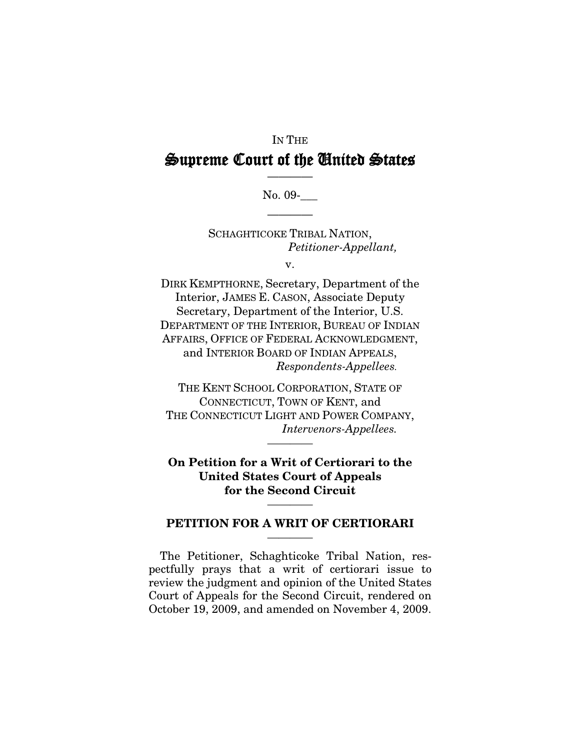IN THE

# Supreme Court of the United States

---

No. 09-___

---

SCHAGHTICOKE TRIBAL NATION,
*Petitioner-Appellant,*

v.

DIRK KEMPTHORNE, Secretary, Department of the Interior, JAMES E. CASON, Associate Deputy Secretary, Department of the Interior, U.S. DEPARTMENT OF THE INTERIOR, BUREAU OF INDIAN AFFAIRS, OFFICE OF FEDERAL ACKNOWLEDGMENT, and INTERIOR BOARD OF INDIAN APPEALS,
*Respondents-Appellees.*

THE KENT SCHOOL CORPORATION, STATE OF CONNECTICUT, TOWN OF KENT, and THE CONNECTICUT LIGHT AND POWER COMPANY,
*Intervenors-Appellees.*

---

**On Petition for a Writ of Certiorari to the United States Court of Appeals for the Second Circuit**

---

## PETITION FOR A WRIT OF CERTIORARI

---

The Petitioner, Schaghticoke Tribal Nation, respectfully prays that a writ of certiorari issue to review the judgment and opinion of the United States Court of Appeals for the Second Circuit, rendered on October 19, 2009, and amended on November 4, 2009.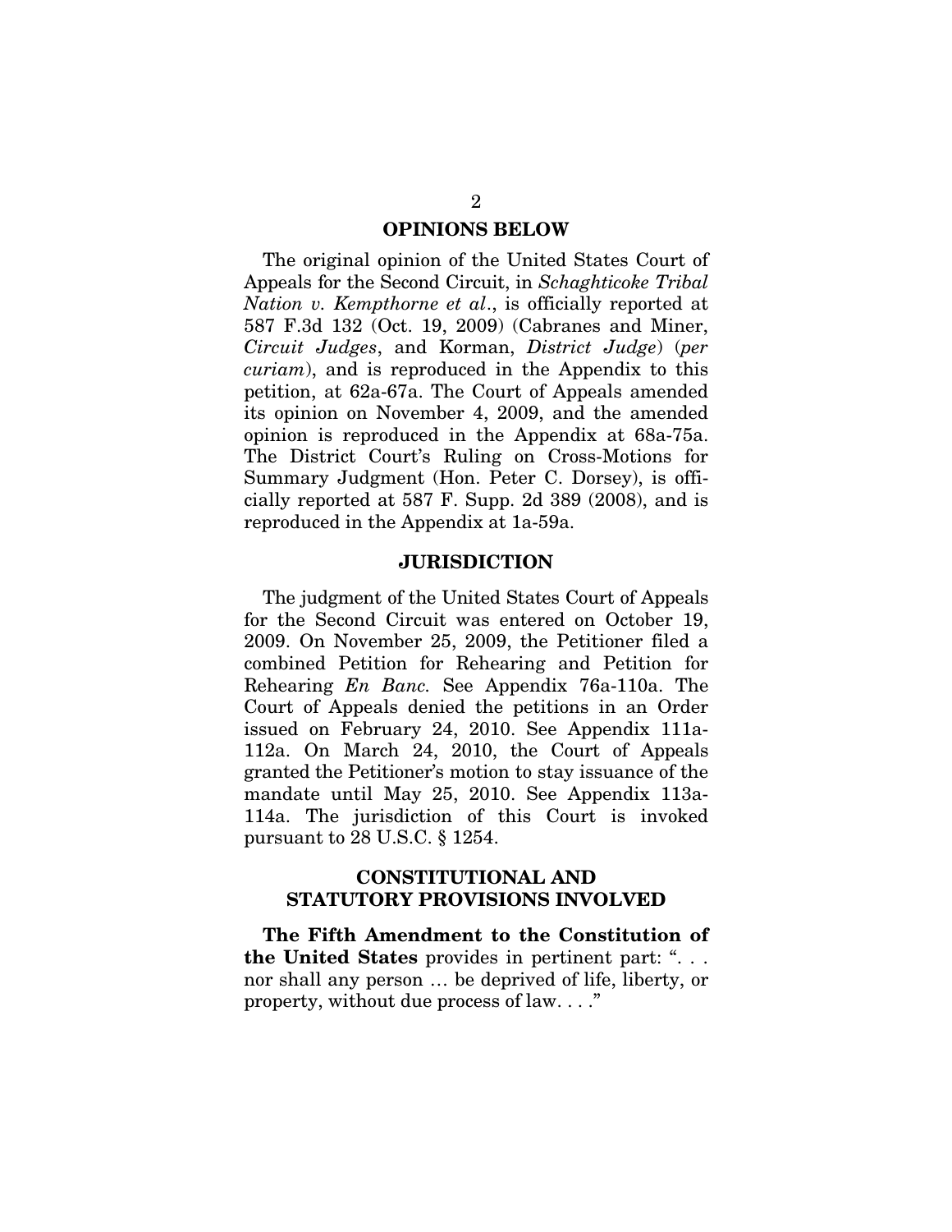## OPINIONS BELOW

The original opinion of the United States Court of Appeals for the Second Circuit, in *Schaghticoke Tribal Nation v. Kempthorne et al*., is officially reported at 587 F.3d 132 (Oct. 19, 2009) (Cabranes and Miner, *Circuit Judges*, and Korman, *District Judge*) (*per curiam*), and is reproduced in the Appendix to this petition, at 62a-67a. The Court of Appeals amended its opinion on November 4, 2009, and the amended opinion is reproduced in the Appendix at 68a-75a. The District Court's Ruling on Cross-Motions for Summary Judgment (Hon. Peter C. Dorsey), is officially reported at 587 F. Supp. 2d 389 (2008), and is reproduced in the Appendix at 1a-59a.

## JURISDICTION

The judgment of the United States Court of Appeals for the Second Circuit was entered on October 19, 2009. On November 25, 2009, the Petitioner filed a combined Petition for Rehearing and Petition for Rehearing *En Banc*. See Appendix 76a-110a. The Court of Appeals denied the petitions in an Order issued on February 24, 2010. See Appendix 111a-112a. On March 24, 2010, the Court of Appeals granted the Petitioner's motion to stay issuance of the mandate until May 25, 2010. See Appendix 113a-114a. The jurisdiction of this Court is invoked pursuant to 28 U.S.C. § 1254.

## CONSTITUTIONAL AND STATUTORY PROVISIONS INVOLVED

**The Fifth Amendment to the Constitution of the United States** provides in pertinent part: ". . . nor shall any person … be deprived of life, liberty, or property, without due process of law. . . ."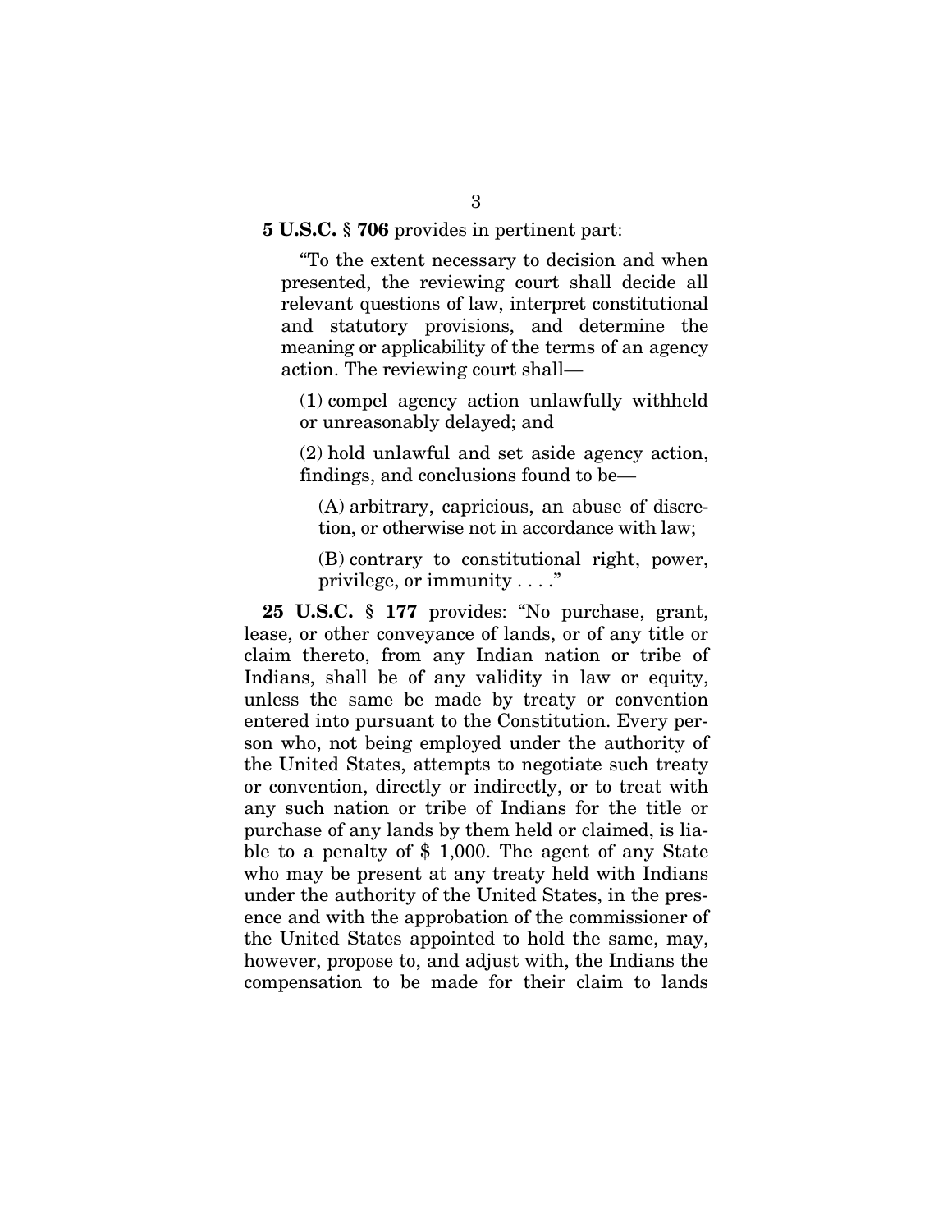**5 U.S.C. § 706** provides in pertinent part:

> "To the extent necessary to decision and when presented, the reviewing court shall decide all relevant questions of law, interpret constitutional and statutory provisions, and determine the meaning or applicability of the terms of an agency action. The reviewing court shall—
>
> (1) compel agency action unlawfully withheld or unreasonably delayed; and
>
> (2) hold unlawful and set aside agency action, findings, and conclusions found to be—
>
> (A) arbitrary, capricious, an abuse of discretion, or otherwise not in accordance with law;
>
> (B) contrary to constitutional right, power, privilege, or immunity . . . ."

**25 U.S.C. § 177** provides: "No purchase, grant, lease, or other conveyance of lands, or of any title or claim thereto, from any Indian nation or tribe of Indians, shall be of any validity in law or equity, unless the same be made by treaty or convention entered into pursuant to the Constitution. Every person who, not being employed under the authority of the United States, attempts to negotiate such treaty or convention, directly or indirectly, or to treat with any such nation or tribe of Indians for the title or purchase of any lands by them held or claimed, is liable to a penalty of $ 1,000. The agent of any State who may be present at any treaty held with Indians under the authority of the United States, in the presence and with the approbation of the commissioner of the United States appointed to hold the same, may, however, propose to, and adjust with, the Indians the compensation to be made for their claim to lands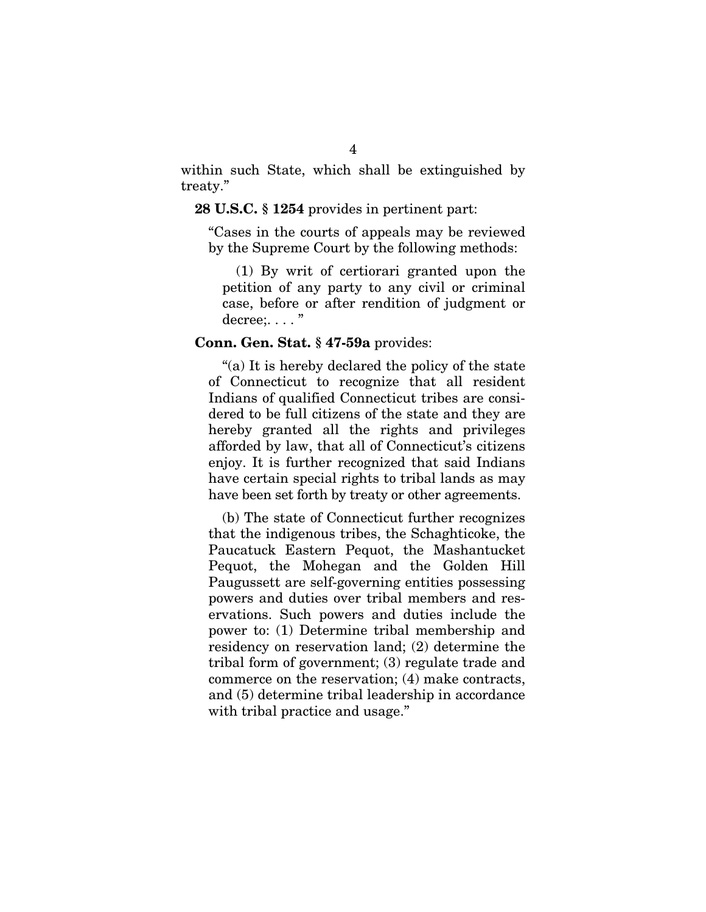within such State, which shall be extinguished by treaty."

**28 U.S.C. § 1254** provides in pertinent part:

> "Cases in the courts of appeals may be reviewed by the Supreme Court by the following methods:
>
> (1) By writ of certiorari granted upon the petition of any party to any civil or criminal case, before or after rendition of judgment or decree;. . . . "

**Conn. Gen. Stat. § 47-59a** provides:

> "(a) It is hereby declared the policy of the state of Connecticut to recognize that all resident Indians of qualified Connecticut tribes are considered to be full citizens of the state and they are hereby granted all the rights and privileges afforded by law, that all of Connecticut's citizens enjoy. It is further recognized that said Indians have certain special rights to tribal lands as may have been set forth by treaty or other agreements.
>
> (b) The state of Connecticut further recognizes that the indigenous tribes, the Schaghticoke, the Paucatuck Eastern Pequot, the Mashantucket Pequot, the Mohegan and the Golden Hill Paugussett are self-governing entities possessing powers and duties over tribal members and reservations. Such powers and duties include the power to: (1) Determine tribal membership and residency on reservation land; (2) determine the tribal form of government; (3) regulate trade and commerce on the reservation; (4) make contracts, and (5) determine tribal leadership in accordance with tribal practice and usage."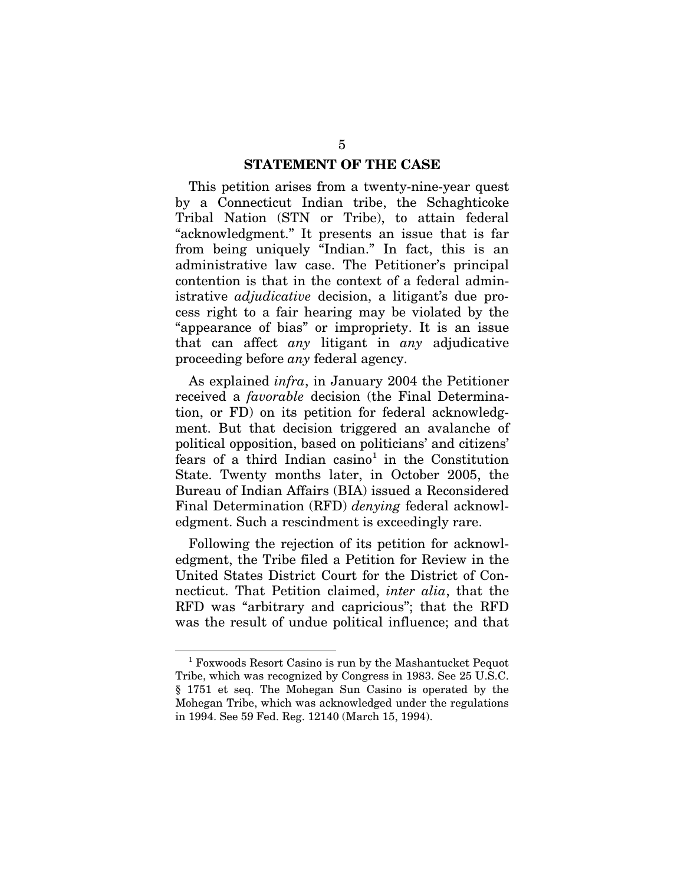## STATEMENT OF THE CASE

This petition arises from a twenty-nine-year quest by a Connecticut Indian tribe, the Schaghticoke Tribal Nation (STN or Tribe), to attain federal "acknowledgment." It presents an issue that is far from being uniquely "Indian." In fact, this is an administrative law case. The Petitioner's principal contention is that in the context of a federal administrative *adjudicative* decision, a litigant's due process right to a fair hearing may be violated by the "appearance of bias" or impropriety. It is an issue that can affect *any* litigant in *any* adjudicative proceeding before *any* federal agency.

As explained *infra*, in January 2004 the Petitioner received a *favorable* decision (the Final Determination, or FD) on its petition for federal acknowledgment. But that decision triggered an avalanche of political opposition, based on politicians' and citizens' fears of a third Indian casino[1] in the Constitution State. Twenty months later, in October 2005, the Bureau of Indian Affairs (BIA) issued a Reconsidered Final Determination (RFD) *denying* federal acknowledgment. Such a rescindment is exceedingly rare.

Following the rejection of its petition for acknowledgment, the Tribe filed a Petition for Review in the United States District Court for the District of Connecticut. That Petition claimed, *inter alia*, that the RFD was "arbitrary and capricious"; that the RFD was the result of undue political influence; and that

---

[1] Foxwoods Resort Casino is run by the Mashantucket Pequot Tribe, which was recognized by Congress in 1983. See 25 U.S.C. § 1751 et seq. The Mohegan Sun Casino is operated by the Mohegan Tribe, which was acknowledged under the regulations in 1994. See 59 Fed. Reg. 12140 (March 15, 1994).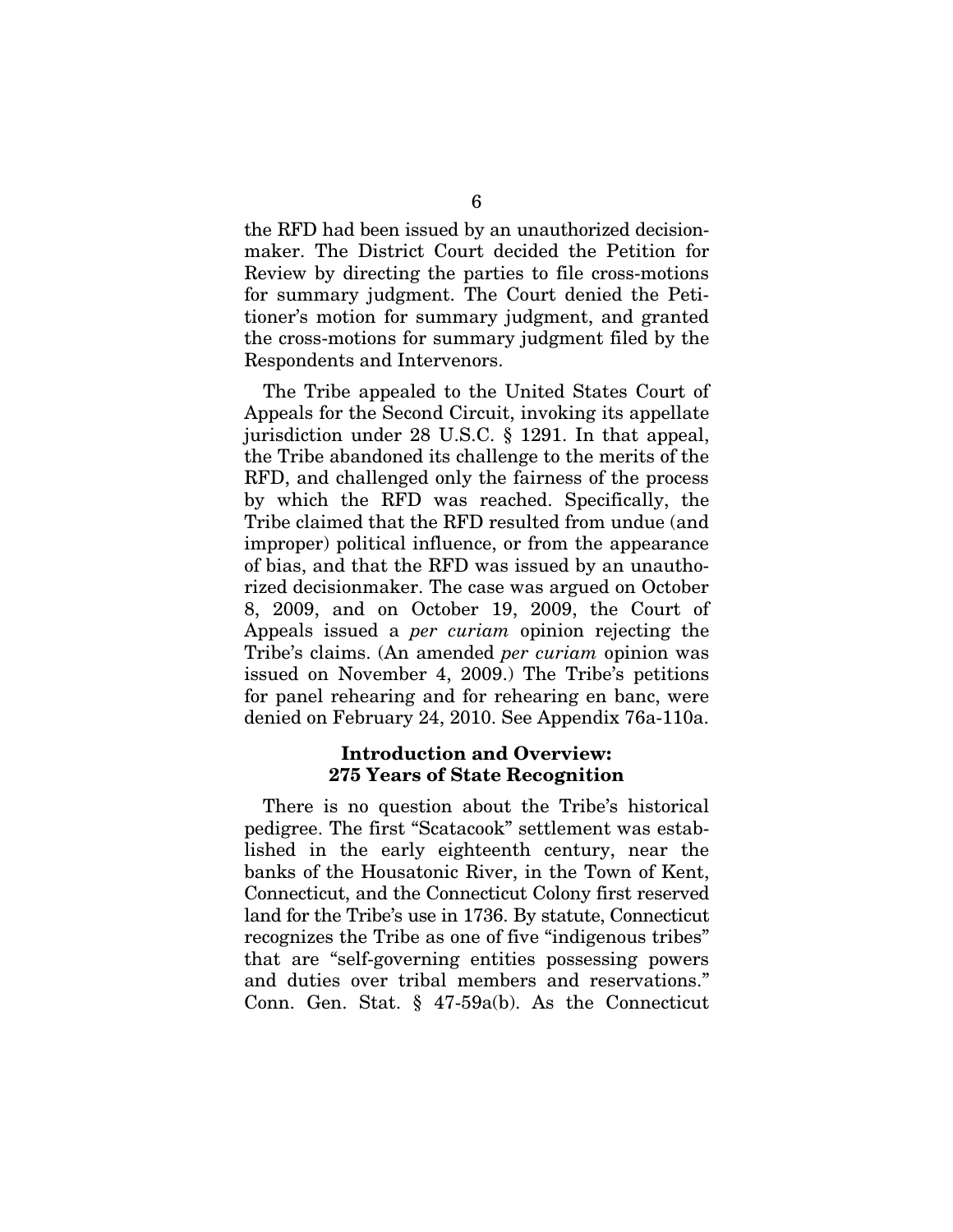the RFD had been issued by an unauthorized decisionmaker. The District Court decided the Petition for Review by directing the parties to file cross-motions for summary judgment. The Court denied the Petitioner's motion for summary judgment, and granted the cross-motions for summary judgment filed by the Respondents and Intervenors.

The Tribe appealed to the United States Court of Appeals for the Second Circuit, invoking its appellate jurisdiction under 28 U.S.C. § 1291. In that appeal, the Tribe abandoned its challenge to the merits of the RFD, and challenged only the fairness of the process by which the RFD was reached. Specifically, the Tribe claimed that the RFD resulted from undue (and improper) political influence, or from the appearance of bias, and that the RFD was issued by an unauthorized decisionmaker. The case was argued on October 8, 2009, and on October 19, 2009, the Court of Appeals issued a *per curiam* opinion rejecting the Tribe's claims. (An amended *per curiam* opinion was issued on November 4, 2009.) The Tribe's petitions for panel rehearing and for rehearing en banc, were denied on February 24, 2010. See Appendix 76a-110a.

## Introduction and Overview: 275 Years of State Recognition

There is no question about the Tribe's historical pedigree. The first "Scatacook" settlement was established in the early eighteenth century, near the banks of the Housatonic River, in the Town of Kent, Connecticut, and the Connecticut Colony first reserved land for the Tribe's use in 1736. By statute, Connecticut recognizes the Tribe as one of five "indigenous tribes" that are "self-governing entities possessing powers and duties over tribal members and reservations." Conn. Gen. Stat. § 47-59a(b). As the Connecticut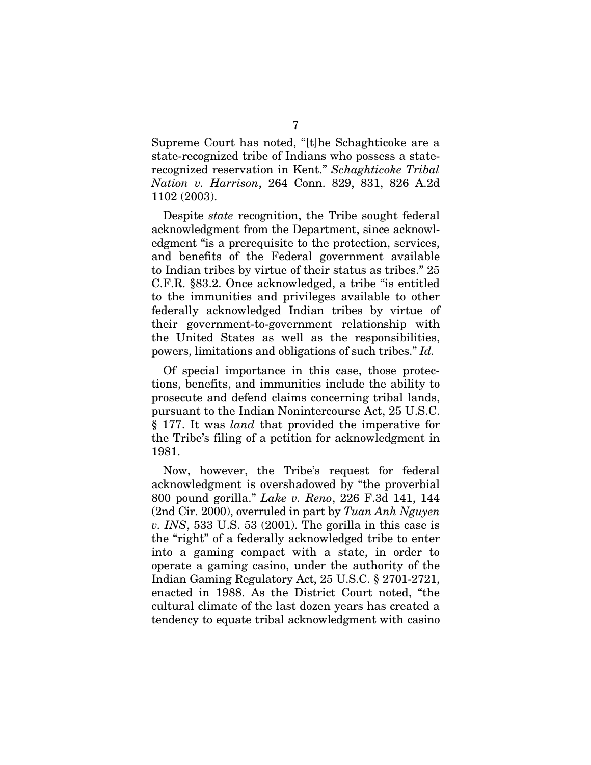Supreme Court has noted, "[t]he Schaghticoke are a state-recognized tribe of Indians who possess a state-recognized reservation in Kent." *Schaghticoke Tribal Nation v. Harrison*, 264 Conn. 829, 831, 826 A.2d 1102 (2003).

Despite *state* recognition, the Tribe sought federal acknowledgment from the Department, since acknowledgment "is a prerequisite to the protection, services, and benefits of the Federal government available to Indian tribes by virtue of their status as tribes." 25 C.F.R. §83.2. Once acknowledged, a tribe "is entitled to the immunities and privileges available to other federally acknowledged Indian tribes by virtue of their government-to-government relationship with the United States as well as the responsibilities, powers, limitations and obligations of such tribes." *Id.*

Of special importance in this case, those protections, benefits, and immunities include the ability to prosecute and defend claims concerning tribal lands, pursuant to the Indian Nonintercourse Act, 25 U.S.C. § 177. It was *land* that provided the imperative for the Tribe's filing of a petition for acknowledgment in 1981.

Now, however, the Tribe's request for federal acknowledgment is overshadowed by "the proverbial 800 pound gorilla." *Lake v. Reno*, 226 F.3d 141, 144 (2nd Cir. 2000), overruled in part by *Tuan Anh Nguyen v. INS*, 533 U.S. 53 (2001). The gorilla in this case is the "right" of a federally acknowledged tribe to enter into a gaming compact with a state, in order to operate a gaming casino, under the authority of the Indian Gaming Regulatory Act, 25 U.S.C. § 2701-2721, enacted in 1988. As the District Court noted, "the cultural climate of the last dozen years has created a tendency to equate tribal acknowledgment with casino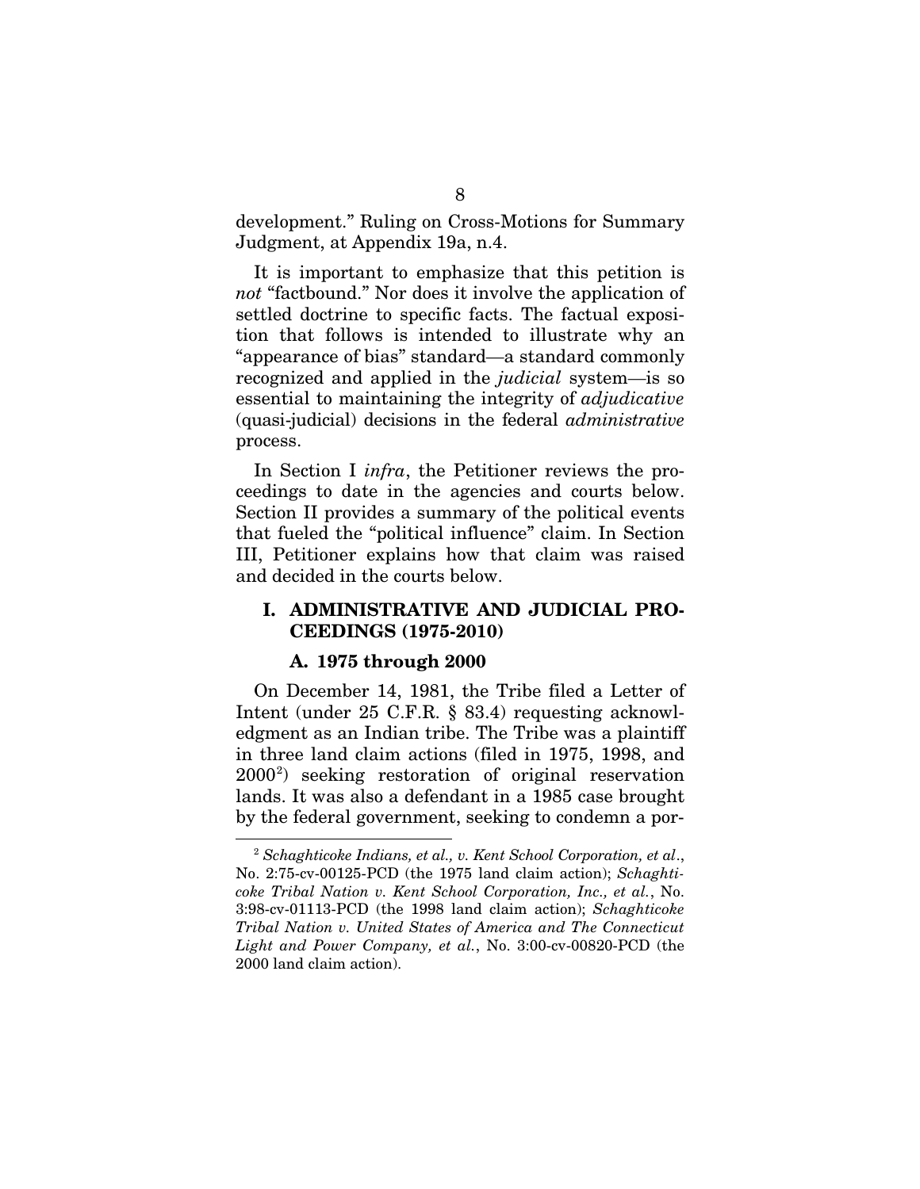development." Ruling on Cross-Motions for Summary Judgment, at Appendix 19a, n.4.

It is important to emphasize that this petition is *not* "factbound." Nor does it involve the application of settled doctrine to specific facts. The factual exposition that follows is intended to illustrate why an "appearance of bias" standard—a standard commonly recognized and applied in the *judicial* system—is so essential to maintaining the integrity of *adjudicative* (quasi-judicial) decisions in the federal *administrative* process.

In Section I *infra*, the Petitioner reviews the proceedings to date in the agencies and courts below. Section II provides a summary of the political events that fueled the "political influence" claim. In Section III, Petitioner explains how that claim was raised and decided in the courts below.

## I. ADMINISTRATIVE AND JUDICIAL PROCEEDINGS (1975-2010)

### A. 1975 through 2000

On December 14, 1981, the Tribe filed a Letter of Intent (under 25 C.F.R. § 83.4) requesting acknowledgment as an Indian tribe. The Tribe was a plaintiff in three land claim actions (filed in 1975, 1998, and 2000[2]) seeking restoration of original reservation lands. It was also a defendant in a 1985 case brought by the federal government, seeking to condemn a por-

[2] *Schaghticoke Indians, et al., v. Kent School Corporation, et al*., No. 2:75-cv-00125-PCD (the 1975 land claim action); *Schaghticoke Tribal Nation v. Kent School Corporation, Inc., et al.*, No. 3:98-cv-01113-PCD (the 1998 land claim action); *Schaghticoke Tribal Nation v. United States of America and The Connecticut Light and Power Company, et al.*, No. 3:00-cv-00820-PCD (the 2000 land claim action).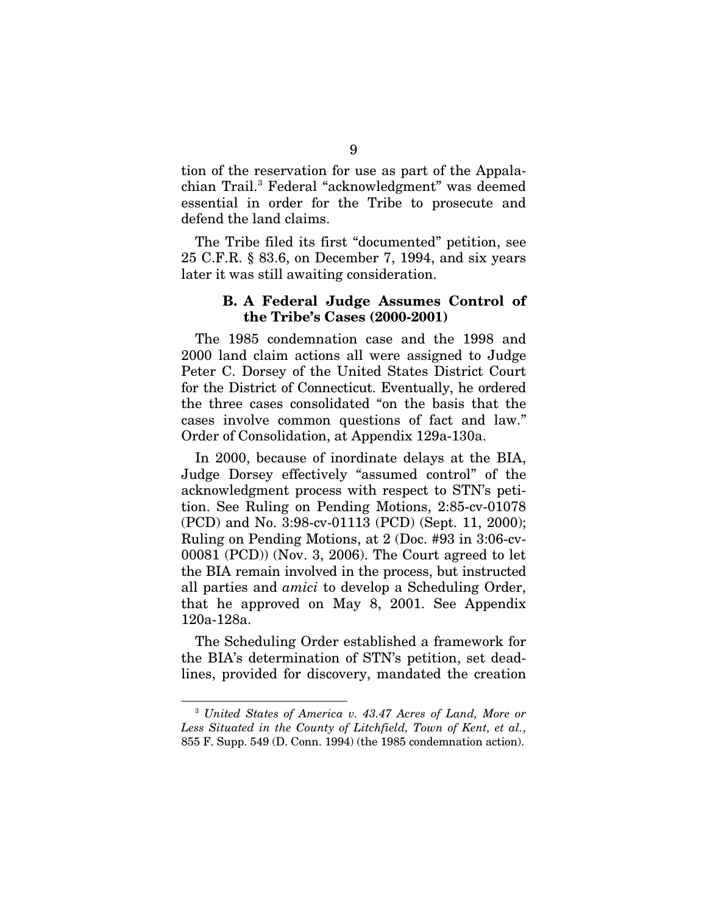tion of the reservation for use as part of the Appalachian Trail.[3] Federal "acknowledgment" was deemed essential in order for the Tribe to prosecute and defend the land claims.

The Tribe filed its first "documented" petition, see 25 C.F.R. § 83.6, on December 7, 1994, and six years later it was still awaiting consideration.

### B. A Federal Judge Assumes Control of the Tribe's Cases (2000-2001)

The 1985 condemnation case and the 1998 and 2000 land claim actions all were assigned to Judge Peter C. Dorsey of the United States District Court for the District of Connecticut. Eventually, he ordered the three cases consolidated "on the basis that the cases involve common questions of fact and law." Order of Consolidation, at Appendix 129a-130a.

In 2000, because of inordinate delays at the BIA, Judge Dorsey effectively "assumed control" of the acknowledgment process with respect to STN's petition. See Ruling on Pending Motions, 2:85-cv-01078 (PCD) and No. 3:98-cv-01113 (PCD) (Sept. 11, 2000); Ruling on Pending Motions, at 2 (Doc. #93 in 3:06-cv-00081 (PCD)) (Nov. 3, 2006). The Court agreed to let the BIA remain involved in the process, but instructed all parties and *amici* to develop a Scheduling Order, that he approved on May 8, 2001. See Appendix 120a-128a.

The Scheduling Order established a framework for the BIA's determination of STN's petition, set deadlines, provided for discovery, mandated the creation

[3] *United States of America v. 43.47 Acres of Land, More or Less Situated in the County of Litchfield, Town of Kent, et al.*, 855 F. Supp. 549 (D. Conn. 1994) (the 1985 condemnation action).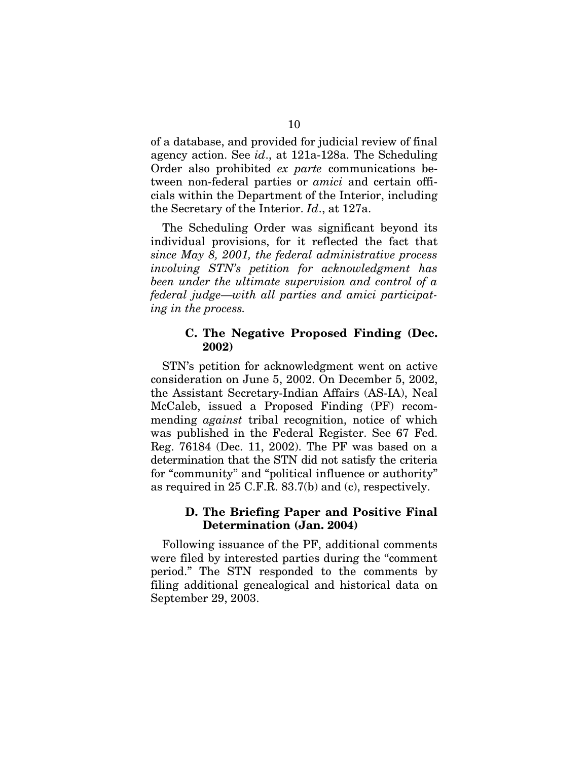of a database, and provided for judicial review of final agency action. See *id*., at 121a-128a. The Scheduling Order also prohibited *ex parte* communications between non-federal parties or *amici* and certain officials within the Department of the Interior, including the Secretary of the Interior. *Id*., at 127a.

The Scheduling Order was significant beyond its individual provisions, for it reflected the fact that *since May 8, 2001, the federal administrative process involving STN's petition for acknowledgment has been under the ultimate supervision and control of a federal judge—with all parties and amici participating in the process.*

### C. The Negative Proposed Finding (Dec. 2002)

STN's petition for acknowledgment went on active consideration on June 5, 2002. On December 5, 2002, the Assistant Secretary-Indian Affairs (AS-IA), Neal McCaleb, issued a Proposed Finding (PF) recommending *against* tribal recognition, notice of which was published in the Federal Register. See 67 Fed. Reg. 76184 (Dec. 11, 2002). The PF was based on a determination that the STN did not satisfy the criteria for "community" and "political influence or authority" as required in 25 C.F.R. 83.7(b) and (c), respectively.

### D. The Briefing Paper and Positive Final Determination (Jan. 2004)

Following issuance of the PF, additional comments were filed by interested parties during the "comment period." The STN responded to the comments by filing additional genealogical and historical data on September 29, 2003.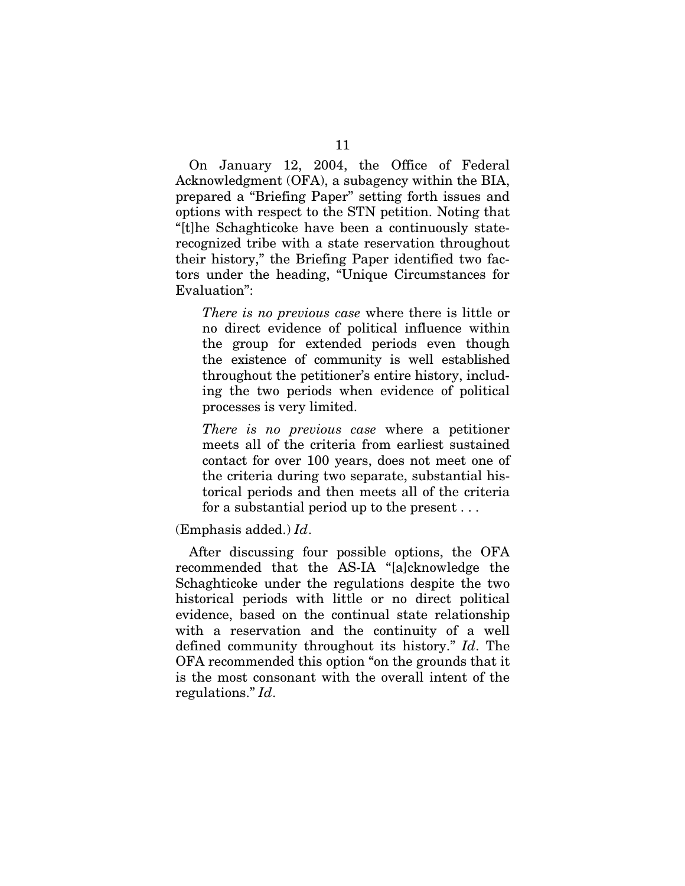On January 12, 2004, the Office of Federal Acknowledgment (OFA), a subagency within the BIA, prepared a "Briefing Paper" setting forth issues and options with respect to the STN petition. Noting that "[t]he Schaghticoke have been a continuously state-recognized tribe with a state reservation throughout their history," the Briefing Paper identified two factors under the heading, "Unique Circumstances for Evaluation":

> *There is no previous case* where there is little or no direct evidence of political influence within the group for extended periods even though the existence of community is well established throughout the petitioner's entire history, including the two periods when evidence of political processes is very limited.
>
> *There is no previous case* where a petitioner meets all of the criteria from earliest sustained contact for over 100 years, does not meet one of the criteria during two separate, substantial historical periods and then meets all of the criteria for a substantial period up to the present . . .

(Emphasis added.) *Id*.

After discussing four possible options, the OFA recommended that the AS-IA "[a]cknowledge the Schaghticoke under the regulations despite the two historical periods with little or no direct political evidence, based on the continual state relationship with a reservation and the continuity of a well defined community throughout its history." *Id*. The OFA recommended this option "on the grounds that it is the most consonant with the overall intent of the regulations." *Id*.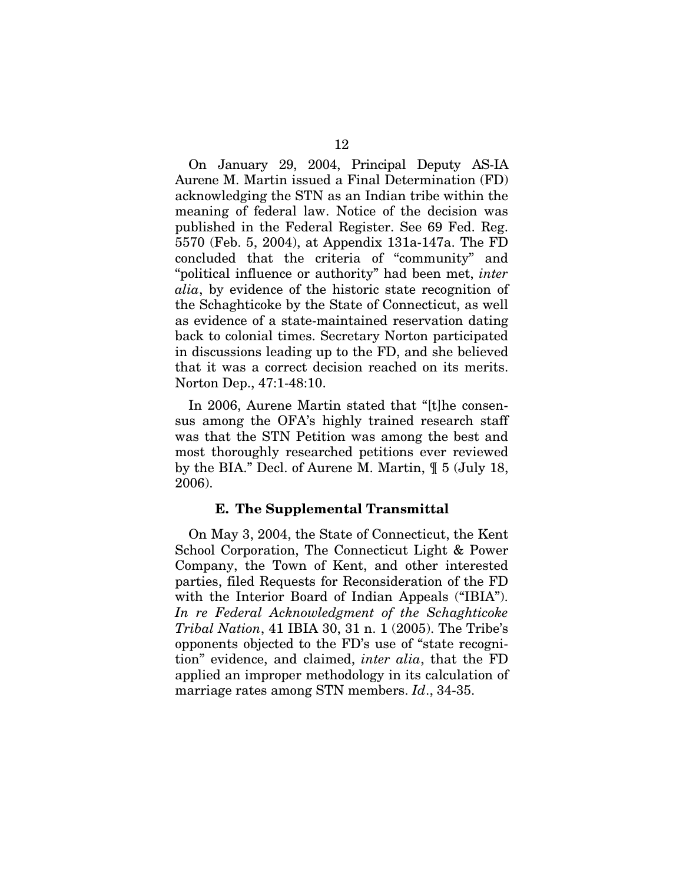On January 29, 2004, Principal Deputy AS-IA Aurene M. Martin issued a Final Determination (FD) acknowledging the STN as an Indian tribe within the meaning of federal law. Notice of the decision was published in the Federal Register. See 69 Fed. Reg. 5570 (Feb. 5, 2004), at Appendix 131a-147a. The FD concluded that the criteria of "community" and "political influence or authority" had been met, *inter alia*, by evidence of the historic state recognition of the Schaghticoke by the State of Connecticut, as well as evidence of a state-maintained reservation dating back to colonial times. Secretary Norton participated in discussions leading up to the FD, and she believed that it was a correct decision reached on its merits. Norton Dep., 47:1-48:10.

In 2006, Aurene Martin stated that "[t]he consensus among the OFA's highly trained research staff was that the STN Petition was among the best and most thoroughly researched petitions ever reviewed by the BIA." Decl. of Aurene M. Martin, ¶ 5 (July 18, 2006).

### E. The Supplemental Transmittal

On May 3, 2004, the State of Connecticut, the Kent School Corporation, The Connecticut Light & Power Company, the Town of Kent, and other interested parties, filed Requests for Reconsideration of the FD with the Interior Board of Indian Appeals ("IBIA"). *In re Federal Acknowledgment of the Schaghticoke Tribal Nation*, 41 IBIA 30, 31 n. 1 (2005). The Tribe's opponents objected to the FD's use of "state recognition" evidence, and claimed, *inter alia*, that the FD applied an improper methodology in its calculation of marriage rates among STN members. *Id*., 34-35.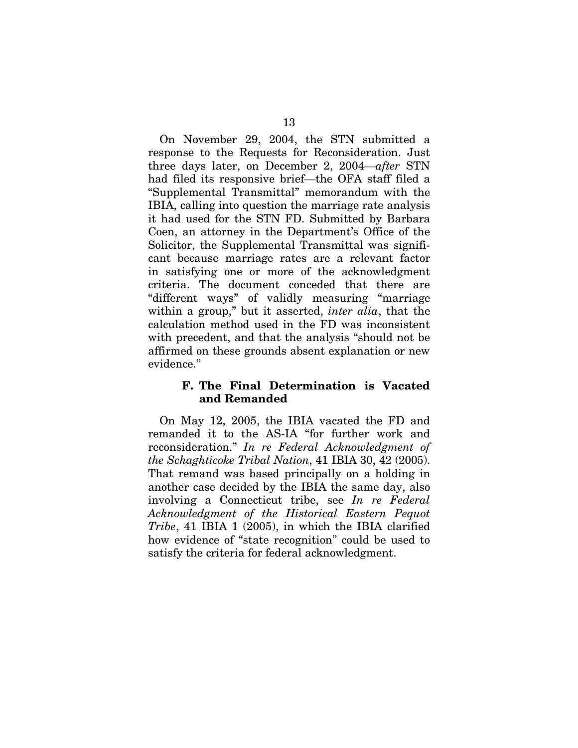On November 29, 2004, the STN submitted a response to the Requests for Reconsideration. Just three days later, on December 2, 2004—*after* STN had filed its responsive brief—the OFA staff filed a "Supplemental Transmittal" memorandum with the IBIA, calling into question the marriage rate analysis it had used for the STN FD. Submitted by Barbara Coen, an attorney in the Department's Office of the Solicitor, the Supplemental Transmittal was significant because marriage rates are a relevant factor in satisfying one or more of the acknowledgment criteria. The document conceded that there are "different ways" of validly measuring "marriage within a group," but it asserted, *inter alia*, that the calculation method used in the FD was inconsistent with precedent, and that the analysis "should not be affirmed on these grounds absent explanation or new evidence."

### F. The Final Determination is Vacated and Remanded

On May 12, 2005, the IBIA vacated the FD and remanded it to the AS-IA "for further work and reconsideration." *In re Federal Acknowledgment of the Schaghticoke Tribal Nation*, 41 IBIA 30, 42 (2005). That remand was based principally on a holding in another case decided by the IBIA the same day, also involving a Connecticut tribe, see *In re Federal Acknowledgment of the Historical Eastern Pequot Tribe*, 41 IBIA 1 (2005), in which the IBIA clarified how evidence of "state recognition" could be used to satisfy the criteria for federal acknowledgment.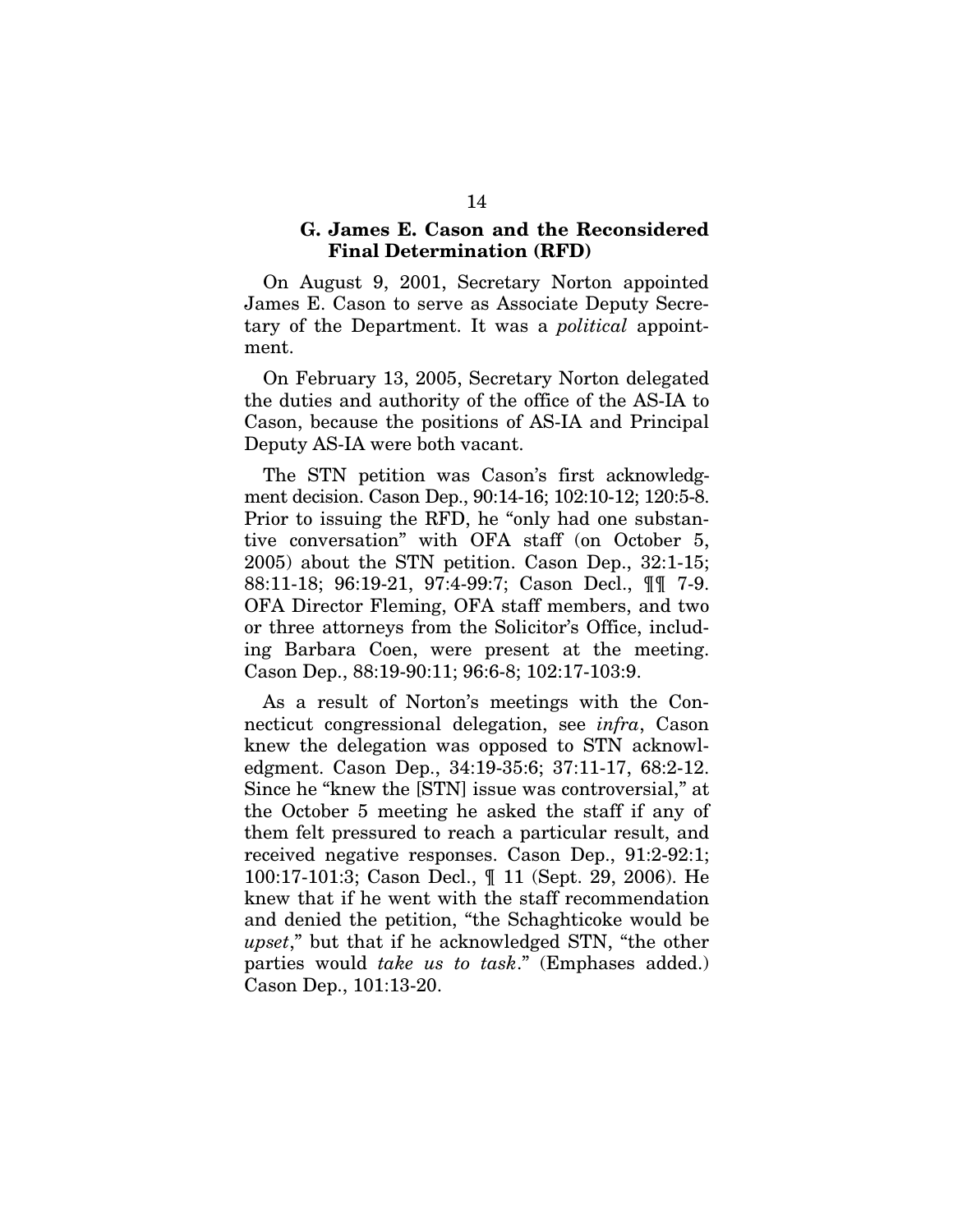### G. James E. Cason and the Reconsidered Final Determination (RFD)

On August 9, 2001, Secretary Norton appointed James E. Cason to serve as Associate Deputy Secretary of the Department. It was a *political* appointment.

On February 13, 2005, Secretary Norton delegated the duties and authority of the office of the AS-IA to Cason, because the positions of AS-IA and Principal Deputy AS-IA were both vacant.

The STN petition was Cason's first acknowledgment decision. Cason Dep., 90:14-16; 102:10-12; 120:5-8. Prior to issuing the RFD, he "only had one substantive conversation" with OFA staff (on October 5, 2005) about the STN petition. Cason Dep., 32:1-15; 88:11-18; 96:19-21, 97:4-99:7; Cason Decl., ¶¶ 7-9. OFA Director Fleming, OFA staff members, and two or three attorneys from the Solicitor's Office, including Barbara Coen, were present at the meeting. Cason Dep., 88:19-90:11; 96:6-8; 102:17-103:9.

As a result of Norton's meetings with the Connecticut congressional delegation, see *infra*, Cason knew the delegation was opposed to STN acknowledgment. Cason Dep., 34:19-35:6; 37:11-17, 68:2-12. Since he "knew the [STN] issue was controversial," at the October 5 meeting he asked the staff if any of them felt pressured to reach a particular result, and received negative responses. Cason Dep., 91:2-92:1; 100:17-101:3; Cason Decl., ¶ 11 (Sept. 29, 2006). He knew that if he went with the staff recommendation and denied the petition, "the Schaghticoke would be *upset*," but that if he acknowledged STN, "the other parties would *take us to task*." (Emphases added.) Cason Dep., 101:13-20.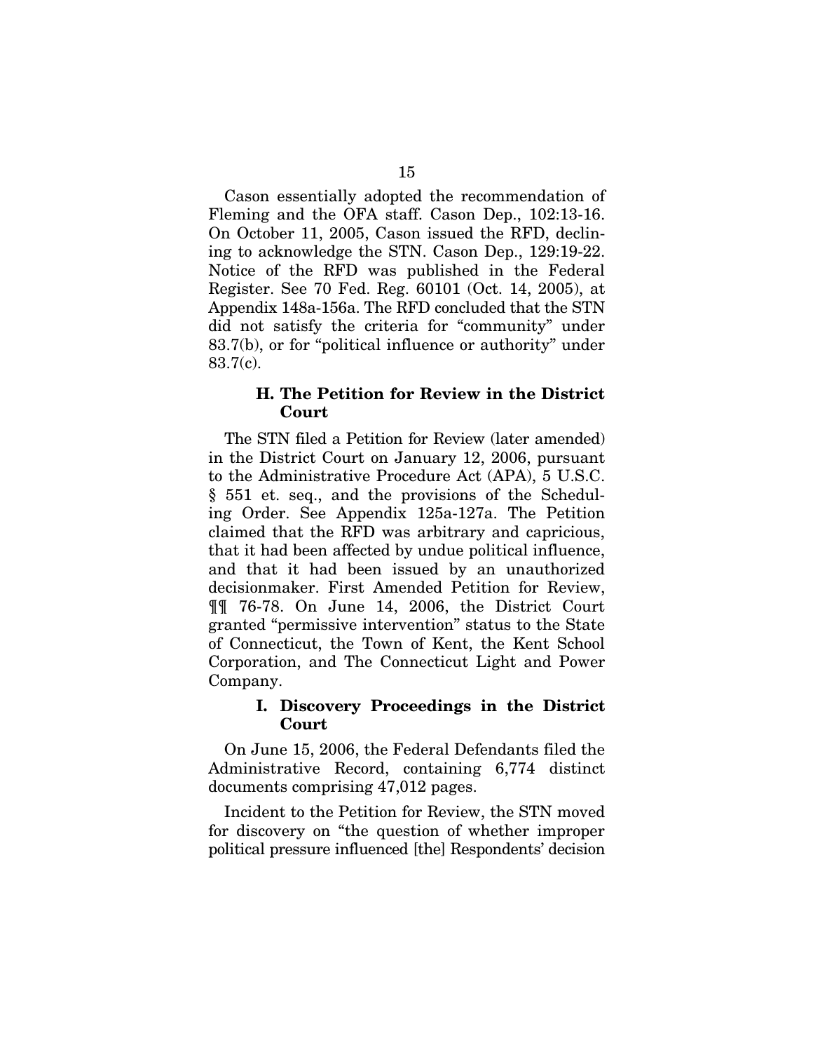Cason essentially adopted the recommendation of Fleming and the OFA staff. Cason Dep., 102:13-16. On October 11, 2005, Cason issued the RFD, declining to acknowledge the STN. Cason Dep., 129:19-22. Notice of the RFD was published in the Federal Register. See 70 Fed. Reg. 60101 (Oct. 14, 2005), at Appendix 148a-156a. The RFD concluded that the STN did not satisfy the criteria for "community" under 83.7(b), or for "political influence or authority" under 83.7(c).

### H. The Petition for Review in the District Court

The STN filed a Petition for Review (later amended) in the District Court on January 12, 2006, pursuant to the Administrative Procedure Act (APA), 5 U.S.C. § 551 et. seq., and the provisions of the Scheduling Order. See Appendix 125a-127a. The Petition claimed that the RFD was arbitrary and capricious, that it had been affected by undue political influence, and that it had been issued by an unauthorized decisionmaker. First Amended Petition for Review, ¶¶ 76-78. On June 14, 2006, the District Court granted "permissive intervention" status to the State of Connecticut, the Town of Kent, the Kent School Corporation, and The Connecticut Light and Power Company.

### I. Discovery Proceedings in the District Court

On June 15, 2006, the Federal Defendants filed the Administrative Record, containing 6,774 distinct documents comprising 47,012 pages.

Incident to the Petition for Review, the STN moved for discovery on "the question of whether improper political pressure influenced [the] Respondents' decision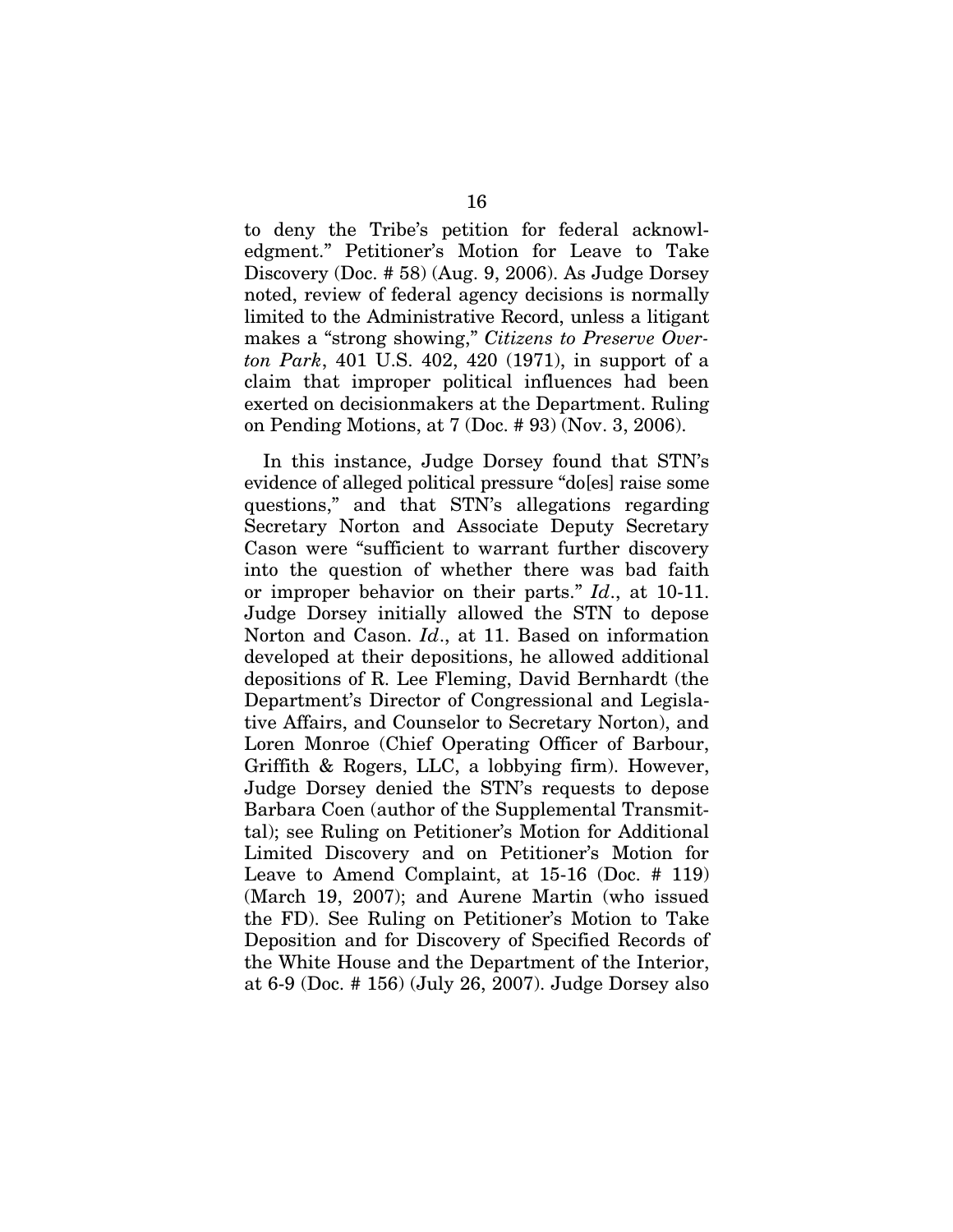to deny the Tribe's petition for federal acknowledgment." Petitioner's Motion for Leave to Take Discovery (Doc. # 58) (Aug. 9, 2006). As Judge Dorsey noted, review of federal agency decisions is normally limited to the Administrative Record, unless a litigant makes a "strong showing," *Citizens to Preserve Overton Park*, 401 U.S. 402, 420 (1971), in support of a claim that improper political influences had been exerted on decisionmakers at the Department. Ruling on Pending Motions, at 7 (Doc. # 93) (Nov. 3, 2006).

In this instance, Judge Dorsey found that STN's evidence of alleged political pressure "do[es] raise some questions," and that STN's allegations regarding Secretary Norton and Associate Deputy Secretary Cason were "sufficient to warrant further discovery into the question of whether there was bad faith or improper behavior on their parts." *Id*., at 10-11. Judge Dorsey initially allowed the STN to depose Norton and Cason. *Id*., at 11. Based on information developed at their depositions, he allowed additional depositions of R. Lee Fleming, David Bernhardt (the Department's Director of Congressional and Legislative Affairs, and Counselor to Secretary Norton), and Loren Monroe (Chief Operating Officer of Barbour, Griffith & Rogers, LLC, a lobbying firm). However, Judge Dorsey denied the STN's requests to depose Barbara Coen (author of the Supplemental Transmittal); see Ruling on Petitioner's Motion for Additional Limited Discovery and on Petitioner's Motion for Leave to Amend Complaint, at 15-16 (Doc. # 119) (March 19, 2007); and Aurene Martin (who issued the FD). See Ruling on Petitioner's Motion to Take Deposition and for Discovery of Specified Records of the White House and the Department of the Interior, at 6-9 (Doc. # 156) (July 26, 2007). Judge Dorsey also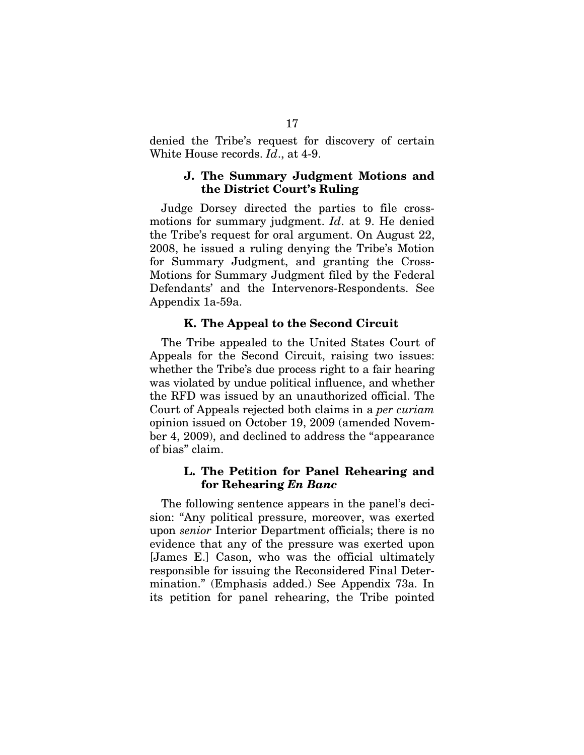denied the Tribe's request for discovery of certain White House records. *Id*., at 4-9.

### J. The Summary Judgment Motions and the District Court's Ruling

Judge Dorsey directed the parties to file cross-motions for summary judgment. *Id*. at 9. He denied the Tribe's request for oral argument. On August 22, 2008, he issued a ruling denying the Tribe's Motion for Summary Judgment, and granting the Cross-Motions for Summary Judgment filed by the Federal Defendants' and the Intervenors-Respondents. See Appendix 1a-59a.

### K. The Appeal to the Second Circuit

The Tribe appealed to the United States Court of Appeals for the Second Circuit, raising two issues: whether the Tribe's due process right to a fair hearing was violated by undue political influence, and whether the RFD was issued by an unauthorized official. The Court of Appeals rejected both claims in a *per curiam* opinion issued on October 19, 2009 (amended November 4, 2009), and declined to address the "appearance of bias" claim.

### L. The Petition for Panel Rehearing and for Rehearing *En Banc*

The following sentence appears in the panel's decision: "Any political pressure, moreover, was exerted upon *senior* Interior Department officials; there is no evidence that any of the pressure was exerted upon [James E.] Cason, who was the official ultimately responsible for issuing the Reconsidered Final Determination." (Emphasis added.) See Appendix 73a. In its petition for panel rehearing, the Tribe pointed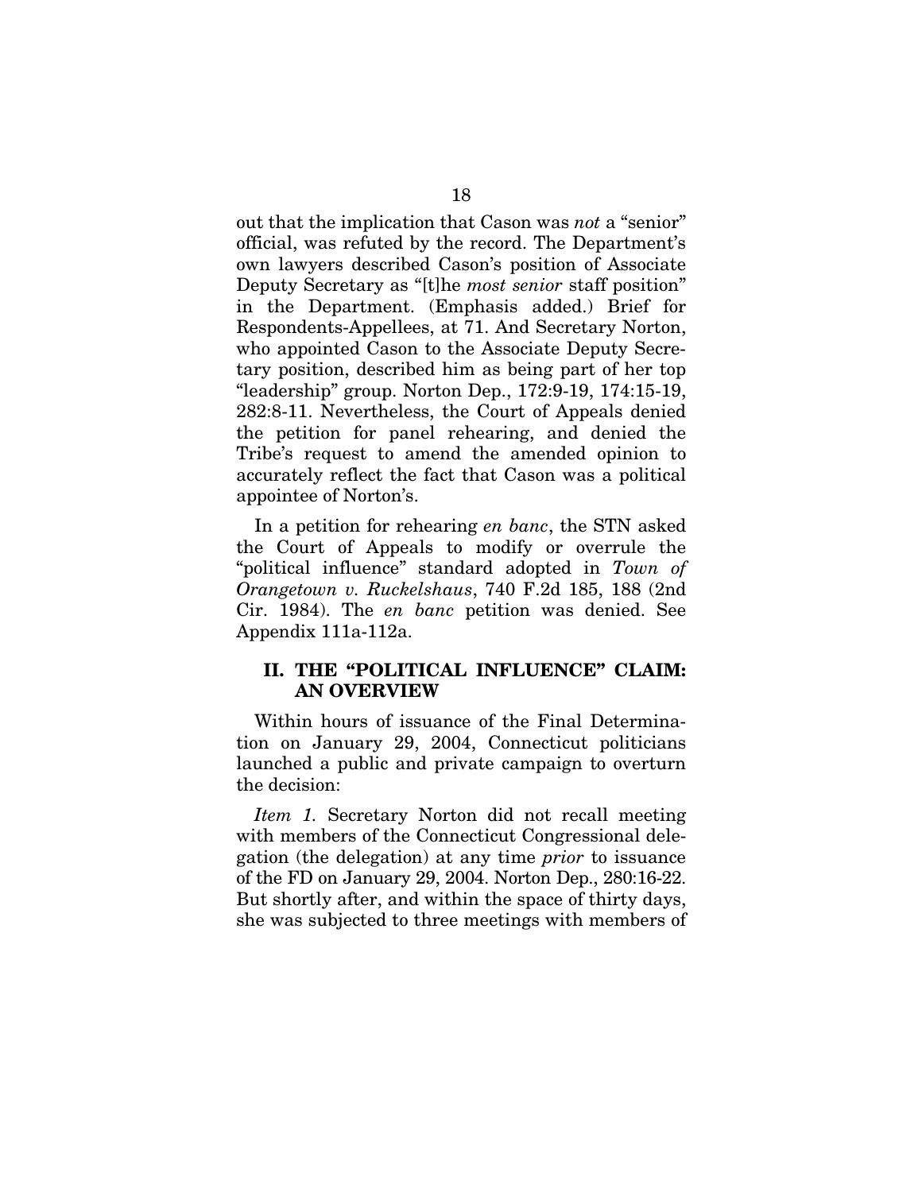out that the implication that Cason was *not* a "senior" official, was refuted by the record. The Department's own lawyers described Cason's position of Associate Deputy Secretary as "[t]he *most senior* staff position" in the Department. (Emphasis added.) Brief for Respondents-Appellees, at 71. And Secretary Norton, who appointed Cason to the Associate Deputy Secretary position, described him as being part of her top "leadership" group. Norton Dep., 172:9-19, 174:15-19, 282:8-11. Nevertheless, the Court of Appeals denied the petition for panel rehearing, and denied the Tribe's request to amend the amended opinion to accurately reflect the fact that Cason was a political appointee of Norton's.

In a petition for rehearing *en banc*, the STN asked the Court of Appeals to modify or overrule the "political influence" standard adopted in *Town of Orangetown v. Ruckelshaus*, 740 F.2d 185, 188 (2nd Cir. 1984). The *en banc* petition was denied. See Appendix 111a-112a.

## II. THE "POLITICAL INFLUENCE" CLAIM: AN OVERVIEW

Within hours of issuance of the Final Determination on January 29, 2004, Connecticut politicians launched a public and private campaign to overturn the decision:

*Item 1.* Secretary Norton did not recall meeting with members of the Connecticut Congressional delegation (the delegation) at any time *prior* to issuance of the FD on January 29, 2004. Norton Dep., 280:16-22. But shortly after, and within the space of thirty days, she was subjected to three meetings with members of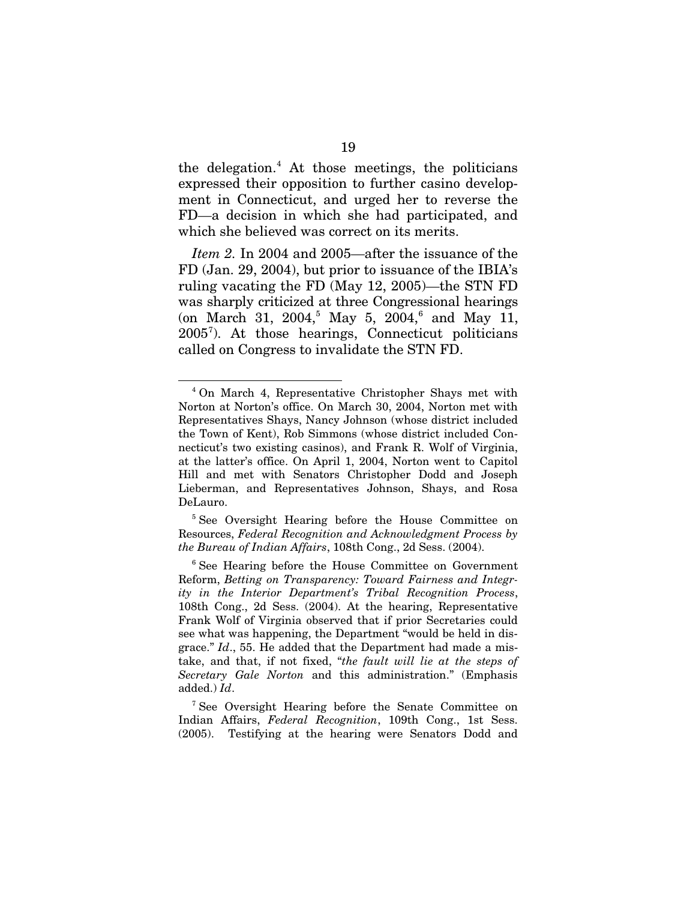the delegation.[4] At those meetings, the politicians expressed their opposition to further casino development in Connecticut, and urged her to reverse the FD—a decision in which she had participated, and which she believed was correct on its merits.

*Item 2*. In 2004 and 2005—after the issuance of the FD (Jan. 29, 2004), but prior to issuance of the IBIA's ruling vacating the FD (May 12, 2005)—the STN FD was sharply criticized at three Congressional hearings (on March 31, 2004,[5] May 5, 2004,[6] and May 11, 2005[7]). At those hearings, Connecticut politicians called on Congress to invalidate the STN FD.

---

[4] On March 4, Representative Christopher Shays met with Norton at Norton's office. On March 30, 2004, Norton met with Representatives Shays, Nancy Johnson (whose district included the Town of Kent), Rob Simmons (whose district included Connecticut's two existing casinos), and Frank R. Wolf of Virginia, at the latter's office. On April 1, 2004, Norton went to Capitol Hill and met with Senators Christopher Dodd and Joseph Lieberman, and Representatives Johnson, Shays, and Rosa DeLauro.

[5] See Oversight Hearing before the House Committee on Resources, *Federal Recognition and Acknowledgment Process by the Bureau of Indian Affairs*, 108th Cong., 2d Sess. (2004).

[6] See Hearing before the House Committee on Government Reform, *Betting on Transparency: Toward Fairness and Integrity in the Interior Department's Tribal Recognition Process*, 108th Cong., 2d Sess. (2004). At the hearing, Representative Frank Wolf of Virginia observed that if prior Secretaries could see what was happening, the Department "would be held in disgrace." *Id*., 55. He added that the Department had made a mistake, and that, if not fixed, "*the fault will lie at the steps of Secretary Gale Norton* and this administration." (Emphasis added.) *Id*.

[7] See Oversight Hearing before the Senate Committee on Indian Affairs, *Federal Recognition*, 109th Cong., 1st Sess. (2005). Testifying at the hearing were Senators Dodd and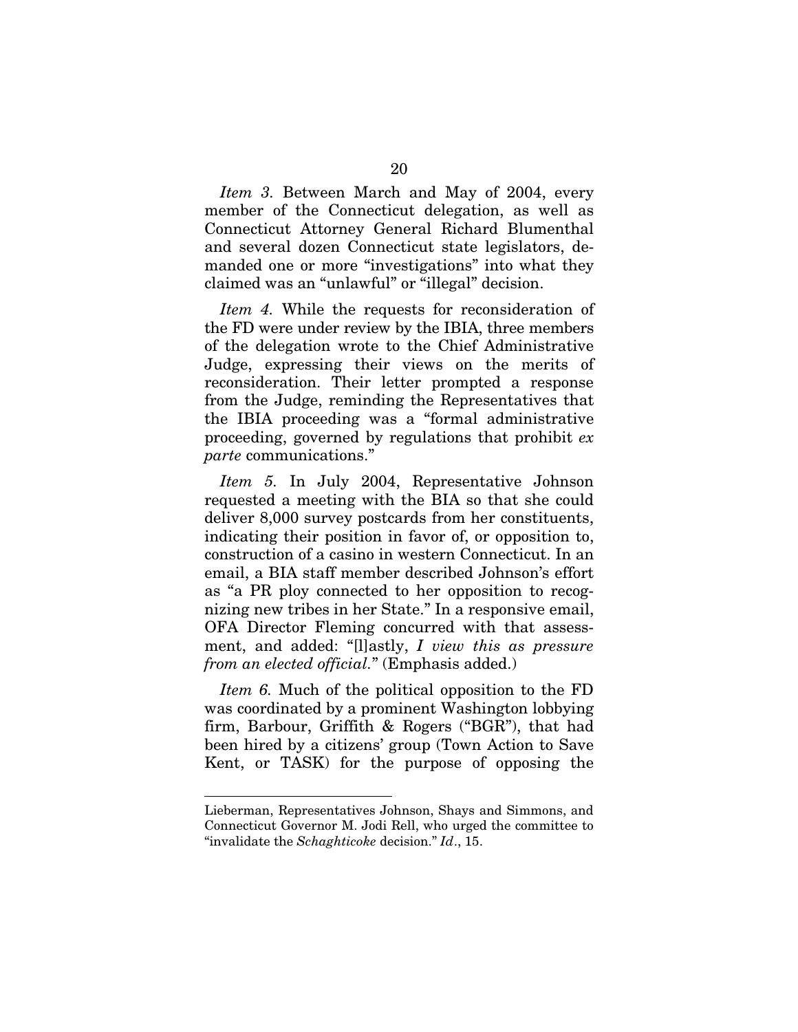*Item 3.* Between March and May of 2004, every member of the Connecticut delegation, as well as Connecticut Attorney General Richard Blumenthal and several dozen Connecticut state legislators, demanded one or more "investigations" into what they claimed was an "unlawful" or "illegal" decision.

*Item 4.* While the requests for reconsideration of the FD were under review by the IBIA, three members of the delegation wrote to the Chief Administrative Judge, expressing their views on the merits of reconsideration. Their letter prompted a response from the Judge, reminding the Representatives that the IBIA proceeding was a "formal administrative proceeding, governed by regulations that prohibit *ex parte* communications."

*Item 5.* In July 2004, Representative Johnson requested a meeting with the BIA so that she could deliver 8,000 survey postcards from her constituents, indicating their position in favor of, or opposition to, construction of a casino in western Connecticut. In an email, a BIA staff member described Johnson's effort as "a PR ploy connected to her opposition to recognizing new tribes in her State." In a responsive email, OFA Director Fleming concurred with that assessment, and added: "[l]astly, *I view this as pressure from an elected official.*" (Emphasis added.)

*Item 6.* Much of the political opposition to the FD was coordinated by a prominent Washington lobbying firm, Barbour, Griffith & Rogers ("BGR"), that had been hired by a citizens' group (Town Action to Save Kent, or TASK) for the purpose of opposing the

---

Lieberman, Representatives Johnson, Shays and Simmons, and Connecticut Governor M. Jodi Rell, who urged the committee to "invalidate the *Schaghticoke* decision." *Id*., 15.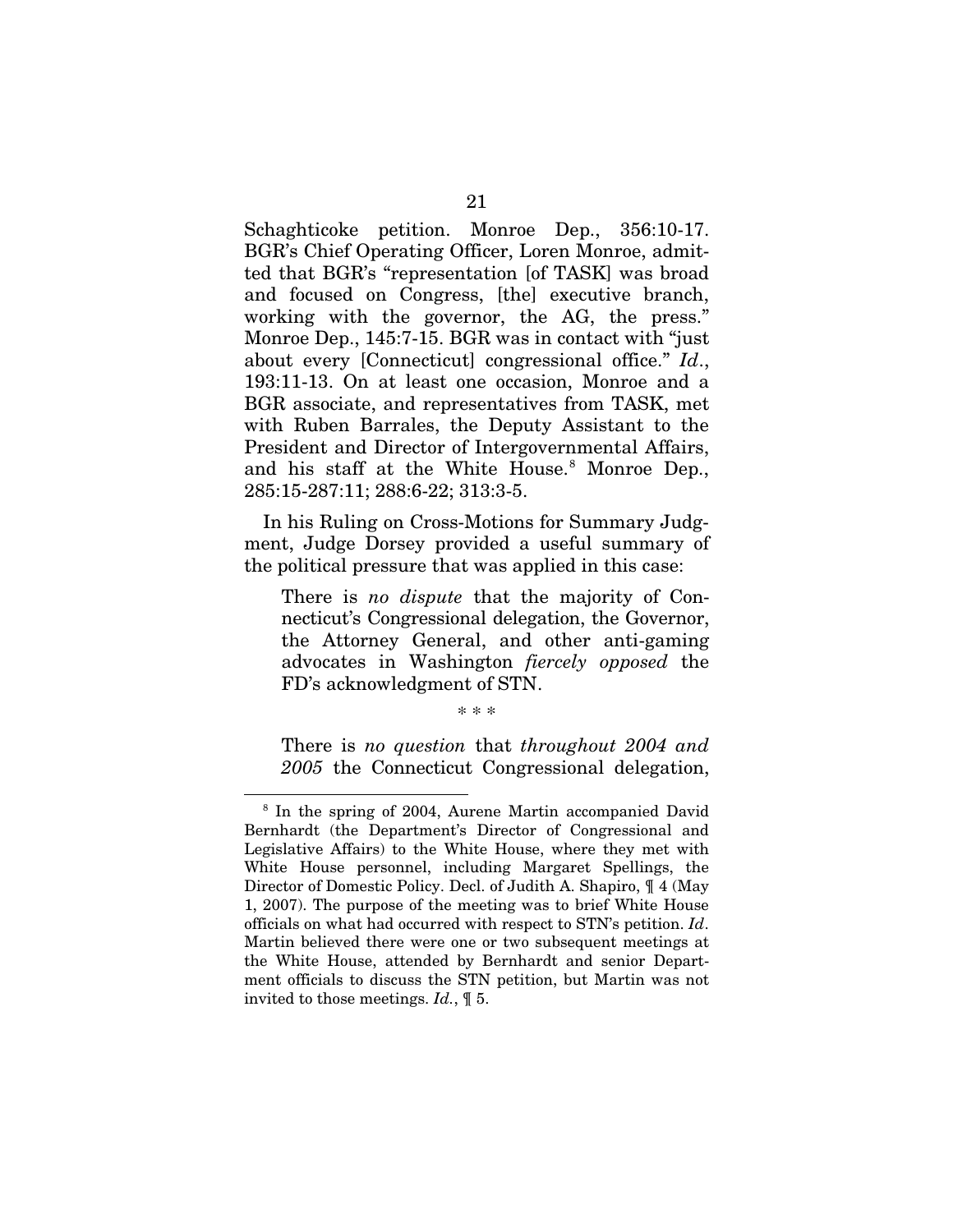Schaghticoke petition. Monroe Dep., 356:10-17. BGR's Chief Operating Officer, Loren Monroe, admitted that BGR's "representation [of TASK] was broad and focused on Congress, [the] executive branch, working with the governor, the AG, the press." Monroe Dep., 145:7-15. BGR was in contact with "just about every [Connecticut] congressional office." *Id*., 193:11-13. On at least one occasion, Monroe and a BGR associate, and representatives from TASK, met with Ruben Barrales, the Deputy Assistant to the President and Director of Intergovernmental Affairs, and his staff at the White House.[8] Monroe Dep., 285:15-287:11; 288:6-22; 313:3-5.

In his Ruling on Cross-Motions for Summary Judgment, Judge Dorsey provided a useful summary of the political pressure that was applied in this case:

> There is *no dispute* that the majority of Connecticut's Congressional delegation, the Governor, the Attorney General, and other anti-gaming advocates in Washington *fiercely opposed* the FD's acknowledgment of STN.
>
> \* \* \*
>
> There is *no question* that *throughout 2004 and 2005* the Connecticut Congressional delegation,

[8] In the spring of 2004, Aurene Martin accompanied David Bernhardt (the Department's Director of Congressional and Legislative Affairs) to the White House, where they met with White House personnel, including Margaret Spellings, the Director of Domestic Policy. Decl. of Judith A. Shapiro, ¶ 4 (May 1, 2007). The purpose of the meeting was to brief White House officials on what had occurred with respect to STN's petition. *Id*. Martin believed there were one or two subsequent meetings at the White House, attended by Bernhardt and senior Department officials to discuss the STN petition, but Martin was not invited to those meetings. *Id*., ¶ 5.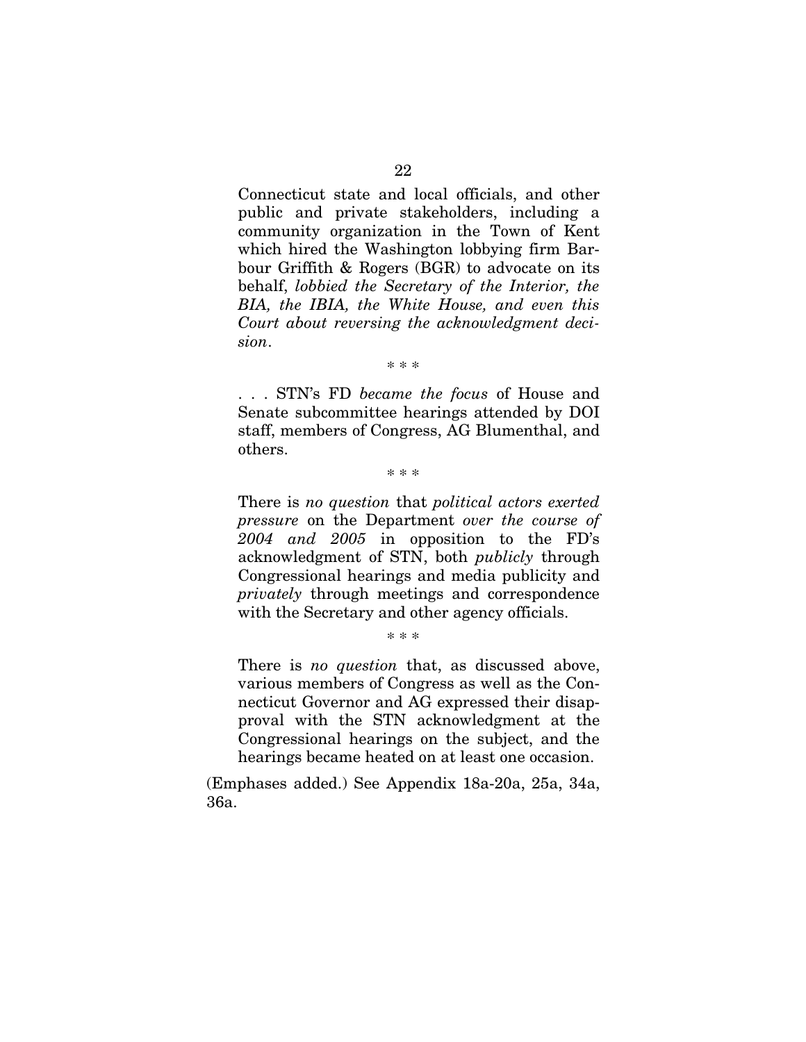Connecticut state and local officials, and other public and private stakeholders, including a community organization in the Town of Kent which hired the Washington lobbying firm Barbour Griffith & Rogers (BGR) to advocate on its behalf, *lobbied the Secretary of the Interior, the BIA, the IBIA, the White House, and even this Court about reversing the acknowledgment decision*.

\* \* \*

. . . STN's FD *became the focus* of House and Senate subcommittee hearings attended by DOI staff, members of Congress, AG Blumenthal, and others.

\* \* \*

There is *no question* that *political actors exerted pressure* on the Department *over the course of 2004 and 2005* in opposition to the FD's acknowledgment of STN, both *publicly* through Congressional hearings and media publicity and *privately* through meetings and correspondence with the Secretary and other agency officials.

\* \* \*

There is *no question* that, as discussed above, various members of Congress as well as the Connecticut Governor and AG expressed their disapproval with the STN acknowledgment at the Congressional hearings on the subject, and the hearings became heated on at least one occasion.

(Emphases added.) See Appendix 18a-20a, 25a, 34a, 36a.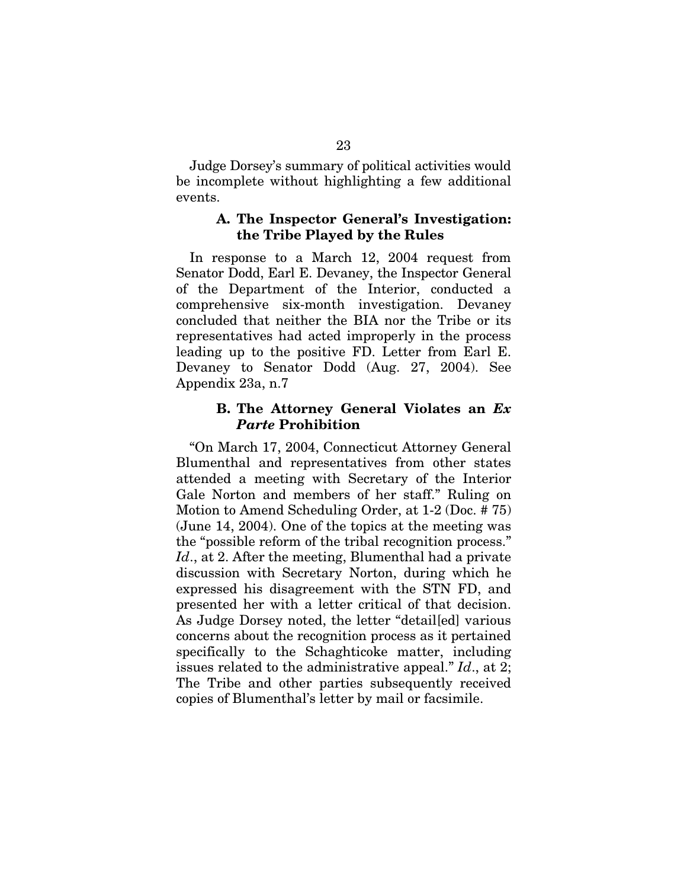Judge Dorsey's summary of political activities would be incomplete without highlighting a few additional events.

### A. The Inspector General's Investigation: the Tribe Played by the Rules

In response to a March 12, 2004 request from Senator Dodd, Earl E. Devaney, the Inspector General of the Department of the Interior, conducted a comprehensive six-month investigation. Devaney concluded that neither the BIA nor the Tribe or its representatives had acted improperly in the process leading up to the positive FD. Letter from Earl E. Devaney to Senator Dodd (Aug. 27, 2004). See Appendix 23a, n.7

### B. The Attorney General Violates an *Ex Parte* Prohibition

"On March 17, 2004, Connecticut Attorney General Blumenthal and representatives from other states attended a meeting with Secretary of the Interior Gale Norton and members of her staff." Ruling on Motion to Amend Scheduling Order, at 1-2 (Doc. # 75) (June 14, 2004). One of the topics at the meeting was the "possible reform of the tribal recognition process." *Id*., at 2. After the meeting, Blumenthal had a private discussion with Secretary Norton, during which he expressed his disagreement with the STN FD, and presented her with a letter critical of that decision. As Judge Dorsey noted, the letter "detail[ed] various concerns about the recognition process as it pertained specifically to the Schaghticoke matter, including issues related to the administrative appeal." *Id*., at 2; The Tribe and other parties subsequently received copies of Blumenthal's letter by mail or facsimile.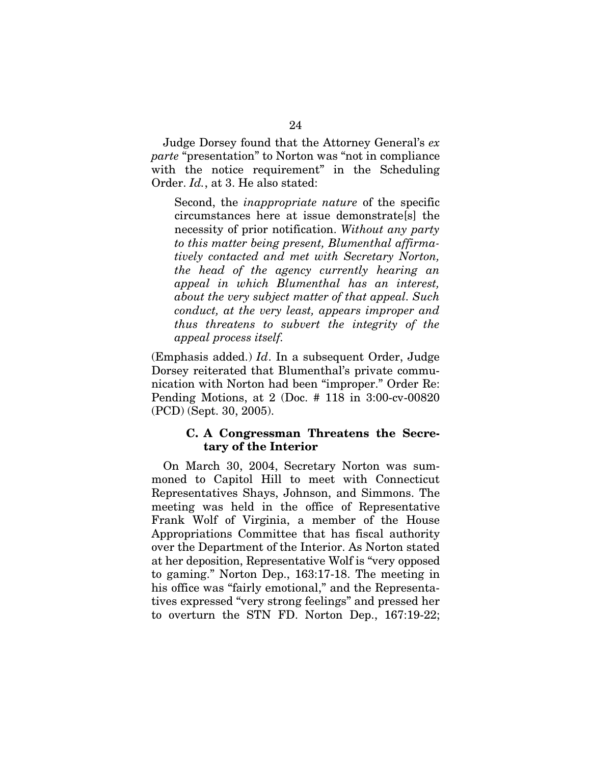Judge Dorsey found that the Attorney General's *ex parte* "presentation" to Norton was "not in compliance with the notice requirement" in the Scheduling Order. *Id.*, at 3. He also stated:

> Second, the *inappropriate nature* of the specific circumstances here at issue demonstrate[s] the necessity of prior notification. *Without any party to this matter being present, Blumenthal affirmatively contacted and met with Secretary Norton, the head of the agency currently hearing an appeal in which Blumenthal has an interest, about the very subject matter of that appeal. Such conduct, at the very least, appears improper and thus threatens to subvert the integrity of the appeal process itself.*

(Emphasis added.) *Id*. In a subsequent Order, Judge Dorsey reiterated that Blumenthal's private communication with Norton had been "improper." Order Re: Pending Motions, at 2 (Doc. # 118 in 3:00-cv-00820 (PCD) (Sept. 30, 2005).

### C. A Congressman Threatens the Secretary of the Interior

On March 30, 2004, Secretary Norton was summoned to Capitol Hill to meet with Connecticut Representatives Shays, Johnson, and Simmons. The meeting was held in the office of Representative Frank Wolf of Virginia, a member of the House Appropriations Committee that has fiscal authority over the Department of the Interior. As Norton stated at her deposition, Representative Wolf is "very opposed to gaming." Norton Dep., 163:17-18. The meeting in his office was "fairly emotional," and the Representatives expressed "very strong feelings" and pressed her to overturn the STN FD. Norton Dep., 167:19-22;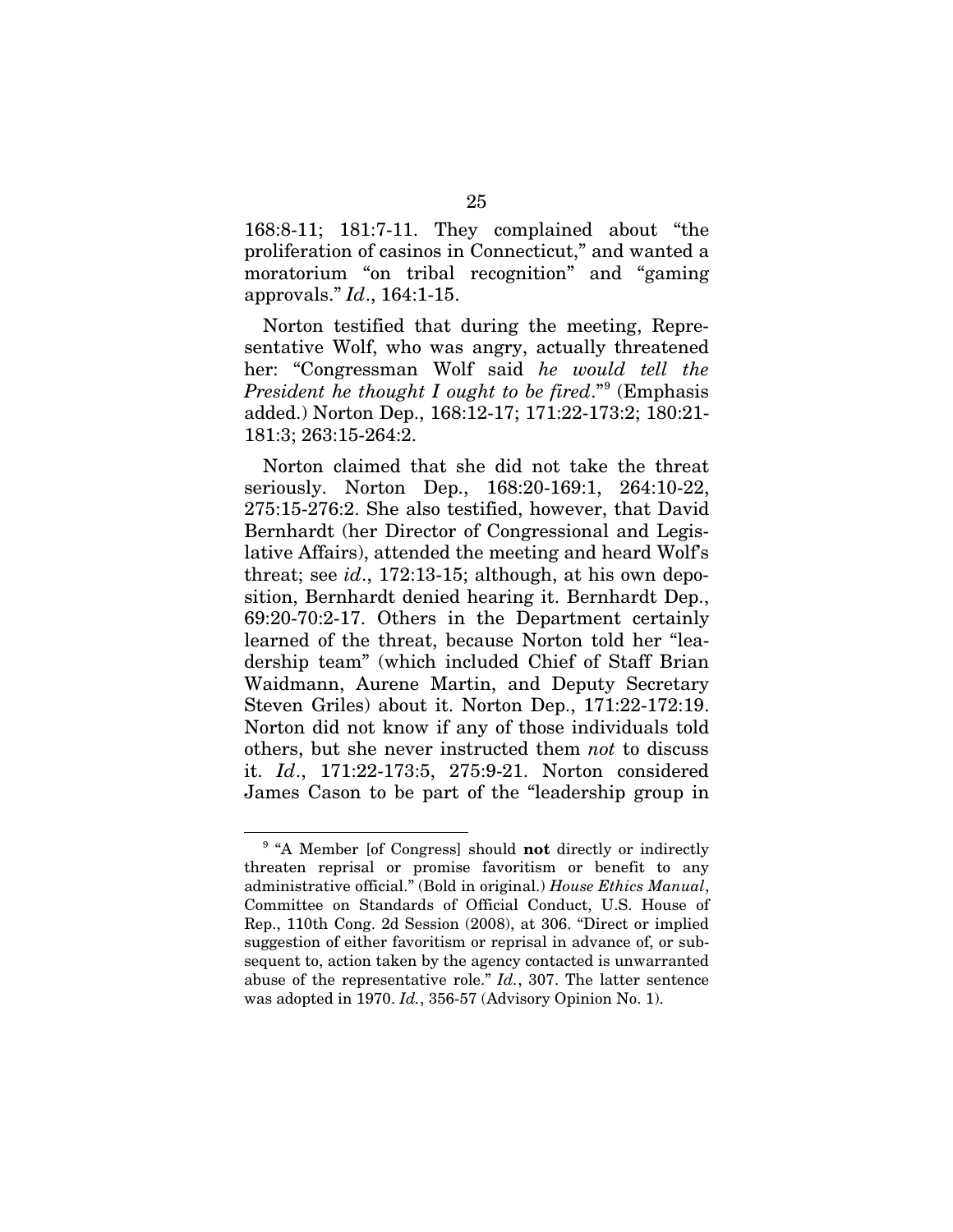168:8-11; 181:7-11. They complained about "the proliferation of casinos in Connecticut," and wanted a moratorium "on tribal recognition" and "gaming approvals." *Id*., 164:1-15.

Norton testified that during the meeting, Representative Wolf, who was angry, actually threatened her: "Congressman Wolf said *he would tell the President he thought I ought to be fired*."[9] (Emphasis added.) Norton Dep., 168:12-17; 171:22-173:2; 180:21-181:3; 263:15-264:2.

Norton claimed that she did not take the threat seriously. Norton Dep., 168:20-169:1, 264:10-22, 275:15-276:2. She also testified, however, that David Bernhardt (her Director of Congressional and Legislative Affairs), attended the meeting and heard Wolf's threat; see *id*., 172:13-15; although, at his own deposition, Bernhardt denied hearing it. Bernhardt Dep., 69:20-70:2-17. Others in the Department certainly learned of the threat, because Norton told her "leadership team" (which included Chief of Staff Brian Waidmann, Aurene Martin, and Deputy Secretary Steven Griles) about it. Norton Dep., 171:22-172:19. Norton did not know if any of those individuals told others, but she never instructed them *not* to discuss it. *Id*., 171:22-173:5, 275:9-21. Norton considered James Cason to be part of the "leadership group in

---

[9] "A Member [of Congress] should **not** directly or indirectly threaten reprisal or promise favoritism or benefit to any administrative official." (Bold in original.) *House Ethics Manual*, Committee on Standards of Official Conduct, U.S. House of Rep., 110th Cong. 2d Session (2008), at 306. "Direct or implied suggestion of either favoritism or reprisal in advance of, or subsequent to, action taken by the agency contacted is unwarranted abuse of the representative role." *Id.*, 307. The latter sentence was adopted in 1970. *Id.*, 356-57 (Advisory Opinion No. 1).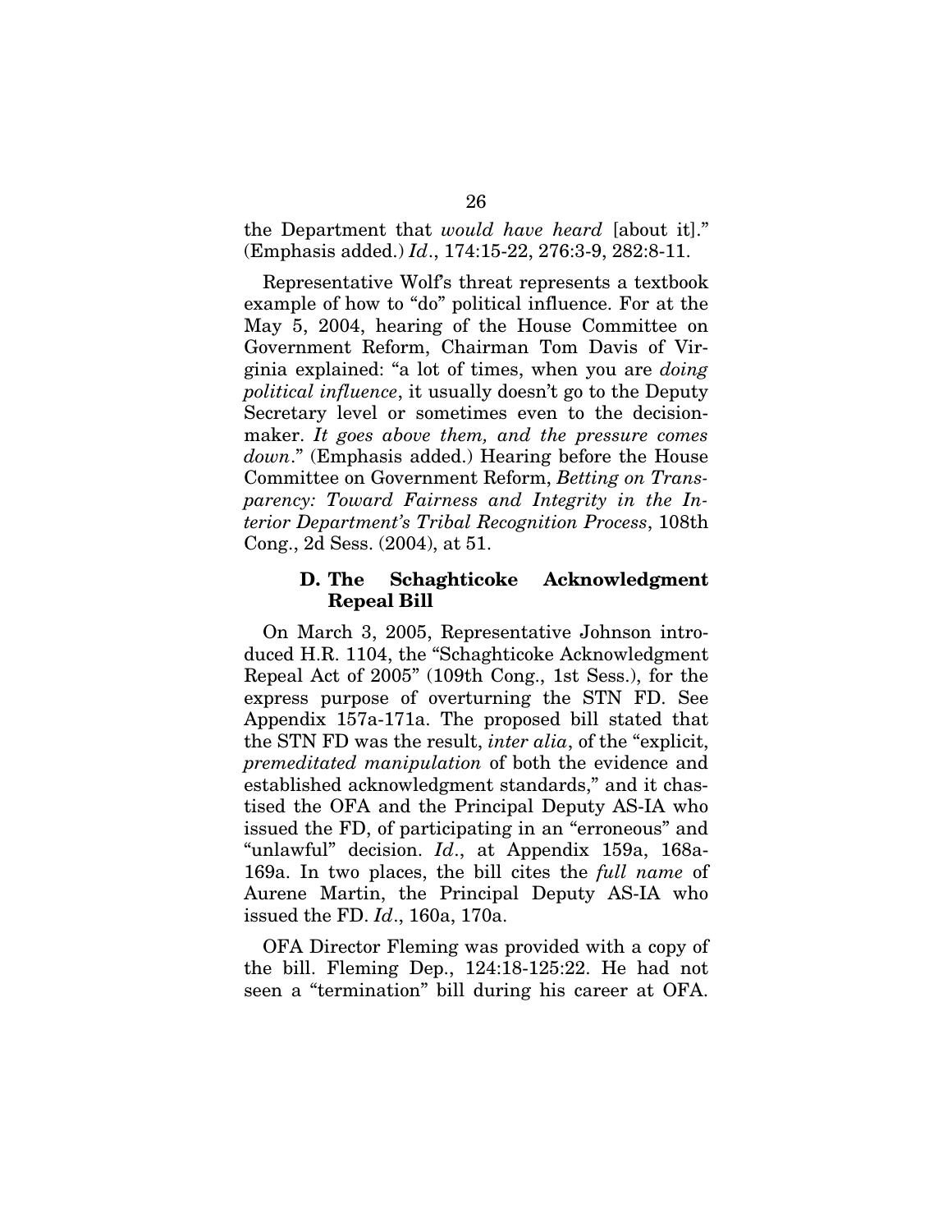the Department that *would have heard* [about it]." (Emphasis added.) *Id*., 174:15-22, 276:3-9, 282:8-11.

Representative Wolf's threat represents a textbook example of how to "do" political influence. For at the May 5, 2004, hearing of the House Committee on Government Reform, Chairman Tom Davis of Virginia explained: "a lot of times, when you are *doing political influence*, it usually doesn't go to the Deputy Secretary level or sometimes even to the decisionmaker. *It goes above them, and the pressure comes down*." (Emphasis added.) Hearing before the House Committee on Government Reform, *Betting on Transparency: Toward Fairness and Integrity in the Interior Department's Tribal Recognition Process*, 108th Cong., 2d Sess. (2004), at 51.

### D. The Schaghticoke Acknowledgment Repeal Bill

On March 3, 2005, Representative Johnson introduced H.R. 1104, the "Schaghticoke Acknowledgment Repeal Act of 2005" (109th Cong., 1st Sess.), for the express purpose of overturning the STN FD. See Appendix 157a-171a. The proposed bill stated that the STN FD was the result, *inter alia*, of the "explicit, *premeditated manipulation* of both the evidence and established acknowledgment standards," and it chastised the OFA and the Principal Deputy AS-IA who issued the FD, of participating in an "erroneous" and "unlawful" decision. *Id*., at Appendix 159a, 168a-169a. In two places, the bill cites the *full name* of Aurene Martin, the Principal Deputy AS-IA who issued the FD. *Id*., 160a, 170a.

OFA Director Fleming was provided with a copy of the bill. Fleming Dep., 124:18-125:22. He had not seen a "termination" bill during his career at OFA.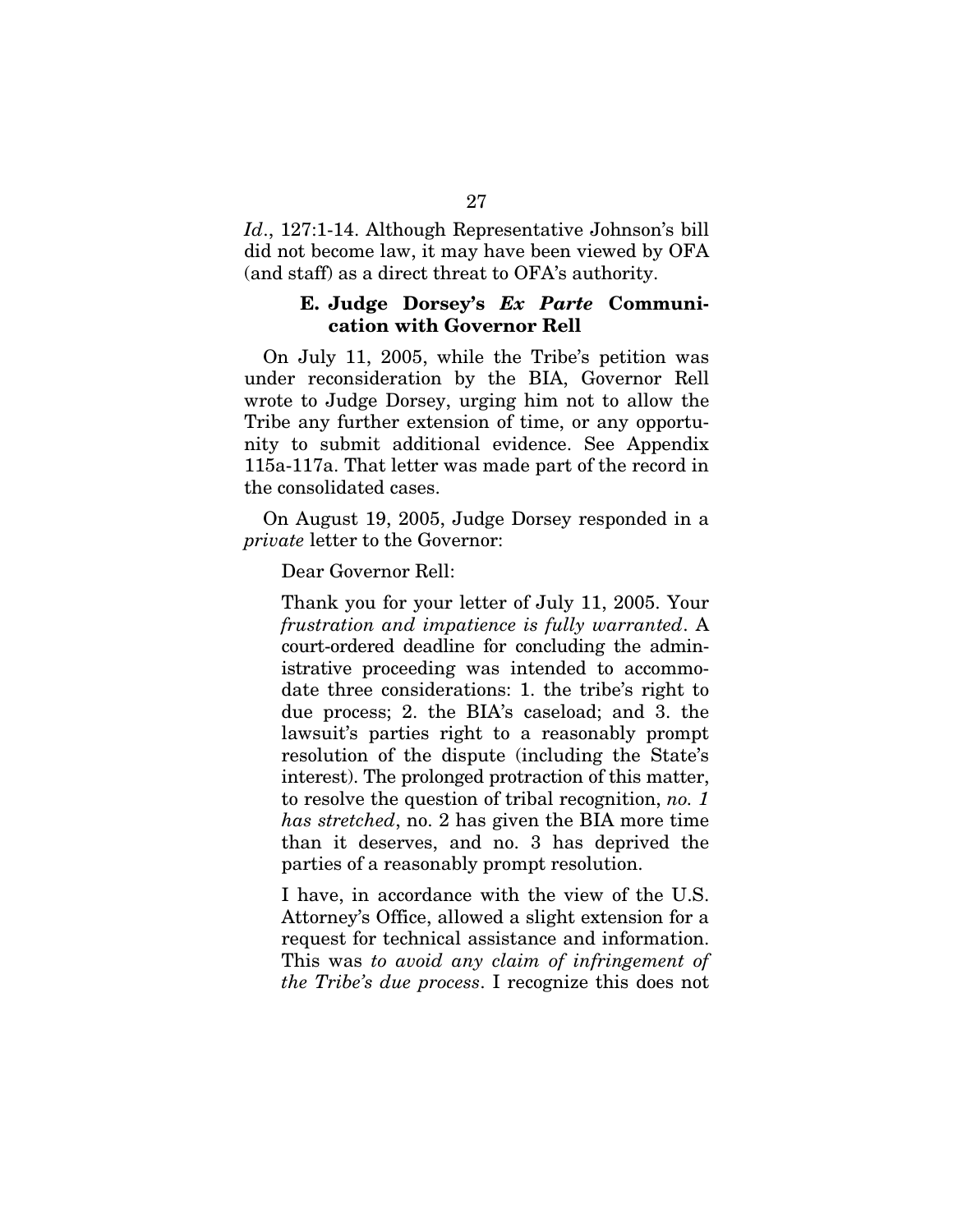*Id*., 127:1-14. Although Representative Johnson's bill did not become law, it may have been viewed by OFA (and staff) as a direct threat to OFA's authority.

### E. Judge Dorsey's *Ex Parte* Communication with Governor Rell

On July 11, 2005, while the Tribe's petition was under reconsideration by the BIA, Governor Rell wrote to Judge Dorsey, urging him not to allow the Tribe any further extension of time, or any opportunity to submit additional evidence. See Appendix 115a-117a. That letter was made part of the record in the consolidated cases.

On August 19, 2005, Judge Dorsey responded in a *private* letter to the Governor:

> Dear Governor Rell:
>
> Thank you for your letter of July 11, 2005. Your *frustration and impatience is fully warranted*. A court-ordered deadline for concluding the administrative proceeding was intended to accommodate three considerations: 1. the tribe's right to due process; 2. the BIA's caseload; and 3. the lawsuit's parties right to a reasonably prompt resolution of the dispute (including the State's interest). The prolonged protraction of this matter, to resolve the question of tribal recognition, *no. 1 has stretched*, no. 2 has given the BIA more time than it deserves, and no. 3 has deprived the parties of a reasonably prompt resolution.
>
> I have, in accordance with the view of the U.S. Attorney's Office, allowed a slight extension for a request for technical assistance and information. This was *to avoid any claim of infringement of the Tribe's due process*. I recognize this does not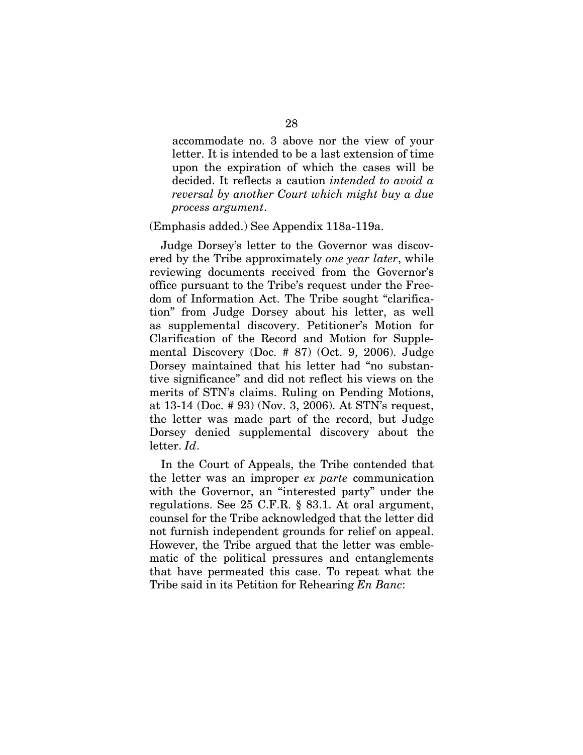> accommodate no. 3 above nor the view of your letter. It is intended to be a last extension of time upon the expiration of which the cases will be decided. It reflects a caution *intended to avoid a reversal by another Court which might buy a due process argument*.

(Emphasis added.) See Appendix 118a-119a.

Judge Dorsey's letter to the Governor was discovered by the Tribe approximately *one year later*, while reviewing documents received from the Governor's office pursuant to the Tribe's request under the Freedom of Information Act. The Tribe sought "clarification" from Judge Dorsey about his letter, as well as supplemental discovery. Petitioner's Motion for Clarification of the Record and Motion for Supplemental Discovery (Doc. # 87) (Oct. 9, 2006). Judge Dorsey maintained that his letter had "no substantive significance" and did not reflect his views on the merits of STN's claims. Ruling on Pending Motions, at 13-14 (Doc. # 93) (Nov. 3, 2006). At STN's request, the letter was made part of the record, but Judge Dorsey denied supplemental discovery about the letter. *Id*.

In the Court of Appeals, the Tribe contended that the letter was an improper *ex parte* communication with the Governor, an "interested party" under the regulations. See 25 C.F.R. § 83.1. At oral argument, counsel for the Tribe acknowledged that the letter did not furnish independent grounds for relief on appeal. However, the Tribe argued that the letter was emblematic of the political pressures and entanglements that have permeated this case. To repeat what the Tribe said in its Petition for Rehearing *En Banc*: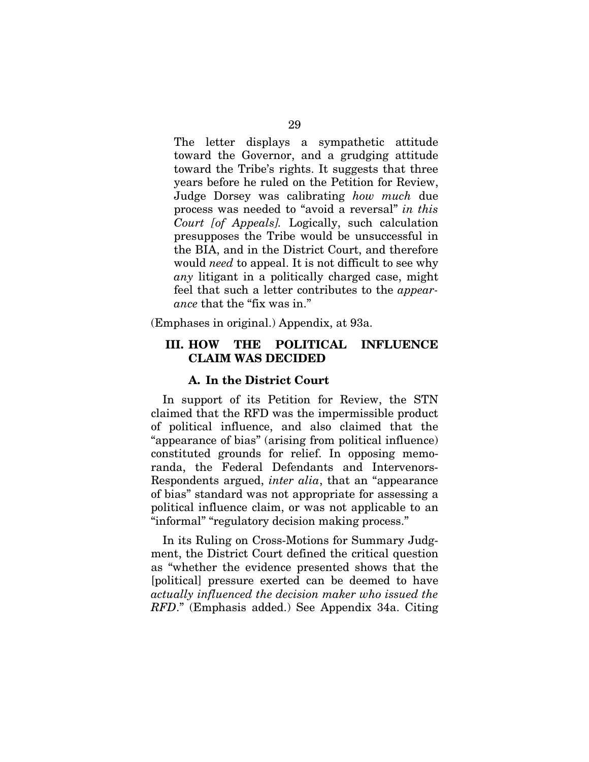> The letter displays a sympathetic attitude toward the Governor, and a grudging attitude toward the Tribe's rights. It suggests that three years before he ruled on the Petition for Review, Judge Dorsey was calibrating *how much* due process was needed to "avoid a reversal" *in this Court [of Appeals].* Logically, such calculation presupposes the Tribe would be unsuccessful in the BIA, and in the District Court, and therefore would *need* to appeal. It is not difficult to see why *any* litigant in a politically charged case, might feel that such a letter contributes to the *appearance* that the "fix was in."

(Emphases in original.) Appendix, at 93a.

## III. HOW THE POLITICAL INFLUENCE CLAIM WAS DECIDED

### A. In the District Court

In support of its Petition for Review, the STN claimed that the RFD was the impermissible product of political influence, and also claimed that the "appearance of bias" (arising from political influence) constituted grounds for relief. In opposing memoranda, the Federal Defendants and Intervenors-Respondents argued, *inter alia*, that an "appearance of bias" standard was not appropriate for assessing a political influence claim, or was not applicable to an "informal" "regulatory decision making process."

In its Ruling on Cross-Motions for Summary Judgment, the District Court defined the critical question as "whether the evidence presented shows that the [political] pressure exerted can be deemed to have *actually influenced the decision maker who issued the RFD*." (Emphasis added.) See Appendix 34a. Citing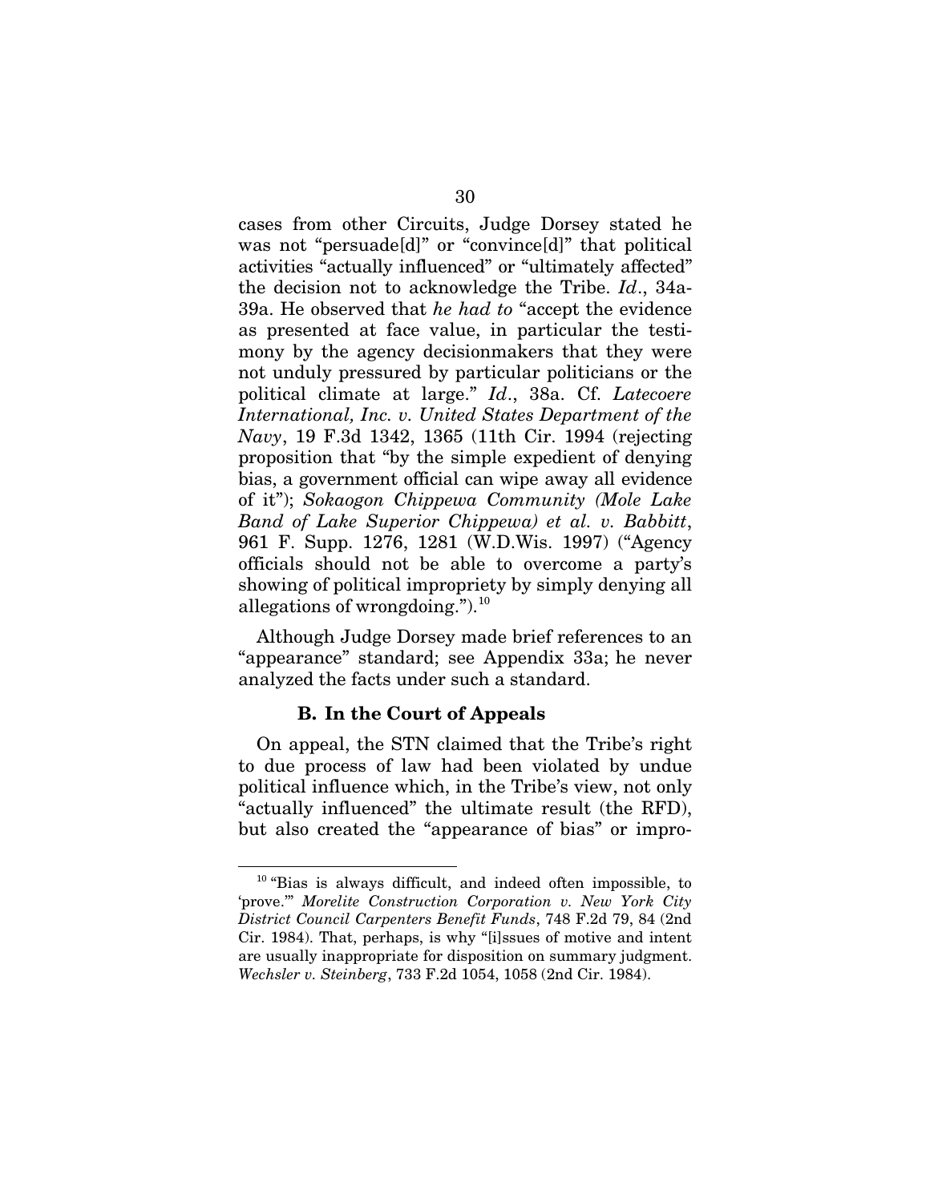cases from other Circuits, Judge Dorsey stated he was not "persuade[d]" or "convince[d]" that political activities "actually influenced" or "ultimately affected" the decision not to acknowledge the Tribe. *Id*., 34a-39a. He observed that *he had to* "accept the evidence as presented at face value, in particular the testimony by the agency decisionmakers that they were not unduly pressured by particular politicians or the political climate at large." *Id*., 38a. Cf. *Latecoere International, Inc. v. United States Department of the Navy*, 19 F.3d 1342, 1365 (11th Cir. 1994 (rejecting proposition that "by the simple expedient of denying bias, a government official can wipe away all evidence of it"); *Sokaogon Chippewa Community (Mole Lake Band of Lake Superior Chippewa) et al. v. Babbitt*, 961 F. Supp. 1276, 1281 (W.D.Wis. 1997) ("Agency officials should not be able to overcome a party's showing of political impropriety by simply denying all allegations of wrongdoing.").[10]

Although Judge Dorsey made brief references to an "appearance" standard; see Appendix 33a; he never analyzed the facts under such a standard.

### B. In the Court of Appeals

On appeal, the STN claimed that the Tribe's right to due process of law had been violated by undue political influence which, in the Tribe's view, not only "actually influenced" the ultimate result (the RFD), but also created the "appearance of bias" or impro-

---

[10] "Bias is always difficult, and indeed often impossible, to 'prove.'" *Morelite Construction Corporation v. New York City District Council Carpenters Benefit Funds*, 748 F.2d 79, 84 (2nd Cir. 1984). That, perhaps, is why "[i]ssues of motive and intent are usually inappropriate for disposition on summary judgment. *Wechsler v. Steinberg*, 733 F.2d 1054, 1058 (2nd Cir. 1984).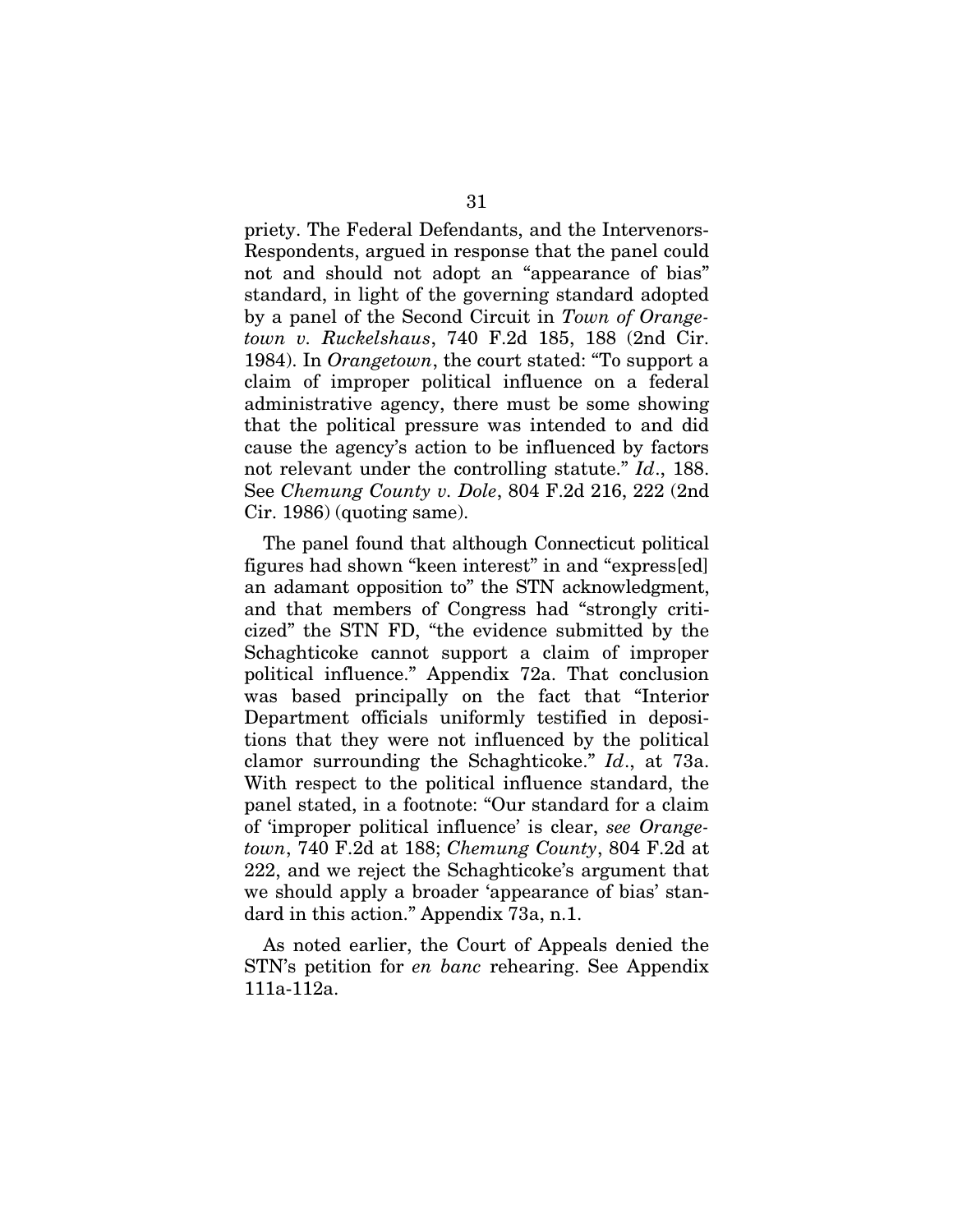priety. The Federal Defendants, and the Intervenors-Respondents, argued in response that the panel could not and should not adopt an "appearance of bias" standard, in light of the governing standard adopted by a panel of the Second Circuit in *Town of Orangetown v. Ruckelshaus*, 740 F.2d 185, 188 (2nd Cir. 1984). In *Orangetown*, the court stated: "To support a claim of improper political influence on a federal administrative agency, there must be some showing that the political pressure was intended to and did cause the agency's action to be influenced by factors not relevant under the controlling statute." *Id*., 188. See *Chemung County v. Dole*, 804 F.2d 216, 222 (2nd Cir. 1986) (quoting same).

The panel found that although Connecticut political figures had shown "keen interest" in and "express[ed] an adamant opposition to" the STN acknowledgment, and that members of Congress had "strongly criticized" the STN FD, "the evidence submitted by the Schaghticoke cannot support a claim of improper political influence." Appendix 72a. That conclusion was based principally on the fact that "Interior Department officials uniformly testified in depositions that they were not influenced by the political clamor surrounding the Schaghticoke." *Id*., at 73a. With respect to the political influence standard, the panel stated, in a footnote: "Our standard for a claim of 'improper political influence' is clear, *see Orangetown*, 740 F.2d at 188; *Chemung County*, 804 F.2d at 222, and we reject the Schaghticoke's argument that we should apply a broader 'appearance of bias' standard in this action." Appendix 73a, n.1.

As noted earlier, the Court of Appeals denied the STN's petition for *en banc* rehearing. See Appendix 111a-112a.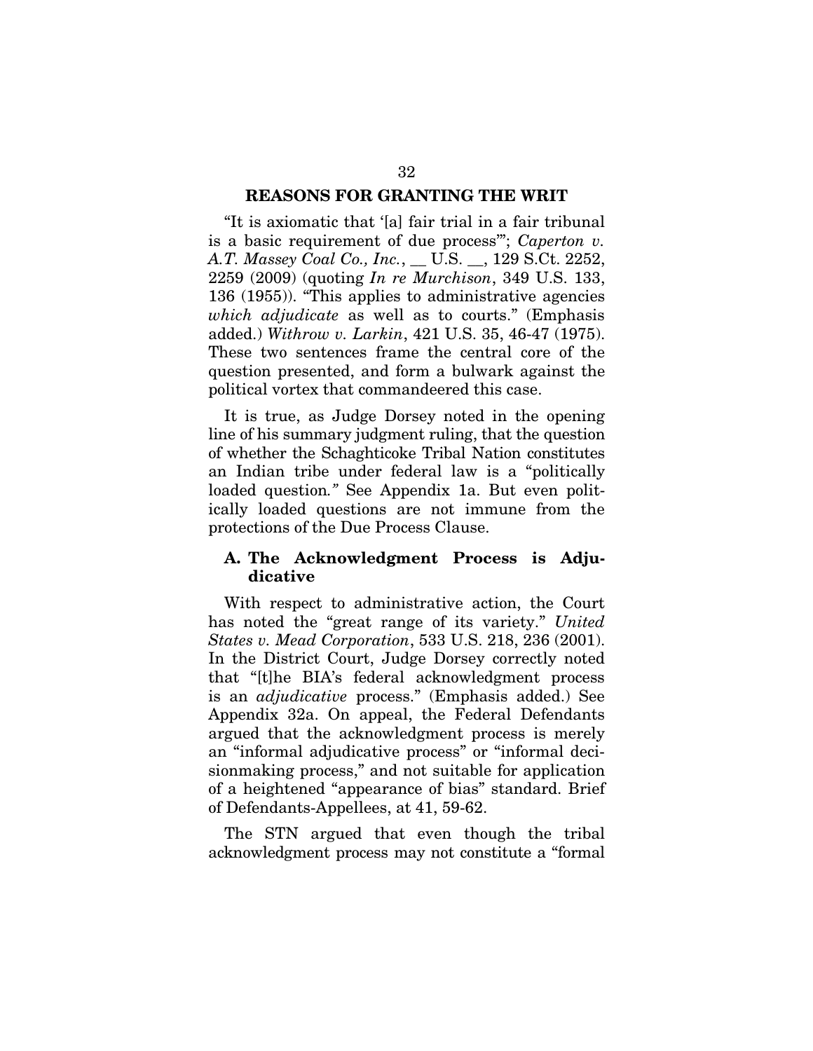## REASONS FOR GRANTING THE WRIT

"It is axiomatic that '[a] fair trial in a fair tribunal is a basic requirement of due process'"; *Caperton v. A.T. Massey Coal Co., Inc.*, __ U.S. __, 129 S.Ct. 2252, 2259 (2009) (quoting *In re Murchison*, 349 U.S. 133, 136 (1955)). "This applies to administrative agencies *which adjudicate* as well as to courts." (Emphasis added.) *Withrow v. Larkin*, 421 U.S. 35, 46-47 (1975). These two sentences frame the central core of the question presented, and form a bulwark against the political vortex that commandeered this case.

It is true, as Judge Dorsey noted in the opening line of his summary judgment ruling, that the question of whether the Schaghticoke Tribal Nation constitutes an Indian tribe under federal law is a "politically loaded question." See Appendix 1a. But even politically loaded questions are not immune from the protections of the Due Process Clause.

### A. The Acknowledgment Process is Adjudicative

With respect to administrative action, the Court has noted the "great range of its variety." *United States v. Mead Corporation*, 533 U.S. 218, 236 (2001). In the District Court, Judge Dorsey correctly noted that "[t]he BIA's federal acknowledgment process is an *adjudicative* process." (Emphasis added.) See Appendix 32a. On appeal, the Federal Defendants argued that the acknowledgment process is merely an "informal adjudicative process" or "informal decisionmaking process," and not suitable for application of a heightened "appearance of bias" standard. Brief of Defendants-Appellees, at 41, 59-62.

The STN argued that even though the tribal acknowledgment process may not constitute a "formal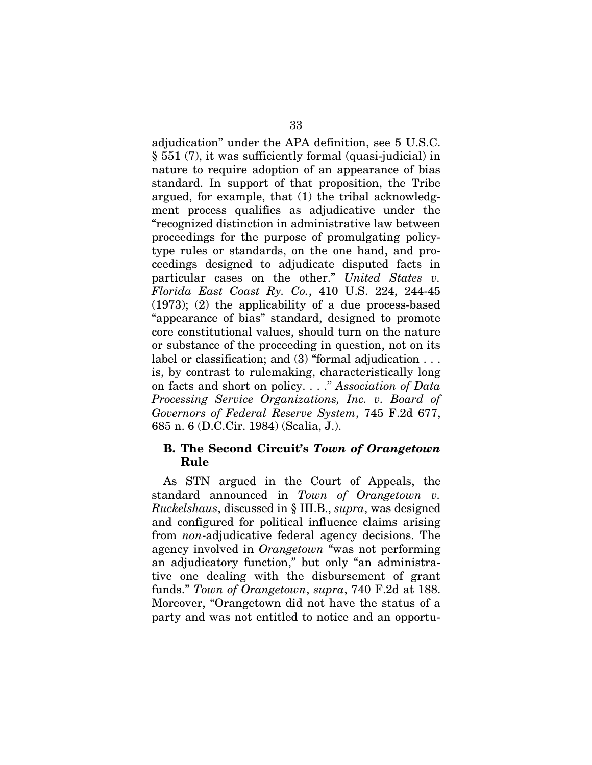adjudication" under the APA definition, see 5 U.S.C. § 551 (7), it was sufficiently formal (quasi-judicial) in nature to require adoption of an appearance of bias standard. In support of that proposition, the Tribe argued, for example, that (1) the tribal acknowledgment process qualifies as adjudicative under the "recognized distinction in administrative law between proceedings for the purpose of promulgating policy-type rules or standards, on the one hand, and proceedings designed to adjudicate disputed facts in particular cases on the other." *United States v. Florida East Coast Ry. Co.*, 410 U.S. 224, 244-45 (1973); (2) the applicability of a due process-based "appearance of bias" standard, designed to promote core constitutional values, should turn on the nature or substance of the proceeding in question, not on its label or classification; and (3) "formal adjudication . . . is, by contrast to rulemaking, characteristically long on facts and short on policy. . . ." *Association of Data Processing Service Organizations, Inc. v. Board of Governors of Federal Reserve System*, 745 F.2d 677, 685 n. 6 (D.C.Cir. 1984) (Scalia, J.).

### B. The Second Circuit's *Town of Orangetown* Rule

As STN argued in the Court of Appeals, the standard announced in *Town of Orangetown v. Ruckelshaus*, discussed in § III.B., *supra*, was designed and configured for political influence claims arising from *non*-adjudicative federal agency decisions. The agency involved in *Orangetown* "was not performing an adjudicatory function," but only "an administrative one dealing with the disbursement of grant funds." *Town of Orangetown*, *supra*, 740 F.2d at 188. Moreover, "Orangetown did not have the status of a party and was not entitled to notice and an opportu-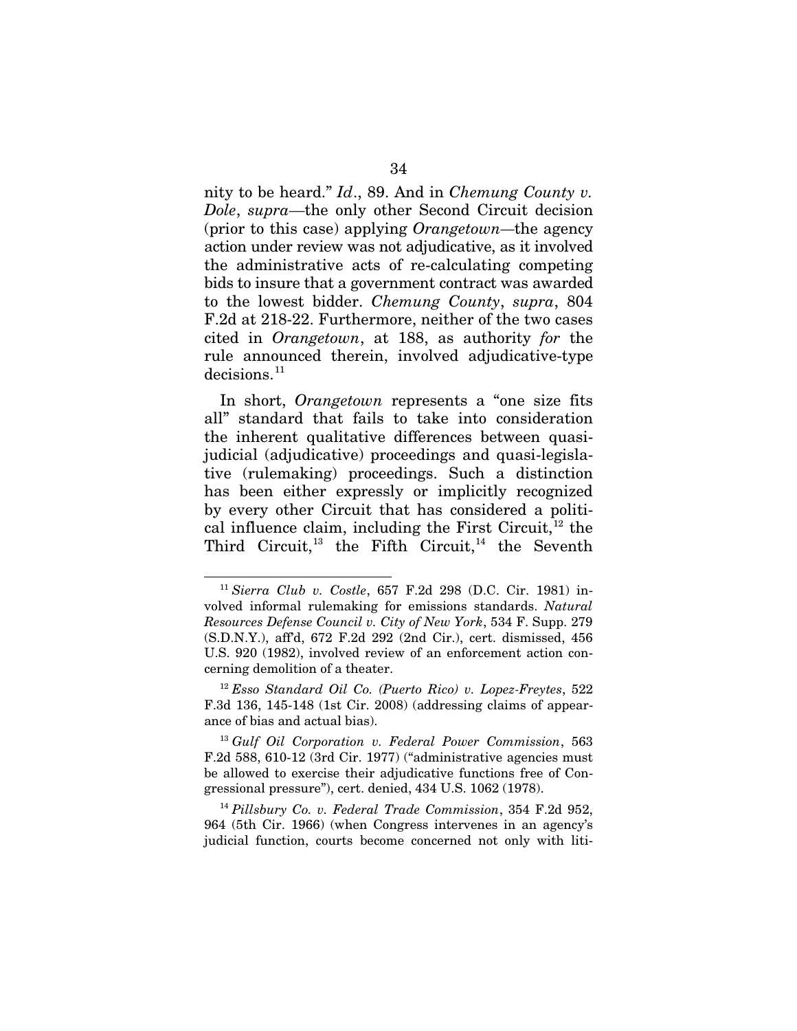nity to be heard." *Id*., 89. And in *Chemung County v. Dole*, *supra*—the only other Second Circuit decision (prior to this case) applying *Orangetown*—the agency action under review was not adjudicative, as it involved the administrative acts of re-calculating competing bids to insure that a government contract was awarded to the lowest bidder. *Chemung County*, *supra*, 804 F.2d at 218-22. Furthermore, neither of the two cases cited in *Orangetown*, at 188, as authority *for* the rule announced therein, involved adjudicative-type decisions.[11]

In short, *Orangetown* represents a "one size fits all" standard that fails to take into consideration the inherent qualitative differences between quasi-judicial (adjudicative) proceedings and quasi-legislative (rulemaking) proceedings. Such a distinction has been either expressly or implicitly recognized by every other Circuit that has considered a political influence claim, including the First Circuit,[12] the Third Circuit,[13] the Fifth Circuit,[14] the Seventh

---

[11] *Sierra Club v. Costle*, 657 F.2d 298 (D.C. Cir. 1981) involved informal rulemaking for emissions standards. *Natural Resources Defense Council v. City of New York*, 534 F. Supp. 279 (S.D.N.Y.), aff'd, 672 F.2d 292 (2nd Cir.), cert. dismissed, 456 U.S. 920 (1982), involved review of an enforcement action concerning demolition of a theater.

[12] *Esso Standard Oil Co. (Puerto Rico) v. Lopez-Freytes*, 522 F.3d 136, 145-148 (1st Cir. 2008) (addressing claims of appearance of bias and actual bias).

[13] *Gulf Oil Corporation v. Federal Power Commission*, 563 F.2d 588, 610-12 (3rd Cir. 1977) ("administrative agencies must be allowed to exercise their adjudicative functions free of Congressional pressure"), cert. denied, 434 U.S. 1062 (1978).

[14] *Pillsbury Co. v. Federal Trade Commission*, 354 F.2d 952, 964 (5th Cir. 1966) (when Congress intervenes in an agency's judicial function, courts become concerned not only with liti-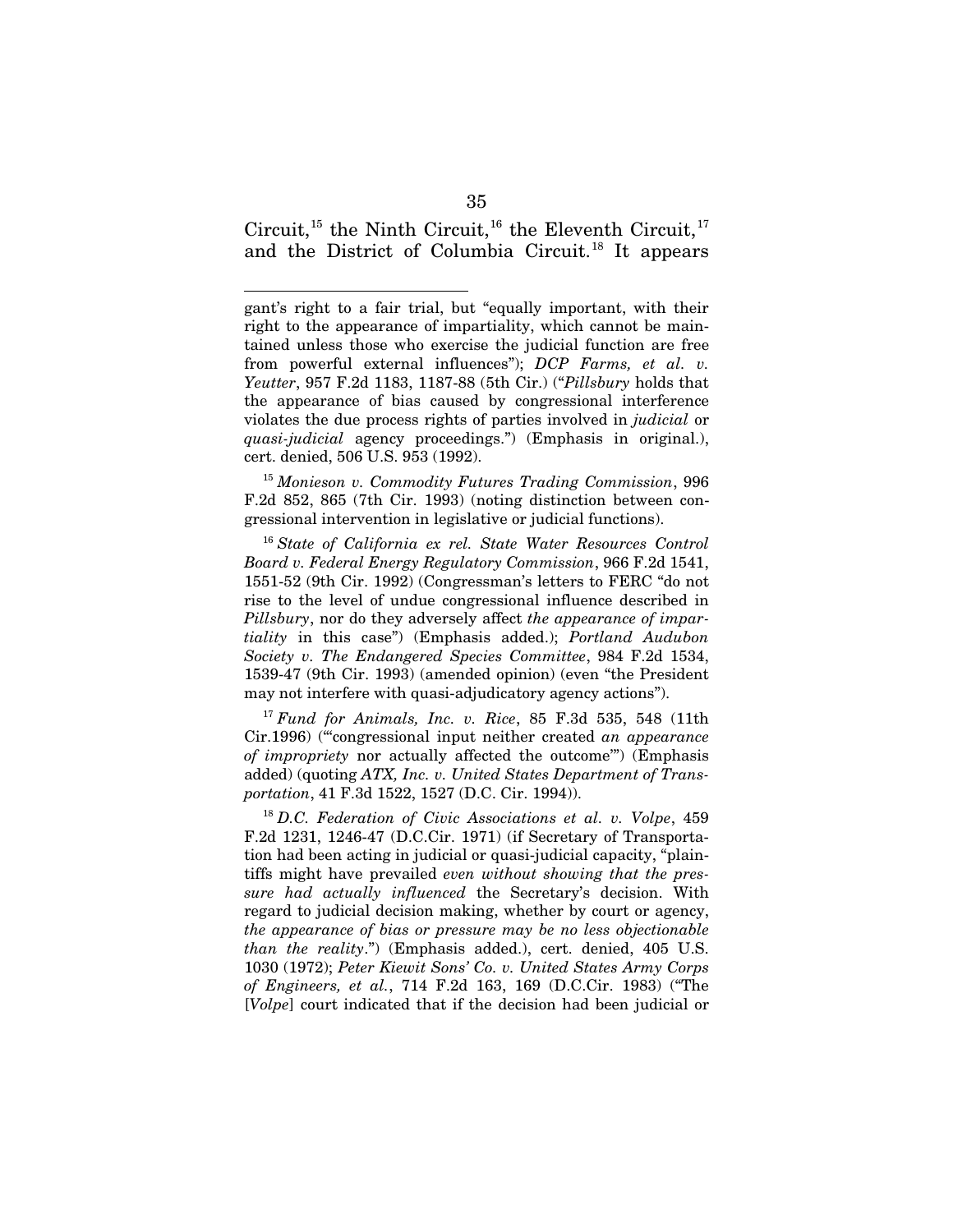Circuit,[15] the Ninth Circuit,[16] the Eleventh Circuit,[17] and the District of Columbia Circuit.[18] It appears

---

gant's right to a fair trial, but "equally important, with their right to the appearance of impartiality, which cannot be maintained unless those who exercise the judicial function are free from powerful external influences"); *DCP Farms, et al. v. Yeutter*, 957 F.2d 1183, 1187-88 (5th Cir.) ("*Pillsbury* holds that the appearance of bias caused by congressional interference violates the due process rights of parties involved in *judicial* or *quasi-judicial* agency proceedings.") (Emphasis in original.), cert. denied, 506 U.S. 953 (1992).

[15] *Monieson v. Commodity Futures Trading Commission*, 996 F.2d 852, 865 (7th Cir. 1993) (noting distinction between congressional intervention in legislative or judicial functions).

[16] *State of California ex rel. State Water Resources Control Board v. Federal Energy Regulatory Commission*, 966 F.2d 1541, 1551-52 (9th Cir. 1992) (Congressman's letters to FERC "do not rise to the level of undue congressional influence described in *Pillsbury*, nor do they adversely affect *the appearance of impartiality* in this case") (Emphasis added.); *Portland Audubon Society v. The Endangered Species Committee*, 984 F.2d 1534, 1539-47 (9th Cir. 1993) (amended opinion) (even "the President may not interfere with quasi-adjudicatory agency actions").

[17] *Fund for Animals, Inc. v. Rice*, 85 F.3d 535, 548 (11th Cir.1996) ("'congressional input neither created *an appearance of impropriety* nor actually affected the outcome'") (Emphasis added) (quoting *ATX, Inc. v. United States Department of Transportation*, 41 F.3d 1522, 1527 (D.C. Cir. 1994)).

[18] *D.C. Federation of Civic Associations et al. v. Volpe*, 459 F.2d 1231, 1246-47 (D.C.Cir. 1971) (if Secretary of Transportation had been acting in judicial or quasi-judicial capacity, "plaintiffs might have prevailed *even without showing that the pressure had actually influenced* the Secretary's decision. With regard to judicial decision making, whether by court or agency, *the appearance of bias or pressure may be no less objectionable than the reality*.") (Emphasis added.), cert. denied, 405 U.S. 1030 (1972); *Peter Kiewit Sons' Co. v. United States Army Corps of Engineers, et al.*, 714 F.2d 163, 169 (D.C.Cir. 1983) ("The [*Volpe*] court indicated that if the decision had been judicial or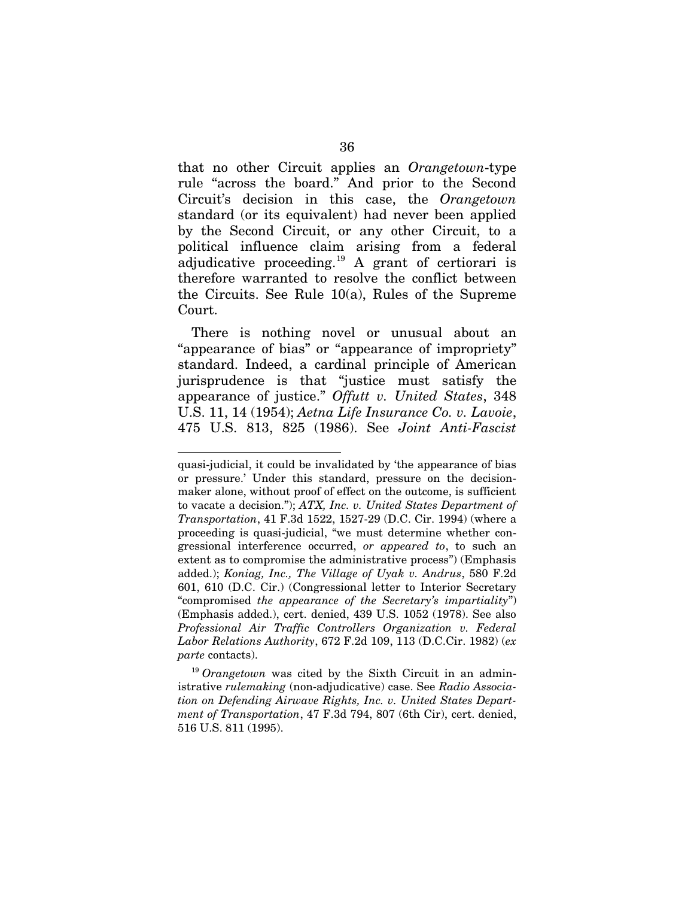that no other Circuit applies an *Orangetown*-type rule "across the board." And prior to the Second Circuit's decision in this case, the *Orangetown* standard (or its equivalent) had never been applied by the Second Circuit, or any other Circuit, to a political influence claim arising from a federal adjudicative proceeding.[19] A grant of certiorari is therefore warranted to resolve the conflict between the Circuits. See Rule 10(a), Rules of the Supreme Court.

There is nothing novel or unusual about an "appearance of bias" or "appearance of impropriety" standard. Indeed, a cardinal principle of American jurisprudence is that "justice must satisfy the appearance of justice." *Offutt v. United States*, 348 U.S. 11, 14 (1954); *Aetna Life Insurance Co. v. Lavoie*, 475 U.S. 813, 825 (1986). See *Joint Anti-Fascist*

---

quasi-judicial, it could be invalidated by 'the appearance of bias or pressure.' Under this standard, pressure on the decision-maker alone, without proof of effect on the outcome, is sufficient to vacate a decision."); *ATX, Inc. v. United States Department of Transportation*, 41 F.3d 1522, 1527-29 (D.C. Cir. 1994) (where a proceeding is quasi-judicial, "we must determine whether congressional interference occurred, *or appeared to*, to such an extent as to compromise the administrative process") (Emphasis added.); *Koniag, Inc., The Village of Uyak v. Andrus*, 580 F.2d 601, 610 (D.C. Cir.) (Congressional letter to Interior Secretary "compromised *the appearance of the Secretary's impartiality*") (Emphasis added.), cert. denied, 439 U.S. 1052 (1978). See also *Professional Air Traffic Controllers Organization v. Federal Labor Relations Authority*, 672 F.2d 109, 113 (D.C.Cir. 1982) (*ex parte* contacts).

[19] *Orangetown* was cited by the Sixth Circuit in an administrative *rulemaking* (non-adjudicative) case. See *Radio Association on Defending Airwave Rights, Inc. v. United States Department of Transportation*, 47 F.3d 794, 807 (6th Cir), cert. denied, 516 U.S. 811 (1995).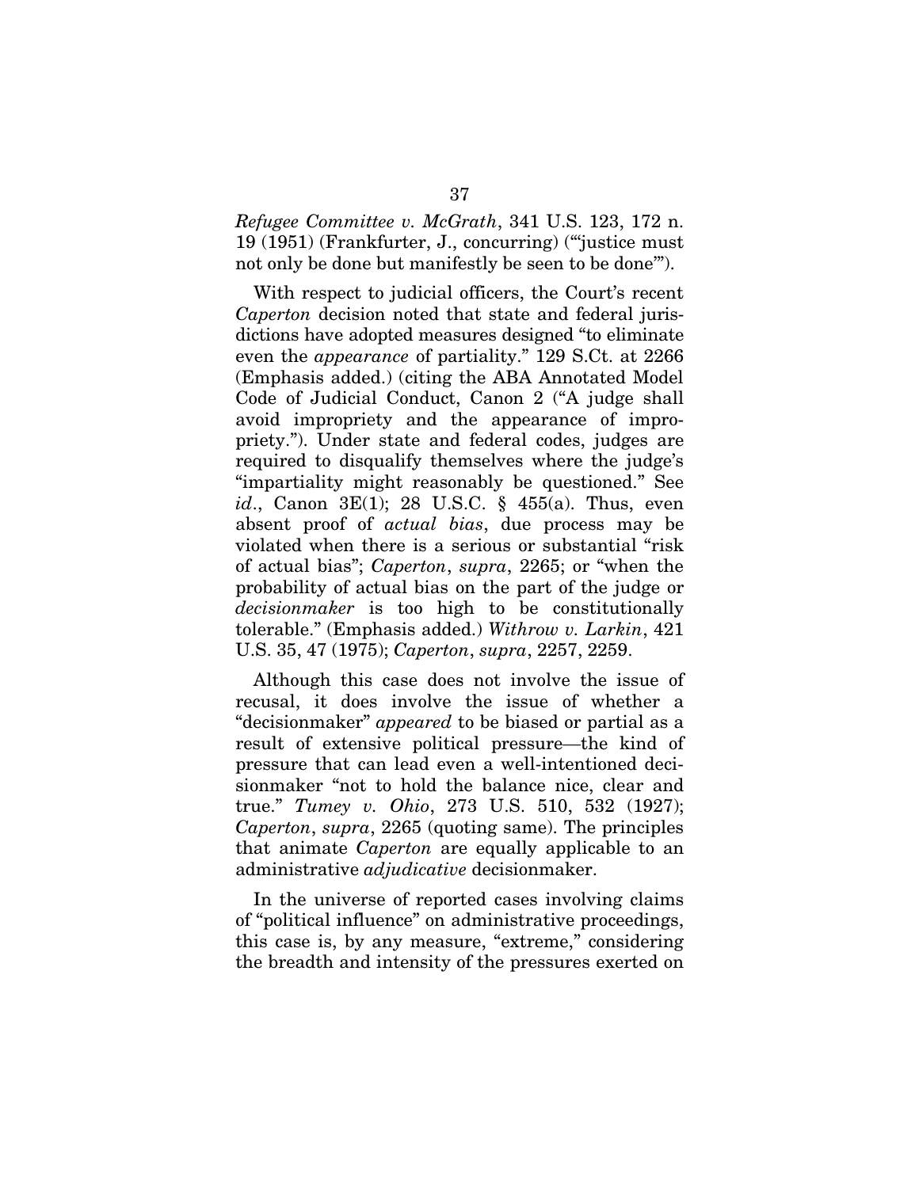*Refugee Committee v. McGrath*, 341 U.S. 123, 172 n. 19 (1951) (Frankfurter, J., concurring) ("'justice must not only be done but manifestly be seen to be done'").

With respect to judicial officers, the Court's recent *Caperton* decision noted that state and federal jurisdictions have adopted measures designed "to eliminate even the *appearance* of partiality." 129 S.Ct. at 2266 (Emphasis added.) (citing the ABA Annotated Model Code of Judicial Conduct, Canon 2 ("A judge shall avoid impropriety and the appearance of impropriety."). Under state and federal codes, judges are required to disqualify themselves where the judge's "impartiality might reasonably be questioned." See *id*., Canon 3E(1); 28 U.S.C. § 455(a). Thus, even absent proof of *actual bias*, due process may be violated when there is a serious or substantial "risk of actual bias"; *Caperton*, *supra*, 2265; or "when the probability of actual bias on the part of the judge or *decisionmaker* is too high to be constitutionally tolerable." (Emphasis added.) *Withrow v. Larkin*, 421 U.S. 35, 47 (1975); *Caperton*, *supra*, 2257, 2259.

Although this case does not involve the issue of recusal, it does involve the issue of whether a "decisionmaker" *appeared* to be biased or partial as a result of extensive political pressure—the kind of pressure that can lead even a well-intentioned decisionmaker "not to hold the balance nice, clear and true." *Tumey v. Ohio*, 273 U.S. 510, 532 (1927); *Caperton*, *supra*, 2265 (quoting same). The principles that animate *Caperton* are equally applicable to an administrative *adjudicative* decisionmaker.

In the universe of reported cases involving claims of "political influence" on administrative proceedings, this case is, by any measure, "extreme," considering the breadth and intensity of the pressures exerted on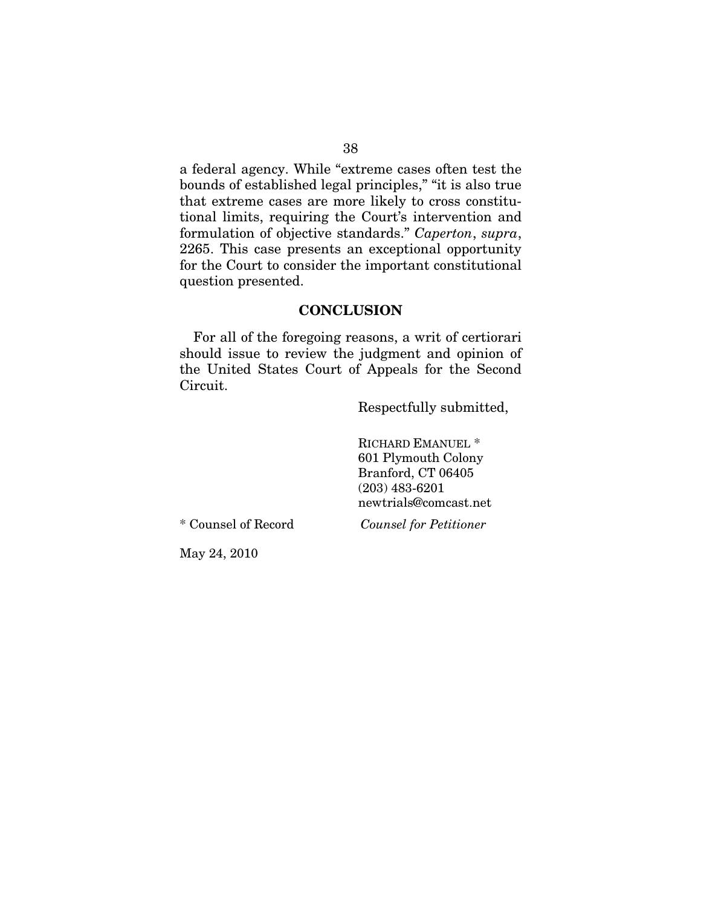a federal agency. While "extreme cases often test the bounds of established legal principles," "it is also true that extreme cases are more likely to cross constitutional limits, requiring the Court's intervention and formulation of objective standards." *Caperton*, *supra*, 2265. This case presents an exceptional opportunity for the Court to consider the important constitutional question presented.

## CONCLUSION

For all of the foregoing reasons, a writ of certiorari should issue to review the judgment and opinion of the United States Court of Appeals for the Second Circuit.

Respectfully submitted,

RICHARD EMANUEL *
601 Plymouth Colony
Branford, CT 06405
(203) 483-6201
newtrials@comcast.net

* Counsel of Record

*Counsel for Petitioner*

May 24, 2010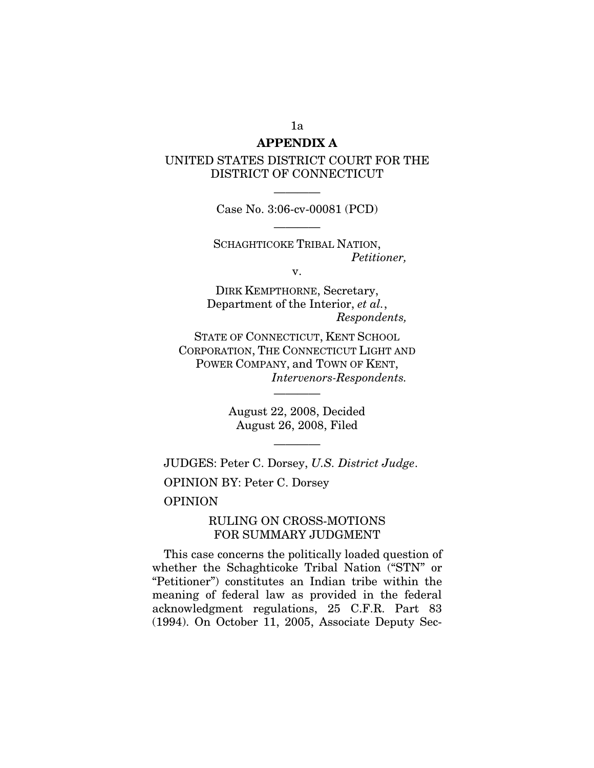## APPENDIX A

UNITED STATES DISTRICT COURT FOR THE DISTRICT OF CONNECTICUT

---

Case No. 3:06-cv-00081 (PCD)

---

SCHAGHTICOKE TRIBAL NATION,
*Petitioner,*

v.

DIRK KEMPTHORNE, Secretary, Department of the Interior, *et al.*,
*Respondents,*

STATE OF CONNECTICUT, KENT SCHOOL CORPORATION, THE CONNECTICUT LIGHT AND POWER COMPANY, and TOWN OF KENT,
*Intervenors-Respondents.*

---

August 22, 2008, Decided
August 26, 2008, Filed

---

JUDGES: Peter C. Dorsey, *U.S. District Judge*.

OPINION BY: Peter C. Dorsey

OPINION

RULING ON CROSS-MOTIONS FOR SUMMARY JUDGMENT

This case concerns the politically loaded question of whether the Schaghticoke Tribal Nation ("STN" or "Petitioner") constitutes an Indian tribe within the meaning of federal law as provided in the federal acknowledgment regulations, 25 C.F.R. Part 83 (1994). On October 11, 2005, Associate Deputy Sec-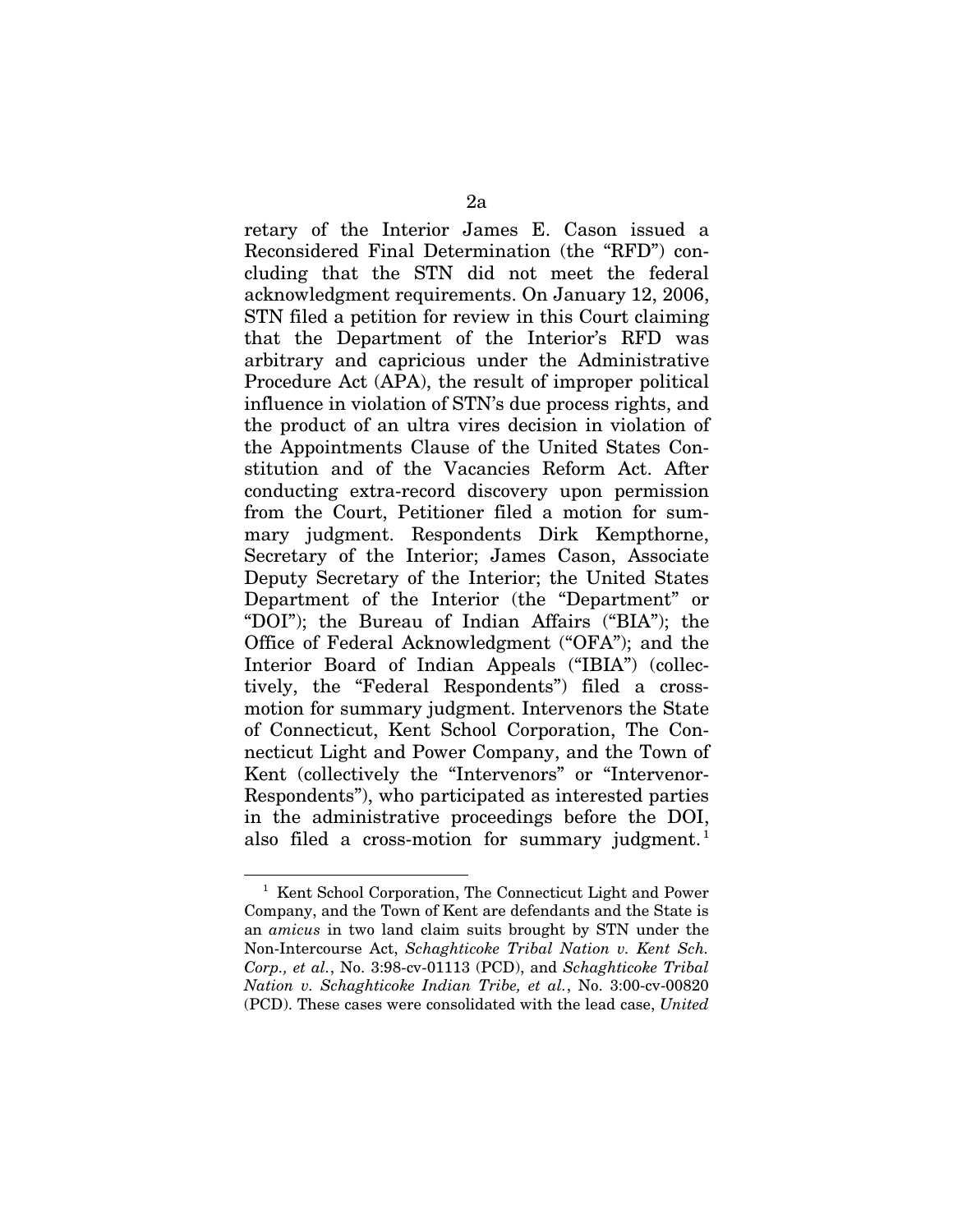retary of the Interior James E. Cason issued a Reconsidered Final Determination (the "RFD") concluding that the STN did not meet the federal acknowledgment requirements. On January 12, 2006, STN filed a petition for review in this Court claiming that the Department of the Interior's RFD was arbitrary and capricious under the Administrative Procedure Act (APA), the result of improper political influence in violation of STN's due process rights, and the product of an ultra vires decision in violation of the Appointments Clause of the United States Constitution and of the Vacancies Reform Act. After conducting extra-record discovery upon permission from the Court, Petitioner filed a motion for summary judgment. Respondents Dirk Kempthorne, Secretary of the Interior; James Cason, Associate Deputy Secretary of the Interior; the United States Department of the Interior (the "Department" or "DOI"); the Bureau of Indian Affairs ("BIA"); the Office of Federal Acknowledgment ("OFA"); and the Interior Board of Indian Appeals ("IBIA") (collectively, the "Federal Respondents") filed a cross-motion for summary judgment. Intervenors the State of Connecticut, Kent School Corporation, The Connecticut Light and Power Company, and the Town of Kent (collectively the "Intervenors" or "Intervenor-Respondents"), who participated as interested parties in the administrative proceedings before the DOI, also filed a cross-motion for summary judgment.[1]

[1] Kent School Corporation, The Connecticut Light and Power Company, and the Town of Kent are defendants and the State is an *amicus* in two land claim suits brought by STN under the Non-Intercourse Act, *Schaghticoke Tribal Nation v. Kent Sch. Corp., et al.*, No. 3:98-cv-01113 (PCD), and *Schaghticoke Tribal Nation v. Schaghticoke Indian Tribe, et al.*, No. 3:00-cv-00820 (PCD). These cases were consolidated with the lead case, *United*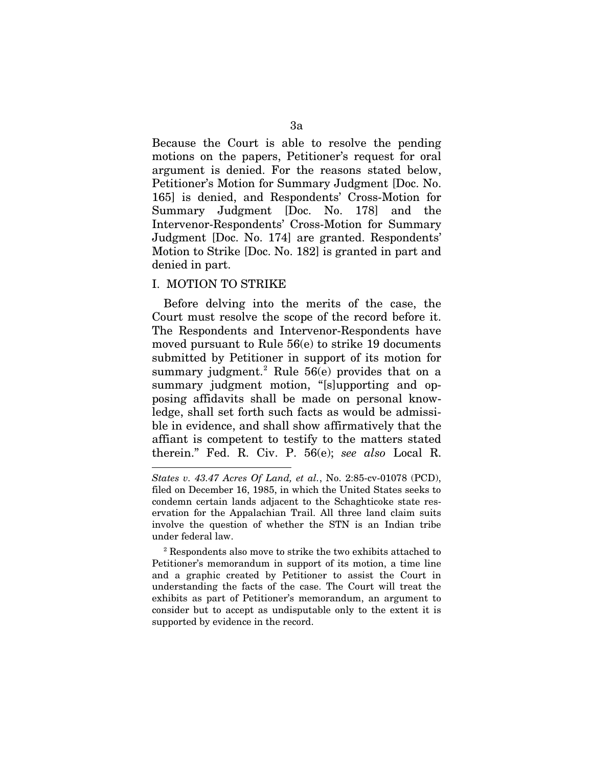Because the Court is able to resolve the pending motions on the papers, Petitioner's request for oral argument is denied. For the reasons stated below, Petitioner's Motion for Summary Judgment [Doc. No. 165] is denied, and Respondents' Cross-Motion for Summary Judgment [Doc. No. 178] and the Intervenor-Respondents' Cross-Motion for Summary Judgment [Doc. No. 174] are granted. Respondents' Motion to Strike [Doc. No. 182] is granted in part and denied in part.

## I. MOTION TO STRIKE

Before delving into the merits of the case, the Court must resolve the scope of the record before it. The Respondents and Intervenor-Respondents have moved pursuant to Rule 56(e) to strike 19 documents submitted by Petitioner in support of its motion for summary judgment.[2] Rule 56(e) provides that on a summary judgment motion, "[s]upporting and opposing affidavits shall be made on personal knowledge, shall set forth such facts as would be admissible in evidence, and shall show affirmatively that the affiant is competent to testify to the matters stated therein." Fed. R. Civ. P. 56(e); *see also* Local R.

---

*States v. 43.47 Acres Of Land, et al.*, No. 2:85-cv-01078 (PCD), filed on December 16, 1985, in which the United States seeks to condemn certain lands adjacent to the Schaghticoke state reservation for the Appalachian Trail. All three land claim suits involve the question of whether the STN is an Indian tribe under federal law.

[2] Respondents also move to strike the two exhibits attached to Petitioner's memorandum in support of its motion, a time line and a graphic created by Petitioner to assist the Court in understanding the facts of the case. The Court will treat the exhibits as part of Petitioner's memorandum, an argument to consider but to accept as undisputable only to the extent it is supported by evidence in the record.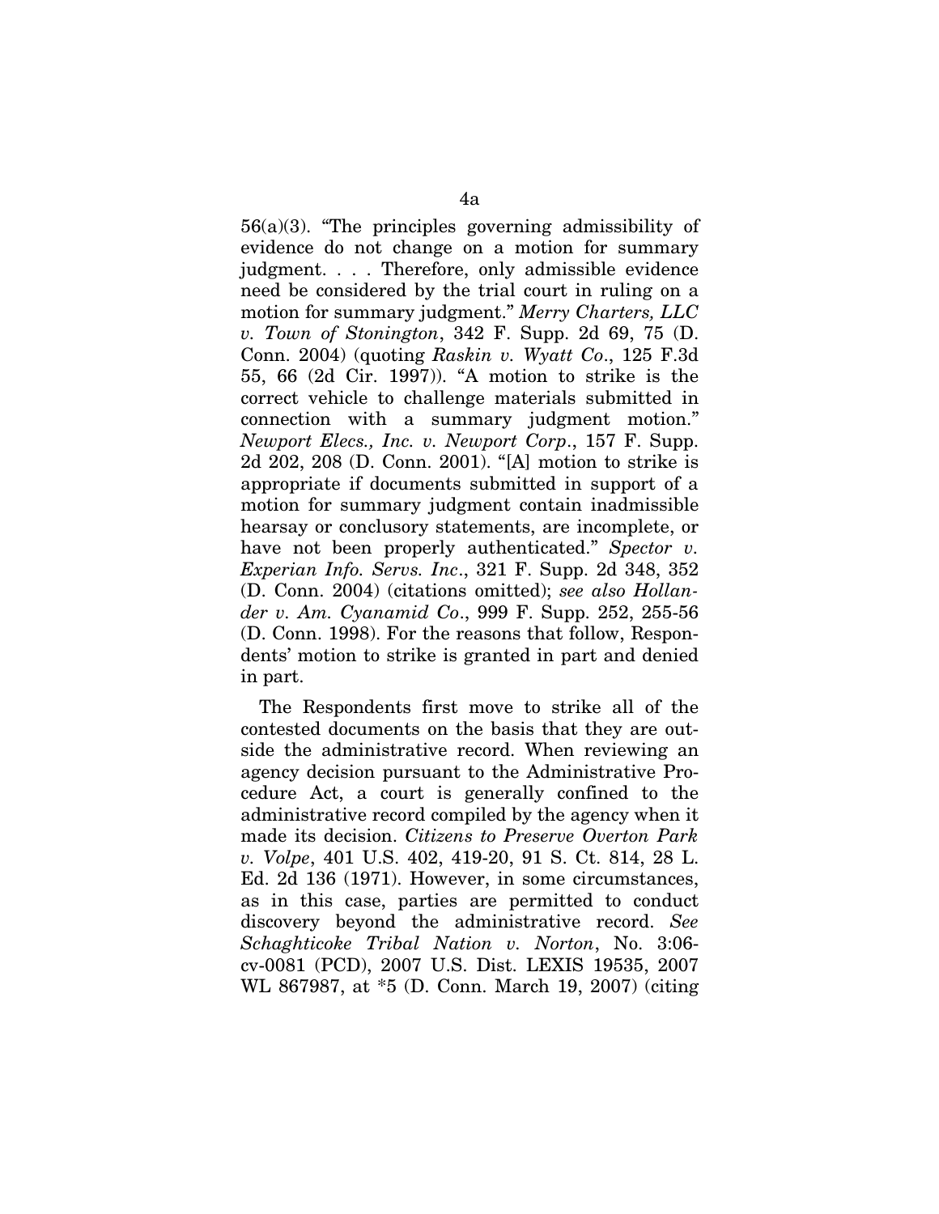56(a)(3). "The principles governing admissibility of evidence do not change on a motion for summary judgment. . . . Therefore, only admissible evidence need be considered by the trial court in ruling on a motion for summary judgment." *Merry Charters, LLC v. Town of Stonington*, 342 F. Supp. 2d 69, 75 (D. Conn. 2004) (quoting *Raskin v. Wyatt Co*., 125 F.3d 55, 66 (2d Cir. 1997)). "A motion to strike is the correct vehicle to challenge materials submitted in connection with a summary judgment motion." *Newport Elecs., Inc. v. Newport Corp*., 157 F. Supp. 2d 202, 208 (D. Conn. 2001). "[A] motion to strike is appropriate if documents submitted in support of a motion for summary judgment contain inadmissible hearsay or conclusory statements, are incomplete, or have not been properly authenticated." *Spector v. Experian Info. Servs. Inc*., 321 F. Supp. 2d 348, 352 (D. Conn. 2004) (citations omitted); *see also Hollander v. Am. Cyanamid Co*., 999 F. Supp. 252, 255-56 (D. Conn. 1998). For the reasons that follow, Respondents' motion to strike is granted in part and denied in part.

The Respondents first move to strike all of the contested documents on the basis that they are outside the administrative record. When reviewing an agency decision pursuant to the Administrative Procedure Act, a court is generally confined to the administrative record compiled by the agency when it made its decision. *Citizens to Preserve Overton Park v. Volpe*, 401 U.S. 402, 419-20, 91 S. Ct. 814, 28 L. Ed. 2d 136 (1971). However, in some circumstances, as in this case, parties are permitted to conduct discovery beyond the administrative record. *See Schaghticoke Tribal Nation v. Norton*, No. 3:06-cv-0081 (PCD), 2007 U.S. Dist. LEXIS 19535, 2007 WL 867987, at *5 (D. Conn. March 19, 2007) (citing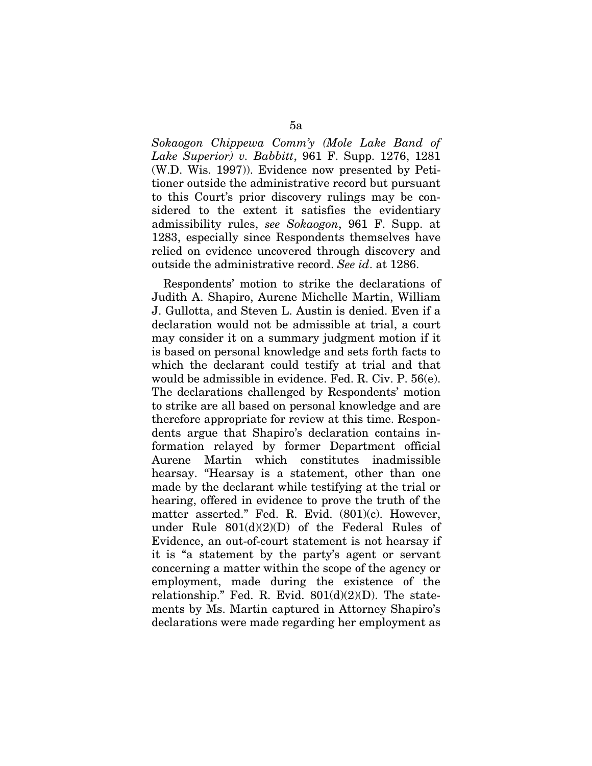*Sokaogon Chippewa Comm'y (Mole Lake Band of Lake Superior) v. Babbitt*, 961 F. Supp. 1276, 1281 (W.D. Wis. 1997)). Evidence now presented by Petitioner outside the administrative record but pursuant to this Court's prior discovery rulings may be considered to the extent it satisfies the evidentiary admissibility rules, *see Sokaogon*, 961 F. Supp. at 1283, especially since Respondents themselves have relied on evidence uncovered through discovery and outside the administrative record. *See id*. at 1286.

Respondents' motion to strike the declarations of Judith A. Shapiro, Aurene Michelle Martin, William J. Gullotta, and Steven L. Austin is denied. Even if a declaration would not be admissible at trial, a court may consider it on a summary judgment motion if it is based on personal knowledge and sets forth facts to which the declarant could testify at trial and that would be admissible in evidence. Fed. R. Civ. P. 56(e). The declarations challenged by Respondents' motion to strike are all based on personal knowledge and are therefore appropriate for review at this time. Respondents argue that Shapiro's declaration contains information relayed by former Department official Aurene Martin which constitutes inadmissible hearsay. "Hearsay is a statement, other than one made by the declarant while testifying at the trial or hearing, offered in evidence to prove the truth of the matter asserted." Fed. R. Evid. (801)(c). However, under Rule 801(d)(2)(D) of the Federal Rules of Evidence, an out-of-court statement is not hearsay if it is "a statement by the party's agent or servant concerning a matter within the scope of the agency or employment, made during the existence of the relationship." Fed. R. Evid. 801(d)(2)(D). The statements by Ms. Martin captured in Attorney Shapiro's declarations were made regarding her employment as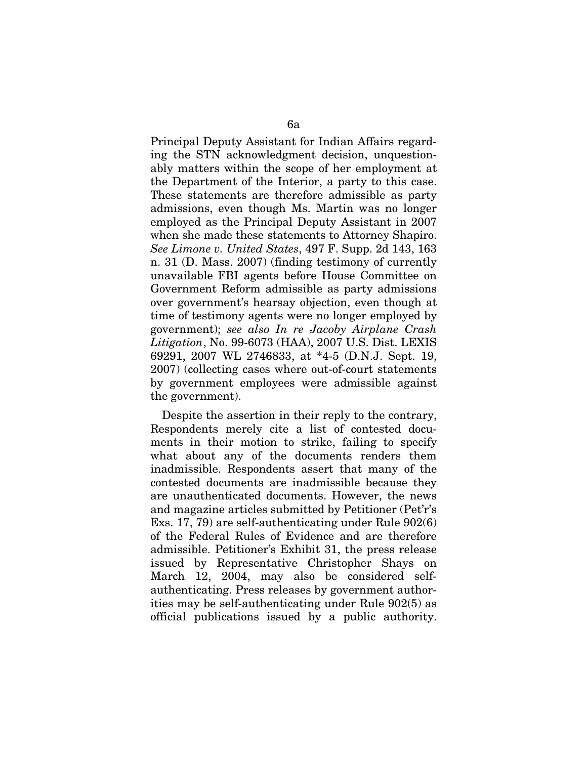Principal Deputy Assistant for Indian Affairs regarding the STN acknowledgment decision, unquestionably matters within the scope of her employment at the Department of the Interior, a party to this case. These statements are therefore admissible as party admissions, even though Ms. Martin was no longer employed as the Principal Deputy Assistant in 2007 when she made these statements to Attorney Shapiro. *See Limone v. United States*, 497 F. Supp. 2d 143, 163 n. 31 (D. Mass. 2007) (finding testimony of currently unavailable FBI agents before House Committee on Government Reform admissible as party admissions over government's hearsay objection, even though at time of testimony agents were no longer employed by government); *see also In re Jacoby Airplane Crash Litigation*, No. 99-6073 (HAA), 2007 U.S. Dist. LEXIS 69291, 2007 WL 2746833, at *4-5 (D.N.J. Sept. 19, 2007) (collecting cases where out-of-court statements by government employees were admissible against the government).

Despite the assertion in their reply to the contrary, Respondents merely cite a list of contested documents in their motion to strike, failing to specify what about any of the documents renders them inadmissible. Respondents assert that many of the contested documents are inadmissible because they are unauthenticated documents. However, the news and magazine articles submitted by Petitioner (Pet'r's Exs. 17, 79) are self-authenticating under Rule 902(6) of the Federal Rules of Evidence and are therefore admissible. Petitioner's Exhibit 31, the press release issued by Representative Christopher Shays on March 12, 2004, may also be considered self-authenticating. Press releases by government authorities may be self-authenticating under Rule 902(5) as official publications issued by a public authority.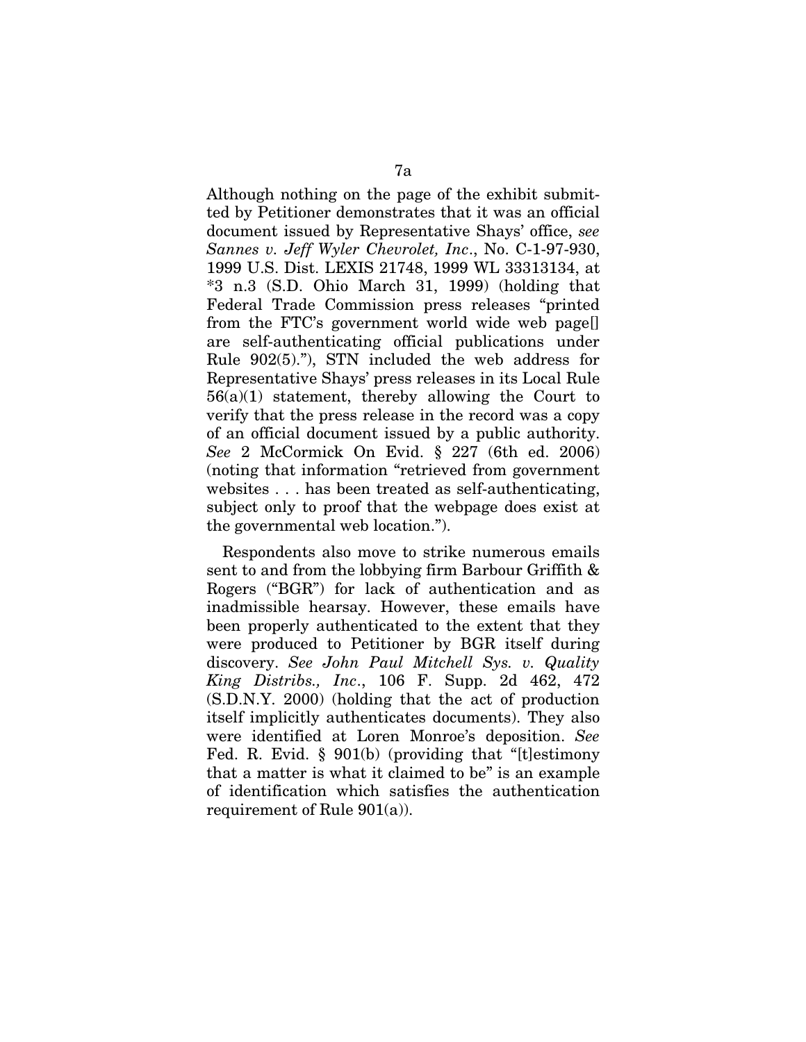Although nothing on the page of the exhibit submitted by Petitioner demonstrates that it was an official document issued by Representative Shays' office, *see Sannes v. Jeff Wyler Chevrolet, Inc*., No. C-1-97-930, 1999 U.S. Dist. LEXIS 21748, 1999 WL 33313134, at *3 n.3 (S.D. Ohio March 31, 1999) (holding that Federal Trade Commission press releases "printed from the FTC's government world wide web page[] are self-authenticating official publications under Rule 902(5)."), STN included the web address for Representative Shays' press releases in its Local Rule 56(a)(1) statement, thereby allowing the Court to verify that the press release in the record was a copy of an official document issued by a public authority. *See* 2 McCormick On Evid. § 227 (6th ed. 2006) (noting that information "retrieved from government websites . . . has been treated as self-authenticating, subject only to proof that the webpage does exist at the governmental web location.").

Respondents also move to strike numerous emails sent to and from the lobbying firm Barbour Griffith & Rogers ("BGR") for lack of authentication and as inadmissible hearsay. However, these emails have been properly authenticated to the extent that they were produced to Petitioner by BGR itself during discovery. *See John Paul Mitchell Sys. v. Quality King Distribs., Inc*., 106 F. Supp. 2d 462, 472 (S.D.N.Y. 2000) (holding that the act of production itself implicitly authenticates documents). They also were identified at Loren Monroe's deposition. *See* Fed. R. Evid. § 901(b) (providing that "[t]estimony that a matter is what it claimed to be" is an example of identification which satisfies the authentication requirement of Rule 901(a)).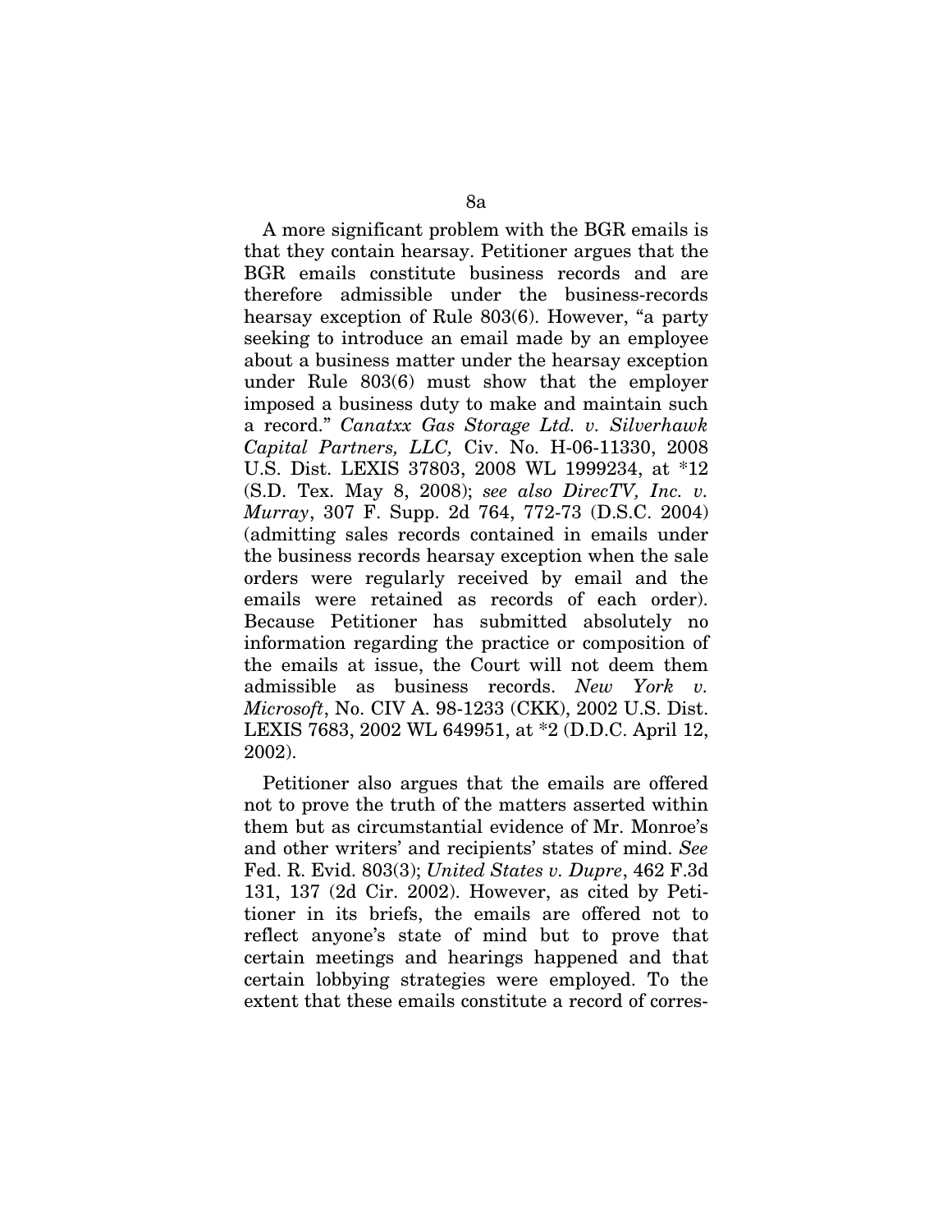A more significant problem with the BGR emails is that they contain hearsay. Petitioner argues that the BGR emails constitute business records and are therefore admissible under the business-records hearsay exception of Rule 803(6). However, "a party seeking to introduce an email made by an employee about a business matter under the hearsay exception under Rule 803(6) must show that the employer imposed a business duty to make and maintain such a record." *Canatxx Gas Storage Ltd. v. Silverhawk Capital Partners, LLC,* Civ. No. H-06-11330, 2008 U.S. Dist. LEXIS 37803, 2008 WL 1999234, at *12 (S.D. Tex. May 8, 2008); *see also DirecTV, Inc. v. Murray*, 307 F. Supp. 2d 764, 772-73 (D.S.C. 2004) (admitting sales records contained in emails under the business records hearsay exception when the sale orders were regularly received by email and the emails were retained as records of each order). Because Petitioner has submitted absolutely no information regarding the practice or composition of the emails at issue, the Court will not deem them admissible as business records. *New York v. Microsoft*, No. CIV A. 98-1233 (CKK), 2002 U.S. Dist. LEXIS 7683, 2002 WL 649951, at *2 (D.D.C. April 12, 2002).

Petitioner also argues that the emails are offered not to prove the truth of the matters asserted within them but as circumstantial evidence of Mr. Monroe's and other writers' and recipients' states of mind. *See* Fed. R. Evid. 803(3); *United States v. Dupre*, 462 F.3d 131, 137 (2d Cir. 2002). However, as cited by Petitioner in its briefs, the emails are offered not to reflect anyone's state of mind but to prove that certain meetings and hearings happened and that certain lobbying strategies were employed. To the extent that these emails constitute a record of corres-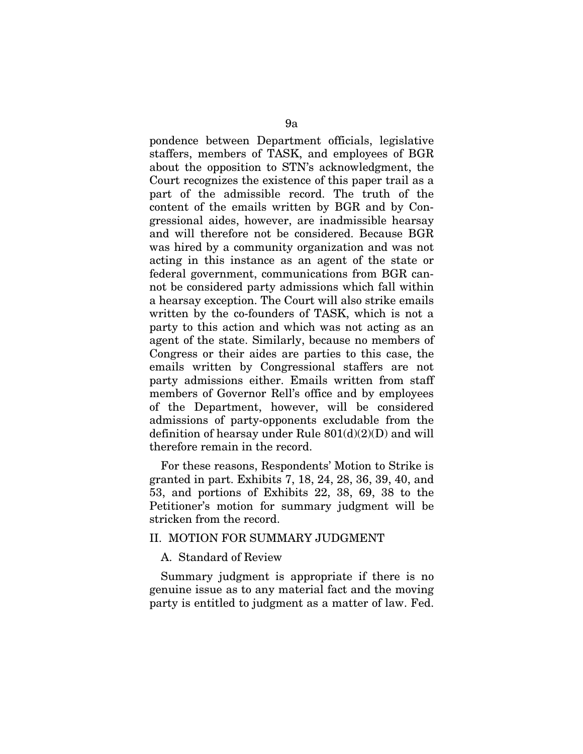pondence between Department officials, legislative staffers, members of TASK, and employees of BGR about the opposition to STN's acknowledgment, the Court recognizes the existence of this paper trail as a part of the admissible record. The truth of the content of the emails written by BGR and by Congressional aides, however, are inadmissible hearsay and will therefore not be considered. Because BGR was hired by a community organization and was not acting in this instance as an agent of the state or federal government, communications from BGR cannot be considered party admissions which fall within a hearsay exception. The Court will also strike emails written by the co-founders of TASK, which is not a party to this action and which was not acting as an agent of the state. Similarly, because no members of Congress or their aides are parties to this case, the emails written by Congressional staffers are not party admissions either. Emails written from staff members of Governor Rell's office and by employees of the Department, however, will be considered admissions of party-opponents excludable from the definition of hearsay under Rule 801(d)(2)(D) and will therefore remain in the record.

For these reasons, Respondents' Motion to Strike is granted in part. Exhibits 7, 18, 24, 28, 36, 39, 40, and 53, and portions of Exhibits 22, 38, 69, 38 to the Petitioner's motion for summary judgment will be stricken from the record.

## II. MOTION FOR SUMMARY JUDGMENT

### A. Standard of Review

Summary judgment is appropriate if there is no genuine issue as to any material fact and the moving party is entitled to judgment as a matter of law. Fed.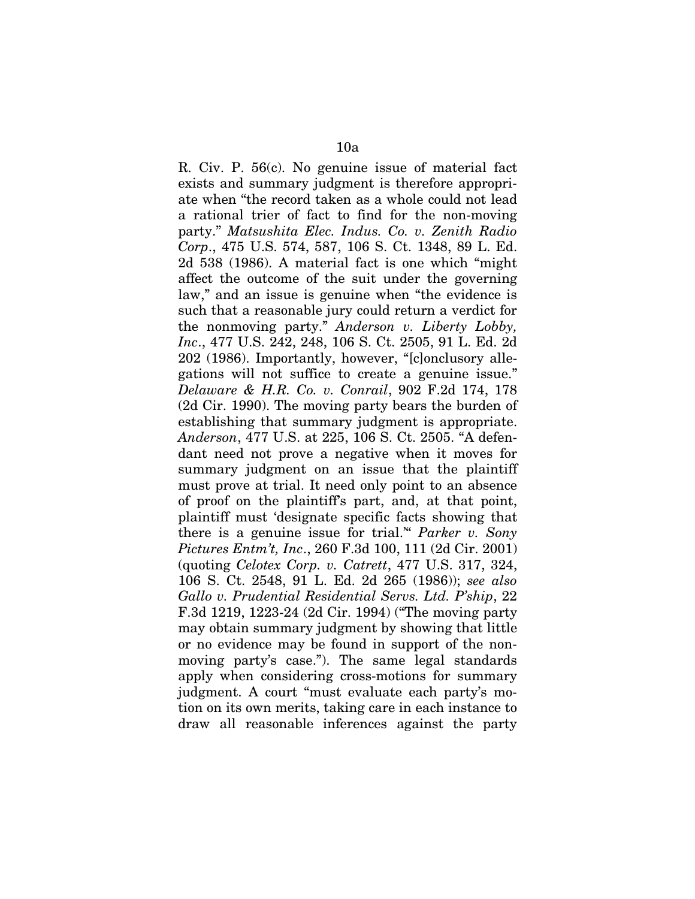R. Civ. P. 56(c). No genuine issue of material fact exists and summary judgment is therefore appropriate when "the record taken as a whole could not lead a rational trier of fact to find for the non-moving party." *Matsushita Elec. Indus. Co. v. Zenith Radio Corp*., 475 U.S. 574, 587, 106 S. Ct. 1348, 89 L. Ed. 2d 538 (1986). A material fact is one which "might affect the outcome of the suit under the governing law," and an issue is genuine when "the evidence is such that a reasonable jury could return a verdict for the nonmoving party." *Anderson v. Liberty Lobby, Inc*., 477 U.S. 242, 248, 106 S. Ct. 2505, 91 L. Ed. 2d 202 (1986). Importantly, however, "[c]onclusory allegations will not suffice to create a genuine issue." *Delaware & H.R. Co. v. Conrail*, 902 F.2d 174, 178 (2d Cir. 1990). The moving party bears the burden of establishing that summary judgment is appropriate. *Anderson*, 477 U.S. at 225, 106 S. Ct. 2505. "A defendant need not prove a negative when it moves for summary judgment on an issue that the plaintiff must prove at trial. It need only point to an absence of proof on the plaintiff's part, and, at that point, plaintiff must 'designate specific facts showing that there is a genuine issue for trial.'" *Parker v. Sony Pictures Entm't, Inc*., 260 F.3d 100, 111 (2d Cir. 2001) (quoting *Celotex Corp. v. Catrett*, 477 U.S. 317, 324, 106 S. Ct. 2548, 91 L. Ed. 2d 265 (1986)); *see also Gallo v. Prudential Residential Servs. Ltd. P'ship*, 22 F.3d 1219, 1223-24 (2d Cir. 1994) ("The moving party may obtain summary judgment by showing that little or no evidence may be found in support of the nonmoving party's case."). The same legal standards apply when considering cross-motions for summary judgment. A court "must evaluate each party's motion on its own merits, taking care in each instance to draw all reasonable inferences against the party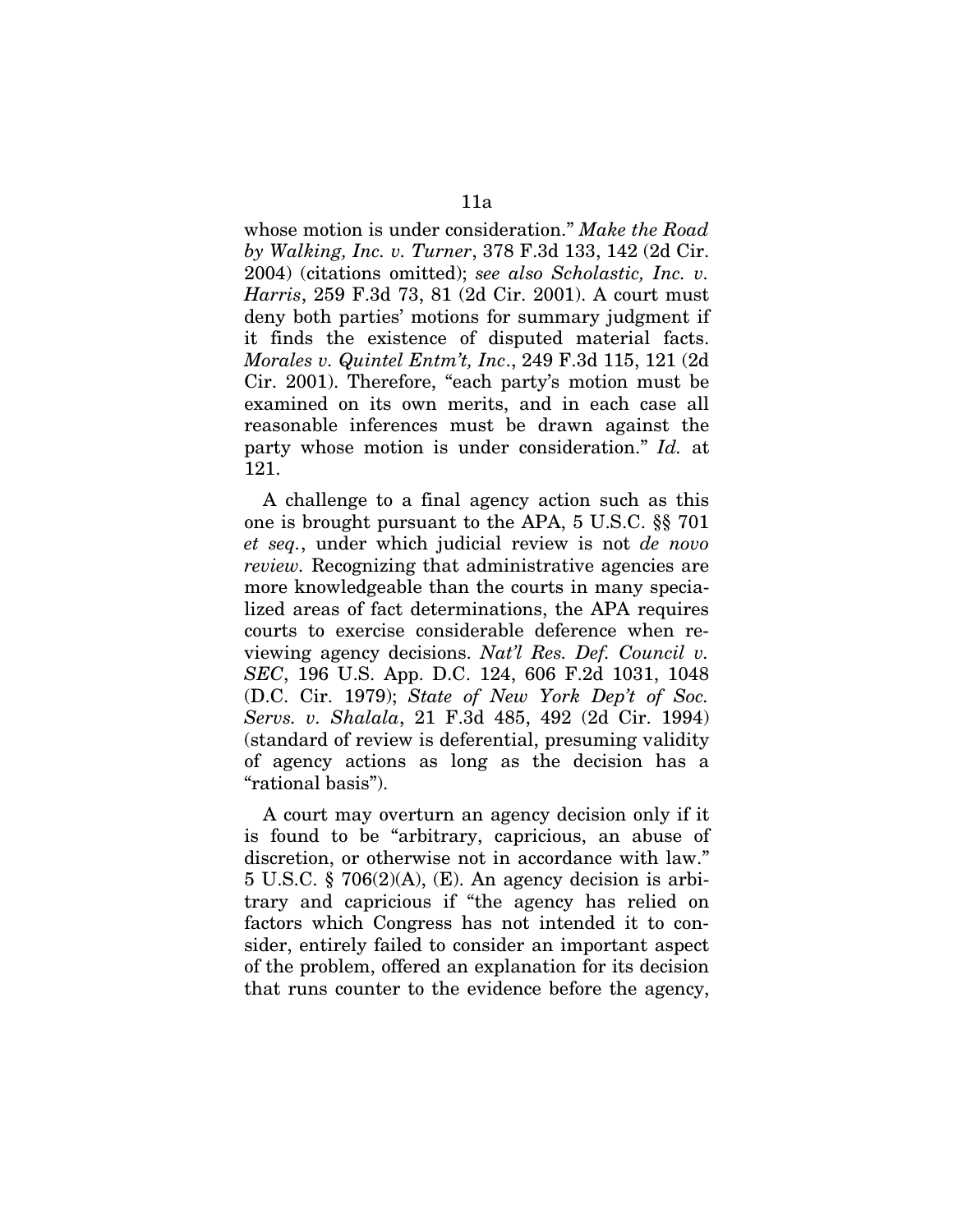whose motion is under consideration." *Make the Road by Walking, Inc. v. Turner*, 378 F.3d 133, 142 (2d Cir. 2004) (citations omitted); *see also Scholastic, Inc. v. Harris*, 259 F.3d 73, 81 (2d Cir. 2001). A court must deny both parties' motions for summary judgment if it finds the existence of disputed material facts. *Morales v. Quintel Entm't, Inc*., 249 F.3d 115, 121 (2d Cir. 2001). Therefore, "each party's motion must be examined on its own merits, and in each case all reasonable inferences must be drawn against the party whose motion is under consideration." *Id.* at 121.

A challenge to a final agency action such as this one is brought pursuant to the APA, 5 U.S.C. §§ 701 *et seq.*, under which judicial review is not *de novo review*. Recognizing that administrative agencies are more knowledgeable than the courts in many specialized areas of fact determinations, the APA requires courts to exercise considerable deference when reviewing agency decisions. *Nat'l Res. Def. Council v. SEC*, 196 U.S. App. D.C. 124, 606 F.2d 1031, 1048 (D.C. Cir. 1979); *State of New York Dep't of Soc. Servs. v. Shalala*, 21 F.3d 485, 492 (2d Cir. 1994) (standard of review is deferential, presuming validity of agency actions as long as the decision has a "rational basis").

A court may overturn an agency decision only if it is found to be "arbitrary, capricious, an abuse of discretion, or otherwise not in accordance with law." 5 U.S.C. § 706(2)(A), (E). An agency decision is arbitrary and capricious if "the agency has relied on factors which Congress has not intended it to consider, entirely failed to consider an important aspect of the problem, offered an explanation for its decision that runs counter to the evidence before the agency,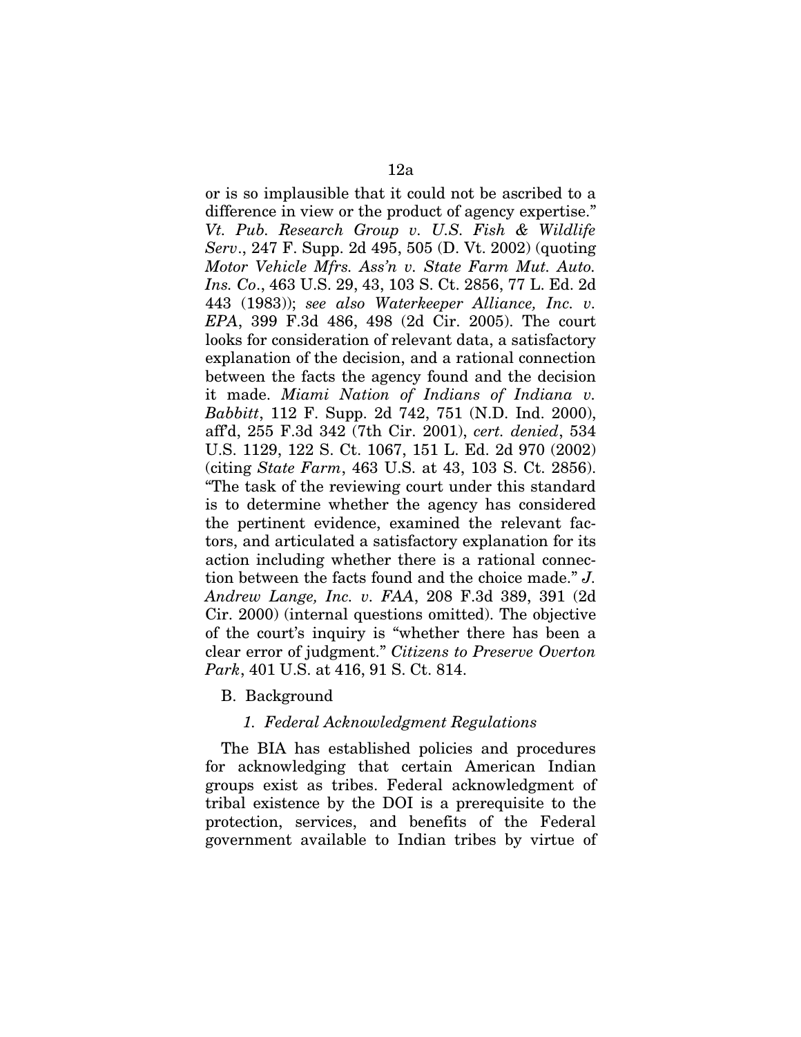or is so implausible that it could not be ascribed to a difference in view or the product of agency expertise." *Vt. Pub. Research Group v. U.S. Fish & Wildlife Serv*., 247 F. Supp. 2d 495, 505 (D. Vt. 2002) (quoting *Motor Vehicle Mfrs. Ass'n v. State Farm Mut. Auto. Ins. Co*., 463 U.S. 29, 43, 103 S. Ct. 2856, 77 L. Ed. 2d 443 (1983)); *see also Waterkeeper Alliance, Inc. v. EPA*, 399 F.3d 486, 498 (2d Cir. 2005). The court looks for consideration of relevant data, a satisfactory explanation of the decision, and a rational connection between the facts the agency found and the decision it made. *Miami Nation of Indians of Indiana v. Babbitt*, 112 F. Supp. 2d 742, 751 (N.D. Ind. 2000), aff'd, 255 F.3d 342 (7th Cir. 2001), *cert. denied*, 534 U.S. 1129, 122 S. Ct. 1067, 151 L. Ed. 2d 970 (2002) (citing *State Farm*, 463 U.S. at 43, 103 S. Ct. 2856). "The task of the reviewing court under this standard is to determine whether the agency has considered the pertinent evidence, examined the relevant factors, and articulated a satisfactory explanation for its action including whether there is a rational connection between the facts found and the choice made." *J. Andrew Lange, Inc. v. FAA*, 208 F.3d 389, 391 (2d Cir. 2000) (internal questions omitted). The objective of the court's inquiry is "whether there has been a clear error of judgment." *Citizens to Preserve Overton Park*, 401 U.S. at 416, 91 S. Ct. 814.

B. Background

*1. Federal Acknowledgment Regulations*

The BIA has established policies and procedures for acknowledging that certain American Indian groups exist as tribes. Federal acknowledgment of tribal existence by the DOI is a prerequisite to the protection, services, and benefits of the Federal government available to Indian tribes by virtue of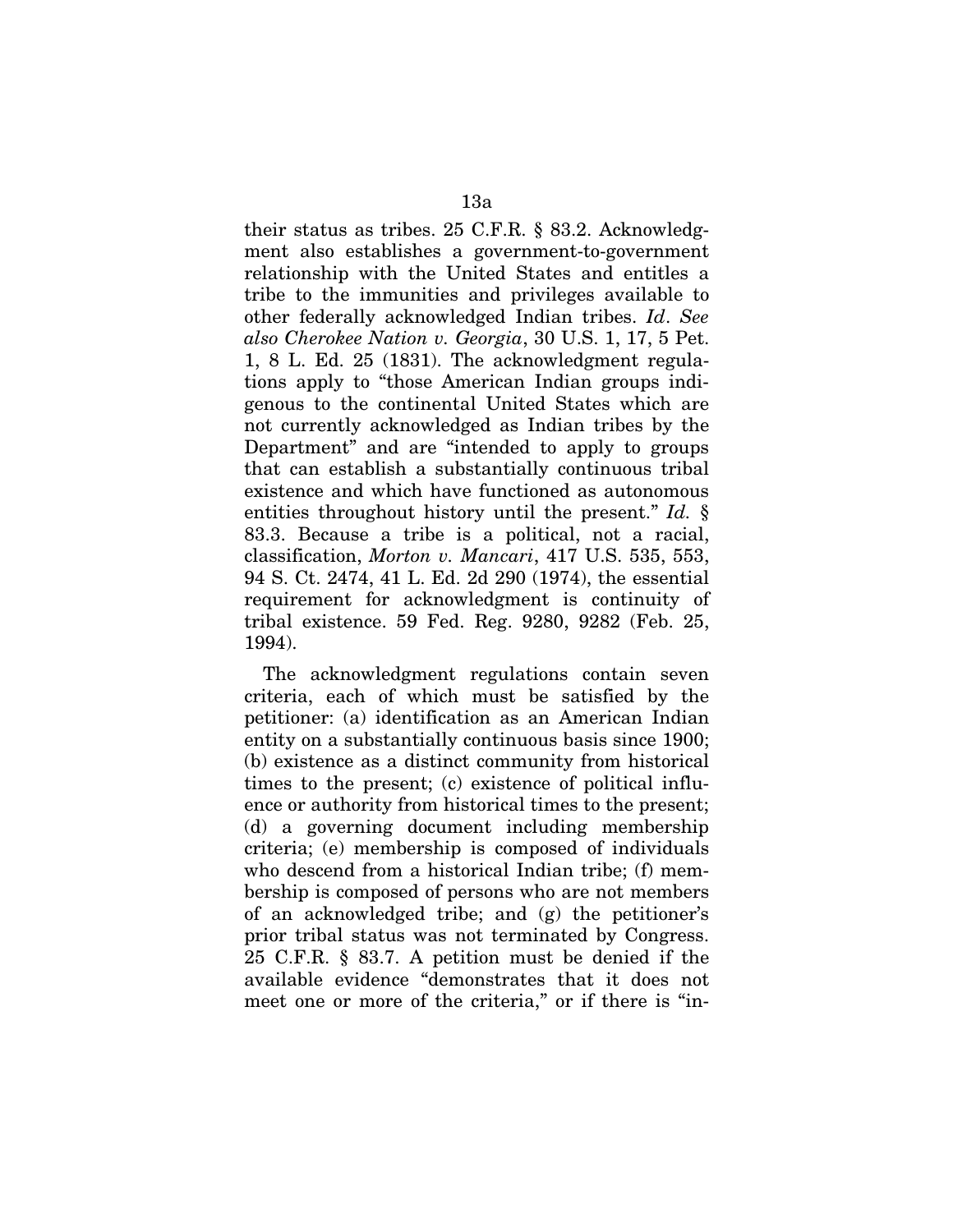their status as tribes. 25 C.F.R. § 83.2. Acknowledgment also establishes a government-to-government relationship with the United States and entitles a tribe to the immunities and privileges available to other federally acknowledged Indian tribes. *Id*. *See also Cherokee Nation v. Georgia*, 30 U.S. 1, 17, 5 Pet. 1, 8 L. Ed. 25 (1831). The acknowledgment regulations apply to "those American Indian groups indigenous to the continental United States which are not currently acknowledged as Indian tribes by the Department" and are "intended to apply to groups that can establish a substantially continuous tribal existence and which have functioned as autonomous entities throughout history until the present." *Id*. § 83.3. Because a tribe is a political, not a racial, classification, *Morton v. Mancari*, 417 U.S. 535, 553, 94 S. Ct. 2474, 41 L. Ed. 2d 290 (1974), the essential requirement for acknowledgment is continuity of tribal existence. 59 Fed. Reg. 9280, 9282 (Feb. 25, 1994).

The acknowledgment regulations contain seven criteria, each of which must be satisfied by the petitioner: (a) identification as an American Indian entity on a substantially continuous basis since 1900; (b) existence as a distinct community from historical times to the present; (c) existence of political influence or authority from historical times to the present; (d) a governing document including membership criteria; (e) membership is composed of individuals who descend from a historical Indian tribe; (f) membership is composed of persons who are not members of an acknowledged tribe; and (g) the petitioner's prior tribal status was not terminated by Congress. 25 C.F.R. § 83.7. A petition must be denied if the available evidence "demonstrates that it does not meet one or more of the criteria," or if there is "in-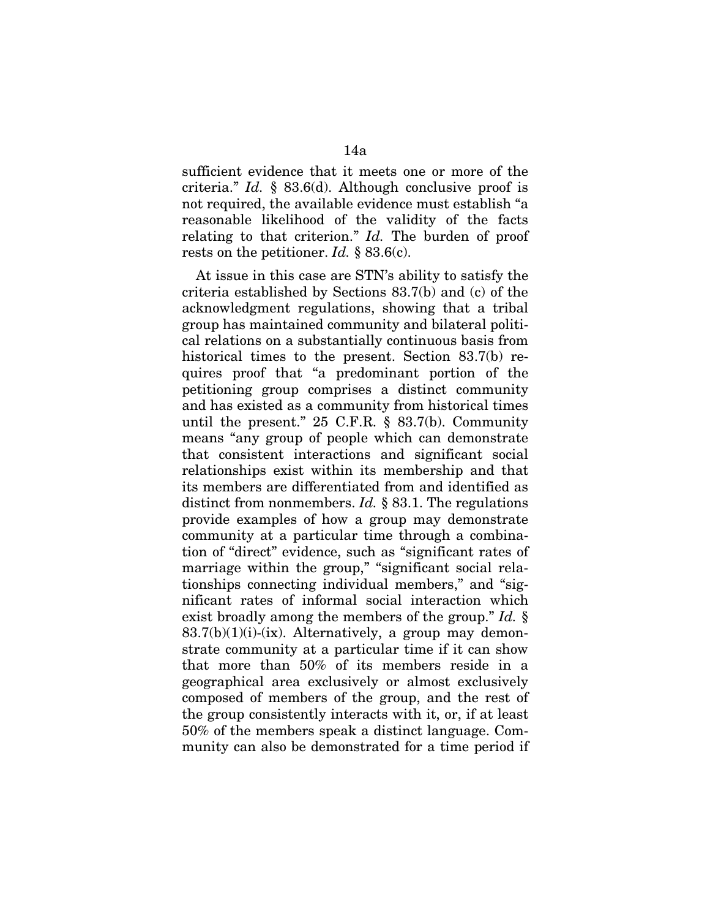sufficient evidence that it meets one or more of the criteria." *Id.* § 83.6(d). Although conclusive proof is not required, the available evidence must establish "a reasonable likelihood of the validity of the facts relating to that criterion." *Id.* The burden of proof rests on the petitioner. *Id.* § 83.6(c).

At issue in this case are STN's ability to satisfy the criteria established by Sections 83.7(b) and (c) of the acknowledgment regulations, showing that a tribal group has maintained community and bilateral political relations on a substantially continuous basis from historical times to the present. Section 83.7(b) requires proof that "a predominant portion of the petitioning group comprises a distinct community and has existed as a community from historical times until the present." 25 C.F.R. § 83.7(b). Community means "any group of people which can demonstrate that consistent interactions and significant social relationships exist within its membership and that its members are differentiated from and identified as distinct from nonmembers. *Id.* § 83.1. The regulations provide examples of how a group may demonstrate community at a particular time through a combination of "direct" evidence, such as "significant rates of marriage within the group," "significant social relationships connecting individual members," and "significant rates of informal social interaction which exist broadly among the members of the group." *Id.* § 83.7(b)(1)(i)-(ix). Alternatively, a group may demonstrate community at a particular time if it can show that more than 50% of its members reside in a geographical area exclusively or almost exclusively composed of members of the group, and the rest of the group consistently interacts with it, or, if at least 50% of the members speak a distinct language. Community can also be demonstrated for a time period if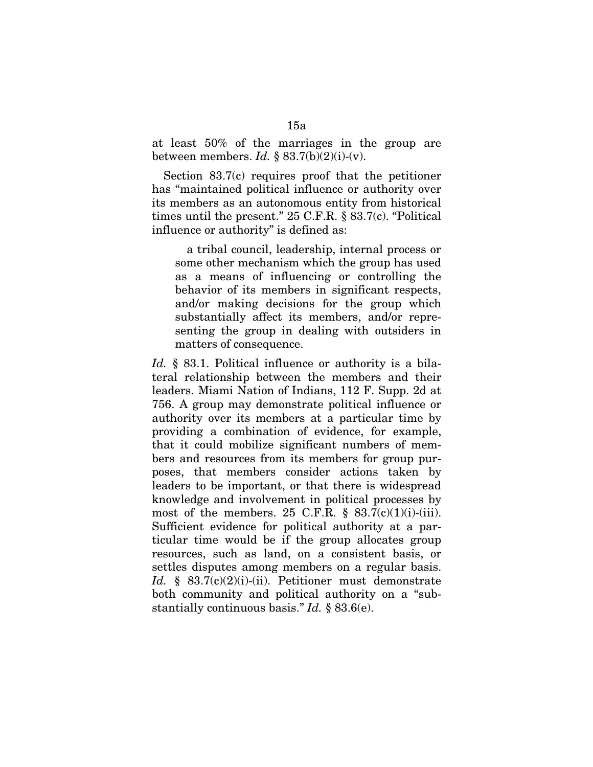at least 50% of the marriages in the group are between members. *Id.* § 83.7(b)(2)(i)-(v).

Section 83.7(c) requires proof that the petitioner has "maintained political influence or authority over its members as an autonomous entity from historical times until the present." 25 C.F.R. § 83.7(c). "Political influence or authority" is defined as:

> a tribal council, leadership, internal process or some other mechanism which the group has used as a means of influencing or controlling the behavior of its members in significant respects, and/or making decisions for the group which substantially affect its members, and/or representing the group in dealing with outsiders in matters of consequence.

*Id.* § 83.1. Political influence or authority is a bilateral relationship between the members and their leaders. Miami Nation of Indians, 112 F. Supp. 2d at 756. A group may demonstrate political influence or authority over its members at a particular time by providing a combination of evidence, for example, that it could mobilize significant numbers of members and resources from its members for group purposes, that members consider actions taken by leaders to be important, or that there is widespread knowledge and involvement in political processes by most of the members. 25 C.F.R. § 83.7(c)(1)(i)-(iii). Sufficient evidence for political authority at a particular time would be if the group allocates group resources, such as land, on a consistent basis, or settles disputes among members on a regular basis. *Id.* § 83.7(c)(2)(i)-(ii). Petitioner must demonstrate both community and political authority on a "substantially continuous basis." *Id.* § 83.6(e).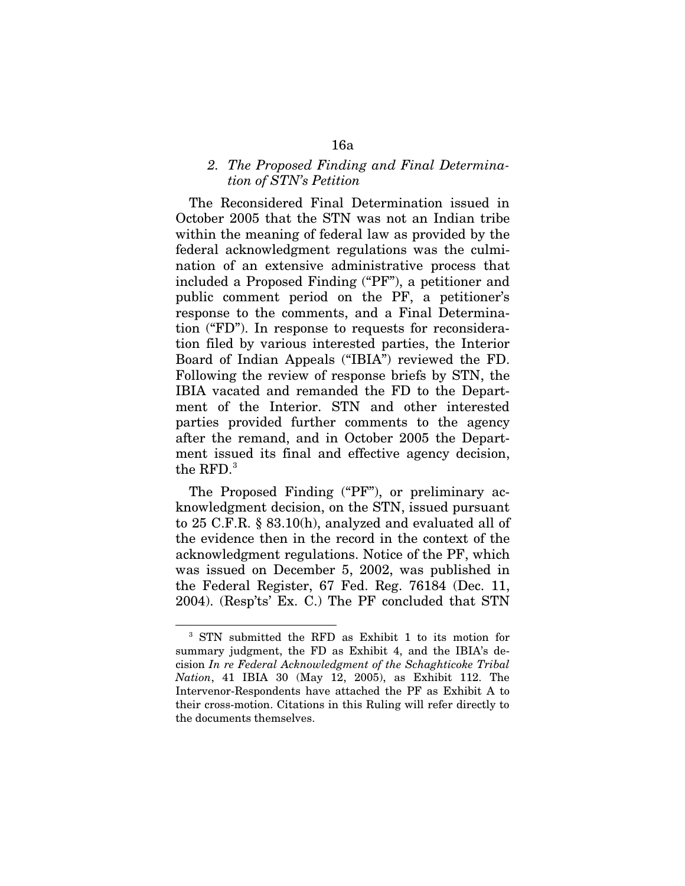### *2. The Proposed Finding and Final Determination of STN's Petition*

The Reconsidered Final Determination issued in October 2005 that the STN was not an Indian tribe within the meaning of federal law as provided by the federal acknowledgment regulations was the culmination of an extensive administrative process that included a Proposed Finding ("PF"), a petitioner and public comment period on the PF, a petitioner's response to the comments, and a Final Determination ("FD"). In response to requests for reconsideration filed by various interested parties, the Interior Board of Indian Appeals ("IBIA") reviewed the FD. Following the review of response briefs by STN, the IBIA vacated and remanded the FD to the Department of the Interior. STN and other interested parties provided further comments to the agency after the remand, and in October 2005 the Department issued its final and effective agency decision, the RFD.[3]

The Proposed Finding ("PF"), or preliminary acknowledgment decision, on the STN, issued pursuant to 25 C.F.R. § 83.10(h), analyzed and evaluated all of the evidence then in the record in the context of the acknowledgment regulations. Notice of the PF, which was issued on December 5, 2002, was published in the Federal Register, 67 Fed. Reg. 76184 (Dec. 11, 2004). (Resp'ts' Ex. C.) The PF concluded that STN

[3] STN submitted the RFD as Exhibit 1 to its motion for summary judgment, the FD as Exhibit 4, and the IBIA's decision *In re Federal Acknowledgment of the Schaghticoke Tribal Nation*, 41 IBIA 30 (May 12, 2005), as Exhibit 112. The Intervenor-Respondents have attached the PF as Exhibit A to their cross-motion. Citations in this Ruling will refer directly to the documents themselves.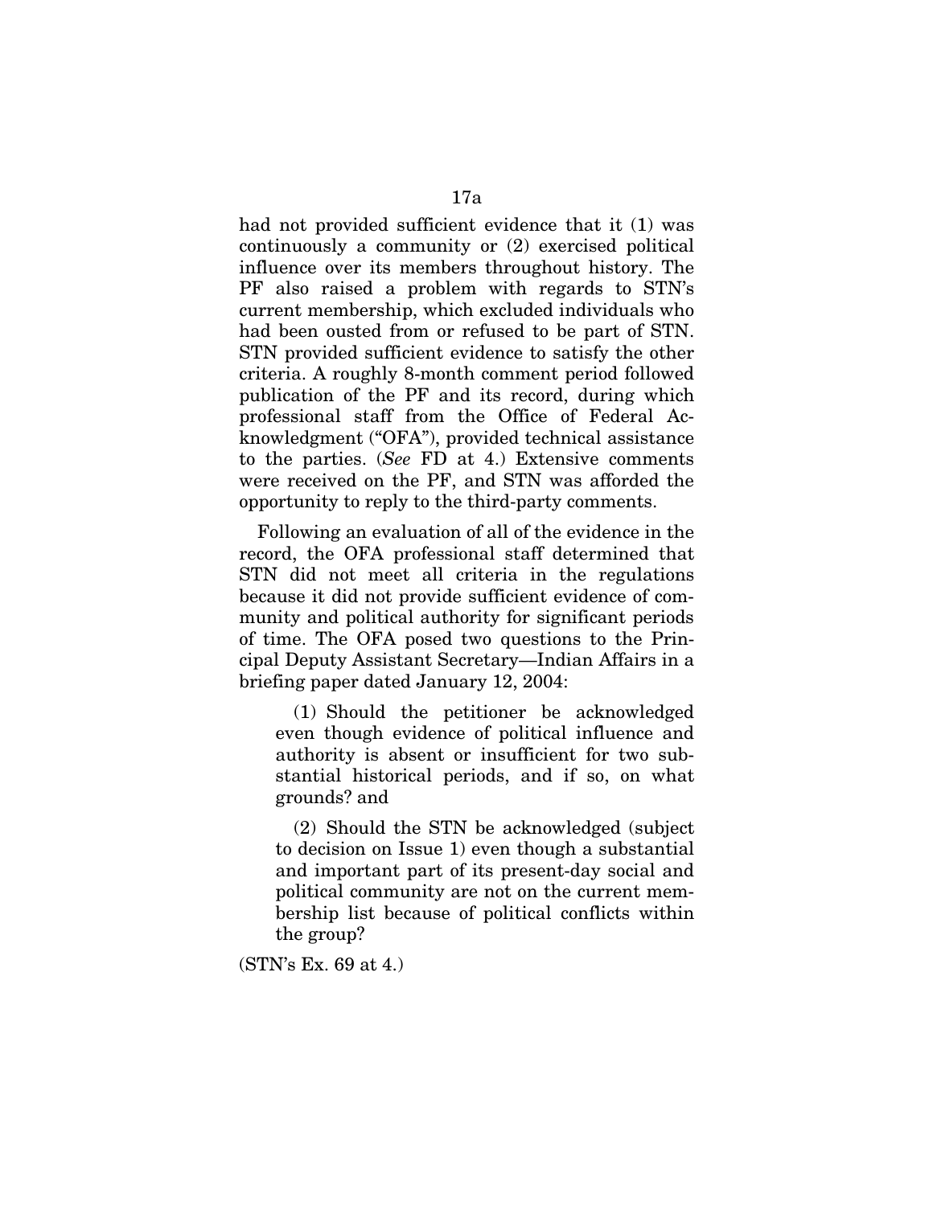had not provided sufficient evidence that it (1) was continuously a community or (2) exercised political influence over its members throughout history. The PF also raised a problem with regards to STN's current membership, which excluded individuals who had been ousted from or refused to be part of STN. STN provided sufficient evidence to satisfy the other criteria. A roughly 8-month comment period followed publication of the PF and its record, during which professional staff from the Office of Federal Acknowledgment ("OFA"), provided technical assistance to the parties. (*See* FD at 4.) Extensive comments were received on the PF, and STN was afforded the opportunity to reply to the third-party comments.

Following an evaluation of all of the evidence in the record, the OFA professional staff determined that STN did not meet all criteria in the regulations because it did not provide sufficient evidence of community and political authority for significant periods of time. The OFA posed two questions to the Principal Deputy Assistant Secretary—Indian Affairs in a briefing paper dated January 12, 2004:

> (1) Should the petitioner be acknowledged even though evidence of political influence and authority is absent or insufficient for two substantial historical periods, and if so, on what grounds? and
>
> (2) Should the STN be acknowledged (subject to decision on Issue 1) even though a substantial and important part of its present-day social and political community are not on the current membership list because of political conflicts within the group?

(STN's Ex. 69 at 4.)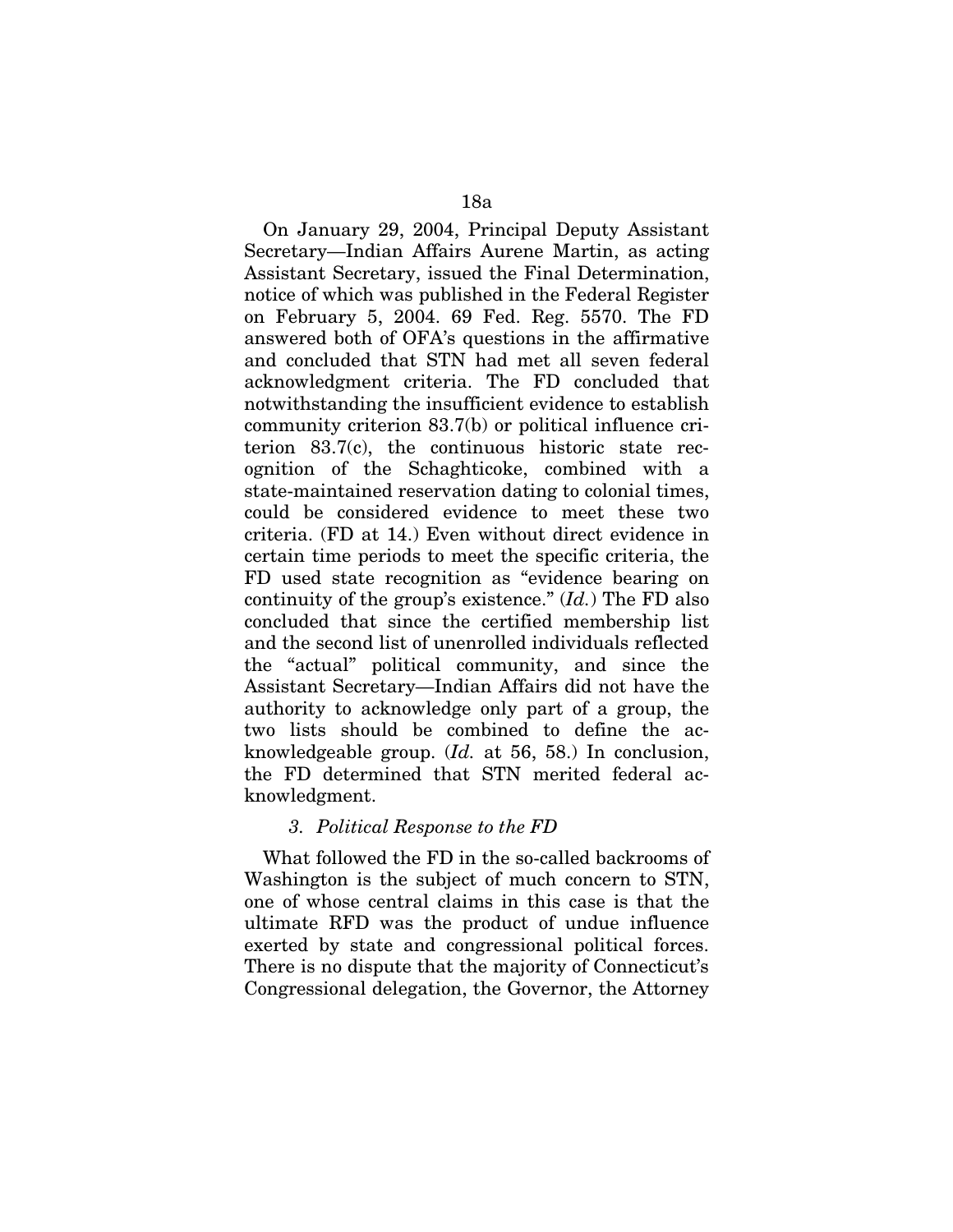On January 29, 2004, Principal Deputy Assistant Secretary—Indian Affairs Aurene Martin, as acting Assistant Secretary, issued the Final Determination, notice of which was published in the Federal Register on February 5, 2004. 69 Fed. Reg. 5570. The FD answered both of OFA's questions in the affirmative and concluded that STN had met all seven federal acknowledgment criteria. The FD concluded that notwithstanding the insufficient evidence to establish community criterion 83.7(b) or political influence criterion 83.7(c), the continuous historic state recognition of the Schaghticoke, combined with a state-maintained reservation dating to colonial times, could be considered evidence to meet these two criteria. (FD at 14.) Even without direct evidence in certain time periods to meet the specific criteria, the FD used state recognition as "evidence bearing on continuity of the group's existence." (*Id.*) The FD also concluded that since the certified membership list and the second list of unenrolled individuals reflected the "actual" political community, and since the Assistant Secretary—Indian Affairs did not have the authority to acknowledge only part of a group, the two lists should be combined to define the acknowledgeable group. (*Id.* at 56, 58.) In conclusion, the FD determined that STN merited federal acknowledgment.

### *3. Political Response to the FD*

What followed the FD in the so-called backrooms of Washington is the subject of much concern to STN, one of whose central claims in this case is that the ultimate RFD was the product of undue influence exerted by state and congressional political forces. There is no dispute that the majority of Connecticut's Congressional delegation, the Governor, the Attorney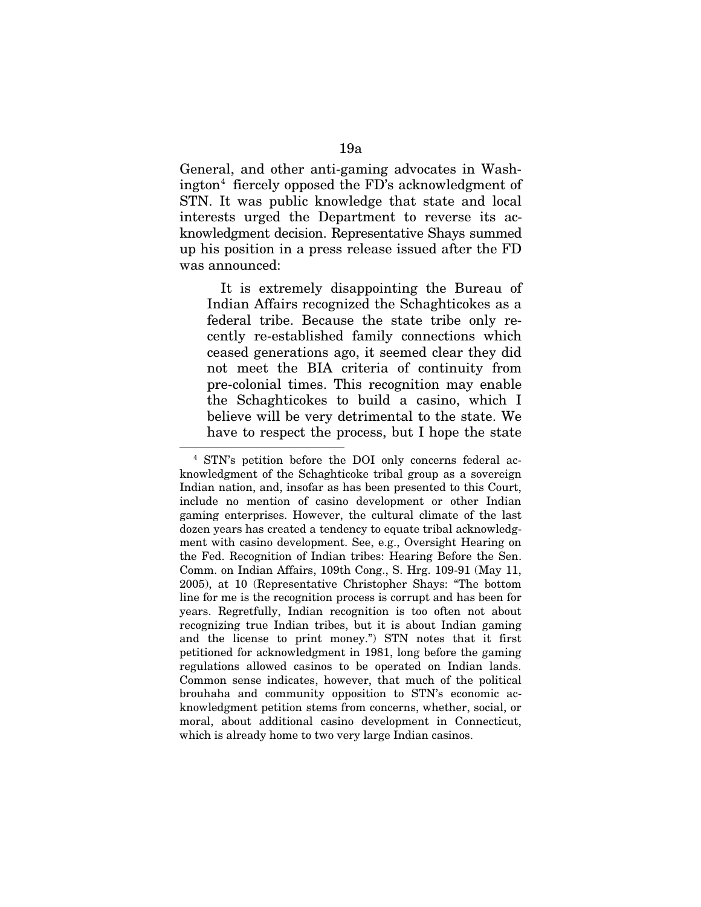General, and other anti-gaming advocates in Washington[4] fiercely opposed the FD's acknowledgment of STN. It was public knowledge that state and local interests urged the Department to reverse its acknowledgment decision. Representative Shays summed up his position in a press release issued after the FD was announced:

> It is extremely disappointing the Bureau of Indian Affairs recognized the Schaghticokes as a federal tribe. Because the state tribe only recently re-established family connections which ceased generations ago, it seemed clear they did not meet the BIA criteria of continuity from pre-colonial times. This recognition may enable the Schaghticokes to build a casino, which I believe will be very detrimental to the state. We have to respect the process, but I hope the state

---

[4] STN's petition before the DOI only concerns federal acknowledgment of the Schaghticoke tribal group as a sovereign Indian nation, and, insofar as has been presented to this Court, include no mention of casino development or other Indian gaming enterprises. However, the cultural climate of the last dozen years has created a tendency to equate tribal acknowledgment with casino development. See, e.g., Oversight Hearing on the Fed. Recognition of Indian tribes: Hearing Before the Sen. Comm. on Indian Affairs, 109th Cong., S. Hrg. 109-91 (May 11, 2005), at 10 (Representative Christopher Shays: "The bottom line for me is the recognition process is corrupt and has been for years. Regretfully, Indian recognition is too often not about recognizing true Indian tribes, but it is about Indian gaming and the license to print money.") STN notes that it first petitioned for acknowledgment in 1981, long before the gaming regulations allowed casinos to be operated on Indian lands. Common sense indicates, however, that much of the political brouhaha and community opposition to STN's economic acknowledgment petition stems from concerns, whether, social, or moral, about additional casino development in Connecticut, which is already home to two very large Indian casinos.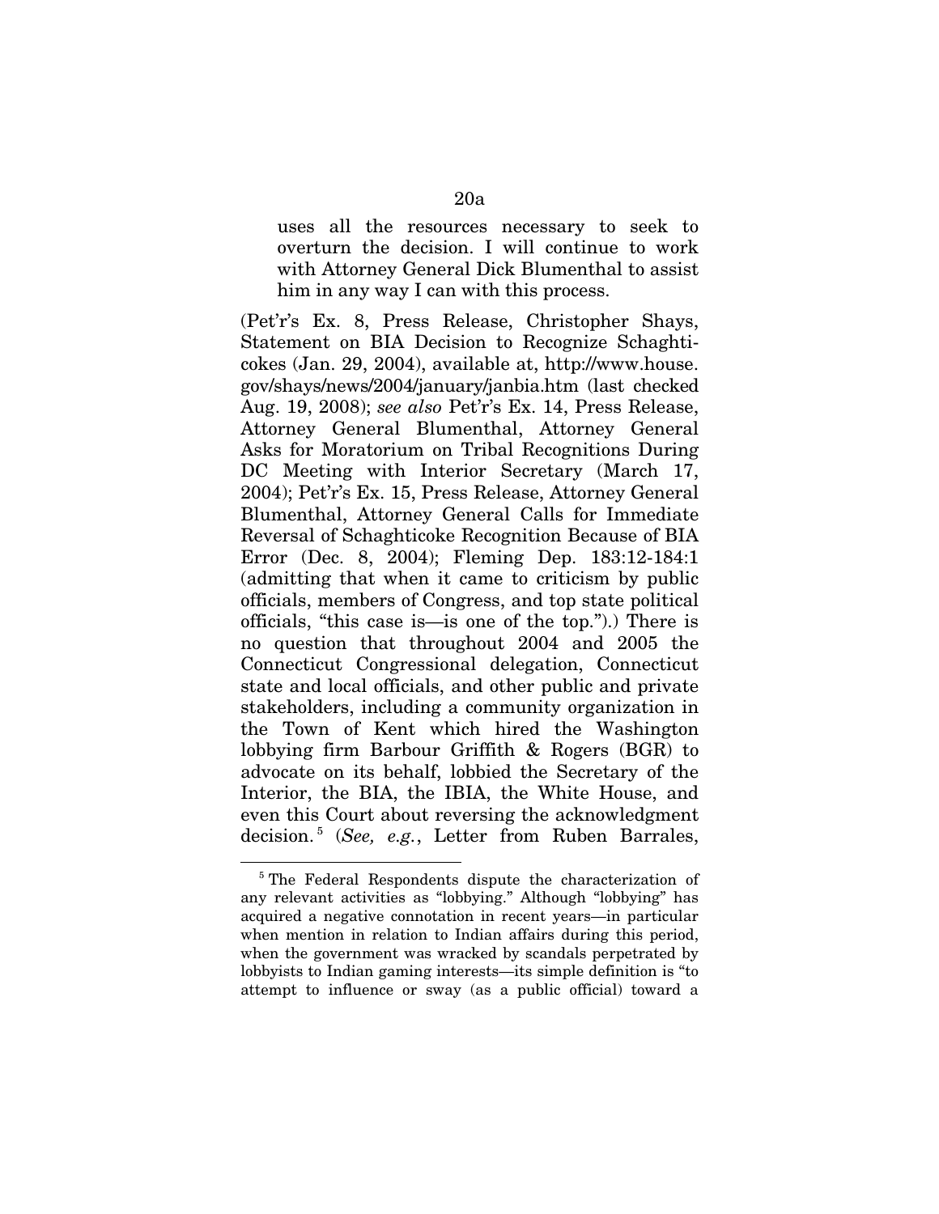> uses all the resources necessary to seek to overturn the decision. I will continue to work with Attorney General Dick Blumenthal to assist him in any way I can with this process.

(Pet'r's Ex. 8, Press Release, Christopher Shays, Statement on BIA Decision to Recognize Schaghticokes (Jan. 29, 2004), available at, http://www.house.gov/shays/news/2004/january/janbia.htm (last checked Aug. 19, 2008); *see also* Pet'r's Ex. 14, Press Release, Attorney General Blumenthal, Attorney General Asks for Moratorium on Tribal Recognitions During DC Meeting with Interior Secretary (March 17, 2004); Pet'r's Ex. 15, Press Release, Attorney General Blumenthal, Attorney General Calls for Immediate Reversal of Schaghticoke Recognition Because of BIA Error (Dec. 8, 2004); Fleming Dep. 183:12-184:1 (admitting that when it came to criticism by public officials, members of Congress, and top state political officials, "this case is—is one of the top.").) There is no question that throughout 2004 and 2005 the Connecticut Congressional delegation, Connecticut state and local officials, and other public and private stakeholders, including a community organization in the Town of Kent which hired the Washington lobbying firm Barbour Griffith & Rogers (BGR) to advocate on its behalf, lobbied the Secretary of the Interior, the BIA, the IBIA, the White House, and even this Court about reversing the acknowledgment decision.[5] (*See, e.g.*, Letter from Ruben Barrales,

[5] The Federal Respondents dispute the characterization of any relevant activities as "lobbying." Although "lobbying" has acquired a negative connotation in recent years—in particular when mention in relation to Indian affairs during this period, when the government was wracked by scandals perpetrated by lobbyists to Indian gaming interests—its simple definition is "to attempt to influence or sway (as a public official) toward a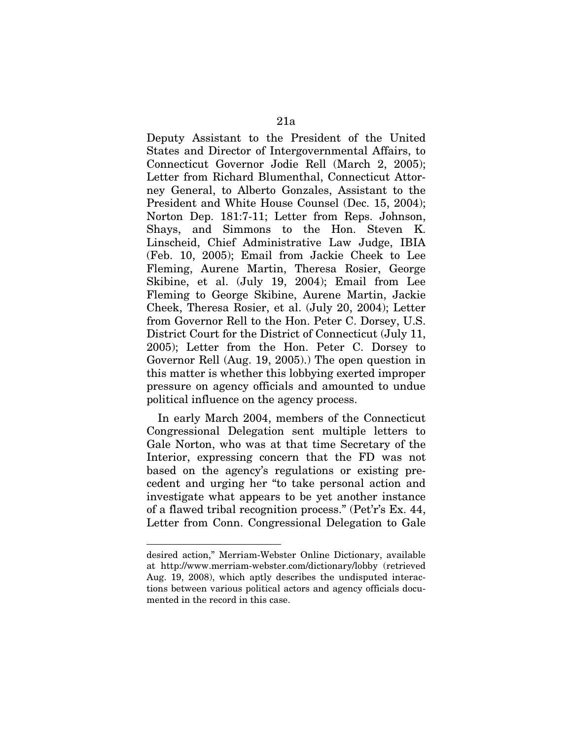Deputy Assistant to the President of the United States and Director of Intergovernmental Affairs, to Connecticut Governor Jodie Rell (March 2, 2005); Letter from Richard Blumenthal, Connecticut Attorney General, to Alberto Gonzales, Assistant to the President and White House Counsel (Dec. 15, 2004); Norton Dep. 181:7-11; Letter from Reps. Johnson, Shays, and Simmons to the Hon. Steven K. Linscheid, Chief Administrative Law Judge, IBIA (Feb. 10, 2005); Email from Jackie Cheek to Lee Fleming, Aurene Martin, Theresa Rosier, George Skibine, et al. (July 19, 2004); Email from Lee Fleming to George Skibine, Aurene Martin, Jackie Cheek, Theresa Rosier, et al. (July 20, 2004); Letter from Governor Rell to the Hon. Peter C. Dorsey, U.S. District Court for the District of Connecticut (July 11, 2005); Letter from the Hon. Peter C. Dorsey to Governor Rell (Aug. 19, 2005).) The open question in this matter is whether this lobbying exerted improper pressure on agency officials and amounted to undue political influence on the agency process.

In early March 2004, members of the Connecticut Congressional Delegation sent multiple letters to Gale Norton, who was at that time Secretary of the Interior, expressing concern that the FD was not based on the agency's regulations or existing precedent and urging her "to take personal action and investigate what appears to be yet another instance of a flawed tribal recognition process." (Pet'r's Ex. 44, Letter from Conn. Congressional Delegation to Gale

---

desired action," Merriam-Webster Online Dictionary, available at http://www.merriam-webster.com/dictionary/lobby (retrieved Aug. 19, 2008), which aptly describes the undisputed interactions between various political actors and agency officials documented in the record in this case.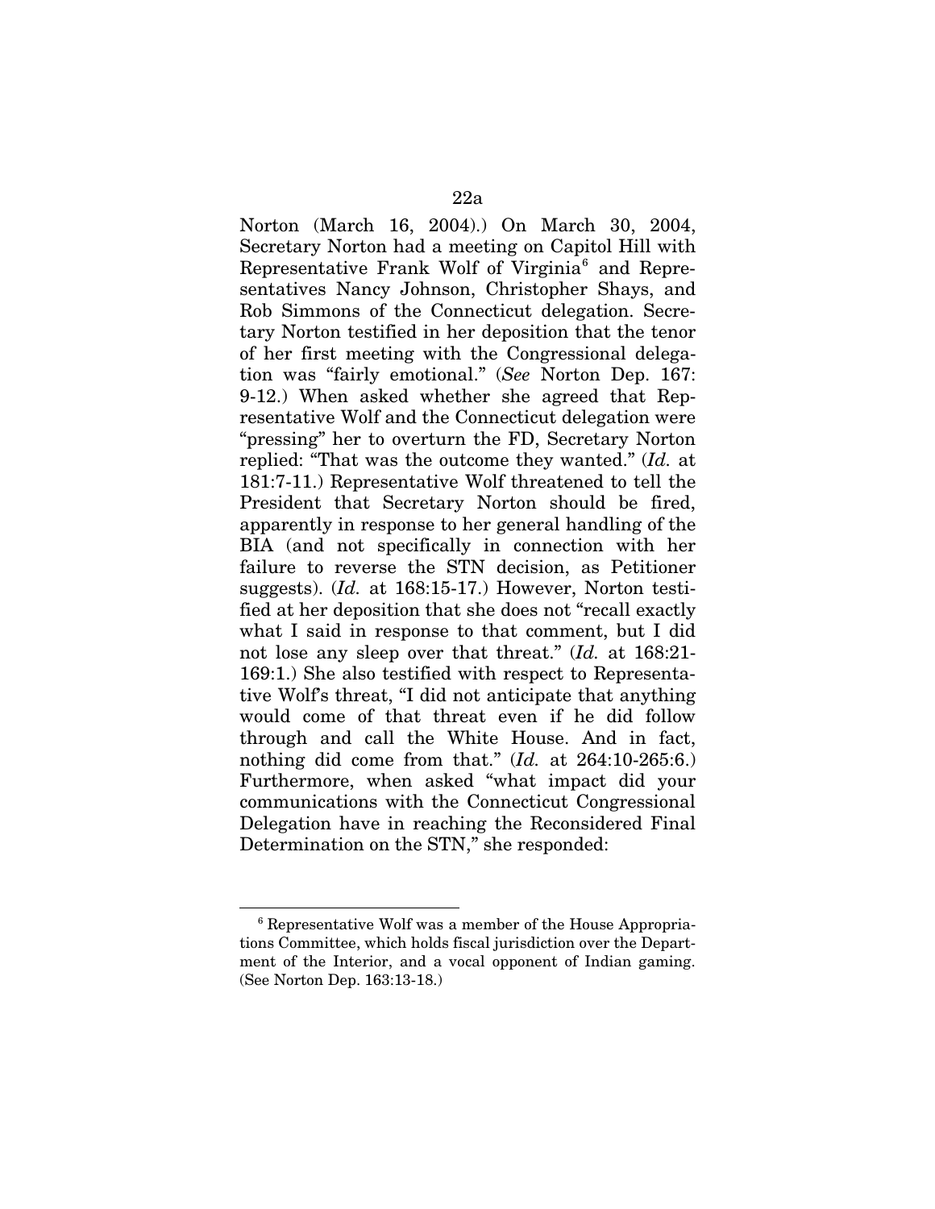Norton (March 16, 2004).) On March 30, 2004, Secretary Norton had a meeting on Capitol Hill with Representative Frank Wolf of Virginia[6] and Representatives Nancy Johnson, Christopher Shays, and Rob Simmons of the Connecticut delegation. Secretary Norton testified in her deposition that the tenor of her first meeting with the Congressional delegation was "fairly emotional." (*See* Norton Dep. 167: 9-12.) When asked whether she agreed that Representative Wolf and the Connecticut delegation were "pressing" her to overturn the FD, Secretary Norton replied: "That was the outcome they wanted." (*Id.* at 181:7-11.) Representative Wolf threatened to tell the President that Secretary Norton should be fired, apparently in response to her general handling of the BIA (and not specifically in connection with her failure to reverse the STN decision, as Petitioner suggests). (*Id.* at 168:15-17.) However, Norton testified at her deposition that she does not "recall exactly what I said in response to that comment, but I did not lose any sleep over that threat." (*Id.* at 168:21-169:1.) She also testified with respect to Representative Wolf's threat, "I did not anticipate that anything would come of that threat even if he did follow through and call the White House. And in fact, nothing did come from that." (*Id.* at 264:10-265:6.) Furthermore, when asked "what impact did your communications with the Connecticut Congressional Delegation have in reaching the Reconsidered Final Determination on the STN," she responded:

[6] Representative Wolf was a member of the House Appropriations Committee, which holds fiscal jurisdiction over the Department of the Interior, and a vocal opponent of Indian gaming. (See Norton Dep. 163:13-18.)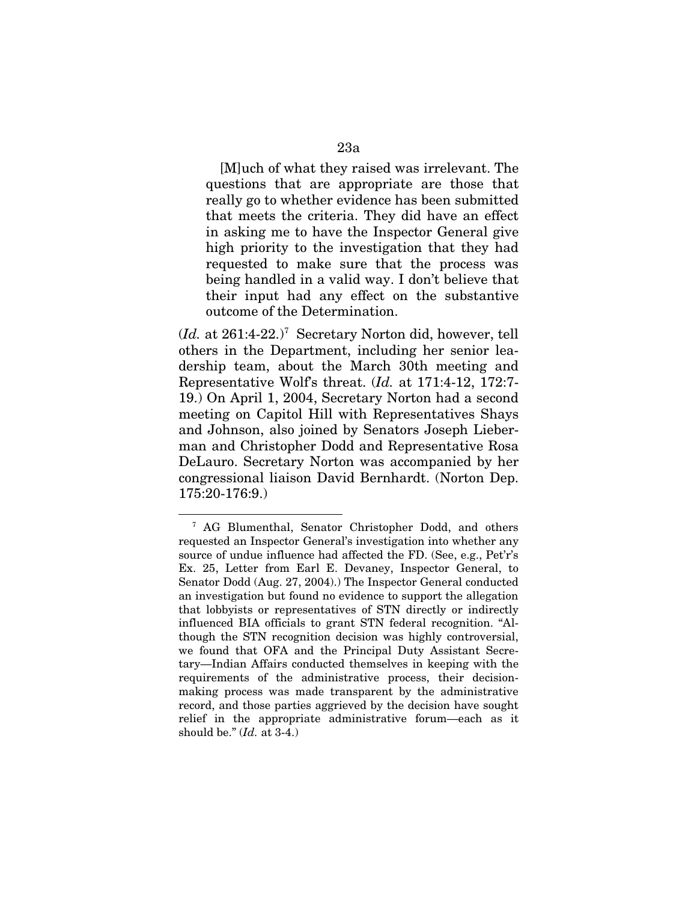> [M]uch of what they raised was irrelevant. The questions that are appropriate are those that really go to whether evidence has been submitted that meets the criteria. They did have an effect in asking me to have the Inspector General give high priority to the investigation that they had requested to make sure that the process was being handled in a valid way. I don't believe that their input had any effect on the substantive outcome of the Determination.

(*Id.* at 261:4-22.)[7] Secretary Norton did, however, tell others in the Department, including her senior leadership team, about the March 30th meeting and Representative Wolf's threat. (*Id.* at 171:4-12, 172:7-19.) On April 1, 2004, Secretary Norton had a second meeting on Capitol Hill with Representatives Shays and Johnson, also joined by Senators Joseph Lieberman and Christopher Dodd and Representative Rosa DeLauro. Secretary Norton was accompanied by her congressional liaison David Bernhardt. (Norton Dep. 175:20-176:9.)

[7] AG Blumenthal, Senator Christopher Dodd, and others requested an Inspector General's investigation into whether any source of undue influence had affected the FD. (See, e.g., Pet'r's Ex. 25, Letter from Earl E. Devaney, Inspector General, to Senator Dodd (Aug. 27, 2004).) The Inspector General conducted an investigation but found no evidence to support the allegation that lobbyists or representatives of STN directly or indirectly influenced BIA officials to grant STN federal recognition. "Although the STN recognition decision was highly controversial, we found that OFA and the Principal Duty Assistant Secretary—Indian Affairs conducted themselves in keeping with the requirements of the administrative process, their decision-making process was made transparent by the administrative record, and those parties aggrieved by the decision have sought relief in the appropriate administrative forum—each as it should be." (*Id.* at 3-4.)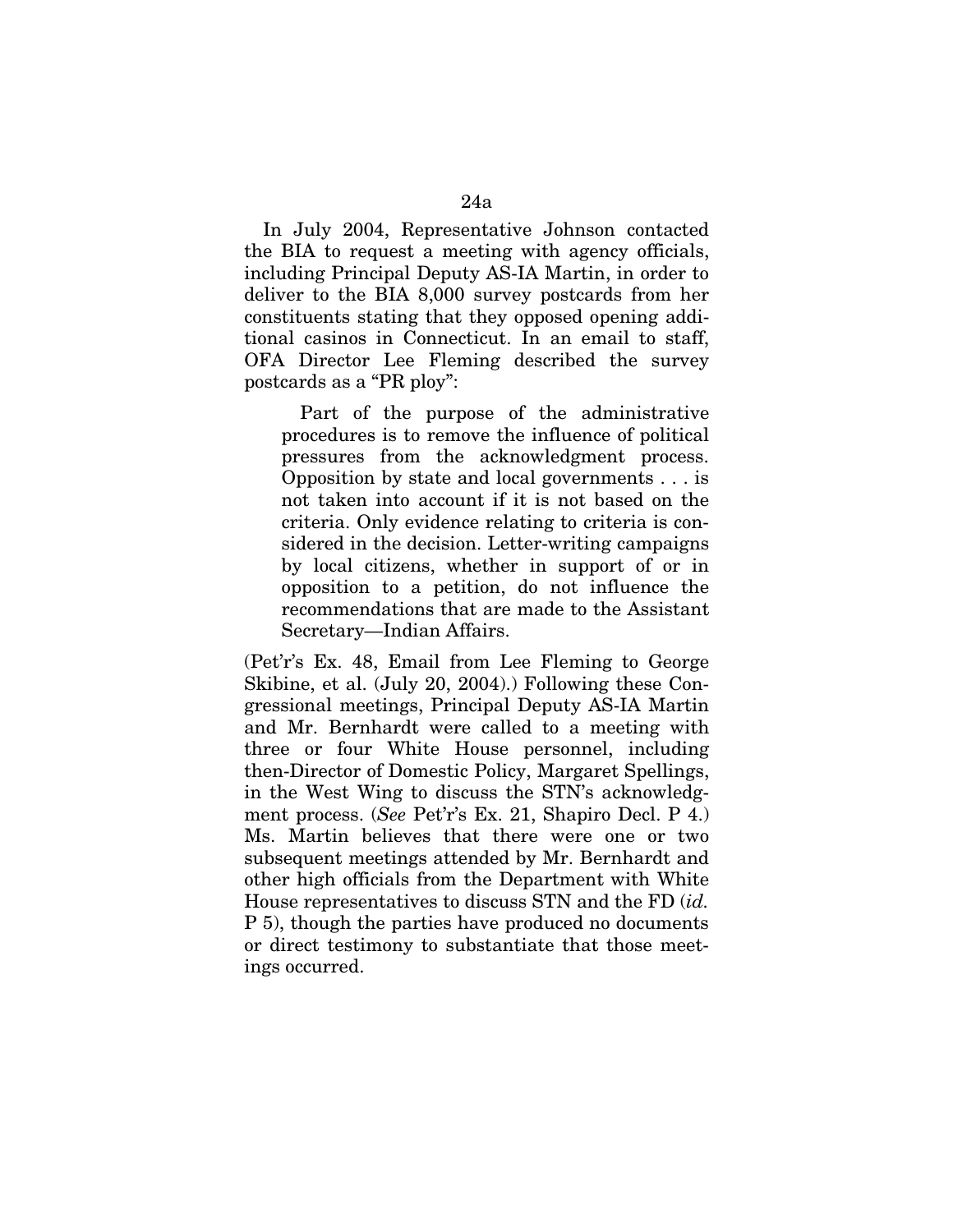In July 2004, Representative Johnson contacted the BIA to request a meeting with agency officials, including Principal Deputy AS-IA Martin, in order to deliver to the BIA 8,000 survey postcards from her constituents stating that they opposed opening additional casinos in Connecticut. In an email to staff, OFA Director Lee Fleming described the survey postcards as a "PR ploy":

> Part of the purpose of the administrative procedures is to remove the influence of political pressures from the acknowledgment process. Opposition by state and local governments . . . is not taken into account if it is not based on the criteria. Only evidence relating to criteria is considered in the decision. Letter-writing campaigns by local citizens, whether in support of or in opposition to a petition, do not influence the recommendations that are made to the Assistant Secretary—Indian Affairs.

(Pet'r's Ex. 48, Email from Lee Fleming to George Skibine, et al. (July 20, 2004).) Following these Congressional meetings, Principal Deputy AS-IA Martin and Mr. Bernhardt were called to a meeting with three or four White House personnel, including then-Director of Domestic Policy, Margaret Spellings, in the West Wing to discuss the STN's acknowledgment process. (*See* Pet'r's Ex. 21, Shapiro Decl. P 4.) Ms. Martin believes that there were one or two subsequent meetings attended by Mr. Bernhardt and other high officials from the Department with White House representatives to discuss STN and the FD (*id.* P 5), though the parties have produced no documents or direct testimony to substantiate that those meetings occurred.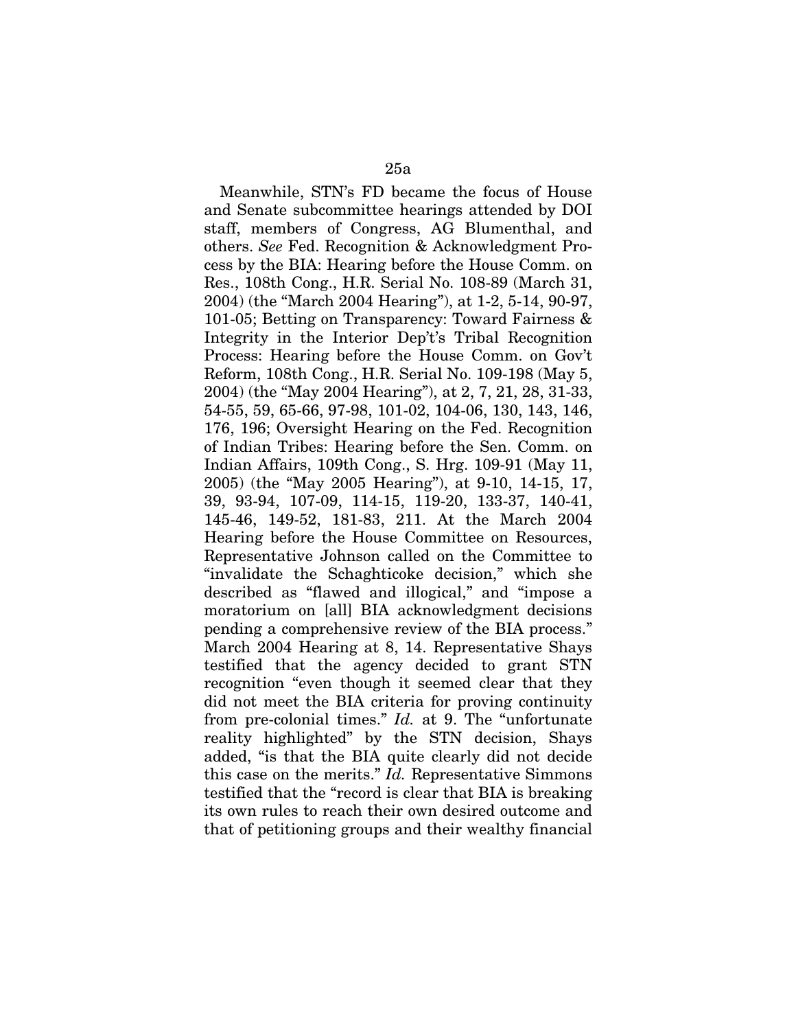Meanwhile, STN's FD became the focus of House and Senate subcommittee hearings attended by DOI staff, members of Congress, AG Blumenthal, and others. *See* Fed. Recognition & Acknowledgment Process by the BIA: Hearing before the House Comm. on Res., 108th Cong., H.R. Serial No. 108-89 (March 31, 2004) (the "March 2004 Hearing"), at 1-2, 5-14, 90-97, 101-05; Betting on Transparency: Toward Fairness & Integrity in the Interior Dep't's Tribal Recognition Process: Hearing before the House Comm. on Gov't Reform, 108th Cong., H.R. Serial No. 109-198 (May 5, 2004) (the "May 2004 Hearing"), at 2, 7, 21, 28, 31-33, 54-55, 59, 65-66, 97-98, 101-02, 104-06, 130, 143, 146, 176, 196; Oversight Hearing on the Fed. Recognition of Indian Tribes: Hearing before the Sen. Comm. on Indian Affairs, 109th Cong., S. Hrg. 109-91 (May 11, 2005) (the "May 2005 Hearing"), at 9-10, 14-15, 17, 39, 93-94, 107-09, 114-15, 119-20, 133-37, 140-41, 145-46, 149-52, 181-83, 211. At the March 2004 Hearing before the House Committee on Resources, Representative Johnson called on the Committee to "invalidate the Schaghticoke decision," which she described as "flawed and illogical," and "impose a moratorium on [all] BIA acknowledgment decisions pending a comprehensive review of the BIA process." March 2004 Hearing at 8, 14. Representative Shays testified that the agency decided to grant STN recognition "even though it seemed clear that they did not meet the BIA criteria for proving continuity from pre-colonial times." *Id.* at 9. The "unfortunate reality highlighted" by the STN decision, Shays added, "is that the BIA quite clearly did not decide this case on the merits." *Id.* Representative Simmons testified that the "record is clear that BIA is breaking its own rules to reach their own desired outcome and that of petitioning groups and their wealthy financial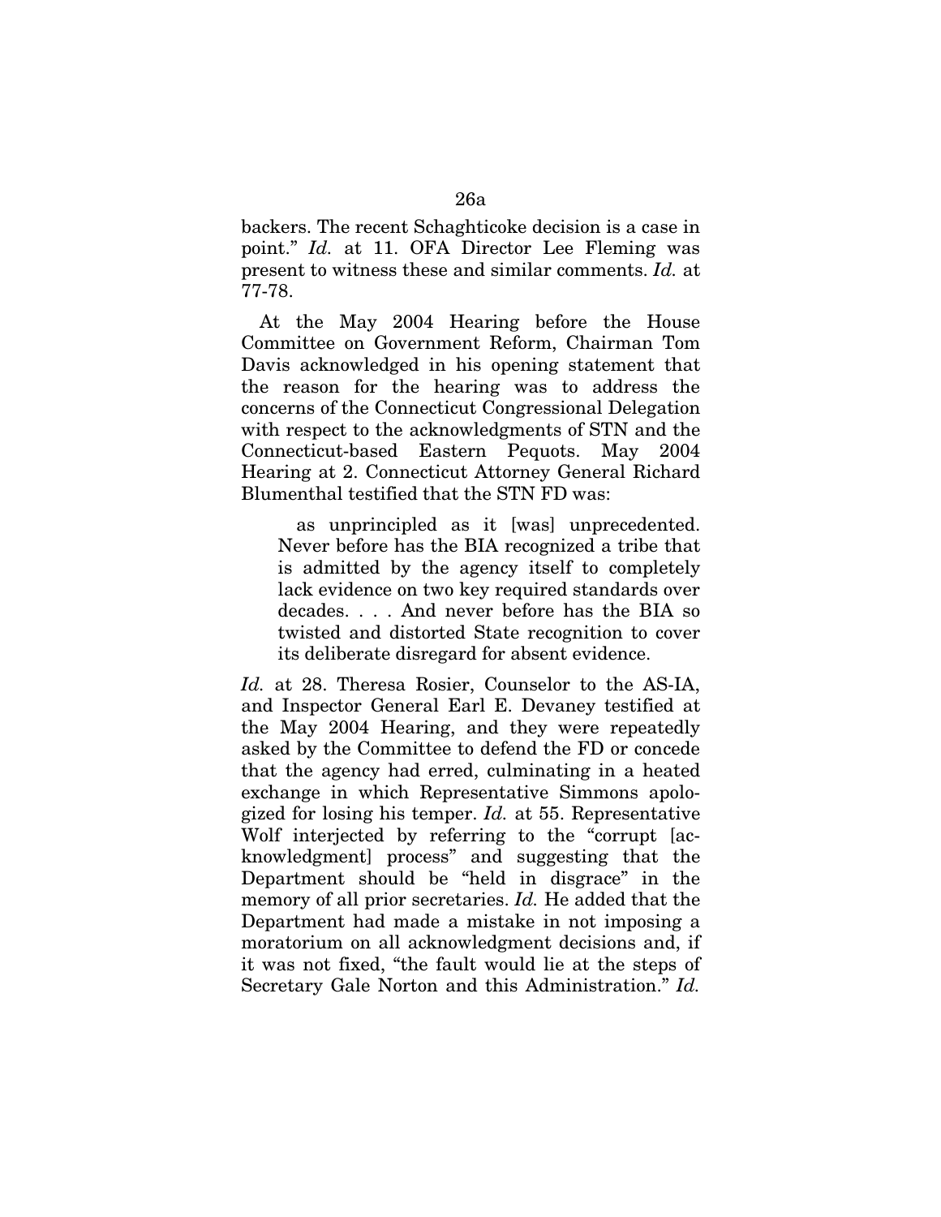backers. The recent Schaghticoke decision is a case in point." *Id.* at 11. OFA Director Lee Fleming was present to witness these and similar comments. *Id.* at 77-78.

At the May 2004 Hearing before the House Committee on Government Reform, Chairman Tom Davis acknowledged in his opening statement that the reason for the hearing was to address the concerns of the Connecticut Congressional Delegation with respect to the acknowledgments of STN and the Connecticut-based Eastern Pequots. May 2004 Hearing at 2. Connecticut Attorney General Richard Blumenthal testified that the STN FD was:

> as unprincipled as it [was] unprecedented. Never before has the BIA recognized a tribe that is admitted by the agency itself to completely lack evidence on two key required standards over decades. . . . And never before has the BIA so twisted and distorted State recognition to cover its deliberate disregard for absent evidence.

*Id.* at 28. Theresa Rosier, Counselor to the AS-IA, and Inspector General Earl E. Devaney testified at the May 2004 Hearing, and they were repeatedly asked by the Committee to defend the FD or concede that the agency had erred, culminating in a heated exchange in which Representative Simmons apologized for losing his temper. *Id.* at 55. Representative Wolf interjected by referring to the "corrupt [acknowledgment] process" and suggesting that the Department should be "held in disgrace" in the memory of all prior secretaries. *Id.* He added that the Department had made a mistake in not imposing a moratorium on all acknowledgment decisions and, if it was not fixed, "the fault would lie at the steps of Secretary Gale Norton and this Administration." *Id.*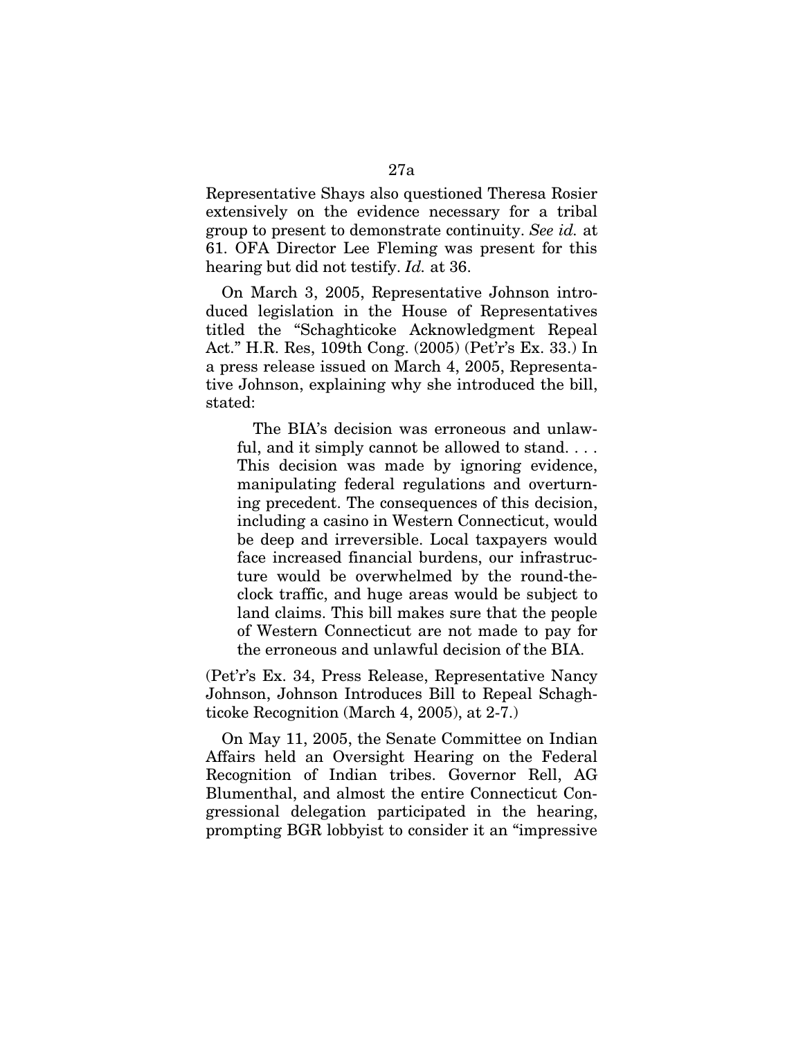Representative Shays also questioned Theresa Rosier extensively on the evidence necessary for a tribal group to present to demonstrate continuity. *See id.* at 61. OFA Director Lee Fleming was present for this hearing but did not testify. *Id.* at 36.

On March 3, 2005, Representative Johnson introduced legislation in the House of Representatives titled the "Schaghticoke Acknowledgment Repeal Act." H.R. Res, 109th Cong. (2005) (Pet'r's Ex. 33.) In a press release issued on March 4, 2005, Representative Johnson, explaining why she introduced the bill, stated:

> The BIA's decision was erroneous and unlawful, and it simply cannot be allowed to stand. . . . This decision was made by ignoring evidence, manipulating federal regulations and overturning precedent. The consequences of this decision, including a casino in Western Connecticut, would be deep and irreversible. Local taxpayers would face increased financial burdens, our infrastructure would be overwhelmed by the round-the-clock traffic, and huge areas would be subject to land claims. This bill makes sure that the people of Western Connecticut are not made to pay for the erroneous and unlawful decision of the BIA.

(Pet'r's Ex. 34, Press Release, Representative Nancy Johnson, Johnson Introduces Bill to Repeal Schaghticoke Recognition (March 4, 2005), at 2-7.)

On May 11, 2005, the Senate Committee on Indian Affairs held an Oversight Hearing on the Federal Recognition of Indian tribes. Governor Rell, AG Blumenthal, and almost the entire Connecticut Congressional delegation participated in the hearing, prompting BGR lobbyist to consider it an "impressive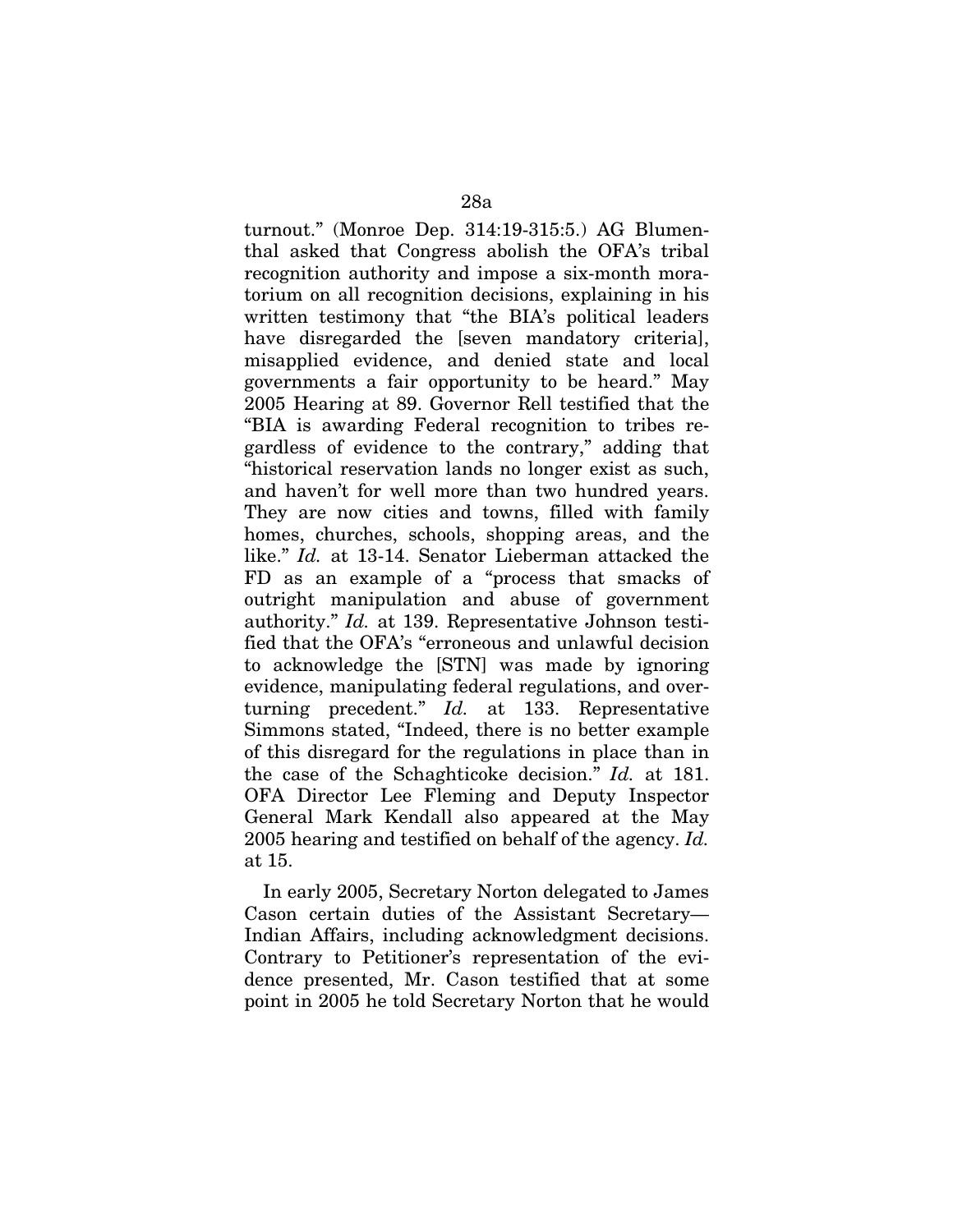turnout." (Monroe Dep. 314:19-315:5.) AG Blumenthal asked that Congress abolish the OFA's tribal recognition authority and impose a six-month moratorium on all recognition decisions, explaining in his written testimony that "the BIA's political leaders have disregarded the [seven mandatory criteria], misapplied evidence, and denied state and local governments a fair opportunity to be heard." May 2005 Hearing at 89. Governor Rell testified that the "BIA is awarding Federal recognition to tribes regardless of evidence to the contrary," adding that "historical reservation lands no longer exist as such, and haven't for well more than two hundred years. They are now cities and towns, filled with family homes, churches, schools, shopping areas, and the like." *Id.* at 13-14. Senator Lieberman attacked the FD as an example of a "process that smacks of outright manipulation and abuse of government authority." *Id.* at 139. Representative Johnson testified that the OFA's "erroneous and unlawful decision to acknowledge the [STN] was made by ignoring evidence, manipulating federal regulations, and overturning precedent." *Id.* at 133. Representative Simmons stated, "Indeed, there is no better example of this disregard for the regulations in place than in the case of the Schaghticoke decision." *Id.* at 181. OFA Director Lee Fleming and Deputy Inspector General Mark Kendall also appeared at the May 2005 hearing and testified on behalf of the agency. *Id.* at 15.

In early 2005, Secretary Norton delegated to James Cason certain duties of the Assistant Secretary—Indian Affairs, including acknowledgment decisions. Contrary to Petitioner's representation of the evidence presented, Mr. Cason testified that at some point in 2005 he told Secretary Norton that he would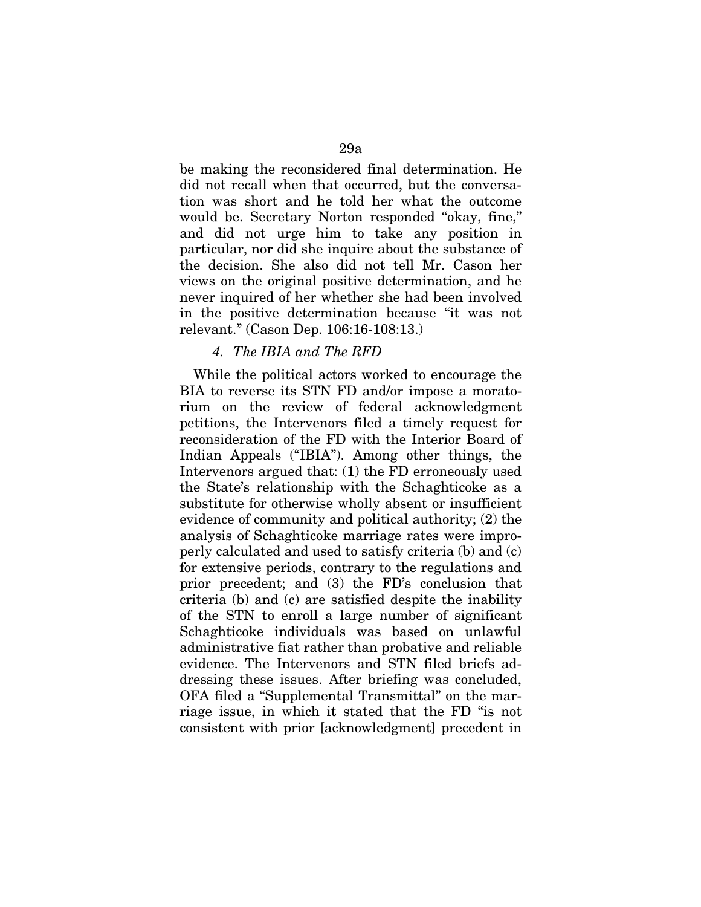be making the reconsidered final determination. He did not recall when that occurred, but the conversation was short and he told her what the outcome would be. Secretary Norton responded "okay, fine," and did not urge him to take any position in particular, nor did she inquire about the substance of the decision. She also did not tell Mr. Cason her views on the original positive determination, and he never inquired of her whether she had been involved in the positive determination because "it was not relevant." (Cason Dep. 106:16-108:13.)

#### *4. The IBIA and The RFD*

While the political actors worked to encourage the BIA to reverse its STN FD and/or impose a moratorium on the review of federal acknowledgment petitions, the Intervenors filed a timely request for reconsideration of the FD with the Interior Board of Indian Appeals ("IBIA"). Among other things, the Intervenors argued that: (1) the FD erroneously used the State's relationship with the Schaghticoke as a substitute for otherwise wholly absent or insufficient evidence of community and political authority; (2) the analysis of Schaghticoke marriage rates were improperly calculated and used to satisfy criteria (b) and (c) for extensive periods, contrary to the regulations and prior precedent; and (3) the FD's conclusion that criteria (b) and (c) are satisfied despite the inability of the STN to enroll a large number of significant Schaghticoke individuals was based on unlawful administrative fiat rather than probative and reliable evidence. The Intervenors and STN filed briefs addressing these issues. After briefing was concluded, OFA filed a "Supplemental Transmittal" on the marriage issue, in which it stated that the FD "is not consistent with prior [acknowledgment] precedent in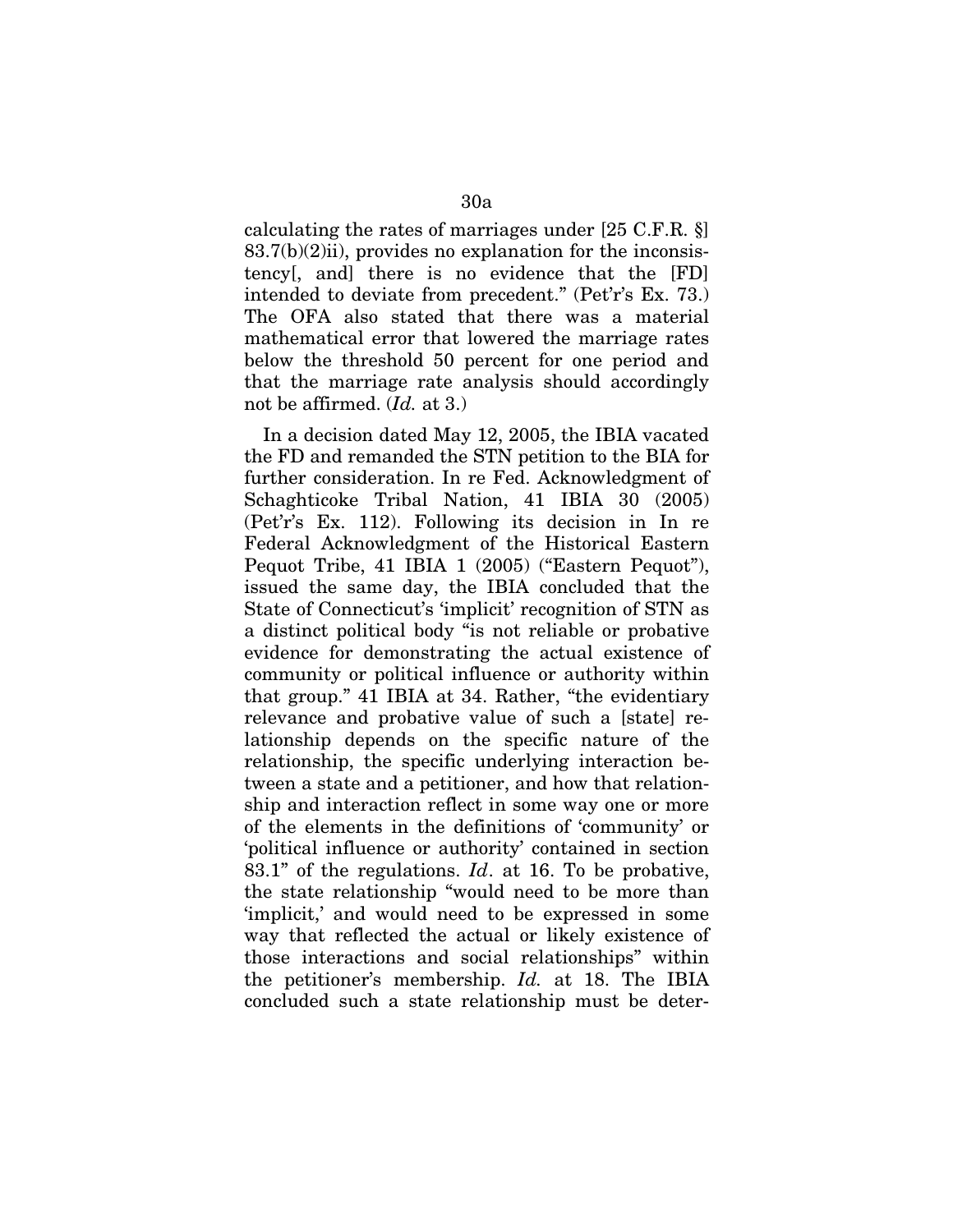calculating the rates of marriages under [25 C.F.R. §] 83.7(b)(2)ii), provides no explanation for the inconsistency[, and] there is no evidence that the [FD] intended to deviate from precedent." (Pet'r's Ex. 73.) The OFA also stated that there was a material mathematical error that lowered the marriage rates below the threshold 50 percent for one period and that the marriage rate analysis should accordingly not be affirmed. (*Id.* at 3.)

In a decision dated May 12, 2005, the IBIA vacated the FD and remanded the STN petition to the BIA for further consideration. In re Fed. Acknowledgment of Schaghticoke Tribal Nation, 41 IBIA 30 (2005) (Pet'r's Ex. 112). Following its decision in In re Federal Acknowledgment of the Historical Eastern Pequot Tribe, 41 IBIA 1 (2005) ("Eastern Pequot"), issued the same day, the IBIA concluded that the State of Connecticut's 'implicit' recognition of STN as a distinct political body "is not reliable or probative evidence for demonstrating the actual existence of community or political influence or authority within that group." 41 IBIA at 34. Rather, "the evidentiary relevance and probative value of such a [state] relationship depends on the specific nature of the relationship, the specific underlying interaction between a state and a petitioner, and how that relationship and interaction reflect in some way one or more of the elements in the definitions of 'community' or 'political influence or authority' contained in section 83.1" of the regulations. *Id*. at 16. To be probative, the state relationship "would need to be more than 'implicit,' and would need to be expressed in some way that reflected the actual or likely existence of those interactions and social relationships" within the petitioner's membership. *Id.* at 18. The IBIA concluded such a state relationship must be deter-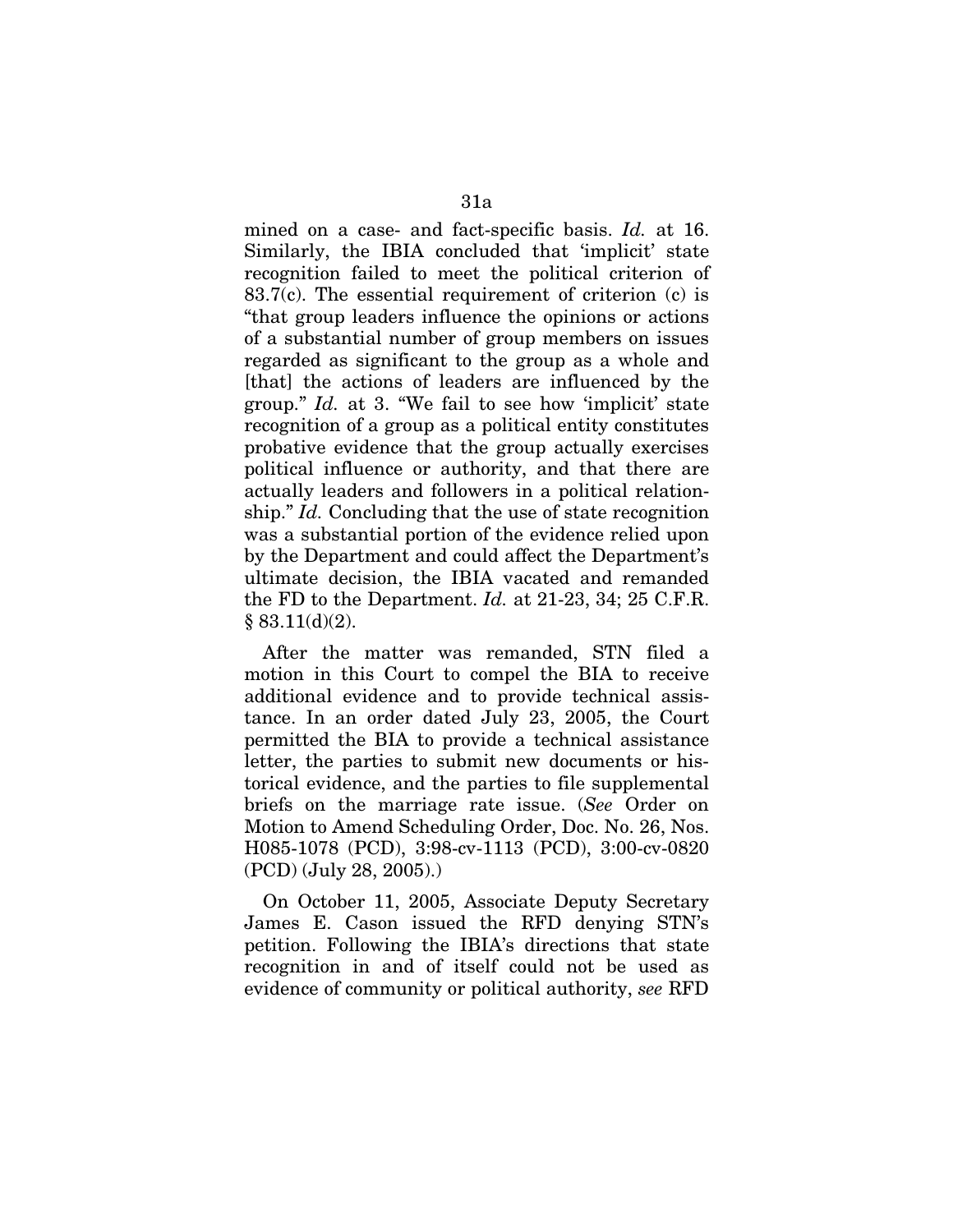mined on a case- and fact-specific basis. *Id.* at 16. Similarly, the IBIA concluded that 'implicit' state recognition failed to meet the political criterion of 83.7(c). The essential requirement of criterion (c) is "that group leaders influence the opinions or actions of a substantial number of group members on issues regarded as significant to the group as a whole and [that] the actions of leaders are influenced by the group." *Id.* at 3. "We fail to see how 'implicit' state recognition of a group as a political entity constitutes probative evidence that the group actually exercises political influence or authority, and that there are actually leaders and followers in a political relationship." *Id.* Concluding that the use of state recognition was a substantial portion of the evidence relied upon by the Department and could affect the Department's ultimate decision, the IBIA vacated and remanded the FD to the Department. *Id.* at 21-23, 34; 25 C.F.R. § 83.11(d)(2).

After the matter was remanded, STN filed a motion in this Court to compel the BIA to receive additional evidence and to provide technical assistance. In an order dated July 23, 2005, the Court permitted the BIA to provide a technical assistance letter, the parties to submit new documents or historical evidence, and the parties to file supplemental briefs on the marriage rate issue. (*See* Order on Motion to Amend Scheduling Order, Doc. No. 26, Nos. H085-1078 (PCD), 3:98-cv-1113 (PCD), 3:00-cv-0820 (PCD) (July 28, 2005).)

On October 11, 2005, Associate Deputy Secretary James E. Cason issued the RFD denying STN's petition. Following the IBIA's directions that state recognition in and of itself could not be used as evidence of community or political authority, *see* RFD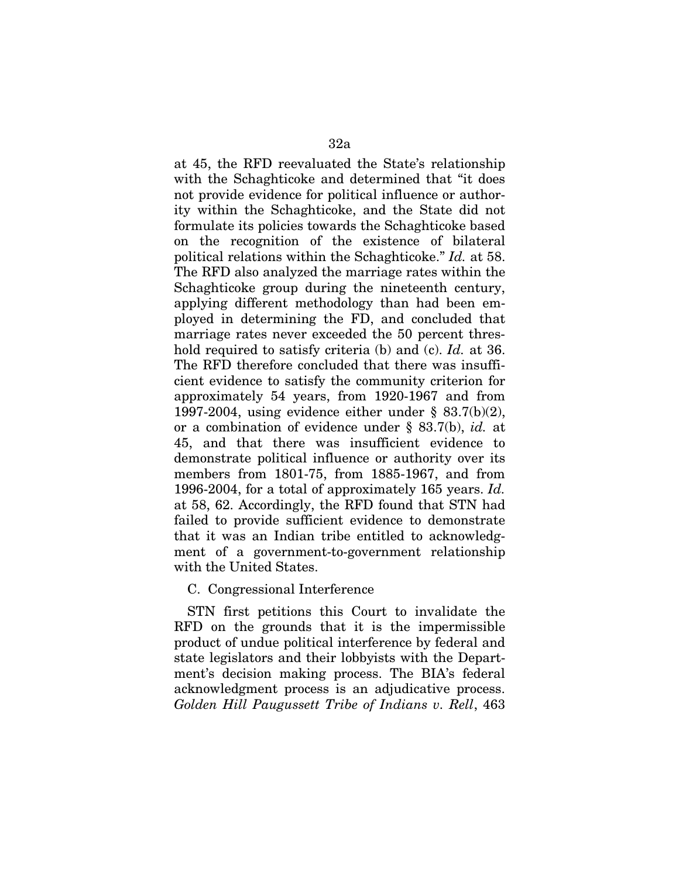at 45, the RFD reevaluated the State's relationship with the Schaghticoke and determined that "it does not provide evidence for political influence or authority within the Schaghticoke, and the State did not formulate its policies towards the Schaghticoke based on the recognition of the existence of bilateral political relations within the Schaghticoke." *Id.* at 58. The RFD also analyzed the marriage rates within the Schaghticoke group during the nineteenth century, applying different methodology than had been employed in determining the FD, and concluded that marriage rates never exceeded the 50 percent threshold required to satisfy criteria (b) and (c). *Id.* at 36. The RFD therefore concluded that there was insufficient evidence to satisfy the community criterion for approximately 54 years, from 1920-1967 and from 1997-2004, using evidence either under § 83.7(b)(2), or a combination of evidence under § 83.7(b), *id.* at 45, and that there was insufficient evidence to demonstrate political influence or authority over its members from 1801-75, from 1885-1967, and from 1996-2004, for a total of approximately 165 years. *Id.* at 58, 62. Accordingly, the RFD found that STN had failed to provide sufficient evidence to demonstrate that it was an Indian tribe entitled to acknowledgment of a government-to-government relationship with the United States.

C. Congressional Interference

STN first petitions this Court to invalidate the RFD on the grounds that it is the impermissible product of undue political interference by federal and state legislators and their lobbyists with the Department's decision making process. The BIA's federal acknowledgment process is an adjudicative process. *Golden Hill Paugussett Tribe of Indians v. Rell*, 463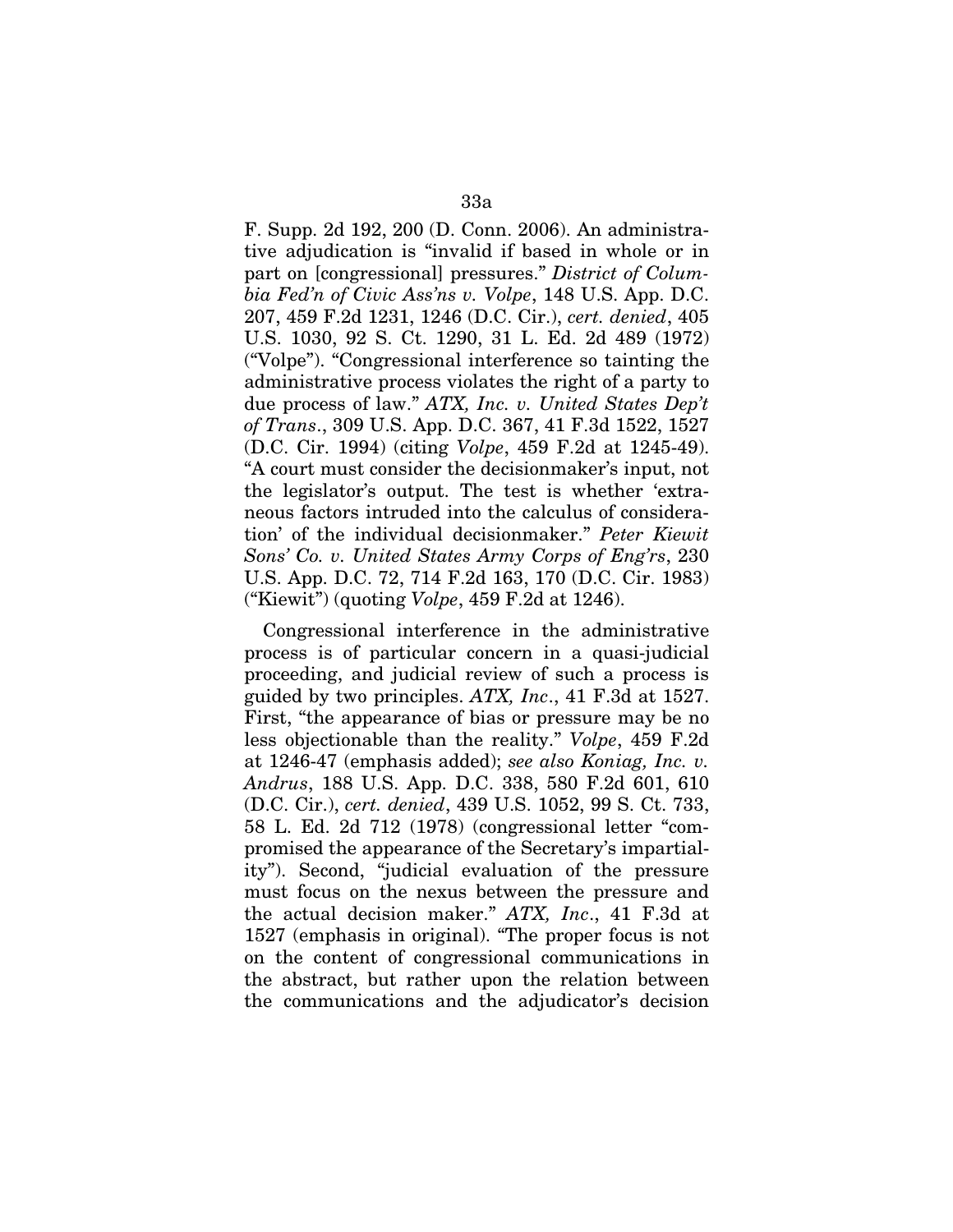F. Supp. 2d 192, 200 (D. Conn. 2006). An administrative adjudication is "invalid if based in whole or in part on [congressional] pressures." *District of Columbia Fed'n of Civic Ass'ns v. Volpe*, 148 U.S. App. D.C. 207, 459 F.2d 1231, 1246 (D.C. Cir.), *cert. denied*, 405 U.S. 1030, 92 S. Ct. 1290, 31 L. Ed. 2d 489 (1972) ("Volpe"). "Congressional interference so tainting the administrative process violates the right of a party to due process of law." *ATX, Inc. v. United States Dep't of Trans*., 309 U.S. App. D.C. 367, 41 F.3d 1522, 1527 (D.C. Cir. 1994) (citing *Volpe*, 459 F.2d at 1245-49). "A court must consider the decisionmaker's input, not the legislator's output. The test is whether 'extraneous factors intruded into the calculus of consideration' of the individual decisionmaker." *Peter Kiewit Sons' Co. v. United States Army Corps of Eng'rs*, 230 U.S. App. D.C. 72, 714 F.2d 163, 170 (D.C. Cir. 1983) ("Kiewit") (quoting *Volpe*, 459 F.2d at 1246).

Congressional interference in the administrative process is of particular concern in a quasi-judicial proceeding, and judicial review of such a process is guided by two principles. *ATX, Inc*., 41 F.3d at 1527. First, "the appearance of bias or pressure may be no less objectionable than the reality." *Volpe*, 459 F.2d at 1246-47 (emphasis added); *see also Koniag, Inc. v. Andrus*, 188 U.S. App. D.C. 338, 580 F.2d 601, 610 (D.C. Cir.), *cert. denied*, 439 U.S. 1052, 99 S. Ct. 733, 58 L. Ed. 2d 712 (1978) (congressional letter "compromised the appearance of the Secretary's impartiality"). Second, "judicial evaluation of the pressure must focus on the nexus between the pressure and the actual decision maker." *ATX, Inc*., 41 F.3d at 1527 (emphasis in original). "The proper focus is not on the content of congressional communications in the abstract, but rather upon the relation between the communications and the adjudicator's decision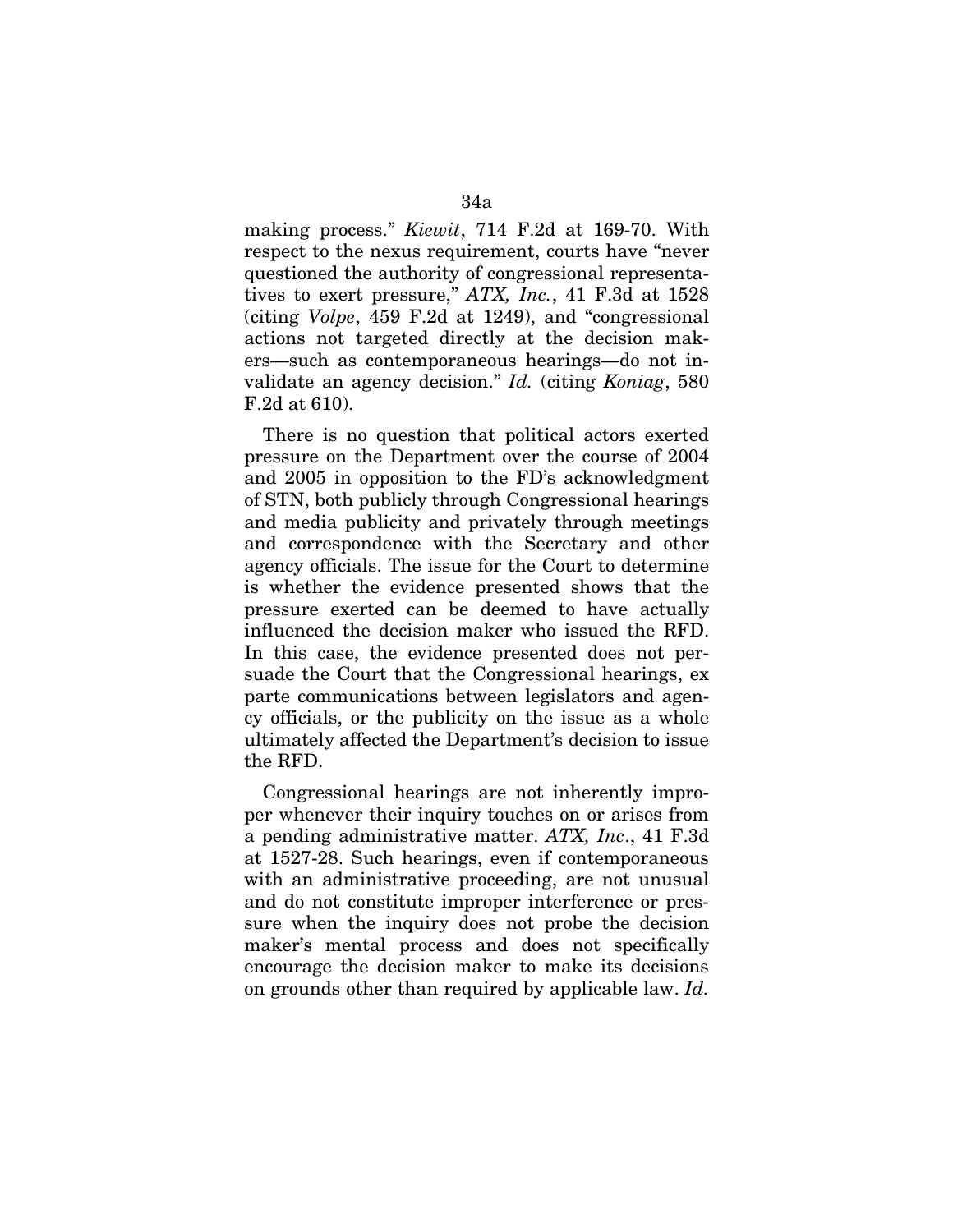making process." *Kiewit*, 714 F.2d at 169-70. With respect to the nexus requirement, courts have "never questioned the authority of congressional representatives to exert pressure," *ATX, Inc.*, 41 F.3d at 1528 (citing *Volpe*, 459 F.2d at 1249), and "congressional actions not targeted directly at the decision makers—such as contemporaneous hearings—do not invalidate an agency decision." *Id.* (citing *Koniag*, 580 F.2d at 610).

There is no question that political actors exerted pressure on the Department over the course of 2004 and 2005 in opposition to the FD's acknowledgment of STN, both publicly through Congressional hearings and media publicity and privately through meetings and correspondence with the Secretary and other agency officials. The issue for the Court to determine is whether the evidence presented shows that the pressure exerted can be deemed to have actually influenced the decision maker who issued the RFD. In this case, the evidence presented does not persuade the Court that the Congressional hearings, ex parte communications between legislators and agency officials, or the publicity on the issue as a whole ultimately affected the Department's decision to issue the RFD.

Congressional hearings are not inherently improper whenever their inquiry touches on or arises from a pending administrative matter. *ATX, Inc*., 41 F.3d at 1527-28. Such hearings, even if contemporaneous with an administrative proceeding, are not unusual and do not constitute improper interference or pressure when the inquiry does not probe the decision maker's mental process and does not specifically encourage the decision maker to make its decisions on grounds other than required by applicable law. *Id.*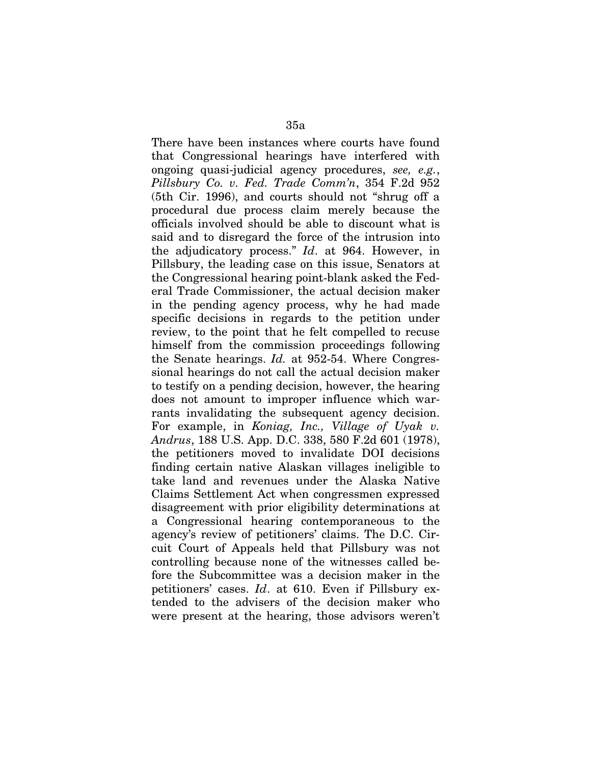There have been instances where courts have found that Congressional hearings have interfered with ongoing quasi-judicial agency procedures, *see, e.g.*, *Pillsbury Co. v. Fed. Trade Comm'n*, 354 F.2d 952 (5th Cir. 1996), and courts should not "shrug off a procedural due process claim merely because the officials involved should be able to discount what is said and to disregard the force of the intrusion into the adjudicatory process." *Id*. at 964. However, in Pillsbury, the leading case on this issue, Senators at the Congressional hearing point-blank asked the Federal Trade Commissioner, the actual decision maker in the pending agency process, why he had made specific decisions in regards to the petition under review, to the point that he felt compelled to recuse himself from the commission proceedings following the Senate hearings. *Id.* at 952-54. Where Congressional hearings do not call the actual decision maker to testify on a pending decision, however, the hearing does not amount to improper influence which warrants invalidating the subsequent agency decision. For example, in *Koniag, Inc., Village of Uyak v. Andrus*, 188 U.S. App. D.C. 338, 580 F.2d 601 (1978), the petitioners moved to invalidate DOI decisions finding certain native Alaskan villages ineligible to take land and revenues under the Alaska Native Claims Settlement Act when congressmen expressed disagreement with prior eligibility determinations at a Congressional hearing contemporaneous to the agency's review of petitioners' claims. The D.C. Circuit Court of Appeals held that Pillsbury was not controlling because none of the witnesses called before the Subcommittee was a decision maker in the petitioners' cases. *Id*. at 610. Even if Pillsbury extended to the advisers of the decision maker who were present at the hearing, those advisors weren't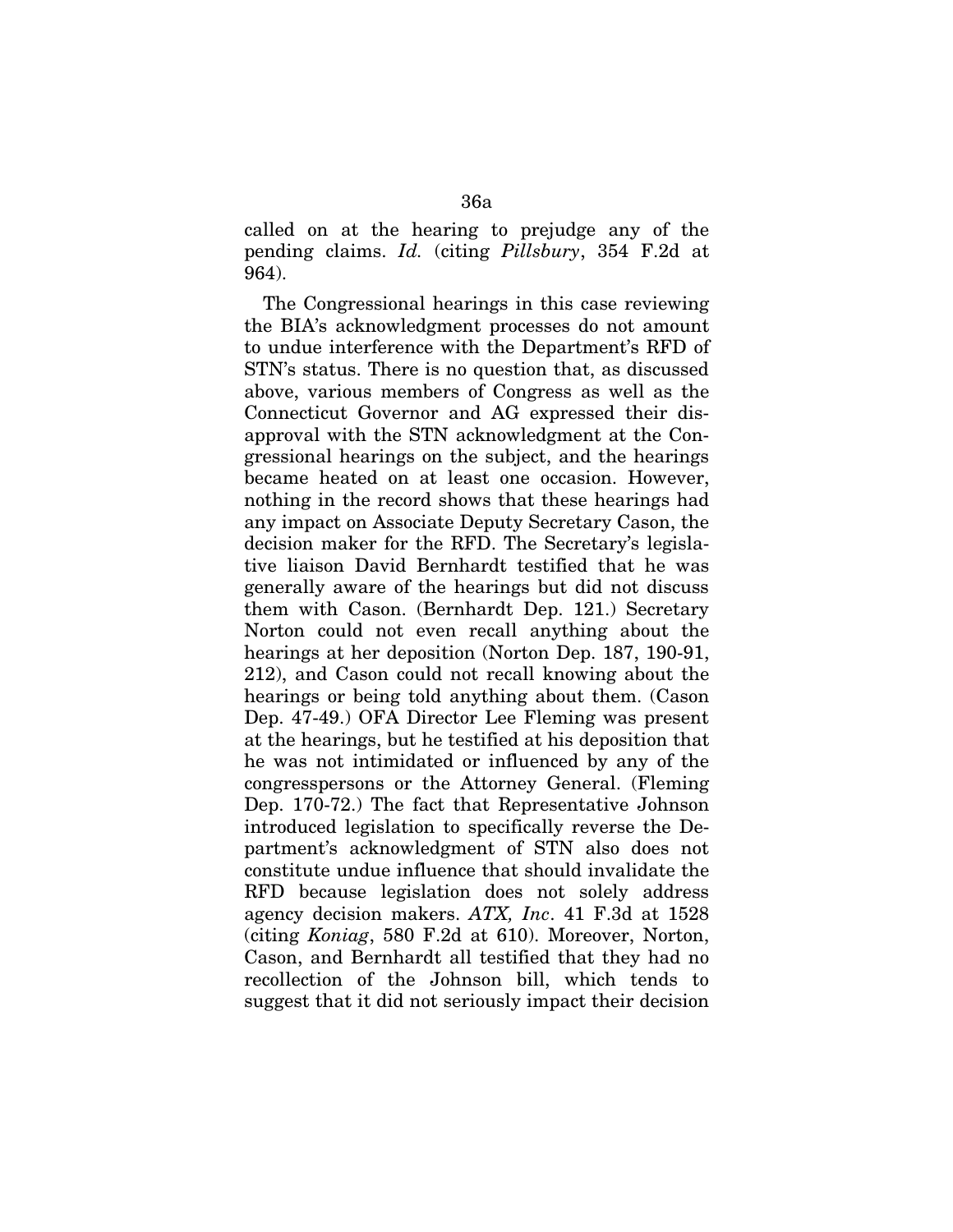called on at the hearing to prejudge any of the pending claims. *Id.* (citing *Pillsbury*, 354 F.2d at 964).

The Congressional hearings in this case reviewing the BIA's acknowledgment processes do not amount to undue interference with the Department's RFD of STN's status. There is no question that, as discussed above, various members of Congress as well as the Connecticut Governor and AG expressed their disapproval with the STN acknowledgment at the Congressional hearings on the subject, and the hearings became heated on at least one occasion. However, nothing in the record shows that these hearings had any impact on Associate Deputy Secretary Cason, the decision maker for the RFD. The Secretary's legislative liaison David Bernhardt testified that he was generally aware of the hearings but did not discuss them with Cason. (Bernhardt Dep. 121.) Secretary Norton could not even recall anything about the hearings at her deposition (Norton Dep. 187, 190-91, 212), and Cason could not recall knowing about the hearings or being told anything about them. (Cason Dep. 47-49.) OFA Director Lee Fleming was present at the hearings, but he testified at his deposition that he was not intimidated or influenced by any of the congresspersons or the Attorney General. (Fleming Dep. 170-72.) The fact that Representative Johnson introduced legislation to specifically reverse the Department's acknowledgment of STN also does not constitute undue influence that should invalidate the RFD because legislation does not solely address agency decision makers. *ATX, Inc*. 41 F.3d at 1528 (citing *Koniag*, 580 F.2d at 610). Moreover, Norton, Cason, and Bernhardt all testified that they had no recollection of the Johnson bill, which tends to suggest that it did not seriously impact their decision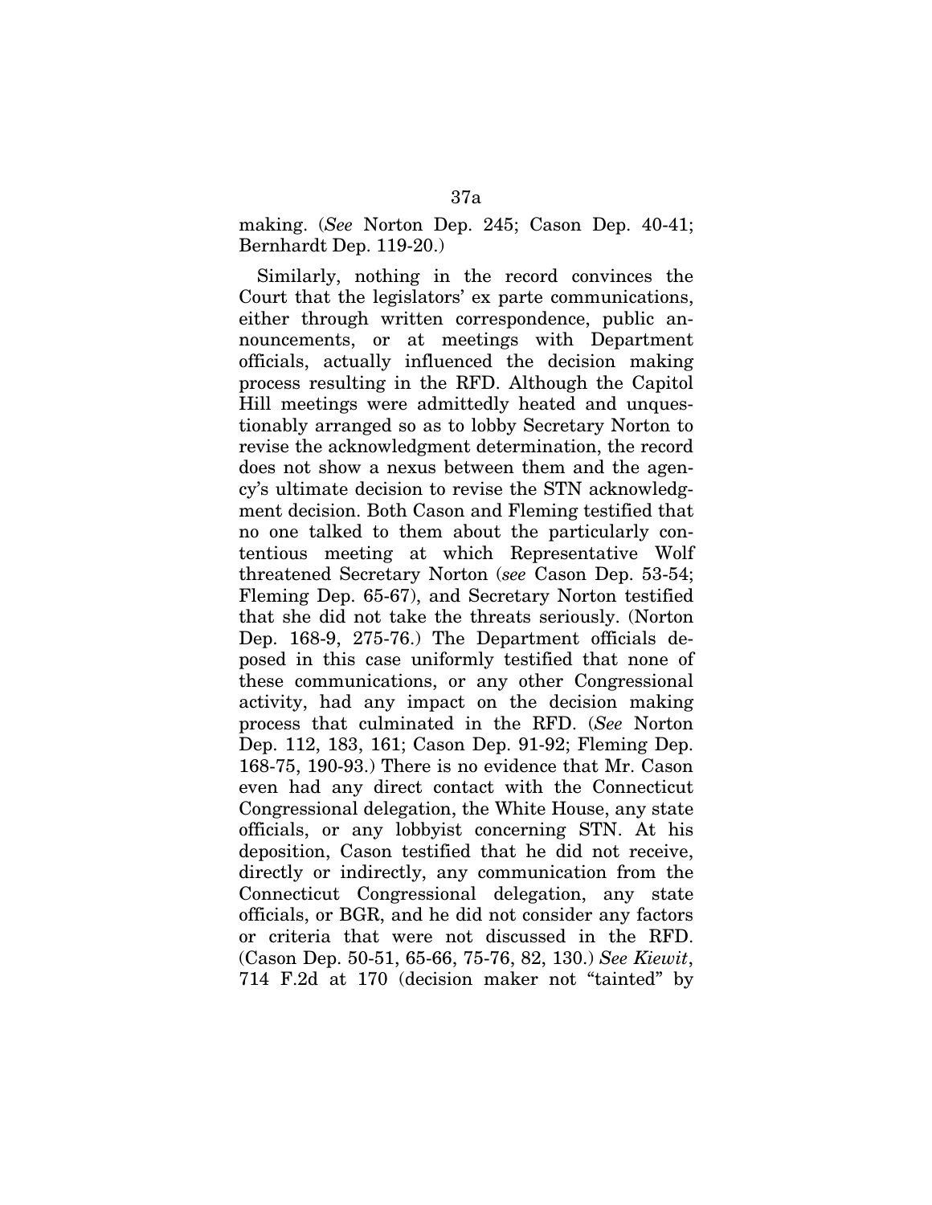making. (*See* Norton Dep. 245; Cason Dep. 40-41; Bernhardt Dep. 119-20.)

Similarly, nothing in the record convinces the Court that the legislators' ex parte communications, either through written correspondence, public announcements, or at meetings with Department officials, actually influenced the decision making process resulting in the RFD. Although the Capitol Hill meetings were admittedly heated and unquestionably arranged so as to lobby Secretary Norton to revise the acknowledgment determination, the record does not show a nexus between them and the agency's ultimate decision to revise the STN acknowledgment decision. Both Cason and Fleming testified that no one talked to them about the particularly contentious meeting at which Representative Wolf threatened Secretary Norton (*see* Cason Dep. 53-54; Fleming Dep. 65-67), and Secretary Norton testified that she did not take the threats seriously. (Norton Dep. 168-9, 275-76.) The Department officials deposed in this case uniformly testified that none of these communications, or any other Congressional activity, had any impact on the decision making process that culminated in the RFD. (*See* Norton Dep. 112, 183, 161; Cason Dep. 91-92; Fleming Dep. 168-75, 190-93.) There is no evidence that Mr. Cason even had any direct contact with the Connecticut Congressional delegation, the White House, any state officials, or any lobbyist concerning STN. At his deposition, Cason testified that he did not receive, directly or indirectly, any communication from the Connecticut Congressional delegation, any state officials, or BGR, and he did not consider any factors or criteria that were not discussed in the RFD. (Cason Dep. 50-51, 65-66, 75-76, 82, 130.) *See Kiewit*, 714 F.2d at 170 (decision maker not "tainted" by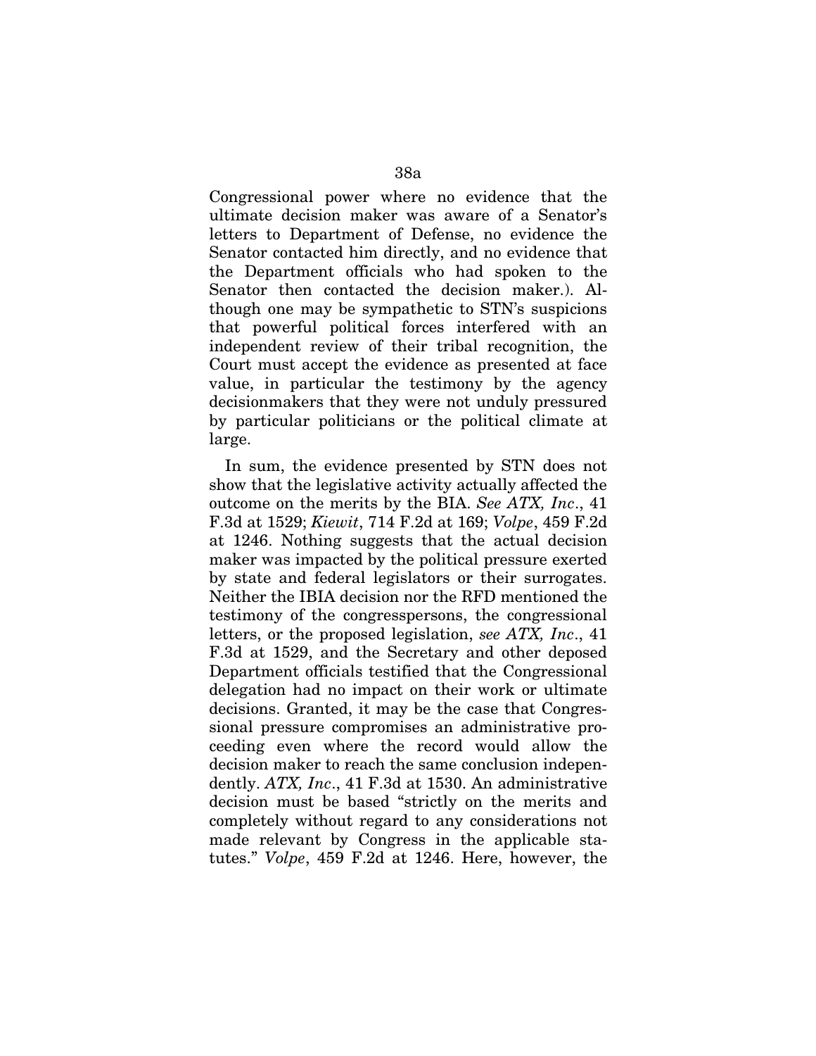Congressional power where no evidence that the ultimate decision maker was aware of a Senator's letters to Department of Defense, no evidence the Senator contacted him directly, and no evidence that the Department officials who had spoken to the Senator then contacted the decision maker.). Although one may be sympathetic to STN's suspicions that powerful political forces interfered with an independent review of their tribal recognition, the Court must accept the evidence as presented at face value, in particular the testimony by the agency decisionmakers that they were not unduly pressured by particular politicians or the political climate at large.

In sum, the evidence presented by STN does not show that the legislative activity actually affected the outcome on the merits by the BIA. *See ATX, Inc*., 41 F.3d at 1529; *Kiewit*, 714 F.2d at 169; *Volpe*, 459 F.2d at 1246. Nothing suggests that the actual decision maker was impacted by the political pressure exerted by state and federal legislators or their surrogates. Neither the IBIA decision nor the RFD mentioned the testimony of the congresspersons, the congressional letters, or the proposed legislation, *see ATX, Inc*., 41 F.3d at 1529, and the Secretary and other deposed Department officials testified that the Congressional delegation had no impact on their work or ultimate decisions. Granted, it may be the case that Congressional pressure compromises an administrative proceeding even where the record would allow the decision maker to reach the same conclusion independently. *ATX, Inc*., 41 F.3d at 1530. An administrative decision must be based "strictly on the merits and completely without regard to any considerations not made relevant by Congress in the applicable statutes." *Volpe*, 459 F.2d at 1246. Here, however, the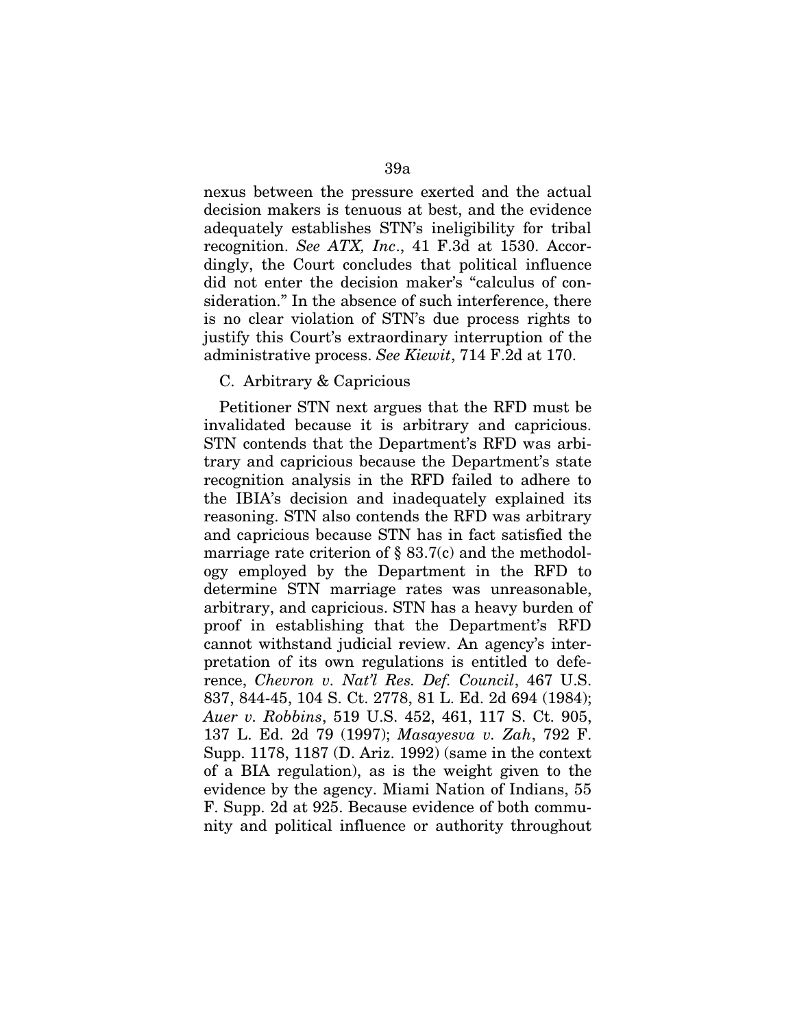nexus between the pressure exerted and the actual decision makers is tenuous at best, and the evidence adequately establishes STN's ineligibility for tribal recognition. *See ATX, Inc*., 41 F.3d at 1530. Accordingly, the Court concludes that political influence did not enter the decision maker's "calculus of consideration." In the absence of such interference, there is no clear violation of STN's due process rights to justify this Court's extraordinary interruption of the administrative process. *See Kiewit*, 714 F.2d at 170.

C. Arbitrary & Capricious

Petitioner STN next argues that the RFD must be invalidated because it is arbitrary and capricious. STN contends that the Department's RFD was arbitrary and capricious because the Department's state recognition analysis in the RFD failed to adhere to the IBIA's decision and inadequately explained its reasoning. STN also contends the RFD was arbitrary and capricious because STN has in fact satisfied the marriage rate criterion of § 83.7(c) and the methodology employed by the Department in the RFD to determine STN marriage rates was unreasonable, arbitrary, and capricious. STN has a heavy burden of proof in establishing that the Department's RFD cannot withstand judicial review. An agency's interpretation of its own regulations is entitled to deference, *Chevron v. Nat'l Res. Def. Council*, 467 U.S. 837, 844-45, 104 S. Ct. 2778, 81 L. Ed. 2d 694 (1984); *Auer v. Robbins*, 519 U.S. 452, 461, 117 S. Ct. 905, 137 L. Ed. 2d 79 (1997); *Masayesva v. Zah*, 792 F. Supp. 1178, 1187 (D. Ariz. 1992) (same in the context of a BIA regulation), as is the weight given to the evidence by the agency. Miami Nation of Indians, 55 F. Supp. 2d at 925. Because evidence of both community and political influence or authority throughout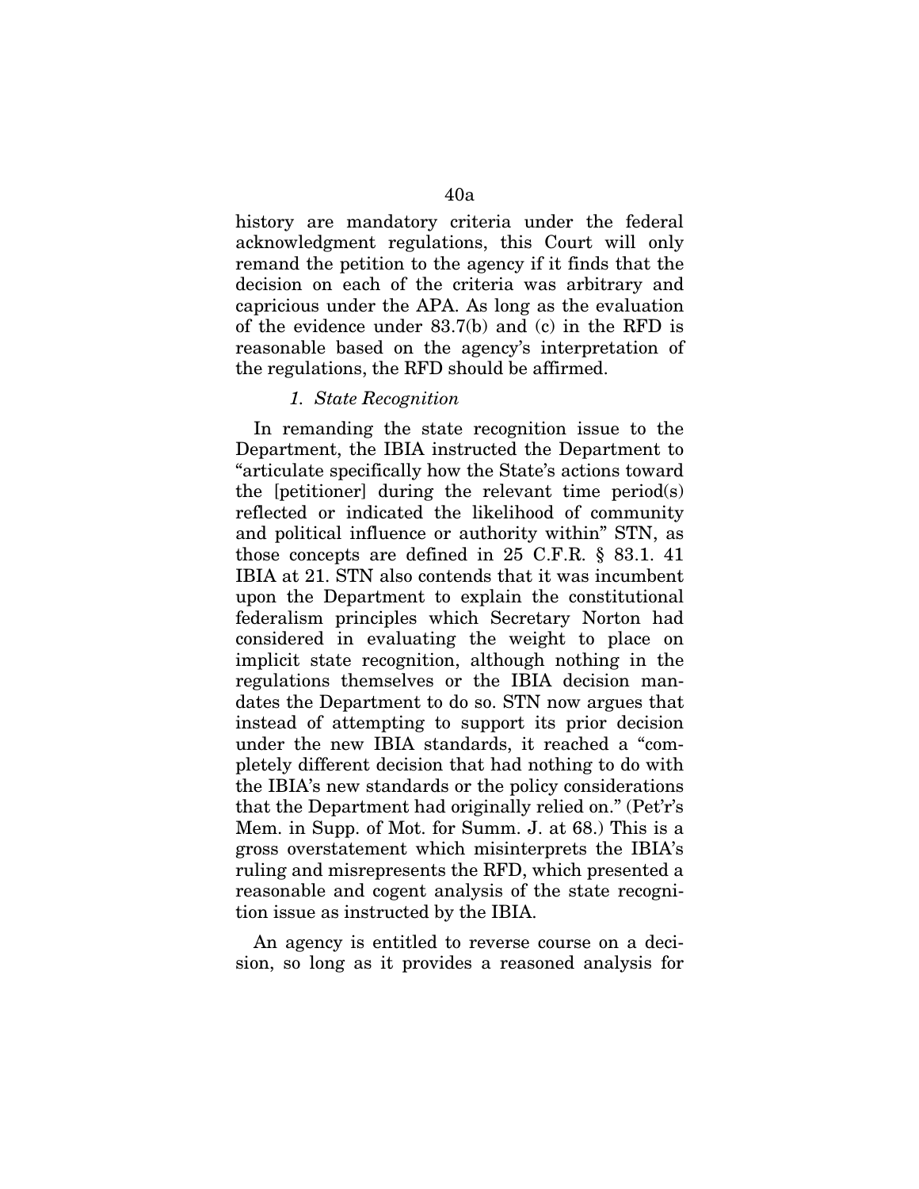history are mandatory criteria under the federal acknowledgment regulations, this Court will only remand the petition to the agency if it finds that the decision on each of the criteria was arbitrary and capricious under the APA. As long as the evaluation of the evidence under 83.7(b) and (c) in the RFD is reasonable based on the agency's interpretation of the regulations, the RFD should be affirmed.

*1. State Recognition*

In remanding the state recognition issue to the Department, the IBIA instructed the Department to "articulate specifically how the State's actions toward the [petitioner] during the relevant time period(s) reflected or indicated the likelihood of community and political influence or authority within" STN, as those concepts are defined in 25 C.F.R. § 83.1. 41 IBIA at 21. STN also contends that it was incumbent upon the Department to explain the constitutional federalism principles which Secretary Norton had considered in evaluating the weight to place on implicit state recognition, although nothing in the regulations themselves or the IBIA decision mandates the Department to do so. STN now argues that instead of attempting to support its prior decision under the new IBIA standards, it reached a "completely different decision that had nothing to do with the IBIA's new standards or the policy considerations that the Department had originally relied on." (Pet'r's Mem. in Supp. of Mot. for Summ. J. at 68.) This is a gross overstatement which misinterprets the IBIA's ruling and misrepresents the RFD, which presented a reasonable and cogent analysis of the state recognition issue as instructed by the IBIA.

An agency is entitled to reverse course on a decision, so long as it provides a reasoned analysis for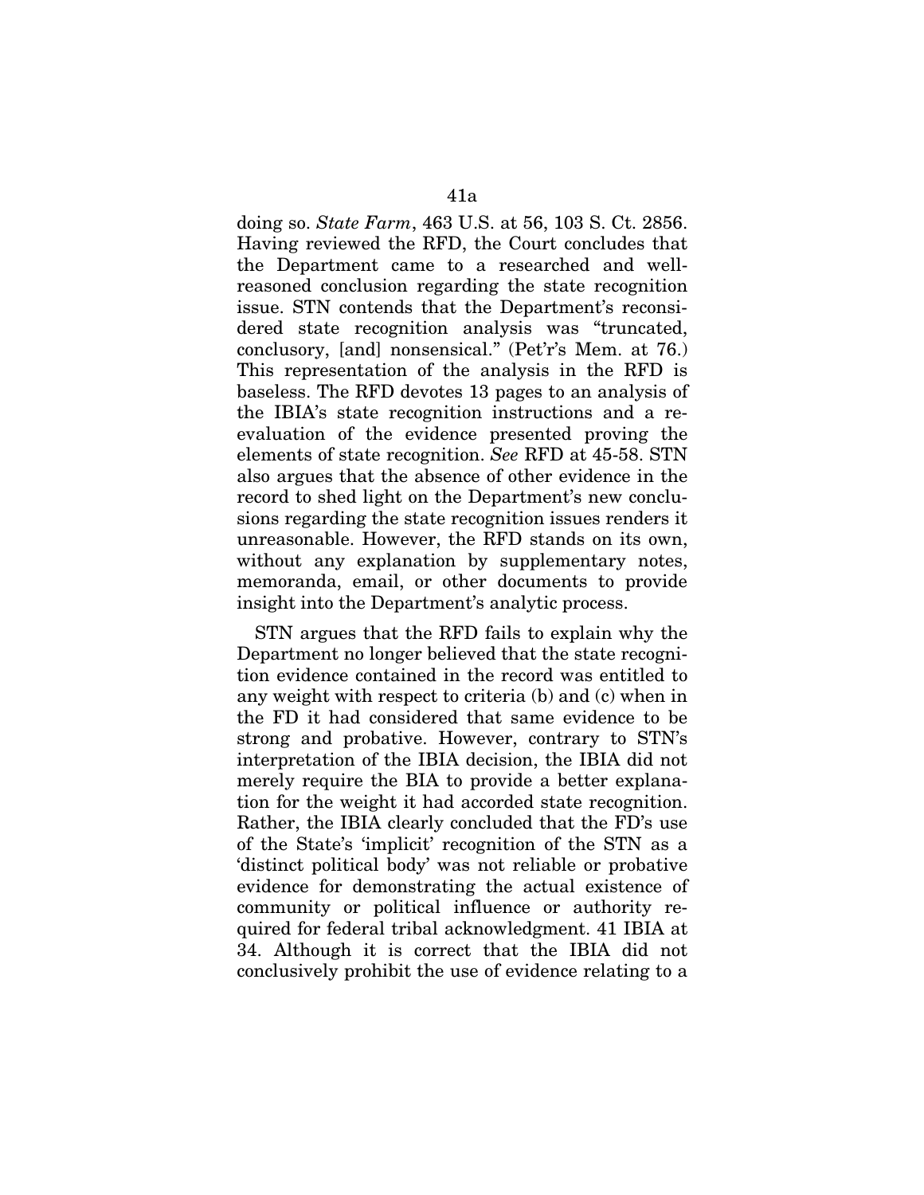doing so. *State Farm*, 463 U.S. at 56, 103 S. Ct. 2856. Having reviewed the RFD, the Court concludes that the Department came to a researched and well-reasoned conclusion regarding the state recognition issue. STN contends that the Department's reconsidered state recognition analysis was "truncated, conclusory, [and] nonsensical." (Pet'r's Mem. at 76.) This representation of the analysis in the RFD is baseless. The RFD devotes 13 pages to an analysis of the IBIA's state recognition instructions and a re-evaluation of the evidence presented proving the elements of state recognition. *See* RFD at 45-58. STN also argues that the absence of other evidence in the record to shed light on the Department's new conclusions regarding the state recognition issues renders it unreasonable. However, the RFD stands on its own, without any explanation by supplementary notes, memoranda, email, or other documents to provide insight into the Department's analytic process.

STN argues that the RFD fails to explain why the Department no longer believed that the state recognition evidence contained in the record was entitled to any weight with respect to criteria (b) and (c) when in the FD it had considered that same evidence to be strong and probative. However, contrary to STN's interpretation of the IBIA decision, the IBIA did not merely require the BIA to provide a better explanation for the weight it had accorded state recognition. Rather, the IBIA clearly concluded that the FD's use of the State's 'implicit' recognition of the STN as a 'distinct political body' was not reliable or probative evidence for demonstrating the actual existence of community or political influence or authority required for federal tribal acknowledgment. 41 IBIA at 34. Although it is correct that the IBIA did not conclusively prohibit the use of evidence relating to a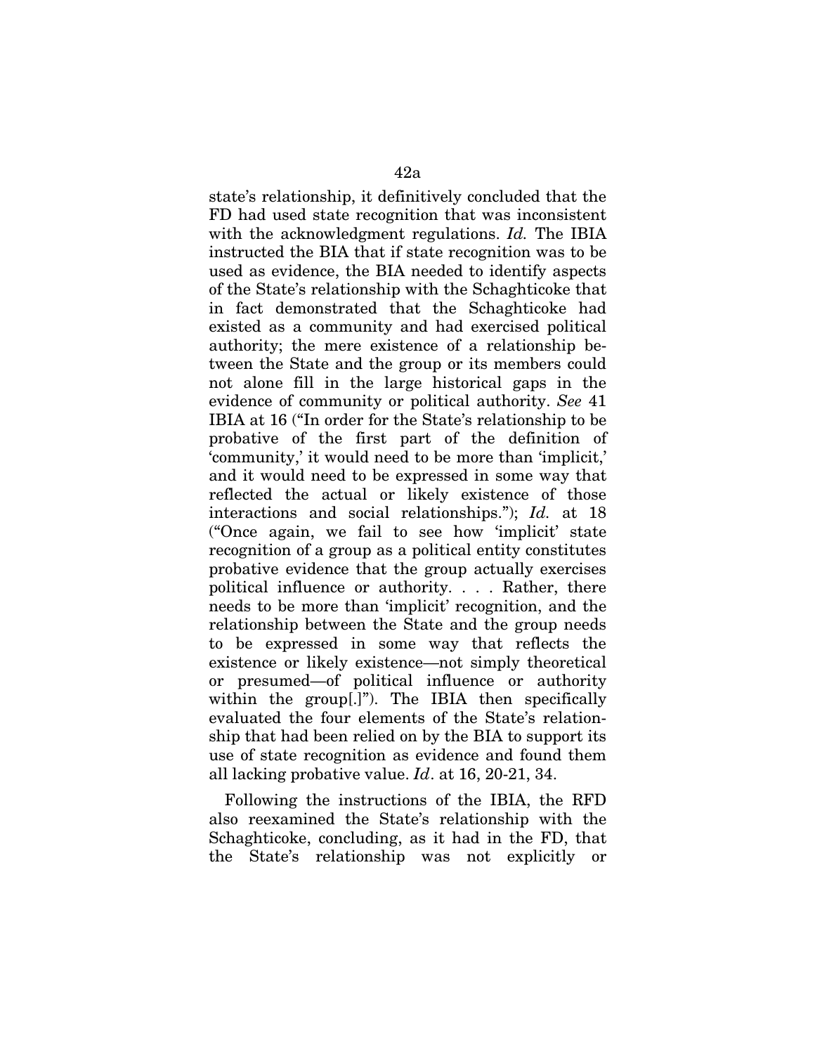state's relationship, it definitively concluded that the FD had used state recognition that was inconsistent with the acknowledgment regulations. *Id.* The IBIA instructed the BIA that if state recognition was to be used as evidence, the BIA needed to identify aspects of the State's relationship with the Schaghticoke that in fact demonstrated that the Schaghticoke had existed as a community and had exercised political authority; the mere existence of a relationship between the State and the group or its members could not alone fill in the large historical gaps in the evidence of community or political authority. *See* 41 IBIA at 16 ("In order for the State's relationship to be probative of the first part of the definition of 'community,' it would need to be more than 'implicit,' and it would need to be expressed in some way that reflected the actual or likely existence of those interactions and social relationships."); *Id.* at 18 ("Once again, we fail to see how 'implicit' state recognition of a group as a political entity constitutes probative evidence that the group actually exercises political influence or authority. . . . Rather, there needs to be more than 'implicit' recognition, and the relationship between the State and the group needs to be expressed in some way that reflects the existence or likely existence—not simply theoretical or presumed—of political influence or authority within the group[.]"). The IBIA then specifically evaluated the four elements of the State's relationship that had been relied on by the BIA to support its use of state recognition as evidence and found them all lacking probative value. *Id*. at 16, 20-21, 34.

Following the instructions of the IBIA, the RFD also reexamined the State's relationship with the Schaghticoke, concluding, as it had in the FD, that the State's relationship was not explicitly or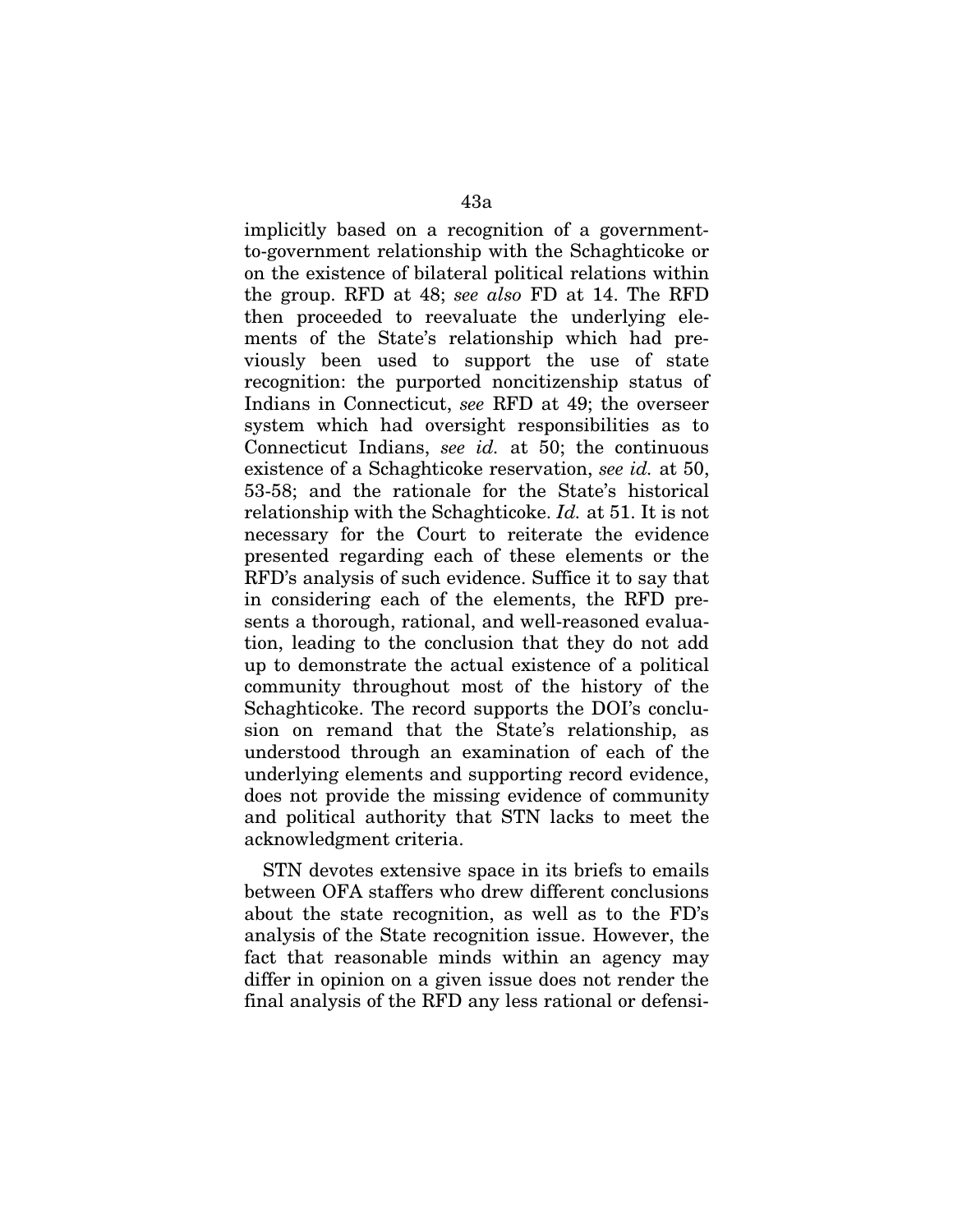implicitly based on a recognition of a government-to-government relationship with the Schaghticoke or on the existence of bilateral political relations within the group. RFD at 48; *see also* FD at 14. The RFD then proceeded to reevaluate the underlying elements of the State's relationship which had previously been used to support the use of state recognition: the purported noncitizenship status of Indians in Connecticut, *see* RFD at 49; the overseer system which had oversight responsibilities as to Connecticut Indians, *see id.* at 50; the continuous existence of a Schaghticoke reservation, *see id.* at 50, 53-58; and the rationale for the State's historical relationship with the Schaghticoke. *Id.* at 51. It is not necessary for the Court to reiterate the evidence presented regarding each of these elements or the RFD's analysis of such evidence. Suffice it to say that in considering each of the elements, the RFD presents a thorough, rational, and well-reasoned evaluation, leading to the conclusion that they do not add up to demonstrate the actual existence of a political community throughout most of the history of the Schaghticoke. The record supports the DOI's conclusion on remand that the State's relationship, as understood through an examination of each of the underlying elements and supporting record evidence, does not provide the missing evidence of community and political authority that STN lacks to meet the acknowledgment criteria.

STN devotes extensive space in its briefs to emails between OFA staffers who drew different conclusions about the state recognition, as well as to the FD's analysis of the State recognition issue. However, the fact that reasonable minds within an agency may differ in opinion on a given issue does not render the final analysis of the RFD any less rational or defensi-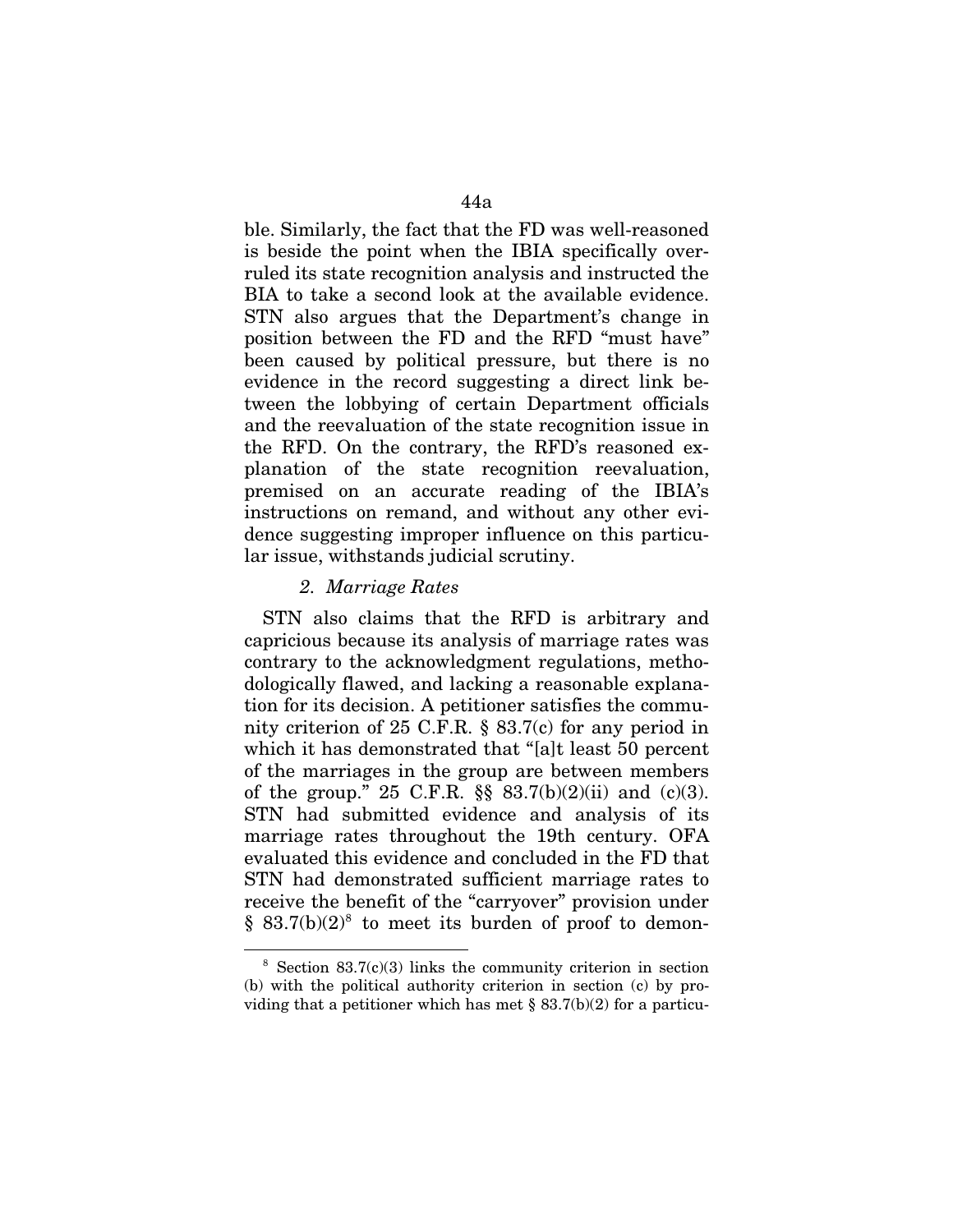ble. Similarly, the fact that the FD was well-reasoned is beside the point when the IBIA specifically overruled its state recognition analysis and instructed the BIA to take a second look at the available evidence. STN also argues that the Department's change in position between the FD and the RFD "must have" been caused by political pressure, but there is no evidence in the record suggesting a direct link between the lobbying of certain Department officials and the reevaluation of the state recognition issue in the RFD. On the contrary, the RFD's reasoned explanation of the state recognition reevaluation, premised on an accurate reading of the IBIA's instructions on remand, and without any other evidence suggesting improper influence on this particular issue, withstands judicial scrutiny.

*2. Marriage Rates*

STN also claims that the RFD is arbitrary and capricious because its analysis of marriage rates was contrary to the acknowledgment regulations, methodologically flawed, and lacking a reasonable explanation for its decision. A petitioner satisfies the community criterion of 25 C.F.R. § 83.7(c) for any period in which it has demonstrated that "[a]t least 50 percent of the marriages in the group are between members of the group." 25 C.F.R. §§ 83.7(b)(2)(ii) and (c)(3). STN had submitted evidence and analysis of its marriage rates throughout the 19th century. OFA evaluated this evidence and concluded in the FD that STN had demonstrated sufficient marriage rates to receive the benefit of the "carryover" provision under § 83.7(b)(2)[8] to meet its burden of proof to demon-

[8] Section 83.7(c)(3) links the community criterion in section (b) with the political authority criterion in section (c) by providing that a petitioner which has met § 83.7(b)(2) for a particu-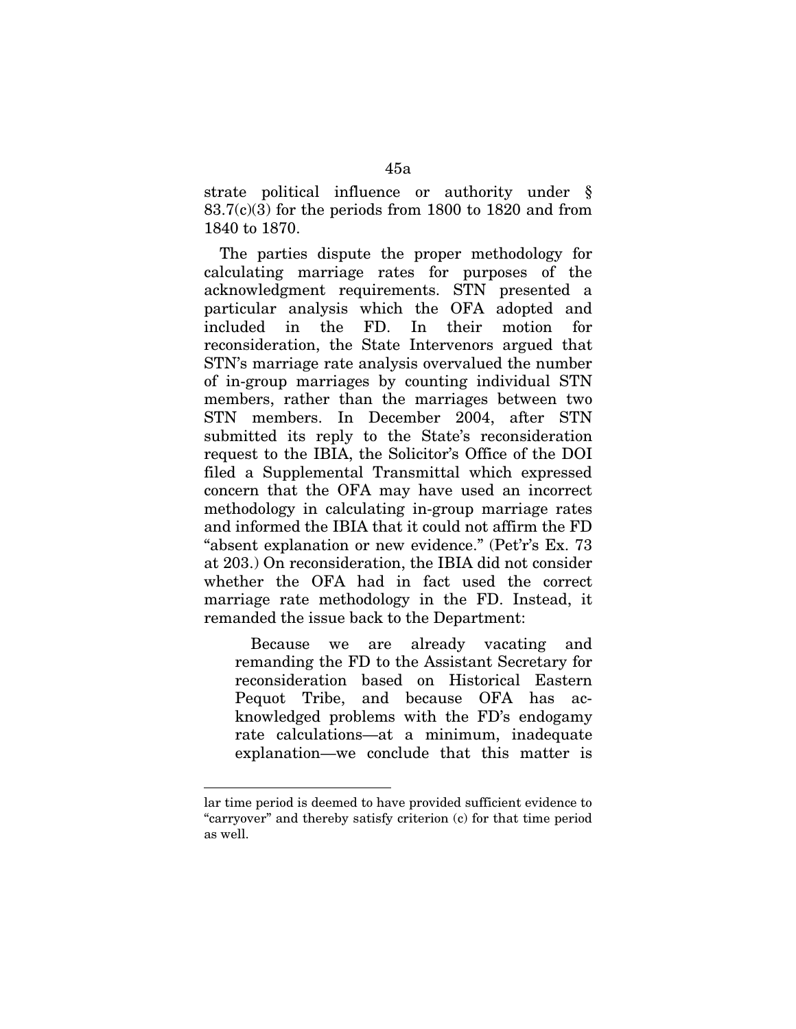strate political influence or authority under § 83.7(c)(3) for the periods from 1800 to 1820 and from 1840 to 1870.

The parties dispute the proper methodology for calculating marriage rates for purposes of the acknowledgment requirements. STN presented a particular analysis which the OFA adopted and included in the FD. In their motion for reconsideration, the State Intervenors argued that STN's marriage rate analysis overvalued the number of in-group marriages by counting individual STN members, rather than the marriages between two STN members. In December 2004, after STN submitted its reply to the State's reconsideration request to the IBIA, the Solicitor's Office of the DOI filed a Supplemental Transmittal which expressed concern that the OFA may have used an incorrect methodology in calculating in-group marriage rates and informed the IBIA that it could not affirm the FD "absent explanation or new evidence." (Pet'r's Ex. 73 at 203.) On reconsideration, the IBIA did not consider whether the OFA had in fact used the correct marriage rate methodology in the FD. Instead, it remanded the issue back to the Department:

> Because we are already vacating and remanding the FD to the Assistant Secretary for reconsideration based on Historical Eastern Pequot Tribe, and because OFA has acknowledged problems with the FD's endogamy rate calculations—at a minimum, inadequate explanation—we conclude that this matter is

---

lar time period is deemed to have provided sufficient evidence to "carryover" and thereby satisfy criterion (c) for that time period as well.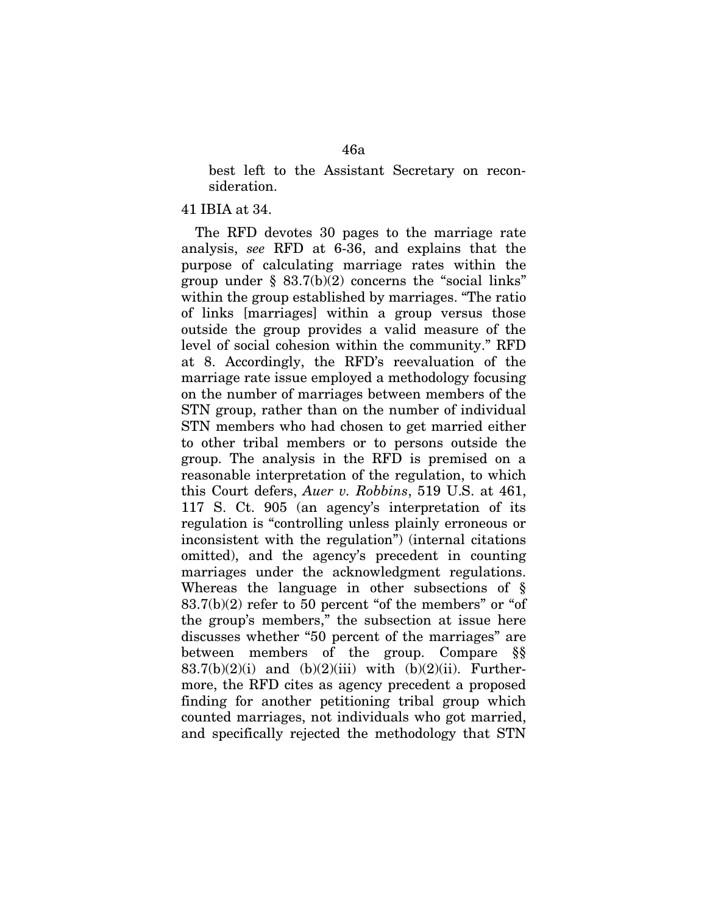best left to the Assistant Secretary on reconsideration.

41 IBIA at 34.

The RFD devotes 30 pages to the marriage rate analysis, *see* RFD at 6-36, and explains that the purpose of calculating marriage rates within the group under § 83.7(b)(2) concerns the "social links" within the group established by marriages. "The ratio of links [marriages] within a group versus those outside the group provides a valid measure of the level of social cohesion within the community." RFD at 8. Accordingly, the RFD's reevaluation of the marriage rate issue employed a methodology focusing on the number of marriages between members of the STN group, rather than on the number of individual STN members who had chosen to get married either to other tribal members or to persons outside the group. The analysis in the RFD is premised on a reasonable interpretation of the regulation, to which this Court defers, *Auer v. Robbins*, 519 U.S. at 461, 117 S. Ct. 905 (an agency's interpretation of its regulation is "controlling unless plainly erroneous or inconsistent with the regulation") (internal citations omitted), and the agency's precedent in counting marriages under the acknowledgment regulations. Whereas the language in other subsections of § 83.7(b)(2) refer to 50 percent "of the members" or "of the group's members," the subsection at issue here discusses whether "50 percent of the marriages" are between members of the group. Compare §§ 83.7(b)(2)(i) and (b)(2)(iii) with (b)(2)(ii). Furthermore, the RFD cites as agency precedent a proposed finding for another petitioning tribal group which counted marriages, not individuals who got married, and specifically rejected the methodology that STN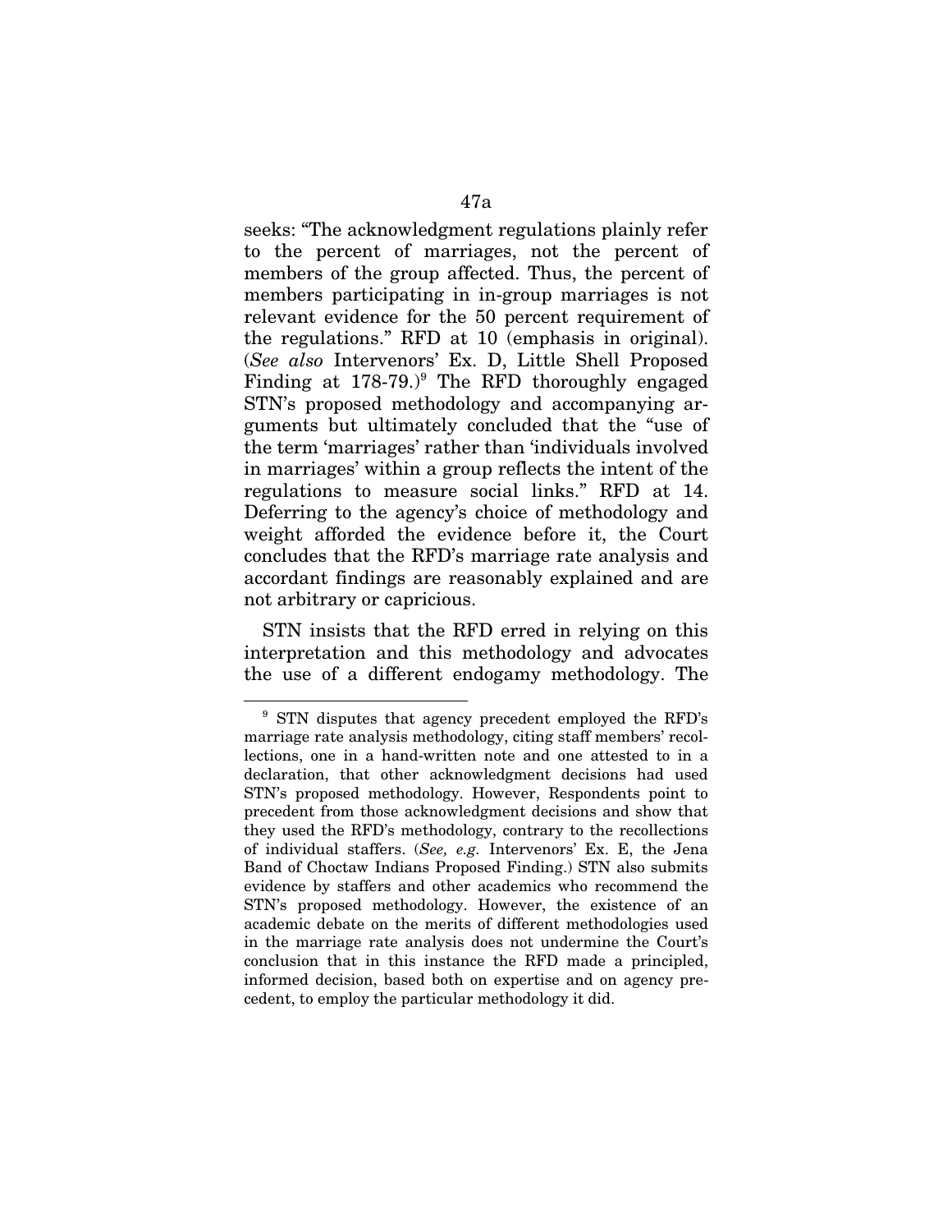seeks: "The acknowledgment regulations plainly refer to the percent of marriages, not the percent of members of the group affected. Thus, the percent of members participating in in-group marriages is not relevant evidence for the 50 percent requirement of the regulations." RFD at 10 (emphasis in original). (*See also* Intervenors' Ex. D, Little Shell Proposed Finding at 178-79.)[9] The RFD thoroughly engaged STN's proposed methodology and accompanying arguments but ultimately concluded that the "use of the term 'marriages' rather than 'individuals involved in marriages' within a group reflects the intent of the regulations to measure social links." RFD at 14. Deferring to the agency's choice of methodology and weight afforded the evidence before it, the Court concludes that the RFD's marriage rate analysis and accordant findings are reasonably explained and are not arbitrary or capricious.

STN insists that the RFD erred in relying on this interpretation and this methodology and advocates the use of a different endogamy methodology. The

[9] STN disputes that agency precedent employed the RFD's marriage rate analysis methodology, citing staff members' recollections, one in a hand-written note and one attested to in a declaration, that other acknowledgment decisions had used STN's proposed methodology. However, Respondents point to precedent from those acknowledgment decisions and show that they used the RFD's methodology, contrary to the recollections of individual staffers. (*See, e.g.* Intervenors' Ex. E, the Jena Band of Choctaw Indians Proposed Finding.) STN also submits evidence by staffers and other academics who recommend the STN's proposed methodology. However, the existence of an academic debate on the merits of different methodologies used in the marriage rate analysis does not undermine the Court's conclusion that in this instance the RFD made a principled, informed decision, based both on expertise and on agency precedent, to employ the particular methodology it did.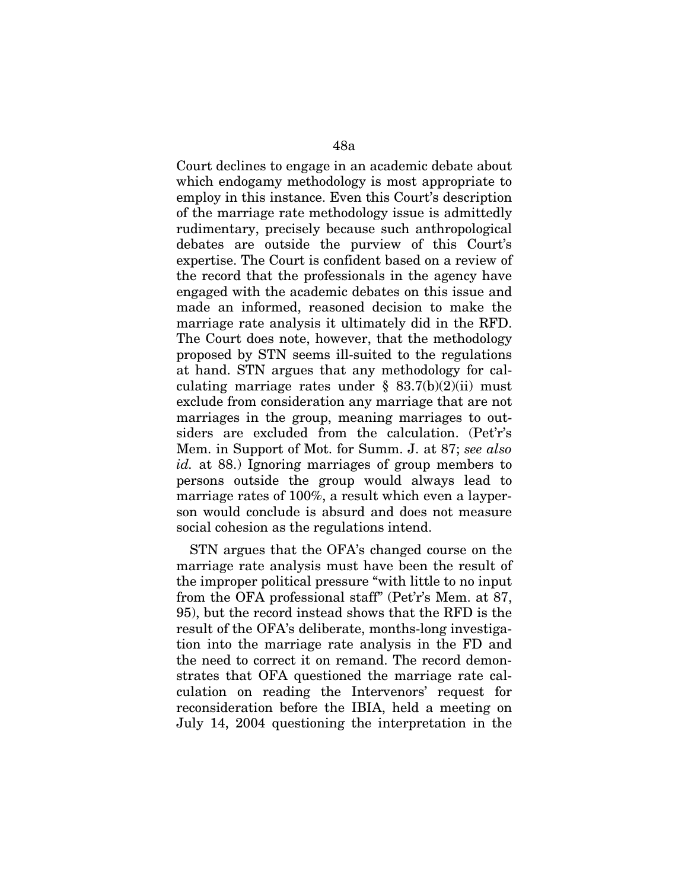Court declines to engage in an academic debate about which endogamy methodology is most appropriate to employ in this instance. Even this Court's description of the marriage rate methodology issue is admittedly rudimentary, precisely because such anthropological debates are outside the purview of this Court's expertise. The Court is confident based on a review of the record that the professionals in the agency have engaged with the academic debates on this issue and made an informed, reasoned decision to make the marriage rate analysis it ultimately did in the RFD. The Court does note, however, that the methodology proposed by STN seems ill-suited to the regulations at hand. STN argues that any methodology for calculating marriage rates under § 83.7(b)(2)(ii) must exclude from consideration any marriage that are not marriages in the group, meaning marriages to outsiders are excluded from the calculation. (Pet'r's Mem. in Support of Mot. for Summ. J. at 87; *see also id.* at 88.) Ignoring marriages of group members to persons outside the group would always lead to marriage rates of 100%, a result which even a layperson would conclude is absurd and does not measure social cohesion as the regulations intend.

STN argues that the OFA's changed course on the marriage rate analysis must have been the result of the improper political pressure "with little to no input from the OFA professional staff" (Pet'r's Mem. at 87, 95), but the record instead shows that the RFD is the result of the OFA's deliberate, months-long investigation into the marriage rate analysis in the FD and the need to correct it on remand. The record demonstrates that OFA questioned the marriage rate calculation on reading the Intervenors' request for reconsideration before the IBIA, held a meeting on July 14, 2004 questioning the interpretation in the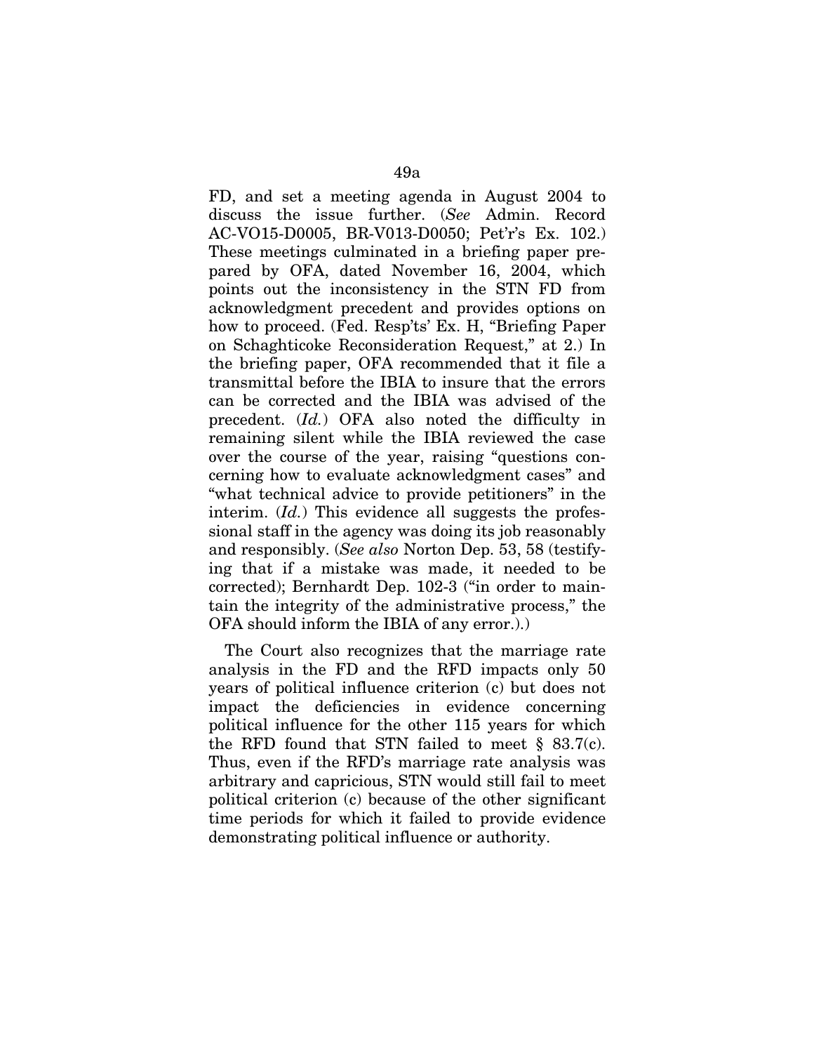FD, and set a meeting agenda in August 2004 to discuss the issue further. (*See* Admin. Record AC-VO15-D0005, BR-V013-D0050; Pet'r's Ex. 102.) These meetings culminated in a briefing paper prepared by OFA, dated November 16, 2004, which points out the inconsistency in the STN FD from acknowledgment precedent and provides options on how to proceed. (Fed. Resp'ts' Ex. H, "Briefing Paper on Schaghticoke Reconsideration Request," at 2.) In the briefing paper, OFA recommended that it file a transmittal before the IBIA to insure that the errors can be corrected and the IBIA was advised of the precedent. (*Id.*) OFA also noted the difficulty in remaining silent while the IBIA reviewed the case over the course of the year, raising "questions concerning how to evaluate acknowledgment cases" and "what technical advice to provide petitioners" in the interim. (*Id.*) This evidence all suggests the professional staff in the agency was doing its job reasonably and responsibly. (*See also* Norton Dep. 53, 58 (testifying that if a mistake was made, it needed to be corrected); Bernhardt Dep. 102-3 ("in order to maintain the integrity of the administrative process," the OFA should inform the IBIA of any error.).)

The Court also recognizes that the marriage rate analysis in the FD and the RFD impacts only 50 years of political influence criterion (c) but does not impact the deficiencies in evidence concerning political influence for the other 115 years for which the RFD found that STN failed to meet § 83.7(c). Thus, even if the RFD's marriage rate analysis was arbitrary and capricious, STN would still fail to meet political criterion (c) because of the other significant time periods for which it failed to provide evidence demonstrating political influence or authority.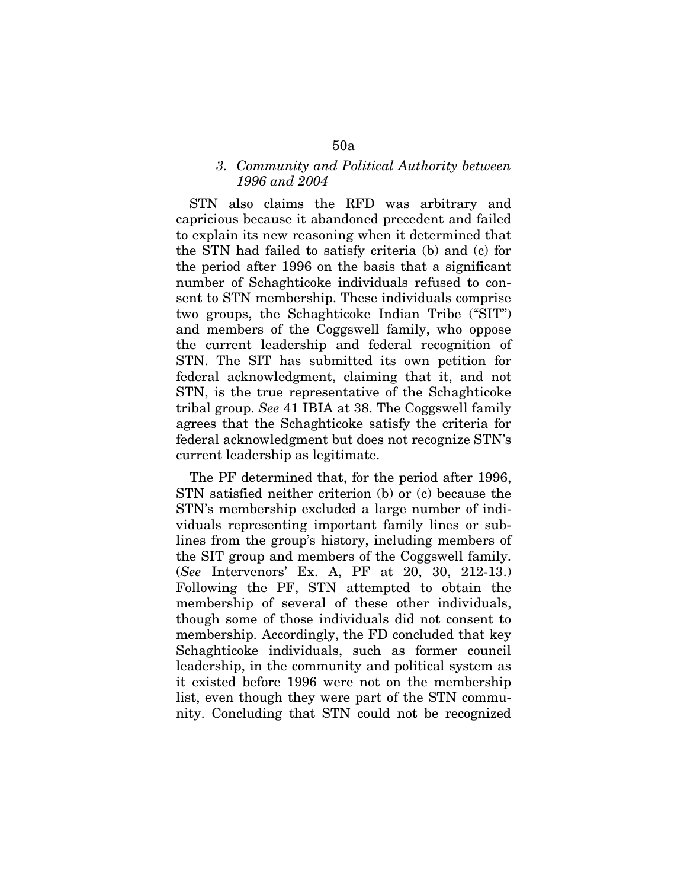### *3. Community and Political Authority between 1996 and 2004*

STN also claims the RFD was arbitrary and capricious because it abandoned precedent and failed to explain its new reasoning when it determined that the STN had failed to satisfy criteria (b) and (c) for the period after 1996 on the basis that a significant number of Schaghticoke individuals refused to consent to STN membership. These individuals comprise two groups, the Schaghticoke Indian Tribe ("SIT") and members of the Coggswell family, who oppose the current leadership and federal recognition of STN. The SIT has submitted its own petition for federal acknowledgment, claiming that it, and not STN, is the true representative of the Schaghticoke tribal group. *See* 41 IBIA at 38. The Coggswell family agrees that the Schaghticoke satisfy the criteria for federal acknowledgment but does not recognize STN's current leadership as legitimate.

The PF determined that, for the period after 1996, STN satisfied neither criterion (b) or (c) because the STN's membership excluded a large number of individuals representing important family lines or sublines from the group's history, including members of the SIT group and members of the Coggswell family. (*See* Intervenors' Ex. A, PF at 20, 30, 212-13.) Following the PF, STN attempted to obtain the membership of several of these other individuals, though some of those individuals did not consent to membership. Accordingly, the FD concluded that key Schaghticoke individuals, such as former council leadership, in the community and political system as it existed before 1996 were not on the membership list, even though they were part of the STN community. Concluding that STN could not be recognized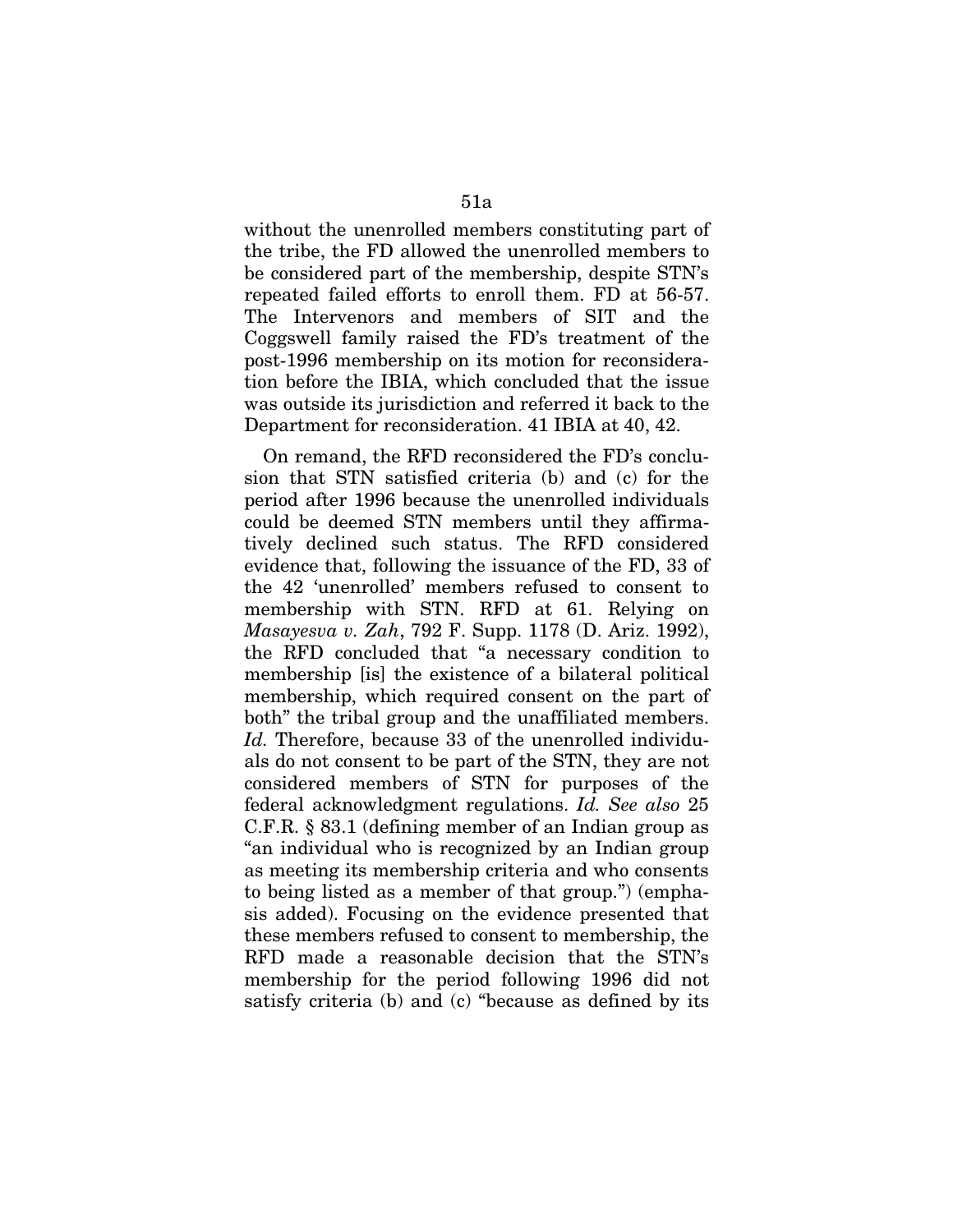without the unenrolled members constituting part of the tribe, the FD allowed the unenrolled members to be considered part of the membership, despite STN's repeated failed efforts to enroll them. FD at 56-57. The Intervenors and members of SIT and the Coggswell family raised the FD's treatment of the post-1996 membership on its motion for reconsideration before the IBIA, which concluded that the issue was outside its jurisdiction and referred it back to the Department for reconsideration. 41 IBIA at 40, 42.

On remand, the RFD reconsidered the FD's conclusion that STN satisfied criteria (b) and (c) for the period after 1996 because the unenrolled individuals could be deemed STN members until they affirmatively declined such status. The RFD considered evidence that, following the issuance of the FD, 33 of the 42 'unenrolled' members refused to consent to membership with STN. RFD at 61. Relying on *Masayesva v. Zah*, 792 F. Supp. 1178 (D. Ariz. 1992), the RFD concluded that "a necessary condition to membership [is] the existence of a bilateral political membership, which required consent on the part of both" the tribal group and the unaffiliated members. *Id.* Therefore, because 33 of the unenrolled individuals do not consent to be part of the STN, they are not considered members of STN for purposes of the federal acknowledgment regulations. *Id. See also* 25 C.F.R. § 83.1 (defining member of an Indian group as "an individual who is recognized by an Indian group as meeting its membership criteria and who consents to being listed as a member of that group.") (emphasis added). Focusing on the evidence presented that these members refused to consent to membership, the RFD made a reasonable decision that the STN's membership for the period following 1996 did not satisfy criteria (b) and (c) "because as defined by its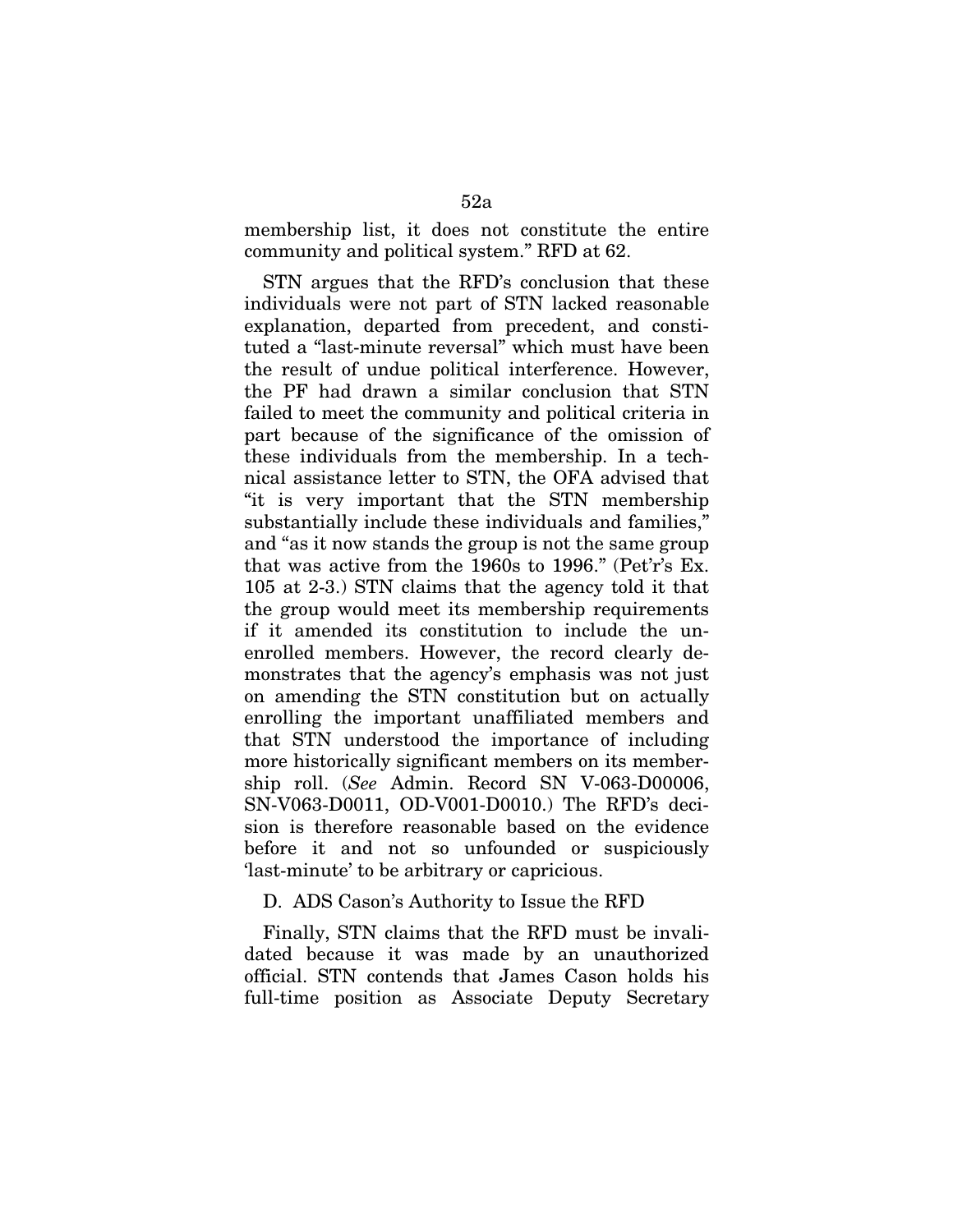membership list, it does not constitute the entire community and political system." RFD at 62.

STN argues that the RFD's conclusion that these individuals were not part of STN lacked reasonable explanation, departed from precedent, and constituted a "last-minute reversal" which must have been the result of undue political interference. However, the PF had drawn a similar conclusion that STN failed to meet the community and political criteria in part because of the significance of the omission of these individuals from the membership. In a technical assistance letter to STN, the OFA advised that "it is very important that the STN membership substantially include these individuals and families," and "as it now stands the group is not the same group that was active from the 1960s to 1996." (Pet'r's Ex. 105 at 2-3.) STN claims that the agency told it that the group would meet its membership requirements if it amended its constitution to include the unenrolled members. However, the record clearly demonstrates that the agency's emphasis was not just on amending the STN constitution but on actually enrolling the important unaffiliated members and that STN understood the importance of including more historically significant members on its membership roll. (*See* Admin. Record SN V-063-D00006, SN-V063-D0011, OD-V001-D0010.) The RFD's decision is therefore reasonable based on the evidence before it and not so unfounded or suspiciously 'last-minute' to be arbitrary or capricious.

D. ADS Cason's Authority to Issue the RFD

Finally, STN claims that the RFD must be invalidated because it was made by an unauthorized official. STN contends that James Cason holds his full-time position as Associate Deputy Secretary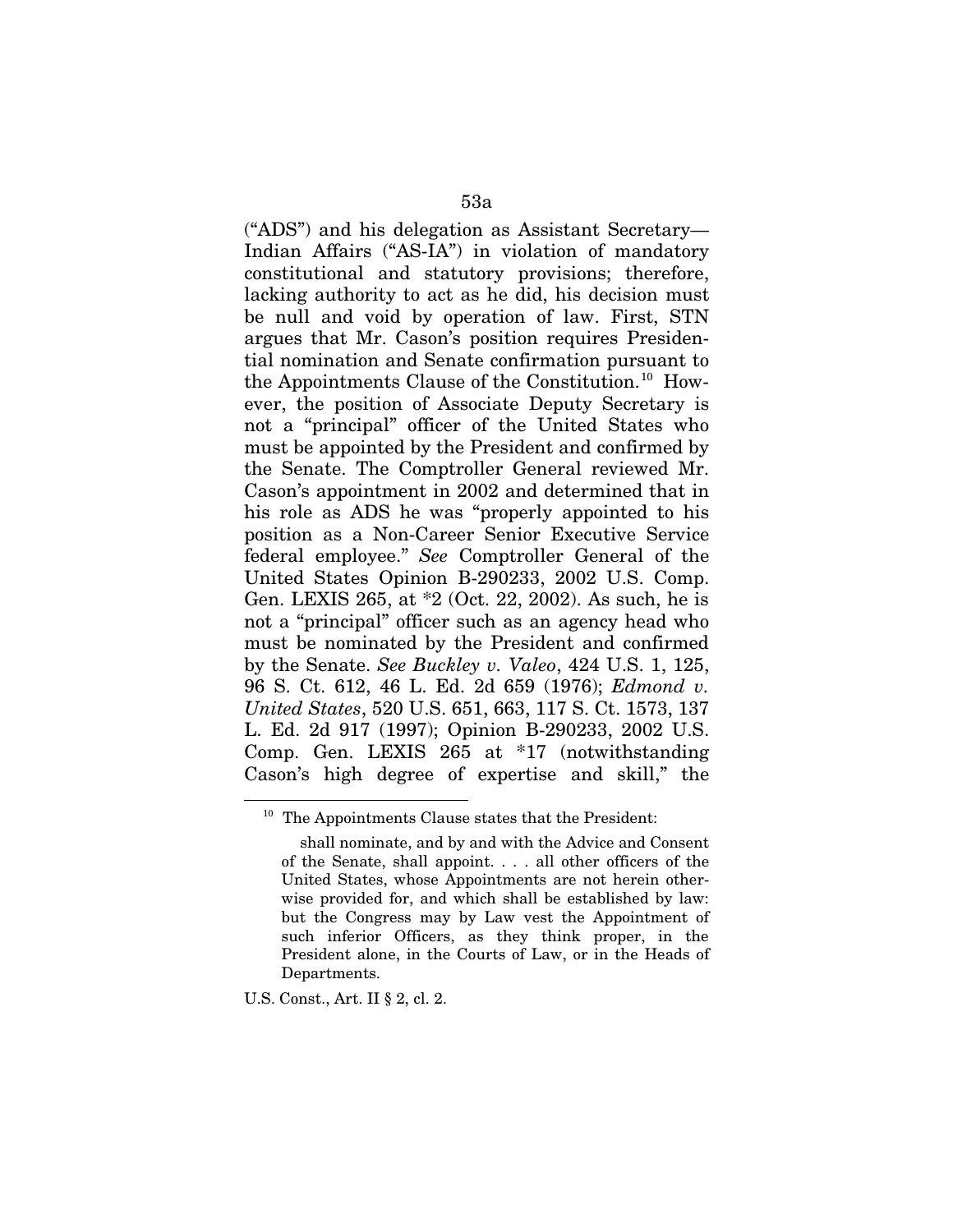("ADS") and his delegation as Assistant Secretary—Indian Affairs ("AS-IA") in violation of mandatory constitutional and statutory provisions; therefore, lacking authority to act as he did, his decision must be null and void by operation of law. First, STN argues that Mr. Cason's position requires Presidential nomination and Senate confirmation pursuant to the Appointments Clause of the Constitution.[10] However, the position of Associate Deputy Secretary is not a "principal" officer of the United States who must be appointed by the President and confirmed by the Senate. The Comptroller General reviewed Mr. Cason's appointment in 2002 and determined that in his role as ADS he was "properly appointed to his position as a Non-Career Senior Executive Service federal employee." *See* Comptroller General of the United States Opinion B-290233, 2002 U.S. Comp. Gen. LEXIS 265, at *2 (Oct. 22, 2002). As such, he is not a "principal" officer such as an agency head who must be nominated by the President and confirmed by the Senate. *See Buckley v. Valeo*, 424 U.S. 1, 125, 96 S. Ct. 612, 46 L. Ed. 2d 659 (1976); *Edmond v. United States*, 520 U.S. 651, 663, 117 S. Ct. 1573, 137 L. Ed. 2d 917 (1997); Opinion B-290233, 2002 U.S. Comp. Gen. LEXIS 265 at *17 (notwithstanding Cason's high degree of expertise and skill," the

---

[10] The Appointments Clause states that the President:

> shall nominate, and by and with the Advice and Consent of the Senate, shall appoint. . . . all other officers of the United States, whose Appointments are not herein otherwise provided for, and which shall be established by law: but the Congress may by Law vest the Appointment of such inferior Officers, as they think proper, in the President alone, in the Courts of Law, or in the Heads of Departments.

U.S. Const., Art. II § 2, cl. 2.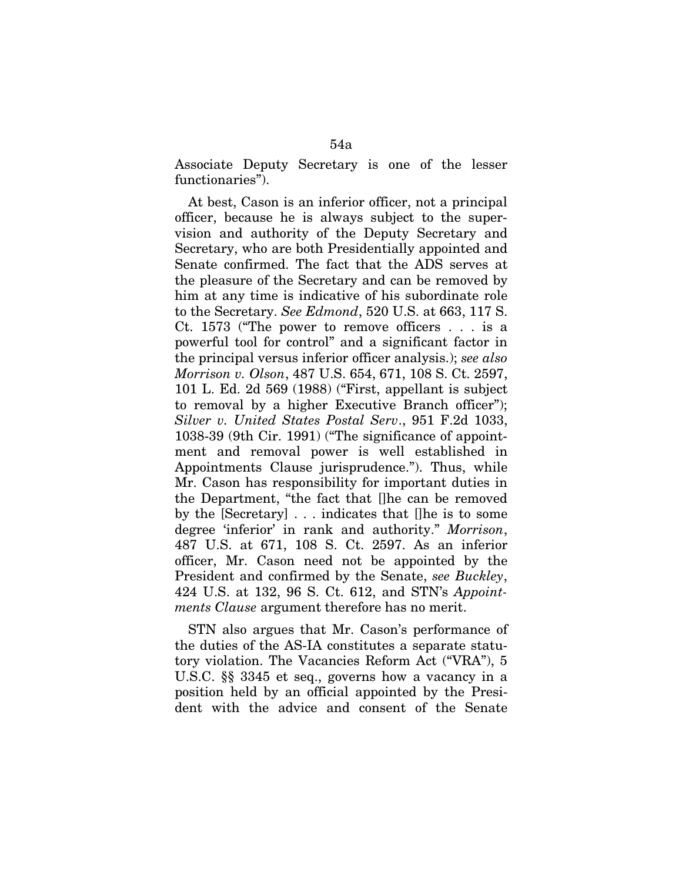Associate Deputy Secretary is one of the lesser functionaries").

At best, Cason is an inferior officer, not a principal officer, because he is always subject to the supervision and authority of the Deputy Secretary and Secretary, who are both Presidentially appointed and Senate confirmed. The fact that the ADS serves at the pleasure of the Secretary and can be removed by him at any time is indicative of his subordinate role to the Secretary. *See Edmond*, 520 U.S. at 663, 117 S. Ct. 1573 ("The power to remove officers . . . is a powerful tool for control" and a significant factor in the principal versus inferior officer analysis.); *see also Morrison v. Olson*, 487 U.S. 654, 671, 108 S. Ct. 2597, 101 L. Ed. 2d 569 (1988) ("First, appellant is subject to removal by a higher Executive Branch officer"); *Silver v. United States Postal Serv*., 951 F.2d 1033, 1038-39 (9th Cir. 1991) ("The significance of appointment and removal power is well established in Appointments Clause jurisprudence."). Thus, while Mr. Cason has responsibility for important duties in the Department, "the fact that []he can be removed by the [Secretary] . . . indicates that []he is to some degree 'inferior' in rank and authority." *Morrison*, 487 U.S. at 671, 108 S. Ct. 2597. As an inferior officer, Mr. Cason need not be appointed by the President and confirmed by the Senate, *see Buckley*, 424 U.S. at 132, 96 S. Ct. 612, and STN's *Appointments Clause* argument therefore has no merit.

STN also argues that Mr. Cason's performance of the duties of the AS-IA constitutes a separate statutory violation. The Vacancies Reform Act ("VRA"), 5 U.S.C. §§ 3345 et seq., governs how a vacancy in a position held by an official appointed by the President with the advice and consent of the Senate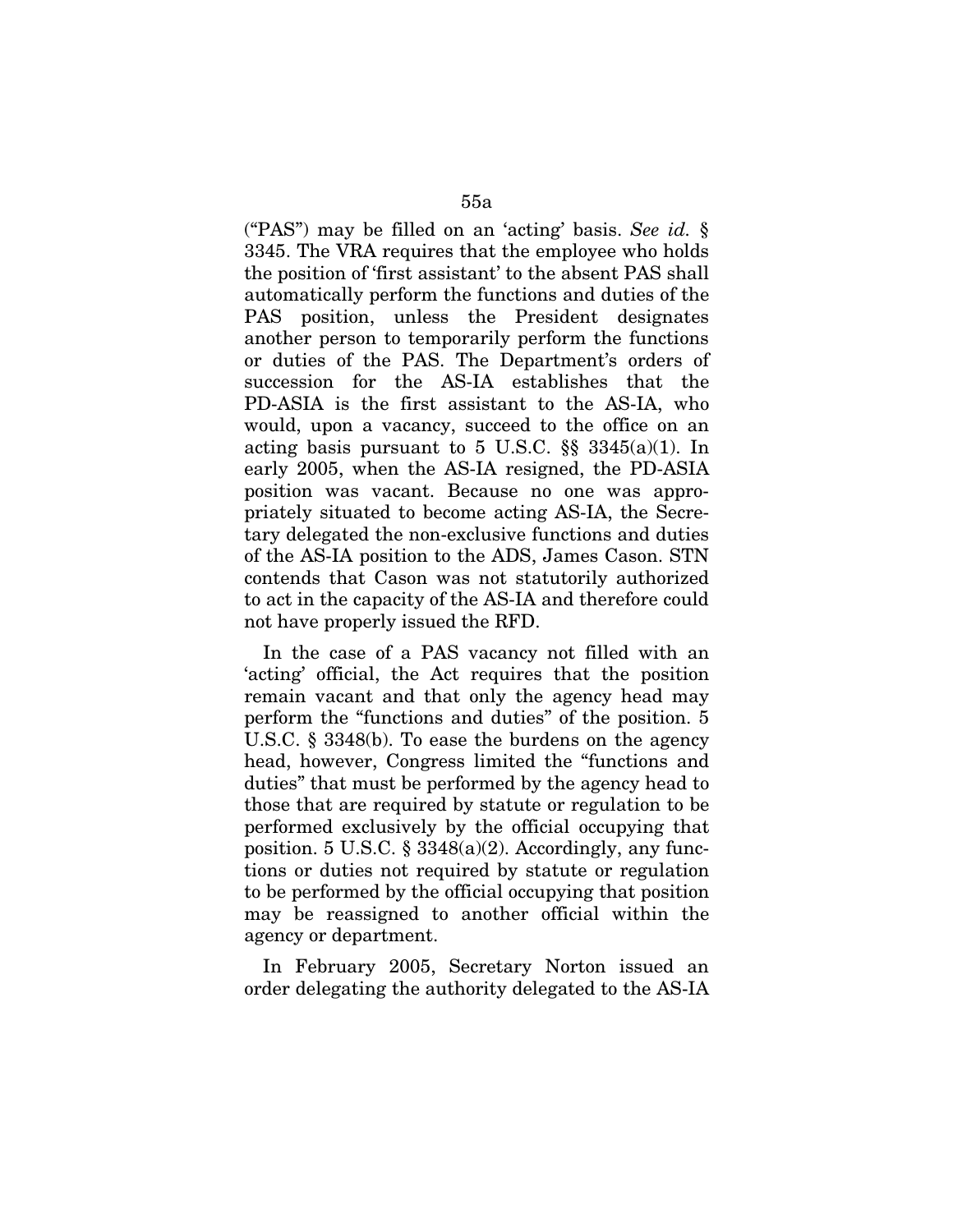("PAS") may be filled on an 'acting' basis. *See id.* § 3345. The VRA requires that the employee who holds the position of 'first assistant' to the absent PAS shall automatically perform the functions and duties of the PAS position, unless the President designates another person to temporarily perform the functions or duties of the PAS. The Department's orders of succession for the AS-IA establishes that the PD-ASIA is the first assistant to the AS-IA, who would, upon a vacancy, succeed to the office on an acting basis pursuant to 5 U.S.C. §§ 3345(a)(1). In early 2005, when the AS-IA resigned, the PD-ASIA position was vacant. Because no one was appropriately situated to become acting AS-IA, the Secretary delegated the non-exclusive functions and duties of the AS-IA position to the ADS, James Cason. STN contends that Cason was not statutorily authorized to act in the capacity of the AS-IA and therefore could not have properly issued the RFD.

In the case of a PAS vacancy not filled with an 'acting' official, the Act requires that the position remain vacant and that only the agency head may perform the "functions and duties" of the position. 5 U.S.C. § 3348(b). To ease the burdens on the agency head, however, Congress limited the "functions and duties" that must be performed by the agency head to those that are required by statute or regulation to be performed exclusively by the official occupying that position. 5 U.S.C. § 3348(a)(2). Accordingly, any functions or duties not required by statute or regulation to be performed by the official occupying that position may be reassigned to another official within the agency or department.

In February 2005, Secretary Norton issued an order delegating the authority delegated to the AS-IA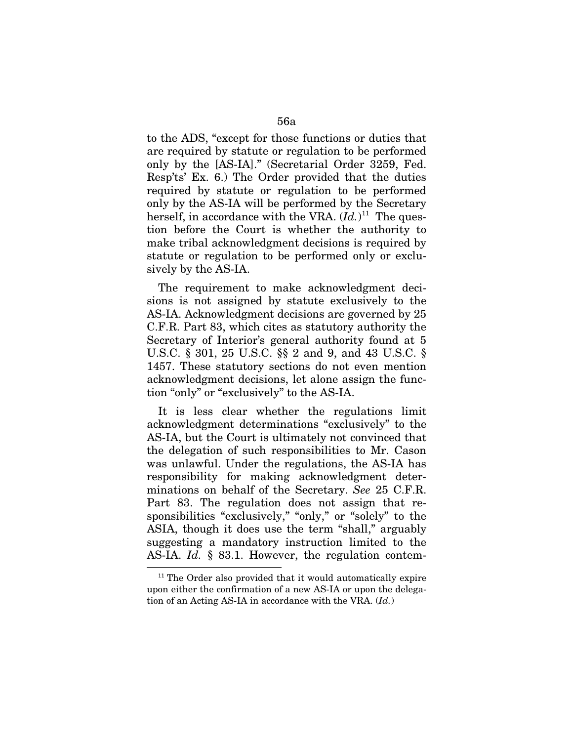to the ADS, "except for those functions or duties that are required by statute or regulation to be performed only by the [AS-IA]." (Secretarial Order 3259, Fed. Resp'ts' Ex. 6.) The Order provided that the duties required by statute or regulation to be performed only by the AS-IA will be performed by the Secretary herself, in accordance with the VRA. (*Id.*)[11] The question before the Court is whether the authority to make tribal acknowledgment decisions is required by statute or regulation to be performed only or exclusively by the AS-IA.

The requirement to make acknowledgment decisions is not assigned by statute exclusively to the AS-IA. Acknowledgment decisions are governed by 25 C.F.R. Part 83, which cites as statutory authority the Secretary of Interior's general authority found at 5 U.S.C. § 301, 25 U.S.C. §§ 2 and 9, and 43 U.S.C. § 1457. These statutory sections do not even mention acknowledgment decisions, let alone assign the function "only" or "exclusively" to the AS-IA.

It is less clear whether the regulations limit acknowledgment determinations "exclusively" to the AS-IA, but the Court is ultimately not convinced that the delegation of such responsibilities to Mr. Cason was unlawful. Under the regulations, the AS-IA has responsibility for making acknowledgment determinations on behalf of the Secretary. *See* 25 C.F.R. Part 83. The regulation does not assign that responsibilities "exclusively," "only," or "solely" to the ASIA, though it does use the term "shall," arguably suggesting a mandatory instruction limited to the AS-IA. *Id.* § 83.1. However, the regulation contem-

[11] The Order also provided that it would automatically expire upon either the confirmation of a new AS-IA or upon the delegation of an Acting AS-IA in accordance with the VRA. (*Id.*)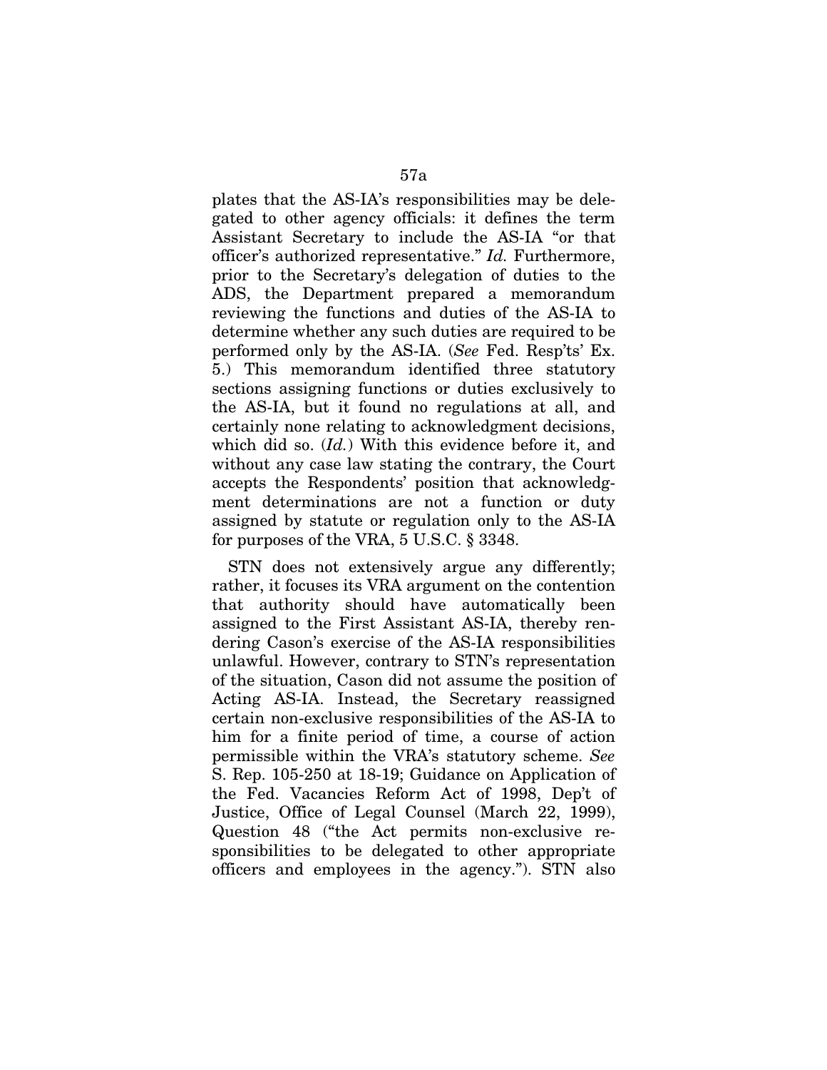plates that the AS-IA's responsibilities may be delegated to other agency officials: it defines the term Assistant Secretary to include the AS-IA "or that officer's authorized representative." *Id.* Furthermore, prior to the Secretary's delegation of duties to the ADS, the Department prepared a memorandum reviewing the functions and duties of the AS-IA to determine whether any such duties are required to be performed only by the AS-IA. (*See* Fed. Resp'ts' Ex. 5.) This memorandum identified three statutory sections assigning functions or duties exclusively to the AS-IA, but it found no regulations at all, and certainly none relating to acknowledgment decisions, which did so. (*Id.*) With this evidence before it, and without any case law stating the contrary, the Court accepts the Respondents' position that acknowledgment determinations are not a function or duty assigned by statute or regulation only to the AS-IA for purposes of the VRA, 5 U.S.C. § 3348.

STN does not extensively argue any differently; rather, it focuses its VRA argument on the contention that authority should have automatically been assigned to the First Assistant AS-IA, thereby rendering Cason's exercise of the AS-IA responsibilities unlawful. However, contrary to STN's representation of the situation, Cason did not assume the position of Acting AS-IA. Instead, the Secretary reassigned certain non-exclusive responsibilities of the AS-IA to him for a finite period of time, a course of action permissible within the VRA's statutory scheme. *See* S. Rep. 105-250 at 18-19; Guidance on Application of the Fed. Vacancies Reform Act of 1998, Dep't of Justice, Office of Legal Counsel (March 22, 1999), Question 48 ("the Act permits non-exclusive responsibilities to be delegated to other appropriate officers and employees in the agency."). STN also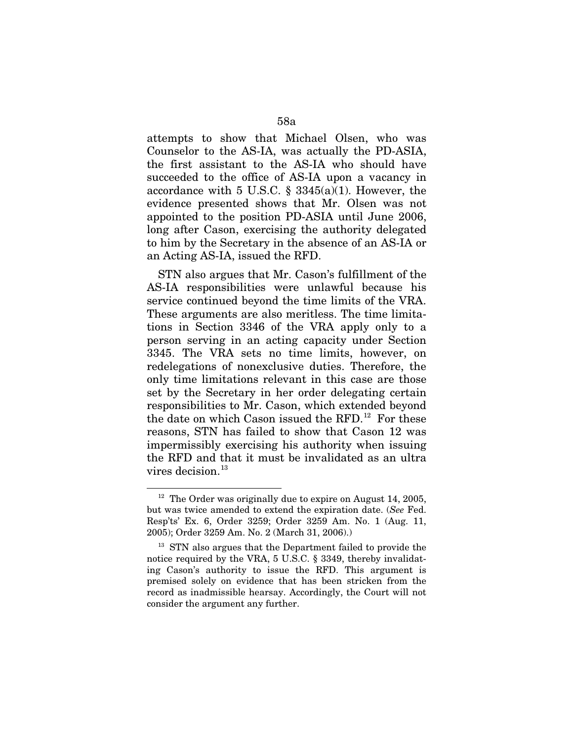attempts to show that Michael Olsen, who was Counselor to the AS-IA, was actually the PD-ASIA, the first assistant to the AS-IA who should have succeeded to the office of AS-IA upon a vacancy in accordance with 5 U.S.C. § 3345(a)(1). However, the evidence presented shows that Mr. Olsen was not appointed to the position PD-ASIA until June 2006, long after Cason, exercising the authority delegated to him by the Secretary in the absence of an AS-IA or an Acting AS-IA, issued the RFD.

STN also argues that Mr. Cason's fulfillment of the AS-IA responsibilities were unlawful because his service continued beyond the time limits of the VRA. These arguments are also meritless. The time limitations in Section 3346 of the VRA apply only to a person serving in an acting capacity under Section 3345. The VRA sets no time limits, however, on redelegations of nonexclusive duties. Therefore, the only time limitations relevant in this case are those set by the Secretary in her order delegating certain responsibilities to Mr. Cason, which extended beyond the date on which Cason issued the RFD.[12] For these reasons, STN has failed to show that Cason 12 was impermissibly exercising his authority when issuing the RFD and that it must be invalidated as an ultra vires decision.[13]

---

[12] The Order was originally due to expire on August 14, 2005, but was twice amended to extend the expiration date. (*See* Fed. Resp'ts' Ex. 6, Order 3259; Order 3259 Am. No. 1 (Aug. 11, 2005); Order 3259 Am. No. 2 (March 31, 2006).)

[13] STN also argues that the Department failed to provide the notice required by the VRA, 5 U.S.C. § 3349, thereby invalidating Cason's authority to issue the RFD. This argument is premised solely on evidence that has been stricken from the record as inadmissible hearsay. Accordingly, the Court will not consider the argument any further.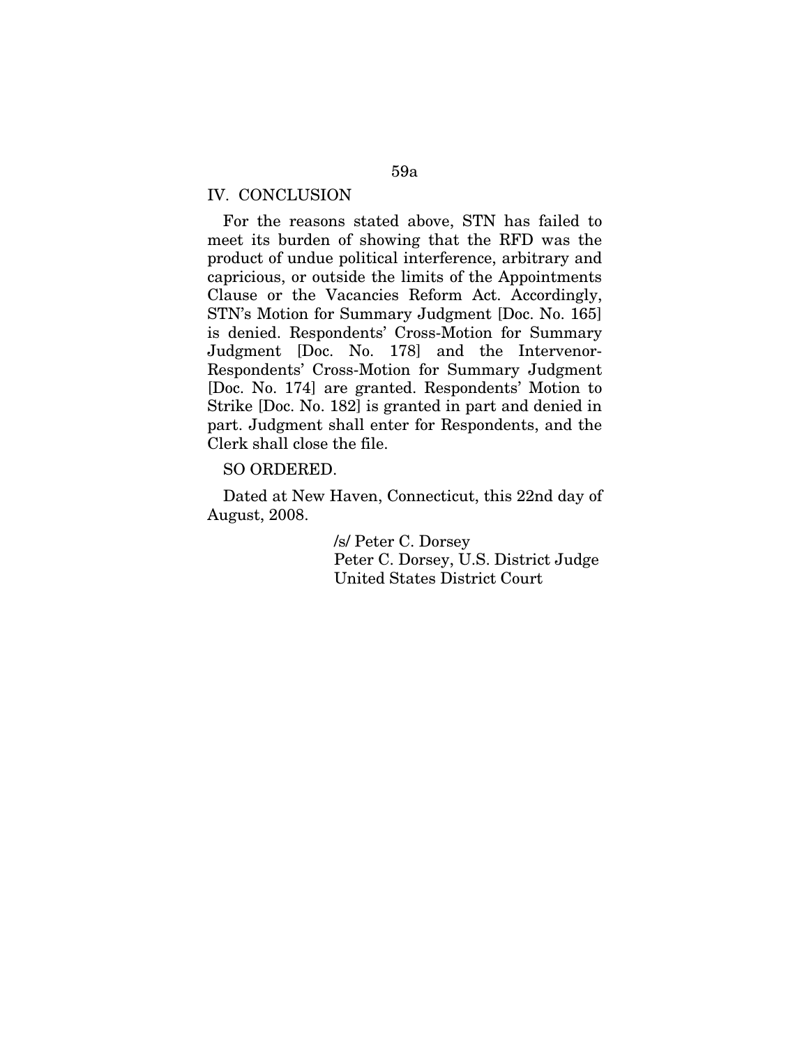## IV. CONCLUSION

For the reasons stated above, STN has failed to meet its burden of showing that the RFD was the product of undue political interference, arbitrary and capricious, or outside the limits of the Appointments Clause or the Vacancies Reform Act. Accordingly, STN's Motion for Summary Judgment [Doc. No. 165] is denied. Respondents' Cross-Motion for Summary Judgment [Doc. No. 178] and the Intervenor-Respondents' Cross-Motion for Summary Judgment [Doc. No. 174] are granted. Respondents' Motion to Strike [Doc. No. 182] is granted in part and denied in part. Judgment shall enter for Respondents, and the Clerk shall close the file.

SO ORDERED.

Dated at New Haven, Connecticut, this 22nd day of August, 2008.

/s/ Peter C. Dorsey
Peter C. Dorsey, U.S. District Judge
United States District Court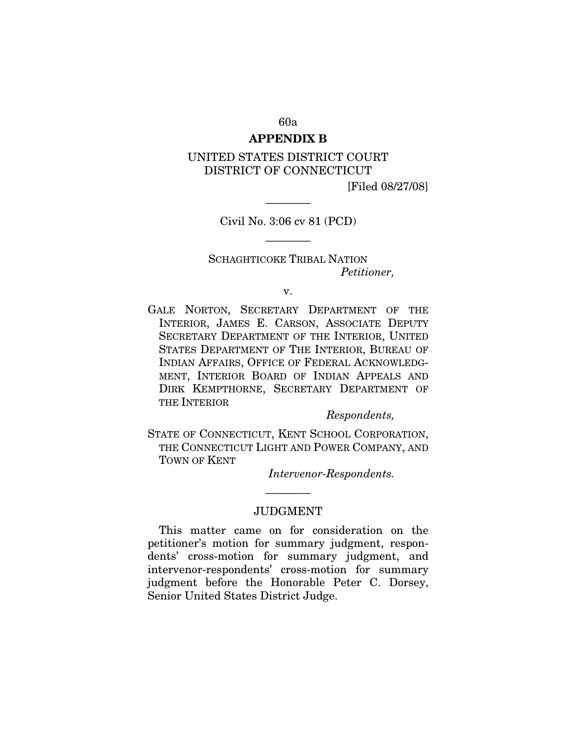## APPENDIX B

UNITED STATES DISTRICT COURT
DISTRICT OF CONNECTICUT

[Filed 08/27/08]

————

Civil No. 3:06 cv 81 (PCD)

————

SCHAGHTICOKE TRIBAL NATION
*Petitioner,*

v.

GALE NORTON, SECRETARY DEPARTMENT OF THE INTERIOR, JAMES E. CARSON, ASSOCIATE DEPUTY SECRETARY DEPARTMENT OF THE INTERIOR, UNITED STATES DEPARTMENT OF THE INTERIOR, BUREAU OF INDIAN AFFAIRS, OFFICE OF FEDERAL ACKNOWLEDGMENT, INTERIOR BOARD OF INDIAN APPEALS AND DIRK KEMPTHORNE, SECRETARY DEPARTMENT OF THE INTERIOR

*Respondents,*

STATE OF CONNECTICUT, KENT SCHOOL CORPORATION, THE CONNECTICUT LIGHT AND POWER COMPANY, AND TOWN OF KENT

*Intervenor-Respondents.*

————

## JUDGMENT

This matter came on for consideration on the petitioner's motion for summary judgment, respondents' cross-motion for summary judgment, and intervenor-respondents' cross-motion for summary judgment before the Honorable Peter C. Dorsey, Senior United States District Judge.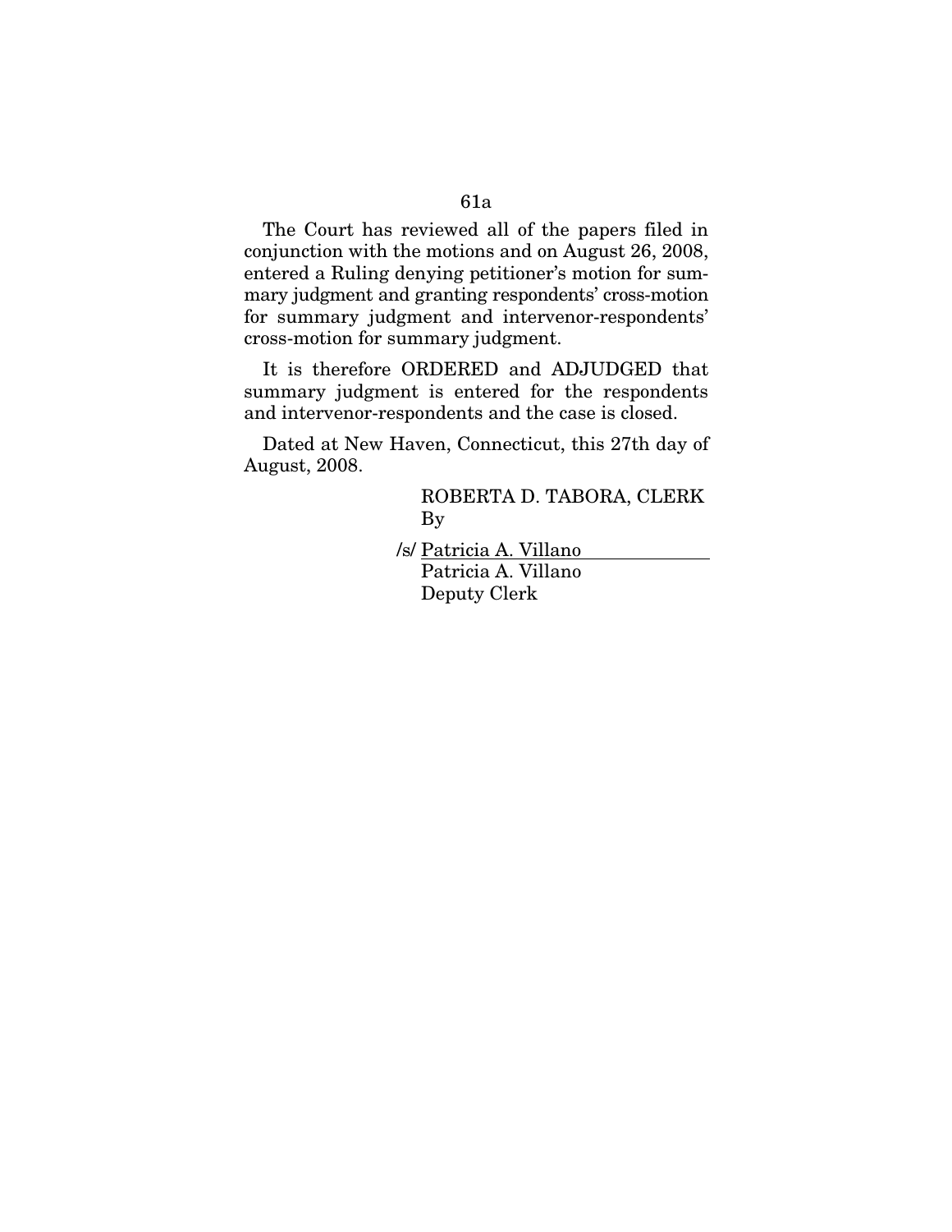The Court has reviewed all of the papers filed in conjunction with the motions and on August 26, 2008, entered a Ruling denying petitioner's motion for summary judgment and granting respondents' cross-motion for summary judgment and intervenor-respondents' cross-motion for summary judgment.

It is therefore ORDERED and ADJUDGED that summary judgment is entered for the respondents and intervenor-respondents and the case is closed.

Dated at New Haven, Connecticut, this 27th day of August, 2008.

ROBERTA D. TABORA, CLERK
By

/s/ Patricia A. Villano
Patricia A. Villano
Deputy Clerk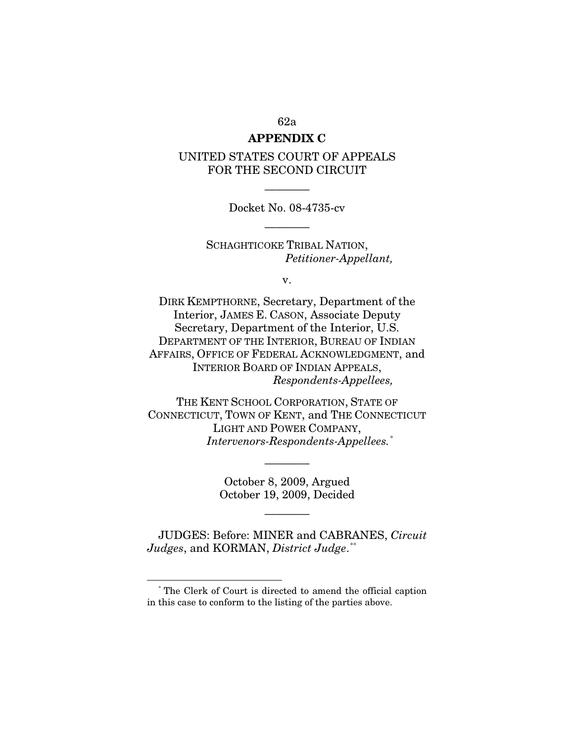## APPENDIX C

UNITED STATES COURT OF APPEALS
FOR THE SECOND CIRCUIT

————

Docket No. 08-4735-cv

————

SCHAGHTICOKE TRIBAL NATION,
*Petitioner-Appellant,*

v.

DIRK KEMPTHORNE, Secretary, Department of the Interior, JAMES E. CASON, Associate Deputy Secretary, Department of the Interior, U.S. DEPARTMENT OF THE INTERIOR, BUREAU OF INDIAN AFFAIRS, OFFICE OF FEDERAL ACKNOWLEDGMENT, and INTERIOR BOARD OF INDIAN APPEALS,
*Respondents-Appellees,*

THE KENT SCHOOL CORPORATION, STATE OF CONNECTICUT, TOWN OF KENT, and THE CONNECTICUT LIGHT AND POWER COMPANY,
*Intervenors-Respondents-Appellees.*[*]

————

October 8, 2009, Argued
October 19, 2009, Decided

————

JUDGES: Before: MINER and CABRANES, *Circuit Judges*, and KORMAN, *District Judge*.[**]

---

[*] The Clerk of Court is directed to amend the official caption in this case to conform to the listing of the parties above.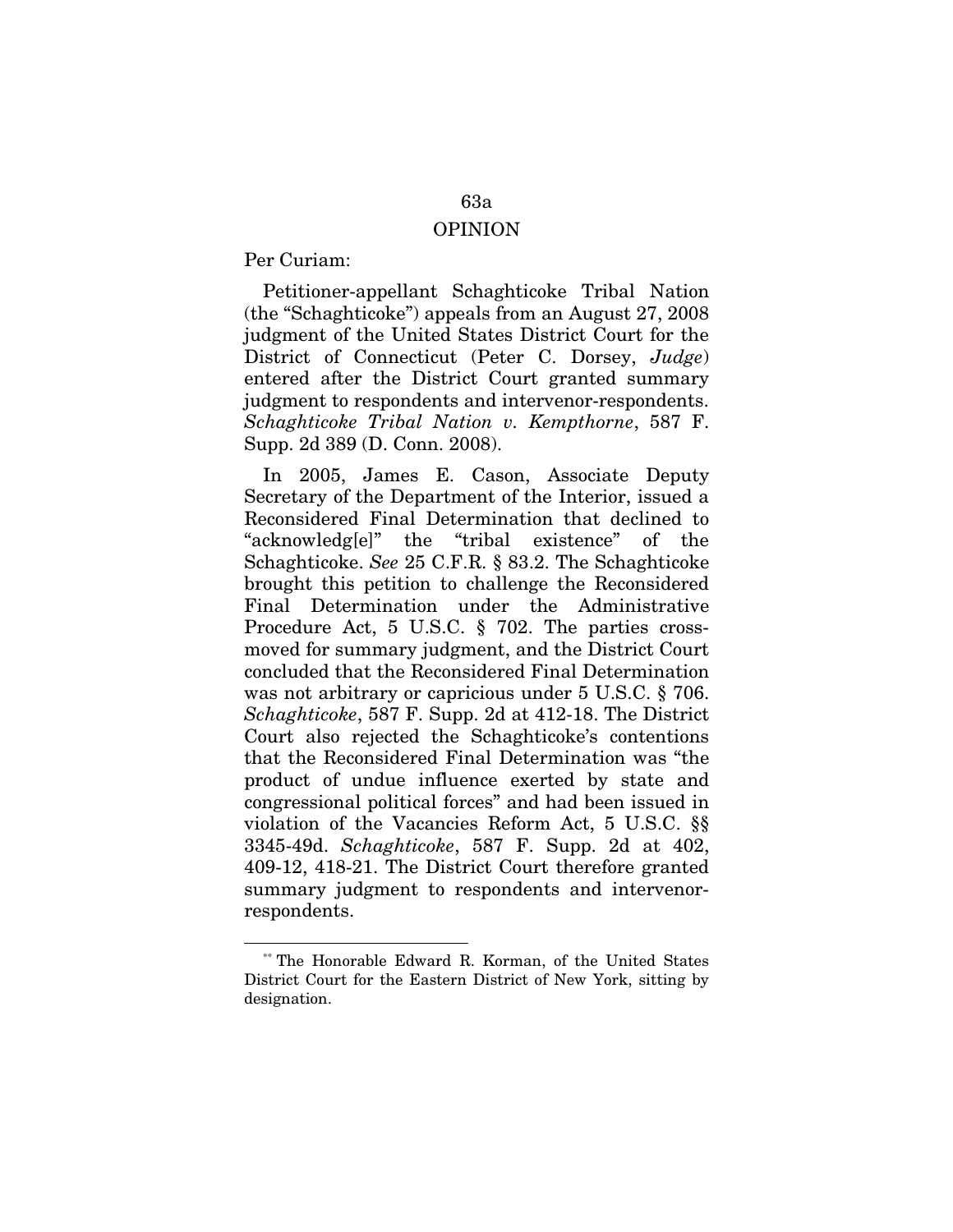## OPINION

Per Curiam:

Petitioner-appellant Schaghticoke Tribal Nation (the "Schaghticoke") appeals from an August 27, 2008 judgment of the United States District Court for the District of Connecticut (Peter C. Dorsey, *Judge*) entered after the District Court granted summary judgment to respondents and intervenor-respondents. *Schaghticoke Tribal Nation v. Kempthorne*, 587 F. Supp. 2d 389 (D. Conn. 2008).

In 2005, James E. Cason, Associate Deputy Secretary of the Department of the Interior, issued a Reconsidered Final Determination that declined to "acknowledg[e]" the "tribal existence" of the Schaghticoke. *See* 25 C.F.R. § 83.2. The Schaghticoke brought this petition to challenge the Reconsidered Final Determination under the Administrative Procedure Act, 5 U.S.C. § 702. The parties cross-moved for summary judgment, and the District Court concluded that the Reconsidered Final Determination was not arbitrary or capricious under 5 U.S.C. § 706. *Schaghticoke*, 587 F. Supp. 2d at 412-18. The District Court also rejected the Schaghticoke's contentions that the Reconsidered Final Determination was "the product of undue influence exerted by state and congressional political forces" and had been issued in violation of the Vacancies Reform Act, 5 U.S.C. §§ 3345-49d. *Schaghticoke*, 587 F. Supp. 2d at 402, 409-12, 418-21. The District Court therefore granted summary judgment to respondents and intervenor-respondents.

[**] The Honorable Edward R. Korman, of the United States District Court for the Eastern District of New York, sitting by designation.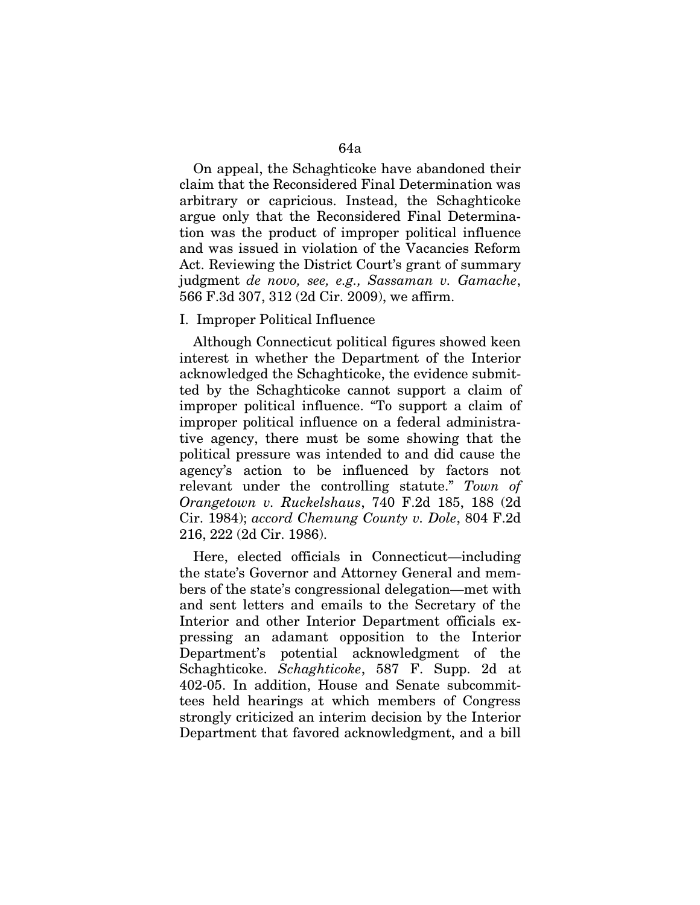On appeal, the Schaghticoke have abandoned their claim that the Reconsidered Final Determination was arbitrary or capricious. Instead, the Schaghticoke argue only that the Reconsidered Final Determination was the product of improper political influence and was issued in violation of the Vacancies Reform Act. Reviewing the District Court's grant of summary judgment *de novo, see, e.g., Sassaman v. Gamache*, 566 F.3d 307, 312 (2d Cir. 2009), we affirm.

I. Improper Political Influence

Although Connecticut political figures showed keen interest in whether the Department of the Interior acknowledged the Schaghticoke, the evidence submitted by the Schaghticoke cannot support a claim of improper political influence. "To support a claim of improper political influence on a federal administrative agency, there must be some showing that the political pressure was intended to and did cause the agency's action to be influenced by factors not relevant under the controlling statute." *Town of Orangetown v. Ruckelshaus*, 740 F.2d 185, 188 (2d Cir. 1984); *accord Chemung County v. Dole*, 804 F.2d 216, 222 (2d Cir. 1986).

Here, elected officials in Connecticut—including the state's Governor and Attorney General and members of the state's congressional delegation—met with and sent letters and emails to the Secretary of the Interior and other Interior Department officials expressing an adamant opposition to the Interior Department's potential acknowledgment of the Schaghticoke. *Schaghticoke*, 587 F. Supp. 2d at 402-05. In addition, House and Senate subcommittees held hearings at which members of Congress strongly criticized an interim decision by the Interior Department that favored acknowledgment, and a bill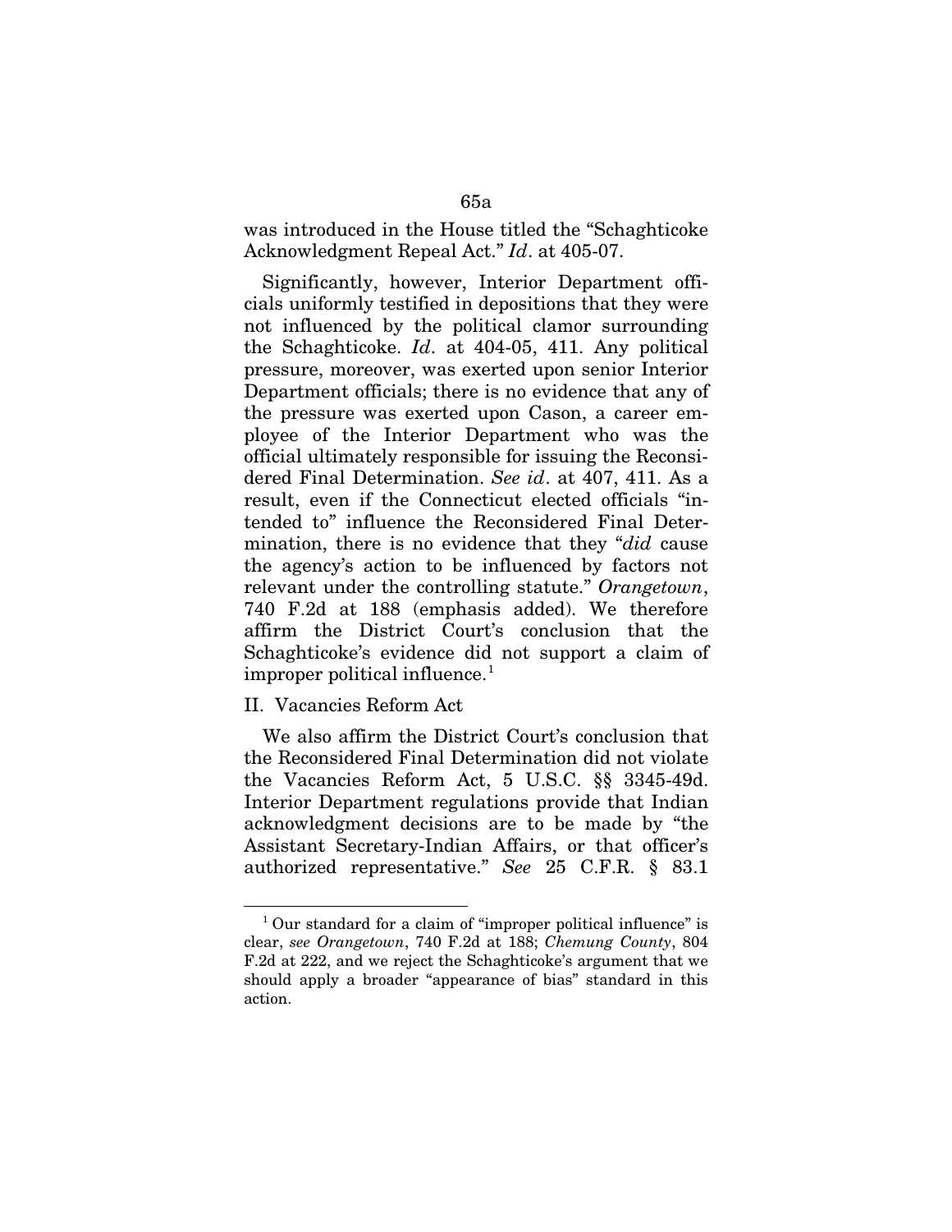was introduced in the House titled the "Schaghticoke Acknowledgment Repeal Act." *Id*. at 405-07.

Significantly, however, Interior Department officials uniformly testified in depositions that they were not influenced by the political clamor surrounding the Schaghticoke. *Id*. at 404-05, 411. Any political pressure, moreover, was exerted upon senior Interior Department officials; there is no evidence that any of the pressure was exerted upon Cason, a career employee of the Interior Department who was the official ultimately responsible for issuing the Reconsidered Final Determination. *See id*. at 407, 411. As a result, even if the Connecticut elected officials "intended to" influence the Reconsidered Final Determination, there is no evidence that they "*did* cause the agency's action to be influenced by factors not relevant under the controlling statute." *Orangetown*, 740 F.2d at 188 (emphasis added). We therefore affirm the District Court's conclusion that the Schaghticoke's evidence did not support a claim of improper political influence.[1]

## II. Vacancies Reform Act

We also affirm the District Court's conclusion that the Reconsidered Final Determination did not violate the Vacancies Reform Act, 5 U.S.C. §§ 3345-49d. Interior Department regulations provide that Indian acknowledgment decisions are to be made by "the Assistant Secretary-Indian Affairs, or that officer's authorized representative." *See* 25 C.F.R. § 83.1

---

[1] Our standard for a claim of "improper political influence" is clear, *see Orangetown*, 740 F.2d at 188; *Chemung County*, 804 F.2d at 222, and we reject the Schaghticoke's argument that we should apply a broader "appearance of bias" standard in this action.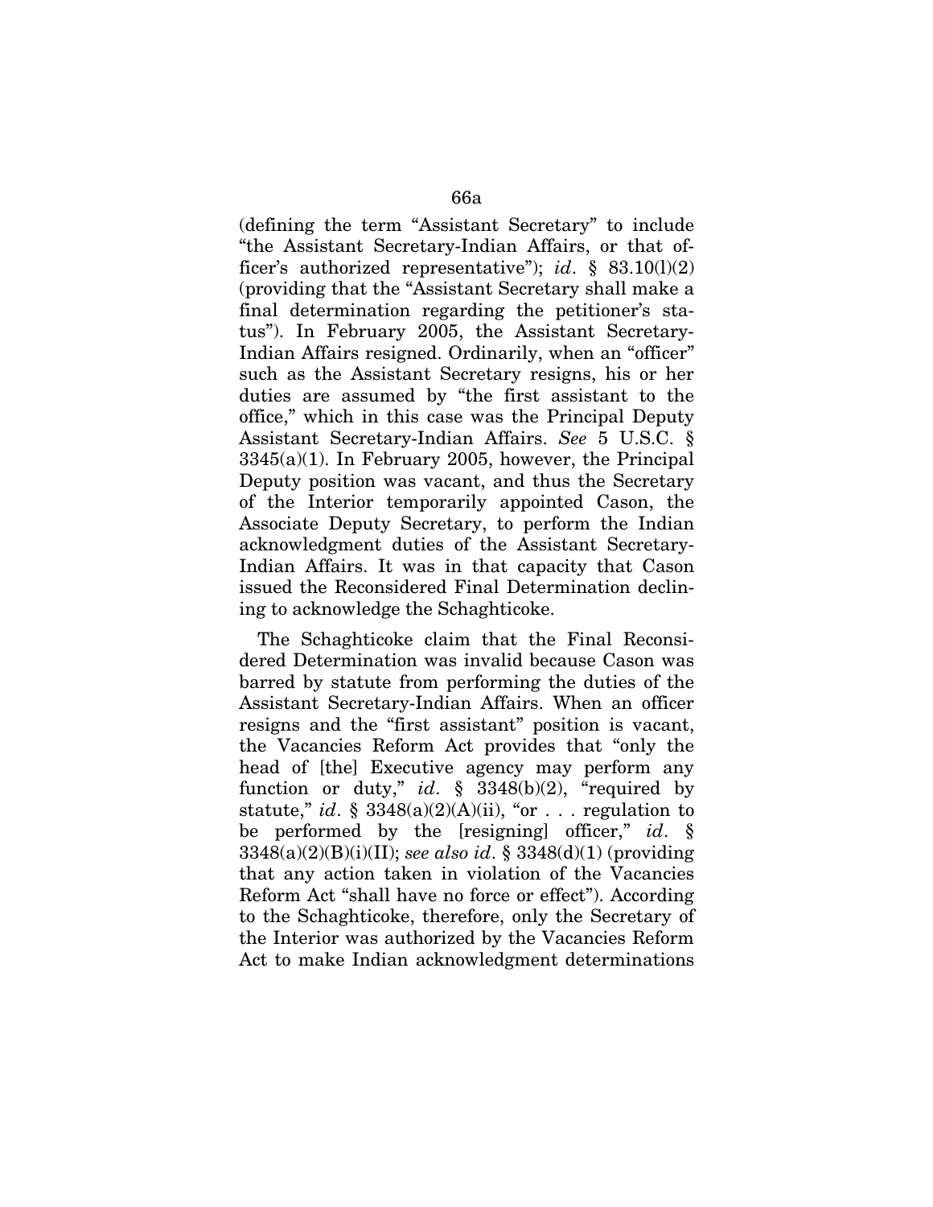(defining the term "Assistant Secretary" to include "the Assistant Secretary-Indian Affairs, or that officer's authorized representative"); *id*. § 83.10(l)(2) (providing that the "Assistant Secretary shall make a final determination regarding the petitioner's status"). In February 2005, the Assistant Secretary-Indian Affairs resigned. Ordinarily, when an "officer" such as the Assistant Secretary resigns, his or her duties are assumed by "the first assistant to the office," which in this case was the Principal Deputy Assistant Secretary-Indian Affairs. *See* 5 U.S.C. § 3345(a)(1). In February 2005, however, the Principal Deputy position was vacant, and thus the Secretary of the Interior temporarily appointed Cason, the Associate Deputy Secretary, to perform the Indian acknowledgment duties of the Assistant Secretary-Indian Affairs. It was in that capacity that Cason issued the Reconsidered Final Determination declining to acknowledge the Schaghticoke.

The Schaghticoke claim that the Final Reconsidered Determination was invalid because Cason was barred by statute from performing the duties of the Assistant Secretary-Indian Affairs. When an officer resigns and the "first assistant" position is vacant, the Vacancies Reform Act provides that "only the head of [the] Executive agency may perform any function or duty," *id*. § 3348(b)(2), "required by statute," *id*. § 3348(a)(2)(A)(ii), "or . . . regulation to be performed by the [resigning] officer," *id*. § 3348(a)(2)(B)(i)(II); *see also id*. § 3348(d)(1) (providing that any action taken in violation of the Vacancies Reform Act "shall have no force or effect"). According to the Schaghticoke, therefore, only the Secretary of the Interior was authorized by the Vacancies Reform Act to make Indian acknowledgment determinations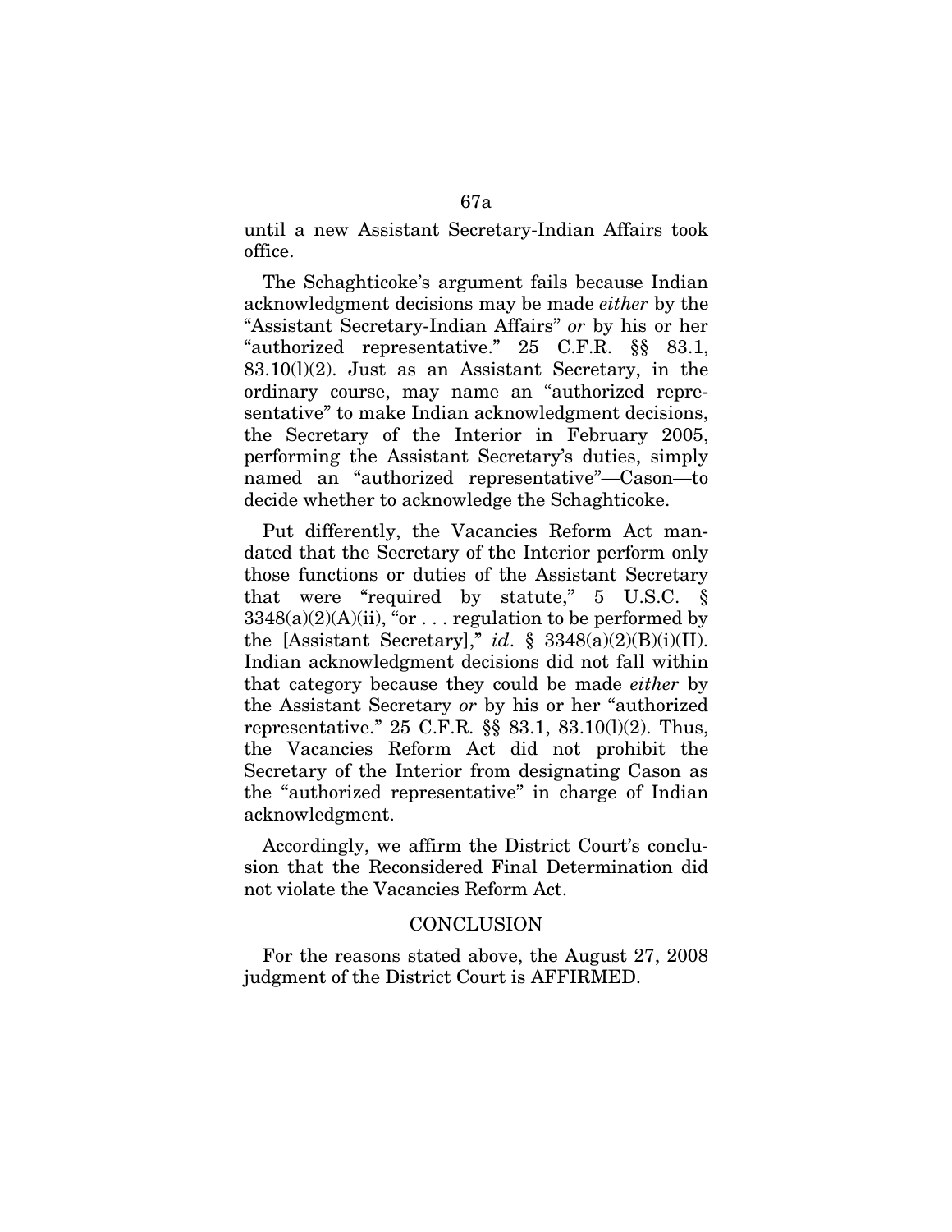until a new Assistant Secretary-Indian Affairs took office.

The Schaghticoke's argument fails because Indian acknowledgment decisions may be made *either* by the "Assistant Secretary-Indian Affairs" *or* by his or her "authorized representative." 25 C.F.R. §§ 83.1, 83.10(l)(2). Just as an Assistant Secretary, in the ordinary course, may name an "authorized representative" to make Indian acknowledgment decisions, the Secretary of the Interior in February 2005, performing the Assistant Secretary's duties, simply named an "authorized representative"—Cason—to decide whether to acknowledge the Schaghticoke.

Put differently, the Vacancies Reform Act mandated that the Secretary of the Interior perform only those functions or duties of the Assistant Secretary that were "required by statute," 5 U.S.C. § 3348(a)(2)(A)(ii), "or . . . regulation to be performed by the [Assistant Secretary]," *id*. § 3348(a)(2)(B)(i)(II). Indian acknowledgment decisions did not fall within that category because they could be made *either* by the Assistant Secretary *or* by his or her "authorized representative." 25 C.F.R. §§ 83.1, 83.10(l)(2). Thus, the Vacancies Reform Act did not prohibit the Secretary of the Interior from designating Cason as the "authorized representative" in charge of Indian acknowledgment.

Accordingly, we affirm the District Court's conclusion that the Reconsidered Final Determination did not violate the Vacancies Reform Act.

## CONCLUSION

For the reasons stated above, the August 27, 2008 judgment of the District Court is AFFIRMED.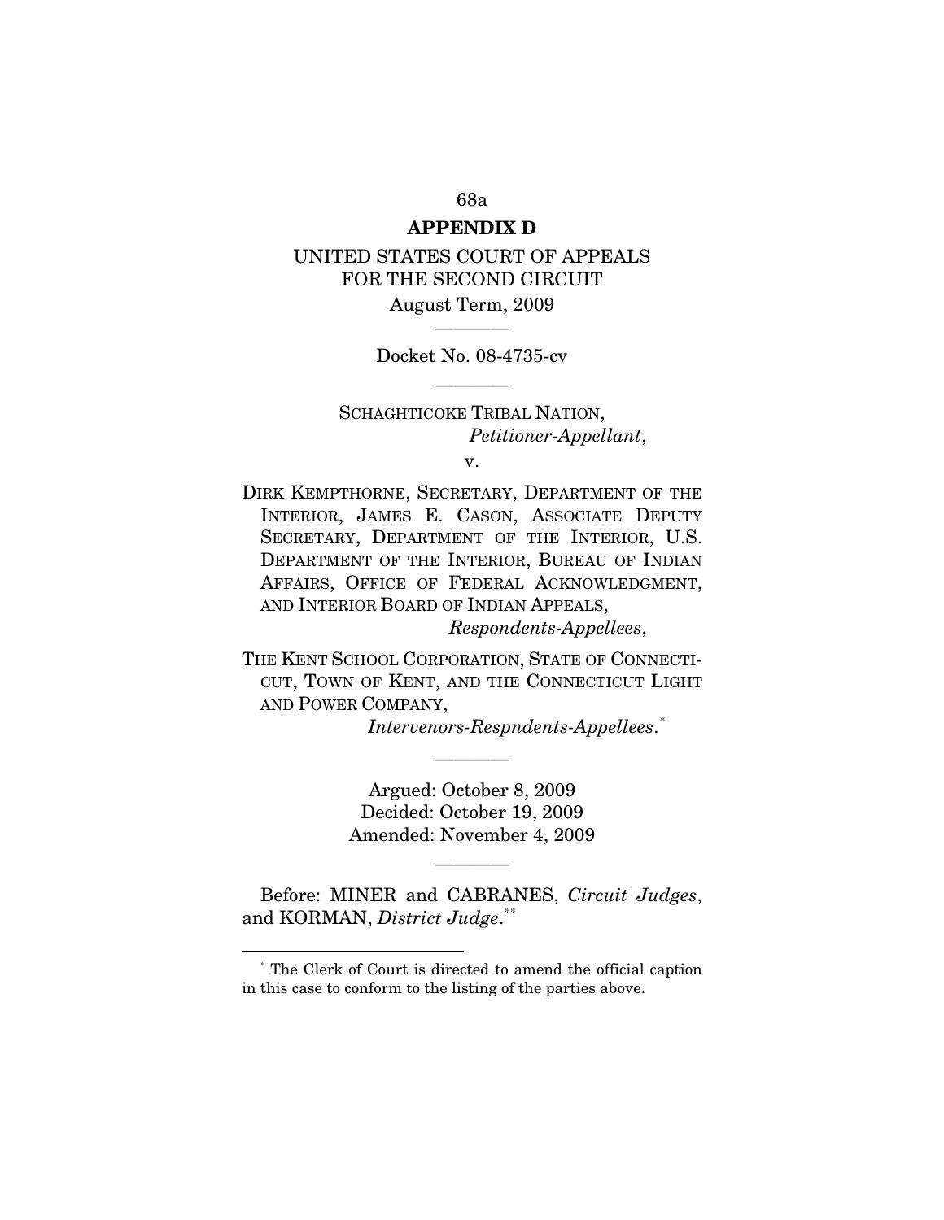**APPENDIX D**

UNITED STATES COURT OF APPEALS
FOR THE SECOND CIRCUIT

August Term, 2009

————

Docket No. 08-4735-cv

————

SCHAGHTICOKE TRIBAL NATION,
*Petitioner-Appellant*,

v.

DIRK KEMPTHORNE, SECRETARY, DEPARTMENT OF THE INTERIOR, JAMES E. CASON, ASSOCIATE DEPUTY SECRETARY, DEPARTMENT OF THE INTERIOR, U.S. DEPARTMENT OF THE INTERIOR, BUREAU OF INDIAN AFFAIRS, OFFICE OF FEDERAL ACKNOWLEDGMENT, AND INTERIOR BOARD OF INDIAN APPEALS,
*Respondents-Appellees*,

THE KENT SCHOOL CORPORATION, STATE OF CONNECTICUT, TOWN OF KENT, AND THE CONNECTICUT LIGHT AND POWER COMPANY,
*Intervenors-Respndents-Appellees*.*

————

Argued: October 8, 2009
Decided: October 19, 2009
Amended: November 4, 2009

————

Before: MINER and CABRANES, *Circuit Judges*, and KORMAN, *District Judge*.**

---

* The Clerk of Court is directed to amend the official caption in this case to conform to the listing of the parties above.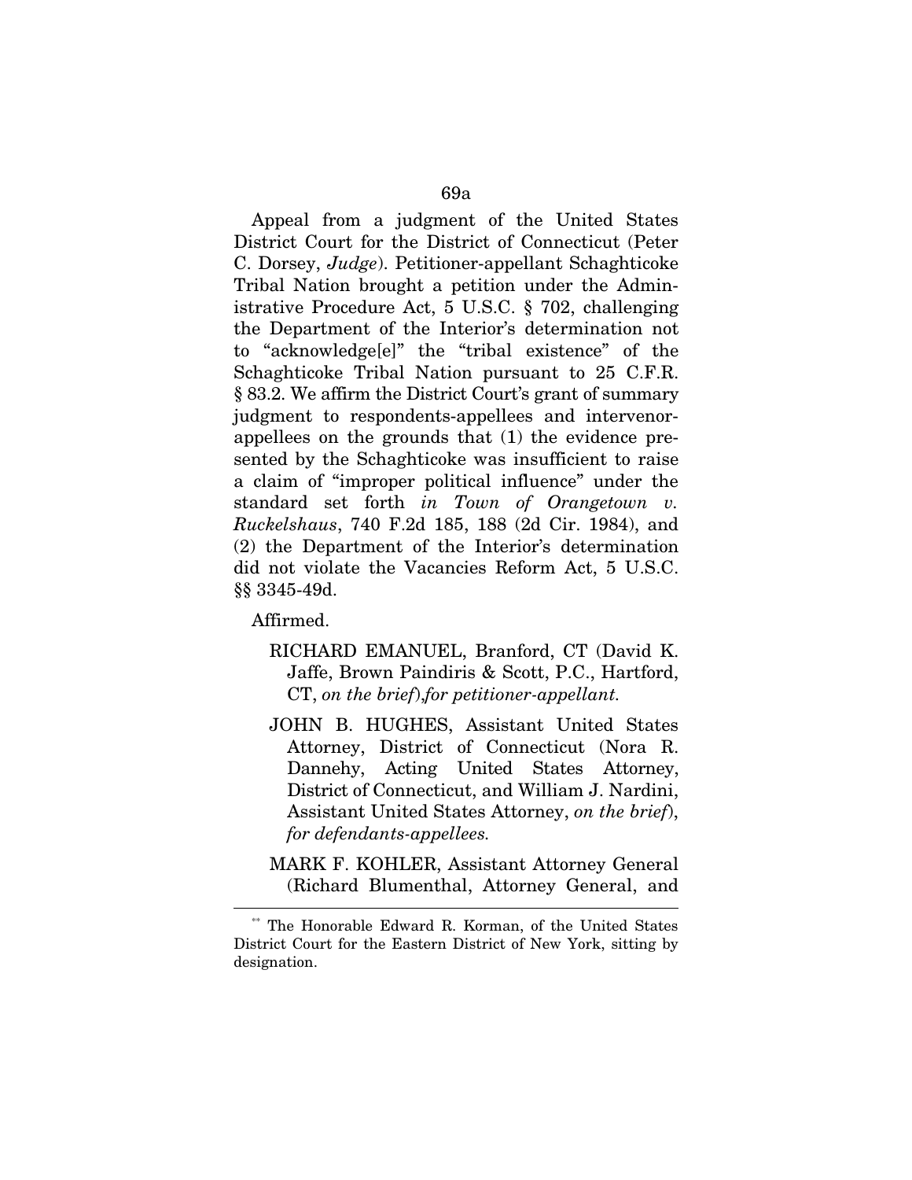Appeal from a judgment of the United States District Court for the District of Connecticut (Peter C. Dorsey, *Judge*). Petitioner-appellant Schaghticoke Tribal Nation brought a petition under the Administrative Procedure Act, 5 U.S.C. § 702, challenging the Department of the Interior's determination not to "acknowledge[e]" the "tribal existence" of the Schaghticoke Tribal Nation pursuant to 25 C.F.R. § 83.2. We affirm the District Court's grant of summary judgment to respondents-appellees and intervenor-appellees on the grounds that (1) the evidence presented by the Schaghticoke was insufficient to raise a claim of "improper political influence" under the standard set forth *in Town of Orangetown v. Ruckelshaus*, 740 F.2d 185, 188 (2d Cir. 1984), and (2) the Department of the Interior's determination did not violate the Vacancies Reform Act, 5 U.S.C. §§ 3345-49d.

Affirmed.

RICHARD EMANUEL, Branford, CT (David K. Jaffe, Brown Paindiris & Scott, P.C., Hartford, CT, *on the brief*),*for petitioner-appellant.*

JOHN B. HUGHES, Assistant United States Attorney, District of Connecticut (Nora R. Dannehy, Acting United States Attorney, District of Connecticut, and William J. Nardini, Assistant United States Attorney, *on the brief*), *for defendants-appellees.*

MARK F. KOHLER, Assistant Attorney General (Richard Blumenthal, Attorney General, and

---

[**] The Honorable Edward R. Korman, of the United States District Court for the Eastern District of New York, sitting by designation.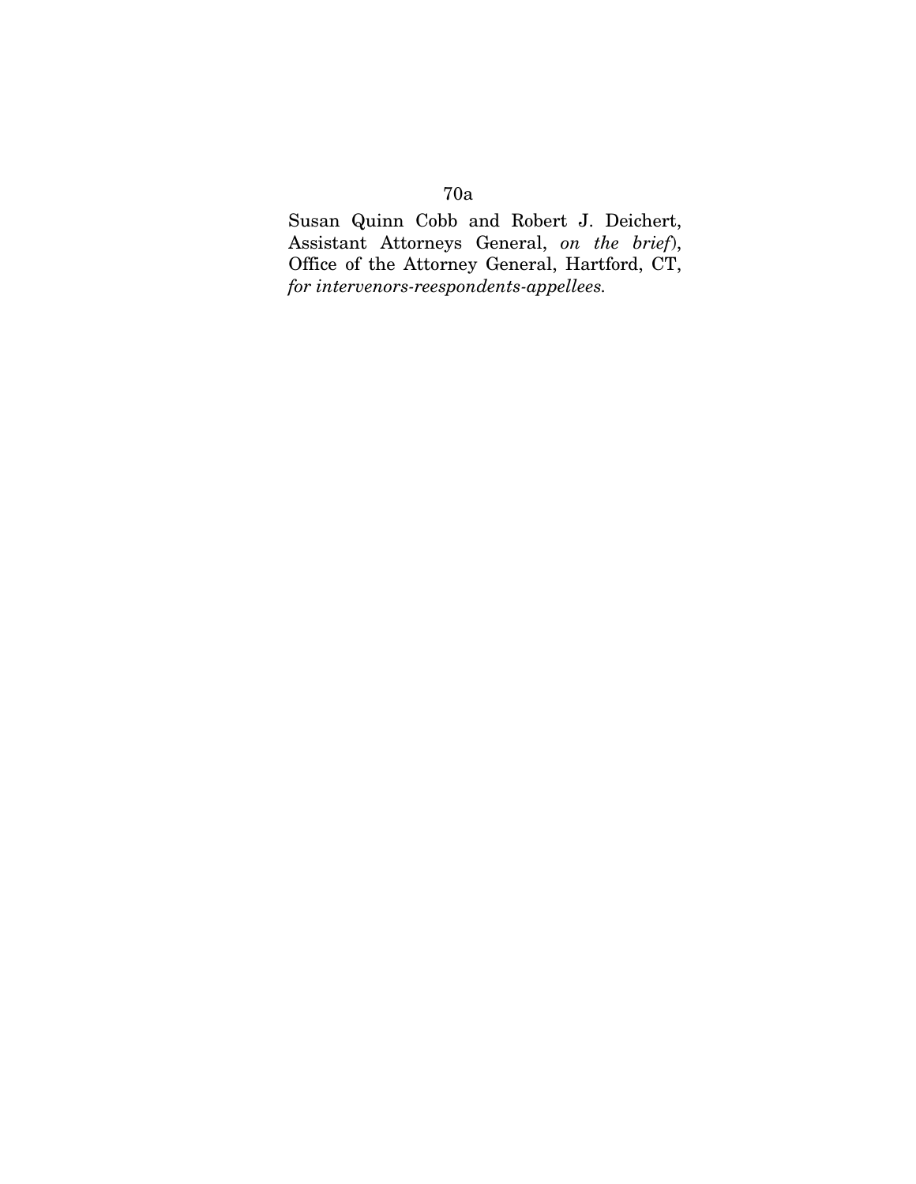Susan Quinn Cobb and Robert J. Deichert, Assistant Attorneys General, *on the brief*), Office of the Attorney General, Hartford, CT, *for intervenors-reespondents-appellees.*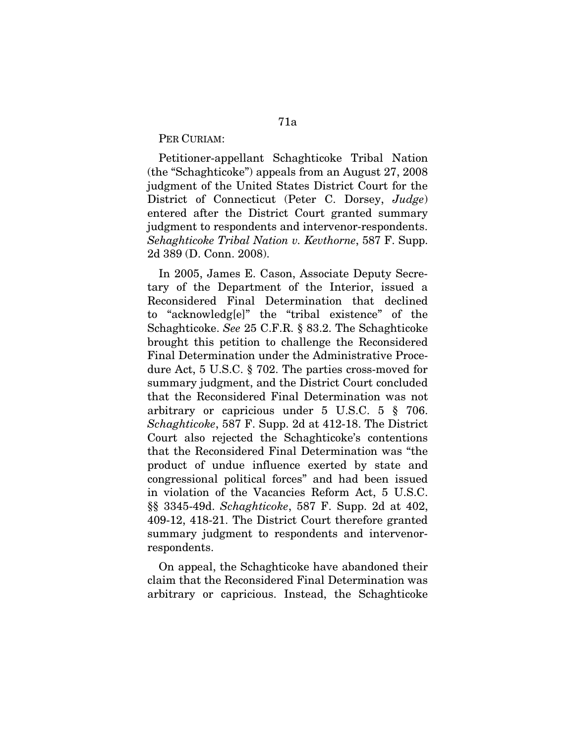PER CURIAM:

Petitioner-appellant Schaghticoke Tribal Nation (the "Schaghticoke") appeals from an August 27, 2008 judgment of the United States District Court for the District of Connecticut (Peter C. Dorsey, *Judge*) entered after the District Court granted summary judgment to respondents and intervenor-respondents. *Sehaghticoke Tribal Nation v. Kevthorne*, 587 F. Supp. 2d 389 (D. Conn. 2008).

In 2005, James E. Cason, Associate Deputy Secretary of the Department of the Interior, issued a Reconsidered Final Determination that declined to "acknowledg[e]" the "tribal existence" of the Schaghticoke. *See* 25 C.F.R. § 83.2. The Schaghticoke brought this petition to challenge the Reconsidered Final Determination under the Administrative Procedure Act, 5 U.S.C. § 702. The parties cross-moved for summary judgment, and the District Court concluded that the Reconsidered Final Determination was not arbitrary or capricious under 5 U.S.C. 5 § 706. *Schaghticoke*, 587 F. Supp. 2d at 412-18. The District Court also rejected the Schaghticoke's contentions that the Reconsidered Final Determination was "the product of undue influence exerted by state and congressional political forces" and had been issued in violation of the Vacancies Reform Act, 5 U.S.C. §§ 3345-49d. *Schaghticoke*, 587 F. Supp. 2d at 402, 409-12, 418-21. The District Court therefore granted summary judgment to respondents and intervenor-respondents.

On appeal, the Schaghticoke have abandoned their claim that the Reconsidered Final Determination was arbitrary or capricious. Instead, the Schaghticoke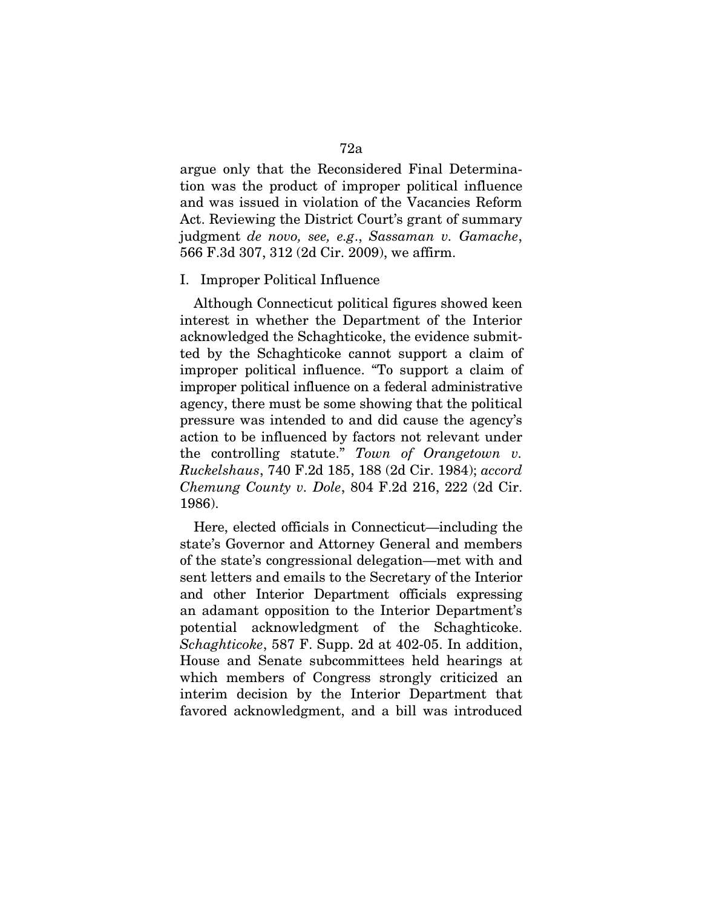argue only that the Reconsidered Final Determination was the product of improper political influence and was issued in violation of the Vacancies Reform Act. Reviewing the District Court's grant of summary judgment *de novo, see, e.g.*, *Sassaman v. Gamache*, 566 F.3d 307, 312 (2d Cir. 2009), we affirm.

I. Improper Political Influence

Although Connecticut political figures showed keen interest in whether the Department of the Interior acknowledged the Schaghticoke, the evidence submitted by the Schaghticoke cannot support a claim of improper political influence. "To support a claim of improper political influence on a federal administrative agency, there must be some showing that the political pressure was intended to and did cause the agency's action to be influenced by factors not relevant under the controlling statute." *Town of Orangetown v. Ruckelshaus*, 740 F.2d 185, 188 (2d Cir. 1984); *accord Chemung County v. Dole*, 804 F.2d 216, 222 (2d Cir. 1986).

Here, elected officials in Connecticut—including the state's Governor and Attorney General and members of the state's congressional delegation—met with and sent letters and emails to the Secretary of the Interior and other Interior Department officials expressing an adamant opposition to the Interior Department's potential acknowledgment of the Schaghticoke. *Schaghticoke*, 587 F. Supp. 2d at 402-05. In addition, House and Senate subcommittees held hearings at which members of Congress strongly criticized an interim decision by the Interior Department that favored acknowledgment, and a bill was introduced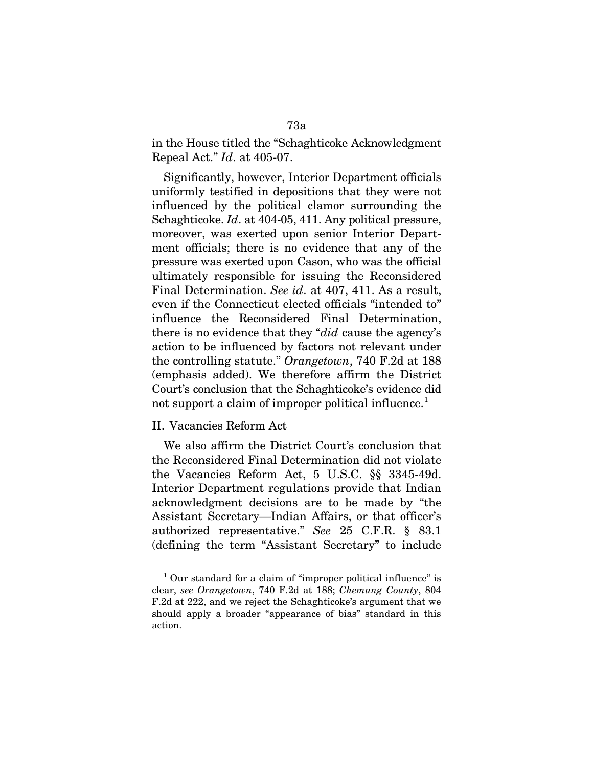in the House titled the "Schaghticoke Acknowledgment Repeal Act." *Id*. at 405-07.

Significantly, however, Interior Department officials uniformly testified in depositions that they were not influenced by the political clamor surrounding the Schaghticoke. *Id*. at 404-05, 411. Any political pressure, moreover, was exerted upon senior Interior Department officials; there is no evidence that any of the pressure was exerted upon Cason, who was the official ultimately responsible for issuing the Reconsidered Final Determination. *See id*. at 407, 411. As a result, even if the Connecticut elected officials "intended to" influence the Reconsidered Final Determination, there is no evidence that they "*did* cause the agency's action to be influenced by factors not relevant under the controlling statute." *Orangetown*, 740 F.2d at 188 (emphasis added). We therefore affirm the District Court's conclusion that the Schaghticoke's evidence did not support a claim of improper political influence.[1]

II. Vacancies Reform Act

We also affirm the District Court's conclusion that the Reconsidered Final Determination did not violate the Vacancies Reform Act, 5 U.S.C. §§ 3345-49d. Interior Department regulations provide that Indian acknowledgment decisions are to be made by "the Assistant Secretary—Indian Affairs, or that officer's authorized representative." *See* 25 C.F.R. § 83.1 (defining the term "Assistant Secretary" to include

[1] Our standard for a claim of "improper political influence" is clear, *see Orangetown*, 740 F.2d at 188; *Chemung County*, 804 F.2d at 222, and we reject the Schaghticoke's argument that we should apply a broader "appearance of bias" standard in this action.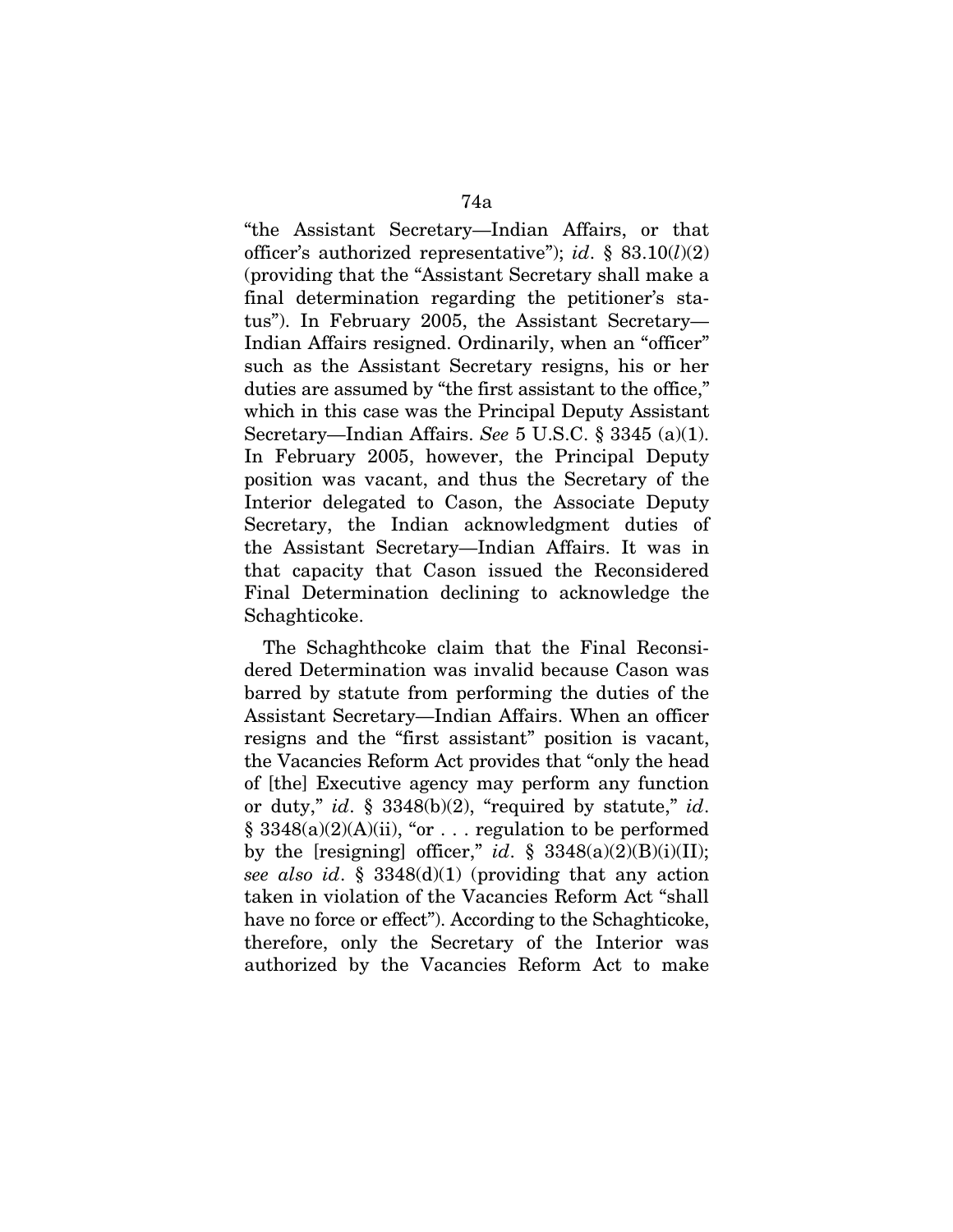"the Assistant Secretary—Indian Affairs, or that officer's authorized representative"); *id*. § 83.10(*l*)(2) (providing that the "Assistant Secretary shall make a final determination regarding the petitioner's status"). In February 2005, the Assistant Secretary—Indian Affairs resigned. Ordinarily, when an "officer" such as the Assistant Secretary resigns, his or her duties are assumed by "the first assistant to the office," which in this case was the Principal Deputy Assistant Secretary—Indian Affairs. *See* 5 U.S.C. § 3345 (a)(1). In February 2005, however, the Principal Deputy position was vacant, and thus the Secretary of the Interior delegated to Cason, the Associate Deputy Secretary, the Indian acknowledgment duties of the Assistant Secretary—Indian Affairs. It was in that capacity that Cason issued the Reconsidered Final Determination declining to acknowledge the Schaghticoke.

The Schaghthcoke claim that the Final Reconsidered Determination was invalid because Cason was barred by statute from performing the duties of the Assistant Secretary—Indian Affairs. When an officer resigns and the "first assistant" position is vacant, the Vacancies Reform Act provides that "only the head of [the] Executive agency may perform any function or duty," *id*. § 3348(b)(2), "required by statute," *id*. § 3348(a)(2)(A)(ii), "or . . . regulation to be performed by the [resigning] officer," *id*. § 3348(a)(2)(B)(i)(II); *see also id*. § 3348(d)(1) (providing that any action taken in violation of the Vacancies Reform Act "shall have no force or effect"). According to the Schaghticoke, therefore, only the Secretary of the Interior was authorized by the Vacancies Reform Act to make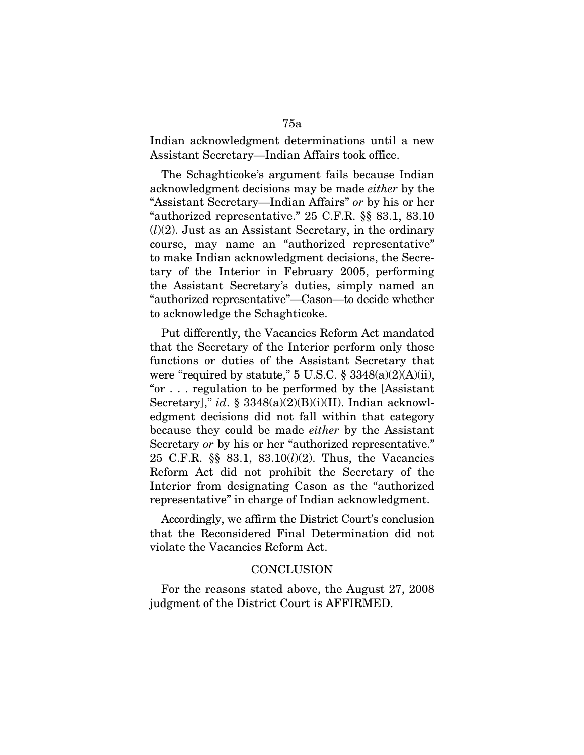Indian acknowledgment determinations until a new Assistant Secretary—Indian Affairs took office.

The Schaghticoke's argument fails because Indian acknowledgment decisions may be made *either* by the "Assistant Secretary—Indian Affairs" *or* by his or her "authorized representative." 25 C.F.R. §§ 83.1, 83.10 (*l*)(2). Just as an Assistant Secretary, in the ordinary course, may name an "authorized representative" to make Indian acknowledgment decisions, the Secretary of the Interior in February 2005, performing the Assistant Secretary's duties, simply named an "authorized representative"—Cason—to decide whether to acknowledge the Schaghticoke.

Put differently, the Vacancies Reform Act mandated that the Secretary of the Interior perform only those functions or duties of the Assistant Secretary that were "required by statute," 5 U.S.C. § 3348(a)(2)(A)(ii), "or . . . regulation to be performed by the [Assistant Secretary]," *id*. § 3348(a)(2)(B)(i)(II). Indian acknowledgment decisions did not fall within that category because they could be made *either* by the Assistant Secretary *or* by his or her "authorized representative." 25 C.F.R. §§ 83.1, 83.10(*l*)(2). Thus, the Vacancies Reform Act did not prohibit the Secretary of the Interior from designating Cason as the "authorized representative" in charge of Indian acknowledgment.

Accordingly, we affirm the District Court's conclusion that the Reconsidered Final Determination did not violate the Vacancies Reform Act.

## CONCLUSION

For the reasons stated above, the August 27, 2008 judgment of the District Court is AFFIRMED.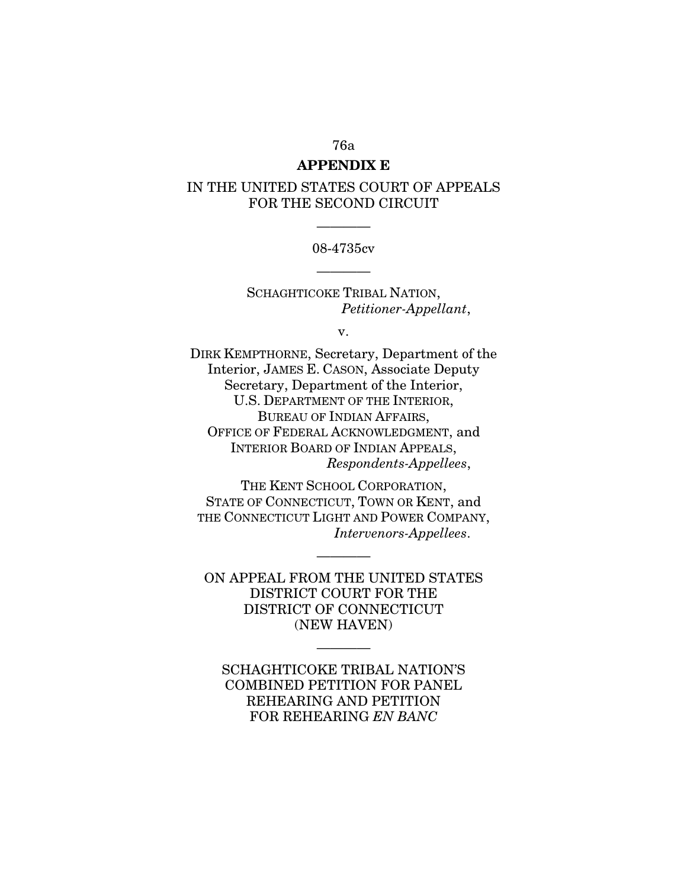## APPENDIX E

IN THE UNITED STATES COURT OF APPEALS
FOR THE SECOND CIRCUIT

———

08-4735cv

———

SCHAGHTICOKE TRIBAL NATION,
*Petitioner-Appellant*,

v.

DIRK KEMPTHORNE, Secretary, Department of the Interior, JAMES E. CASON, Associate Deputy Secretary, Department of the Interior, U.S. DEPARTMENT OF THE INTERIOR, BUREAU OF INDIAN AFFAIRS, OFFICE OF FEDERAL ACKNOWLEDGMENT, and INTERIOR BOARD OF INDIAN APPEALS,
*Respondents-Appellees*,

THE KENT SCHOOL CORPORATION, STATE OF CONNECTICUT, TOWN OR KENT, and THE CONNECTICUT LIGHT AND POWER COMPANY,
*Intervenors-Appellees*.

———

ON APPEAL FROM THE UNITED STATES DISTRICT COURT FOR THE DISTRICT OF CONNECTICUT (NEW HAVEN)

———

SCHAGHTICOKE TRIBAL NATION'S COMBINED PETITION FOR PANEL REHEARING AND PETITION FOR REHEARING *EN BANC*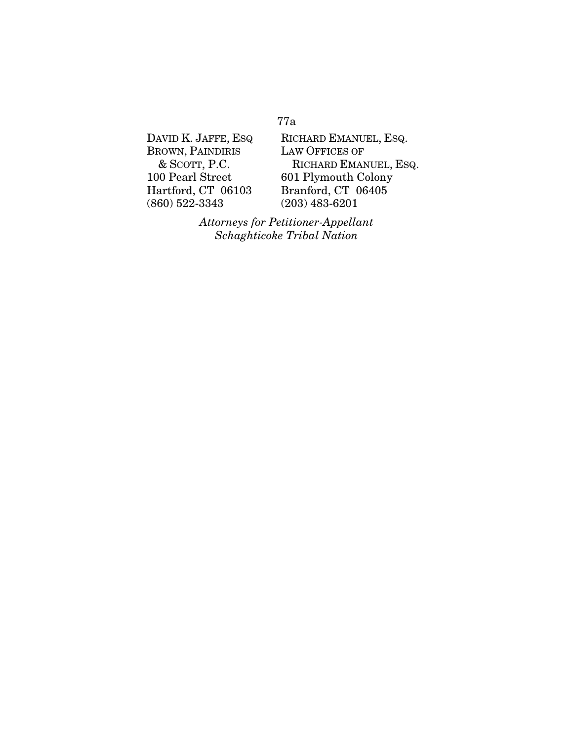DAVID K. JAFFE, ESQ
BROWN, PAINDIRIS
& SCOTT, P.C.
100 Pearl Street
Hartford, CT 06103
(860) 522-3343

RICHARD EMANUEL, ESQ.
LAW OFFICES OF
RICHARD EMANUEL, ESQ.
601 Plymouth Colony
Branford, CT 06405
(203) 483-6201

*Attorneys for Petitioner-Appellant*
*Schaghticoke Tribal Nation*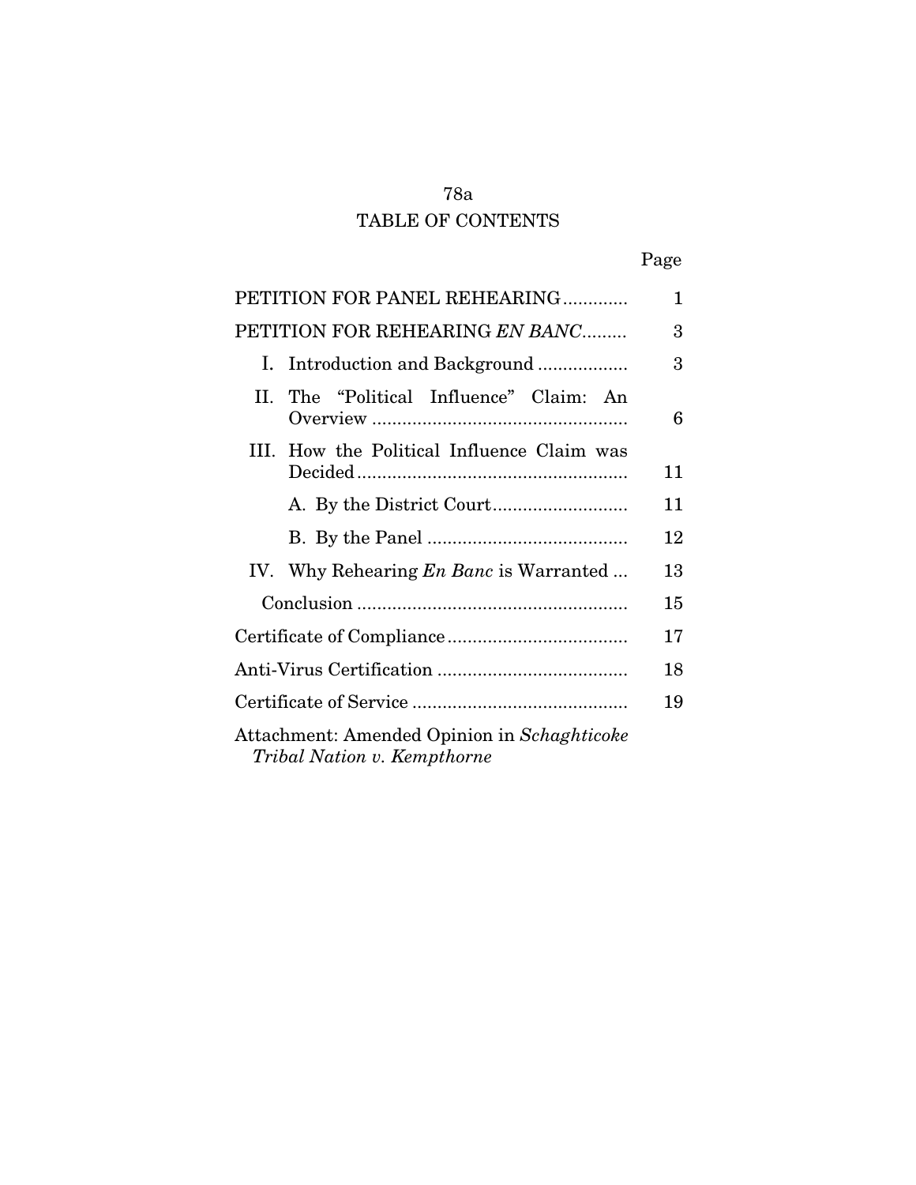# TABLE OF CONTENTS

| | Page |
|---|---|
| PETITION FOR PANEL REHEARING | 1 |
| PETITION FOR REHEARING *EN BANC* | 3 |
| I. Introduction and Background | 3 |
| II. The "Political Influence" Claim: An Overview | 6 |
| III. How the Political Influence Claim was Decided | 11 |
| A. By the District Court | 11 |
| B. By the Panel | 12 |
| IV. Why Rehearing *En Banc* is Warranted | 13 |
| Conclusion | 15 |
| Certificate of Compliance | 17 |
| Anti-Virus Certification | 18 |
| Certificate of Service | 19 |
| Attachment: Amended Opinion in *Schaghticoke Tribal Nation v. Kempthorne* | |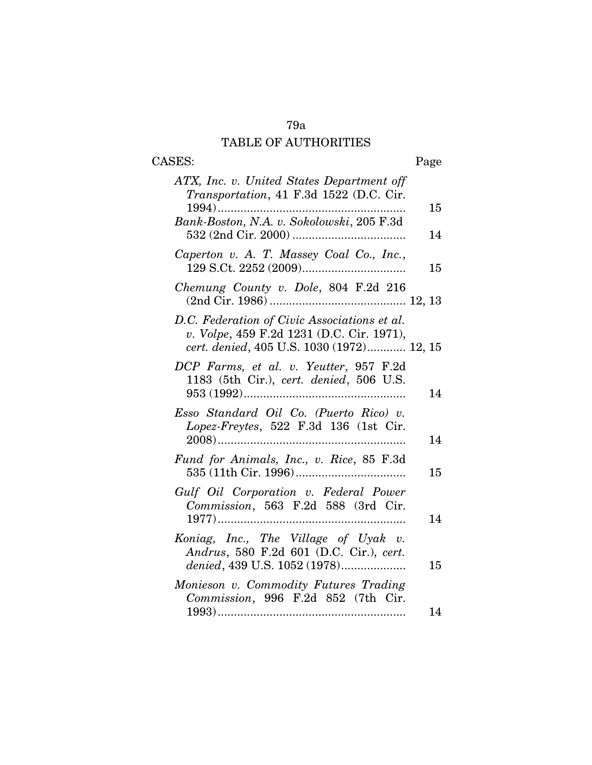# TABLE OF AUTHORITIES

| CASES: | Page |
|---|---|
| *ATX, Inc. v. United States Department off Transportation*, 41 F.3d 1522 (D.C. Cir. 1994) | 15 |
| *Bank-Boston, N.A. v. Sokolowski*, 205 F.3d 532 (2nd Cir. 2000) | 14 |
| *Caperton v. A. T. Massey Coal Co., Inc.*, 129 S.Ct. 2252 (2009) | 15 |
| *Chemung County v. Dole*, 804 F.2d 216 (2nd Cir. 1986) | 12, 13 |
| *D.C. Federation of Civic Associations et al. v. Volpe*, 459 F.2d 1231 (D.C. Cir. 1971), *cert. denied*, 405 U.S. 1030 (1972) | 12, 15 |
| *DCP Farms, et al. v. Yeutter*, 957 F.2d 1183 (5th Cir.), *cert. denied*, 506 U.S. 953 (1992) | 14 |
| *Esso Standard Oil Co. (Puerto Rico) v. Lopez-Freytes*, 522 F.3d 136 (1st Cir. 2008) | 14 |
| *Fund for Animals, Inc., v. Rice*, 85 F.3d 535 (11th Cir. 1996) | 15 |
| *Gulf Oil Corporation v. Federal Power Commission*, 563 F.2d 588 (3rd Cir. 1977) | 14 |
| *Koniag, Inc., The Village of Uyak v. Andrus*, 580 F.2d 601 (D.C. Cir.), *cert. denied*, 439 U.S. 1052 (1978) | 15 |
| *Monieson v. Commodity Futures Trading Commission*, 996 F.2d 852 (7th Cir. 1993) | 14 |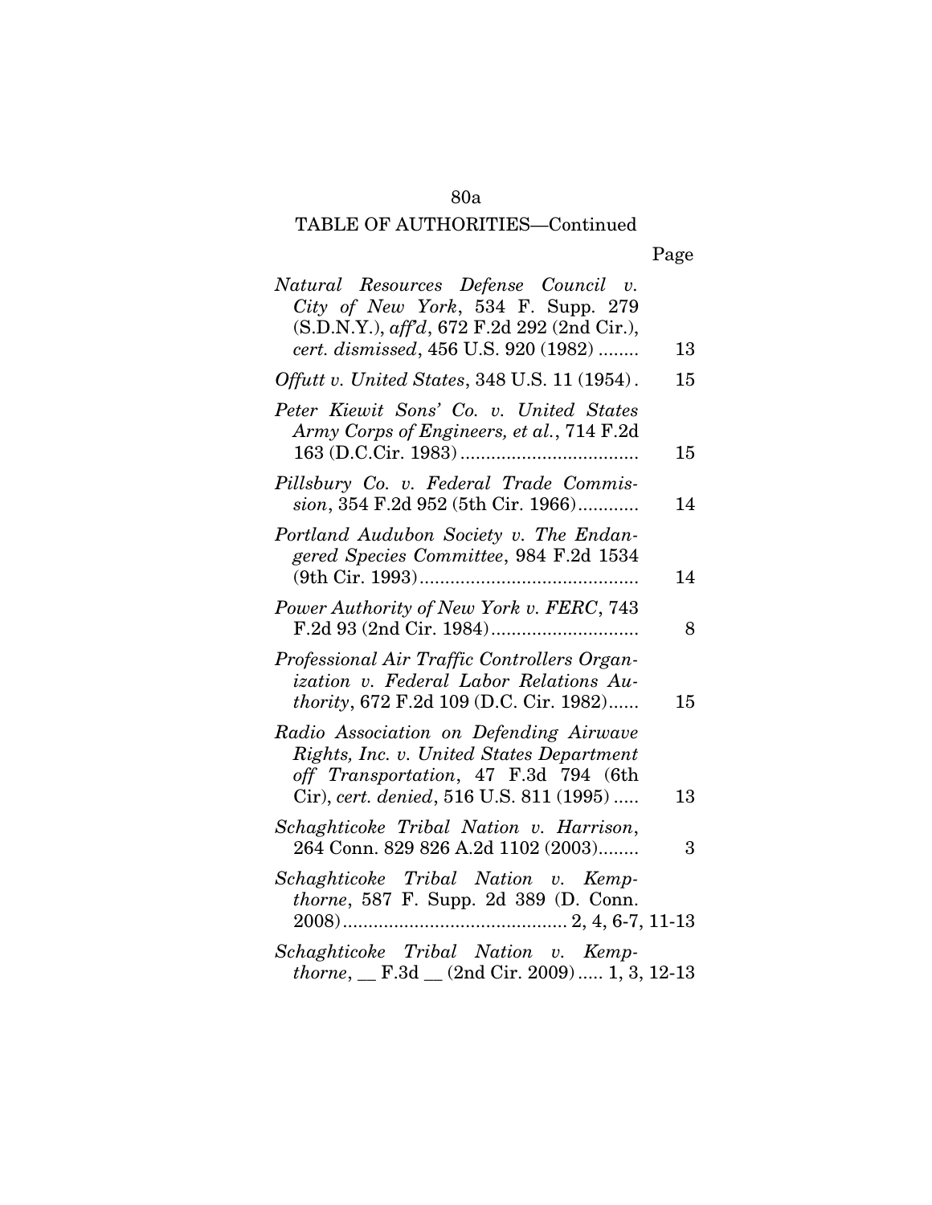TABLE OF AUTHORITIES—Continued

| | Page |
|---|---|
| *Natural Resources Defense Council v. City of New York*, 534 F. Supp. 279 (S.D.N.Y.), *aff'd*, 672 F.2d 292 (2nd Cir.), *cert. dismissed*, 456 U.S. 920 (1982) ........ | 13 |
| *Offutt v. United States*, 348 U.S. 11 (1954). | 15 |
| *Peter Kiewit Sons' Co. v. United States Army Corps of Engineers, et al.*, 714 F.2d 163 (D.C.Cir. 1983) .................................. | 15 |
| *Pillsbury Co. v. Federal Trade Commission*, 354 F.2d 952 (5th Cir. 1966)............ | 14 |
| *Portland Audubon Society v. The Endangered Species Committee*, 984 F.2d 1534 (9th Cir. 1993).......................................... | 14 |
| *Power Authority of New York v. FERC*, 743 F.2d 93 (2nd Cir. 1984)............................ | 8 |
| *Professional Air Traffic Controllers Organization v. Federal Labor Relations Authority*, 672 F.2d 109 (D.C. Cir. 1982)...... | 15 |
| *Radio Association on Defending Airwave Rights, Inc. v. United States Department off Transportation*, 47 F.3d 794 (6th Cir), *cert. denied*, 516 U.S. 811 (1995) ..... | 13 |
| *Schaghticoke Tribal Nation v. Harrison*, 264 Conn. 829 826 A.2d 1102 (2003)........ | 3 |
| *Schaghticoke Tribal Nation v. Kempthorne*, 587 F. Supp. 2d 389 (D. Conn. 2008)........................................... | 2, 4, 6-7, 11-13 |
| *Schaghticoke Tribal Nation v. Kempthorne*, __ F.3d __ (2nd Cir. 2009)..... | 1, 3, 12-13 |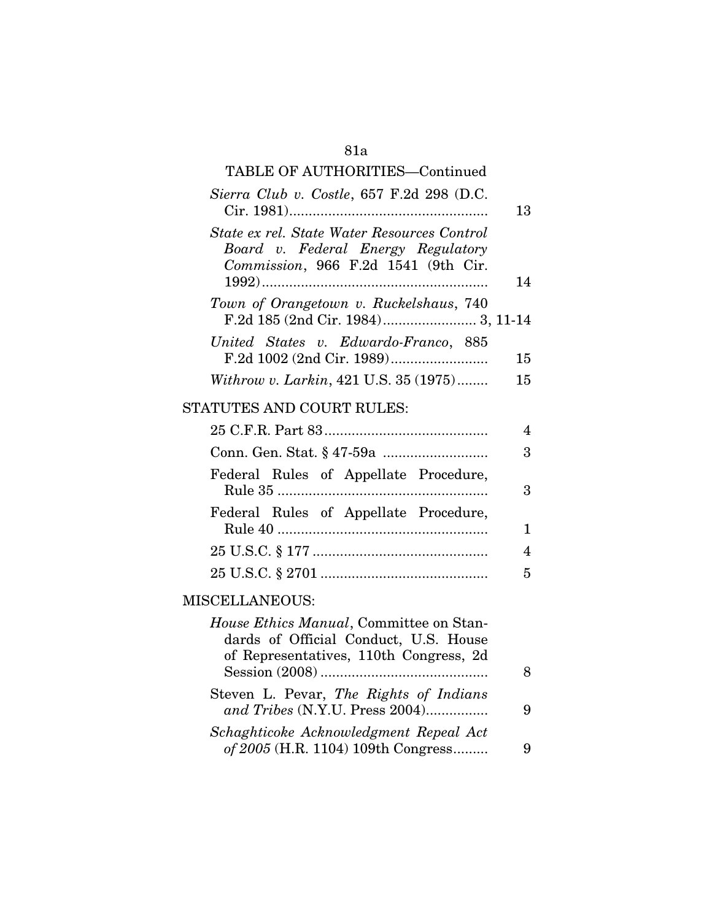TABLE OF AUTHORITIES—Continued

| | |
|---|---|
| *Sierra Club v. Costle*, 657 F.2d 298 (D.C. Cir. 1981) | 13 |
| *State ex rel. State Water Resources Control Board v. Federal Energy Regulatory Commission*, 966 F.2d 1541 (9th Cir. 1992) | 14 |
| *Town of Orangetown v. Ruckelshaus*, 740 F.2d 185 (2nd Cir. 1984) | 3, 11-14 |
| *United States v. Edwardo-Franco*, 885 F.2d 1002 (2nd Cir. 1989) | 15 |
| *Withrow v. Larkin*, 421 U.S. 35 (1975) | 15 |

STATUTES AND COURT RULES:

| | |
|---|---|
| 25 C.F.R. Part 83 | 4 |
| Conn. Gen. Stat. § 47-59a | 3 |
| Federal Rules of Appellate Procedure, Rule 35 | 3 |
| Federal Rules of Appellate Procedure, Rule 40 | 1 |
| 25 U.S.C. § 177 | 4 |
| 25 U.S.C. § 2701 | 5 |

MISCELLANEOUS:

| | |
|---|---|
| *House Ethics Manual*, Committee on Standards of Official Conduct, U.S. House of Representatives, 110th Congress, 2d Session (2008) | 8 |
| Steven L. Pevar, *The Rights of Indians and Tribes* (N.Y.U. Press 2004) | 9 |
| *Schaghticoke Acknowledgment Repeal Act of 2005* (H.R. 1104) 109th Congress | 9 |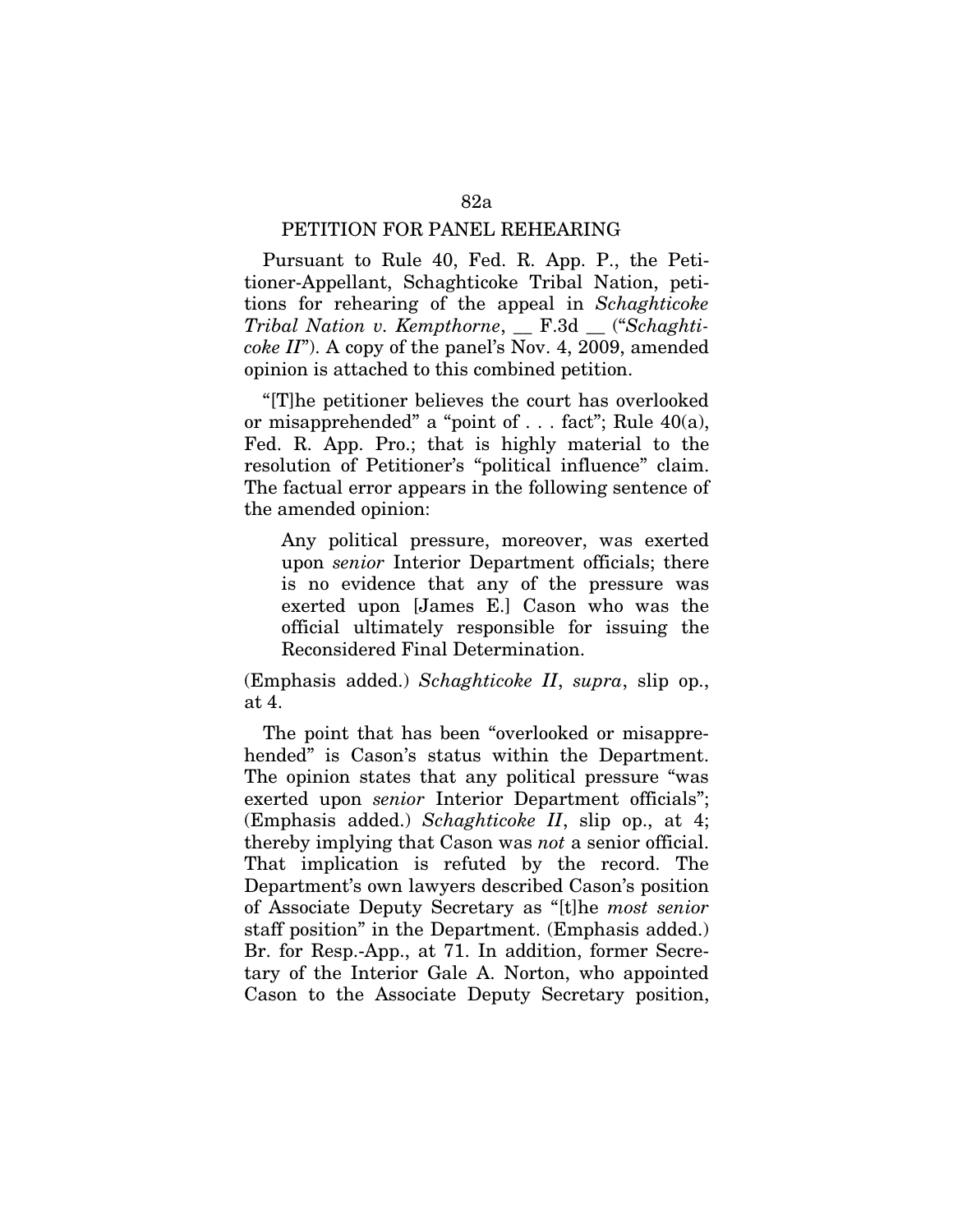## PETITION FOR PANEL REHEARING

Pursuant to Rule 40, Fed. R. App. P., the Petitioner-Appellant, Schaghticoke Tribal Nation, petitions for rehearing of the appeal in *Schaghticoke Tribal Nation v. Kempthorne*, __ F.3d __ ("*Schaghticoke II*"). A copy of the panel's Nov. 4, 2009, amended opinion is attached to this combined petition.

"[T]he petitioner believes the court has overlooked or misapprehended" a "point of . . . fact"; Rule 40(a), Fed. R. App. Pro.; that is highly material to the resolution of Petitioner's "political influence" claim. The factual error appears in the following sentence of the amended opinion:

> Any political pressure, moreover, was exerted upon *senior* Interior Department officials; there is no evidence that any of the pressure was exerted upon [James E.] Cason who was the official ultimately responsible for issuing the Reconsidered Final Determination.

(Emphasis added.) *Schaghticoke II*, *supra*, slip op., at 4.

The point that has been "overlooked or misapprehended" is Cason's status within the Department. The opinion states that any political pressure "was exerted upon *senior* Interior Department officials"; (Emphasis added.) *Schaghticoke II*, slip op., at 4; thereby implying that Cason was *not* a senior official. That implication is refuted by the record. The Department's own lawyers described Cason's position of Associate Deputy Secretary as "[t]he *most senior* staff position" in the Department. (Emphasis added.) Br. for Resp.-App., at 71. In addition, former Secretary of the Interior Gale A. Norton, who appointed Cason to the Associate Deputy Secretary position,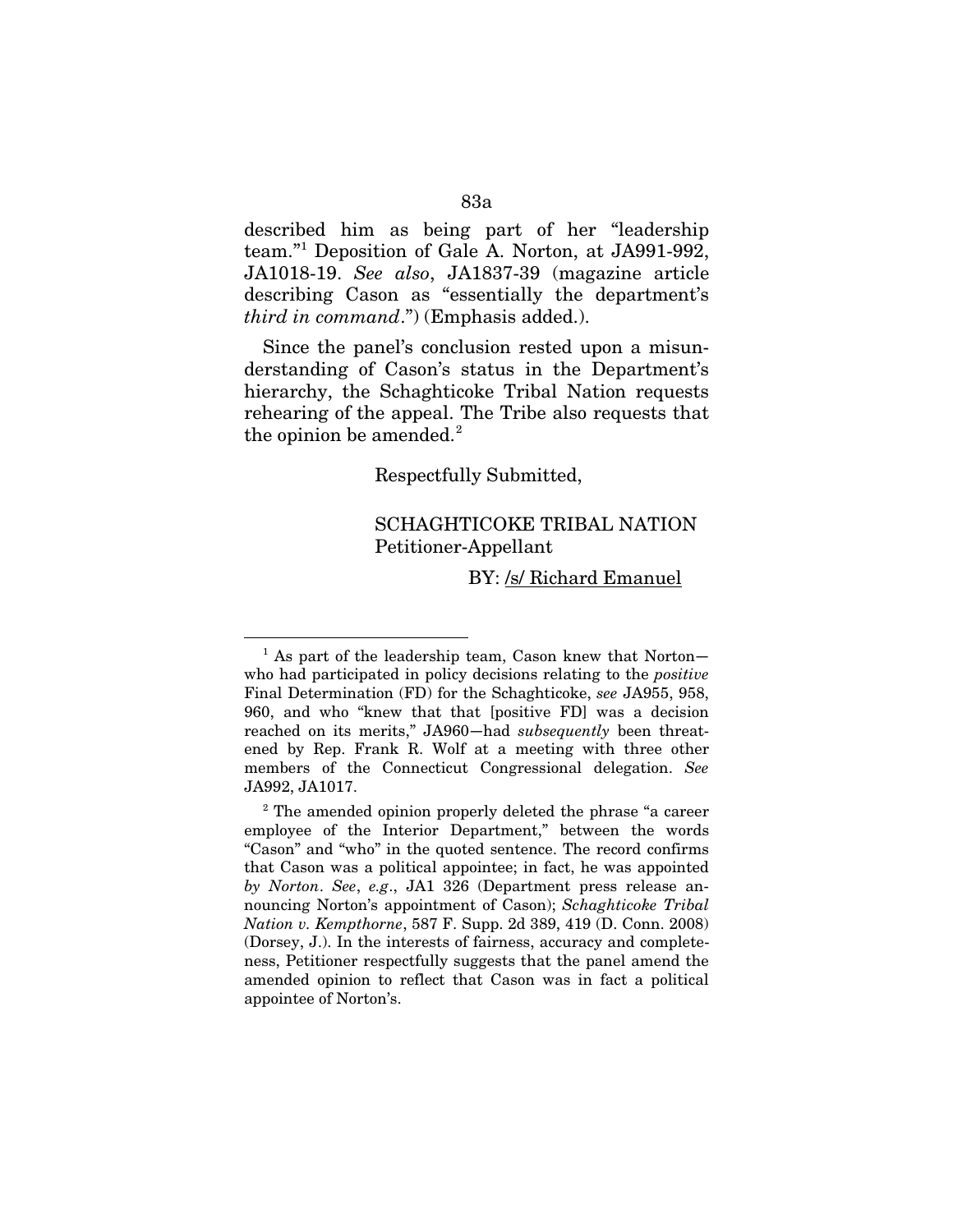described him as being part of her "leadership team."[1] Deposition of Gale A. Norton, at JA991-992, JA1018-19. *See also*, JA1837-39 (magazine article describing Cason as "essentially the department's *third in command*.") (Emphasis added.).

Since the panel's conclusion rested upon a misunderstanding of Cason's status in the Department's hierarchy, the Schaghticoke Tribal Nation requests rehearing of the appeal. The Tribe also requests that the opinion be amended.[2]

Respectfully Submitted,

SCHAGHTICOKE TRIBAL NATION
Petitioner-Appellant

BY: /s/ Richard Emanuel

---

[1] As part of the leadership team, Cason knew that Norton—who had participated in policy decisions relating to the *positive* Final Determination (FD) for the Schaghticoke, *see* JA955, 958, 960, and who "knew that that [positive FD] was a decision reached on its merits," JA960—had *subsequently* been threatened by Rep. Frank R. Wolf at a meeting with three other members of the Connecticut Congressional delegation. *See* JA992, JA1017.

[2] The amended opinion properly deleted the phrase "a career employee of the Interior Department," between the words "Cason" and "who" in the quoted sentence. The record confirms that Cason was a political appointee; in fact, he was appointed *by Norton*. *See*, *e.g*., JA1 326 (Department press release announcing Norton's appointment of Cason); *Schaghticoke Tribal Nation v. Kempthorne*, 587 F. Supp. 2d 389, 419 (D. Conn. 2008) (Dorsey, J.). In the interests of fairness, accuracy and completeness, Petitioner respectfully suggests that the panel amend the amended opinion to reflect that Cason was in fact a political appointee of Norton's.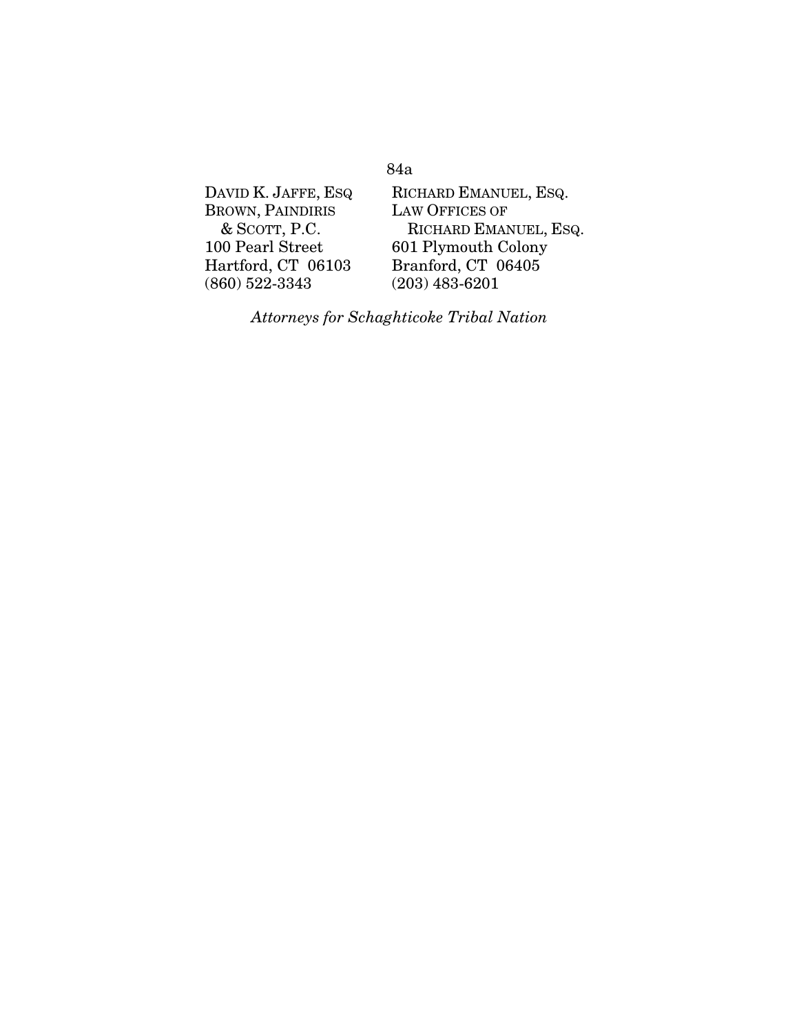DAVID K. JAFFE, ESQ
BROWN, PAINDIRIS
& SCOTT, P.C.
100 Pearl Street
Hartford, CT 06103
(860) 522-3343

RICHARD EMANUEL, ESQ.
LAW OFFICES OF
RICHARD EMANUEL, ESQ.
601 Plymouth Colony
Branford, CT 06405
(203) 483-6201

*Attorneys for Schaghticoke Tribal Nation*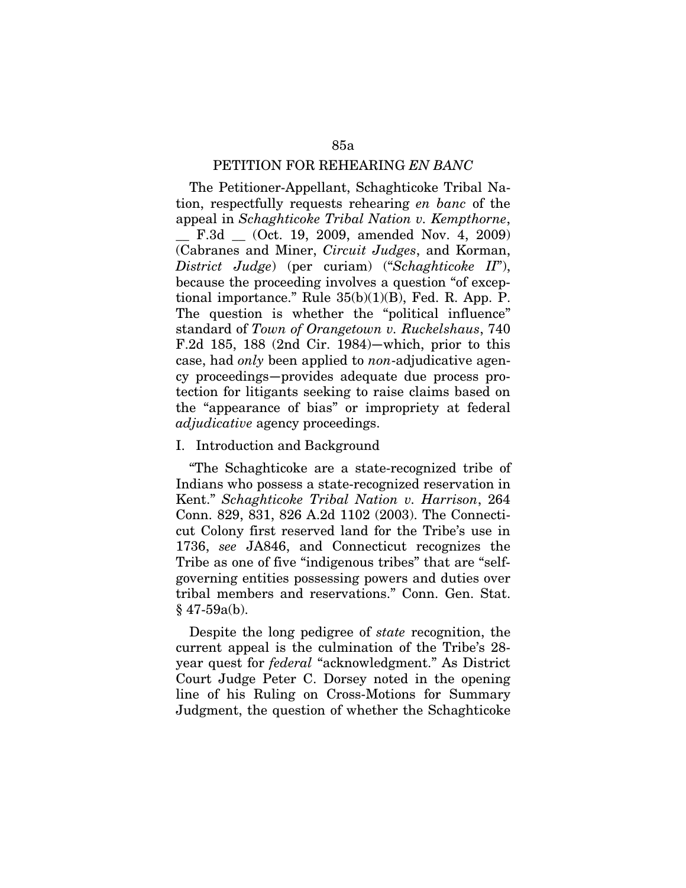## PETITION FOR REHEARING *EN BANC*

The Petitioner-Appellant, Schaghticoke Tribal Nation, respectfully requests rehearing *en banc* of the appeal in *Schaghticoke Tribal Nation v. Kempthorne*, __ F.3d __ (Oct. 19, 2009, amended Nov. 4, 2009) (Cabranes and Miner, *Circuit Judges*, and Korman, *District Judge*) (per curiam) ("*Schaghticoke II*"), because the proceeding involves a question "of exceptional importance." Rule 35(b)(1)(B), Fed. R. App. P. The question is whether the "political influence" standard of *Town of Orangetown v. Ruckelshaus*, 740 F.2d 185, 188 (2nd Cir. 1984)—which, prior to this case, had *only* been applied to *non*-adjudicative agency proceedings—provides adequate due process protection for litigants seeking to raise claims based on the "appearance of bias" or impropriety at federal *adjudicative* agency proceedings.

### I. Introduction and Background

"The Schaghticoke are a state-recognized tribe of Indians who possess a state-recognized reservation in Kent." *Schaghticoke Tribal Nation v. Harrison*, 264 Conn. 829, 831, 826 A.2d 1102 (2003). The Connecticut Colony first reserved land for the Tribe's use in 1736, *see* JA846, and Connecticut recognizes the Tribe as one of five "indigenous tribes" that are "self-governing entities possessing powers and duties over tribal members and reservations." Conn. Gen. Stat. § 47-59a(b).

Despite the long pedigree of *state* recognition, the current appeal is the culmination of the Tribe's 28-year quest for *federal* "acknowledgment." As District Court Judge Peter C. Dorsey noted in the opening line of his Ruling on Cross-Motions for Summary Judgment, the question of whether the Schaghticoke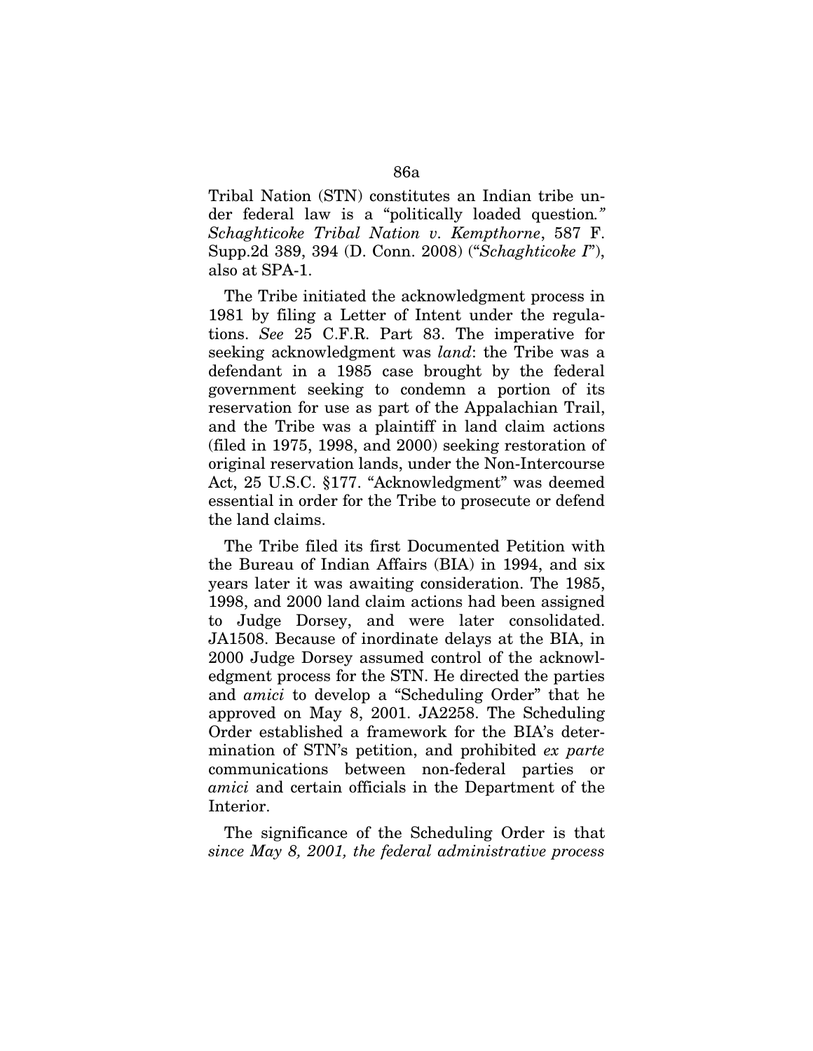Tribal Nation (STN) constitutes an Indian tribe under federal law is a "politically loaded question." *Schaghticoke Tribal Nation v. Kempthorne*, 587 F. Supp.2d 389, 394 (D. Conn. 2008) ("*Schaghticoke I*"), also at SPA-1.

The Tribe initiated the acknowledgment process in 1981 by filing a Letter of Intent under the regulations. *See* 25 C.F.R. Part 83. The imperative for seeking acknowledgment was *land*: the Tribe was a defendant in a 1985 case brought by the federal government seeking to condemn a portion of its reservation for use as part of the Appalachian Trail, and the Tribe was a plaintiff in land claim actions (filed in 1975, 1998, and 2000) seeking restoration of original reservation lands, under the Non-Intercourse Act, 25 U.S.C. §177. "Acknowledgment" was deemed essential in order for the Tribe to prosecute or defend the land claims.

The Tribe filed its first Documented Petition with the Bureau of Indian Affairs (BIA) in 1994, and six years later it was awaiting consideration. The 1985, 1998, and 2000 land claim actions had been assigned to Judge Dorsey, and were later consolidated. JA1508. Because of inordinate delays at the BIA, in 2000 Judge Dorsey assumed control of the acknowledgment process for the STN. He directed the parties and *amici* to develop a "Scheduling Order" that he approved on May 8, 2001. JA2258. The Scheduling Order established a framework for the BIA's determination of STN's petition, and prohibited *ex parte* communications between non-federal parties or *amici* and certain officials in the Department of the Interior.

The significance of the Scheduling Order is that *since May 8, 2001, the federal administrative process*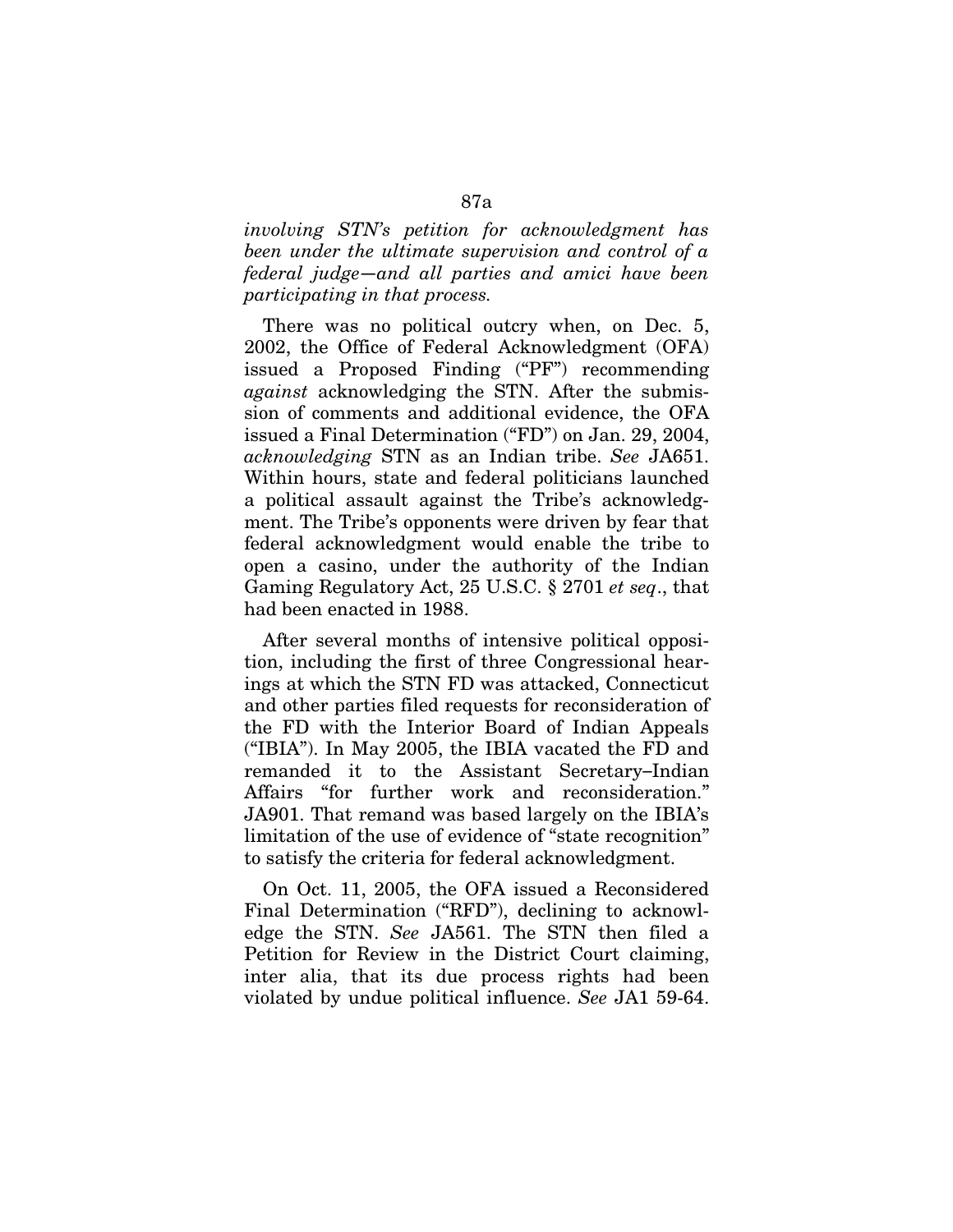*involving STN's petition for acknowledgment has been under the ultimate supervision and control of a federal judge—and all parties and amici have been participating in that process.*

There was no political outcry when, on Dec. 5, 2002, the Office of Federal Acknowledgment (OFA) issued a Proposed Finding ("PF") recommending *against* acknowledging the STN. After the submission of comments and additional evidence, the OFA issued a Final Determination ("FD") on Jan. 29, 2004, *acknowledging* STN as an Indian tribe. *See* JA651. Within hours, state and federal politicians launched a political assault against the Tribe's acknowledgment. The Tribe's opponents were driven by fear that federal acknowledgment would enable the tribe to open a casino, under the authority of the Indian Gaming Regulatory Act, 25 U.S.C. § 2701 *et seq*., that had been enacted in 1988.

After several months of intensive political opposition, including the first of three Congressional hearings at which the STN FD was attacked, Connecticut and other parties filed requests for reconsideration of the FD with the Interior Board of Indian Appeals ("IBIA"). In May 2005, the IBIA vacated the FD and remanded it to the Assistant Secretary–Indian Affairs "for further work and reconsideration." JA901. That remand was based largely on the IBIA's limitation of the use of evidence of "state recognition" to satisfy the criteria for federal acknowledgment.

On Oct. 11, 2005, the OFA issued a Reconsidered Final Determination ("RFD"), declining to acknowledge the STN. *See* JA561. The STN then filed a Petition for Review in the District Court claiming, inter alia, that its due process rights had been violated by undue political influence. *See* JA1 59-64.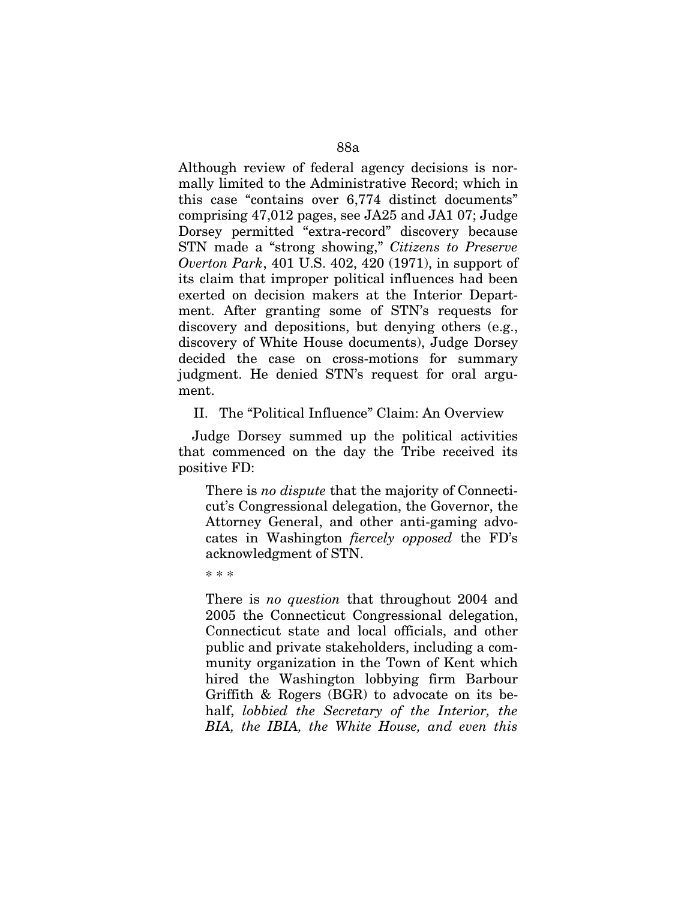Although review of federal agency decisions is normally limited to the Administrative Record; which in this case "contains over 6,774 distinct documents" comprising 47,012 pages, see JA25 and JA1 07; Judge Dorsey permitted "extra-record" discovery because STN made a "strong showing," *Citizens to Preserve Overton Park*, 401 U.S. 402, 420 (1971), in support of its claim that improper political influences had been exerted on decision makers at the Interior Department. After granting some of STN's requests for discovery and depositions, but denying others (e.g., discovery of White House documents), Judge Dorsey decided the case on cross-motions for summary judgment. He denied STN's request for oral argument.

## II. The "Political Influence" Claim: An Overview

Judge Dorsey summed up the political activities that commenced on the day the Tribe received its positive FD:

> There is *no dispute* that the majority of Connecticut's Congressional delegation, the Governor, the Attorney General, and other anti-gaming advocates in Washington *fiercely opposed* the FD's acknowledgment of STN.
>
> \* \* \*
>
> There is *no question* that throughout 2004 and 2005 the Connecticut Congressional delegation, Connecticut state and local officials, and other public and private stakeholders, including a community organization in the Town of Kent which hired the Washington lobbying firm Barbour Griffith & Rogers (BGR) to advocate on its behalf, *lobbied the Secretary of the Interior, the BIA, the IBIA, the White House, and even this*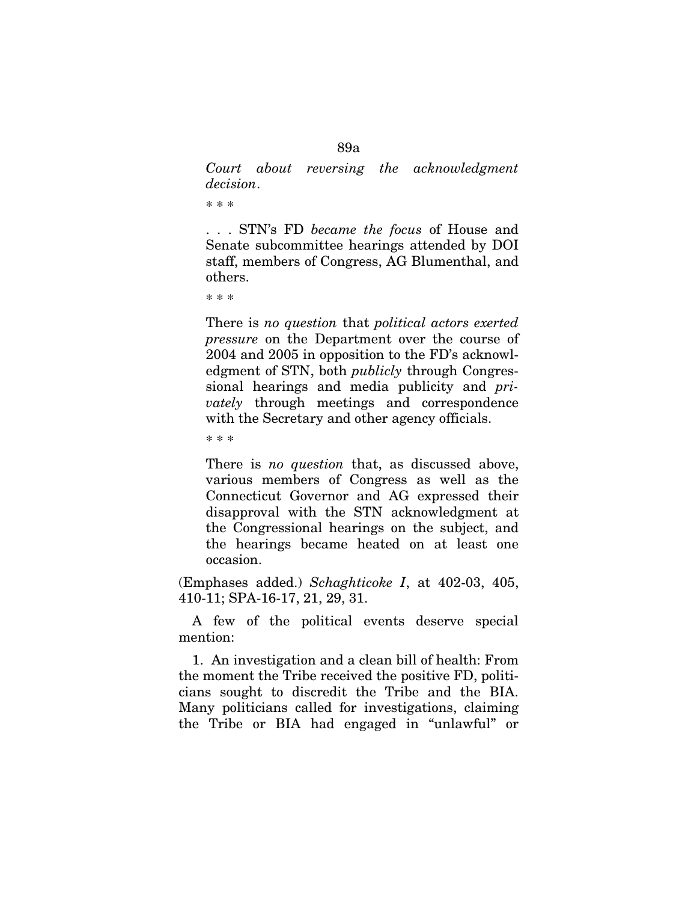> *Court about reversing the acknowledgment decision*.
>
> \* \* \*
>
> . . . STN's FD *became the focus* of House and Senate subcommittee hearings attended by DOI staff, members of Congress, AG Blumenthal, and others.
>
> \* \* \*
>
> There is *no question* that *political actors exerted pressure* on the Department over the course of 2004 and 2005 in opposition to the FD's acknowledgment of STN, both *publicly* through Congressional hearings and media publicity and *privately* through meetings and correspondence with the Secretary and other agency officials.
>
> \* \* \*
>
> There is *no question* that, as discussed above, various members of Congress as well as the Connecticut Governor and AG expressed their disapproval with the STN acknowledgment at the Congressional hearings on the subject, and the hearings became heated on at least one occasion.

(Emphases added.) *Schaghticoke I*, at 402-03, 405, 410-11; SPA-16-17, 21, 29, 31.

A few of the political events deserve special mention:

1. An investigation and a clean bill of health: From the moment the Tribe received the positive FD, politicians sought to discredit the Tribe and the BIA. Many politicians called for investigations, claiming the Tribe or BIA had engaged in "unlawful" or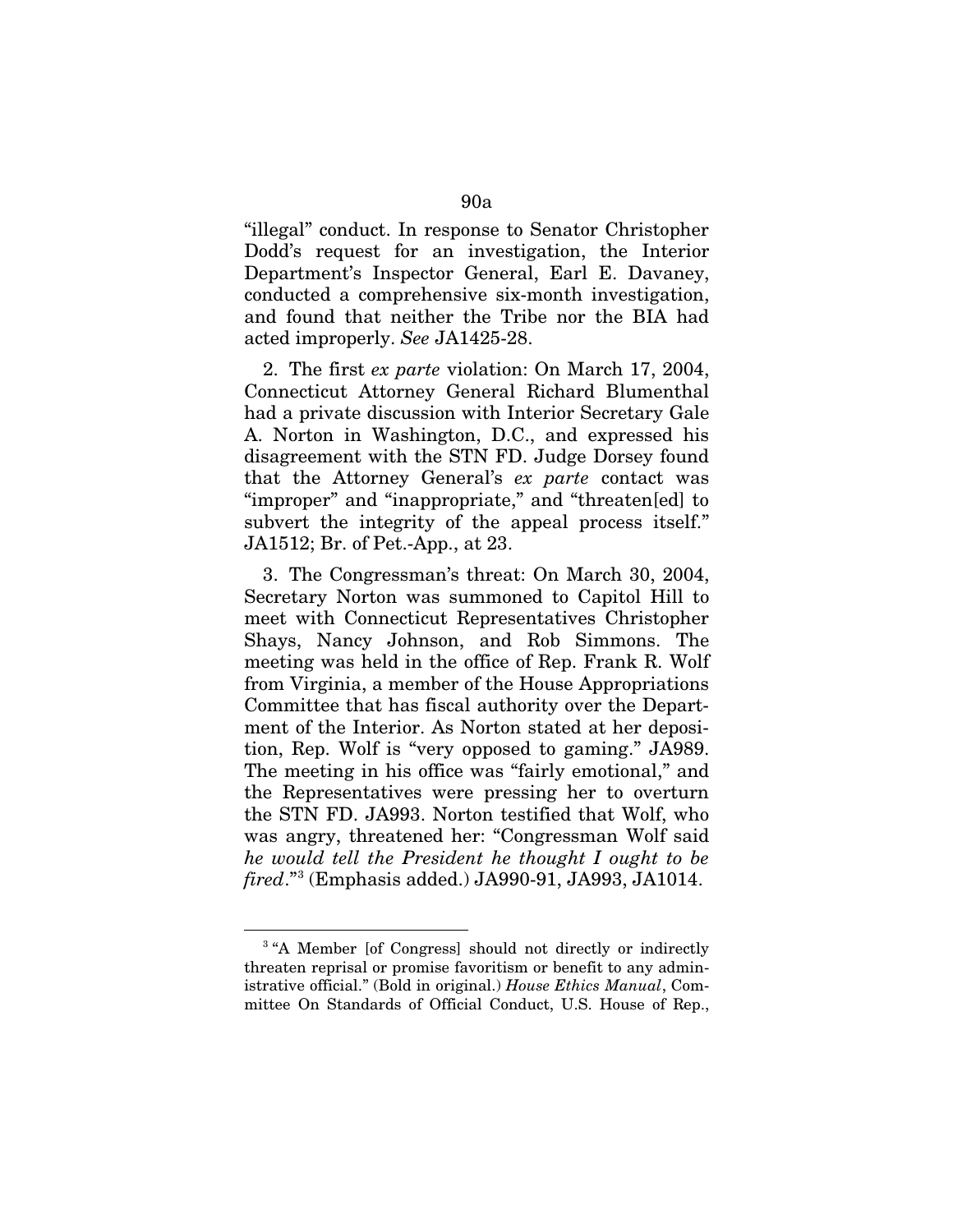"illegal" conduct. In response to Senator Christopher Dodd's request for an investigation, the Interior Department's Inspector General, Earl E. Davaney, conducted a comprehensive six-month investigation, and found that neither the Tribe nor the BIA had acted improperly. *See* JA1425-28.

2. The first *ex parte* violation: On March 17, 2004, Connecticut Attorney General Richard Blumenthal had a private discussion with Interior Secretary Gale A. Norton in Washington, D.C., and expressed his disagreement with the STN FD. Judge Dorsey found that the Attorney General's *ex parte* contact was "improper" and "inappropriate," and "threaten[ed] to subvert the integrity of the appeal process itself." JA1512; Br. of Pet.-App., at 23.

3. The Congressman's threat: On March 30, 2004, Secretary Norton was summoned to Capitol Hill to meet with Connecticut Representatives Christopher Shays, Nancy Johnson, and Rob Simmons. The meeting was held in the office of Rep. Frank R. Wolf from Virginia, a member of the House Appropriations Committee that has fiscal authority over the Department of the Interior. As Norton stated at her deposition, Rep. Wolf is "very opposed to gaming." JA989. The meeting in his office was "fairly emotional," and the Representatives were pressing her to overturn the STN FD. JA993. Norton testified that Wolf, who was angry, threatened her: "Congressman Wolf said *he would tell the President he thought I ought to be fired*."[3] (Emphasis added.) JA990-91, JA993, JA1014.

[3] "A Member [of Congress] should not directly or indirectly threaten reprisal or promise favoritism or benefit to any administrative official." (Bold in original.) *House Ethics Manual*, Committee On Standards of Official Conduct, U.S. House of Rep.,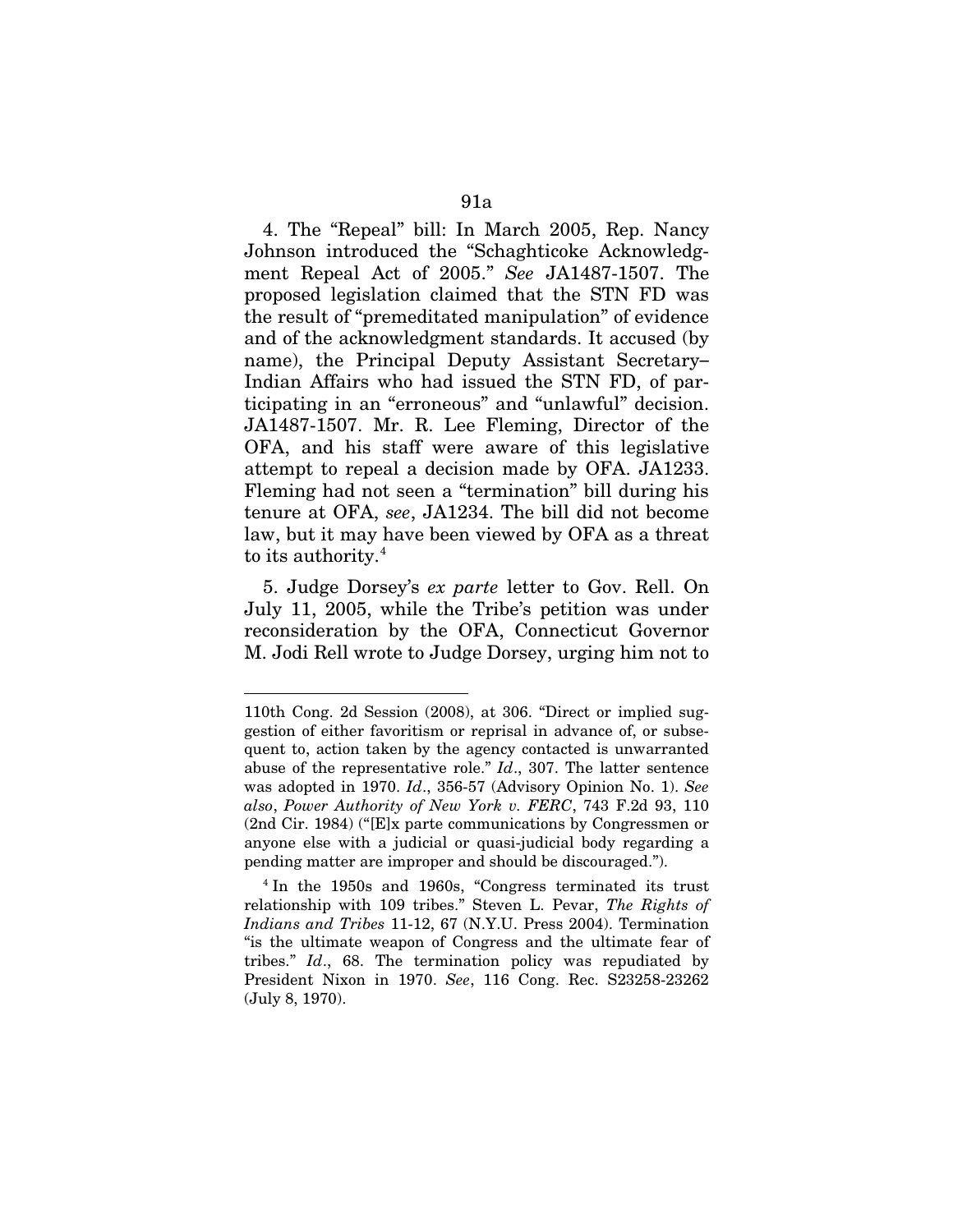4. The "Repeal" bill: In March 2005, Rep. Nancy Johnson introduced the "Schaghticoke Acknowledgment Repeal Act of 2005." *See* JA1487-1507. The proposed legislation claimed that the STN FD was the result of "premeditated manipulation" of evidence and of the acknowledgment standards. It accused (by name), the Principal Deputy Assistant Secretary–Indian Affairs who had issued the STN FD, of participating in an "erroneous" and "unlawful" decision. JA1487-1507. Mr. R. Lee Fleming, Director of the OFA, and his staff were aware of this legislative attempt to repeal a decision made by OFA. JA1233. Fleming had not seen a "termination" bill during his tenure at OFA, *see*, JA1234. The bill did not become law, but it may have been viewed by OFA as a threat to its authority.[4]

5. Judge Dorsey's *ex parte* letter to Gov. Rell. On July 11, 2005, while the Tribe's petition was under reconsideration by the OFA, Connecticut Governor M. Jodi Rell wrote to Judge Dorsey, urging him not to

---

110th Cong. 2d Session (2008), at 306. "Direct or implied suggestion of either favoritism or reprisal in advance of, or subsequent to, action taken by the agency contacted is unwarranted abuse of the representative role." *Id*., 307. The latter sentence was adopted in 1970. *Id*., 356-57 (Advisory Opinion No. 1). *See also*, *Power Authority of New York v. FERC*, 743 F.2d 93, 110 (2nd Cir. 1984) ("[E]x parte communications by Congressmen or anyone else with a judicial or quasi-judicial body regarding a pending matter are improper and should be discouraged.").

[4] In the 1950s and 1960s, "Congress terminated its trust relationship with 109 tribes." Steven L. Pevar, *The Rights of Indians and Tribes* 11-12, 67 (N.Y.U. Press 2004). Termination "is the ultimate weapon of Congress and the ultimate fear of tribes." *Id*., 68. The termination policy was repudiated by President Nixon in 1970. *See*, 116 Cong. Rec. S23258-23262 (July 8, 1970).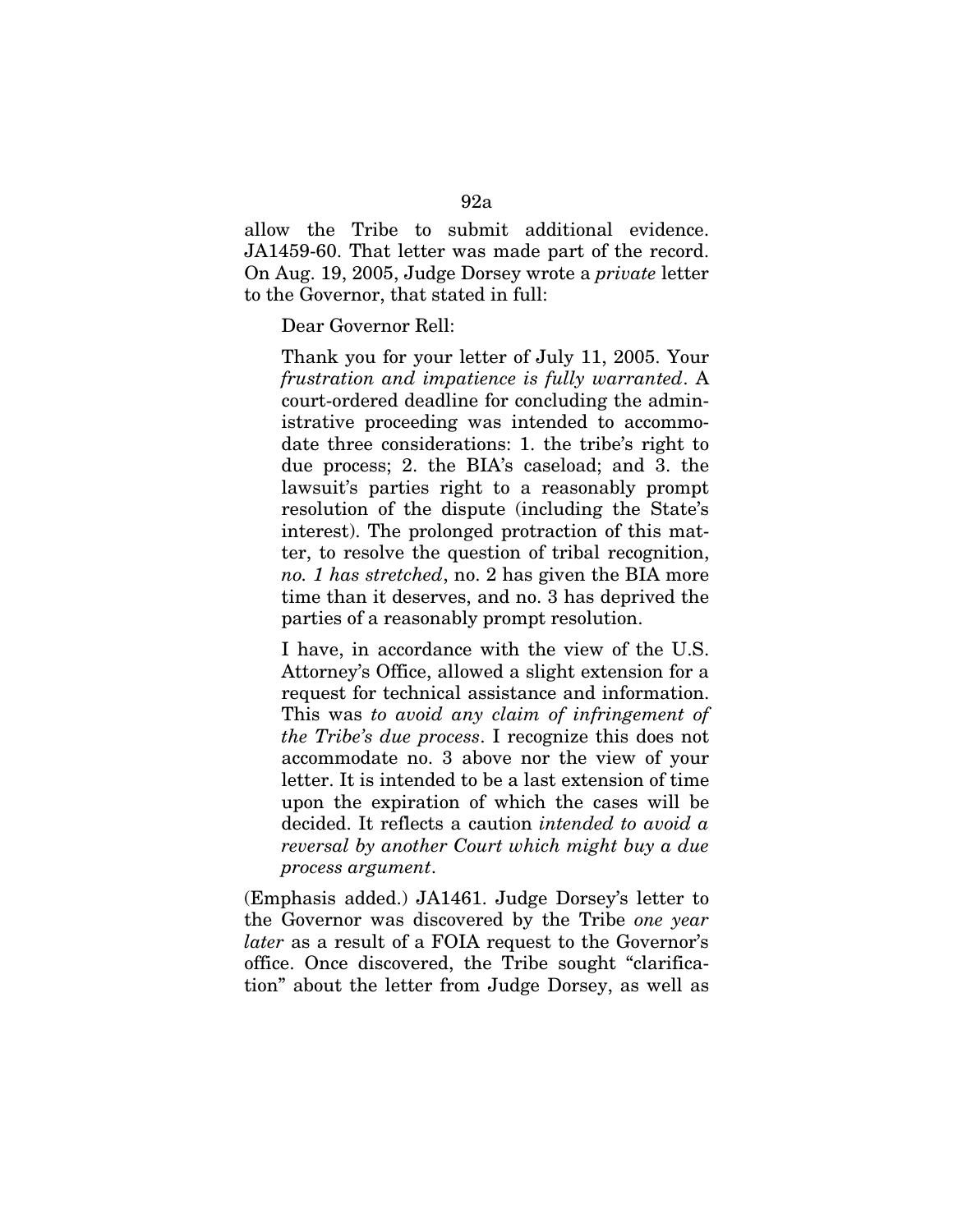allow the Tribe to submit additional evidence. JA1459-60. That letter was made part of the record. On Aug. 19, 2005, Judge Dorsey wrote a *private* letter to the Governor, that stated in full:

> Dear Governor Rell:
>
> Thank you for your letter of July 11, 2005. Your *frustration and impatience is fully warranted*. A court-ordered deadline for concluding the administrative proceeding was intended to accommodate three considerations: 1. the tribe's right to due process; 2. the BIA's caseload; and 3. the lawsuit's parties right to a reasonably prompt resolution of the dispute (including the State's interest). The prolonged protraction of this matter, to resolve the question of tribal recognition, *no. 1 has stretched*, no. 2 has given the BIA more time than it deserves, and no. 3 has deprived the parties of a reasonably prompt resolution.
>
> I have, in accordance with the view of the U.S. Attorney's Office, allowed a slight extension for a request for technical assistance and information. This was *to avoid any claim of infringement of the Tribe's due process*. I recognize this does not accommodate no. 3 above nor the view of your letter. It is intended to be a last extension of time upon the expiration of which the cases will be decided. It reflects a caution *intended to avoid a reversal by another Court which might buy a due process argument*.

(Emphasis added.) JA1461. Judge Dorsey's letter to the Governor was discovered by the Tribe *one year later* as a result of a FOIA request to the Governor's office. Once discovered, the Tribe sought "clarification" about the letter from Judge Dorsey, as well as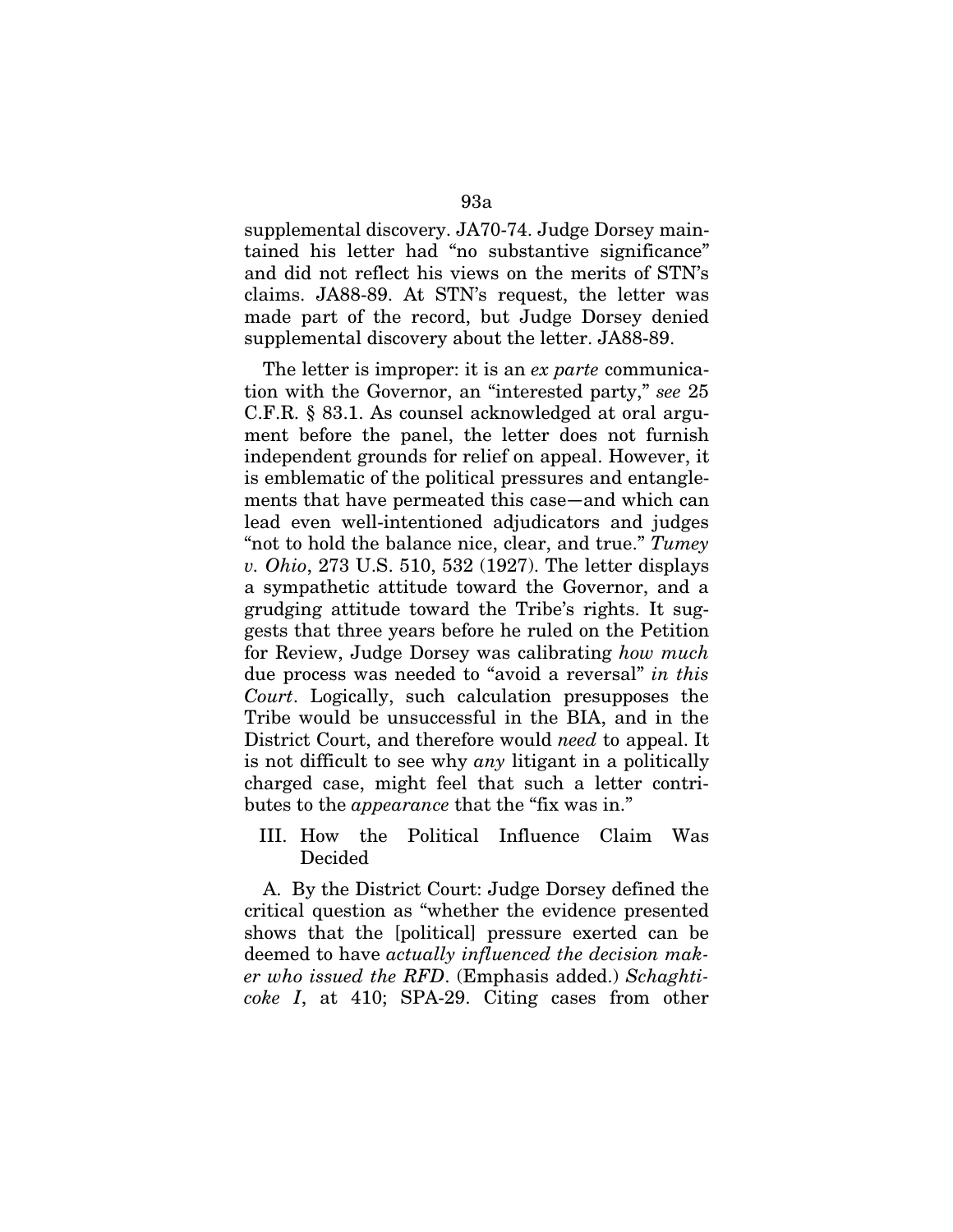supplemental discovery. JA70-74. Judge Dorsey maintained his letter had "no substantive significance" and did not reflect his views on the merits of STN's claims. JA88-89. At STN's request, the letter was made part of the record, but Judge Dorsey denied supplemental discovery about the letter. JA88-89.

The letter is improper: it is an *ex parte* communication with the Governor, an "interested party," *see* 25 C.F.R. § 83.1. As counsel acknowledged at oral argument before the panel, the letter does not furnish independent grounds for relief on appeal. However, it is emblematic of the political pressures and entanglements that have permeated this case—and which can lead even well-intentioned adjudicators and judges "not to hold the balance nice, clear, and true." *Tumey v. Ohio*, 273 U.S. 510, 532 (1927). The letter displays a sympathetic attitude toward the Governor, and a grudging attitude toward the Tribe's rights. It suggests that three years before he ruled on the Petition for Review, Judge Dorsey was calibrating *how much* due process was needed to "avoid a reversal" *in this Court*. Logically, such calculation presupposes the Tribe would be unsuccessful in the BIA, and in the District Court, and therefore would *need* to appeal. It is not difficult to see why *any* litigant in a politically charged case, might feel that such a letter contributes to the *appearance* that the "fix was in."

## III. How the Political Influence Claim Was Decided

A. By the District Court: Judge Dorsey defined the critical question as "whether the evidence presented shows that the [political] pressure exerted can be deemed to have *actually influenced the decision maker who issued the RFD*. (Emphasis added.) *Schaghticoke I*, at 410; SPA-29. Citing cases from other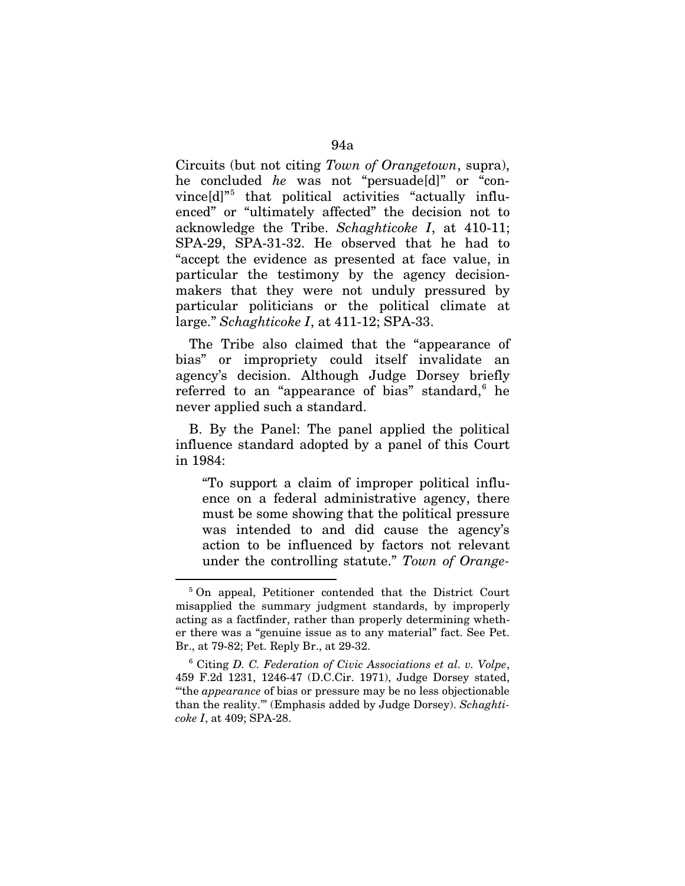Circuits (but not citing *Town of Orangetown*, supra), he concluded *he* was not "persuade[d]" or "convince[d]"[5] that political activities "actually influenced" or "ultimately affected" the decision not to acknowledge the Tribe. *Schaghticoke I*, at 410-11; SPA-29, SPA-31-32. He observed that he had to "accept the evidence as presented at face value, in particular the testimony by the agency decision-makers that they were not unduly pressured by particular politicians or the political climate at large." *Schaghticoke I*, at 411-12; SPA-33.

The Tribe also claimed that the "appearance of bias" or impropriety could itself invalidate an agency's decision. Although Judge Dorsey briefly referred to an "appearance of bias" standard,[6] he never applied such a standard.

B. By the Panel: The panel applied the political influence standard adopted by a panel of this Court in 1984:

> "To support a claim of improper political influence on a federal administrative agency, there must be some showing that the political pressure was intended to and did cause the agency's action to be influenced by factors not relevant under the controlling statute." *Town of Orange-*

---

[5] On appeal, Petitioner contended that the District Court misapplied the summary judgment standards, by improperly acting as a factfinder, rather than properly determining whether there was a "genuine issue as to any material" fact. See Pet. Br., at 79-82; Pet. Reply Br., at 29-32.

[6] Citing *D. C. Federation of Civic Associations et al. v. Volpe*, 459 F.2d 1231, 1246-47 (D.C.Cir. 1971), Judge Dorsey stated, "'the *appearance* of bias or pressure may be no less objectionable than the reality.'" (Emphasis added by Judge Dorsey). *Schaghticoke I*, at 409; SPA-28.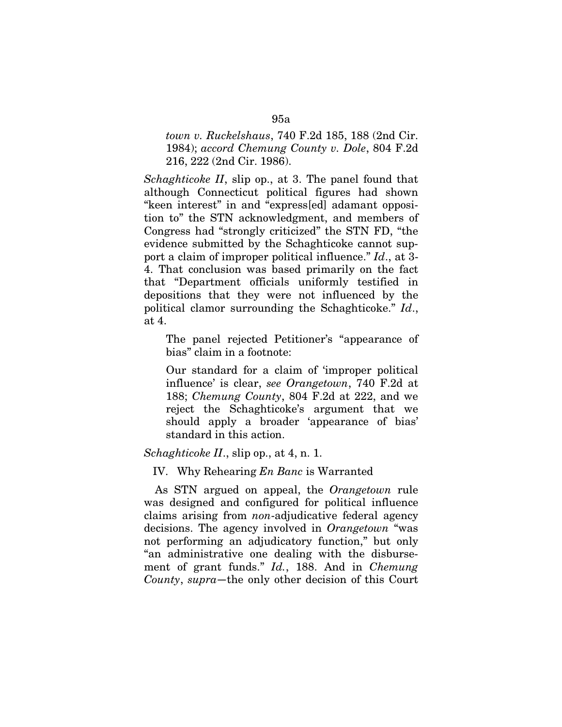*town v. Ruckelshaus*, 740 F.2d 185, 188 (2nd Cir. 1984); *accord Chemung County v. Dole*, 804 F.2d 216, 222 (2nd Cir. 1986).

*Schaghticoke II*, slip op., at 3. The panel found that although Connecticut political figures had shown "keen interest" in and "express[ed] adamant opposition to" the STN acknowledgment, and members of Congress had "strongly criticized" the STN FD, "the evidence submitted by the Schaghticoke cannot support a claim of improper political influence." *Id*., at 3-4. That conclusion was based primarily on the fact that "Department officials uniformly testified in depositions that they were not influenced by the political clamor surrounding the Schaghticoke." *Id*., at 4.

> The panel rejected Petitioner's "appearance of bias" claim in a footnote:
>
> Our standard for a claim of 'improper political influence' is clear, *see Orangetown*, 740 F.2d at 188; *Chemung County*, 804 F.2d at 222, and we reject the Schaghticoke's argument that we should apply a broader 'appearance of bias' standard in this action.

*Schaghticoke II*., slip op., at 4, n. 1.

IV. Why Rehearing *En Banc* is Warranted

As STN argued on appeal, the *Orangetown* rule was designed and configured for political influence claims arising from *non*-adjudicative federal agency decisions. The agency involved in *Orangetown* "was not performing an adjudicatory function," but only "an administrative one dealing with the disbursement of grant funds." *Id.*, 188. And in *Chemung County*, *supra*—the only other decision of this Court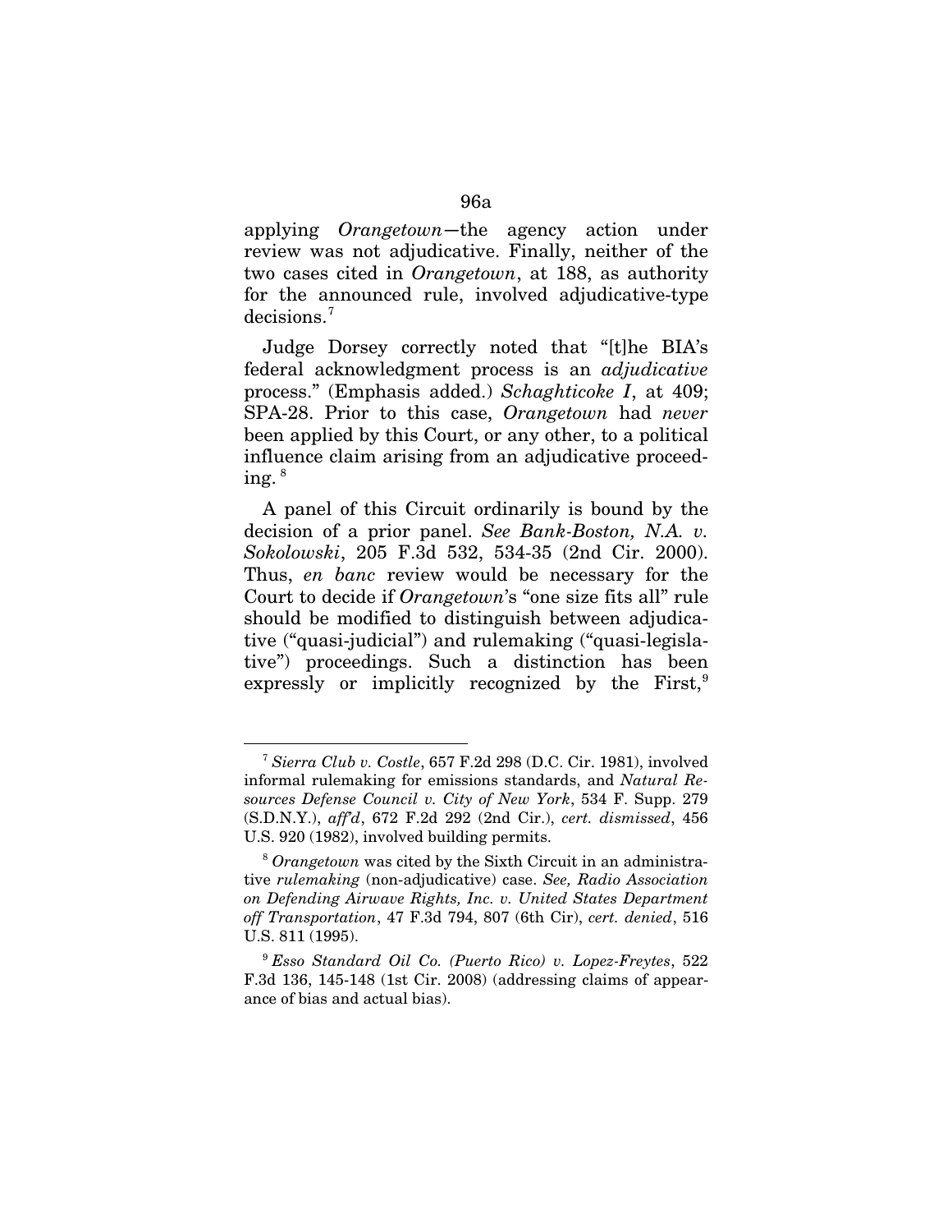applying *Orangetown*—the agency action under review was not adjudicative. Finally, neither of the two cases cited in *Orangetown*, at 188, as authority for the announced rule, involved adjudicative-type decisions.[7]

Judge Dorsey correctly noted that "[t]he BIA's federal acknowledgment process is an *adjudicative* process." (Emphasis added.) *Schaghticoke I*, at 409; SPA-28. Prior to this case, *Orangetown* had *never* been applied by this Court, or any other, to a political influence claim arising from an adjudicative proceeding.[8]

A panel of this Circuit ordinarily is bound by the decision of a prior panel. *See Bank-Boston, N.A. v. Sokolowski*, 205 F.3d 532, 534-35 (2nd Cir. 2000). Thus, *en banc* review would be necessary for the Court to decide if *Orangetown*'s "one size fits all" rule should be modified to distinguish between adjudicative ("quasi-judicial") and rulemaking ("quasi-legislative") proceedings. Such a distinction has been expressly or implicitly recognized by the First,[9]

---

[7] *Sierra Club v. Costle*, 657 F.2d 298 (D.C. Cir. 1981), involved informal rulemaking for emissions standards, and *Natural Resources Defense Council v. City of New York*, 534 F. Supp. 279 (S.D.N.Y.), *aff'd*, 672 F.2d 292 (2nd Cir.), *cert. dismissed*, 456 U.S. 920 (1982), involved building permits.

[8] *Orangetown* was cited by the Sixth Circuit in an administrative *rulemaking* (non-adjudicative) case. *See, Radio Association on Defending Airwave Rights, Inc. v. United States Department off Transportation*, 47 F.3d 794, 807 (6th Cir), *cert. denied*, 516 U.S. 811 (1995).

[9] *Esso Standard Oil Co. (Puerto Rico) v. Lopez-Freytes*, 522 F.3d 136, 145-148 (1st Cir. 2008) (addressing claims of appearance of bias and actual bias).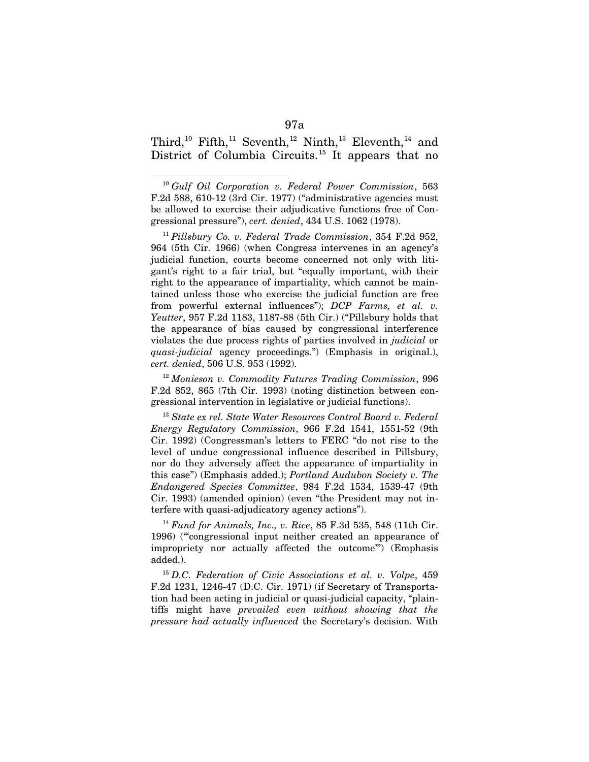Third,[10] Fifth,[11] Seventh,[12] Ninth,[13] Eleventh,[14] and District of Columbia Circuits.[15] It appears that no

---

[10] *Gulf Oil Corporation v. Federal Power Commission*, 563 F.2d 588, 610-12 (3rd Cir. 1977) ("administrative agencies must be allowed to exercise their adjudicative functions free of Congressional pressure"), *cert. denied*, 434 U.S. 1062 (1978).

[11] *Pillsbury Co. v. Federal Trade Commission*, 354 F.2d 952, 964 (5th Cir. 1966) (when Congress intervenes in an agency's judicial function, courts become concerned not only with litigant's right to a fair trial, but "equally important, with their right to the appearance of impartiality, which cannot be maintained unless those who exercise the judicial function are free from powerful external influences"); *DCP Farms, et al. v. Yeutter*, 957 F.2d 1183, 1187-88 (5th Cir.) ("Pillsbury holds that the appearance of bias caused by congressional interference violates the due process rights of parties involved in *judicial* or *quasi-judicial* agency proceedings.") (Emphasis in original.), *cert. denied*, 506 U.S. 953 (1992).

[12] *Monieson v. Commodity Futures Trading Commission*, 996 F.2d 852, 865 (7th Cir. 1993) (noting distinction between congressional intervention in legislative or judicial functions).

[13] *State ex rel. State Water Resources Control Board v. Federal Energy Regulatory Commission*, 966 F.2d 1541, 1551-52 (9th Cir. 1992) (Congressman's letters to FERC "do not rise to the level of undue congressional influence described in Pillsbury, nor do they adversely affect the appearance of impartiality in this case") (Emphasis added.); *Portland Audubon Society v. The Endangered Species Committee*, 984 F.2d 1534, 1539-47 (9th Cir. 1993) (amended opinion) (even "the President may not interfere with quasi-adjudicatory agency actions").

[14] *Fund for Animals, Inc., v. Rice*, 85 F.3d 535, 548 (11th Cir. 1996) ("'congressional input neither created an appearance of impropriety nor actually affected the outcome'") (Emphasis added.).

[15] *D.C. Federation of Civic Associations et al. v. Volpe*, 459 F.2d 1231, 1246-47 (D.C. Cir. 1971) (if Secretary of Transportation had been acting in judicial or quasi-judicial capacity, "plaintiffs might have *prevailed even without showing that the pressure had actually influenced* the Secretary's decision. With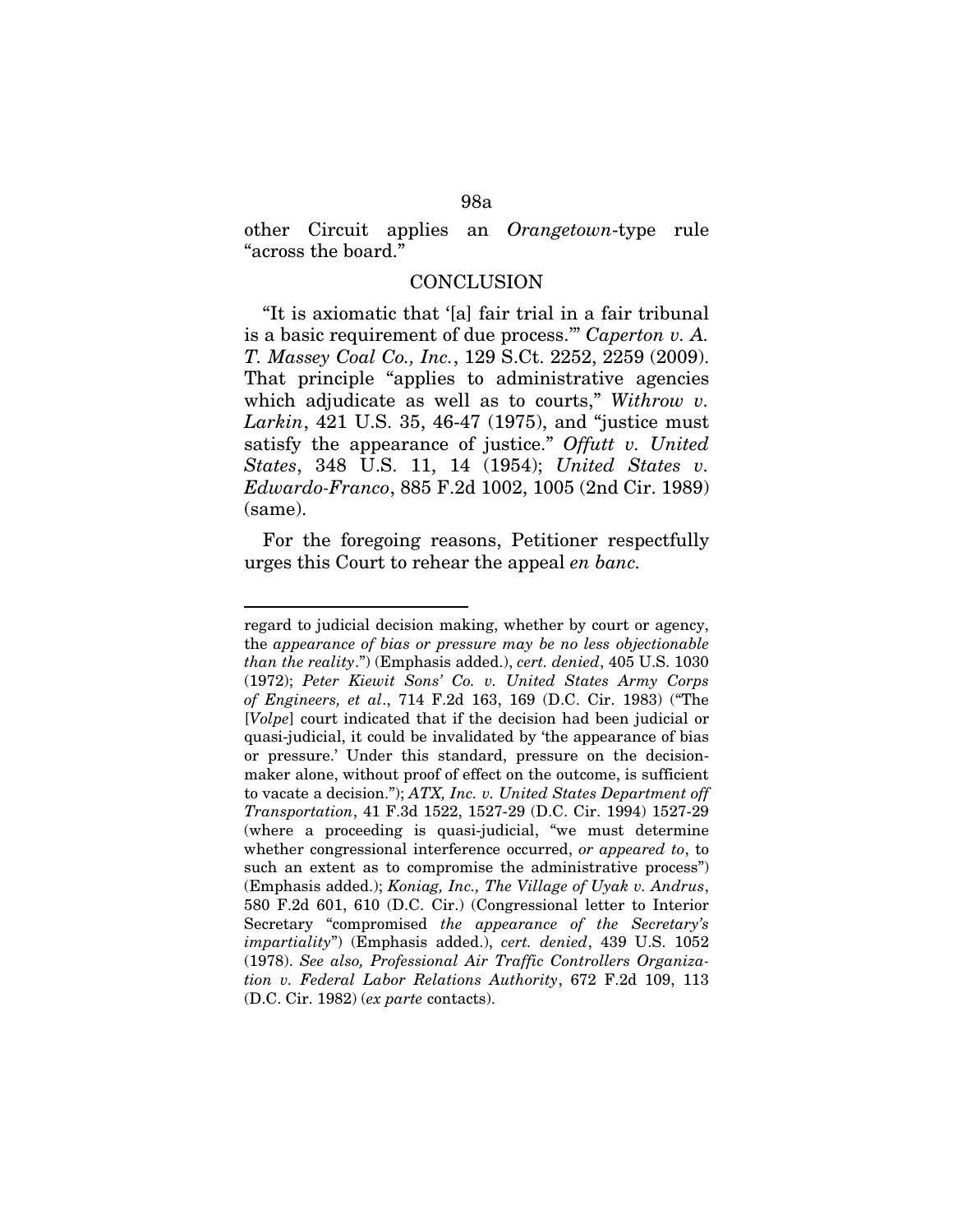other Circuit applies an *Orangetown*-type rule "across the board."

## CONCLUSION

"It is axiomatic that '[a] fair trial in a fair tribunal is a basic requirement of due process.'" *Caperton v. A. T. Massey Coal Co., Inc.*, 129 S.Ct. 2252, 2259 (2009). That principle "applies to administrative agencies which adjudicate as well as to courts," *Withrow v. Larkin*, 421 U.S. 35, 46-47 (1975), and "justice must satisfy the appearance of justice." *Offutt v. United States*, 348 U.S. 11, 14 (1954); *United States v. Edwardo-Franco*, 885 F.2d 1002, 1005 (2nd Cir. 1989) (same).

For the foregoing reasons, Petitioner respectfully urges this Court to rehear the appeal *en banc.*

---

regard to judicial decision making, whether by court or agency, the *appearance of bias or pressure may be no less objectionable than the reality*.") (Emphasis added.), *cert. denied*, 405 U.S. 1030 (1972); *Peter Kiewit Sons' Co. v. United States Army Corps of Engineers, et al*., 714 F.2d 163, 169 (D.C. Cir. 1983) ("The [*Volpe*] court indicated that if the decision had been judicial or quasi-judicial, it could be invalidated by 'the appearance of bias or pressure.' Under this standard, pressure on the decision-maker alone, without proof of effect on the outcome, is sufficient to vacate a decision."); *ATX, Inc. v. United States Department off Transportation*, 41 F.3d 1522, 1527-29 (D.C. Cir. 1994) 1527-29 (where a proceeding is quasi-judicial, "we must determine whether congressional interference occurred, *or appeared to*, to such an extent as to compromise the administrative process") (Emphasis added.); *Koniag, Inc., The Village of Uyak v. Andrus*, 580 F.2d 601, 610 (D.C. Cir.) (Congressional letter to Interior Secretary "compromised *the appearance of the Secretary's impartiality*") (Emphasis added.), *cert. denied*, 439 U.S. 1052 (1978). *See also, Professional Air Traffic Controllers Organization v. Federal Labor Relations Authority*, 672 F.2d 109, 113 (D.C. Cir. 1982) (*ex parte* contacts).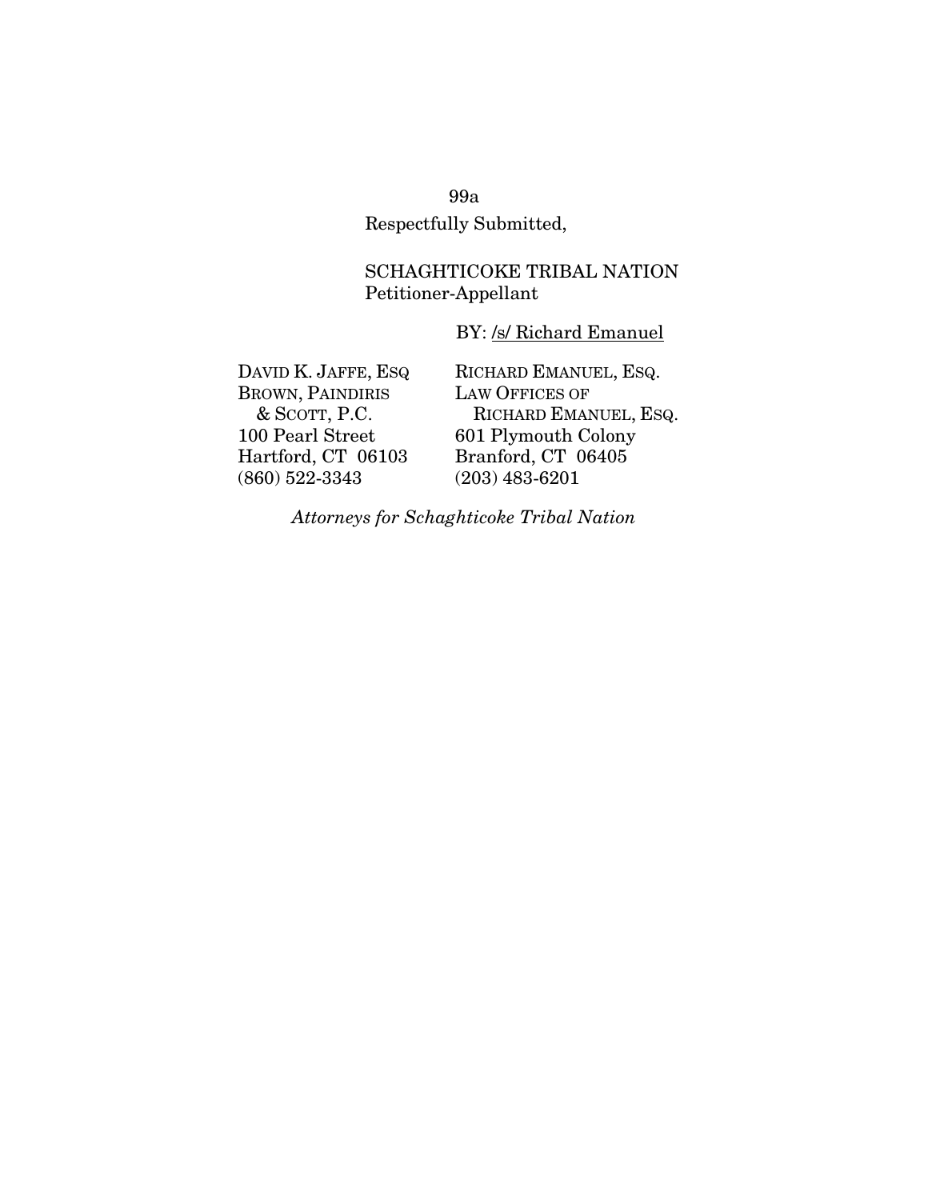Respectfully Submitted,

SCHAGHTICOKE TRIBAL NATION
Petitioner-Appellant

BY: /s/ Richard Emanuel

DAVID K. JAFFE, ESQ
BROWN, PAINDIRIS
& SCOTT, P.C.
100 Pearl Street
Hartford, CT 06103
(860) 522-3343

RICHARD EMANUEL, ESQ.
LAW OFFICES OF
RICHARD EMANUEL, ESQ.
601 Plymouth Colony
Branford, CT 06405
(203) 483-6201

*Attorneys for Schaghticoke Tribal Nation*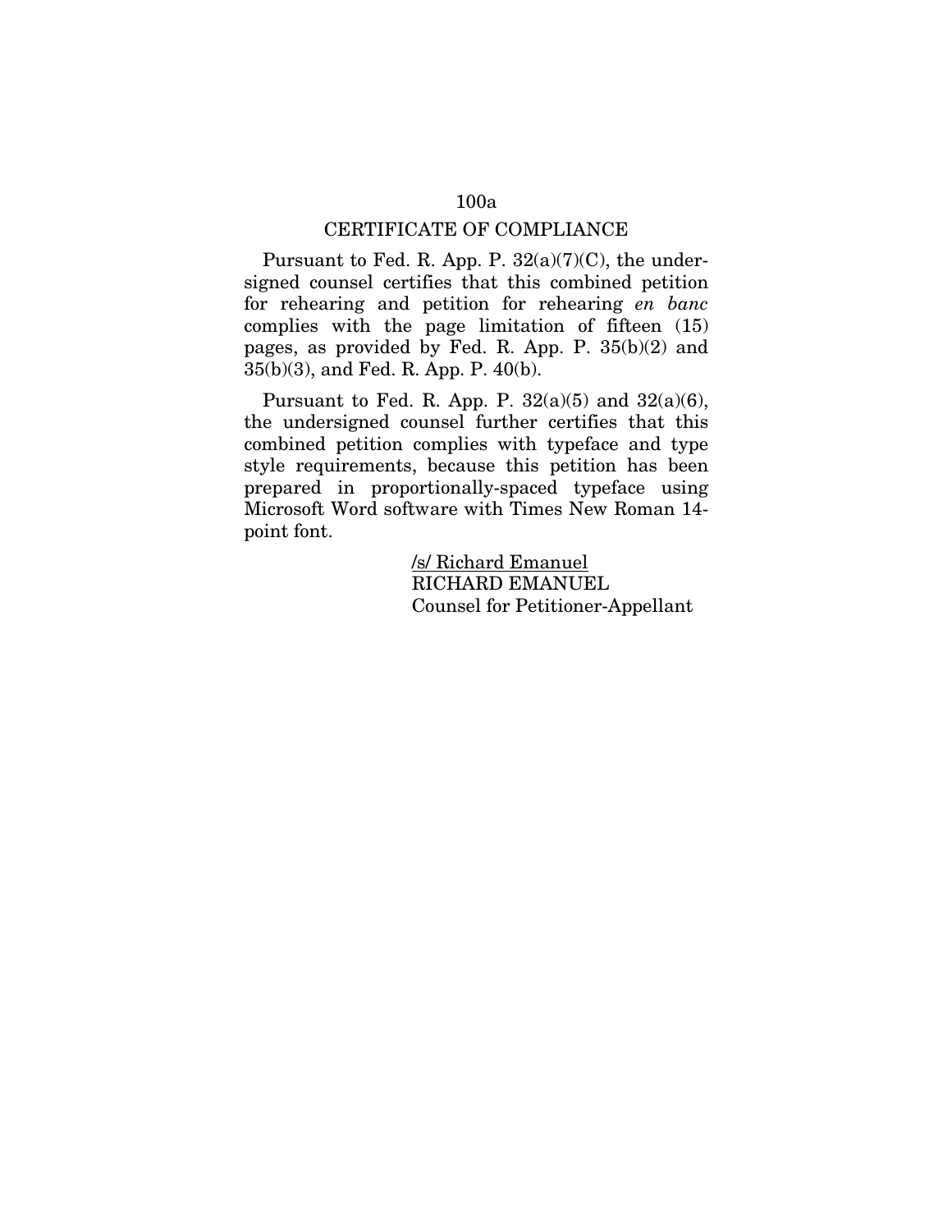## CERTIFICATE OF COMPLIANCE

Pursuant to Fed. R. App. P. 32(a)(7)(C), the undersigned counsel certifies that this combined petition for rehearing and petition for rehearing *en banc* complies with the page limitation of fifteen (15) pages, as provided by Fed. R. App. P. 35(b)(2) and 35(b)(3), and Fed. R. App. P. 40(b).

Pursuant to Fed. R. App. P. 32(a)(5) and 32(a)(6), the undersigned counsel further certifies that this combined petition complies with typeface and type style requirements, because this petition has been prepared in proportionally-spaced typeface using Microsoft Word software with Times New Roman 14-point font.

/s/ Richard Emanuel
RICHARD EMANUEL
Counsel for Petitioner-Appellant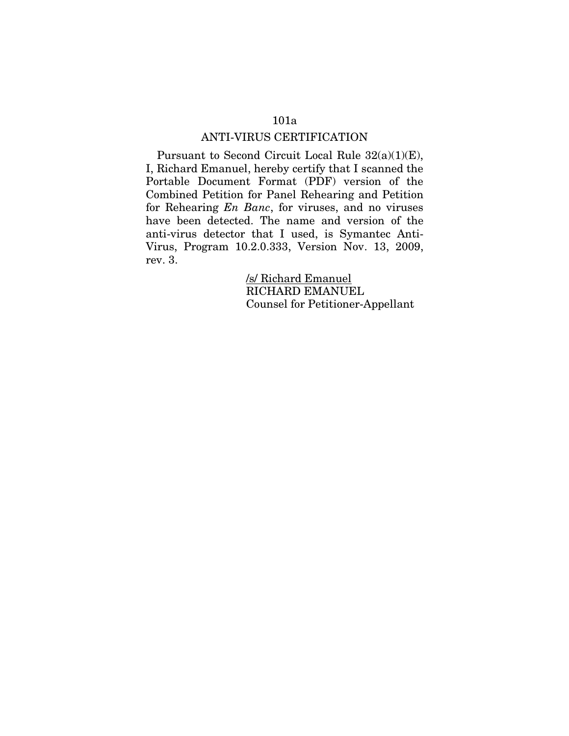## ANTI-VIRUS CERTIFICATION

Pursuant to Second Circuit Local Rule 32(a)(1)(E), I, Richard Emanuel, hereby certify that I scanned the Portable Document Format (PDF) version of the Combined Petition for Panel Rehearing and Petition for Rehearing *En Banc*, for viruses, and no viruses have been detected. The name and version of the anti-virus detector that I used, is Symantec Anti-Virus, Program 10.2.0.333, Version Nov. 13, 2009, rev. 3.

/s/ Richard Emanuel
RICHARD EMANUEL
Counsel for Petitioner-Appellant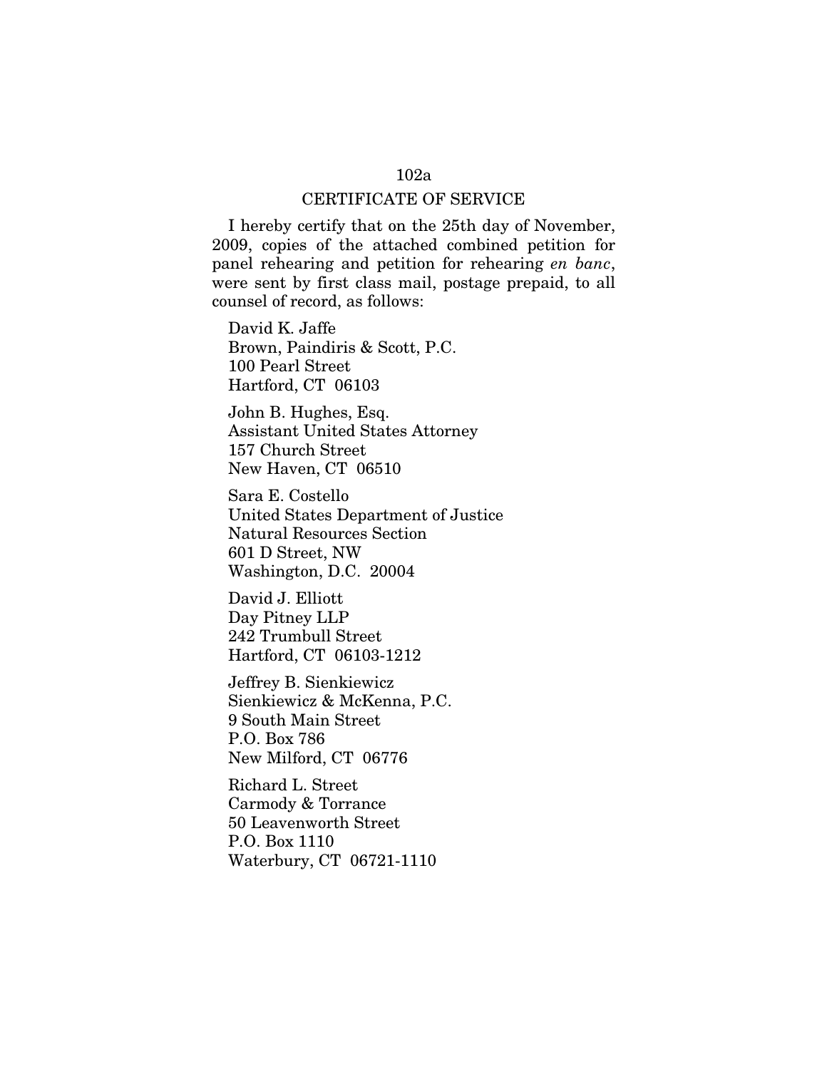## CERTIFICATE OF SERVICE

I hereby certify that on the 25th day of November, 2009, copies of the attached combined petition for panel rehearing and petition for rehearing *en banc*, were sent by first class mail, postage prepaid, to all counsel of record, as follows:

David K. Jaffe
Brown, Paindiris & Scott, P.C.
100 Pearl Street
Hartford, CT 06103

John B. Hughes, Esq.
Assistant United States Attorney
157 Church Street
New Haven, CT 06510

Sara E. Costello
United States Department of Justice
Natural Resources Section
601 D Street, NW
Washington, D.C. 20004

David J. Elliott
Day Pitney LLP
242 Trumbull Street
Hartford, CT 06103-1212

Jeffrey B. Sienkiewicz
Sienkiewicz & McKenna, P.C.
9 South Main Street
P.O. Box 786
New Milford, CT 06776

Richard L. Street
Carmody & Torrance
50 Leavenworth Street
P.O. Box 1110
Waterbury, CT 06721-1110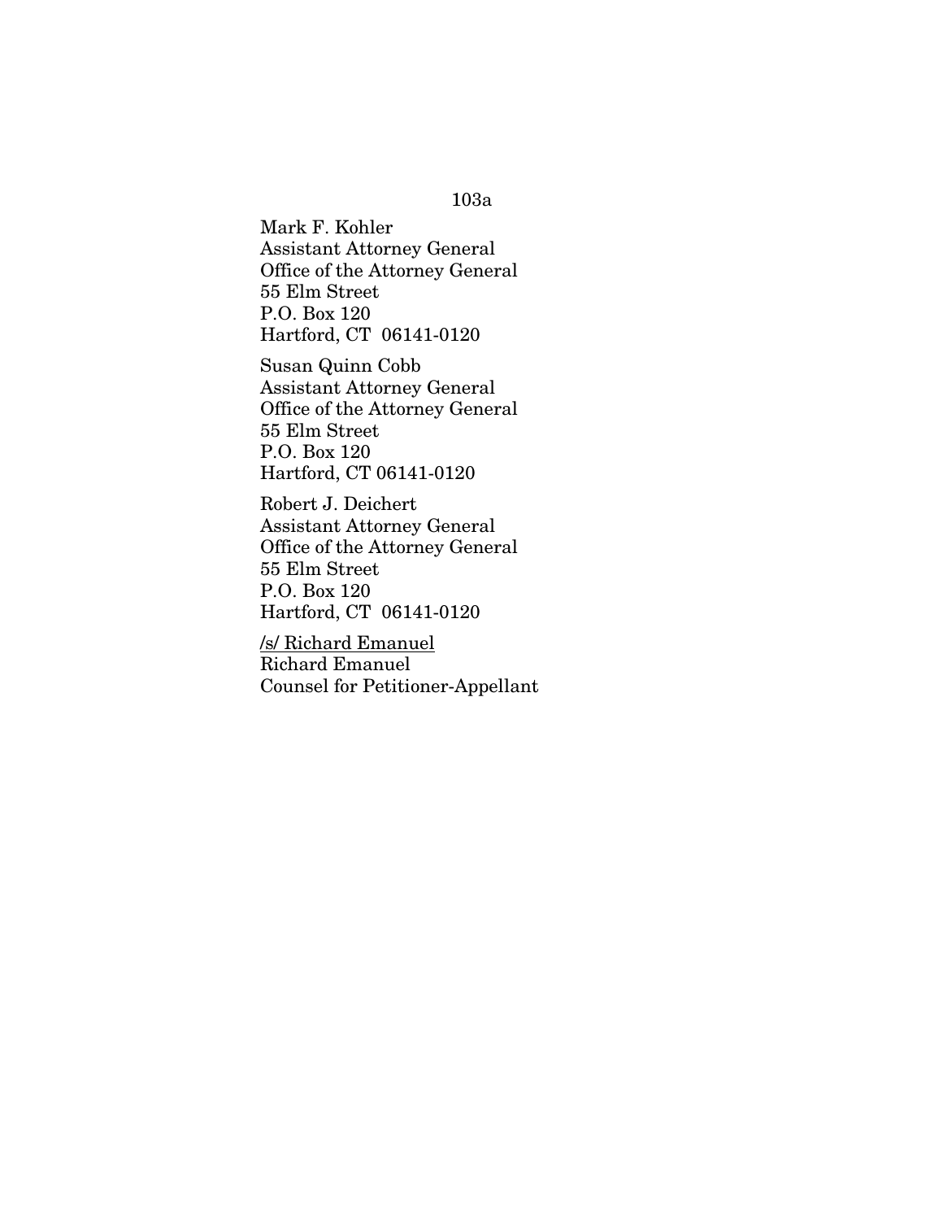Mark F. Kohler
Assistant Attorney General
Office of the Attorney General
55 Elm Street
P.O. Box 120
Hartford, CT 06141-0120

Susan Quinn Cobb
Assistant Attorney General
Office of the Attorney General
55 Elm Street
P.O. Box 120
Hartford, CT 06141-0120

Robert J. Deichert
Assistant Attorney General
Office of the Attorney General
55 Elm Street
P.O. Box 120
Hartford, CT 06141-0120

/s/ Richard Emanuel
Richard Emanuel
Counsel for Petitioner-Appellant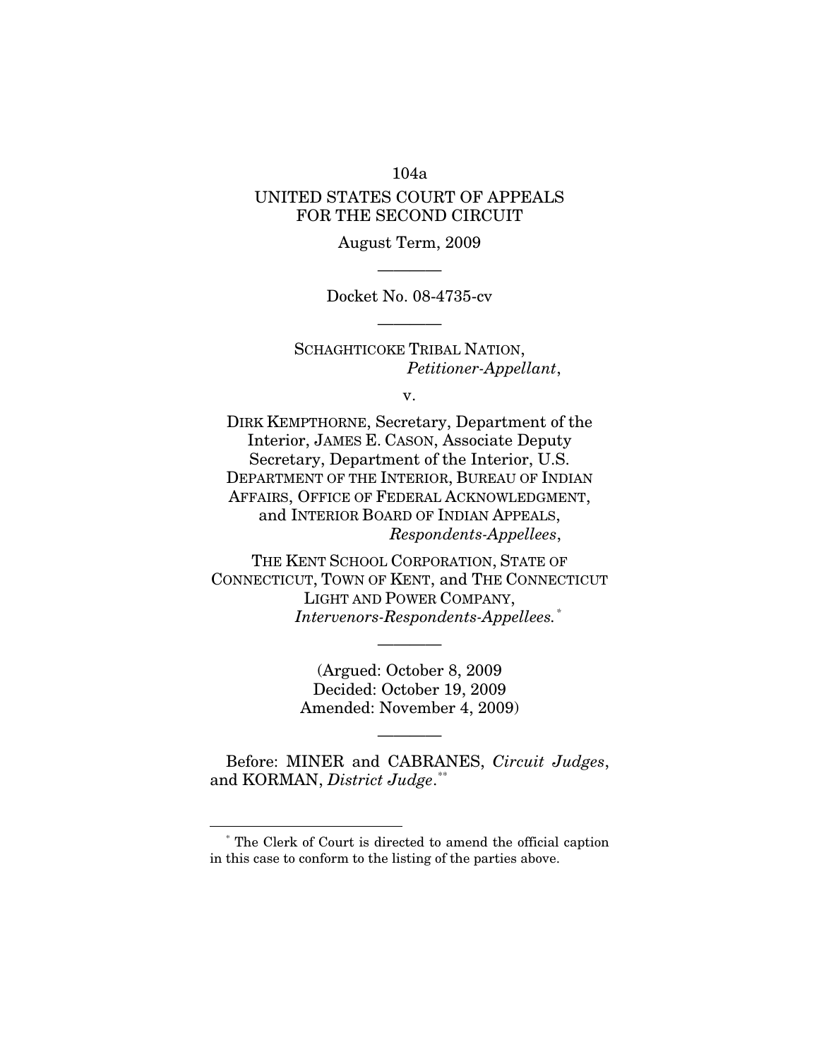UNITED STATES COURT OF APPEALS
FOR THE SECOND CIRCUIT

August Term, 2009

————

Docket No. 08-4735-cv

————

SCHAGHTICOKE TRIBAL NATION,
*Petitioner-Appellant*,

v.

DIRK KEMPTHORNE, Secretary, Department of the Interior, JAMES E. CASON, Associate Deputy Secretary, Department of the Interior, U.S. DEPARTMENT OF THE INTERIOR, BUREAU OF INDIAN AFFAIRS, OFFICE OF FEDERAL ACKNOWLEDGMENT, and INTERIOR BOARD OF INDIAN APPEALS,
*Respondents-Appellees*,

THE KENT SCHOOL CORPORATION, STATE OF CONNECTICUT, TOWN OF KENT, and THE CONNECTICUT LIGHT AND POWER COMPANY,
*Intervenors-Respondents-Appellees.*[*]

————

(Argued: October 8, 2009
Decided: October 19, 2009
Amended: November 4, 2009)

————

Before: MINER and CABRANES, *Circuit Judges*, and KORMAN, *District Judge*.[**]

---

[*] The Clerk of Court is directed to amend the official caption in this case to conform to the listing of the parties above.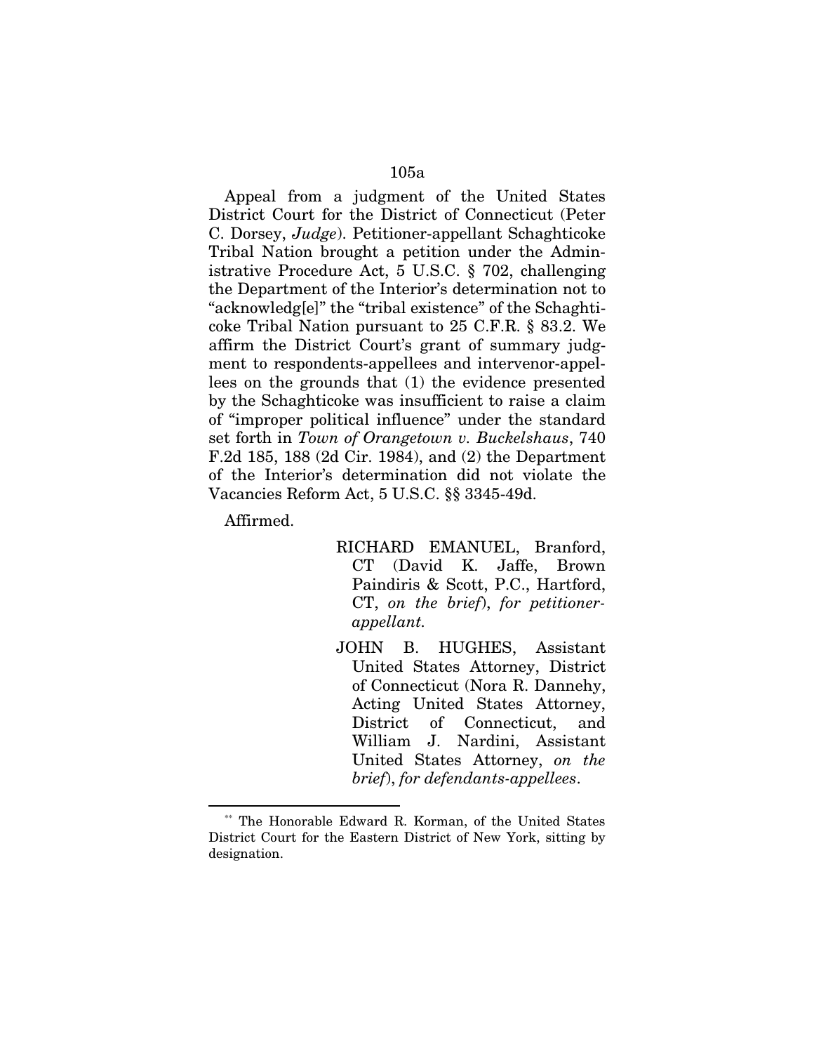Appeal from a judgment of the United States District Court for the District of Connecticut (Peter C. Dorsey, *Judge*). Petitioner-appellant Schaghticoke Tribal Nation brought a petition under the Administrative Procedure Act, 5 U.S.C. § 702, challenging the Department of the Interior's determination not to "acknowledg[e]" the "tribal existence" of the Schaghticoke Tribal Nation pursuant to 25 C.F.R. § 83.2. We affirm the District Court's grant of summary judgment to respondents-appellees and intervenor-appellees on the grounds that (1) the evidence presented by the Schaghticoke was insufficient to raise a claim of "improper political influence" under the standard set forth in *Town of Orangetown v. Buckelshaus*, 740 F.2d 185, 188 (2d Cir. 1984), and (2) the Department of the Interior's determination did not violate the Vacancies Reform Act, 5 U.S.C. §§ 3345-49d.

Affirmed.

RICHARD EMANUEL, Branford, CT (David K. Jaffe, Brown Paindiris & Scott, P.C., Hartford, CT, *on the brief*), *for petitioner-appellant.*

JOHN B. HUGHES, Assistant United States Attorney, District of Connecticut (Nora R. Dannehy, Acting United States Attorney, District of Connecticut, and William J. Nardini, Assistant United States Attorney, *on the brief*), *for defendants-appellees*.

---

[**] The Honorable Edward R. Korman, of the United States District Court for the Eastern District of New York, sitting by designation.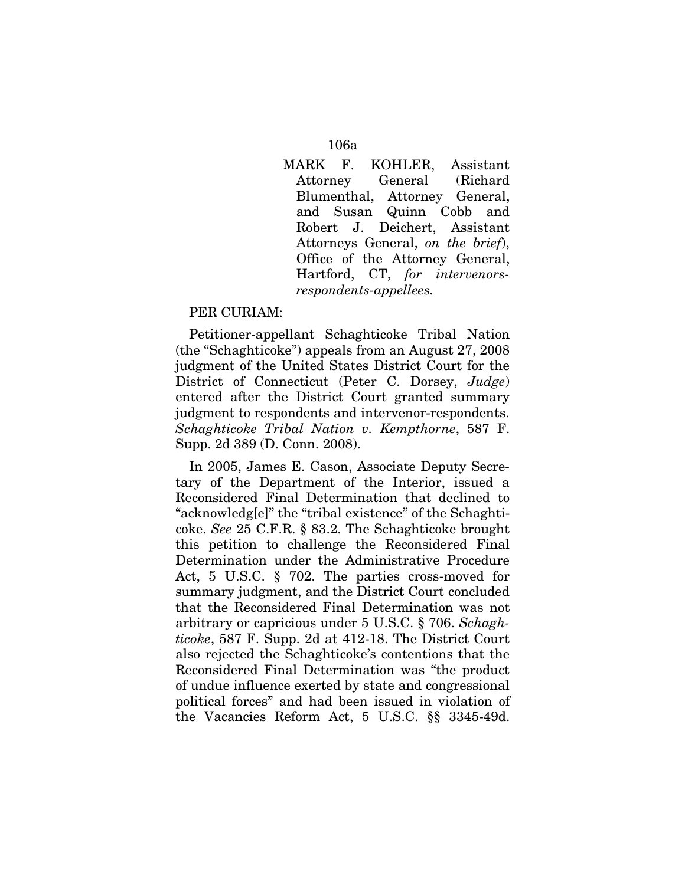MARK F. KOHLER, Assistant Attorney General (Richard Blumenthal, Attorney General, and Susan Quinn Cobb and Robert J. Deichert, Assistant Attorneys General, *on the brief*), Office of the Attorney General, Hartford, CT, *for intervenors-respondents-appellees.*

PER CURIAM:

Petitioner-appellant Schaghticoke Tribal Nation (the "Schaghticoke") appeals from an August 27, 2008 judgment of the United States District Court for the District of Connecticut (Peter C. Dorsey, *Judge*) entered after the District Court granted summary judgment to respondents and intervenor-respondents. *Schaghticoke Tribal Nation v. Kempthorne*, 587 F. Supp. 2d 389 (D. Conn. 2008).

In 2005, James E. Cason, Associate Deputy Secretary of the Department of the Interior, issued a Reconsidered Final Determination that declined to "acknowledg[e]" the "tribal existence" of the Schaghticoke. *See* 25 C.F.R. § 83.2. The Schaghticoke brought this petition to challenge the Reconsidered Final Determination under the Administrative Procedure Act, 5 U.S.C. § 702. The parties cross-moved for summary judgment, and the District Court concluded that the Reconsidered Final Determination was not arbitrary or capricious under 5 U.S.C. § 706. *Schaghticoke*, 587 F. Supp. 2d at 412-18. The District Court also rejected the Schaghticoke's contentions that the Reconsidered Final Determination was "the product of undue influence exerted by state and congressional political forces" and had been issued in violation of the Vacancies Reform Act, 5 U.S.C. §§ 3345-49d.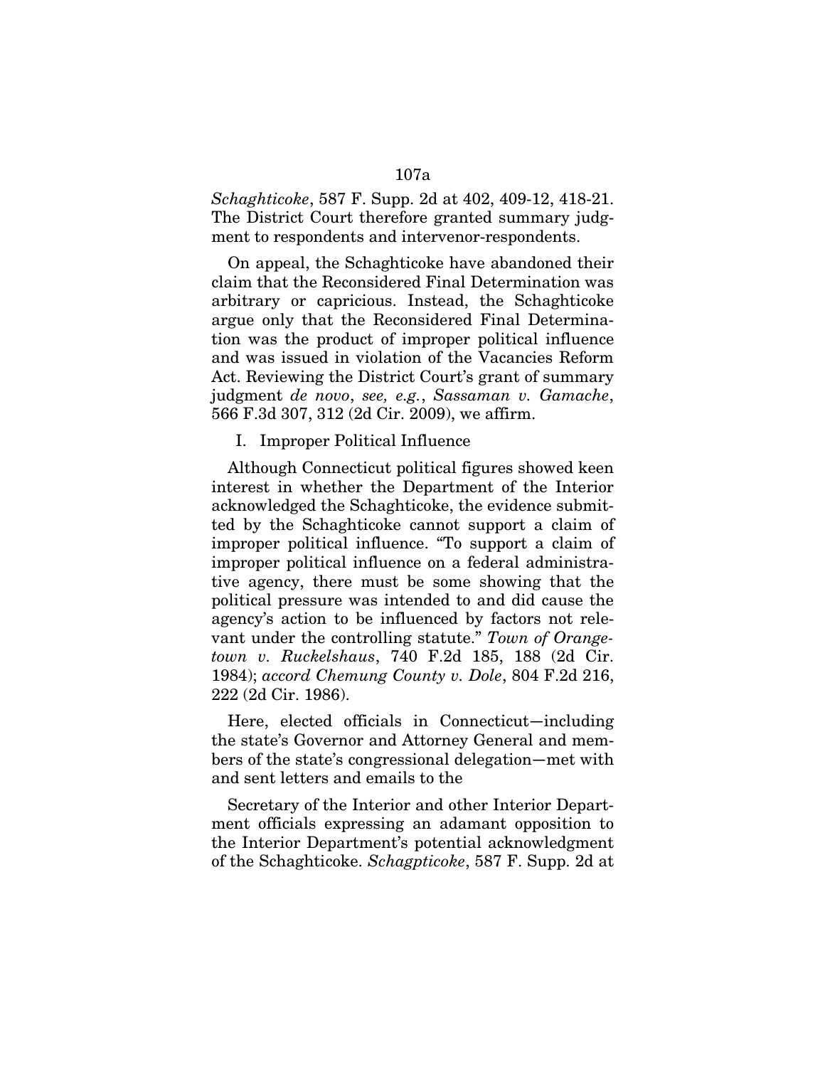*Schaghticoke*, 587 F. Supp. 2d at 402, 409-12, 418-21. The District Court therefore granted summary judgment to respondents and intervenor-respondents.

On appeal, the Schaghticoke have abandoned their claim that the Reconsidered Final Determination was arbitrary or capricious. Instead, the Schaghticoke argue only that the Reconsidered Final Determination was the product of improper political influence and was issued in violation of the Vacancies Reform Act. Reviewing the District Court's grant of summary judgment *de novo*, *see, e.g.*, *Sassaman v. Gamache*, 566 F.3d 307, 312 (2d Cir. 2009), we affirm.

I. Improper Political Influence

Although Connecticut political figures showed keen interest in whether the Department of the Interior acknowledged the Schaghticoke, the evidence submitted by the Schaghticoke cannot support a claim of improper political influence. "To support a claim of improper political influence on a federal administrative agency, there must be some showing that the political pressure was intended to and did cause the agency's action to be influenced by factors not relevant under the controlling statute." *Town of Orangetown v. Ruckelshaus*, 740 F.2d 185, 188 (2d Cir. 1984); *accord Chemung County v. Dole*, 804 F.2d 216, 222 (2d Cir. 1986).

Here, elected officials in Connecticut—including the state's Governor and Attorney General and members of the state's congressional delegation—met with and sent letters and emails to the

Secretary of the Interior and other Interior Department officials expressing an adamant opposition to the Interior Department's potential acknowledgment of the Schaghticoke. *Schagpticoke*, 587 F. Supp. 2d at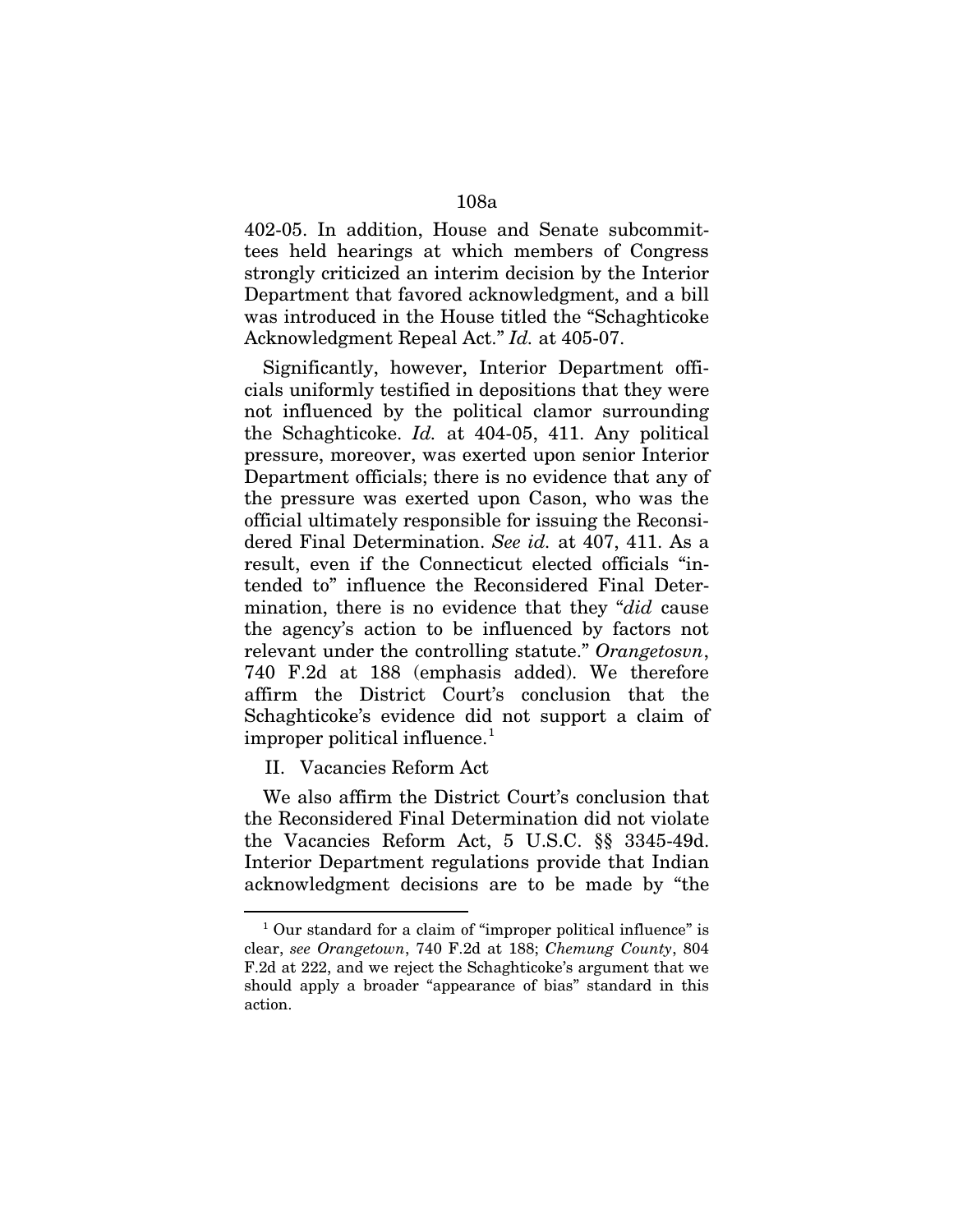402-05. In addition, House and Senate subcommittees held hearings at which members of Congress strongly criticized an interim decision by the Interior Department that favored acknowledgment, and a bill was introduced in the House titled the "Schaghticoke Acknowledgment Repeal Act." *Id.* at 405-07.

Significantly, however, Interior Department officials uniformly testified in depositions that they were not influenced by the political clamor surrounding the Schaghticoke. *Id.* at 404-05, 411. Any political pressure, moreover, was exerted upon senior Interior Department officials; there is no evidence that any of the pressure was exerted upon Cason, who was the official ultimately responsible for issuing the Reconsidered Final Determination. *See id.* at 407, 411. As a result, even if the Connecticut elected officials "intended to" influence the Reconsidered Final Determination, there is no evidence that they "*did* cause the agency's action to be influenced by factors not relevant under the controlling statute." *Orangetosvn*, 740 F.2d at 188 (emphasis added). We therefore affirm the District Court's conclusion that the Schaghticoke's evidence did not support a claim of improper political influence.[1]

II. Vacancies Reform Act

We also affirm the District Court's conclusion that the Reconsidered Final Determination did not violate the Vacancies Reform Act, 5 U.S.C. §§ 3345-49d. Interior Department regulations provide that Indian acknowledgment decisions are to be made by "the

[1] Our standard for a claim of "improper political influence" is clear, *see Orangetown*, 740 F.2d at 188; *Chemung County*, 804 F.2d at 222, and we reject the Schaghticoke's argument that we should apply a broader "appearance of bias" standard in this action.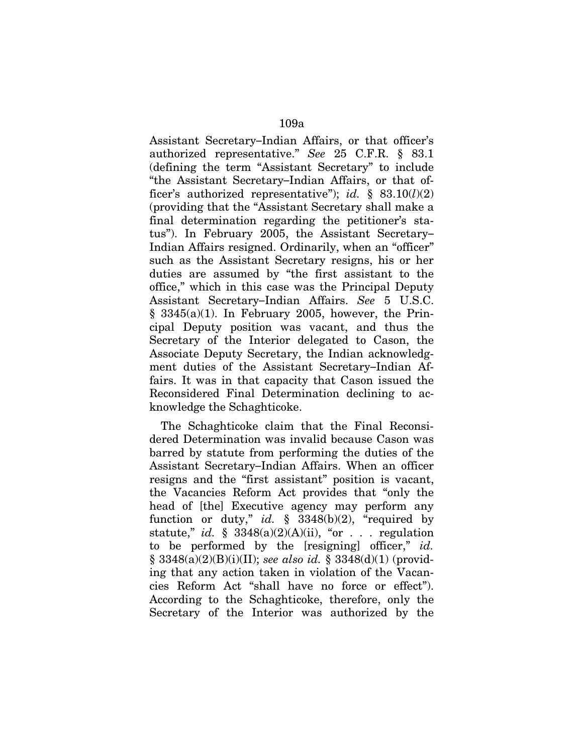Assistant Secretary–Indian Affairs, or that officer's authorized representative." *See* 25 C.F.R. § 83.1 (defining the term "Assistant Secretary" to include "the Assistant Secretary–Indian Affairs, or that officer's authorized representative"); *id.* § 83.10(*l*)(2) (providing that the "Assistant Secretary shall make a final determination regarding the petitioner's status"). In February 2005, the Assistant Secretary–Indian Affairs resigned. Ordinarily, when an "officer" such as the Assistant Secretary resigns, his or her duties are assumed by "the first assistant to the office," which in this case was the Principal Deputy Assistant Secretary–Indian Affairs. *See* 5 U.S.C. § 3345(a)(1). In February 2005, however, the Principal Deputy position was vacant, and thus the Secretary of the Interior delegated to Cason, the Associate Deputy Secretary, the Indian acknowledgment duties of the Assistant Secretary–Indian Affairs. It was in that capacity that Cason issued the Reconsidered Final Determination declining to acknowledge the Schaghticoke.

The Schaghticoke claim that the Final Reconsidered Determination was invalid because Cason was barred by statute from performing the duties of the Assistant Secretary–Indian Affairs. When an officer resigns and the "first assistant" position is vacant, the Vacancies Reform Act provides that "only the head of [the] Executive agency may perform any function or duty," *id.* § 3348(b)(2), "required by statute," *id.* § 3348(a)(2)(A)(ii), "or . . . regulation to be performed by the [resigning] officer," *id.* § 3348(a)(2)(B)(i)(II); *see also id.* § 3348(d)(1) (providing that any action taken in violation of the Vacancies Reform Act "shall have no force or effect"). According to the Schaghticoke, therefore, only the Secretary of the Interior was authorized by the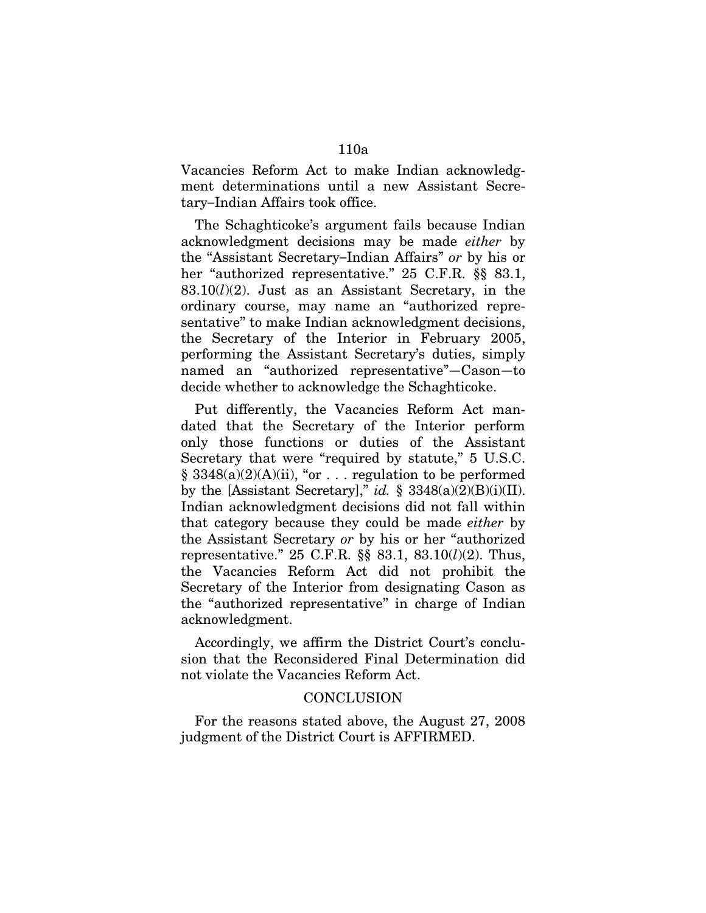Vacancies Reform Act to make Indian acknowledgment determinations until a new Assistant Secretary–Indian Affairs took office.

The Schaghticoke's argument fails because Indian acknowledgment decisions may be made *either* by the "Assistant Secretary–Indian Affairs" *or* by his or her "authorized representative." 25 C.F.R. §§ 83.1, 83.10(*l*)(2). Just as an Assistant Secretary, in the ordinary course, may name an "authorized representative" to make Indian acknowledgment decisions, the Secretary of the Interior in February 2005, performing the Assistant Secretary's duties, simply named an "authorized representative"—Cason—to decide whether to acknowledge the Schaghticoke.

Put differently, the Vacancies Reform Act mandated that the Secretary of the Interior perform only those functions or duties of the Assistant Secretary that were "required by statute," 5 U.S.C. § 3348(a)(2)(A)(ii), "or . . . regulation to be performed by the [Assistant Secretary]," *id.* § 3348(a)(2)(B)(i)(II). Indian acknowledgment decisions did not fall within that category because they could be made *either* by the Assistant Secretary *or* by his or her "authorized representative." 25 C.F.R. §§ 83.1, 83.10(*l*)(2). Thus, the Vacancies Reform Act did not prohibit the Secretary of the Interior from designating Cason as the "authorized representative" in charge of Indian acknowledgment.

Accordingly, we affirm the District Court's conclusion that the Reconsidered Final Determination did not violate the Vacancies Reform Act.

## CONCLUSION

For the reasons stated above, the August 27, 2008 judgment of the District Court is AFFIRMED.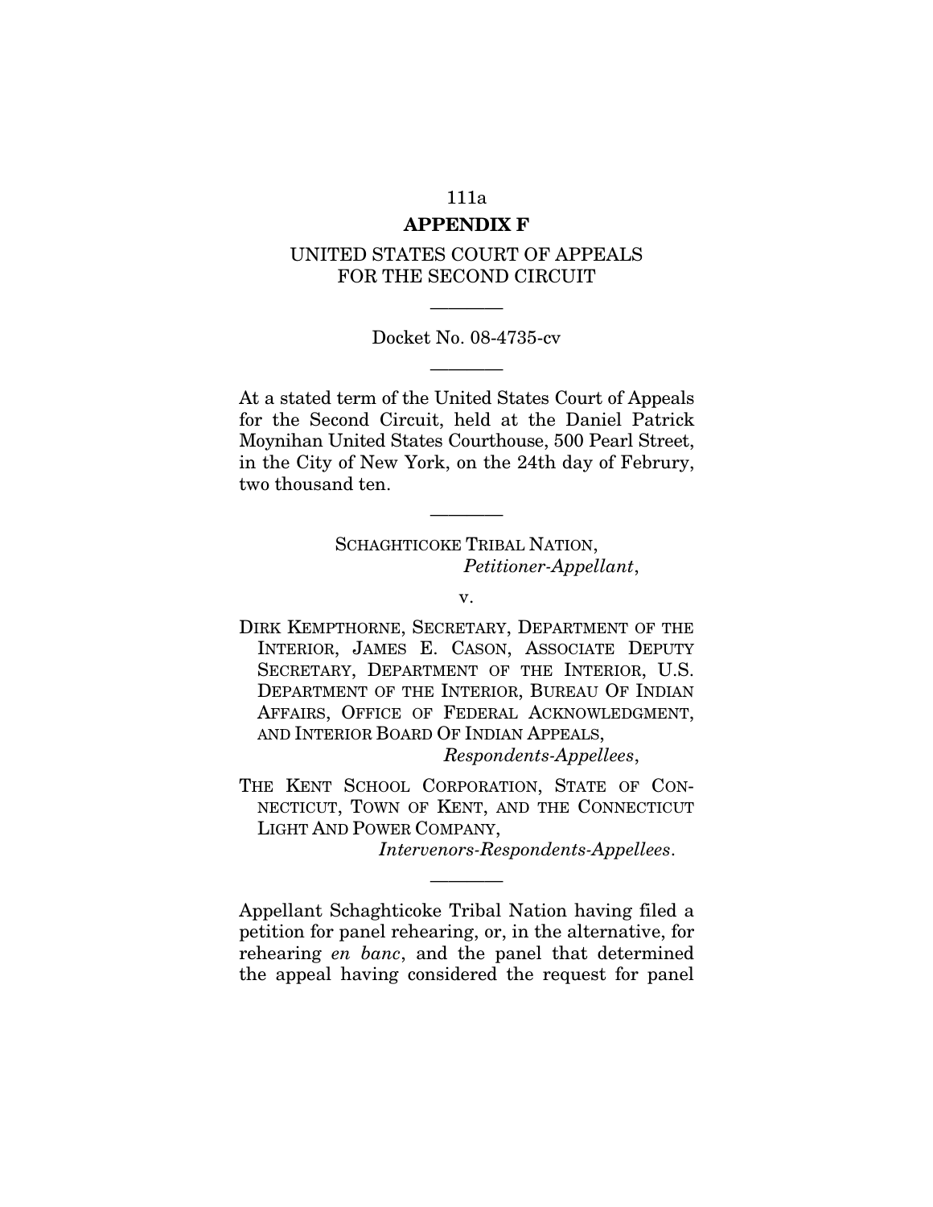**APPENDIX F**

UNITED STATES COURT OF APPEALS
FOR THE SECOND CIRCUIT

————

Docket No. 08-4735-cv

————

At a stated term of the United States Court of Appeals for the Second Circuit, held at the Daniel Patrick Moynihan United States Courthouse, 500 Pearl Street, in the City of New York, on the 24th day of Februry, two thousand ten.

————

SCHAGHTICOKE TRIBAL NATION,
*Petitioner-Appellant*,

v.

DIRK KEMPTHORNE, SECRETARY, DEPARTMENT OF THE INTERIOR, JAMES E. CASON, ASSOCIATE DEPUTY SECRETARY, DEPARTMENT OF THE INTERIOR, U.S. DEPARTMENT OF THE INTERIOR, BUREAU OF INDIAN AFFAIRS, OFFICE OF FEDERAL ACKNOWLEDGMENT, AND INTERIOR BOARD OF INDIAN APPEALS,
*Respondents-Appellees*,

THE KENT SCHOOL CORPORATION, STATE OF CONNECTICUT, TOWN OF KENT, AND THE CONNECTICUT LIGHT AND POWER COMPANY,
*Intervenors-Respondents-Appellees*.

————

Appellant Schaghticoke Tribal Nation having filed a petition for panel rehearing, or, in the alternative, for rehearing *en banc*, and the panel that determined the appeal having considered the request for panel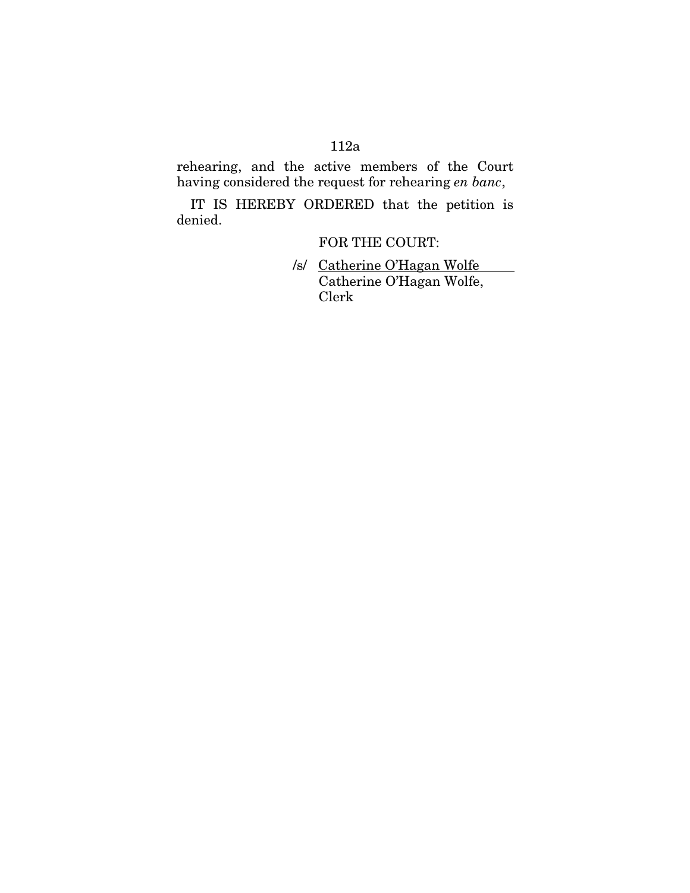rehearing, and the active members of the Court having considered the request for rehearing *en banc*,

IT IS HEREBY ORDERED that the petition is denied.

FOR THE COURT:

/s/ Catherine O'Hagan Wolfe
Catherine O'Hagan Wolfe,
Clerk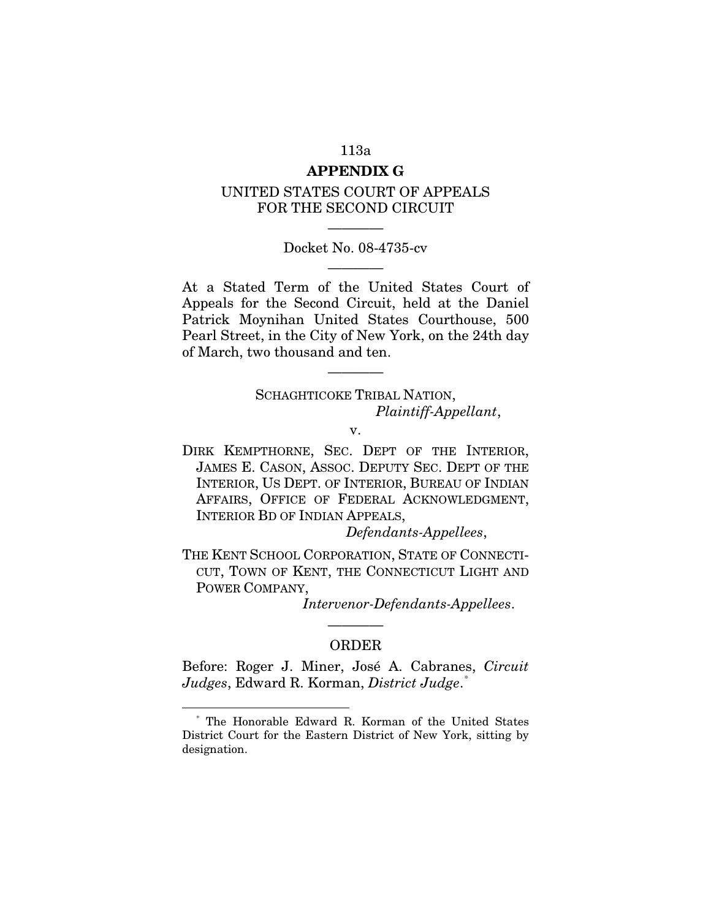**APPENDIX G**

UNITED STATES COURT OF APPEALS
FOR THE SECOND CIRCUIT

————

Docket No. 08-4735-cv

————

At a Stated Term of the United States Court of Appeals for the Second Circuit, held at the Daniel Patrick Moynihan United States Courthouse, 500 Pearl Street, in the City of New York, on the 24th day of March, two thousand and ten.

————

SCHAGHTICOKE TRIBAL NATION,
*Plaintiff-Appellant*,

v.

DIRK KEMPTHORNE, SEC. DEPT OF THE INTERIOR, JAMES E. CASON, ASSOC. DEPUTY SEC. DEPT OF THE INTERIOR, US DEPT. OF INTERIOR, BUREAU OF INDIAN AFFAIRS, OFFICE OF FEDERAL ACKNOWLEDGMENT, INTERIOR BD OF INDIAN APPEALS,
*Defendants-Appellees*,

THE KENT SCHOOL CORPORATION, STATE OF CONNECTICUT, TOWN OF KENT, THE CONNECTICUT LIGHT AND POWER COMPANY,
*Intervenor-Defendants-Appellees*.

————

ORDER

Before: Roger J. Miner, José A. Cabranes, *Circuit Judges*, Edward R. Korman, *District Judge*.[*]

[*] The Honorable Edward R. Korman of the United States District Court for the Eastern District of New York, sitting by designation.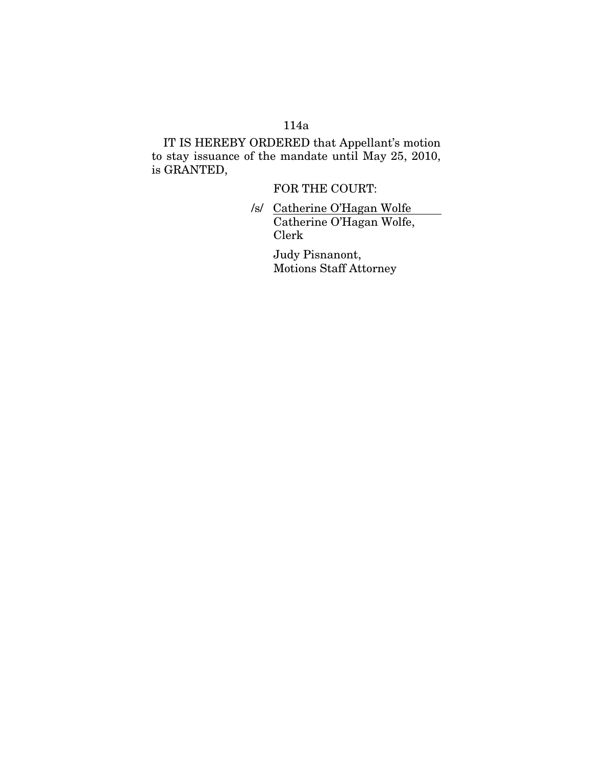IT IS HEREBY ORDERED that Appellant's motion to stay issuance of the mandate until May 25, 2010, is GRANTED,

FOR THE COURT:

/s/ Catherine O'Hagan Wolfe
Catherine O'Hagan Wolfe,
Clerk

Judy Pisnanont,
Motions Staff Attorney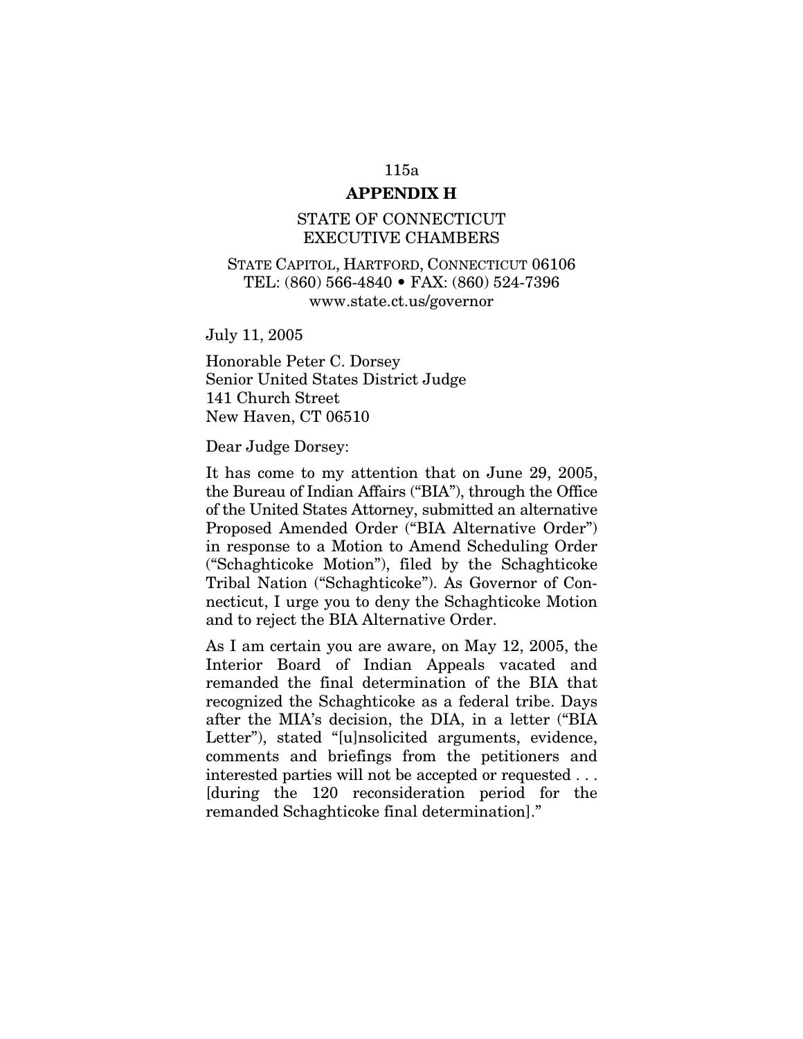## APPENDIX H

STATE OF CONNECTICUT
EXECUTIVE CHAMBERS

STATE CAPITOL, HARTFORD, CONNECTICUT 06106
TEL: (860) 566-4840 • FAX: (860) 524-7396
www.state.ct.us/governor

July 11, 2005

Honorable Peter C. Dorsey
Senior United States District Judge
141 Church Street
New Haven, CT 06510

Dear Judge Dorsey:

It has come to my attention that on June 29, 2005, the Bureau of Indian Affairs ("BIA"), through the Office of the United States Attorney, submitted an alternative Proposed Amended Order ("BIA Alternative Order") in response to a Motion to Amend Scheduling Order ("Schaghticoke Motion"), filed by the Schaghticoke Tribal Nation ("Schaghticoke"). As Governor of Connecticut, I urge you to deny the Schaghticoke Motion and to reject the BIA Alternative Order.

As I am certain you are aware, on May 12, 2005, the Interior Board of Indian Appeals vacated and remanded the final determination of the BIA that recognized the Schaghticoke as a federal tribe. Days after the MIA's decision, the DIA, in a letter ("BIA Letter"), stated "[u]nsolicited arguments, evidence, comments and briefings from the petitioners and interested parties will not be accepted or requested . . . [during the 120 reconsideration period for the remanded Schaghticoke final determination]."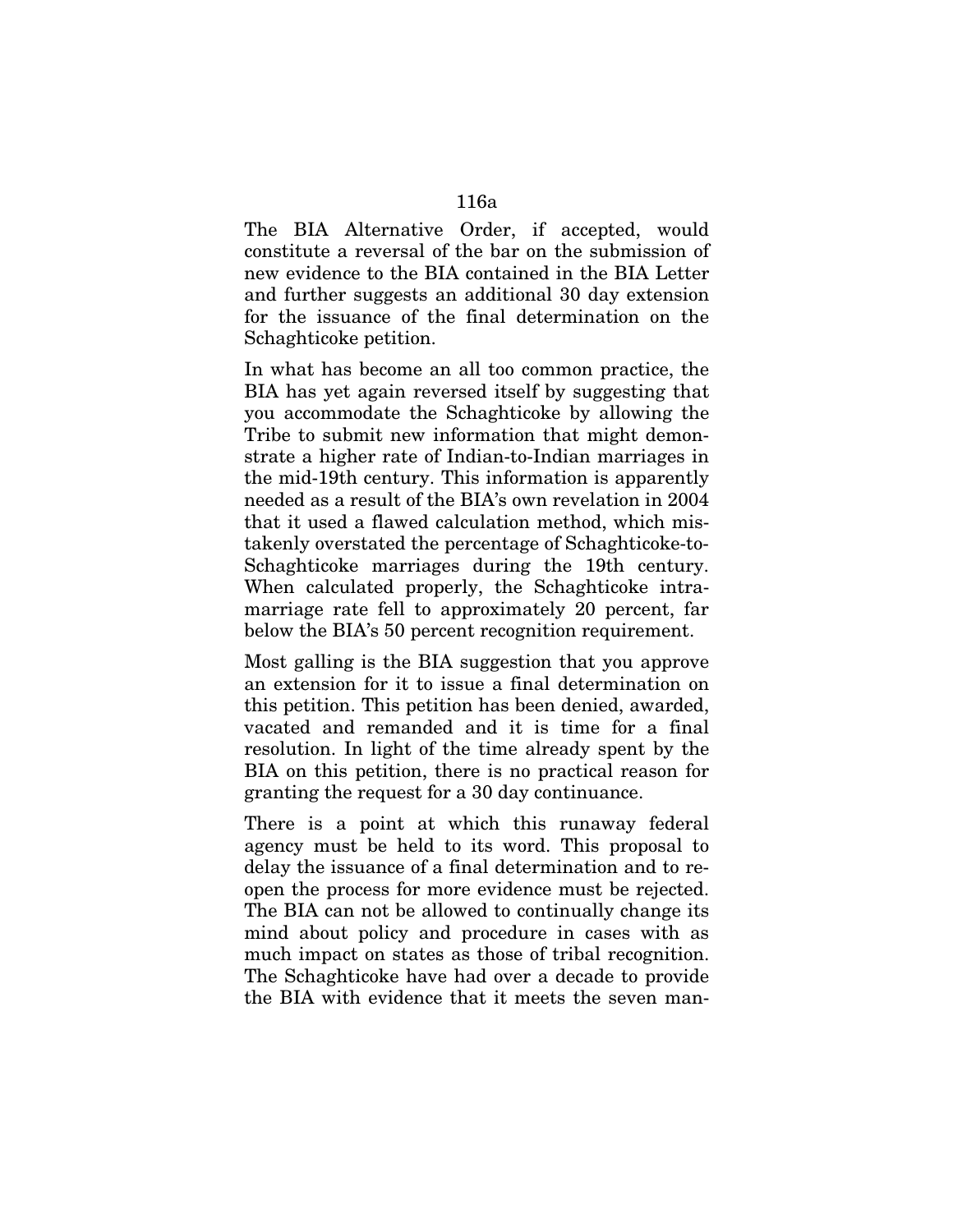The BIA Alternative Order, if accepted, would constitute a reversal of the bar on the submission of new evidence to the BIA contained in the BIA Letter and further suggests an additional 30 day extension for the issuance of the final determination on the Schaghticoke petition.

In what has become an all too common practice, the BIA has yet again reversed itself by suggesting that you accommodate the Schaghticoke by allowing the Tribe to submit new information that might demonstrate a higher rate of Indian-to-Indian marriages in the mid-19th century. This information is apparently needed as a result of the BIA's own revelation in 2004 that it used a flawed calculation method, which mistakenly overstated the percentage of Schaghticoke-to-Schaghticoke marriages during the 19th century. When calculated properly, the Schaghticoke intramarriage rate fell to approximately 20 percent, far below the BIA's 50 percent recognition requirement.

Most galling is the BIA suggestion that you approve an extension for it to issue a final determination on this petition. This petition has been denied, awarded, vacated and remanded and it is time for a final resolution. In light of the time already spent by the BIA on this petition, there is no practical reason for granting the request for a 30 day continuance.

There is a point at which this runaway federal agency must be held to its word. This proposal to delay the issuance of a final determination and to reopen the process for more evidence must be rejected. The BIA can not be allowed to continually change its mind about policy and procedure in cases with as much impact on states as those of tribal recognition. The Schaghticoke have had over a decade to provide the BIA with evidence that it meets the seven man-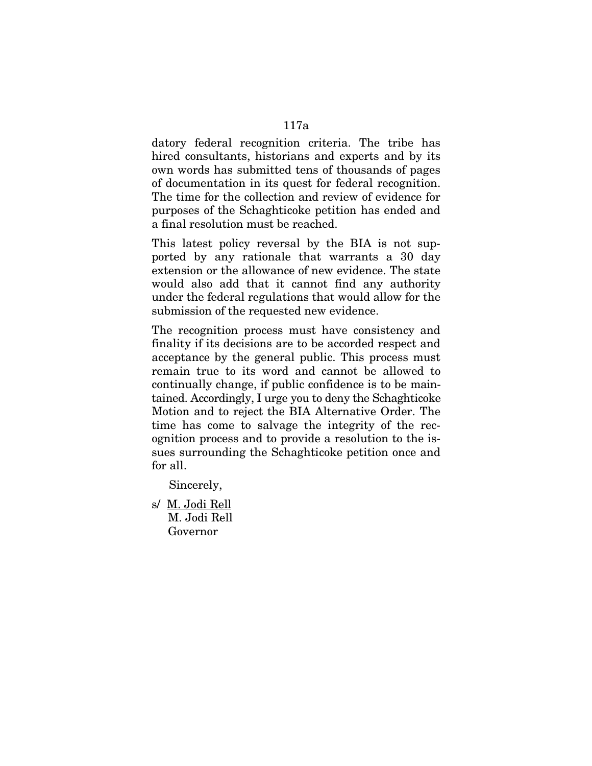datory federal recognition criteria. The tribe has hired consultants, historians and experts and by its own words has submitted tens of thousands of pages of documentation in its quest for federal recognition. The time for the collection and review of evidence for purposes of the Schaghticoke petition has ended and a final resolution must be reached.

This latest policy reversal by the BIA is not supported by any rationale that warrants a 30 day extension or the allowance of new evidence. The state would also add that it cannot find any authority under the federal regulations that would allow for the submission of the requested new evidence.

The recognition process must have consistency and finality if its decisions are to be accorded respect and acceptance by the general public. This process must remain true to its word and cannot be allowed to continually change, if public confidence is to be maintained. Accordingly, I urge you to deny the Schaghticoke Motion and to reject the BIA Alternative Order. The time has come to salvage the integrity of the recognition process and to provide a resolution to the issues surrounding the Schaghticoke petition once and for all.

Sincerely,

s/ M. Jodi Rell
M. Jodi Rell
Governor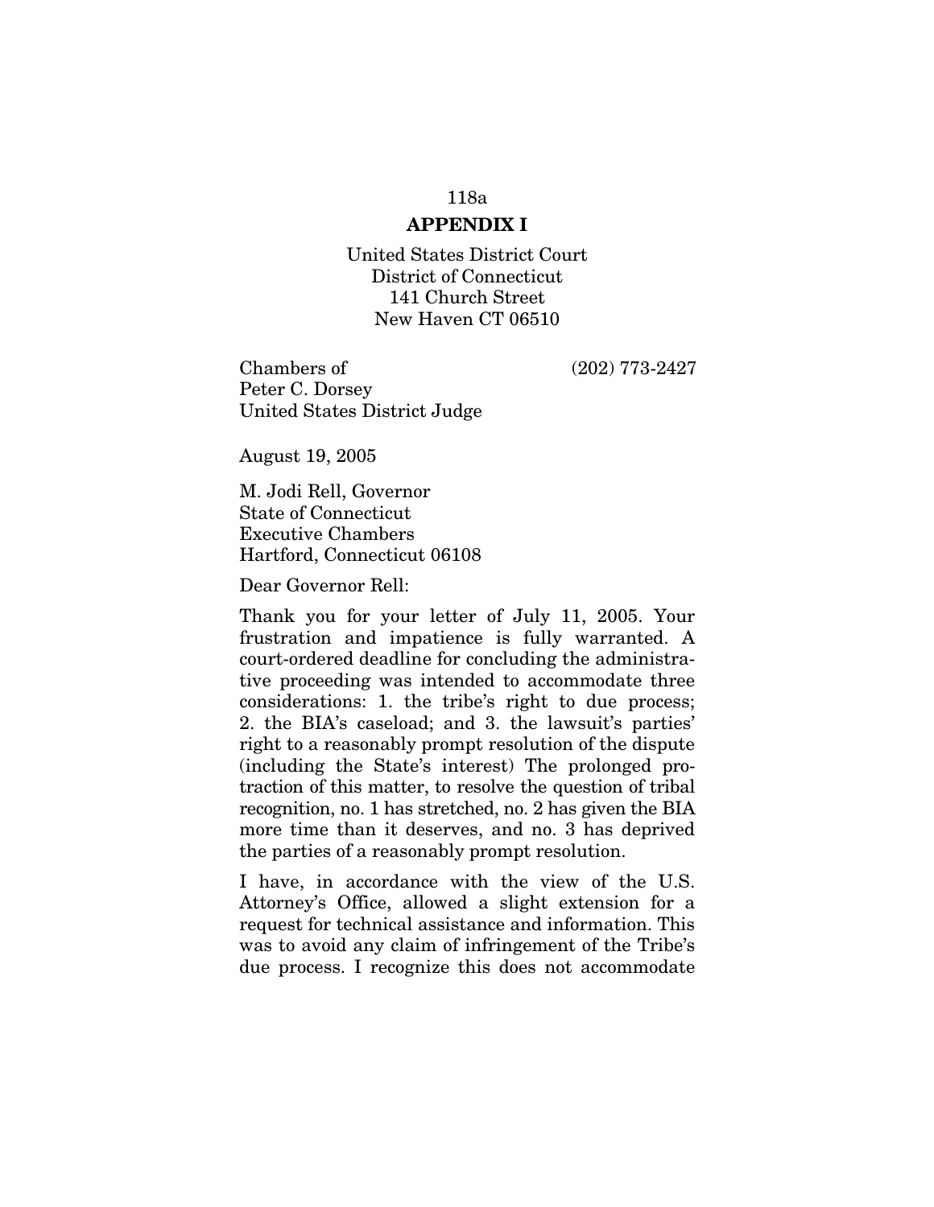## APPENDIX I

United States District Court
District of Connecticut
141 Church Street
New Haven CT 06510

Chambers of
Peter C. Dorsey
United States District Judge

(202) 773-2427

August 19, 2005

M. Jodi Rell, Governor
State of Connecticut
Executive Chambers
Hartford, Connecticut 06108

Dear Governor Rell:

Thank you for your letter of July 11, 2005. Your frustration and impatience is fully warranted. A court-ordered deadline for concluding the administrative proceeding was intended to accommodate three considerations: 1. the tribe's right to due process; 2. the BIA's caseload; and 3. the lawsuit's parties' right to a reasonably prompt resolution of the dispute (including the State's interest) The prolonged protraction of this matter, to resolve the question of tribal recognition, no. 1 has stretched, no. 2 has given the BIA more time than it deserves, and no. 3 has deprived the parties of a reasonably prompt resolution.

I have, in accordance with the view of the U.S. Attorney's Office, allowed a slight extension for a request for technical assistance and information. This was to avoid any claim of infringement of the Tribe's due process. I recognize this does not accommodate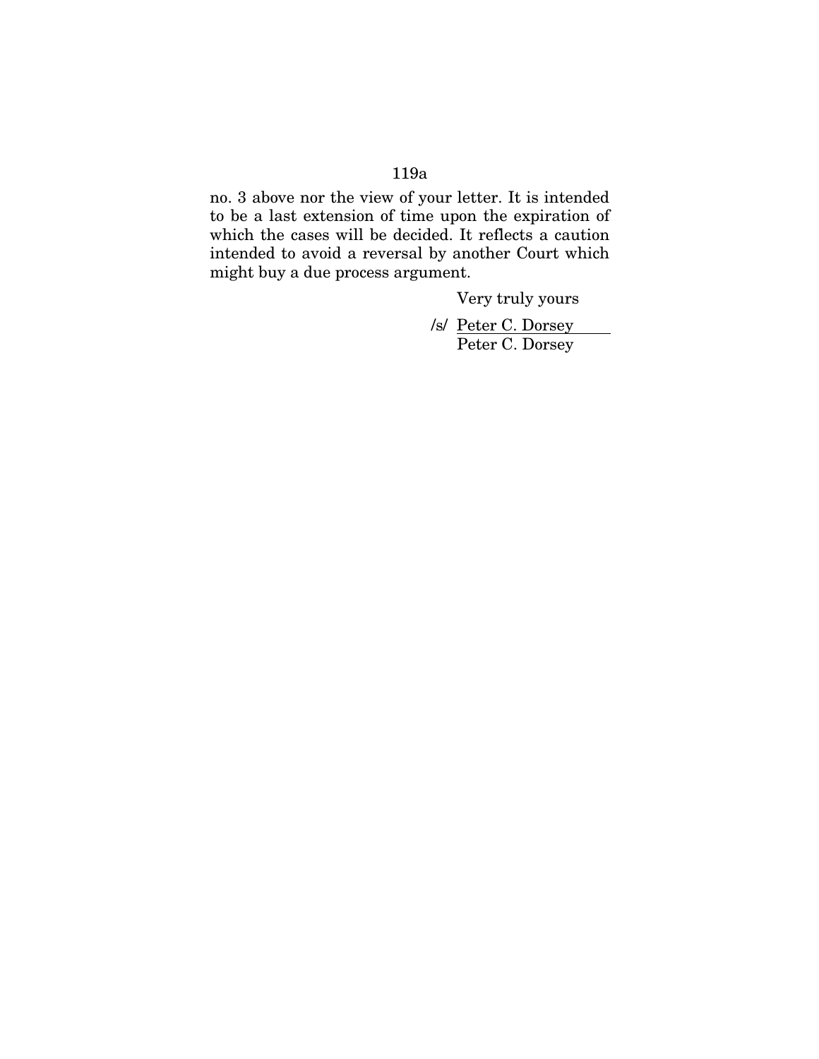no. 3 above nor the view of your letter. It is intended to be a last extension of time upon the expiration of which the cases will be decided. It reflects a caution intended to avoid a reversal by another Court which might buy a due process argument.

Very truly yours

/s/ Peter C. Dorsey
Peter C. Dorsey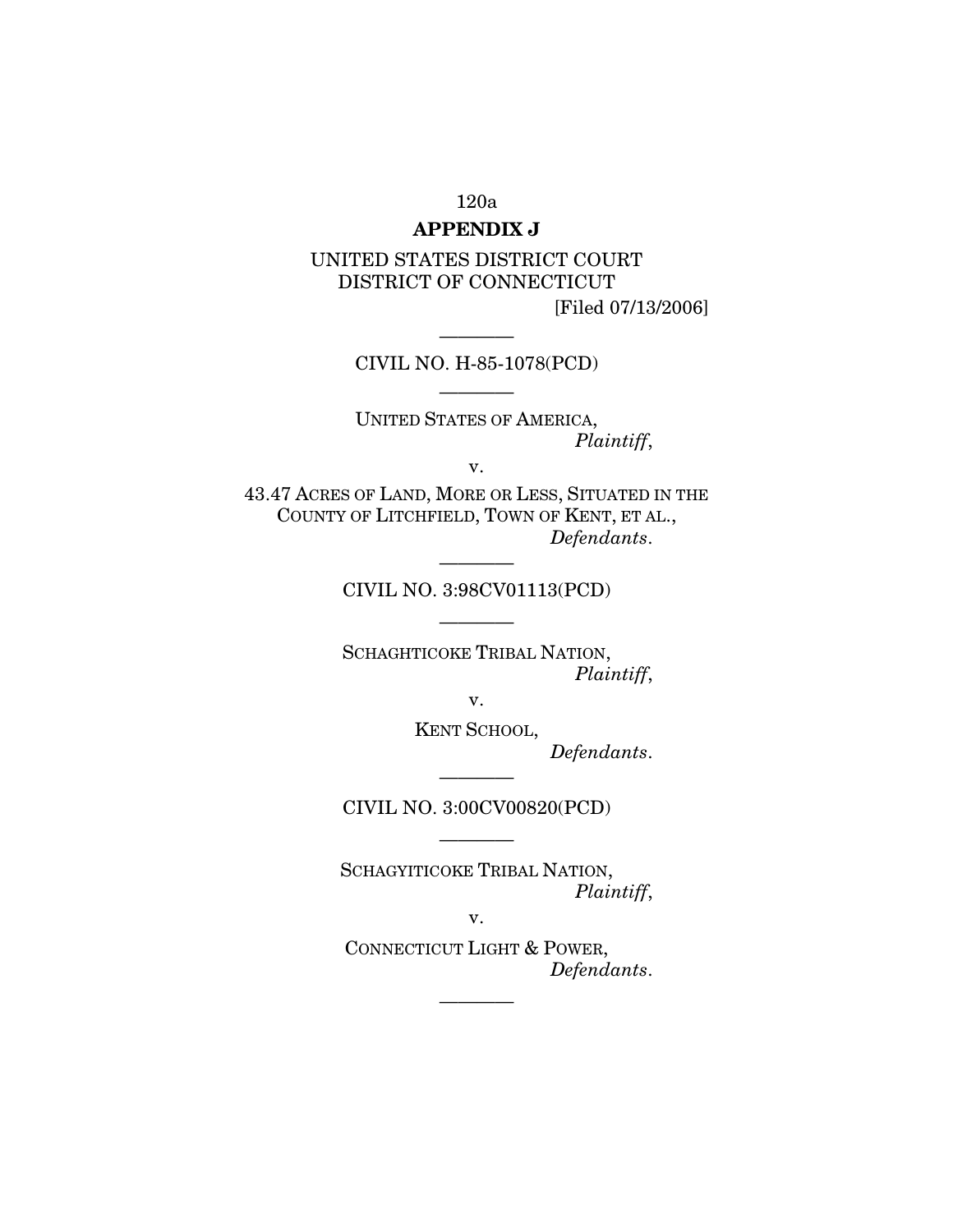## APPENDIX J

UNITED STATES DISTRICT COURT
DISTRICT OF CONNECTICUT

[Filed 07/13/2006]

———

CIVIL NO. H-85-1078(PCD)

———

UNITED STATES OF AMERICA,
*Plaintiff*,

v.

43.47 ACRES OF LAND, MORE OR LESS, SITUATED IN THE COUNTY OF LITCHFIELD, TOWN OF KENT, ET AL.,
*Defendants*.

———

CIVIL NO. 3:98CV01113(PCD)

———

SCHAGHTICOKE TRIBAL NATION,
*Plaintiff*,

v.

KENT SCHOOL,
*Defendants*.

———

CIVIL NO. 3:00CV00820(PCD)

———

SCHAGYITICOKE TRIBAL NATION,
*Plaintiff*,

v.

CONNECTICUT LIGHT & POWER,
*Defendants*.

———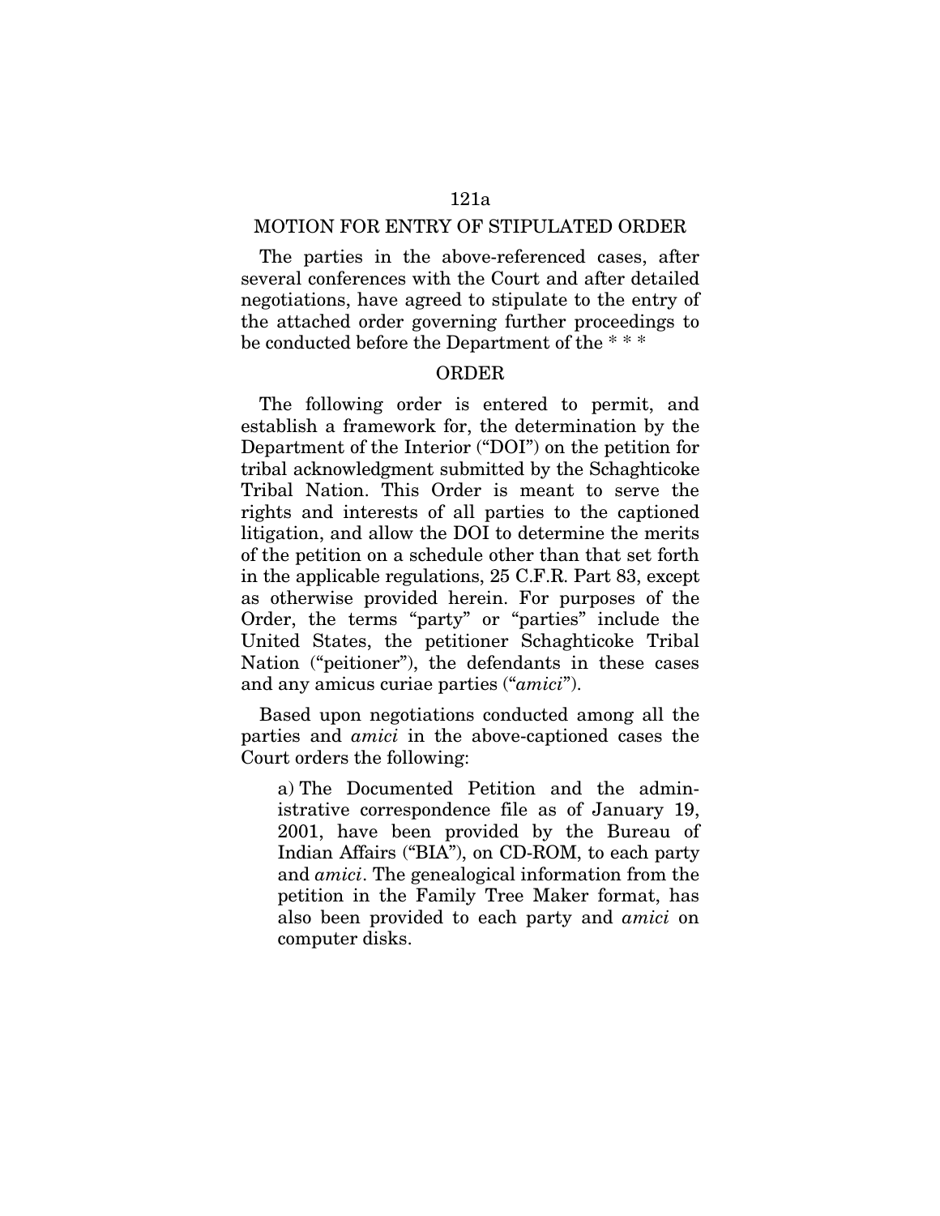## MOTION FOR ENTRY OF STIPULATED ORDER

The parties in the above-referenced cases, after several conferences with the Court and after detailed negotiations, have agreed to stipulate to the entry of the attached order governing further proceedings to be conducted before the Department of the * * *

## ORDER

The following order is entered to permit, and establish a framework for, the determination by the Department of the Interior ("DOI") on the petition for tribal acknowledgment submitted by the Schaghticoke Tribal Nation. This Order is meant to serve the rights and interests of all parties to the captioned litigation, and allow the DOI to determine the merits of the petition on a schedule other than that set forth in the applicable regulations, 25 C.F.R. Part 83, except as otherwise provided herein. For purposes of the Order, the terms "party" or "parties" include the United States, the petitioner Schaghticoke Tribal Nation ("peitioner"), the defendants in these cases and any amicus curiae parties ("*amici*").

Based upon negotiations conducted among all the parties and *amici* in the above-captioned cases the Court orders the following:

> a) The Documented Petition and the administrative correspondence file as of January 19, 2001, have been provided by the Bureau of Indian Affairs ("BIA"), on CD-ROM, to each party and *amici*. The genealogical information from the petition in the Family Tree Maker format, has also been provided to each party and *amici* on computer disks.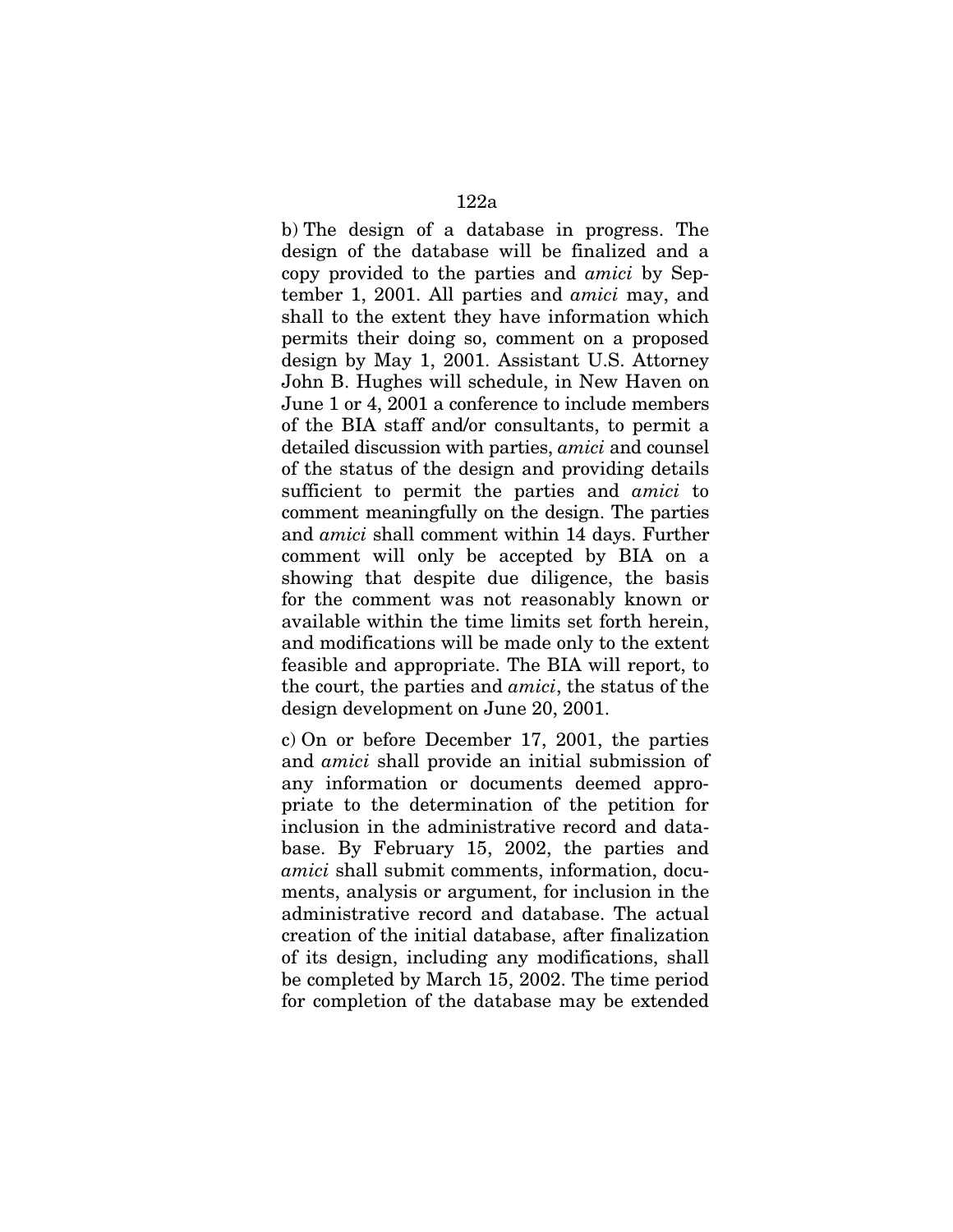b) The design of a database in progress. The design of the database will be finalized and a copy provided to the parties and *amici* by September 1, 2001. All parties and *amici* may, and shall to the extent they have information which permits their doing so, comment on a proposed design by May 1, 2001. Assistant U.S. Attorney John B. Hughes will schedule, in New Haven on June 1 or 4, 2001 a conference to include members of the BIA staff and/or consultants, to permit a detailed discussion with parties, *amici* and counsel of the status of the design and providing details sufficient to permit the parties and *amici* to comment meaningfully on the design. The parties and *amici* shall comment within 14 days. Further comment will only be accepted by BIA on a showing that despite due diligence, the basis for the comment was not reasonably known or available within the time limits set forth herein, and modifications will be made only to the extent feasible and appropriate. The BIA will report, to the court, the parties and *amici*, the status of the design development on June 20, 2001.

c) On or before December 17, 2001, the parties and *amici* shall provide an initial submission of any information or documents deemed appropriate to the determination of the petition for inclusion in the administrative record and database. By February 15, 2002, the parties and *amici* shall submit comments, information, documents, analysis or argument, for inclusion in the administrative record and database. The actual creation of the initial database, after finalization of its design, including any modifications, shall be completed by March 15, 2002. The time period for completion of the database may be extended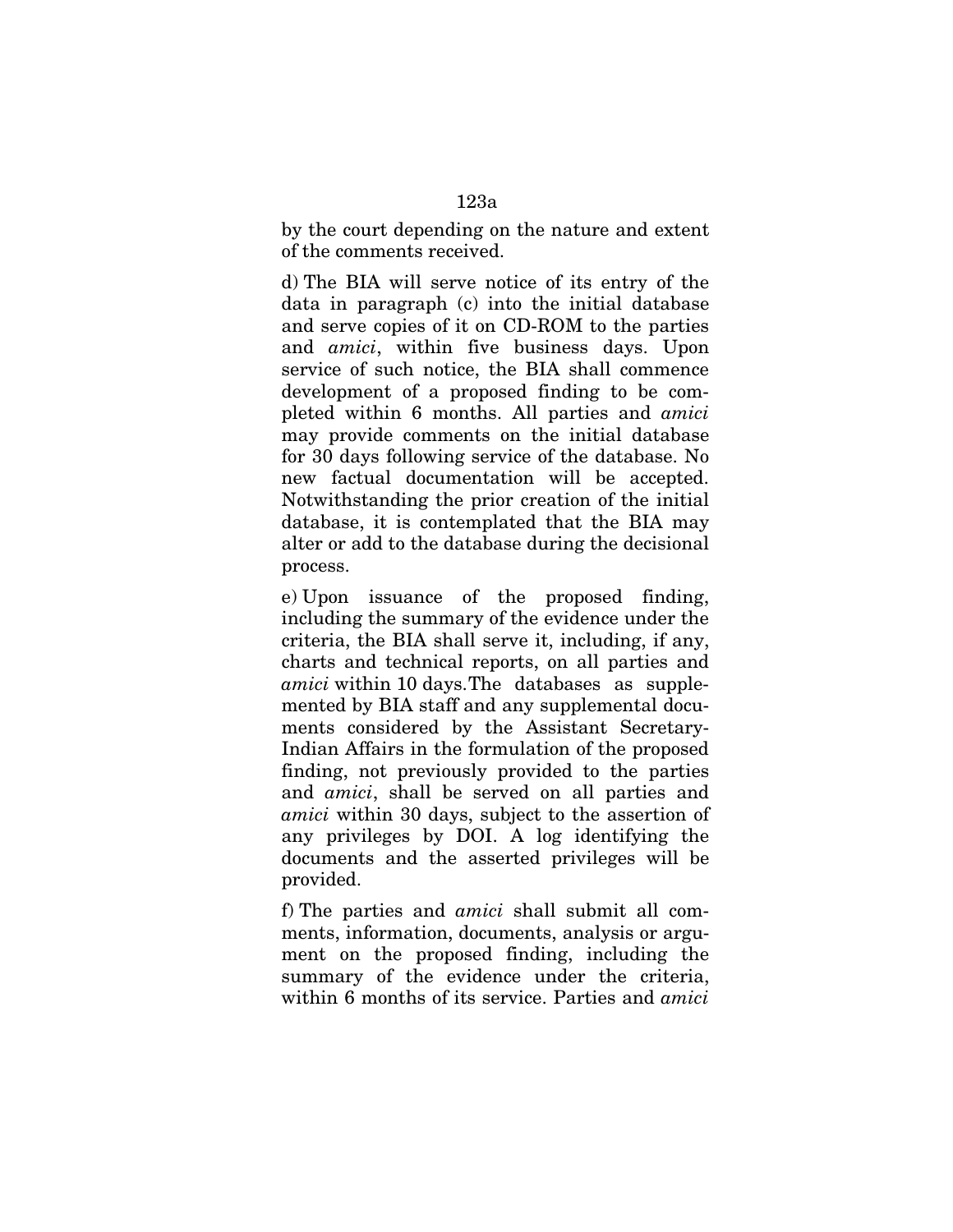by the court depending on the nature and extent of the comments received.

d) The BIA will serve notice of its entry of the data in paragraph (c) into the initial database and serve copies of it on CD-ROM to the parties and *amici*, within five business days. Upon service of such notice, the BIA shall commence development of a proposed finding to be completed within 6 months. All parties and *amici* may provide comments on the initial database for 30 days following service of the database. No new factual documentation will be accepted. Notwithstanding the prior creation of the initial database, it is contemplated that the BIA may alter or add to the database during the decisional process.

e) Upon issuance of the proposed finding, including the summary of the evidence under the criteria, the BIA shall serve it, including, if any, charts and technical reports, on all parties and *amici* within 10 days.The databases as supplemented by BIA staff and any supplemental documents considered by the Assistant Secretary-Indian Affairs in the formulation of the proposed finding, not previously provided to the parties and *amici*, shall be served on all parties and *amici* within 30 days, subject to the assertion of any privileges by DOI. A log identifying the documents and the asserted privileges will be provided.

f) The parties and *amici* shall submit all comments, information, documents, analysis or argument on the proposed finding, including the summary of the evidence under the criteria, within 6 months of its service. Parties and *amici*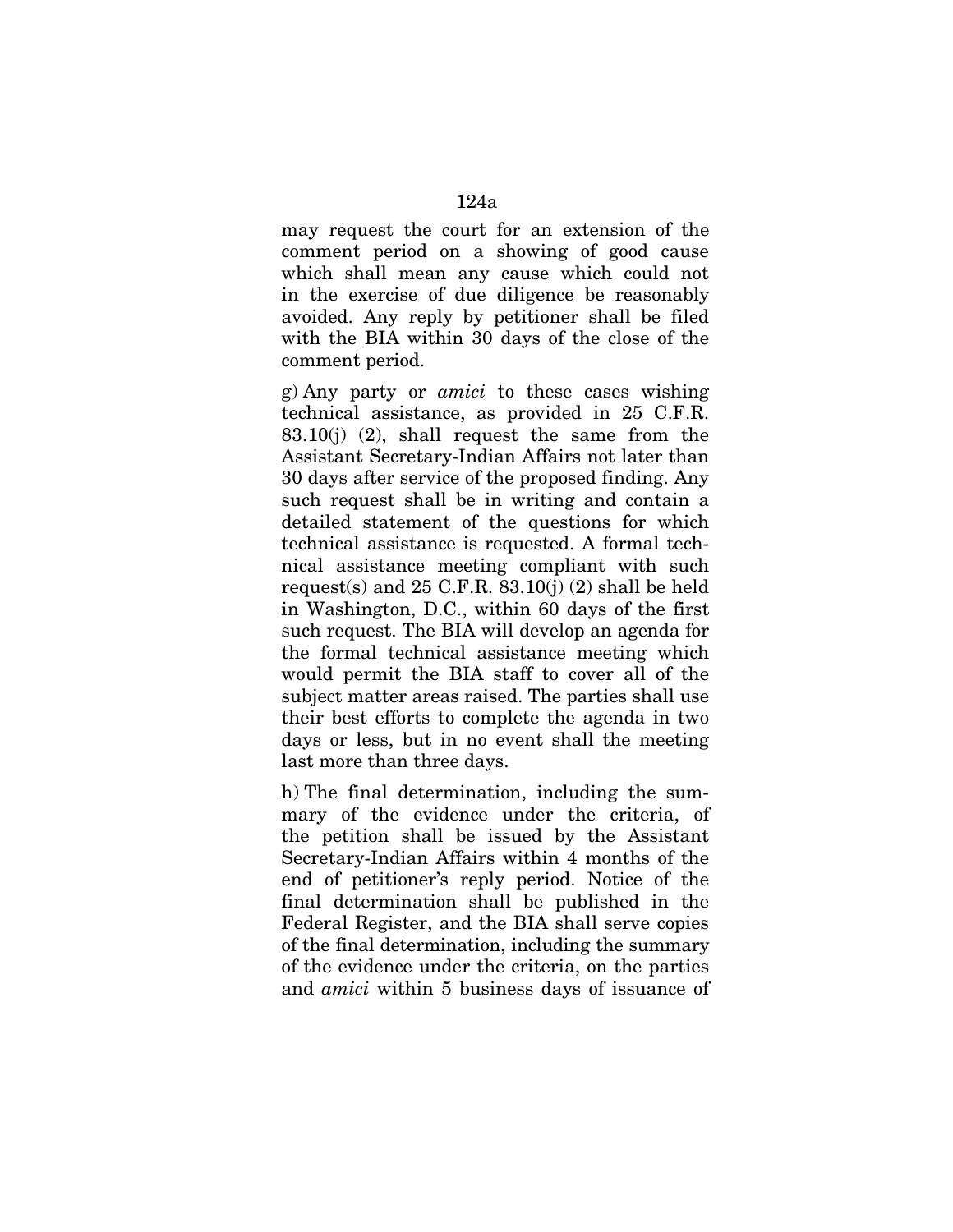may request the court for an extension of the comment period on a showing of good cause which shall mean any cause which could not in the exercise of due diligence be reasonably avoided. Any reply by petitioner shall be filed with the BIA within 30 days of the close of the comment period.

g) Any party or *amici* to these cases wishing technical assistance, as provided in 25 C.F.R. 83.10(j) (2), shall request the same from the Assistant Secretary-Indian Affairs not later than 30 days after service of the proposed finding. Any such request shall be in writing and contain a detailed statement of the questions for which technical assistance is requested. A formal technical assistance meeting compliant with such request(s) and 25 C.F.R. 83.10(j) (2) shall be held in Washington, D.C., within 60 days of the first such request. The BIA will develop an agenda for the formal technical assistance meeting which would permit the BIA staff to cover all of the subject matter areas raised. The parties shall use their best efforts to complete the agenda in two days or less, but in no event shall the meeting last more than three days.

h) The final determination, including the summary of the evidence under the criteria, of the petition shall be issued by the Assistant Secretary-Indian Affairs within 4 months of the end of petitioner's reply period. Notice of the final determination shall be published in the Federal Register, and the BIA shall serve copies of the final determination, including the summary of the evidence under the criteria, on the parties and *amici* within 5 business days of issuance of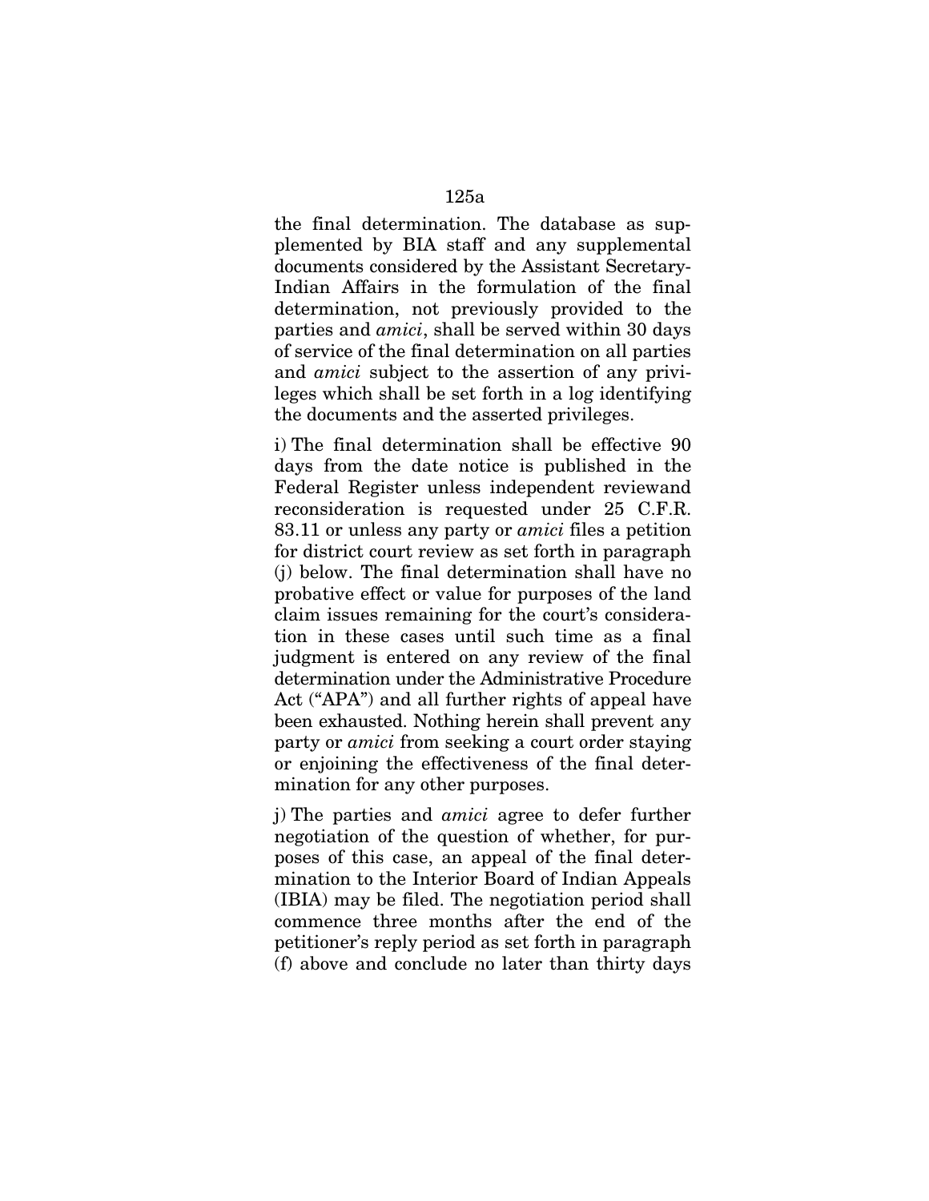the final determination. The database as supplemented by BIA staff and any supplemental documents considered by the Assistant Secretary-Indian Affairs in the formulation of the final determination, not previously provided to the parties and *amici*, shall be served within 30 days of service of the final determination on all parties and *amici* subject to the assertion of any privileges which shall be set forth in a log identifying the documents and the asserted privileges.

i) The final determination shall be effective 90 days from the date notice is published in the Federal Register unless independent reviewand reconsideration is requested under 25 C.F.R. 83.11 or unless any party or *amici* files a petition for district court review as set forth in paragraph (j) below. The final determination shall have no probative effect or value for purposes of the land claim issues remaining for the court's consideration in these cases until such time as a final judgment is entered on any review of the final determination under the Administrative Procedure Act ("APA") and all further rights of appeal have been exhausted. Nothing herein shall prevent any party or *amici* from seeking a court order staying or enjoining the effectiveness of the final determination for any other purposes.

j) The parties and *amici* agree to defer further negotiation of the question of whether, for purposes of this case, an appeal of the final determination to the Interior Board of Indian Appeals (IBIA) may be filed. The negotiation period shall commence three months after the end of the petitioner's reply period as set forth in paragraph (f) above and conclude no later than thirty days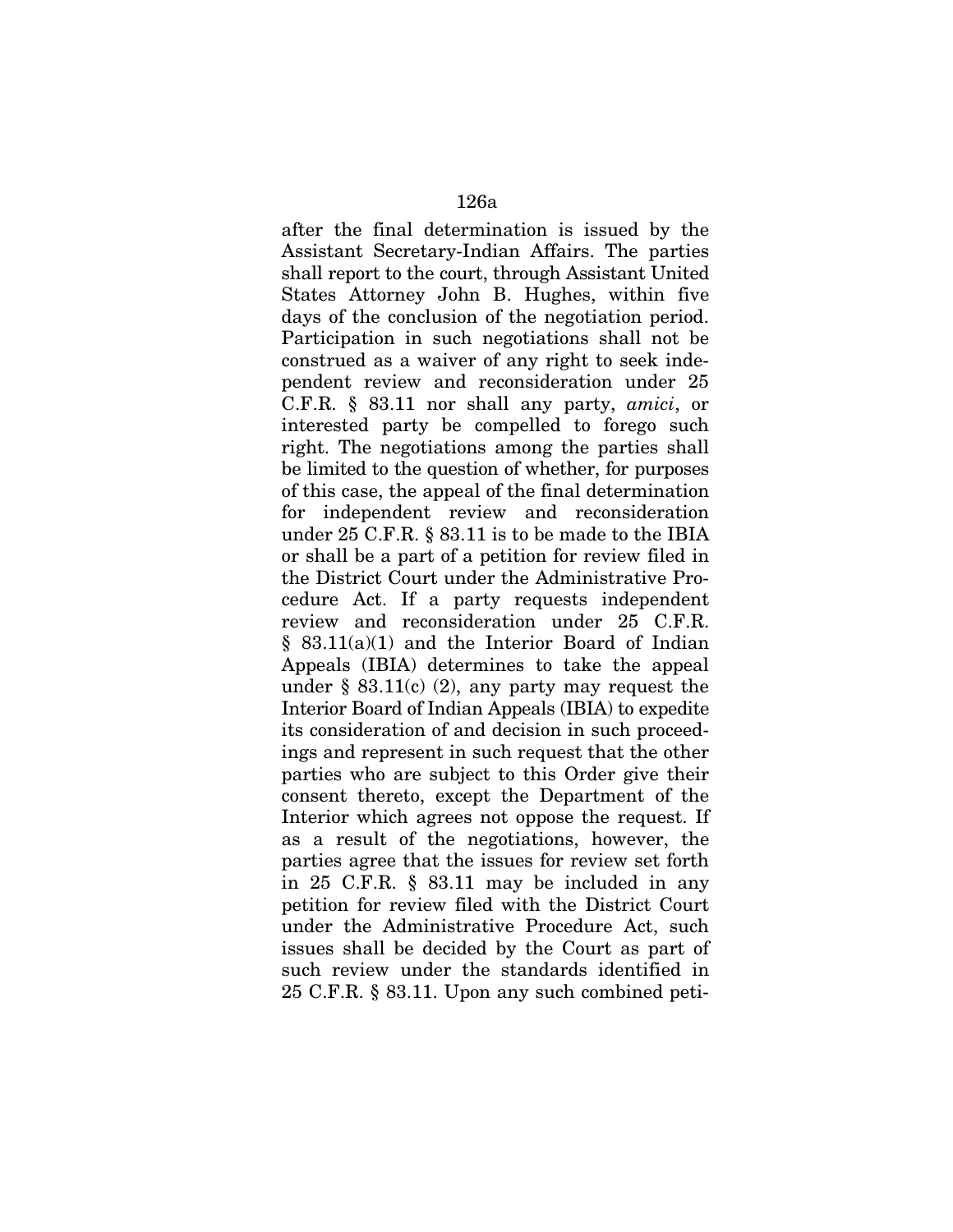after the final determination is issued by the Assistant Secretary-Indian Affairs. The parties shall report to the court, through Assistant United States Attorney John B. Hughes, within five days of the conclusion of the negotiation period. Participation in such negotiations shall not be construed as a waiver of any right to seek independent review and reconsideration under 25 C.F.R. § 83.11 nor shall any party, *amici*, or interested party be compelled to forego such right. The negotiations among the parties shall be limited to the question of whether, for purposes of this case, the appeal of the final determination for independent review and reconsideration under 25 C.F.R. § 83.11 is to be made to the IBIA or shall be a part of a petition for review filed in the District Court under the Administrative Procedure Act. If a party requests independent review and reconsideration under 25 C.F.R. § 83.11(a)(1) and the Interior Board of Indian Appeals (IBIA) determines to take the appeal under § 83.11(c) (2), any party may request the Interior Board of Indian Appeals (IBIA) to expedite its consideration of and decision in such proceedings and represent in such request that the other parties who are subject to this Order give their consent thereto, except the Department of the Interior which agrees not oppose the request. If as a result of the negotiations, however, the parties agree that the issues for review set forth in 25 C.F.R. § 83.11 may be included in any petition for review filed with the District Court under the Administrative Procedure Act, such issues shall be decided by the Court as part of such review under the standards identified in 25 C.F.R. § 83.11. Upon any such combined peti-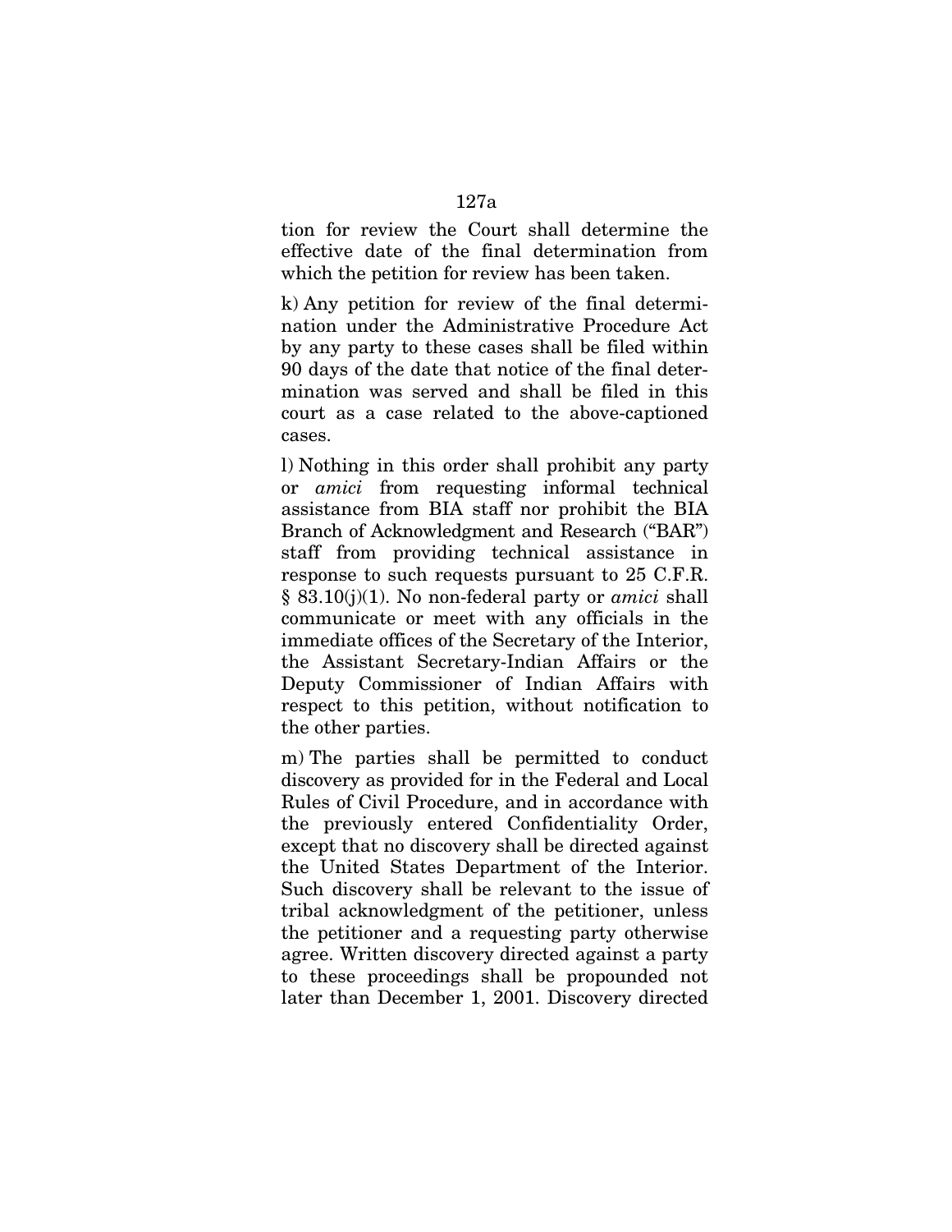tion for review the Court shall determine the effective date of the final determination from which the petition for review has been taken.

k) Any petition for review of the final determination under the Administrative Procedure Act by any party to these cases shall be filed within 90 days of the date that notice of the final determination was served and shall be filed in this court as a case related to the above-captioned cases.

l) Nothing in this order shall prohibit any party or *amici* from requesting informal technical assistance from BIA staff nor prohibit the BIA Branch of Acknowledgment and Research ("BAR") staff from providing technical assistance in response to such requests pursuant to 25 C.F.R. § 83.10(j)(1). No non-federal party or *amici* shall communicate or meet with any officials in the immediate offices of the Secretary of the Interior, the Assistant Secretary-Indian Affairs or the Deputy Commissioner of Indian Affairs with respect to this petition, without notification to the other parties.

m) The parties shall be permitted to conduct discovery as provided for in the Federal and Local Rules of Civil Procedure, and in accordance with the previously entered Confidentiality Order, except that no discovery shall be directed against the United States Department of the Interior. Such discovery shall be relevant to the issue of tribal acknowledgment of the petitioner, unless the petitioner and a requesting party otherwise agree. Written discovery directed against a party to these proceedings shall be propounded not later than December 1, 2001. Discovery directed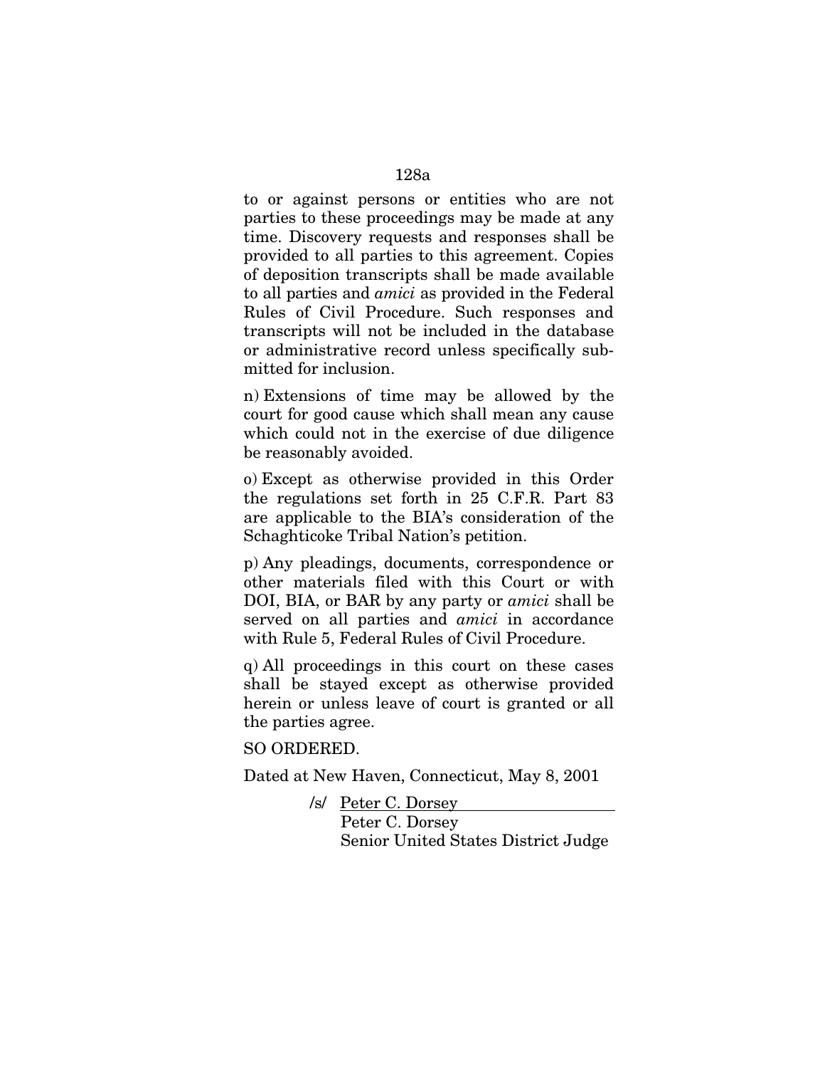to or against persons or entities who are not parties to these proceedings may be made at any time. Discovery requests and responses shall be provided to all parties to this agreement. Copies of deposition transcripts shall be made available to all parties and *amici* as provided in the Federal Rules of Civil Procedure. Such responses and transcripts will not be included in the database or administrative record unless specifically submitted for inclusion.

n) Extensions of time may be allowed by the court for good cause which shall mean any cause which could not in the exercise of due diligence be reasonably avoided.

o) Except as otherwise provided in this Order the regulations set forth in 25 C.F.R. Part 83 are applicable to the BIA's consideration of the Schaghticoke Tribal Nation's petition.

p) Any pleadings, documents, correspondence or other materials filed with this Court or with DOI, BIA, or BAR by any party or *amici* shall be served on all parties and *amici* in accordance with Rule 5, Federal Rules of Civil Procedure.

q) All proceedings in this court on these cases shall be stayed except as otherwise provided herein or unless leave of court is granted or all the parties agree.

SO ORDERED.

Dated at New Haven, Connecticut, May 8, 2001

/s/ Peter C. Dorsey
Peter C. Dorsey
Senior United States District Judge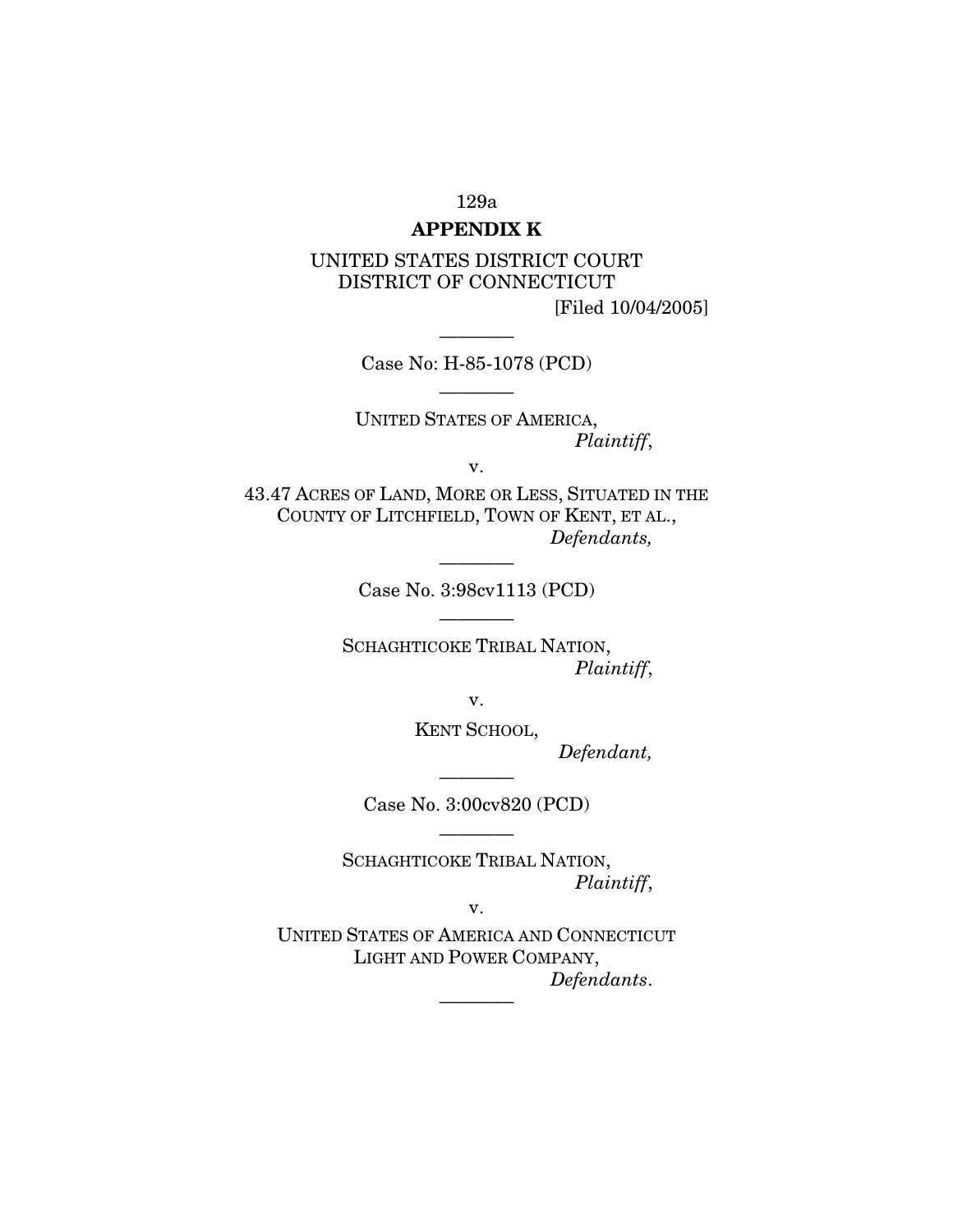## APPENDIX K

UNITED STATES DISTRICT COURT
DISTRICT OF CONNECTICUT

[Filed 10/04/2005]

---

Case No: H-85-1078 (PCD)

---

UNITED STATES OF AMERICA,
*Plaintiff*,

v.

43.47 ACRES OF LAND, MORE OR LESS, SITUATED IN THE COUNTY OF LITCHFIELD, TOWN OF KENT, ET AL.,
*Defendants,*

---

Case No. 3:98cv1113 (PCD)

---

SCHAGHTICOKE TRIBAL NATION,
*Plaintiff*,

v.

KENT SCHOOL,
*Defendant,*

---

Case No. 3:00cv820 (PCD)

---

SCHAGHTICOKE TRIBAL NATION,
*Plaintiff*,

v.

UNITED STATES OF AMERICA AND CONNECTICUT LIGHT AND POWER COMPANY,
*Defendants*.

---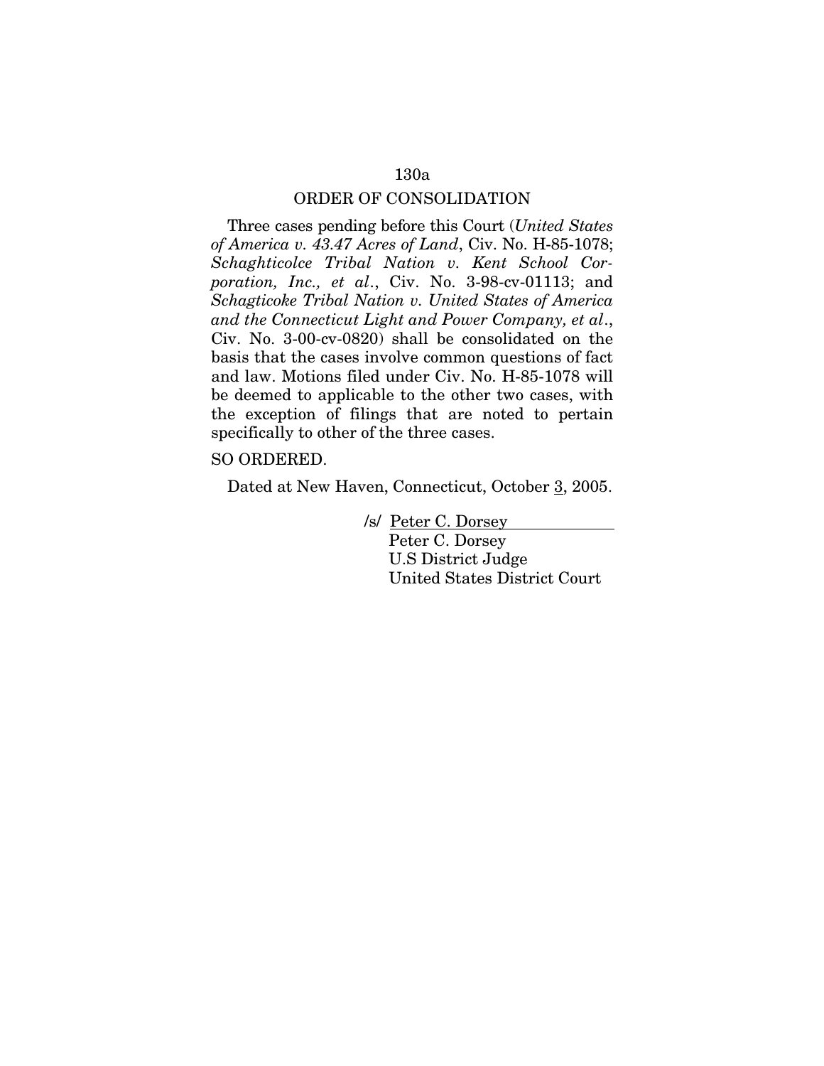## ORDER OF CONSOLIDATION

Three cases pending before this Court (*United States of America v. 43.47 Acres of Land*, Civ. No. H-85-1078; *Schaghticolce Tribal Nation v. Kent School Corporation, Inc., et al.*, Civ. No. 3-98-cv-01113; and *Schagticoke Tribal Nation v. United States of America and the Connecticut Light and Power Company, et al.*, Civ. No. 3-00-cv-0820) shall be consolidated on the basis that the cases involve common questions of fact and law. Motions filed under Civ. No. H-85-1078 will be deemed to applicable to the other two cases, with the exception of filings that are noted to pertain specifically to other of the three cases.

SO ORDERED.

Dated at New Haven, Connecticut, October 3, 2005.

/s/ Peter C. Dorsey
Peter C. Dorsey
U.S District Judge
United States District Court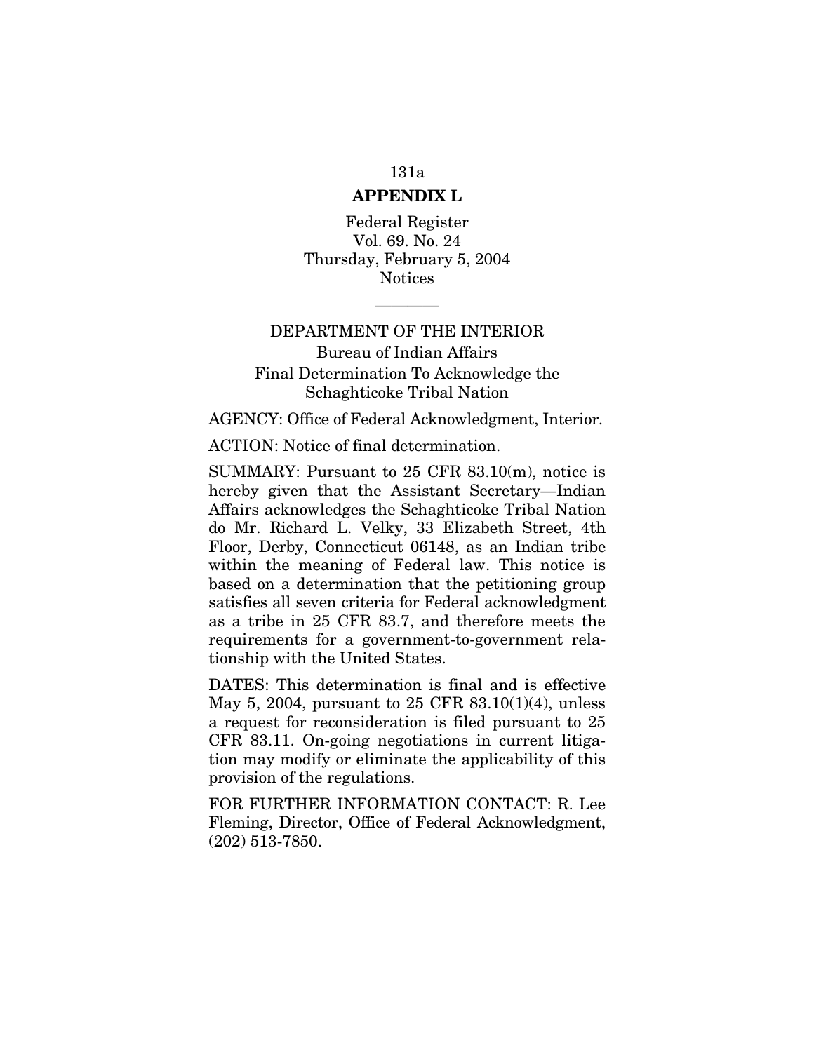## APPENDIX L

Federal Register
Vol. 69. No. 24
Thursday, February 5, 2004
Notices

———

DEPARTMENT OF THE INTERIOR
Bureau of Indian Affairs
Final Determination To Acknowledge the Schaghticoke Tribal Nation

AGENCY: Office of Federal Acknowledgment, Interior.

ACTION: Notice of final determination.

SUMMARY: Pursuant to 25 CFR 83.10(m), notice is hereby given that the Assistant Secretary—Indian Affairs acknowledges the Schaghticoke Tribal Nation do Mr. Richard L. Velky, 33 Elizabeth Street, 4th Floor, Derby, Connecticut 06148, as an Indian tribe within the meaning of Federal law. This notice is based on a determination that the petitioning group satisfies all seven criteria for Federal acknowledgment as a tribe in 25 CFR 83.7, and therefore meets the requirements for a government-to-government relationship with the United States.

DATES: This determination is final and is effective May 5, 2004, pursuant to 25 CFR 83.10(1)(4), unless a request for reconsideration is filed pursuant to 25 CFR 83.11. On-going negotiations in current litigation may modify or eliminate the applicability of this provision of the regulations.

FOR FURTHER INFORMATION CONTACT: R. Lee Fleming, Director, Office of Federal Acknowledgment, (202) 513-7850.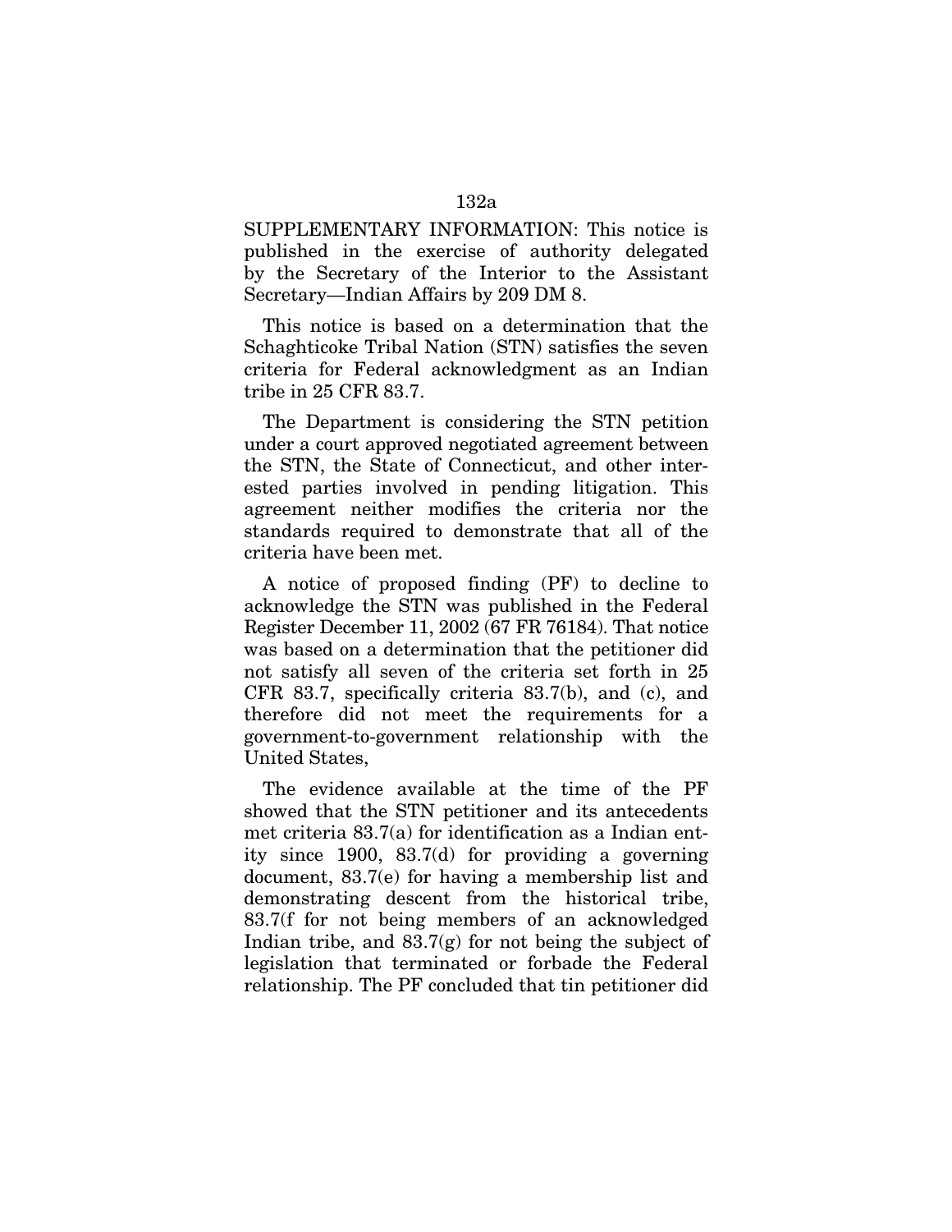SUPPLEMENTARY INFORMATION: This notice is published in the exercise of authority delegated by the Secretary of the Interior to the Assistant Secretary—Indian Affairs by 209 DM 8.

This notice is based on a determination that the Schaghticoke Tribal Nation (STN) satisfies the seven criteria for Federal acknowledgment as an Indian tribe in 25 CFR 83.7.

The Department is considering the STN petition under a court approved negotiated agreement between the STN, the State of Connecticut, and other interested parties involved in pending litigation. This agreement neither modifies the criteria nor the standards required to demonstrate that all of the criteria have been met.

A notice of proposed finding (PF) to decline to acknowledge the STN was published in the Federal Register December 11, 2002 (67 FR 76184). That notice was based on a determination that the petitioner did not satisfy all seven of the criteria set forth in 25 CFR 83.7, specifically criteria 83.7(b), and (c), and therefore did not meet the requirements for a government-to-government relationship with the United States,

The evidence available at the time of the PF showed that the STN petitioner and its antecedents met criteria 83.7(a) for identification as a Indian entity since 1900, 83.7(d) for providing a governing document, 83.7(e) for having a membership list and demonstrating descent from the historical tribe, 83.7(f for not being members of an acknowledged Indian tribe, and 83.7(g) for not being the subject of legislation that terminated or forbade the Federal relationship. The PF concluded that tin petitioner did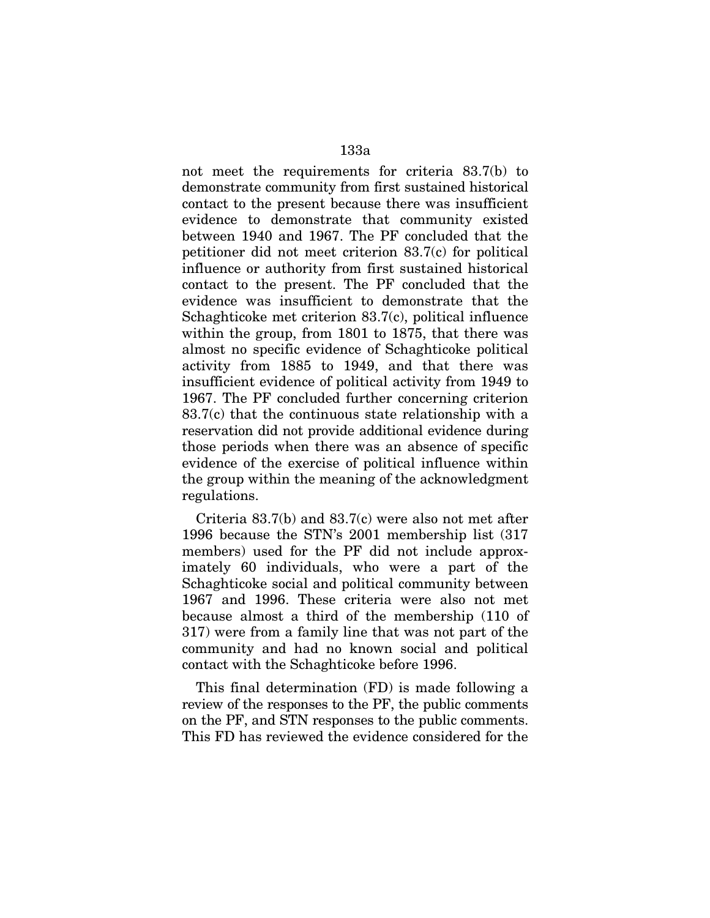not meet the requirements for criteria 83.7(b) to demonstrate community from first sustained historical contact to the present because there was insufficient evidence to demonstrate that community existed between 1940 and 1967. The PF concluded that the petitioner did not meet criterion 83.7(c) for political influence or authority from first sustained historical contact to the present. The PF concluded that the evidence was insufficient to demonstrate that the Schaghticoke met criterion 83.7(c), political influence within the group, from 1801 to 1875, that there was almost no specific evidence of Schaghticoke political activity from 1885 to 1949, and that there was insufficient evidence of political activity from 1949 to 1967. The PF concluded further concerning criterion 83.7(c) that the continuous state relationship with a reservation did not provide additional evidence during those periods when there was an absence of specific evidence of the exercise of political influence within the group within the meaning of the acknowledgment regulations.

Criteria 83.7(b) and 83.7(c) were also not met after 1996 because the STN's 2001 membership list (317 members) used for the PF did not include approximately 60 individuals, who were a part of the Schaghticoke social and political community between 1967 and 1996. These criteria were also not met because almost a third of the membership (110 of 317) were from a family line that was not part of the community and had no known social and political contact with the Schaghticoke before 1996.

This final determination (FD) is made following a review of the responses to the PF, the public comments on the PF, and STN responses to the public comments. This FD has reviewed the evidence considered for the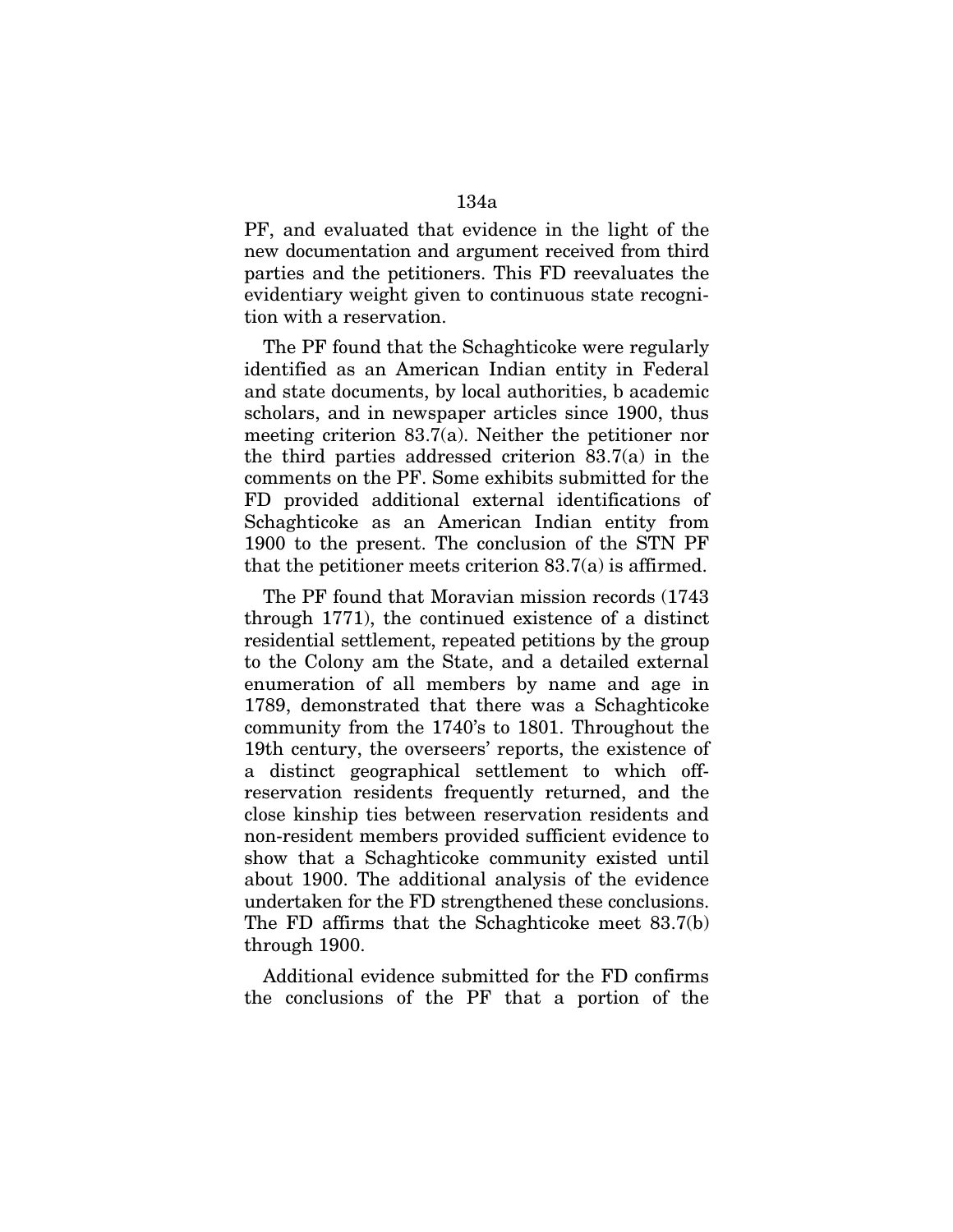PF, and evaluated that evidence in the light of the new documentation and argument received from third parties and the petitioners. This FD reevaluates the evidentiary weight given to continuous state recognition with a reservation.

The PF found that the Schaghticoke were regularly identified as an American Indian entity in Federal and state documents, by local authorities, b academic scholars, and in newspaper articles since 1900, thus meeting criterion 83.7(a). Neither the petitioner nor the third parties addressed criterion 83.7(a) in the comments on the PF. Some exhibits submitted for the FD provided additional external identifications of Schaghticoke as an American Indian entity from 1900 to the present. The conclusion of the STN PF that the petitioner meets criterion 83.7(a) is affirmed.

The PF found that Moravian mission records (1743 through 1771), the continued existence of a distinct residential settlement, repeated petitions by the group to the Colony am the State, and a detailed external enumeration of all members by name and age in 1789, demonstrated that there was a Schaghticoke community from the 1740's to 1801. Throughout the 19th century, the overseers' reports, the existence of a distinct geographical settlement to which off-reservation residents frequently returned, and the close kinship ties between reservation residents and non-resident members provided sufficient evidence to show that a Schaghticoke community existed until about 1900. The additional analysis of the evidence undertaken for the FD strengthened these conclusions. The FD affirms that the Schaghticoke meet 83.7(b) through 1900.

Additional evidence submitted for the FD confirms the conclusions of the PF that a portion of the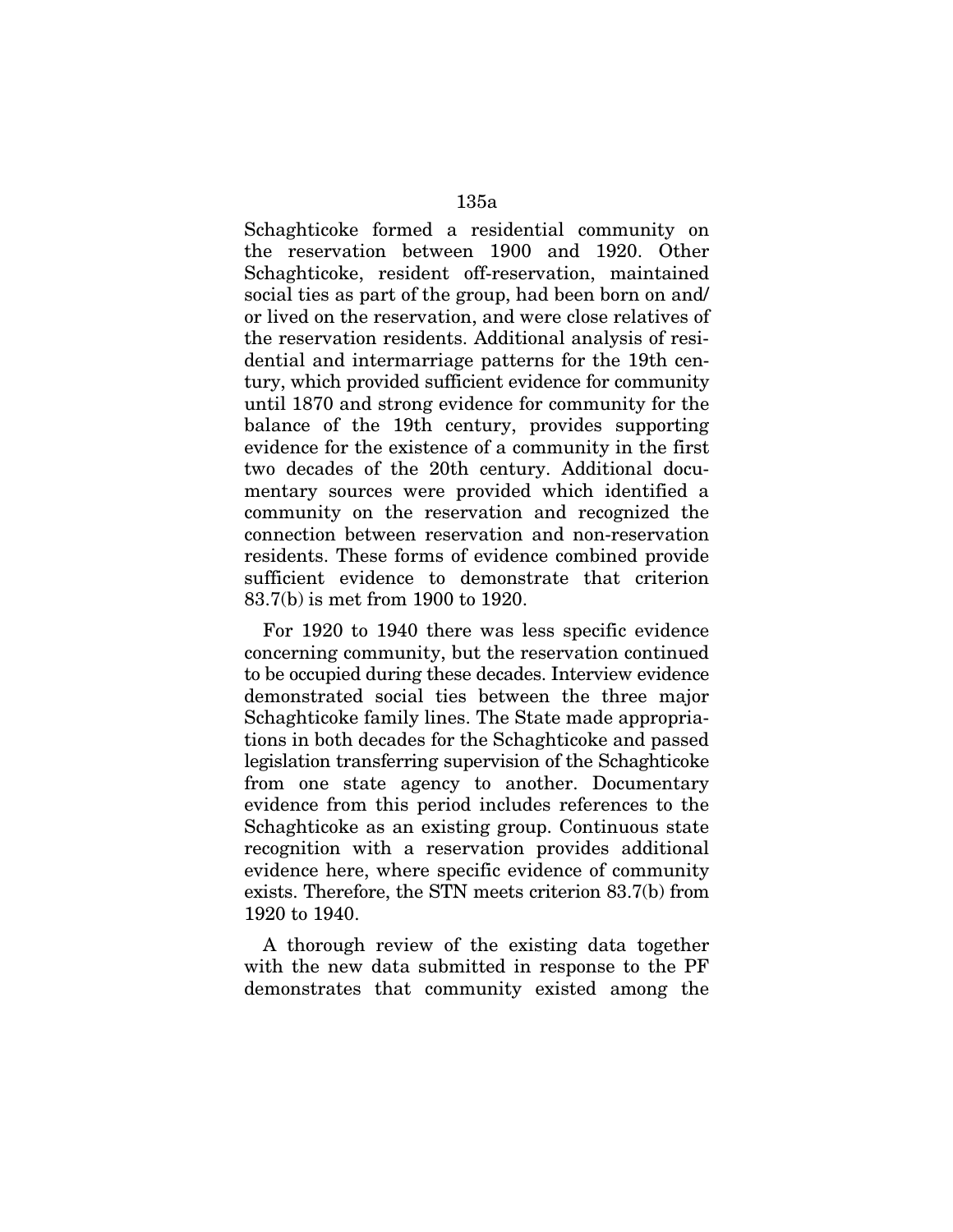Schaghticoke formed a residential community on the reservation between 1900 and 1920. Other Schaghticoke, resident off-reservation, maintained social ties as part of the group, had been born on and/or lived on the reservation, and were close relatives of the reservation residents. Additional analysis of residential and intermarriage patterns for the 19th century, which provided sufficient evidence for community until 1870 and strong evidence for community for the balance of the 19th century, provides supporting evidence for the existence of a community in the first two decades of the 20th century. Additional documentary sources were provided which identified a community on the reservation and recognized the connection between reservation and non-reservation residents. These forms of evidence combined provide sufficient evidence to demonstrate that criterion 83.7(b) is met from 1900 to 1920.

For 1920 to 1940 there was less specific evidence concerning community, but the reservation continued to be occupied during these decades. Interview evidence demonstrated social ties between the three major Schaghticoke family lines. The State made appropriations in both decades for the Schaghticoke and passed legislation transferring supervision of the Schaghticoke from one state agency to another. Documentary evidence from this period includes references to the Schaghticoke as an existing group. Continuous state recognition with a reservation provides additional evidence here, where specific evidence of community exists. Therefore, the STN meets criterion 83.7(b) from 1920 to 1940.

A thorough review of the existing data together with the new data submitted in response to the PF demonstrates that community existed among the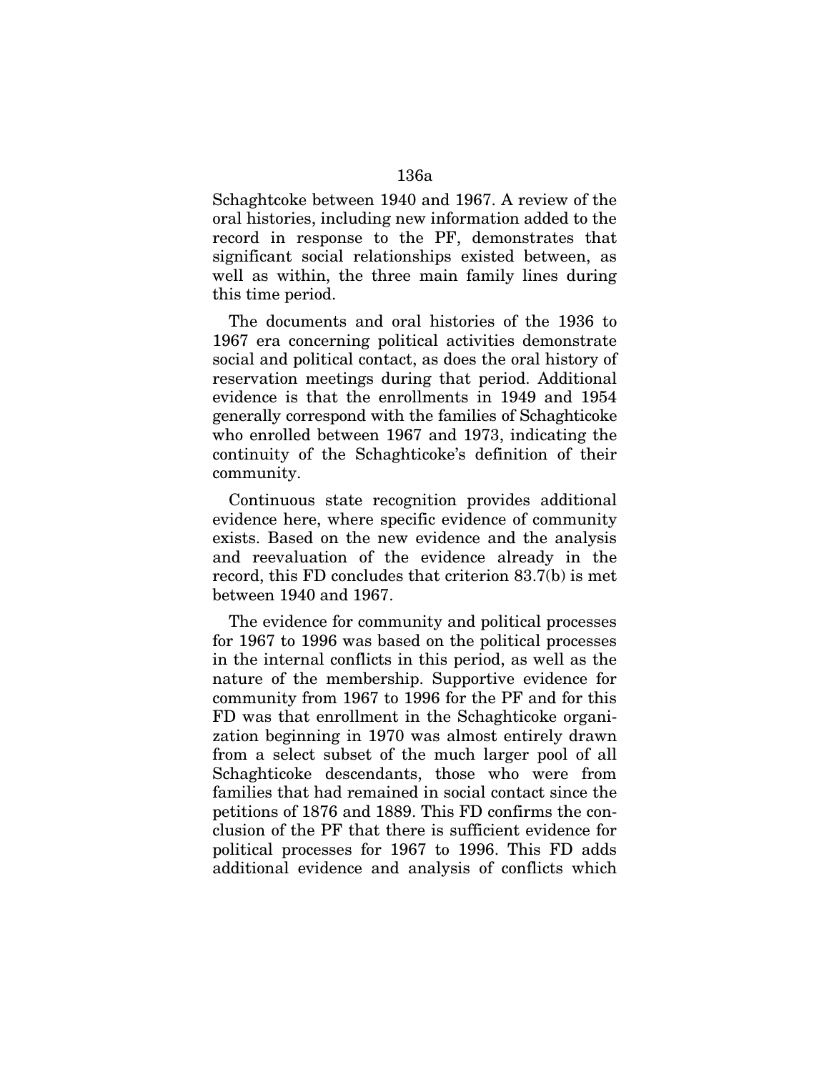Schaghtcoke between 1940 and 1967. A review of the oral histories, including new information added to the record in response to the PF, demonstrates that significant social relationships existed between, as well as within, the three main family lines during this time period.

The documents and oral histories of the 1936 to 1967 era concerning political activities demonstrate social and political contact, as does the oral history of reservation meetings during that period. Additional evidence is that the enrollments in 1949 and 1954 generally correspond with the families of Schaghticoke who enrolled between 1967 and 1973, indicating the continuity of the Schaghticoke's definition of their community.

Continuous state recognition provides additional evidence here, where specific evidence of community exists. Based on the new evidence and the analysis and reevaluation of the evidence already in the record, this FD concludes that criterion 83.7(b) is met between 1940 and 1967.

The evidence for community and political processes for 1967 to 1996 was based on the political processes in the internal conflicts in this period, as well as the nature of the membership. Supportive evidence for community from 1967 to 1996 for the PF and for this FD was that enrollment in the Schaghticoke organization beginning in 1970 was almost entirely drawn from a select subset of the much larger pool of all Schaghticoke descendants, those who were from families that had remained in social contact since the petitions of 1876 and 1889. This FD confirms the conclusion of the PF that there is sufficient evidence for political processes for 1967 to 1996. This FD adds additional evidence and analysis of conflicts which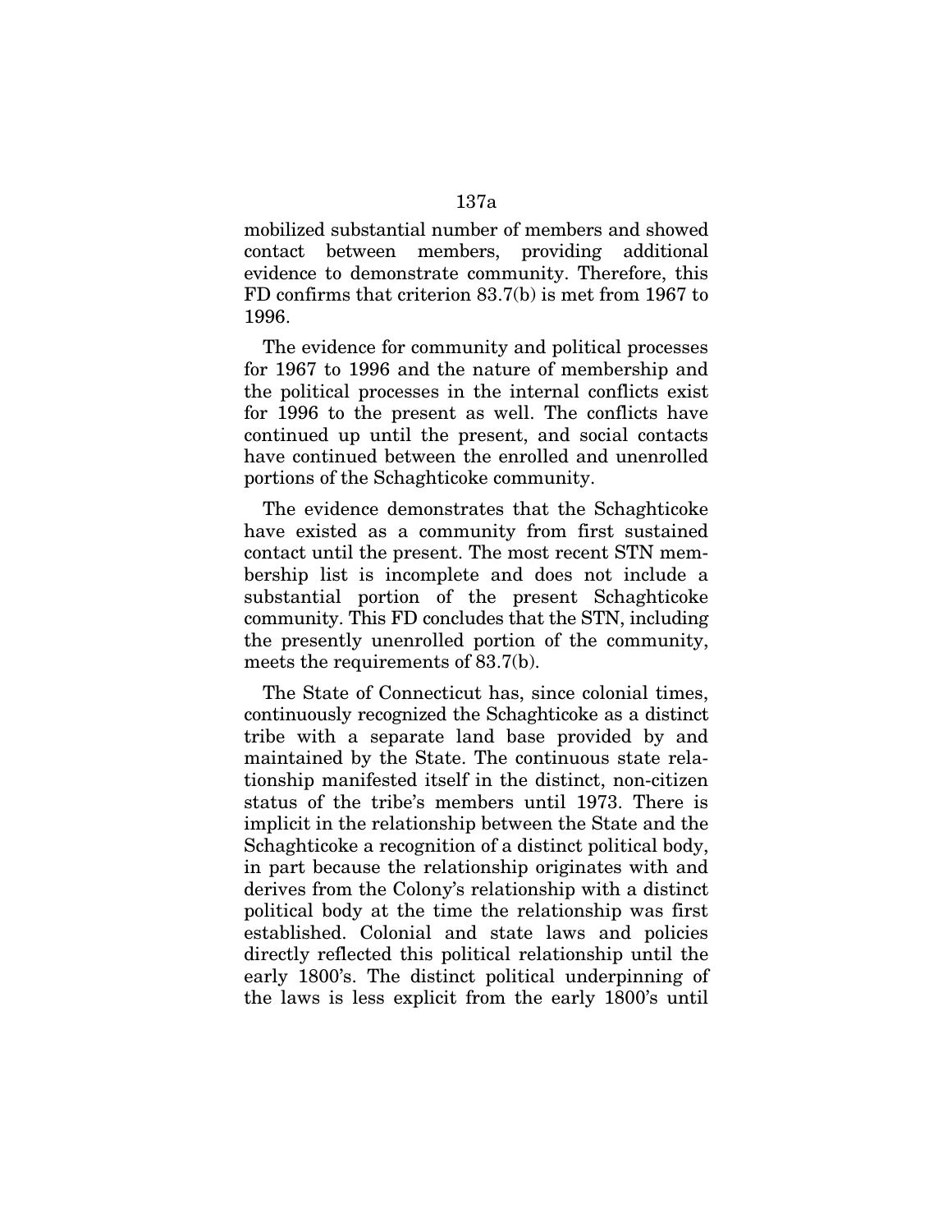mobilized substantial number of members and showed contact between members, providing additional evidence to demonstrate community. Therefore, this FD confirms that criterion 83.7(b) is met from 1967 to 1996.

The evidence for community and political processes for 1967 to 1996 and the nature of membership and the political processes in the internal conflicts exist for 1996 to the present as well. The conflicts have continued up until the present, and social contacts have continued between the enrolled and unenrolled portions of the Schaghticoke community.

The evidence demonstrates that the Schaghticoke have existed as a community from first sustained contact until the present. The most recent STN membership list is incomplete and does not include a substantial portion of the present Schaghticoke community. This FD concludes that the STN, including the presently unenrolled portion of the community, meets the requirements of 83.7(b).

The State of Connecticut has, since colonial times, continuously recognized the Schaghticoke as a distinct tribe with a separate land base provided by and maintained by the State. The continuous state relationship manifested itself in the distinct, non-citizen status of the tribe's members until 1973. There is implicit in the relationship between the State and the Schaghticoke a recognition of a distinct political body, in part because the relationship originates with and derives from the Colony's relationship with a distinct political body at the time the relationship was first established. Colonial and state laws and policies directly reflected this political relationship until the early 1800's. The distinct political underpinning of the laws is less explicit from the early 1800's until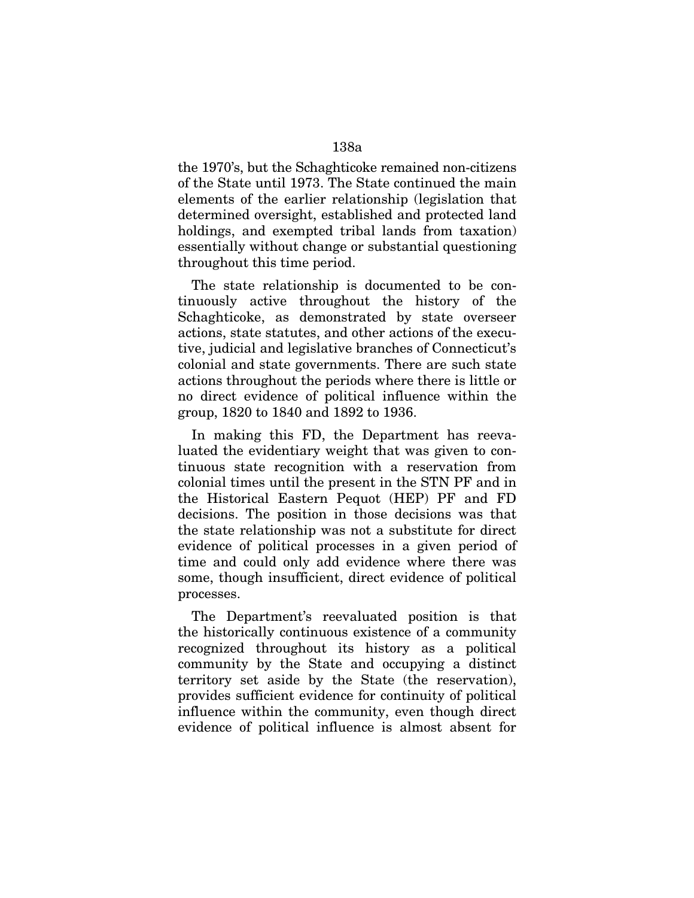the 1970's, but the Schaghticoke remained non-citizens of the State until 1973. The State continued the main elements of the earlier relationship (legislation that determined oversight, established and protected land holdings, and exempted tribal lands from taxation) essentially without change or substantial questioning throughout this time period.

The state relationship is documented to be continuously active throughout the history of the Schaghticoke, as demonstrated by state overseer actions, state statutes, and other actions of the executive, judicial and legislative branches of Connecticut's colonial and state governments. There are such state actions throughout the periods where there is little or no direct evidence of political influence within the group, 1820 to 1840 and 1892 to 1936.

In making this FD, the Department has reevaluated the evidentiary weight that was given to continuous state recognition with a reservation from colonial times until the present in the STN PF and in the Historical Eastern Pequot (HEP) PF and FD decisions. The position in those decisions was that the state relationship was not a substitute for direct evidence of political processes in a given period of time and could only add evidence where there was some, though insufficient, direct evidence of political processes.

The Department's reevaluated position is that the historically continuous existence of a community recognized throughout its history as a political community by the State and occupying a distinct territory set aside by the State (the reservation), provides sufficient evidence for continuity of political influence within the community, even though direct evidence of political influence is almost absent for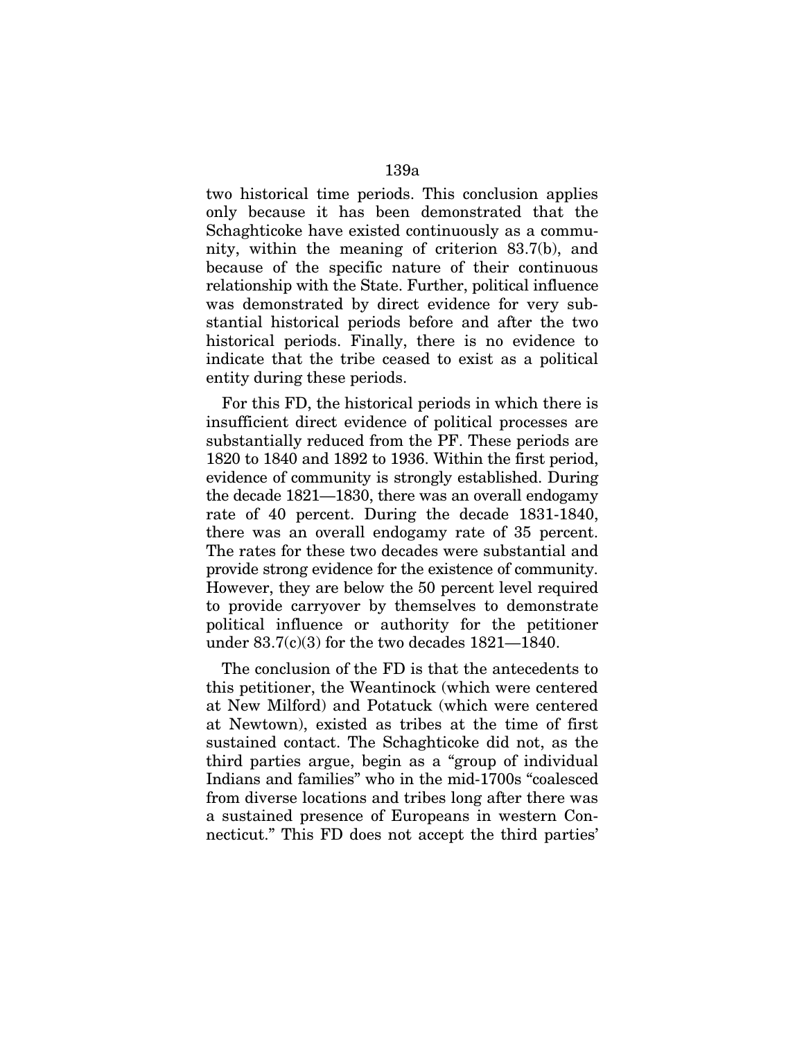two historical time periods. This conclusion applies only because it has been demonstrated that the Schaghticoke have existed continuously as a community, within the meaning of criterion 83.7(b), and because of the specific nature of their continuous relationship with the State. Further, political influence was demonstrated by direct evidence for very substantial historical periods before and after the two historical periods. Finally, there is no evidence to indicate that the tribe ceased to exist as a political entity during these periods.

For this FD, the historical periods in which there is insufficient direct evidence of political processes are substantially reduced from the PF. These periods are 1820 to 1840 and 1892 to 1936. Within the first period, evidence of community is strongly established. During the decade 1821—1830, there was an overall endogamy rate of 40 percent. During the decade 1831-1840, there was an overall endogamy rate of 35 percent. The rates for these two decades were substantial and provide strong evidence for the existence of community. However, they are below the 50 percent level required to provide carryover by themselves to demonstrate political influence or authority for the petitioner under 83.7(c)(3) for the two decades 1821—1840.

The conclusion of the FD is that the antecedents to this petitioner, the Weantinock (which were centered at New Milford) and Potatuck (which were centered at Newtown), existed as tribes at the time of first sustained contact. The Schaghticoke did not, as the third parties argue, begin as a "group of individual Indians and families" who in the mid-1700s "coalesced from diverse locations and tribes long after there was a sustained presence of Europeans in western Connecticut." This FD does not accept the third parties'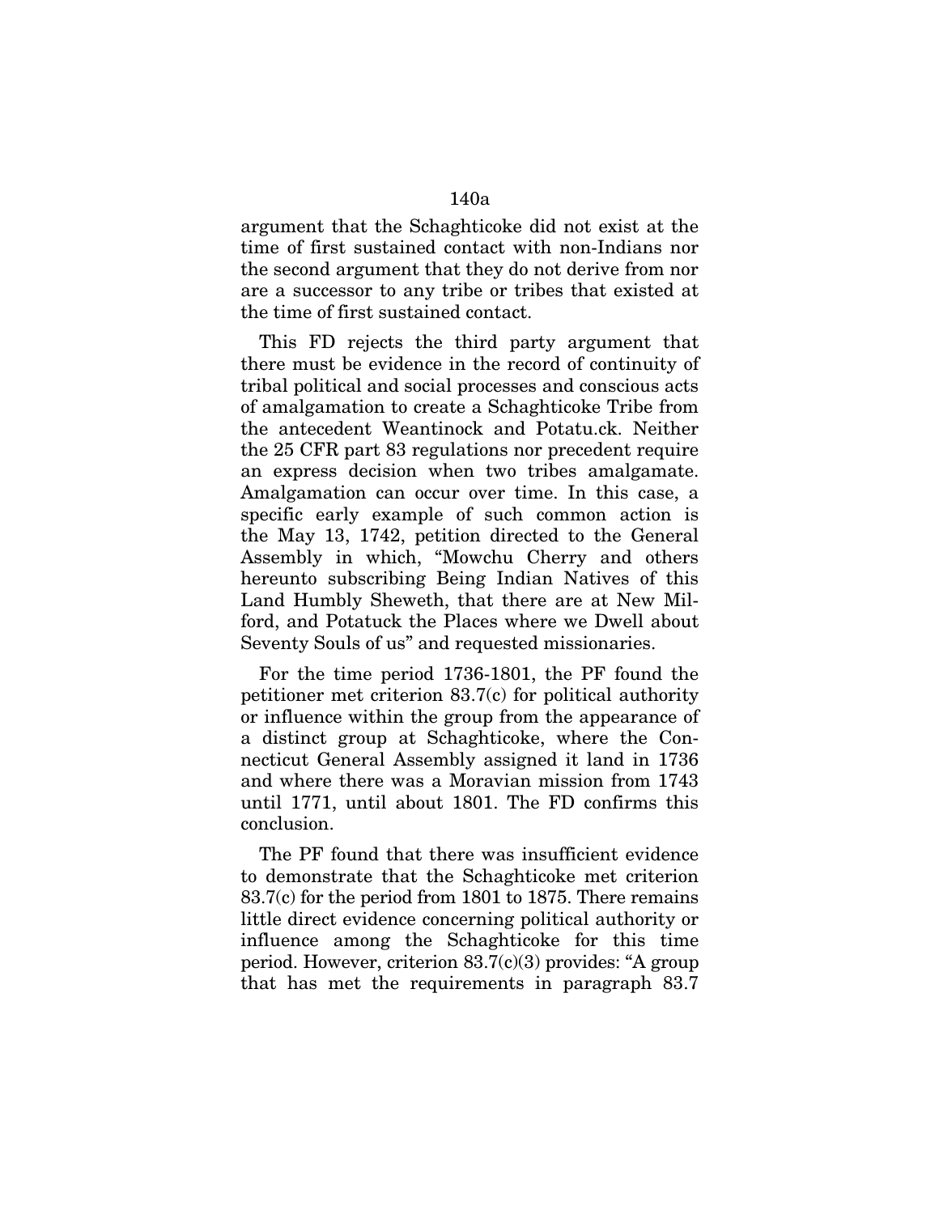argument that the Schaghticoke did not exist at the time of first sustained contact with non-Indians nor the second argument that they do not derive from nor are a successor to any tribe or tribes that existed at the time of first sustained contact.

This FD rejects the third party argument that there must be evidence in the record of continuity of tribal political and social processes and conscious acts of amalgamation to create a Schaghticoke Tribe from the antecedent Weantinock and Potatu.ck. Neither the 25 CFR part 83 regulations nor precedent require an express decision when two tribes amalgamate. Amalgamation can occur over time. In this case, a specific early example of such common action is the May 13, 1742, petition directed to the General Assembly in which, "Mowchu Cherry and others hereunto subscribing Being Indian Natives of this Land Humbly Sheweth, that there are at New Milford, and Potatuck the Places where we Dwell about Seventy Souls of us" and requested missionaries.

For the time period 1736-1801, the PF found the petitioner met criterion 83.7(c) for political authority or influence within the group from the appearance of a distinct group at Schaghticoke, where the Connecticut General Assembly assigned it land in 1736 and where there was a Moravian mission from 1743 until 1771, until about 1801. The FD confirms this conclusion.

The PF found that there was insufficient evidence to demonstrate that the Schaghticoke met criterion 83.7(c) for the period from 1801 to 1875. There remains little direct evidence concerning political authority or influence among the Schaghticoke for this time period. However, criterion 83.7(c)(3) provides: "A group that has met the requirements in paragraph 83.7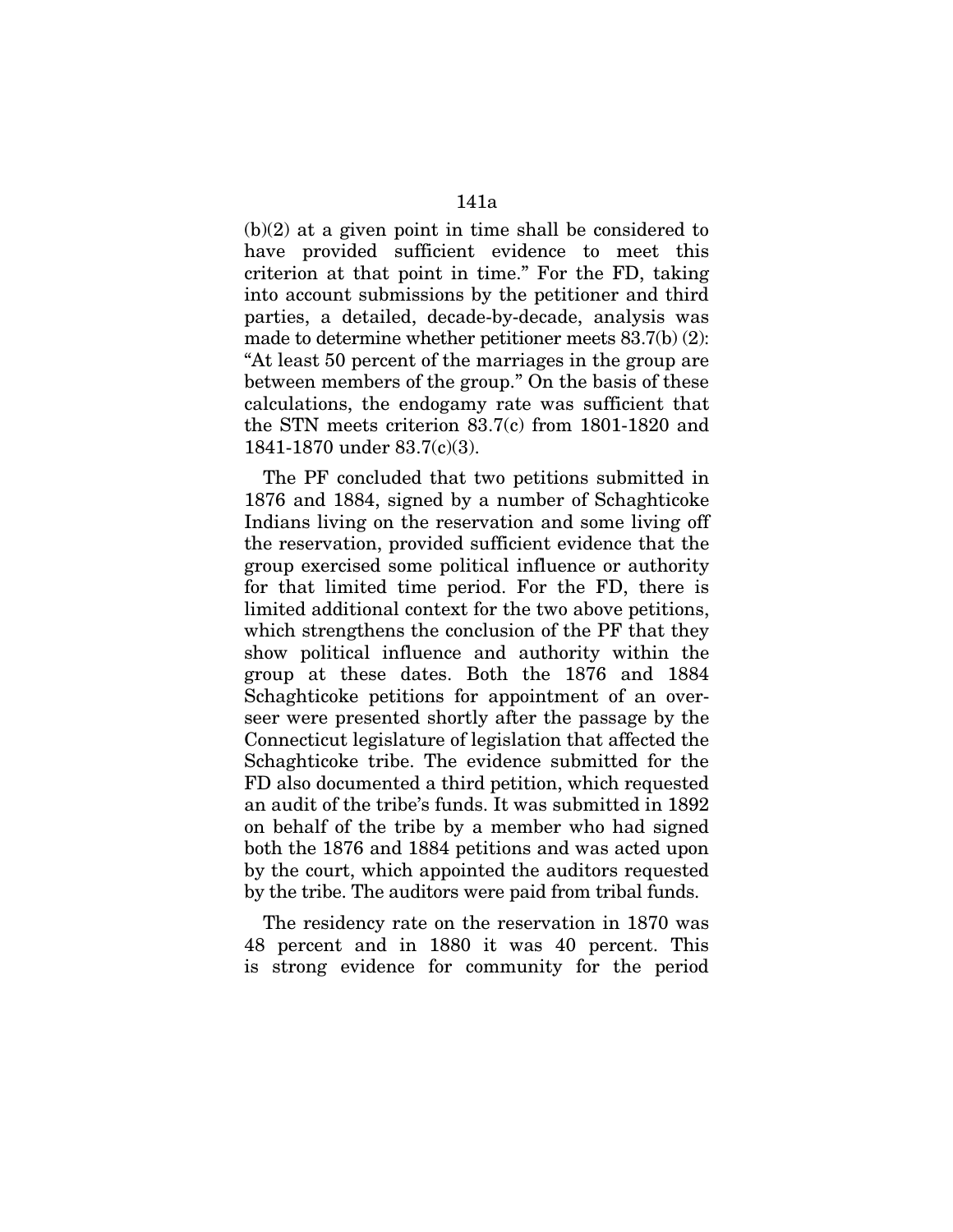(b)(2) at a given point in time shall be considered to have provided sufficient evidence to meet this criterion at that point in time." For the FD, taking into account submissions by the petitioner and third parties, a detailed, decade-by-decade, analysis was made to determine whether petitioner meets 83.7(b) (2): "At least 50 percent of the marriages in the group are between members of the group." On the basis of these calculations, the endogamy rate was sufficient that the STN meets criterion 83.7(c) from 1801-1820 and 1841-1870 under 83.7(c)(3).

The PF concluded that two petitions submitted in 1876 and 1884, signed by a number of Schaghticoke Indians living on the reservation and some living off the reservation, provided sufficient evidence that the group exercised some political influence or authority for that limited time period. For the FD, there is limited additional context for the two above petitions, which strengthens the conclusion of the PF that they show political influence and authority within the group at these dates. Both the 1876 and 1884 Schaghticoke petitions for appointment of an overseer were presented shortly after the passage by the Connecticut legislature of legislation that affected the Schaghticoke tribe. The evidence submitted for the FD also documented a third petition, which requested an audit of the tribe's funds. It was submitted in 1892 on behalf of the tribe by a member who had signed both the 1876 and 1884 petitions and was acted upon by the court, which appointed the auditors requested by the tribe. The auditors were paid from tribal funds.

The residency rate on the reservation in 1870 was 48 percent and in 1880 it was 40 percent. This is strong evidence for community for the period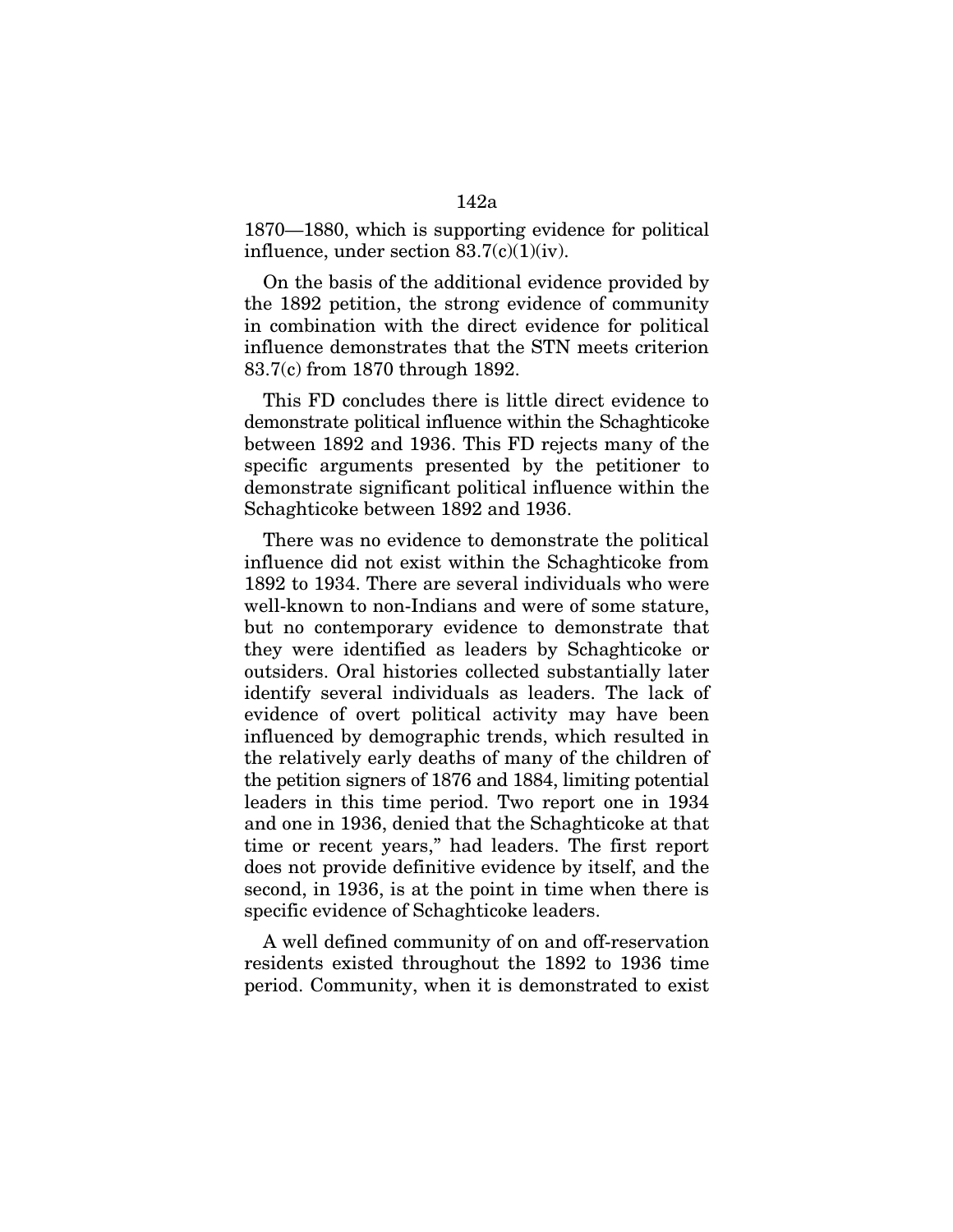1870—1880, which is supporting evidence for political influence, under section 83.7(c)(1)(iv).

On the basis of the additional evidence provided by the 1892 petition, the strong evidence of community in combination with the direct evidence for political influence demonstrates that the STN meets criterion 83.7(c) from 1870 through 1892.

This FD concludes there is little direct evidence to demonstrate political influence within the Schaghticoke between 1892 and 1936. This FD rejects many of the specific arguments presented by the petitioner to demonstrate significant political influence within the Schaghticoke between 1892 and 1936.

There was no evidence to demonstrate the political influence did not exist within the Schaghticoke from 1892 to 1934. There are several individuals who were well-known to non-Indians and were of some stature, but no contemporary evidence to demonstrate that they were identified as leaders by Schaghticoke or outsiders. Oral histories collected substantially later identify several individuals as leaders. The lack of evidence of overt political activity may have been influenced by demographic trends, which resulted in the relatively early deaths of many of the children of the petition signers of 1876 and 1884, limiting potential leaders in this time period. Two report one in 1934 and one in 1936, denied that the Schaghticoke at that time or recent years," had leaders. The first report does not provide definitive evidence by itself, and the second, in 1936, is at the point in time when there is specific evidence of Schaghticoke leaders.

A well defined community of on and off-reservation residents existed throughout the 1892 to 1936 time period. Community, when it is demonstrated to exist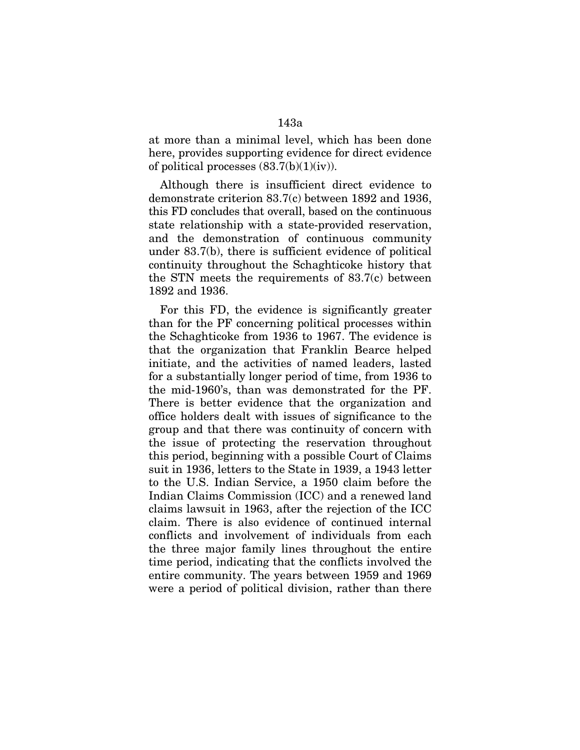at more than a minimal level, which has been done here, provides supporting evidence for direct evidence of political processes (83.7(b)(1)(iv)).

Although there is insufficient direct evidence to demonstrate criterion 83.7(c) between 1892 and 1936, this FD concludes that overall, based on the continuous state relationship with a state-provided reservation, and the demonstration of continuous community under 83.7(b), there is sufficient evidence of political continuity throughout the Schaghticoke history that the STN meets the requirements of 83.7(c) between 1892 and 1936.

For this FD, the evidence is significantly greater than for the PF concerning political processes within the Schaghticoke from 1936 to 1967. The evidence is that the organization that Franklin Bearce helped initiate, and the activities of named leaders, lasted for a substantially longer period of time, from 1936 to the mid-1960's, than was demonstrated for the PF. There is better evidence that the organization and office holders dealt with issues of significance to the group and that there was continuity of concern with the issue of protecting the reservation throughout this period, beginning with a possible Court of Claims suit in 1936, letters to the State in 1939, a 1943 letter to the U.S. Indian Service, a 1950 claim before the Indian Claims Commission (ICC) and a renewed land claims lawsuit in 1963, after the rejection of the ICC claim. There is also evidence of continued internal conflicts and involvement of individuals from each the three major family lines throughout the entire time period, indicating that the conflicts involved the entire community. The years between 1959 and 1969 were a period of political division, rather than there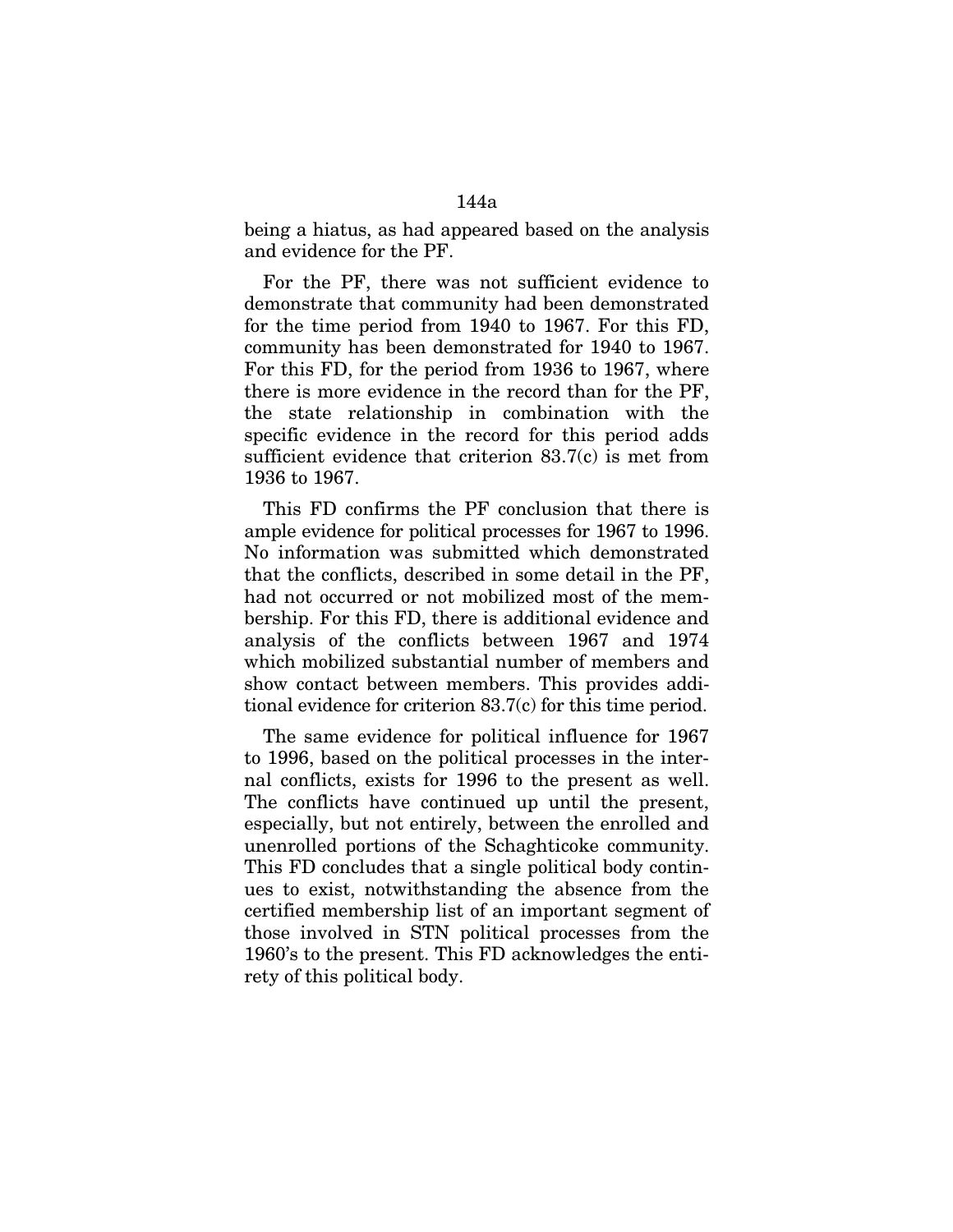being a hiatus, as had appeared based on the analysis and evidence for the PF.

For the PF, there was not sufficient evidence to demonstrate that community had been demonstrated for the time period from 1940 to 1967. For this FD, community has been demonstrated for 1940 to 1967. For this FD, for the period from 1936 to 1967, where there is more evidence in the record than for the PF, the state relationship in combination with the specific evidence in the record for this period adds sufficient evidence that criterion 83.7(c) is met from 1936 to 1967.

This FD confirms the PF conclusion that there is ample evidence for political processes for 1967 to 1996. No information was submitted which demonstrated that the conflicts, described in some detail in the PF, had not occurred or not mobilized most of the membership. For this FD, there is additional evidence and analysis of the conflicts between 1967 and 1974 which mobilized substantial number of members and show contact between members. This provides additional evidence for criterion 83.7(c) for this time period.

The same evidence for political influence for 1967 to 1996, based on the political processes in the internal conflicts, exists for 1996 to the present as well. The conflicts have continued up until the present, especially, but not entirely, between the enrolled and unenrolled portions of the Schaghticoke community. This FD concludes that a single political body continues to exist, notwithstanding the absence from the certified membership list of an important segment of those involved in STN political processes from the 1960's to the present. This FD acknowledges the entirety of this political body.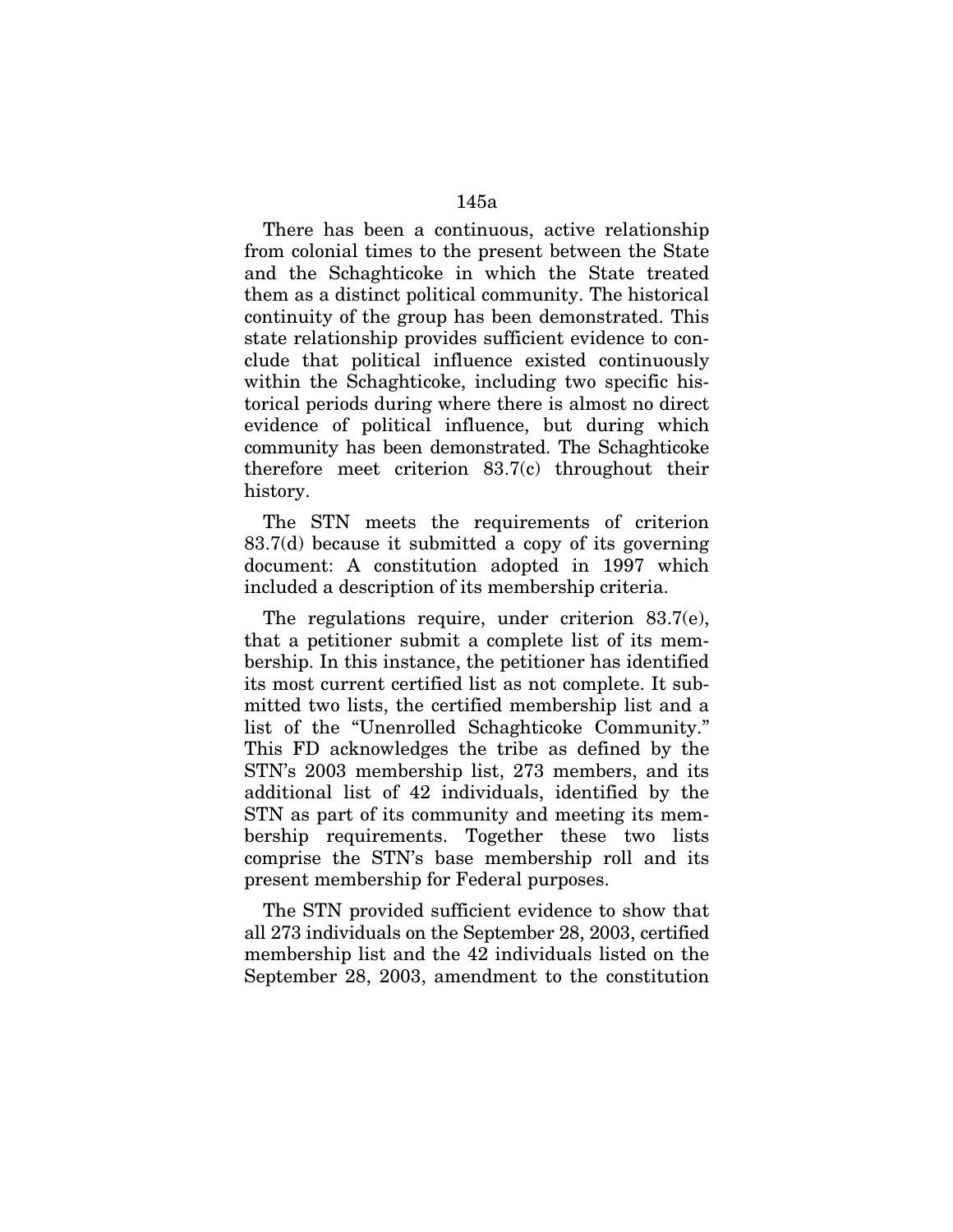There has been a continuous, active relationship from colonial times to the present between the State and the Schaghticoke in which the State treated them as a distinct political community. The historical continuity of the group has been demonstrated. This state relationship provides sufficient evidence to conclude that political influence existed continuously within the Schaghticoke, including two specific historical periods during where there is almost no direct evidence of political influence, but during which community has been demonstrated. The Schaghticoke therefore meet criterion 83.7(c) throughout their history.

The STN meets the requirements of criterion 83.7(d) because it submitted a copy of its governing document: A constitution adopted in 1997 which included a description of its membership criteria.

The regulations require, under criterion 83.7(e), that a petitioner submit a complete list of its membership. In this instance, the petitioner has identified its most current certified list as not complete. It submitted two lists, the certified membership list and a list of the "Unenrolled Schaghticoke Community." This FD acknowledges the tribe as defined by the STN's 2003 membership list, 273 members, and its additional list of 42 individuals, identified by the STN as part of its community and meeting its membership requirements. Together these two lists comprise the STN's base membership roll and its present membership for Federal purposes.

The STN provided sufficient evidence to show that all 273 individuals on the September 28, 2003, certified membership list and the 42 individuals listed on the September 28, 2003, amendment to the constitution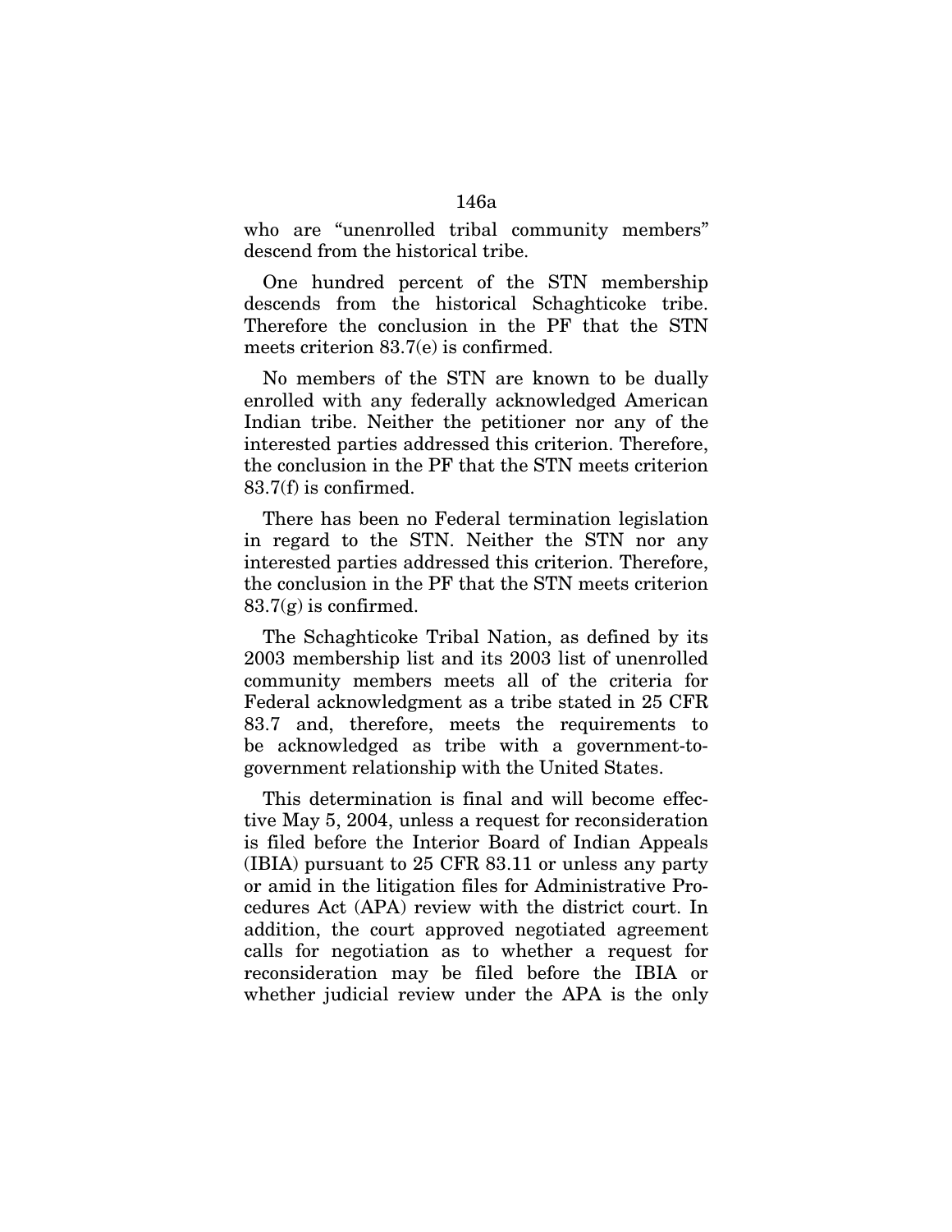who are "unenrolled tribal community members" descend from the historical tribe.

One hundred percent of the STN membership descends from the historical Schaghticoke tribe. Therefore the conclusion in the PF that the STN meets criterion 83.7(e) is confirmed.

No members of the STN are known to be dually enrolled with any federally acknowledged American Indian tribe. Neither the petitioner nor any of the interested parties addressed this criterion. Therefore, the conclusion in the PF that the STN meets criterion 83.7(f) is confirmed.

There has been no Federal termination legislation in regard to the STN. Neither the STN nor any interested parties addressed this criterion. Therefore, the conclusion in the PF that the STN meets criterion 83.7(g) is confirmed.

The Schaghticoke Tribal Nation, as defined by its 2003 membership list and its 2003 list of unenrolled community members meets all of the criteria for Federal acknowledgment as a tribe stated in 25 CFR 83.7 and, therefore, meets the requirements to be acknowledged as tribe with a government-to-government relationship with the United States.

This determination is final and will become effective May 5, 2004, unless a request for reconsideration is filed before the Interior Board of Indian Appeals (IBIA) pursuant to 25 CFR 83.11 or unless any party or amid in the litigation files for Administrative Procedures Act (APA) review with the district court. In addition, the court approved negotiated agreement calls for negotiation as to whether a request for reconsideration may be filed before the IBIA or whether judicial review under the APA is the only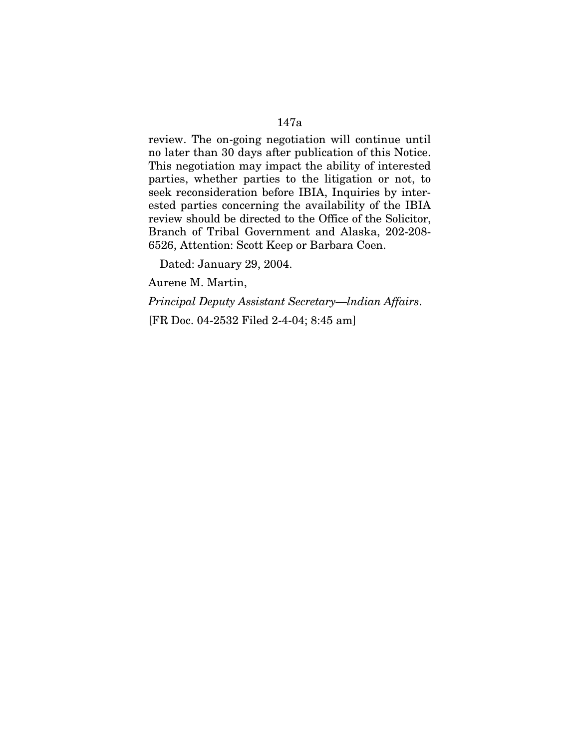review. The on-going negotiation will continue until no later than 30 days after publication of this Notice. This negotiation may impact the ability of interested parties, whether parties to the litigation or not, to seek reconsideration before IBIA, Inquiries by interested parties concerning the availability of the IBIA review should be directed to the Office of the Solicitor, Branch of Tribal Government and Alaska, 202-208-6526, Attention: Scott Keep or Barbara Coen.

Dated: January 29, 2004.

Aurene M. Martin,

*Principal Deputy Assistant Secretary—lndian Affairs*.

[FR Doc. 04-2532 Filed 2-4-04; 8:45 am]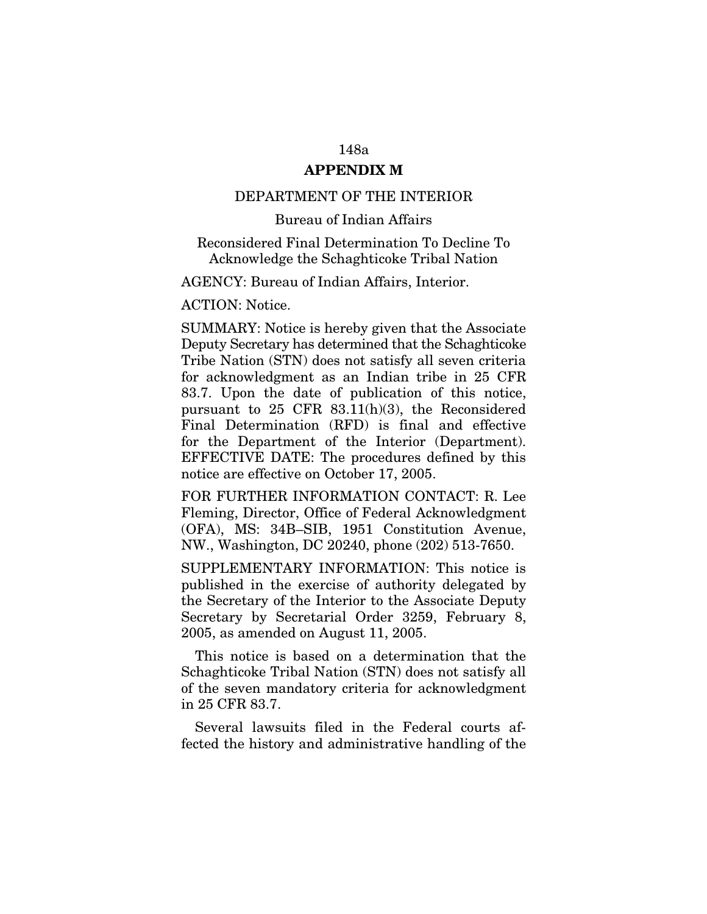## APPENDIX M

DEPARTMENT OF THE INTERIOR

Bureau of Indian Affairs

Reconsidered Final Determination To Decline To Acknowledge the Schaghticoke Tribal Nation

AGENCY: Bureau of Indian Affairs, Interior.

ACTION: Notice.

SUMMARY: Notice is hereby given that the Associate Deputy Secretary has determined that the Schaghticoke Tribe Nation (STN) does not satisfy all seven criteria for acknowledgment as an Indian tribe in 25 CFR 83.7. Upon the date of publication of this notice, pursuant to 25 CFR 83.11(h)(3), the Reconsidered Final Determination (RFD) is final and effective for the Department of the Interior (Department). EFFECTIVE DATE: The procedures defined by this notice are effective on October 17, 2005.

FOR FURTHER INFORMATION CONTACT: R. Lee Fleming, Director, Office of Federal Acknowledgment (OFA), MS: 34B–SIB, 1951 Constitution Avenue, NW., Washington, DC 20240, phone (202) 513-7650.

SUPPLEMENTARY INFORMATION: This notice is published in the exercise of authority delegated by the Secretary of the Interior to the Associate Deputy Secretary by Secretarial Order 3259, February 8, 2005, as amended on August 11, 2005.

This notice is based on a determination that the Schaghticoke Tribal Nation (STN) does not satisfy all of the seven mandatory criteria for acknowledgment in 25 CFR 83.7.

Several lawsuits filed in the Federal courts affected the history and administrative handling of the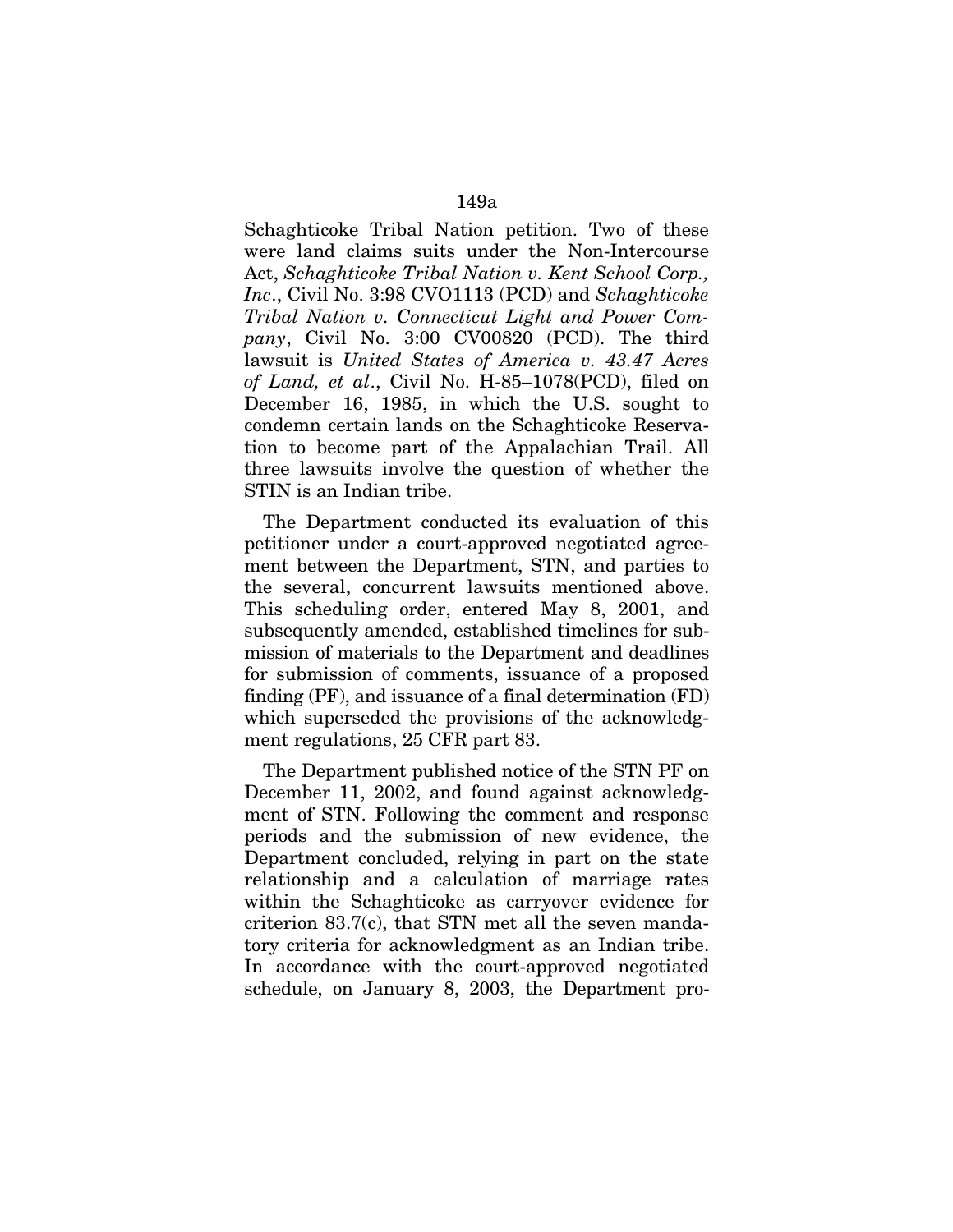Schaghticoke Tribal Nation petition. Two of these were land claims suits under the Non-Intercourse Act, *Schaghticoke Tribal Nation v. Kent School Corp., Inc*., Civil No. 3:98 CVO1113 (PCD) and *Schaghticoke Tribal Nation v. Connecticut Light and Power Company*, Civil No. 3:00 CV00820 (PCD). The third lawsuit is *United States of America v. 43.47 Acres of Land, et al*., Civil No. H-85–1078(PCD), filed on December 16, 1985, in which the U.S. sought to condemn certain lands on the Schaghticoke Reservation to become part of the Appalachian Trail. All three lawsuits involve the question of whether the STIN is an Indian tribe.

The Department conducted its evaluation of this petitioner under a court-approved negotiated agreement between the Department, STN, and parties to the several, concurrent lawsuits mentioned above. This scheduling order, entered May 8, 2001, and subsequently amended, established timelines for submission of materials to the Department and deadlines for submission of comments, issuance of a proposed finding (PF), and issuance of a final determination (FD) which superseded the provisions of the acknowledgment regulations, 25 CFR part 83.

The Department published notice of the STN PF on December 11, 2002, and found against acknowledgment of STN. Following the comment and response periods and the submission of new evidence, the Department concluded, relying in part on the state relationship and a calculation of marriage rates within the Schaghticoke as carryover evidence for criterion 83.7(c), that STN met all the seven mandatory criteria for acknowledgment as an Indian tribe. In accordance with the court-approved negotiated schedule, on January 8, 2003, the Department pro-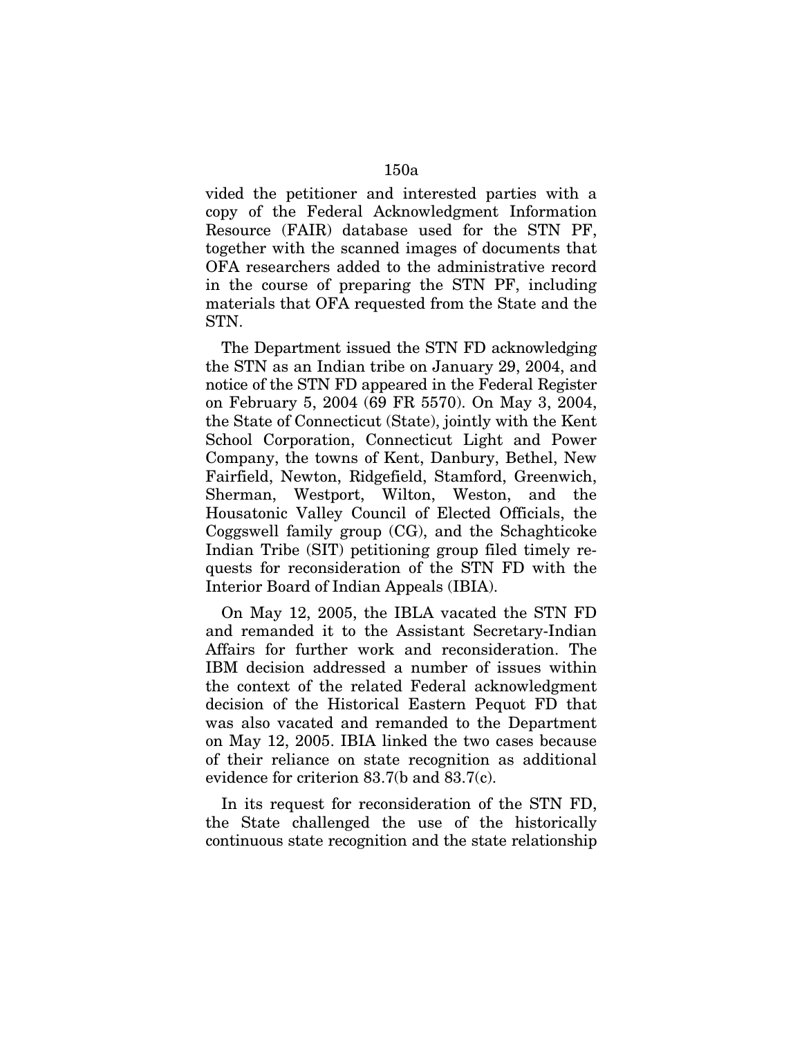vided the petitioner and interested parties with a copy of the Federal Acknowledgment Information Resource (FAIR) database used for the STN PF, together with the scanned images of documents that OFA researchers added to the administrative record in the course of preparing the STN PF, including materials that OFA requested from the State and the STN.

The Department issued the STN FD acknowledging the STN as an Indian tribe on January 29, 2004, and notice of the STN FD appeared in the Federal Register on February 5, 2004 (69 FR 5570). On May 3, 2004, the State of Connecticut (State), jointly with the Kent School Corporation, Connecticut Light and Power Company, the towns of Kent, Danbury, Bethel, New Fairfield, Newton, Ridgefield, Stamford, Greenwich, Sherman, Westport, Wilton, Weston, and the Housatonic Valley Council of Elected Officials, the Coggswell family group (CG), and the Schaghticoke Indian Tribe (SIT) petitioning group filed timely requests for reconsideration of the STN FD with the Interior Board of Indian Appeals (IBIA).

On May 12, 2005, the IBLA vacated the STN FD and remanded it to the Assistant Secretary-Indian Affairs for further work and reconsideration. The IBM decision addressed a number of issues within the context of the related Federal acknowledgment decision of the Historical Eastern Pequot FD that was also vacated and remanded to the Department on May 12, 2005. IBIA linked the two cases because of their reliance on state recognition as additional evidence for criterion 83.7(b and 83.7(c).

In its request for reconsideration of the STN FD, the State challenged the use of the historically continuous state recognition and the state relationship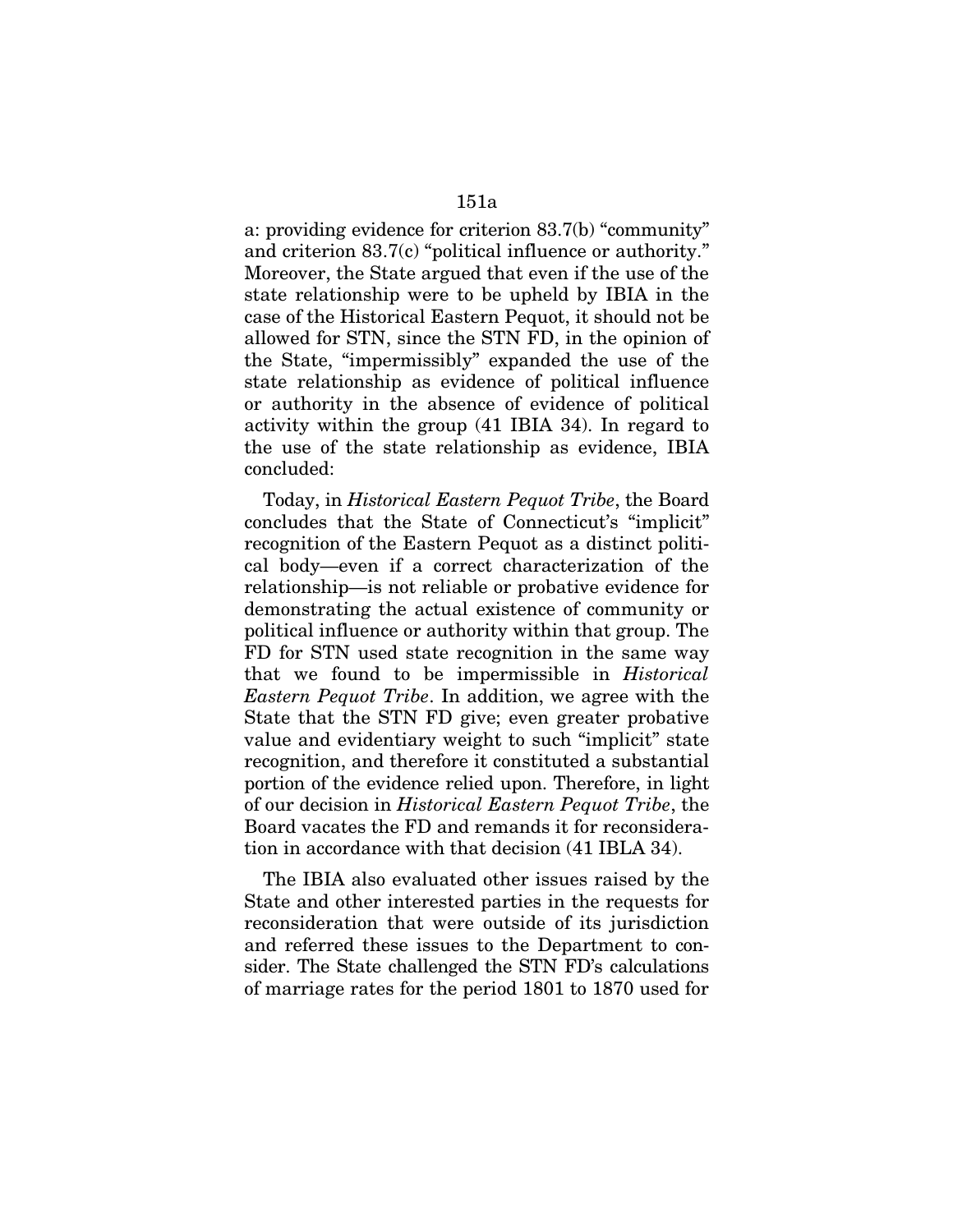a: providing evidence for criterion 83.7(b) "community" and criterion 83.7(c) "political influence or authority." Moreover, the State argued that even if the use of the state relationship were to be upheld by IBIA in the case of the Historical Eastern Pequot, it should not be allowed for STN, since the STN FD, in the opinion of the State, "impermissibly" expanded the use of the state relationship as evidence of political influence or authority in the absence of evidence of political activity within the group (41 IBIA 34). In regard to the use of the state relationship as evidence, IBIA concluded:

Today, in *Historical Eastern Pequot Tribe*, the Board concludes that the State of Connecticut's "implicit" recognition of the Eastern Pequot as a distinct political body—even if a correct characterization of the relationship—is not reliable or probative evidence for demonstrating the actual existence of community or political influence or authority within that group. The FD for STN used state recognition in the same way that we found to be impermissible in *Historical Eastern Pequot Tribe*. In addition, we agree with the State that the STN FD give; even greater probative value and evidentiary weight to such "implicit" state recognition, and therefore it constituted a substantial portion of the evidence relied upon. Therefore, in light of our decision in *Historical Eastern Pequot Tribe*, the Board vacates the FD and remands it for reconsideration in accordance with that decision (41 IBLA 34).

The IBIA also evaluated other issues raised by the State and other interested parties in the requests for reconsideration that were outside of its jurisdiction and referred these issues to the Department to consider. The State challenged the STN FD's calculations of marriage rates for the period 1801 to 1870 used for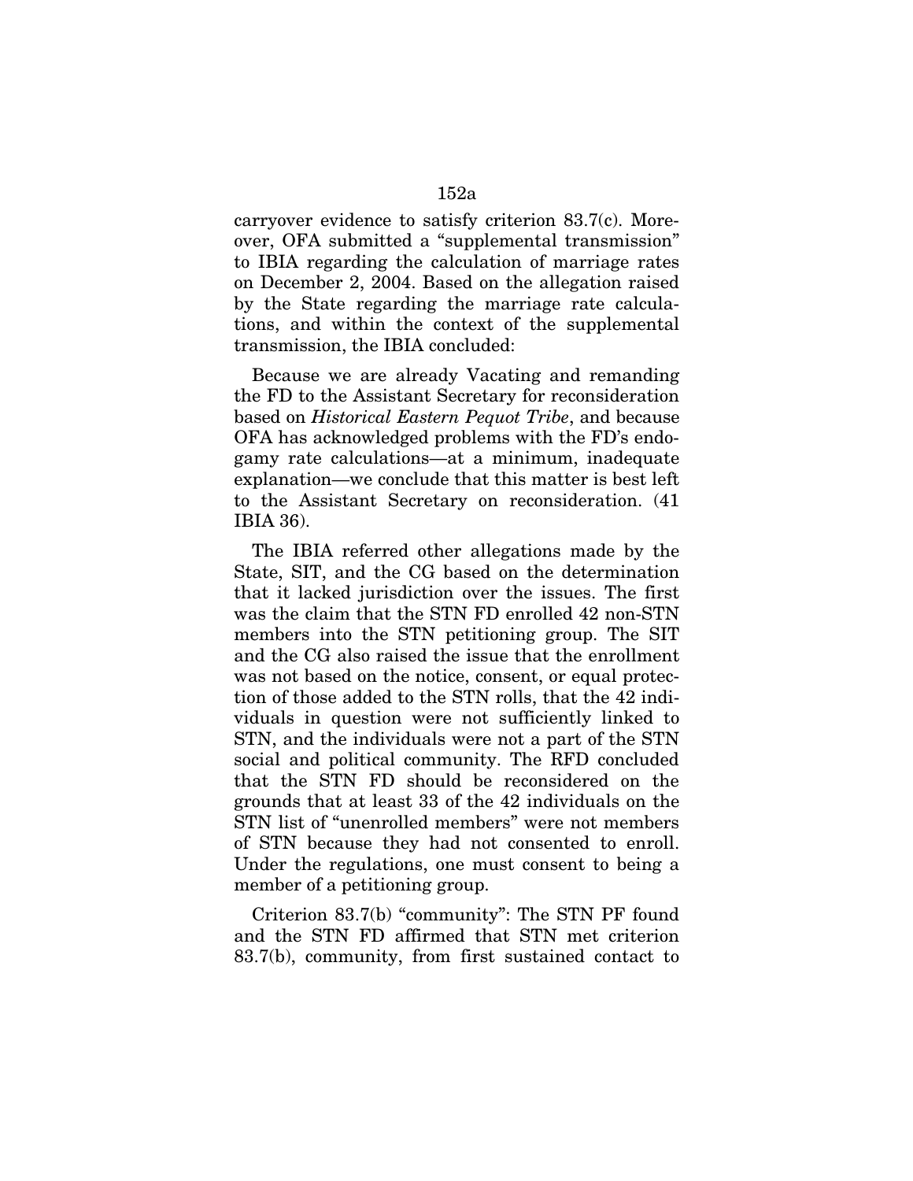carryover evidence to satisfy criterion 83.7(c). Moreover, OFA submitted a "supplemental transmission" to IBIA regarding the calculation of marriage rates on December 2, 2004. Based on the allegation raised by the State regarding the marriage rate calculations, and within the context of the supplemental transmission, the IBIA concluded:

> Because we are already Vacating and remanding the FD to the Assistant Secretary for reconsideration based on *Historical Eastern Pequot Tribe*, and because OFA has acknowledged problems with the FD's endogamy rate calculations—at a minimum, inadequate explanation—we conclude that this matter is best left to the Assistant Secretary on reconsideration. (41 IBIA 36).

The IBIA referred other allegations made by the State, SIT, and the CG based on the determination that it lacked jurisdiction over the issues. The first was the claim that the STN FD enrolled 42 non-STN members into the STN petitioning group. The SIT and the CG also raised the issue that the enrollment was not based on the notice, consent, or equal protection of those added to the STN rolls, that the 42 individuals in question were not sufficiently linked to STN, and the individuals were not a part of the STN social and political community. The RFD concluded that the STN FD should be reconsidered on the grounds that at least 33 of the 42 individuals on the STN list of "unenrolled members" were not members of STN because they had not consented to enroll. Under the regulations, one must consent to being a member of a petitioning group.

Criterion 83.7(b) "community": The STN PF found and the STN FD affirmed that STN met criterion 83.7(b), community, from first sustained contact to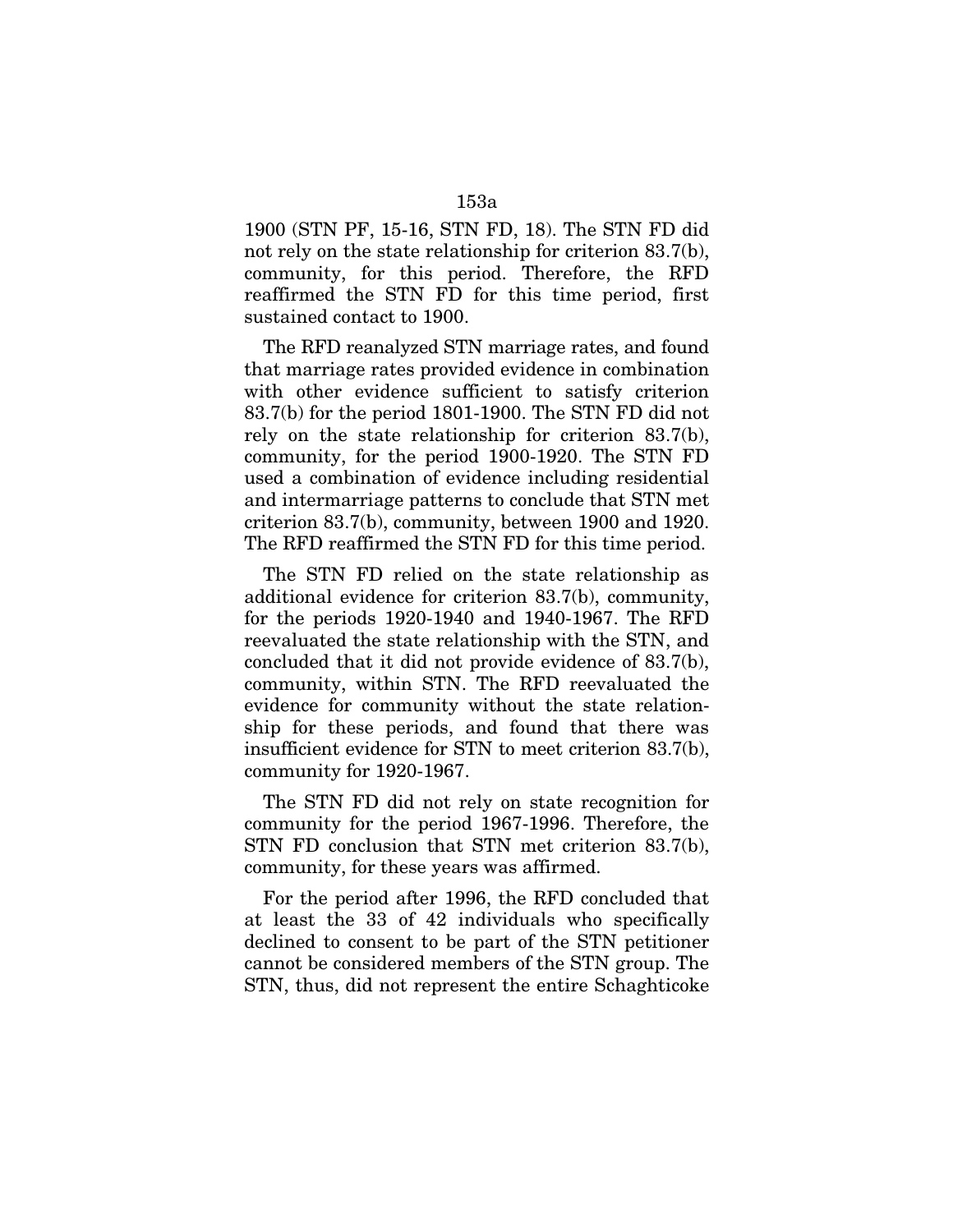1900 (STN PF, 15-16, STN FD, 18). The STN FD did not rely on the state relationship for criterion 83.7(b), community, for this period. Therefore, the RFD reaffirmed the STN FD for this time period, first sustained contact to 1900.

The RFD reanalyzed STN marriage rates, and found that marriage rates provided evidence in combination with other evidence sufficient to satisfy criterion 83.7(b) for the period 1801-1900. The STN FD did not rely on the state relationship for criterion 83.7(b), community, for the period 1900-1920. The STN FD used a combination of evidence including residential and intermarriage patterns to conclude that STN met criterion 83.7(b), community, between 1900 and 1920. The RFD reaffirmed the STN FD for this time period.

The STN FD relied on the state relationship as additional evidence for criterion 83.7(b), community, for the periods 1920-1940 and 1940-1967. The RFD reevaluated the state relationship with the STN, and concluded that it did not provide evidence of 83.7(b), community, within STN. The RFD reevaluated the evidence for community without the state relationship for these periods, and found that there was insufficient evidence for STN to meet criterion 83.7(b), community for 1920-1967.

The STN FD did not rely on state recognition for community for the period 1967-1996. Therefore, the STN FD conclusion that STN met criterion 83.7(b), community, for these years was affirmed.

For the period after 1996, the RFD concluded that at least the 33 of 42 individuals who specifically declined to consent to be part of the STN petitioner cannot be considered members of the STN group. The STN, thus, did not represent the entire Schaghticoke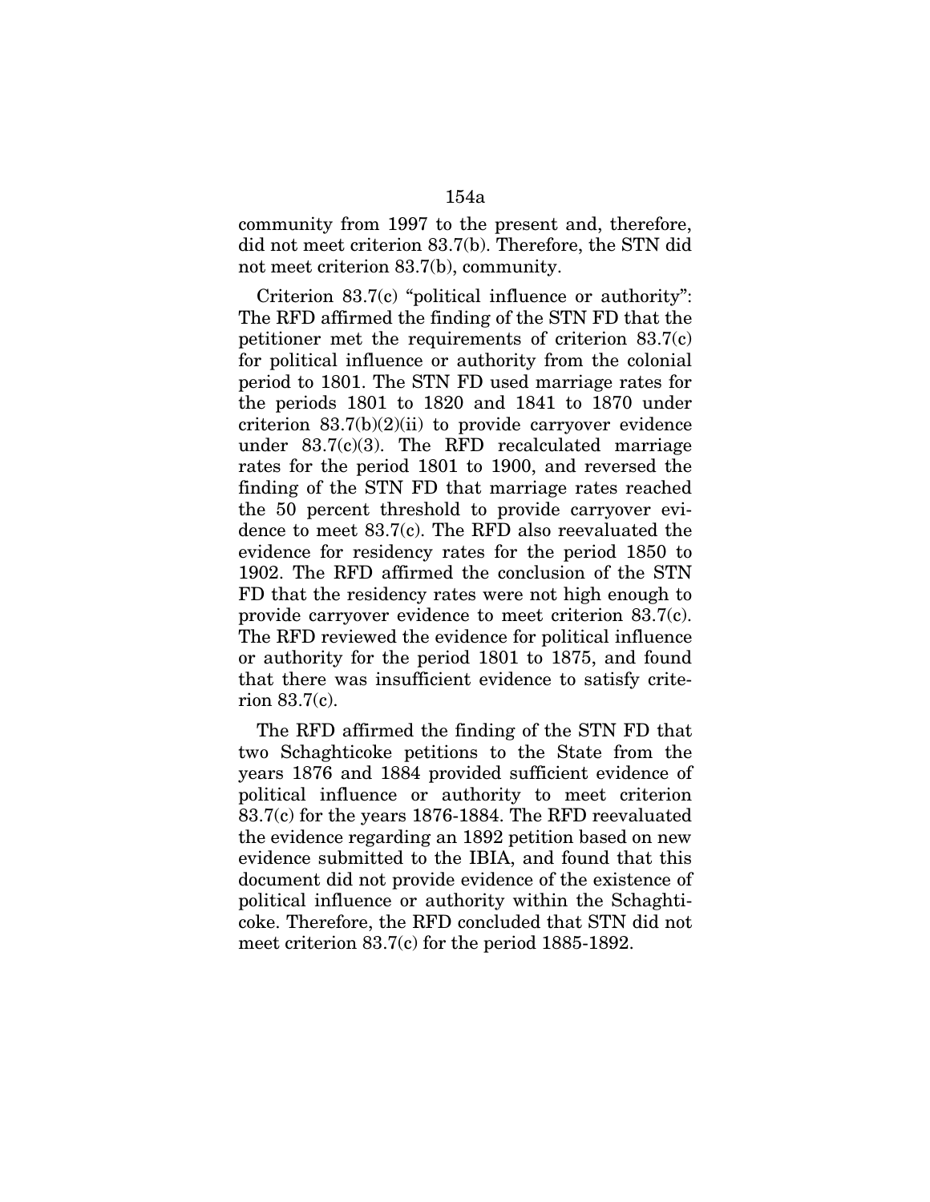community from 1997 to the present and, therefore, did not meet criterion 83.7(b). Therefore, the STN did not meet criterion 83.7(b), community.

Criterion 83.7(c) "political influence or authority": The RFD affirmed the finding of the STN FD that the petitioner met the requirements of criterion 83.7(c) for political influence or authority from the colonial period to 1801. The STN FD used marriage rates for the periods 1801 to 1820 and 1841 to 1870 under criterion 83.7(b)(2)(ii) to provide carryover evidence under 83.7(c)(3). The RFD recalculated marriage rates for the period 1801 to 1900, and reversed the finding of the STN FD that marriage rates reached the 50 percent threshold to provide carryover evidence to meet 83.7(c). The RFD also reevaluated the evidence for residency rates for the period 1850 to 1902. The RFD affirmed the conclusion of the STN FD that the residency rates were not high enough to provide carryover evidence to meet criterion 83.7(c). The RFD reviewed the evidence for political influence or authority for the period 1801 to 1875, and found that there was insufficient evidence to satisfy criterion 83.7(c).

The RFD affirmed the finding of the STN FD that two Schaghticoke petitions to the State from the years 1876 and 1884 provided sufficient evidence of political influence or authority to meet criterion 83.7(c) for the years 1876-1884. The RFD reevaluated the evidence regarding an 1892 petition based on new evidence submitted to the IBIA, and found that this document did not provide evidence of the existence of political influence or authority within the Schaghticoke. Therefore, the RFD concluded that STN did not meet criterion 83.7(c) for the period 1885-1892.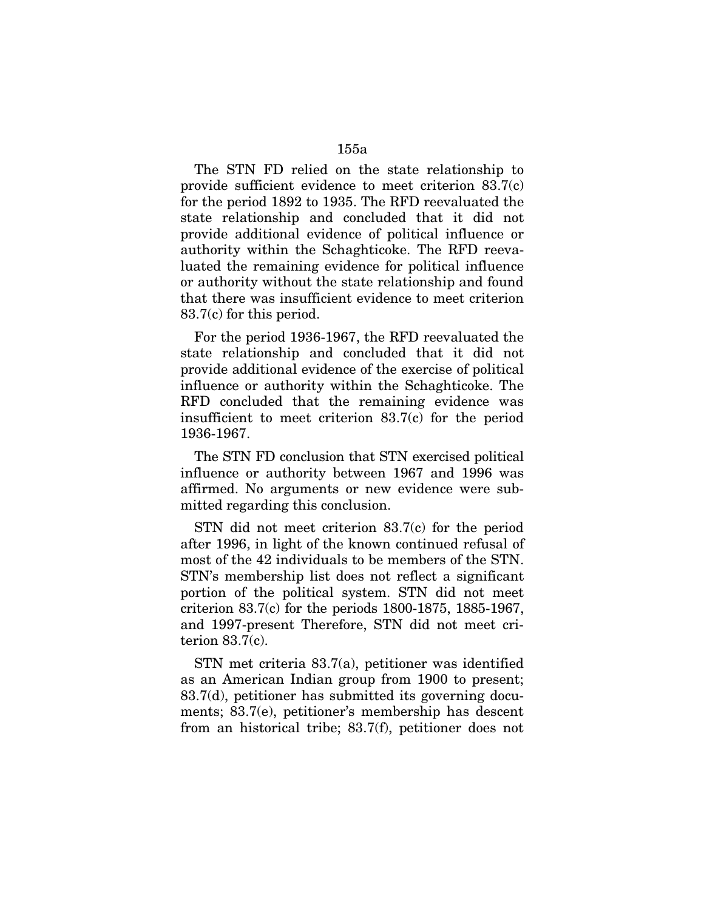The STN FD relied on the state relationship to provide sufficient evidence to meet criterion 83.7(c) for the period 1892 to 1935. The RFD reevaluated the state relationship and concluded that it did not provide additional evidence of political influence or authority within the Schaghticoke. The RFD reevaluated the remaining evidence for political influence or authority without the state relationship and found that there was insufficient evidence to meet criterion 83.7(c) for this period.

For the period 1936-1967, the RFD reevaluated the state relationship and concluded that it did not provide additional evidence of the exercise of political influence or authority within the Schaghticoke. The RFD concluded that the remaining evidence was insufficient to meet criterion 83.7(c) for the period 1936-1967.

The STN FD conclusion that STN exercised political influence or authority between 1967 and 1996 was affirmed. No arguments or new evidence were submitted regarding this conclusion.

STN did not meet criterion 83.7(c) for the period after 1996, in light of the known continued refusal of most of the 42 individuals to be members of the STN. STN's membership list does not reflect a significant portion of the political system. STN did not meet criterion 83.7(c) for the periods 1800-1875, 1885-1967, and 1997-present Therefore, STN did not meet criterion 83.7(c).

STN met criteria 83.7(a), petitioner was identified as an American Indian group from 1900 to present; 83.7(d), petitioner has submitted its governing documents; 83.7(e), petitioner's membership has descent from an historical tribe; 83.7(f), petitioner does not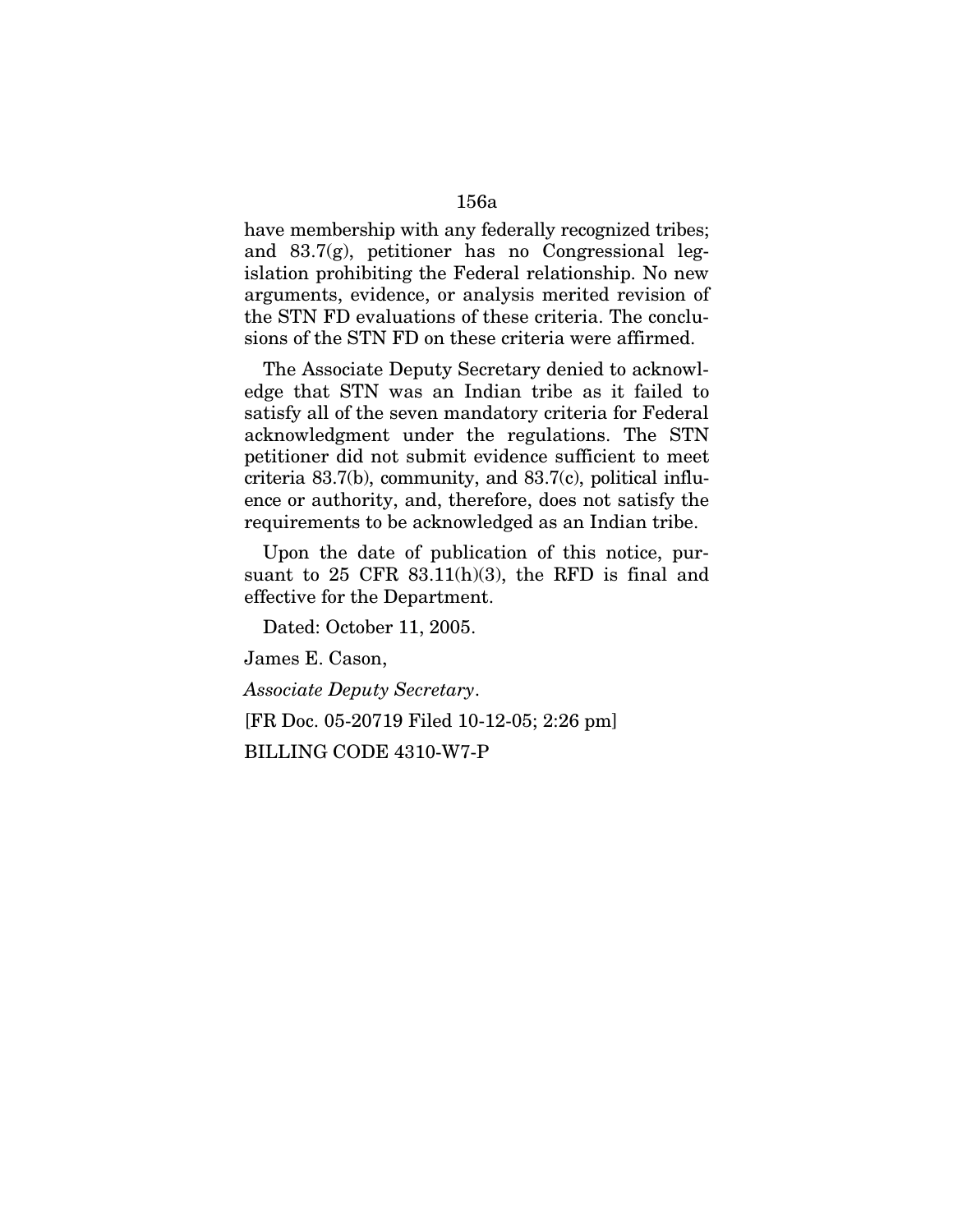have membership with any federally recognized tribes; and 83.7(g), petitioner has no Congressional legislation prohibiting the Federal relationship. No new arguments, evidence, or analysis merited revision of the STN FD evaluations of these criteria. The conclusions of the STN FD on these criteria were affirmed.

The Associate Deputy Secretary denied to acknowledge that STN was an Indian tribe as it failed to satisfy all of the seven mandatory criteria for Federal acknowledgment under the regulations. The STN petitioner did not submit evidence sufficient to meet criteria 83.7(b), community, and 83.7(c), political influence or authority, and, therefore, does not satisfy the requirements to be acknowledged as an Indian tribe.

Upon the date of publication of this notice, pursuant to 25 CFR 83.11(h)(3), the RFD is final and effective for the Department.

Dated: October 11, 2005.

James E. Cason,

*Associate Deputy Secretary*.

[FR Doc. 05-20719 Filed 10-12-05; 2:26 pm]

BILLING CODE 4310-W7-P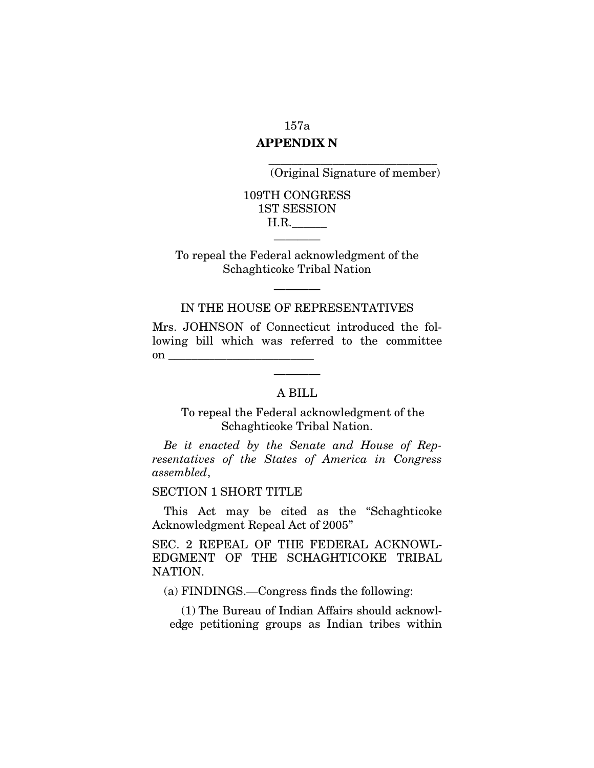## APPENDIX N

\_\_\_\_\_\_\_\_\_\_\_\_\_\_\_\_\_\_\_\_\_\_\_\_\_\_\_\_\_\_
(Original Signature of member)

109TH CONGRESS
1ST SESSION
H.R.\_\_\_\_\_\_

---

To repeal the Federal acknowledgment of the Schaghticoke Tribal Nation

---

IN THE HOUSE OF REPRESENTATIVES

Mrs. JOHNSON of Connecticut introduced the following bill which was referred to the committee on \_\_\_\_\_\_\_\_\_\_\_\_\_\_\_\_\_\_\_\_\_\_\_\_\_\_

---

A BILL

To repeal the Federal acknowledgment of the Schaghticoke Tribal Nation.

*Be it enacted by the Senate and House of Representatives of the States of America in Congress assembled*,

SECTION 1 SHORT TITLE

This Act may be cited as the "Schaghticoke Acknowledgment Repeal Act of 2005"

SEC. 2 REPEAL OF THE FEDERAL ACKNOWLEDGMENT OF THE SCHAGHTICOKE TRIBAL NATION.

(a) FINDINGS.—Congress finds the following:

(1) The Bureau of Indian Affairs should acknowledge petitioning groups as Indian tribes within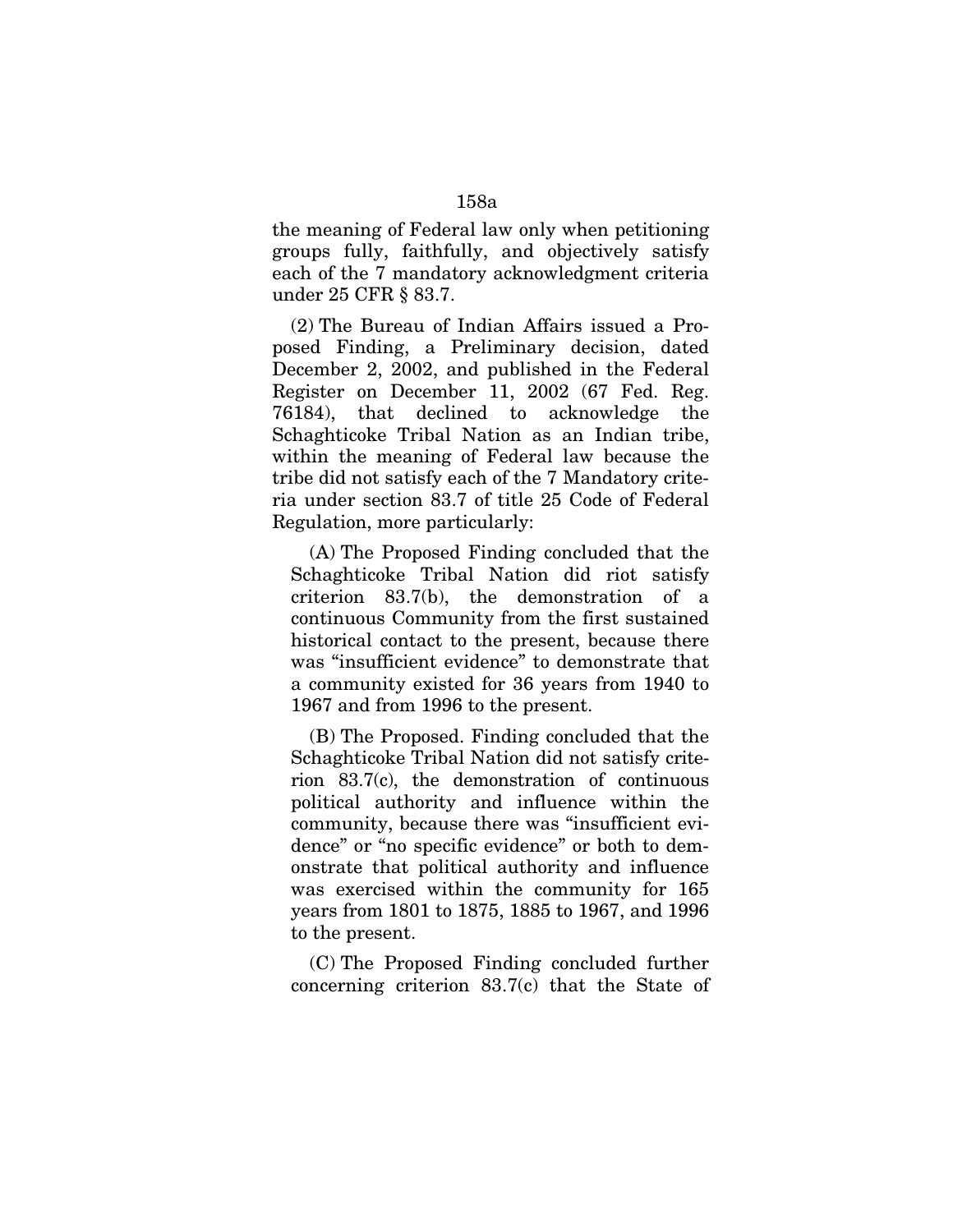the meaning of Federal law only when petitioning groups fully, faithfully, and objectively satisfy each of the 7 mandatory acknowledgment criteria under 25 CFR § 83.7.

(2) The Bureau of Indian Affairs issued a Proposed Finding, a Preliminary decision, dated December 2, 2002, and published in the Federal Register on December 11, 2002 (67 Fed. Reg. 76184), that declined to acknowledge the Schaghticoke Tribal Nation as an Indian tribe, within the meaning of Federal law because the tribe did not satisfy each of the 7 Mandatory criteria under section 83.7 of title 25 Code of Federal Regulation, more particularly:

(A) The Proposed Finding concluded that the Schaghticoke Tribal Nation did riot satisfy criterion 83.7(b), the demonstration of a continuous Community from the first sustained historical contact to the present, because there was "insufficient evidence" to demonstrate that a community existed for 36 years from 1940 to 1967 and from 1996 to the present.

(B) The Proposed. Finding concluded that the Schaghticoke Tribal Nation did not satisfy criterion 83.7(c), the demonstration of continuous political authority and influence within the community, because there was "insufficient evidence" or "no specific evidence" or both to demonstrate that political authority and influence was exercised within the community for 165 years from 1801 to 1875, 1885 to 1967, and 1996 to the present.

(C) The Proposed Finding concluded further concerning criterion 83.7(c) that the State of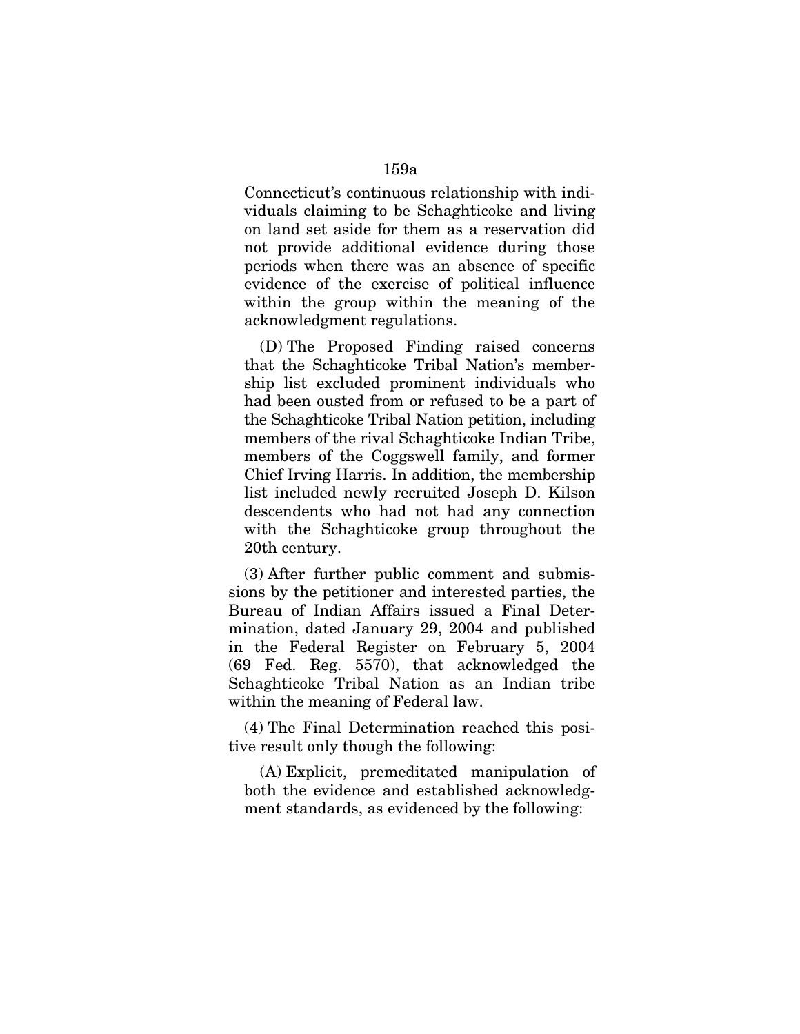Connecticut's continuous relationship with individuals claiming to be Schaghticoke and living on land set aside for them as a reservation did not provide additional evidence during those periods when there was an absence of specific evidence of the exercise of political influence within the group within the meaning of the acknowledgment regulations.

(D) The Proposed Finding raised concerns that the Schaghticoke Tribal Nation's membership list excluded prominent individuals who had been ousted from or refused to be a part of the Schaghticoke Tribal Nation petition, including members of the rival Schaghticoke Indian Tribe, members of the Coggswell family, and former Chief Irving Harris. In addition, the membership list included newly recruited Joseph D. Kilson descendents who had not had any connection with the Schaghticoke group throughout the 20th century.

(3) After further public comment and submissions by the petitioner and interested parties, the Bureau of Indian Affairs issued a Final Determination, dated January 29, 2004 and published in the Federal Register on February 5, 2004 (69 Fed. Reg. 5570), that acknowledged the Schaghticoke Tribal Nation as an Indian tribe within the meaning of Federal law.

(4) The Final Determination reached this positive result only though the following:

(A) Explicit, premeditated manipulation of both the evidence and established acknowledgment standards, as evidenced by the following: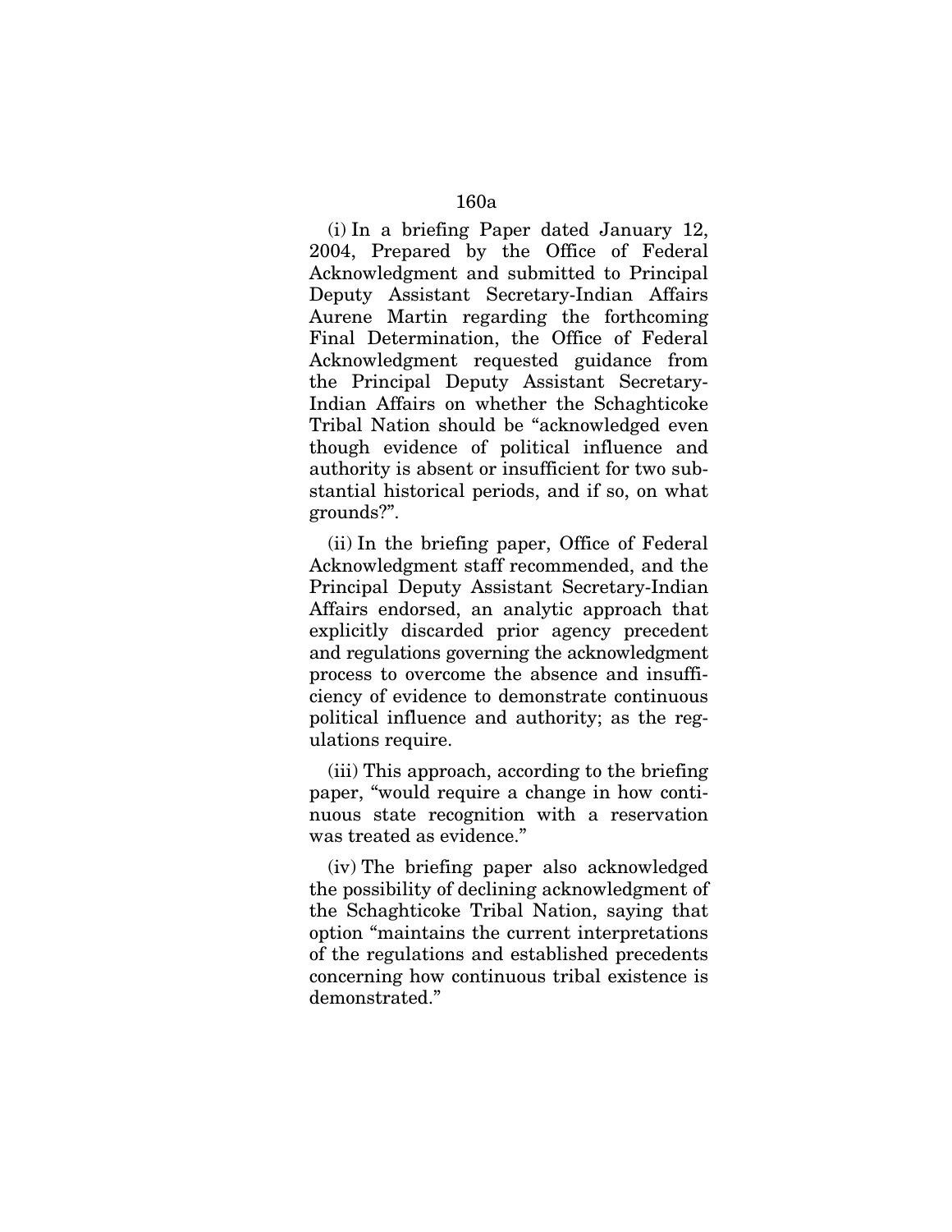(i) In a briefing Paper dated January 12, 2004, Prepared by the Office of Federal Acknowledgment and submitted to Principal Deputy Assistant Secretary-Indian Affairs Aurene Martin regarding the forthcoming Final Determination, the Office of Federal Acknowledgment requested guidance from the Principal Deputy Assistant Secretary-Indian Affairs on whether the Schaghticoke Tribal Nation should be "acknowledged even though evidence of political influence and authority is absent or insufficient for two substantial historical periods, and if so, on what grounds?".

(ii) In the briefing paper, Office of Federal Acknowledgment staff recommended, and the Principal Deputy Assistant Secretary-Indian Affairs endorsed, an analytic approach that explicitly discarded prior agency precedent and regulations governing the acknowledgment process to overcome the absence and insufficiency of evidence to demonstrate continuous political influence and authority; as the regulations require.

(iii) This approach, according to the briefing paper, "would require a change in how continuous state recognition with a reservation was treated as evidence."

(iv) The briefing paper also acknowledged the possibility of declining acknowledgment of the Schaghticoke Tribal Nation, saying that option "maintains the current interpretations of the regulations and established precedents concerning how continuous tribal existence is demonstrated."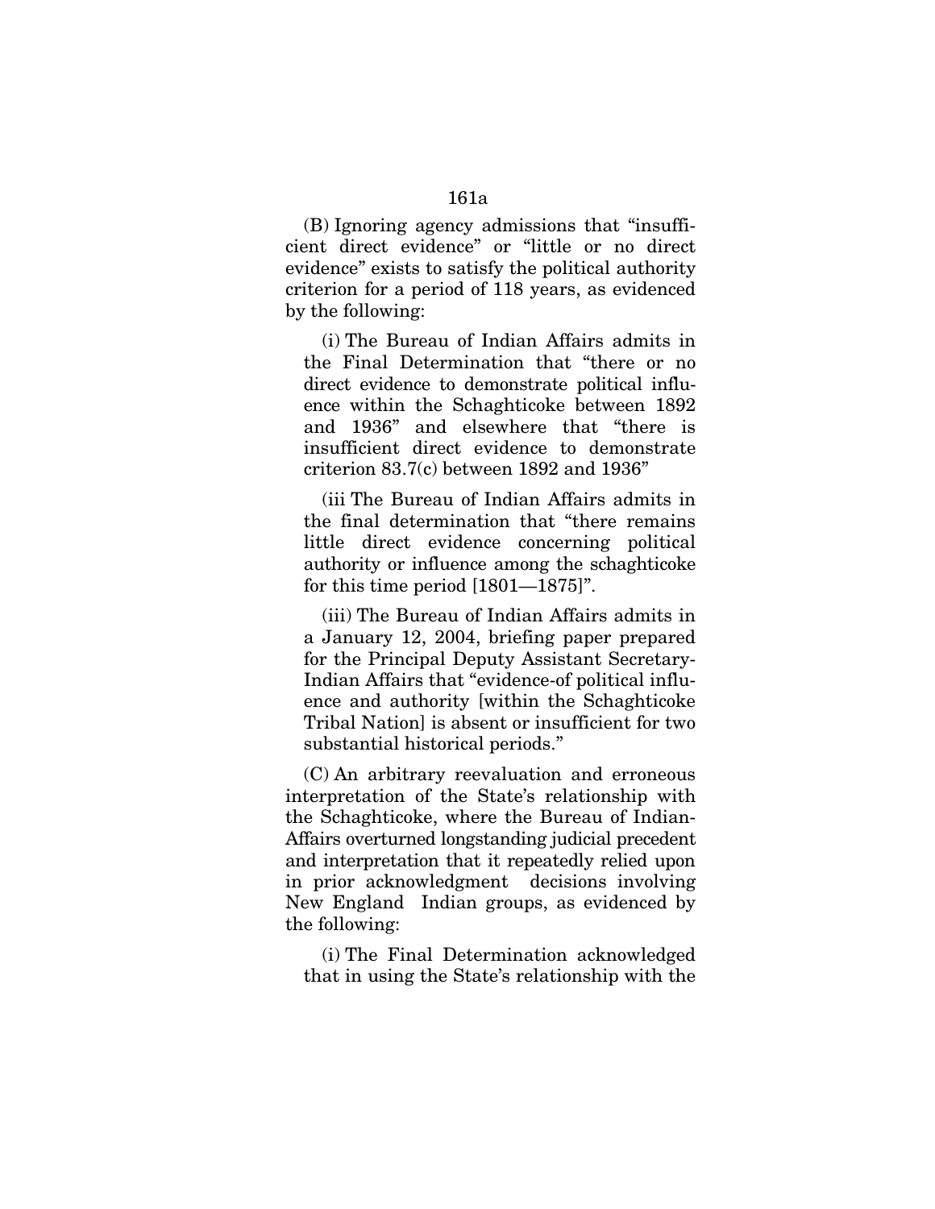(B) Ignoring agency admissions that "insufficient direct evidence" or "little or no direct evidence" exists to satisfy the political authority criterion for a period of 118 years, as evidenced by the following:

(i) The Bureau of Indian Affairs admits in the Final Determination that "there or no direct evidence to demonstrate political influence within the Schaghticoke between 1892 and 1936" and elsewhere that "there is insufficient direct evidence to demonstrate criterion 83.7(c) between 1892 and 1936"

(iii The Bureau of Indian Affairs admits in the final determination that "there remains little direct evidence concerning political authority or influence among the schaghticoke for this time period [1801—1875]".

(iii) The Bureau of Indian Affairs admits in a January 12, 2004, briefing paper prepared for the Principal Deputy Assistant Secretary-Indian Affairs that "evidence-of political influence and authority [within the Schaghticoke Tribal Nation] is absent or insufficient for two substantial historical periods."

(C) An arbitrary reevaluation and erroneous interpretation of the State's relationship with the Schaghticoke, where the Bureau of Indian-Affairs overturned longstanding judicial precedent and interpretation that it repeatedly relied upon in prior acknowledgment decisions involving New England Indian groups, as evidenced by the following:

(i) The Final Determination acknowledged that in using the State's relationship with the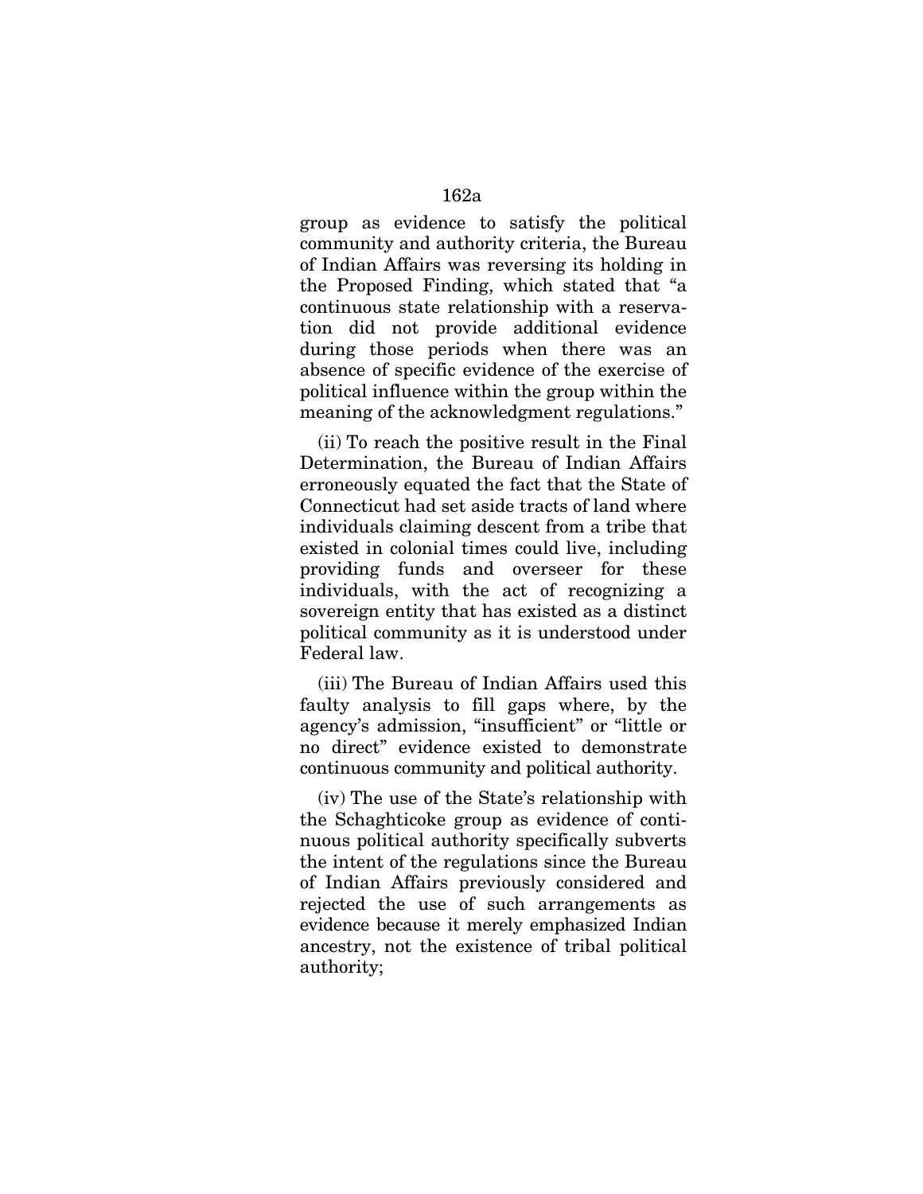group as evidence to satisfy the political community and authority criteria, the Bureau of Indian Affairs was reversing its holding in the Proposed Finding, which stated that "a continuous state relationship with a reservation did not provide additional evidence during those periods when there was an absence of specific evidence of the exercise of political influence within the group within the meaning of the acknowledgment regulations."

(ii) To reach the positive result in the Final Determination, the Bureau of Indian Affairs erroneously equated the fact that the State of Connecticut had set aside tracts of land where individuals claiming descent from a tribe that existed in colonial times could live, including providing funds and overseer for these individuals, with the act of recognizing a sovereign entity that has existed as a distinct political community as it is understood under Federal law.

(iii) The Bureau of Indian Affairs used this faulty analysis to fill gaps where, by the agency's admission, "insufficient" or "little or no direct" evidence existed to demonstrate continuous community and political authority.

(iv) The use of the State's relationship with the Schaghticoke group as evidence of continuous political authority specifically subverts the intent of the regulations since the Bureau of Indian Affairs previously considered and rejected the use of such arrangements as evidence because it merely emphasized Indian ancestry, not the existence of tribal political authority;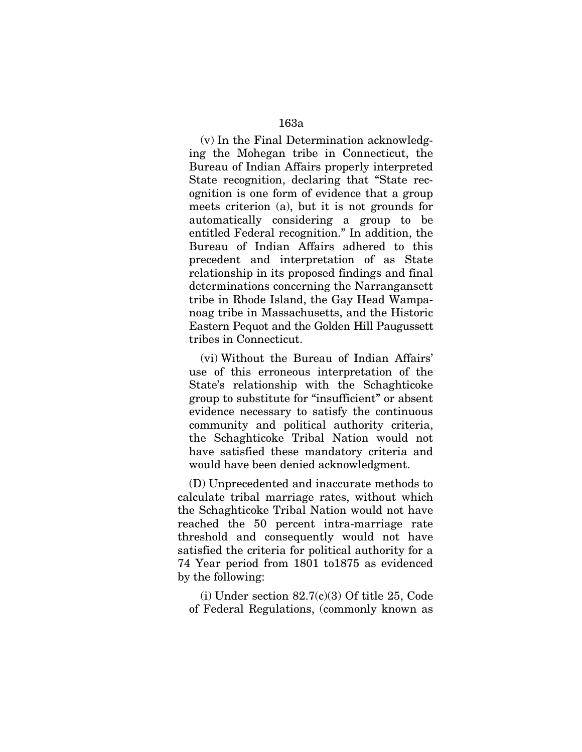(v) In the Final Determination acknowledging the Mohegan tribe in Connecticut, the Bureau of Indian Affairs properly interpreted State recognition, declaring that "State recognition is one form of evidence that a group meets criterion (a), but it is not grounds for automatically considering a group to be entitled Federal recognition." In addition, the Bureau of Indian Affairs adhered to this precedent and interpretation of as State relationship in its proposed findings and final determinations concerning the Narragansett tribe in Rhode Island, the Gay Head Wampanoag tribe in Massachusetts, and the Historic Eastern Pequot and the Golden Hill Paugussett tribes in Connecticut.

(vi) Without the Bureau of Indian Affairs' use of this erroneous interpretation of the State's relationship with the Schaghticoke group to substitute for "insufficient" or absent evidence necessary to satisfy the continuous community and political authority criteria, the Schaghticoke Tribal Nation would not have satisfied these mandatory criteria and would have been denied acknowledgment.

(D) Unprecedented and inaccurate methods to calculate tribal marriage rates, without which the Schaghticoke Tribal Nation would not have reached the 50 percent intra-marriage rate threshold and consequently would not have satisfied the criteria for political authority for a 74 Year period from 1801 to1875 as evidenced by the following:

(i) Under section 82.7(c)(3) Of title 25, Code of Federal Regulations, (commonly known as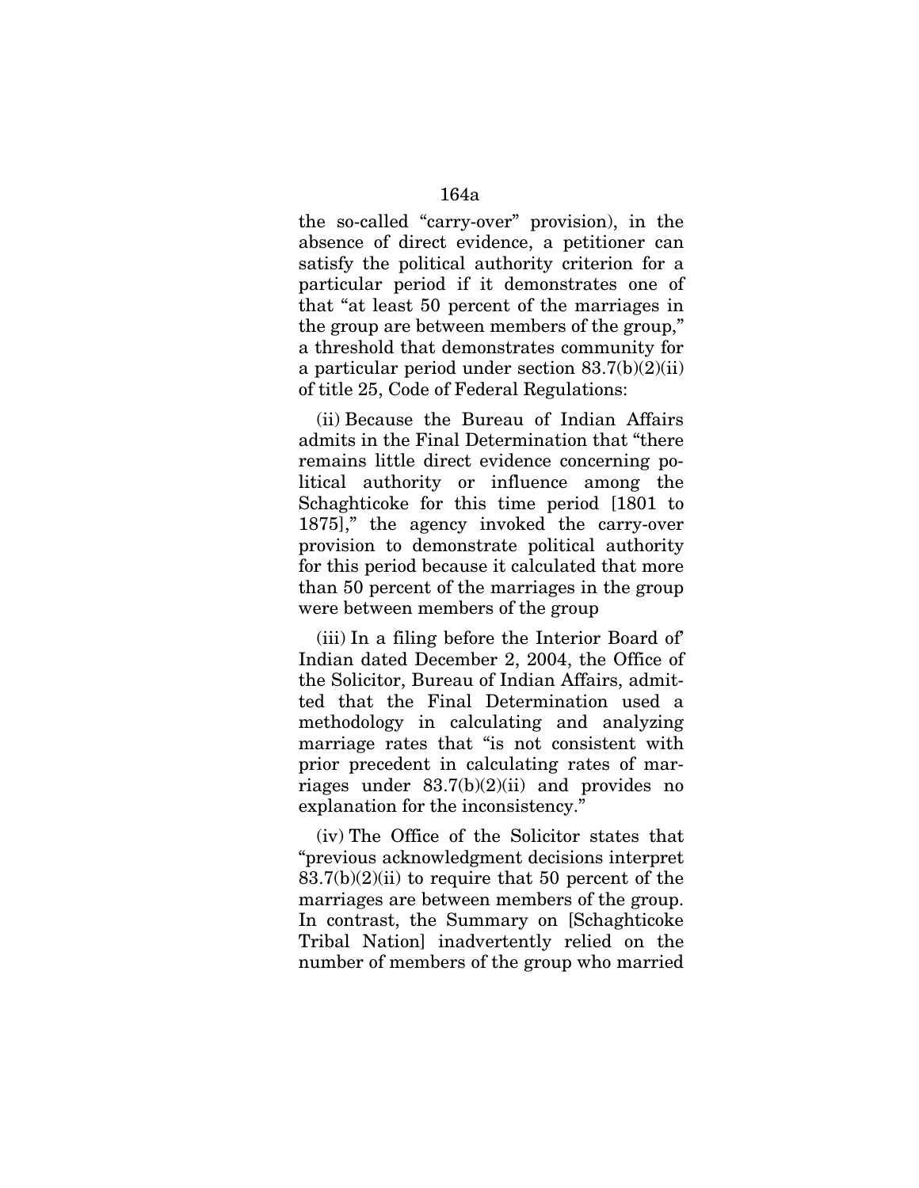the so-called "carry-over" provision), in the absence of direct evidence, a petitioner can satisfy the political authority criterion for a particular period if it demonstrates one of that "at least 50 percent of the marriages in the group are between members of the group," a threshold that demonstrates community for a particular period under section 83.7(b)(2)(ii) of title 25, Code of Federal Regulations:

(ii) Because the Bureau of Indian Affairs admits in the Final Determination that "there remains little direct evidence concerning political authority or influence among the Schaghticoke for this time period [1801 to 1875]," the agency invoked the carry-over provision to demonstrate political authority for this period because it calculated that more than 50 percent of the marriages in the group were between members of the group

(iii) In a filing before the Interior Board of' Indian dated December 2, 2004, the Office of the Solicitor, Bureau of Indian Affairs, admitted that the Final Determination used a methodology in calculating and analyzing marriage rates that "is not consistent with prior precedent in calculating rates of marriages under 83.7(b)(2)(ii) and provides no explanation for the inconsistency."

(iv) The Office of the Solicitor states that "previous acknowledgment decisions interpret 83.7(b)(2)(ii) to require that 50 percent of the marriages are between members of the group. In contrast, the Summary on [Schaghticoke Tribal Nation] inadvertently relied on the number of members of the group who married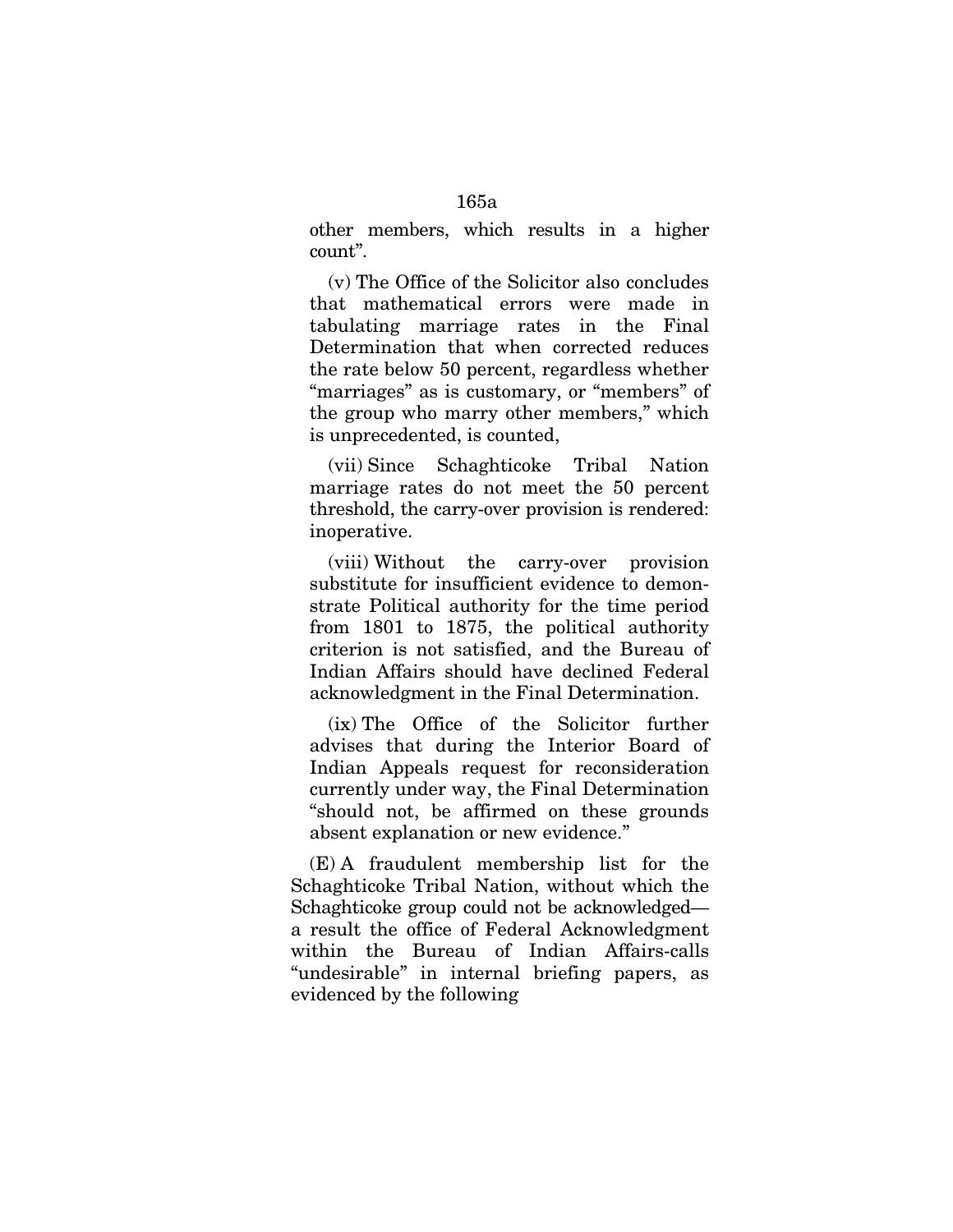other members, which results in a higher count".

(v) The Office of the Solicitor also concludes that mathematical errors were made in tabulating marriage rates in the Final Determination that when corrected reduces the rate below 50 percent, regardless whether "marriages" as is customary, or "members" of the group who marry other members," which is unprecedented, is counted,

(vii) Since Schaghticoke Tribal Nation marriage rates do not meet the 50 percent threshold, the carry-over provision is rendered: inoperative.

(viii) Without the carry-over provision substitute for insufficient evidence to demonstrate Political authority for the time period from 1801 to 1875, the political authority criterion is not satisfied, and the Bureau of Indian Affairs should have declined Federal acknowledgment in the Final Determination.

(ix) The Office of the Solicitor further advises that during the Interior Board of Indian Appeals request for reconsideration currently under way, the Final Determination "should not, be affirmed on these grounds absent explanation or new evidence."

(E) A fraudulent membership list for the Schaghticoke Tribal Nation, without which the Schaghticoke group could not be acknowledged—a result the office of Federal Acknowledgment within the Bureau of Indian Affairs-calls "undesirable" in internal briefing papers, as evidenced by the following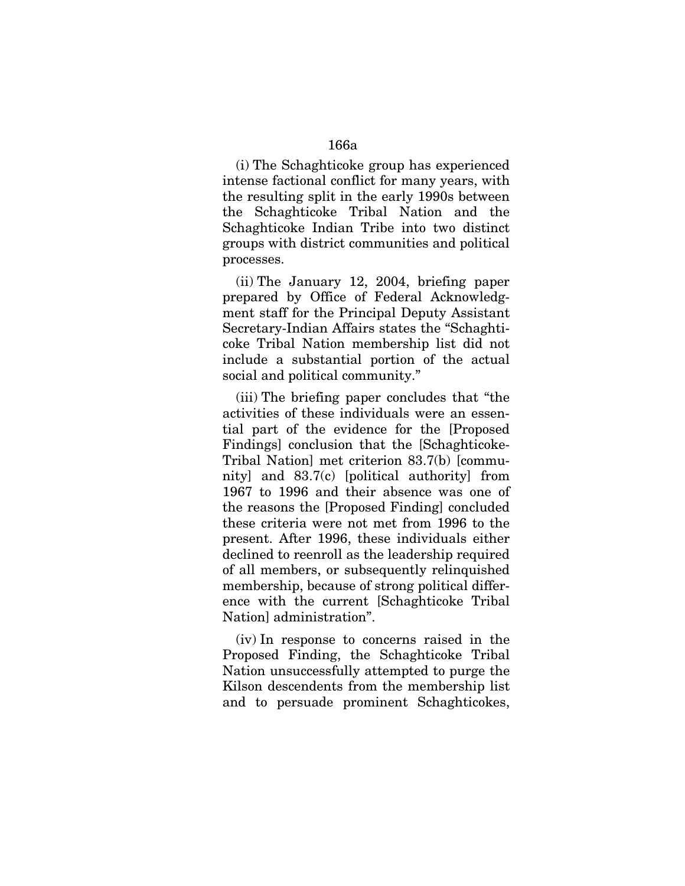(i) The Schaghticoke group has experienced intense factional conflict for many years, with the resulting split in the early 1990s between the Schaghticoke Tribal Nation and the Schaghticoke Indian Tribe into two distinct groups with district communities and political processes.

(ii) The January 12, 2004, briefing paper prepared by Office of Federal Acknowledgment staff for the Principal Deputy Assistant Secretary-Indian Affairs states the "Schaghticoke Tribal Nation membership list did not include a substantial portion of the actual social and political community."

(iii) The briefing paper concludes that "the activities of these individuals were an essential part of the evidence for the [Proposed Findings] conclusion that the [Schaghticoke-Tribal Nation] met criterion 83.7(b) [community] and 83.7(c) [political authority] from 1967 to 1996 and their absence was one of the reasons the [Proposed Finding] concluded these criteria were not met from 1996 to the present. After 1996, these individuals either declined to reenroll as the leadership required of all members, or subsequently relinquished membership, because of strong political difference with the current [Schaghticoke Tribal Nation] administration".

(iv) In response to concerns raised in the Proposed Finding, the Schaghticoke Tribal Nation unsuccessfully attempted to purge the Kilson descendents from the membership list and to persuade prominent Schaghticokes,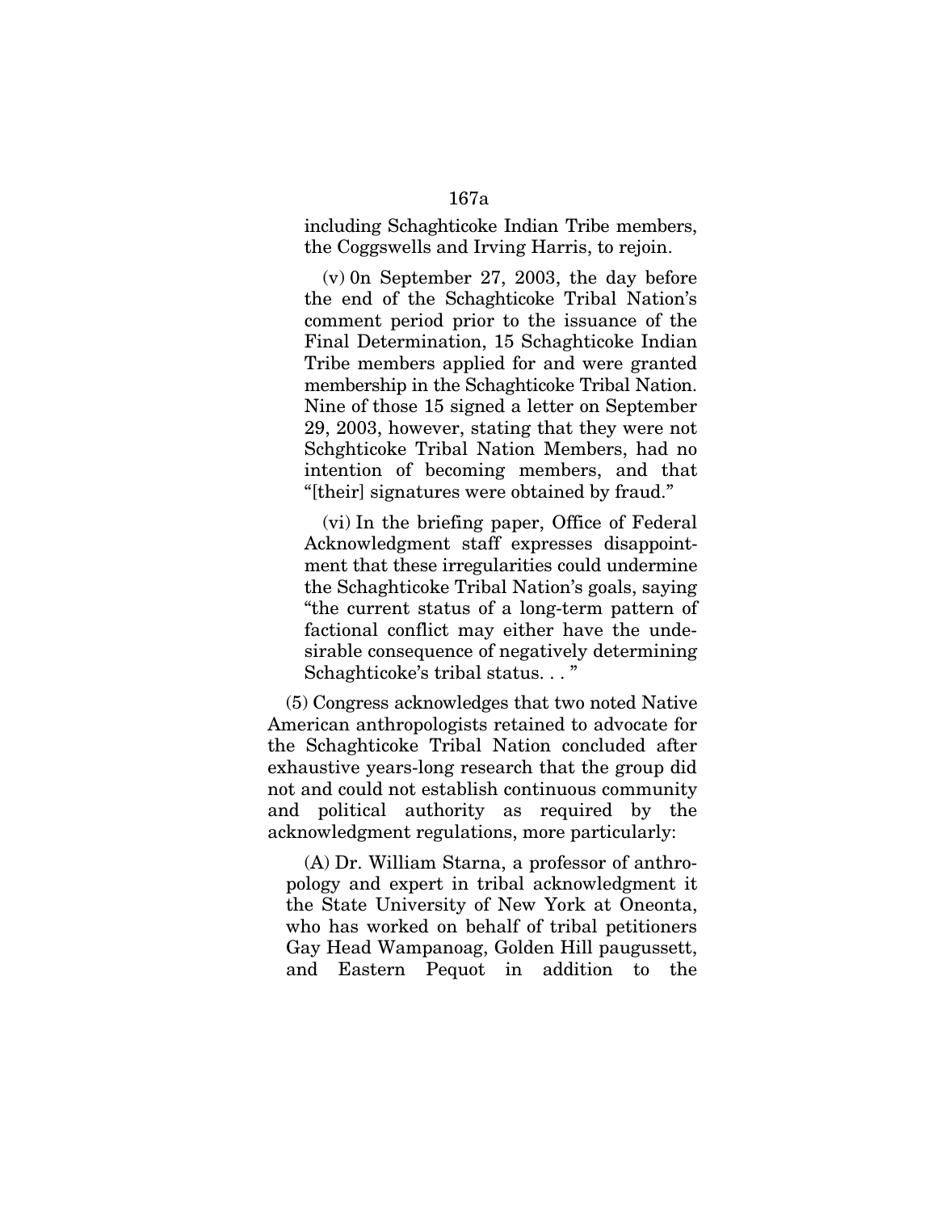including Schaghticoke Indian Tribe members, the Coggswells and Irving Harris, to rejoin.

(v) 0n September 27, 2003, the day before the end of the Schaghticoke Tribal Nation's comment period prior to the issuance of the Final Determination, 15 Schaghticoke Indian Tribe members applied for and were granted membership in the Schaghticoke Tribal Nation. Nine of those 15 signed a letter on September 29, 2003, however, stating that they were not Schghticoke Tribal Nation Members, had no intention of becoming members, and that "[their] signatures were obtained by fraud."

(vi) In the briefing paper, Office of Federal Acknowledgment staff expresses disappointment that these irregularities could undermine the Schaghticoke Tribal Nation's goals, saying "the current status of a long-term pattern of factional conflict may either have the undesirable consequence of negatively determining Schaghticoke's tribal status. . . "

(5) Congress acknowledges that two noted Native American anthropologists retained to advocate for the Schaghticoke Tribal Nation concluded after exhaustive years-long research that the group did not and could not establish continuous community and political authority as required by the acknowledgment regulations, more particularly:

(A) Dr. William Starna, a professor of anthropology and expert in tribal acknowledgment it the State University of New York at Oneonta, who has worked on behalf of tribal petitioners Gay Head Wampanoag, Golden Hill paugussett, and Eastern Pequot in addition to the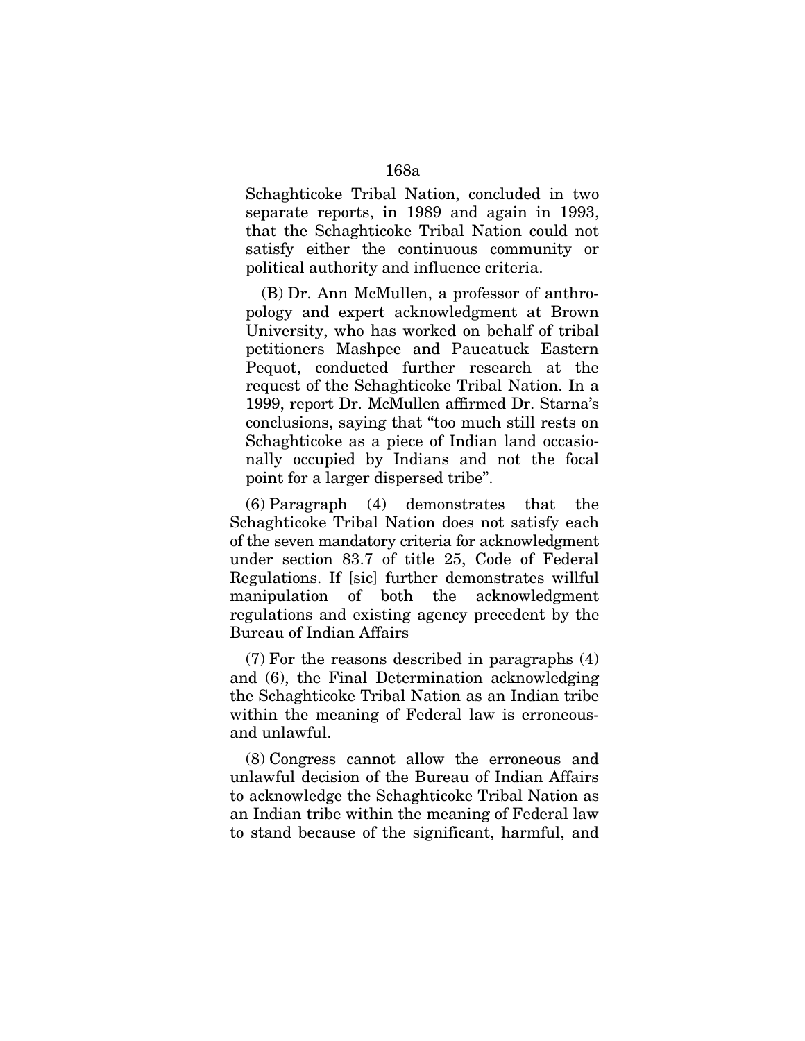Schaghticoke Tribal Nation, concluded in two separate reports, in 1989 and again in 1993, that the Schaghticoke Tribal Nation could not satisfy either the continuous community or political authority and influence criteria.

(B) Dr. Ann McMullen, a professor of anthropology and expert acknowledgment at Brown University, who has worked on behalf of tribal petitioners Mashpee and Paueatuck Eastern Pequot, conducted further research at the request of the Schaghticoke Tribal Nation. In a 1999, report Dr. McMullen affirmed Dr. Starna's conclusions, saying that "too much still rests on Schaghticoke as a piece of Indian land occasionally occupied by Indians and not the focal point for a larger dispersed tribe".

(6) Paragraph (4) demonstrates that the Schaghticoke Tribal Nation does not satisfy each of the seven mandatory criteria for acknowledgment under section 83.7 of title 25, Code of Federal Regulations. If [sic] further demonstrates willful manipulation of both the acknowledgment regulations and existing agency precedent by the Bureau of Indian Affairs

(7) For the reasons described in paragraphs (4) and (6), the Final Determination acknowledging the Schaghticoke Tribal Nation as an Indian tribe within the meaning of Federal law is erroneous-and unlawful.

(8) Congress cannot allow the erroneous and unlawful decision of the Bureau of Indian Affairs to acknowledge the Schaghticoke Tribal Nation as an Indian tribe within the meaning of Federal law to stand because of the significant, harmful, and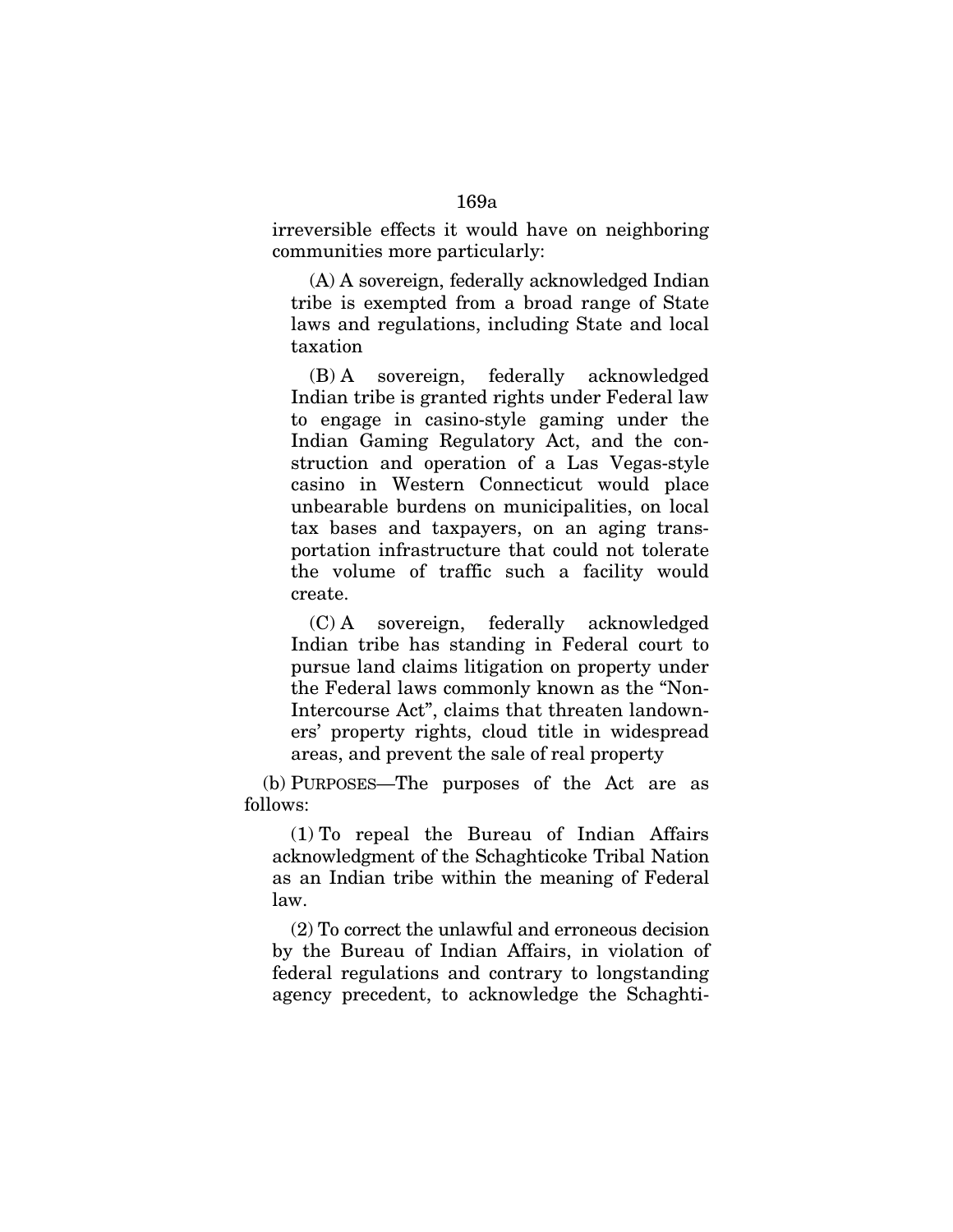irreversible effects it would have on neighboring communities more particularly:

(A) A sovereign, federally acknowledged Indian tribe is exempted from a broad range of State laws and regulations, including State and local taxation

(B) A sovereign, federally acknowledged Indian tribe is granted rights under Federal law to engage in casino-style gaming under the Indian Gaming Regulatory Act, and the construction and operation of a Las Vegas-style casino in Western Connecticut would place unbearable burdens on municipalities, on local tax bases and taxpayers, on an aging transportation infrastructure that could not tolerate the volume of traffic such a facility would create.

(C) A sovereign, federally acknowledged Indian tribe has standing in Federal court to pursue land claims litigation on property under the Federal laws commonly known as the "Non-Intercourse Act", claims that threaten landowners' property rights, cloud title in widespread areas, and prevent the sale of real property

(b) PURPOSES—The purposes of the Act are as follows:

(1) To repeal the Bureau of Indian Affairs acknowledgment of the Schaghticoke Tribal Nation as an Indian tribe within the meaning of Federal law.

(2) To correct the unlawful and erroneous decision by the Bureau of Indian Affairs, in violation of federal regulations and contrary to longstanding agency precedent, to acknowledge the Schaghti-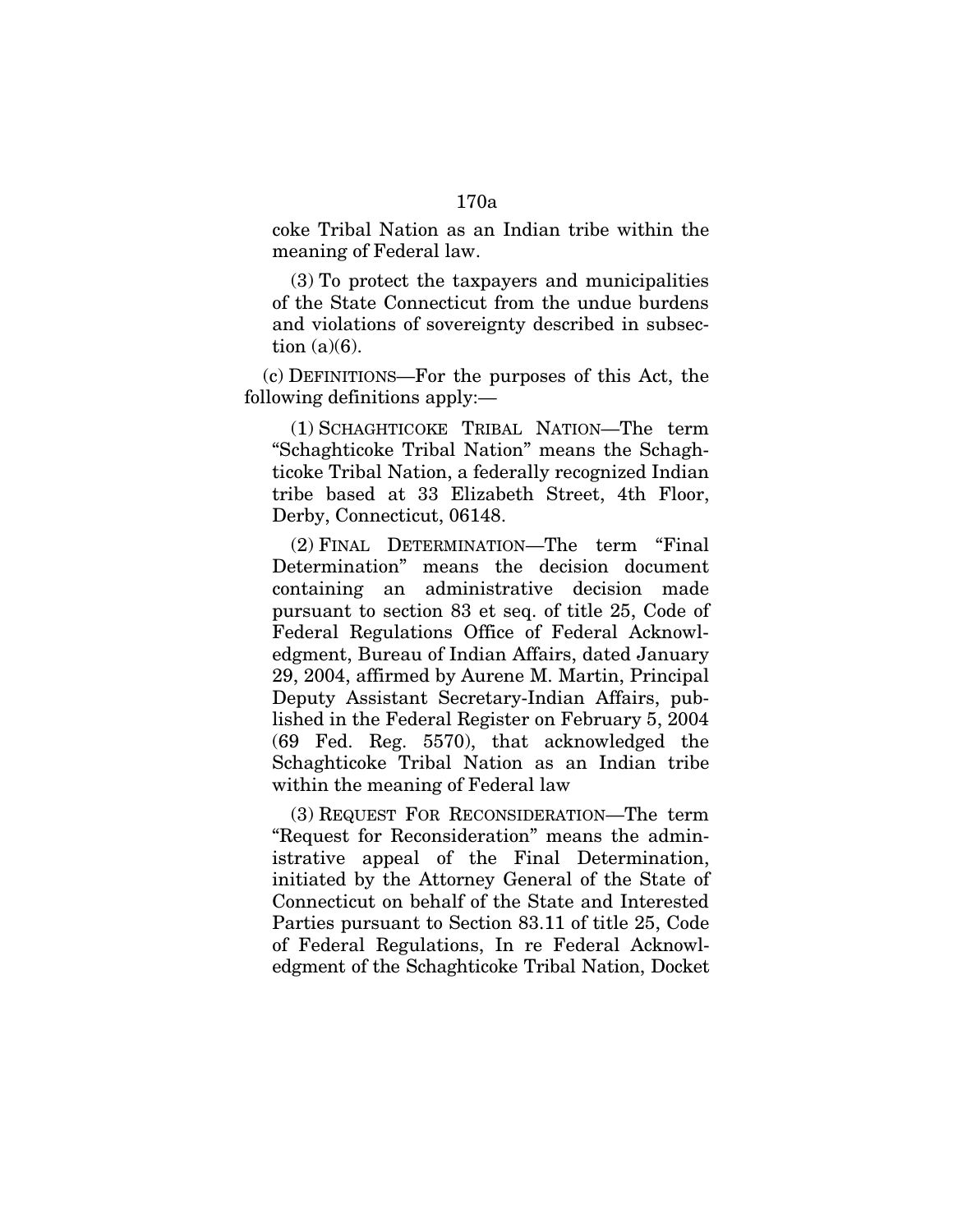coke Tribal Nation as an Indian tribe within the meaning of Federal law.

(3) To protect the taxpayers and municipalities of the State Connecticut from the undue burdens and violations of sovereignty described in subsection (a)(6).

(c) DEFINITIONS—For the purposes of this Act, the following definitions apply:—

(1) SCHAGHTICOKE TRIBAL NATION—The term "Schaghticoke Tribal Nation" means the Schaghticoke Tribal Nation, a federally recognized Indian tribe based at 33 Elizabeth Street, 4th Floor, Derby, Connecticut, 06148.

(2) FINAL DETERMINATION—The term "Final Determination" means the decision document containing an administrative decision made pursuant to section 83 et seq. of title 25, Code of Federal Regulations Office of Federal Acknowledgment, Bureau of Indian Affairs, dated January 29, 2004, affirmed by Aurene M. Martin, Principal Deputy Assistant Secretary-Indian Affairs, published in the Federal Register on February 5, 2004 (69 Fed. Reg. 5570), that acknowledged the Schaghticoke Tribal Nation as an Indian tribe within the meaning of Federal law

(3) REQUEST FOR RECONSIDERATION—The term "Request for Reconsideration" means the administrative appeal of the Final Determination, initiated by the Attorney General of the State of Connecticut on behalf of the State and Interested Parties pursuant to Section 83.11 of title 25, Code of Federal Regulations, In re Federal Acknowledgment of the Schaghticoke Tribal Nation, Docket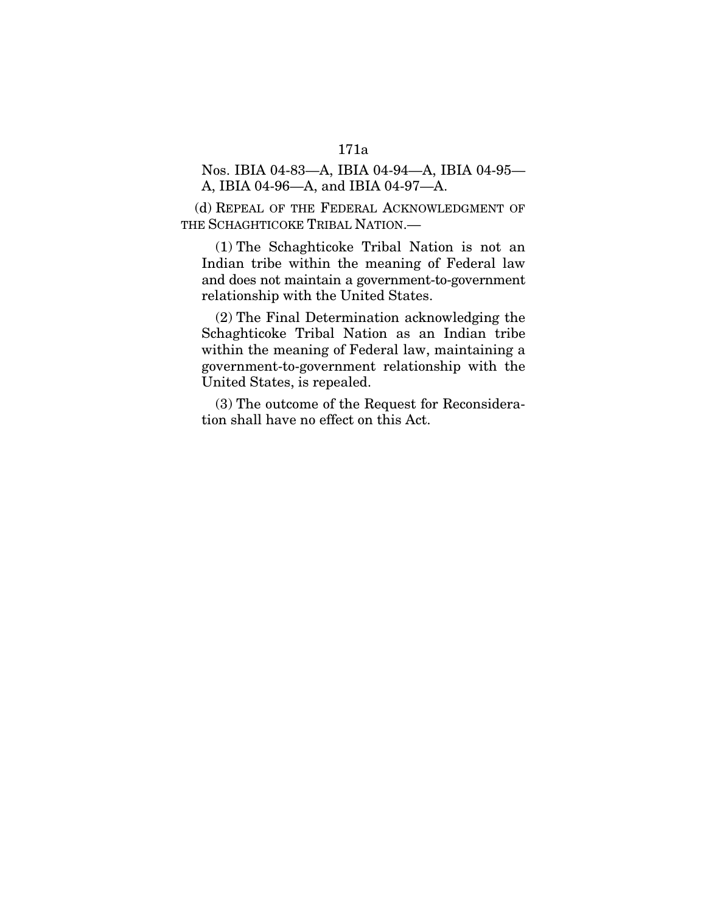Nos. IBIA 04-83—A, IBIA 04-94—A, IBIA 04-95—A, IBIA 04-96—A, and IBIA 04-97—A.

(d) REPEAL OF THE FEDERAL ACKNOWLEDGMENT OF THE SCHAGHTICOKE TRIBAL NATION.—

(1) The Schaghticoke Tribal Nation is not an Indian tribe within the meaning of Federal law and does not maintain a government-to-government relationship with the United States.

(2) The Final Determination acknowledging the Schaghticoke Tribal Nation as an Indian tribe within the meaning of Federal law, maintaining a government-to-government relationship with the United States, is repealed.

(3) The outcome of the Request for Reconsideration shall have no effect on this Act.